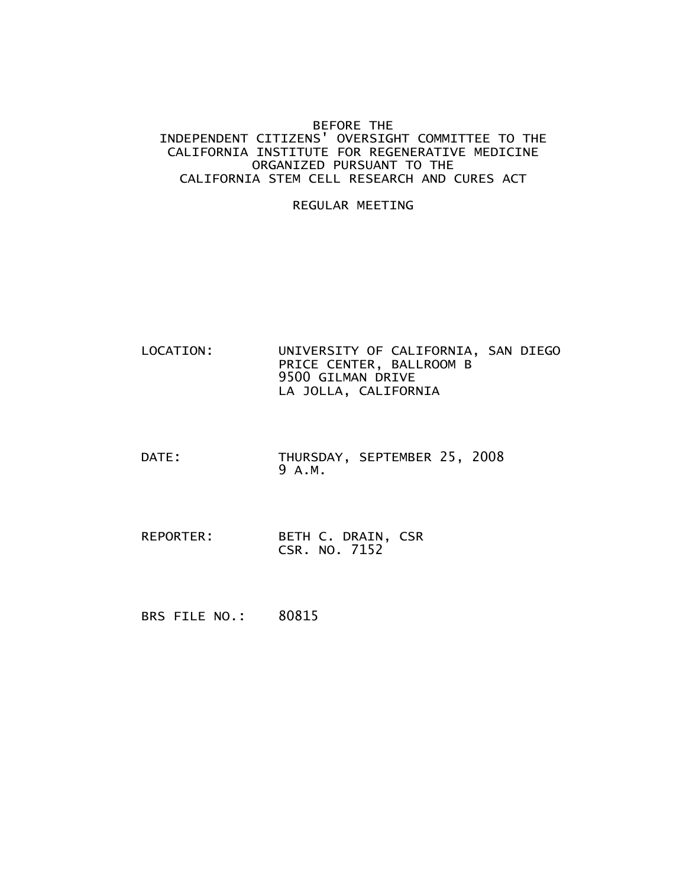BEFORE THE
INDEPENDENT CITIZENS' OVERSIGHT COMMITTEE TO THE
CALIFORNIA INSTITUTE FOR REGENERATIVE MEDICINE
ORGANIZED PURSUANT TO THE
CALIFORNIA STEM CELL RESEARCH AND CURES ACT

REGULAR MEETING

LOCATION: UNIVERSITY OF CALIFORNIA, SAN DIEGO
PRICE CENTER, BALLROOM B
9500 GILMAN DRIVE
LA JOLLA, CALIFORNIA

DATE: THURSDAY, SEPTEMBER 25, 2008
9 A.M.

REPORTER: BETH C. DRAIN, CSR
CSR. NO. 7152

BRS FILE NO.: 80815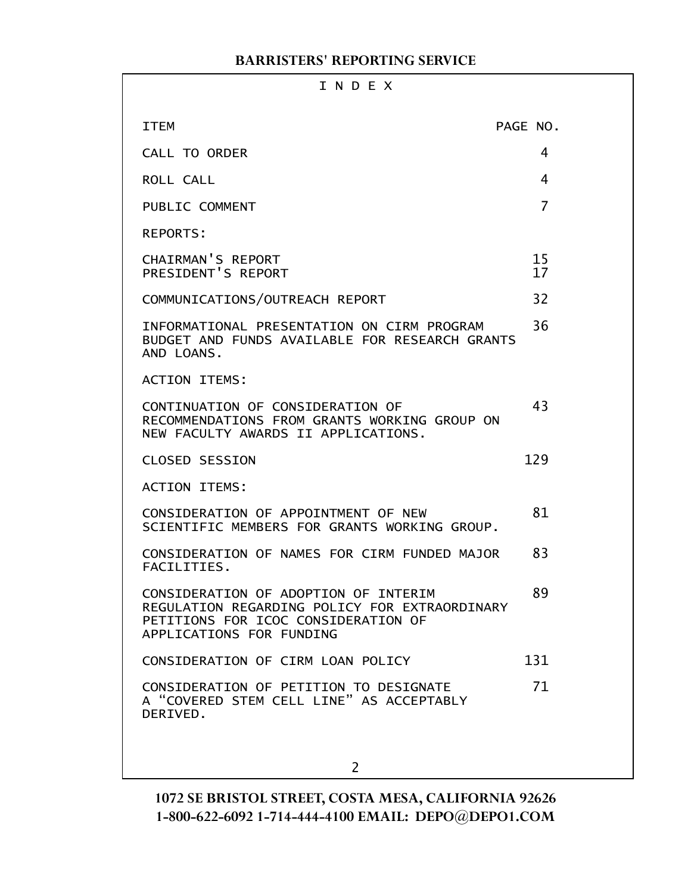# I N D E X

| ITEM | PAGE NO. |
| --- | --- |
| CALL TO ORDER | 4 |
| ROLL CALL | 4 |
| PUBLIC COMMENT | 7 |
| REPORTS: | |
| CHAIRMAN'S REPORT | 15 |
| PRESIDENT'S REPORT | 17 |
| COMMUNICATIONS/OUTREACH REPORT | 32 |
| INFORMATIONAL PRESENTATION ON CIRM PROGRAM BUDGET AND FUNDS AVAILABLE FOR RESEARCH GRANTS AND LOANS. | 36 |
| ACTION ITEMS: | |
| CONTINUATION OF CONSIDERATION OF RECOMMENDATIONS FROM GRANTS WORKING GROUP ON NEW FACULTY AWARDS II APPLICATIONS. | 43 |
| CLOSED SESSION | 129 |
| ACTION ITEMS: | |
| CONSIDERATION OF APPOINTMENT OF NEW SCIENTIFIC MEMBERS FOR GRANTS WORKING GROUP. | 81 |
| CONSIDERATION OF NAMES FOR CIRM FUNDED MAJOR FACILITIES. | 83 |
| CONSIDERATION OF ADOPTION OF INTERIM REGULATION REGARDING POLICY FOR EXTRAORDINARY PETITIONS FOR ICOC CONSIDERATION OF APPLICATIONS FOR FUNDING | 89 |
| CONSIDERATION OF CIRM LOAN POLICY | 131 |
| CONSIDERATION OF PETITION TO DESIGNATE A "COVERED STEM CELL LINE" AS ACCEPTABLY DERIVED. | 71 |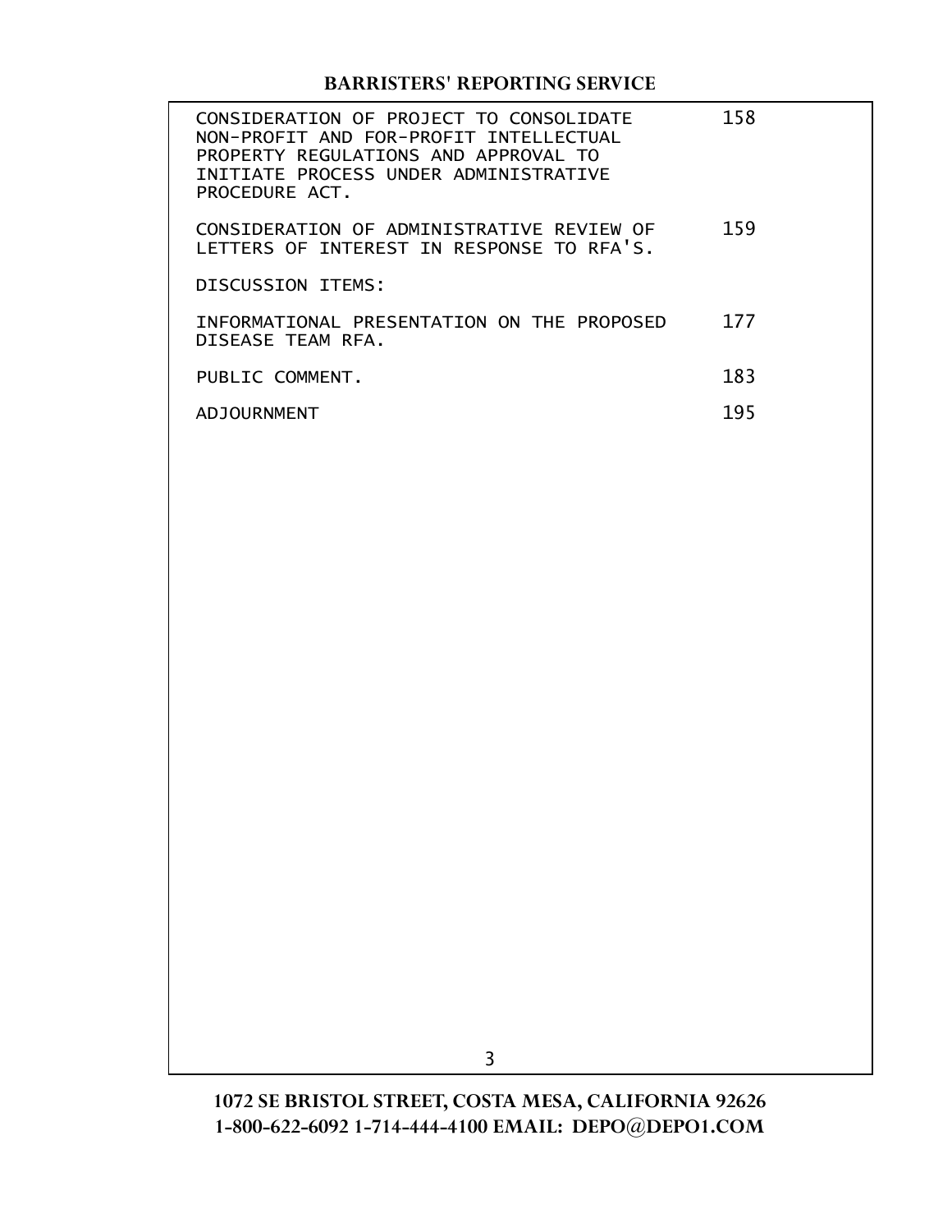| | |
|---|---|
| CONSIDERATION OF PROJECT TO CONSOLIDATE NON-PROFIT AND FOR-PROFIT INTELLECTUAL PROPERTY REGULATIONS AND APPROVAL TO INITIATE PROCESS UNDER ADMINISTRATIVE PROCEDURE ACT. | 158 |
| CONSIDERATION OF ADMINISTRATIVE REVIEW OF LETTERS OF INTEREST IN RESPONSE TO RFA'S. | 159 |
| DISCUSSION ITEMS: | |
| INFORMATIONAL PRESENTATION ON THE PROPOSED DISEASE TEAM RFA. | 177 |
| PUBLIC COMMENT. | 183 |
| ADJOURNMENT | 195 |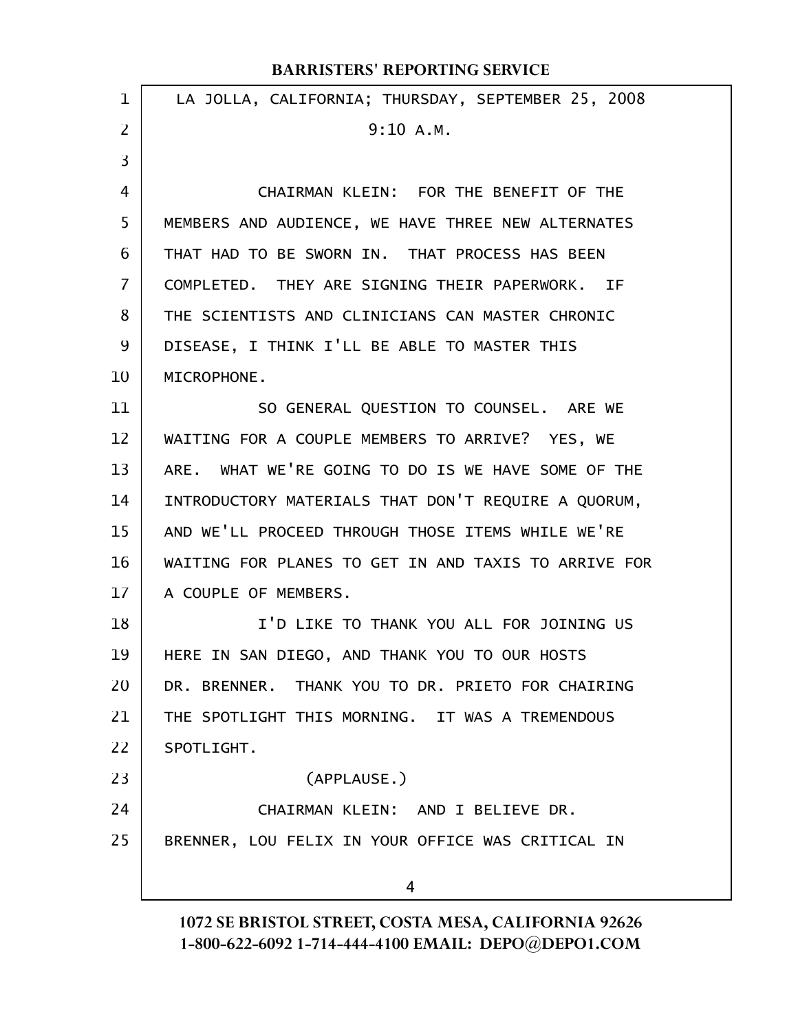LA JOLLA, CALIFORNIA; THURSDAY, SEPTEMBER 25, 2008

9:10 A.M.

CHAIRMAN KLEIN: FOR THE BENEFIT OF THE MEMBERS AND AUDIENCE, WE HAVE THREE NEW ALTERNATES THAT HAD TO BE SWORN IN. THAT PROCESS HAS BEEN COMPLETED. THEY ARE SIGNING THEIR PAPERWORK. IF THE SCIENTISTS AND CLINICIANS CAN MASTER CHRONIC DISEASE, I THINK I'LL BE ABLE TO MASTER THIS MICROPHONE.

SO GENERAL QUESTION TO COUNSEL. ARE WE WAITING FOR A COUPLE MEMBERS TO ARRIVE? YES, WE ARE. WHAT WE'RE GOING TO DO IS WE HAVE SOME OF THE INTRODUCTORY MATERIALS THAT DON'T REQUIRE A QUORUM, AND WE'LL PROCEED THROUGH THOSE ITEMS WHILE WE'RE WAITING FOR PLANES TO GET IN AND TAXIS TO ARRIVE FOR A COUPLE OF MEMBERS.

I'D LIKE TO THANK YOU ALL FOR JOINING US HERE IN SAN DIEGO, AND THANK YOU TO OUR HOSTS DR. BRENNER. THANK YOU TO DR. PRIETO FOR CHAIRING THE SPOTLIGHT THIS MORNING. IT WAS A TREMENDOUS SPOTLIGHT.

(APPLAUSE.)

CHAIRMAN KLEIN: AND I BELIEVE DR. BRENNER, LOU FELIX IN YOUR OFFICE WAS CRITICAL IN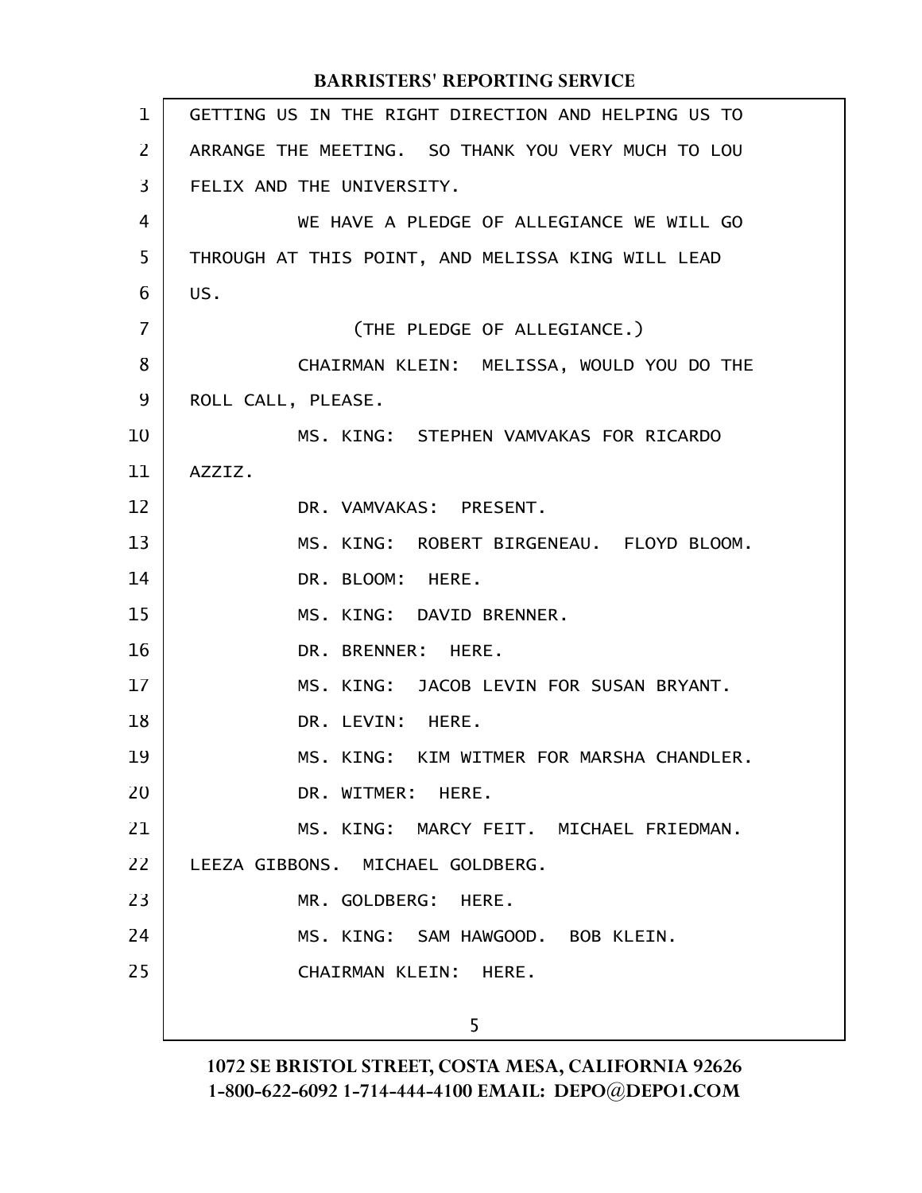GETTING US IN THE RIGHT DIRECTION AND HELPING US TO ARRANGE THE MEETING. SO THANK YOU VERY MUCH TO LOU FELIX AND THE UNIVERSITY.

WE HAVE A PLEDGE OF ALLEGIANCE WE WILL GO THROUGH AT THIS POINT, AND MELISSA KING WILL LEAD US.

(THE PLEDGE OF ALLEGIANCE.)

CHAIRMAN KLEIN: MELISSA, WOULD YOU DO THE ROLL CALL, PLEASE.

MS. KING: STEPHEN VAMVAKAS FOR RICARDO AZZIZ.

DR. VAMVAKAS: PRESENT.

MS. KING: ROBERT BIRGENEAU. FLOYD BLOOM.

DR. BLOOM: HERE.

MS. KING: DAVID BRENNER.

DR. BRENNER: HERE.

MS. KING: JACOB LEVIN FOR SUSAN BRYANT.

DR. LEVIN: HERE.

MS. KING: KIM WITMER FOR MARSHA CHANDLER.

DR. WITMER: HERE.

MS. KING: MARCY FEIT. MICHAEL FRIEDMAN. LEEZA GIBBONS. MICHAEL GOLDBERG.

MR. GOLDBERG: HERE.

MS. KING: SAM HAWGOOD. BOB KLEIN.

CHAIRMAN KLEIN: HERE.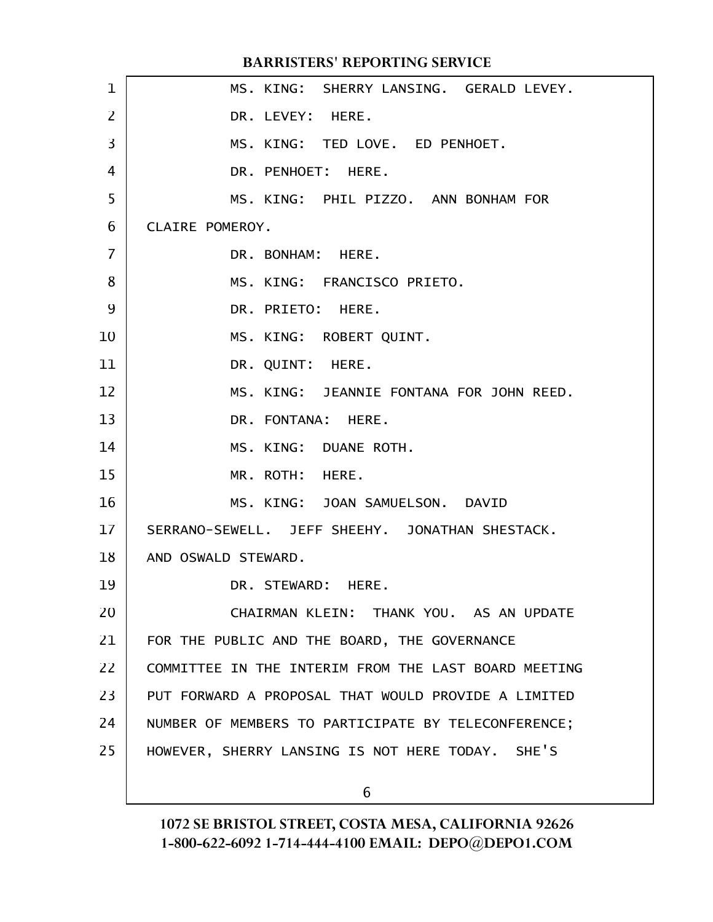MS. KING: SHERRY LANSING. GERALD LEVEY.

DR. LEVEY: HERE.

MS. KING: TED LOVE. ED PENHOET.

DR. PENHOET: HERE.

MS. KING: PHIL PIZZO. ANN BONHAM FOR CLAIRE POMEROY.

DR. BONHAM: HERE.

MS. KING: FRANCISCO PRIETO.

DR. PRIETO: HERE.

MS. KING: ROBERT QUINT.

DR. QUINT: HERE.

MS. KING: JEANNIE FONTANA FOR JOHN REED.

DR. FONTANA: HERE.

MS. KING: DUANE ROTH.

MR. ROTH: HERE.

MS. KING: JOAN SAMUELSON. DAVID SERRANO-SEWELL. JEFF SHEEHY. JONATHAN SHESTACK. AND OSWALD STEWARD.

DR. STEWARD: HERE.

CHAIRMAN KLEIN: THANK YOU. AS AN UPDATE FOR THE PUBLIC AND THE BOARD, THE GOVERNANCE COMMITTEE IN THE INTERIM FROM THE LAST BOARD MEETING PUT FORWARD A PROPOSAL THAT WOULD PROVIDE A LIMITED NUMBER OF MEMBERS TO PARTICIPATE BY TELECONFERENCE; HOWEVER, SHERRY LANSING IS NOT HERE TODAY. SHE'S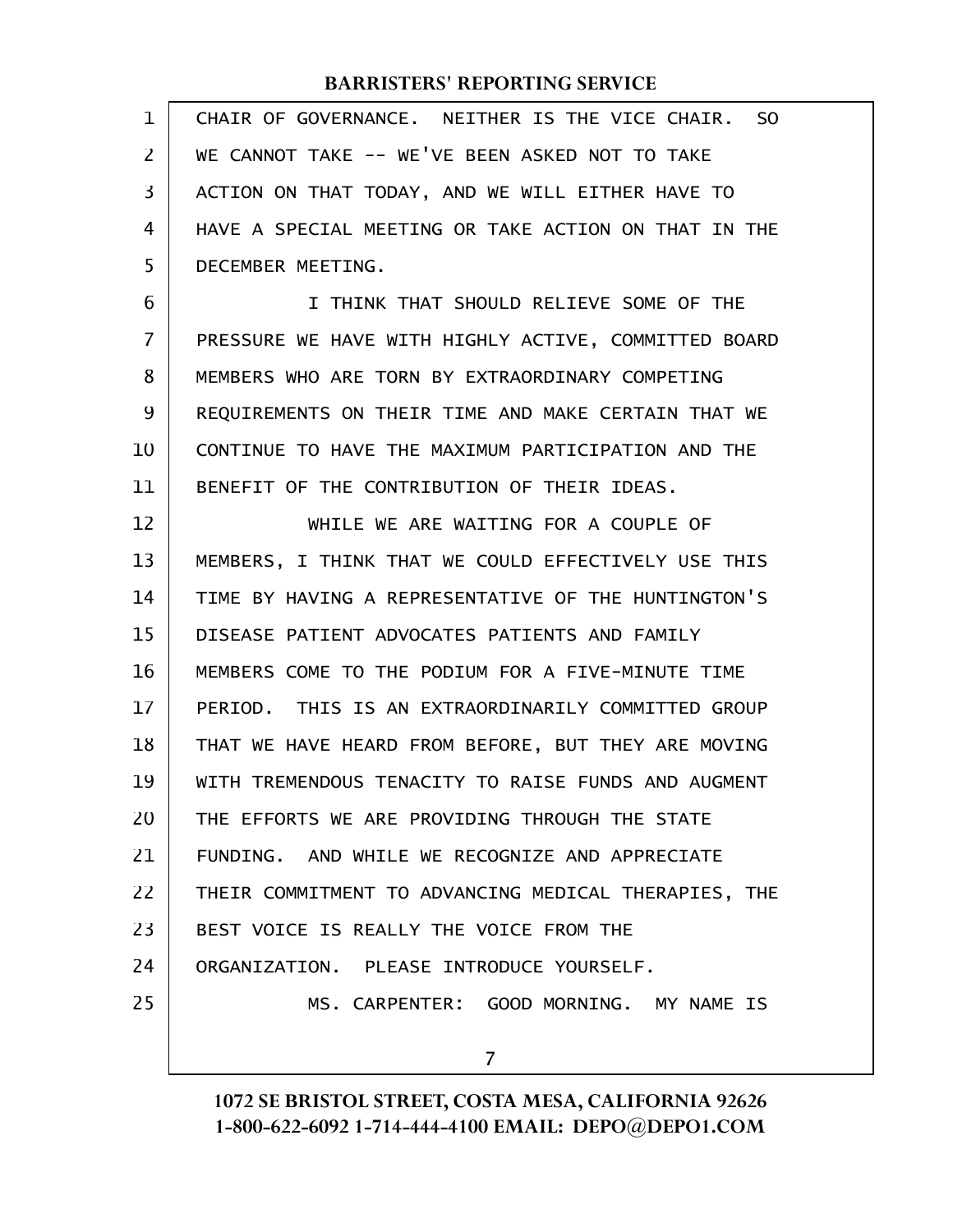CHAIR OF GOVERNANCE. NEITHER IS THE VICE CHAIR. SO WE CANNOT TAKE -- WE'VE BEEN ASKED NOT TO TAKE ACTION ON THAT TODAY, AND WE WILL EITHER HAVE TO HAVE A SPECIAL MEETING OR TAKE ACTION ON THAT IN THE DECEMBER MEETING.

I THINK THAT SHOULD RELIEVE SOME OF THE PRESSURE WE HAVE WITH HIGHLY ACTIVE, COMMITTED BOARD MEMBERS WHO ARE TORN BY EXTRAORDINARY COMPETING REQUIREMENTS ON THEIR TIME AND MAKE CERTAIN THAT WE CONTINUE TO HAVE THE MAXIMUM PARTICIPATION AND THE BENEFIT OF THE CONTRIBUTION OF THEIR IDEAS.

WHILE WE ARE WAITING FOR A COUPLE OF MEMBERS, I THINK THAT WE COULD EFFECTIVELY USE THIS TIME BY HAVING A REPRESENTATIVE OF THE HUNTINGTON'S DISEASE PATIENT ADVOCATES PATIENTS AND FAMILY MEMBERS COME TO THE PODIUM FOR A FIVE-MINUTE TIME PERIOD. THIS IS AN EXTRAORDINARILY COMMITTED GROUP THAT WE HAVE HEARD FROM BEFORE, BUT THEY ARE MOVING WITH TREMENDOUS TENACITY TO RAISE FUNDS AND AUGMENT THE EFFORTS WE ARE PROVIDING THROUGH THE STATE FUNDING. AND WHILE WE RECOGNIZE AND APPRECIATE THEIR COMMITMENT TO ADVANCING MEDICAL THERAPIES, THE BEST VOICE IS REALLY THE VOICE FROM THE ORGANIZATION. PLEASE INTRODUCE YOURSELF.

MS. CARPENTER: GOOD MORNING. MY NAME IS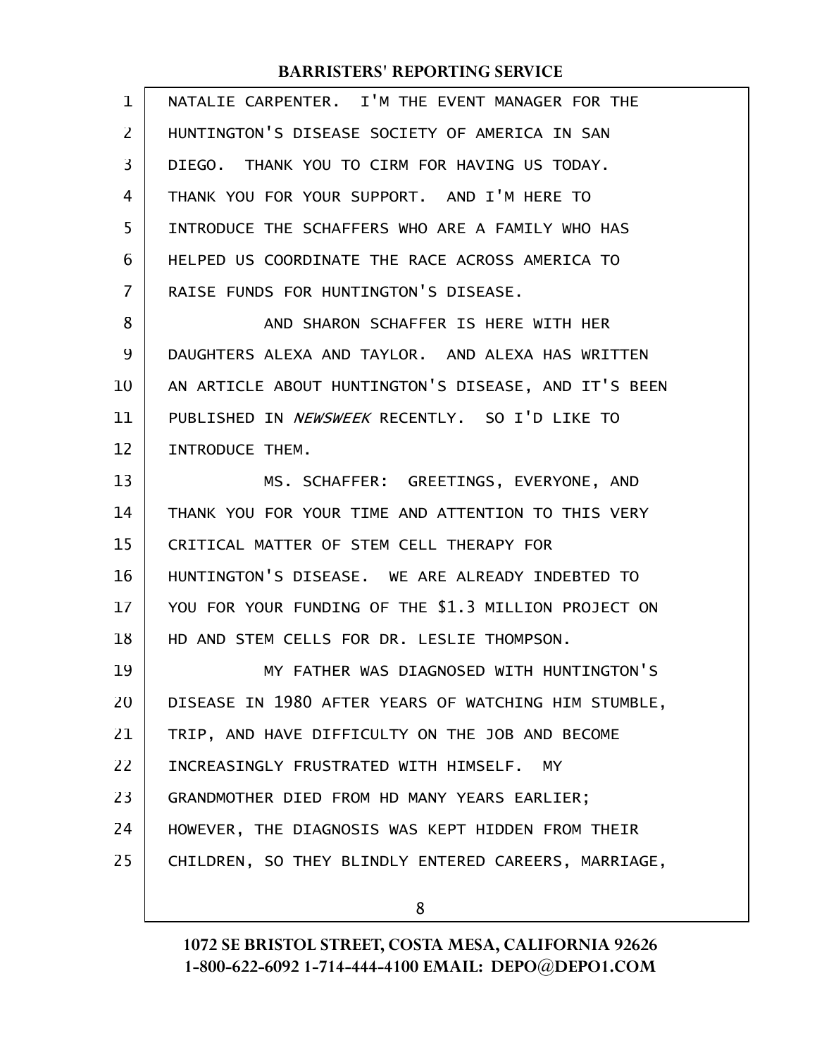NATALIE CARPENTER. I'M THE EVENT MANAGER FOR THE HUNTINGTON'S DISEASE SOCIETY OF AMERICA IN SAN DIEGO. THANK YOU TO CIRM FOR HAVING US TODAY. THANK YOU FOR YOUR SUPPORT. AND I'M HERE TO INTRODUCE THE SCHAFFERS WHO ARE A FAMILY WHO HAS HELPED US COORDINATE THE RACE ACROSS AMERICA TO RAISE FUNDS FOR HUNTINGTON'S DISEASE.

AND SHARON SCHAFFER IS HERE WITH HER DAUGHTERS ALEXA AND TAYLOR. AND ALEXA HAS WRITTEN AN ARTICLE ABOUT HUNTINGTON'S DISEASE, AND IT'S BEEN PUBLISHED IN *NEWSWEEK* RECENTLY. SO I'D LIKE TO INTRODUCE THEM.

MS. SCHAFFER: GREETINGS, EVERYONE, AND THANK YOU FOR YOUR TIME AND ATTENTION TO THIS VERY CRITICAL MATTER OF STEM CELL THERAPY FOR HUNTINGTON'S DISEASE. WE ARE ALREADY INDEBTED TO YOU FOR YOUR FUNDING OF THE $1.3 MILLION PROJECT ON HD AND STEM CELLS FOR DR. LESLIE THOMPSON.

MY FATHER WAS DIAGNOSED WITH HUNTINGTON'S DISEASE IN 1980 AFTER YEARS OF WATCHING HIM STUMBLE, TRIP, AND HAVE DIFFICULTY ON THE JOB AND BECOME INCREASINGLY FRUSTRATED WITH HIMSELF. MY GRANDMOTHER DIED FROM HD MANY YEARS EARLIER; HOWEVER, THE DIAGNOSIS WAS KEPT HIDDEN FROM THEIR CHILDREN, SO THEY BLINDLY ENTERED CAREERS, MARRIAGE,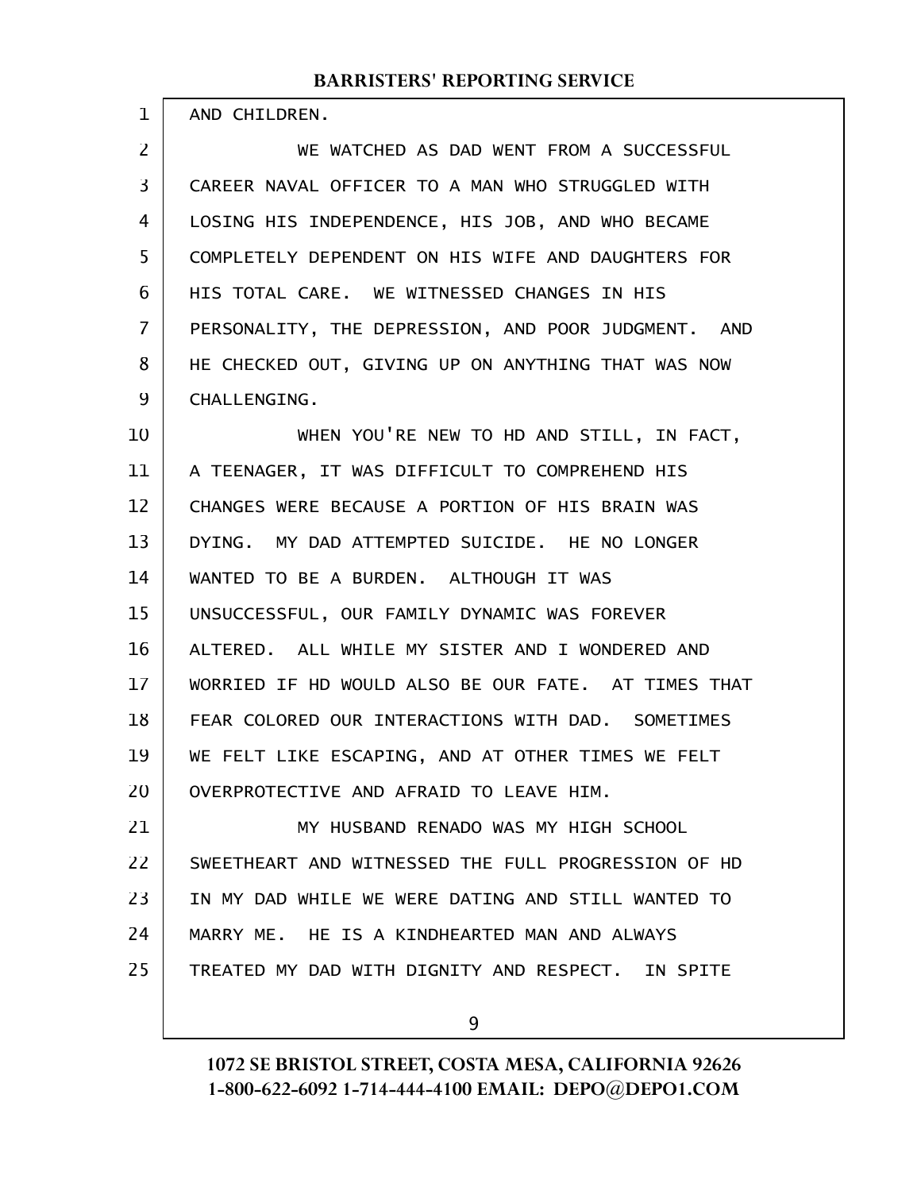AND CHILDREN.

WE WATCHED AS DAD WENT FROM A SUCCESSFUL CAREER NAVAL OFFICER TO A MAN WHO STRUGGLED WITH LOSING HIS INDEPENDENCE, HIS JOB, AND WHO BECAME COMPLETELY DEPENDENT ON HIS WIFE AND DAUGHTERS FOR HIS TOTAL CARE. WE WITNESSED CHANGES IN HIS PERSONALITY, THE DEPRESSION, AND POOR JUDGMENT. AND HE CHECKED OUT, GIVING UP ON ANYTHING THAT WAS NOW CHALLENGING.

WHEN YOU'RE NEW TO HD AND STILL, IN FACT, A TEENAGER, IT WAS DIFFICULT TO COMPREHEND HIS CHANGES WERE BECAUSE A PORTION OF HIS BRAIN WAS DYING. MY DAD ATTEMPTED SUICIDE. HE NO LONGER WANTED TO BE A BURDEN. ALTHOUGH IT WAS UNSUCCESSFUL, OUR FAMILY DYNAMIC WAS FOREVER ALTERED. ALL WHILE MY SISTER AND I WONDERED AND WORRIED IF HD WOULD ALSO BE OUR FATE. AT TIMES THAT FEAR COLORED OUR INTERACTIONS WITH DAD. SOMETIMES WE FELT LIKE ESCAPING, AND AT OTHER TIMES WE FELT OVERPROTECTIVE AND AFRAID TO LEAVE HIM.

MY HUSBAND RENADO WAS MY HIGH SCHOOL SWEETHEART AND WITNESSED THE FULL PROGRESSION OF HD IN MY DAD WHILE WE WERE DATING AND STILL WANTED TO MARRY ME. HE IS A KINDHEARTED MAN AND ALWAYS TREATED MY DAD WITH DIGNITY AND RESPECT. IN SPITE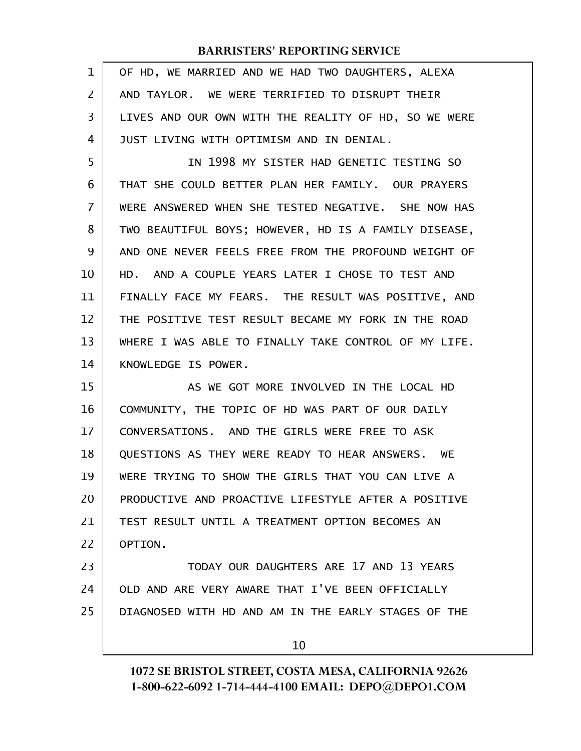OF HD, WE MARRIED AND WE HAD TWO DAUGHTERS, ALEXA AND TAYLOR. WE WERE TERRIFIED TO DISRUPT THEIR LIVES AND OUR OWN WITH THE REALITY OF HD, SO WE WERE JUST LIVING WITH OPTIMISM AND IN DENIAL.

IN 1998 MY SISTER HAD GENETIC TESTING SO THAT SHE COULD BETTER PLAN HER FAMILY. OUR PRAYERS WERE ANSWERED WHEN SHE TESTED NEGATIVE. SHE NOW HAS TWO BEAUTIFUL BOYS; HOWEVER, HD IS A FAMILY DISEASE, AND ONE NEVER FEELS FREE FROM THE PROFOUND WEIGHT OF HD. AND A COUPLE YEARS LATER I CHOSE TO TEST AND FINALLY FACE MY FEARS. THE RESULT WAS POSITIVE, AND THE POSITIVE TEST RESULT BECAME MY FORK IN THE ROAD WHERE I WAS ABLE TO FINALLY TAKE CONTROL OF MY LIFE. KNOWLEDGE IS POWER.

AS WE GOT MORE INVOLVED IN THE LOCAL HD COMMUNITY, THE TOPIC OF HD WAS PART OF OUR DAILY CONVERSATIONS. AND THE GIRLS WERE FREE TO ASK QUESTIONS AS THEY WERE READY TO HEAR ANSWERS. WE WERE TRYING TO SHOW THE GIRLS THAT YOU CAN LIVE A PRODUCTIVE AND PROACTIVE LIFESTYLE AFTER A POSITIVE TEST RESULT UNTIL A TREATMENT OPTION BECOMES AN OPTION.

TODAY OUR DAUGHTERS ARE 17 AND 13 YEARS OLD AND ARE VERY AWARE THAT I'VE BEEN OFFICIALLY DIAGNOSED WITH HD AND AM IN THE EARLY STAGES OF THE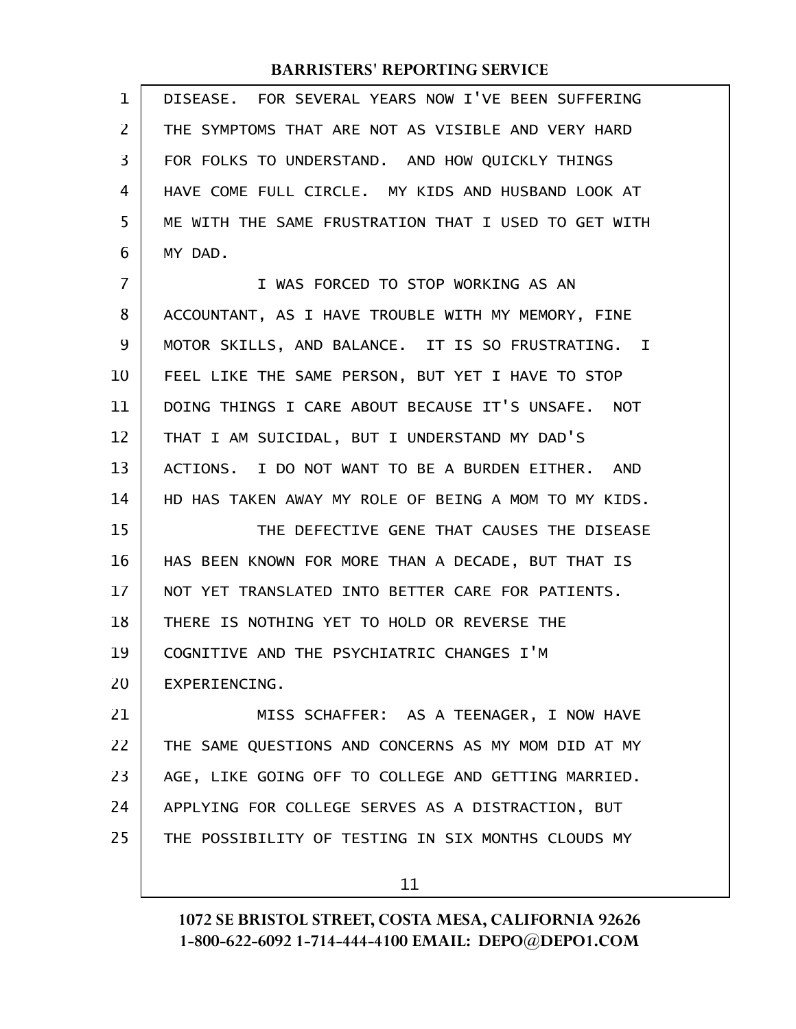DISEASE. FOR SEVERAL YEARS NOW I'VE BEEN SUFFERING THE SYMPTOMS THAT ARE NOT AS VISIBLE AND VERY HARD FOR FOLKS TO UNDERSTAND. AND HOW QUICKLY THINGS HAVE COME FULL CIRCLE. MY KIDS AND HUSBAND LOOK AT ME WITH THE SAME FRUSTRATION THAT I USED TO GET WITH MY DAD.

I WAS FORCED TO STOP WORKING AS AN ACCOUNTANT, AS I HAVE TROUBLE WITH MY MEMORY, FINE MOTOR SKILLS, AND BALANCE. IT IS SO FRUSTRATING. I FEEL LIKE THE SAME PERSON, BUT YET I HAVE TO STOP DOING THINGS I CARE ABOUT BECAUSE IT'S UNSAFE. NOT THAT I AM SUICIDAL, BUT I UNDERSTAND MY DAD'S ACTIONS. I DO NOT WANT TO BE A BURDEN EITHER. AND HD HAS TAKEN AWAY MY ROLE OF BEING A MOM TO MY KIDS.

THE DEFECTIVE GENE THAT CAUSES THE DISEASE HAS BEEN KNOWN FOR MORE THAN A DECADE, BUT THAT IS NOT YET TRANSLATED INTO BETTER CARE FOR PATIENTS. THERE IS NOTHING YET TO HOLD OR REVERSE THE COGNITIVE AND THE PSYCHIATRIC CHANGES I'M EXPERIENCING.

MISS SCHAFFER: AS A TEENAGER, I NOW HAVE THE SAME QUESTIONS AND CONCERNS AS MY MOM DID AT MY AGE, LIKE GOING OFF TO COLLEGE AND GETTING MARRIED. APPLYING FOR COLLEGE SERVES AS A DISTRACTION, BUT THE POSSIBILITY OF TESTING IN SIX MONTHS CLOUDS MY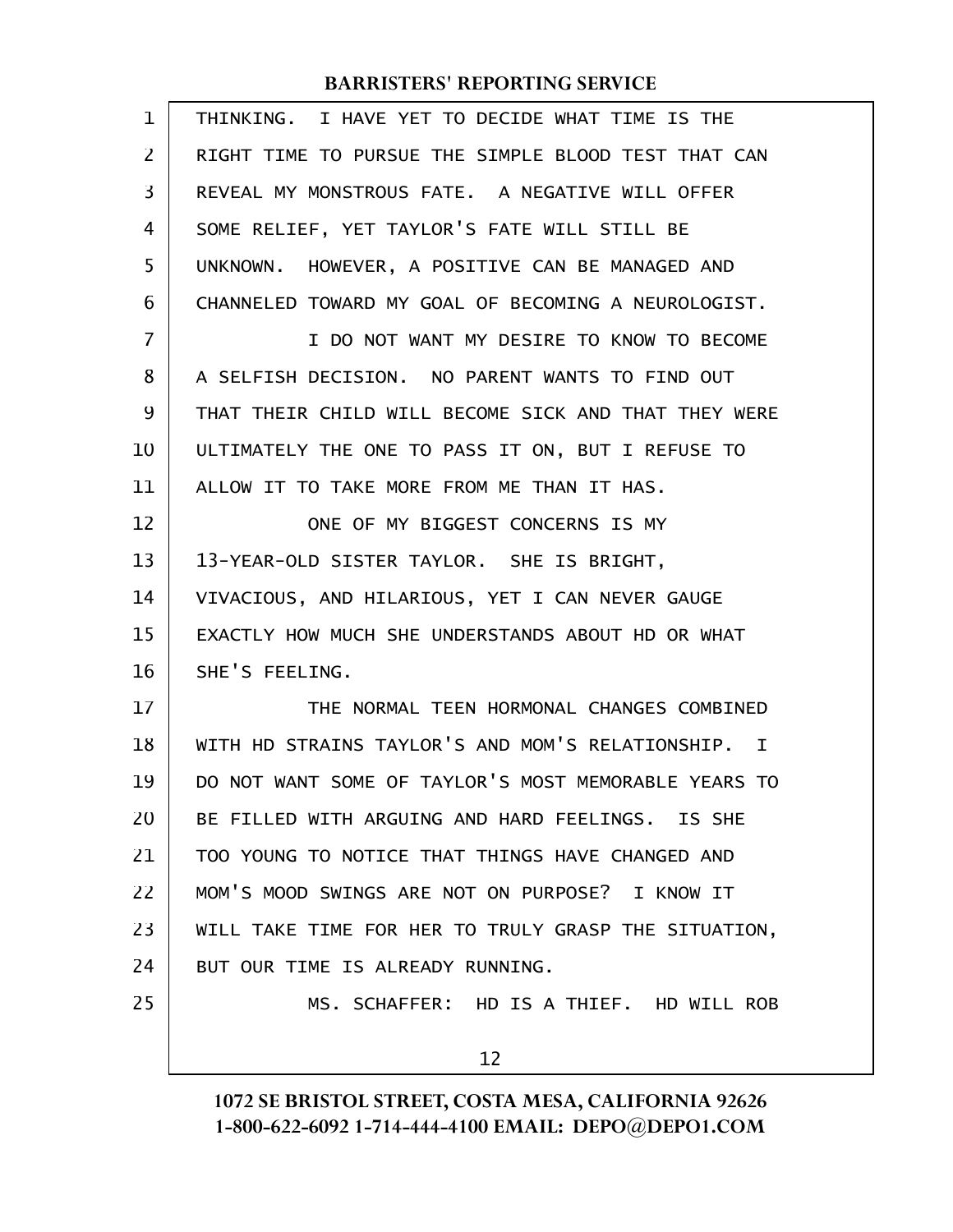THINKING. I HAVE YET TO DECIDE WHAT TIME IS THE RIGHT TIME TO PURSUE THE SIMPLE BLOOD TEST THAT CAN REVEAL MY MONSTROUS FATE. A NEGATIVE WILL OFFER SOME RELIEF, YET TAYLOR'S FATE WILL STILL BE UNKNOWN. HOWEVER, A POSITIVE CAN BE MANAGED AND CHANNELED TOWARD MY GOAL OF BECOMING A NEUROLOGIST.

I DO NOT WANT MY DESIRE TO KNOW TO BECOME A SELFISH DECISION. NO PARENT WANTS TO FIND OUT THAT THEIR CHILD WILL BECOME SICK AND THAT THEY WERE ULTIMATELY THE ONE TO PASS IT ON, BUT I REFUSE TO ALLOW IT TO TAKE MORE FROM ME THAN IT HAS.

ONE OF MY BIGGEST CONCERNS IS MY 13-YEAR-OLD SISTER TAYLOR. SHE IS BRIGHT, VIVACIOUS, AND HILARIOUS, YET I CAN NEVER GAUGE EXACTLY HOW MUCH SHE UNDERSTANDS ABOUT HD OR WHAT SHE'S FEELING.

THE NORMAL TEEN HORMONAL CHANGES COMBINED WITH HD STRAINS TAYLOR'S AND MOM'S RELATIONSHIP. I DO NOT WANT SOME OF TAYLOR'S MOST MEMORABLE YEARS TO BE FILLED WITH ARGUING AND HARD FEELINGS. IS SHE TOO YOUNG TO NOTICE THAT THINGS HAVE CHANGED AND MOM'S MOOD SWINGS ARE NOT ON PURPOSE? I KNOW IT WILL TAKE TIME FOR HER TO TRULY GRASP THE SITUATION, BUT OUR TIME IS ALREADY RUNNING.

MS. SCHAFFER: HD IS A THIEF. HD WILL ROB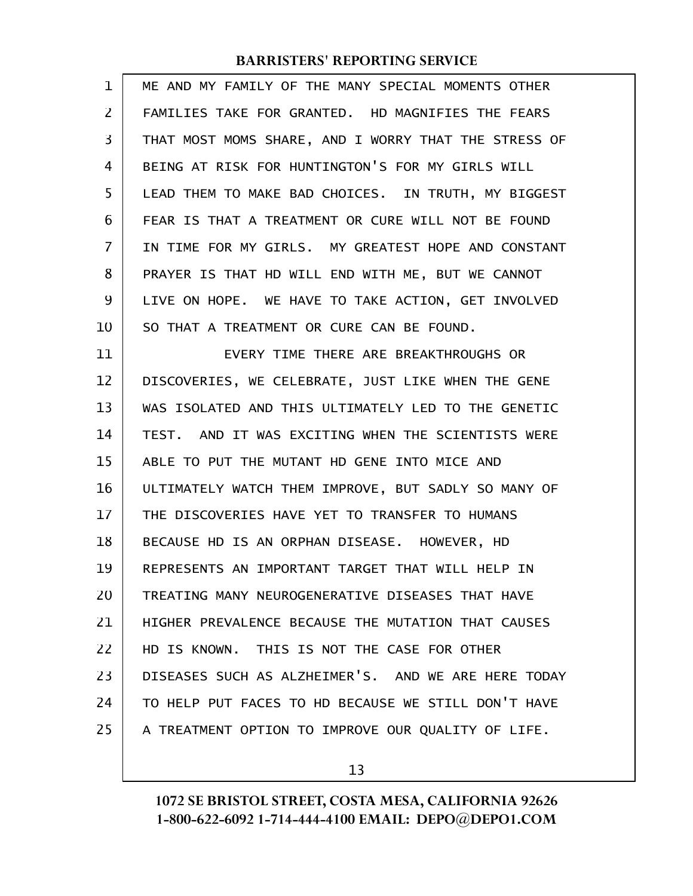ME AND MY FAMILY OF THE MANY SPECIAL MOMENTS OTHER FAMILIES TAKE FOR GRANTED. HD MAGNIFIES THE FEARS THAT MOST MOMS SHARE, AND I WORRY THAT THE STRESS OF BEING AT RISK FOR HUNTINGTON'S FOR MY GIRLS WILL LEAD THEM TO MAKE BAD CHOICES. IN TRUTH, MY BIGGEST FEAR IS THAT A TREATMENT OR CURE WILL NOT BE FOUND IN TIME FOR MY GIRLS. MY GREATEST HOPE AND CONSTANT PRAYER IS THAT HD WILL END WITH ME, BUT WE CANNOT LIVE ON HOPE. WE HAVE TO TAKE ACTION, GET INVOLVED SO THAT A TREATMENT OR CURE CAN BE FOUND.

EVERY TIME THERE ARE BREAKTHROUGHS OR DISCOVERIES, WE CELEBRATE, JUST LIKE WHEN THE GENE WAS ISOLATED AND THIS ULTIMATELY LED TO THE GENETIC TEST. AND IT WAS EXCITING WHEN THE SCIENTISTS WERE ABLE TO PUT THE MUTANT HD GENE INTO MICE AND ULTIMATELY WATCH THEM IMPROVE, BUT SADLY SO MANY OF THE DISCOVERIES HAVE YET TO TRANSFER TO HUMANS BECAUSE HD IS AN ORPHAN DISEASE. HOWEVER, HD REPRESENTS AN IMPORTANT TARGET THAT WILL HELP IN TREATING MANY NEURODEGENERATIVE DISEASES THAT HAVE HIGHER PREVALENCE BECAUSE THE MUTATION THAT CAUSES HD IS KNOWN. THIS IS NOT THE CASE FOR OTHER DISEASES SUCH AS ALZHEIMER'S. AND WE ARE HERE TODAY TO HELP PUT FACES TO HD BECAUSE WE STILL DON'T HAVE A TREATMENT OPTION TO IMPROVE OUR QUALITY OF LIFE.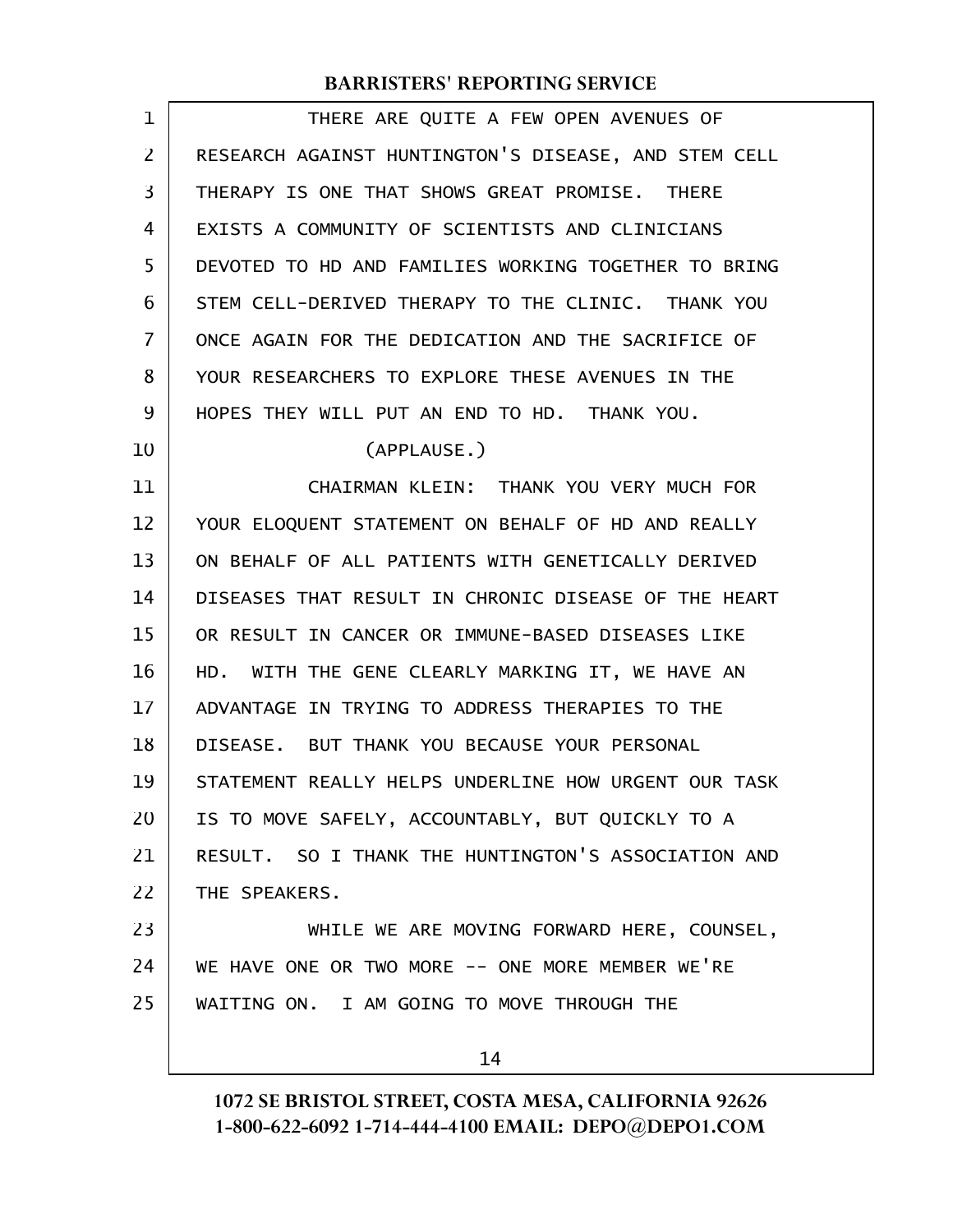THERE ARE QUITE A FEW OPEN AVENUES OF RESEARCH AGAINST HUNTINGTON'S DISEASE, AND STEM CELL THERAPY IS ONE THAT SHOWS GREAT PROMISE. THERE EXISTS A COMMUNITY OF SCIENTISTS AND CLINICIANS DEVOTED TO HD AND FAMILIES WORKING TOGETHER TO BRING STEM CELL-DERIVED THERAPY TO THE CLINIC. THANK YOU ONCE AGAIN FOR THE DEDICATION AND THE SACRIFICE OF YOUR RESEARCHERS TO EXPLORE THESE AVENUES IN THE HOPES THEY WILL PUT AN END TO HD. THANK YOU.

(APPLAUSE.)

CHAIRMAN KLEIN: THANK YOU VERY MUCH FOR YOUR ELOQUENT STATEMENT ON BEHALF OF HD AND REALLY ON BEHALF OF ALL PATIENTS WITH GENETICALLY DERIVED DISEASES THAT RESULT IN CHRONIC DISEASE OF THE HEART OR RESULT IN CANCER OR IMMUNE-BASED DISEASES LIKE HD. WITH THE GENE CLEARLY MARKING IT, WE HAVE AN ADVANTAGE IN TRYING TO ADDRESS THERAPIES TO THE DISEASE. BUT THANK YOU BECAUSE YOUR PERSONAL STATEMENT REALLY HELPS UNDERLINE HOW URGENT OUR TASK IS TO MOVE SAFELY, ACCOUNTABLY, BUT QUICKLY TO A RESULT. SO I THANK THE HUNTINGTON'S ASSOCIATION AND THE SPEAKERS.

WHILE WE ARE MOVING FORWARD HERE, COUNSEL, WE HAVE ONE OR TWO MORE -- ONE MORE MEMBER WE'RE WAITING ON. I AM GOING TO MOVE THROUGH THE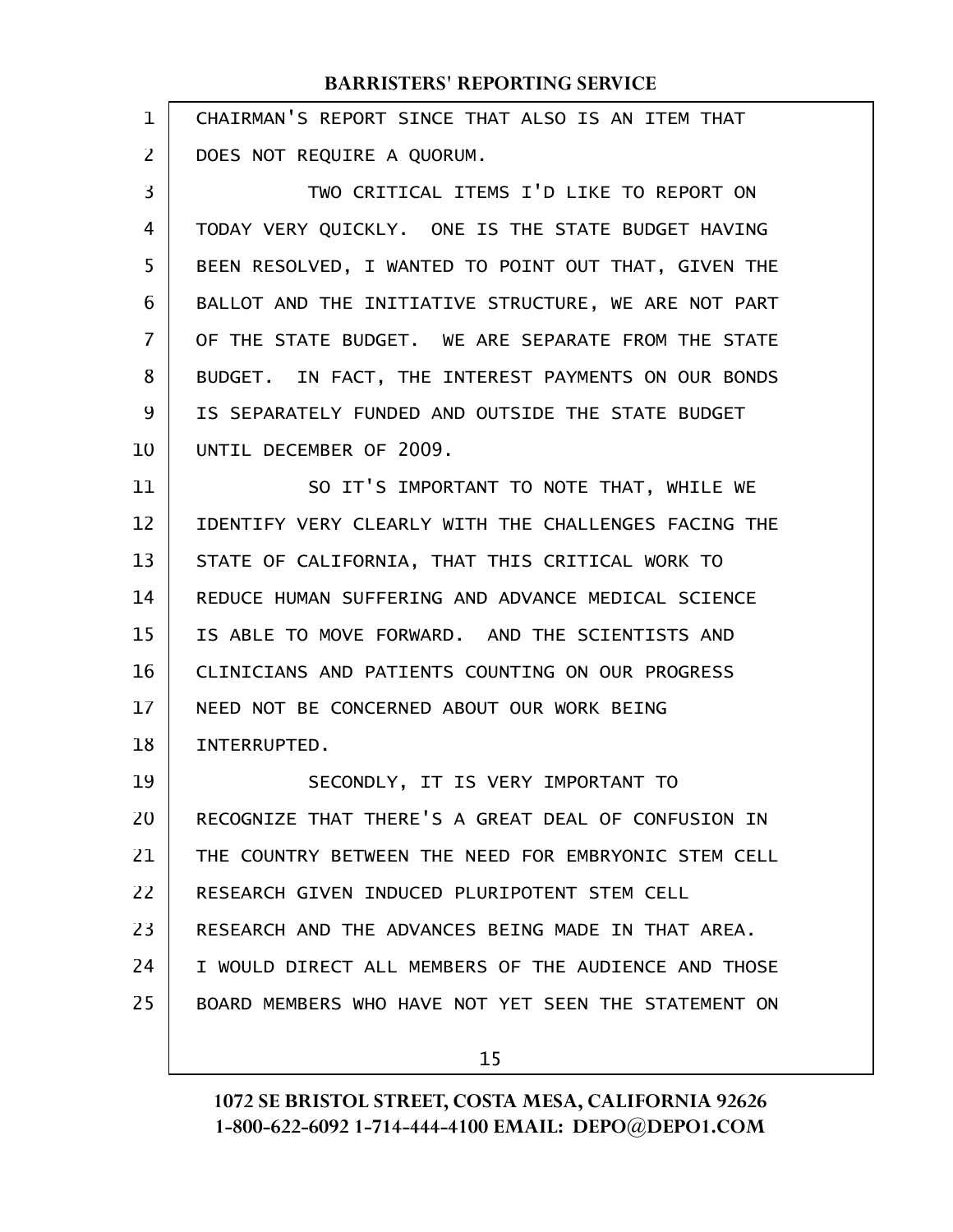CHAIRMAN'S REPORT SINCE THAT ALSO IS AN ITEM THAT DOES NOT REQUIRE A QUORUM.

TWO CRITICAL ITEMS I'D LIKE TO REPORT ON TODAY VERY QUICKLY. ONE IS THE STATE BUDGET HAVING BEEN RESOLVED, I WANTED TO POINT OUT THAT, GIVEN THE BALLOT AND THE INITIATIVE STRUCTURE, WE ARE NOT PART OF THE STATE BUDGET. WE ARE SEPARATE FROM THE STATE BUDGET. IN FACT, THE INTEREST PAYMENTS ON OUR BONDS IS SEPARATELY FUNDED AND OUTSIDE THE STATE BUDGET UNTIL DECEMBER OF 2009.

SO IT'S IMPORTANT TO NOTE THAT, WHILE WE IDENTIFY VERY CLEARLY WITH THE CHALLENGES FACING THE STATE OF CALIFORNIA, THAT THIS CRITICAL WORK TO REDUCE HUMAN SUFFERING AND ADVANCE MEDICAL SCIENCE IS ABLE TO MOVE FORWARD. AND THE SCIENTISTS AND CLINICIANS AND PATIENTS COUNTING ON OUR PROGRESS NEED NOT BE CONCERNED ABOUT OUR WORK BEING INTERRUPTED.

SECONDLY, IT IS VERY IMPORTANT TO RECOGNIZE THAT THERE'S A GREAT DEAL OF CONFUSION IN THE COUNTRY BETWEEN THE NEED FOR EMBRYONIC STEM CELL RESEARCH GIVEN INDUCED PLURIPOTENT STEM CELL RESEARCH AND THE ADVANCES BEING MADE IN THAT AREA. I WOULD DIRECT ALL MEMBERS OF THE AUDIENCE AND THOSE BOARD MEMBERS WHO HAVE NOT YET SEEN THE STATEMENT ON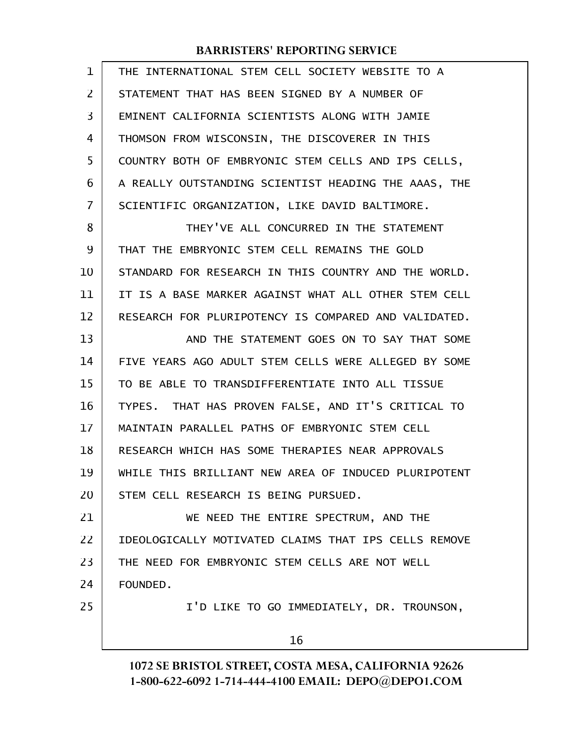THE INTERNATIONAL STEM CELL SOCIETY WEBSITE TO A STATEMENT THAT HAS BEEN SIGNED BY A NUMBER OF EMINENT CALIFORNIA SCIENTISTS ALONG WITH JAMIE THOMSON FROM WISCONSIN, THE DISCOVERER IN THIS COUNTRY BOTH OF EMBRYONIC STEM CELLS AND IPS CELLS, A REALLY OUTSTANDING SCIENTIST HEADING THE AAAS, THE SCIENTIFIC ORGANIZATION, LIKE DAVID BALTIMORE.

THEY'VE ALL CONCURRED IN THE STATEMENT THAT THE EMBRYONIC STEM CELL REMAINS THE GOLD STANDARD FOR RESEARCH IN THIS COUNTRY AND THE WORLD. IT IS A BASE MARKER AGAINST WHAT ALL OTHER STEM CELL RESEARCH FOR PLURIPOTENCY IS COMPARED AND VALIDATED.

AND THE STATEMENT GOES ON TO SAY THAT SOME FIVE YEARS AGO ADULT STEM CELLS WERE ALLEGED BY SOME TO BE ABLE TO TRANSDIFFERENTIATE INTO ALL TISSUE TYPES. THAT HAS PROVEN FALSE, AND IT'S CRITICAL TO MAINTAIN PARALLEL PATHS OF EMBRYONIC STEM CELL RESEARCH WHICH HAS SOME THERAPIES NEAR APPROVALS WHILE THIS BRILLIANT NEW AREA OF INDUCED PLURIPOTENT STEM CELL RESEARCH IS BEING PURSUED.

WE NEED THE ENTIRE SPECTRUM, AND THE IDEOLOGICALLY MOTIVATED CLAIMS THAT IPS CELLS REMOVE THE NEED FOR EMBRYONIC STEM CELLS ARE NOT WELL FOUNDED.

I'D LIKE TO GO IMMEDIATELY, DR. TROUNSON,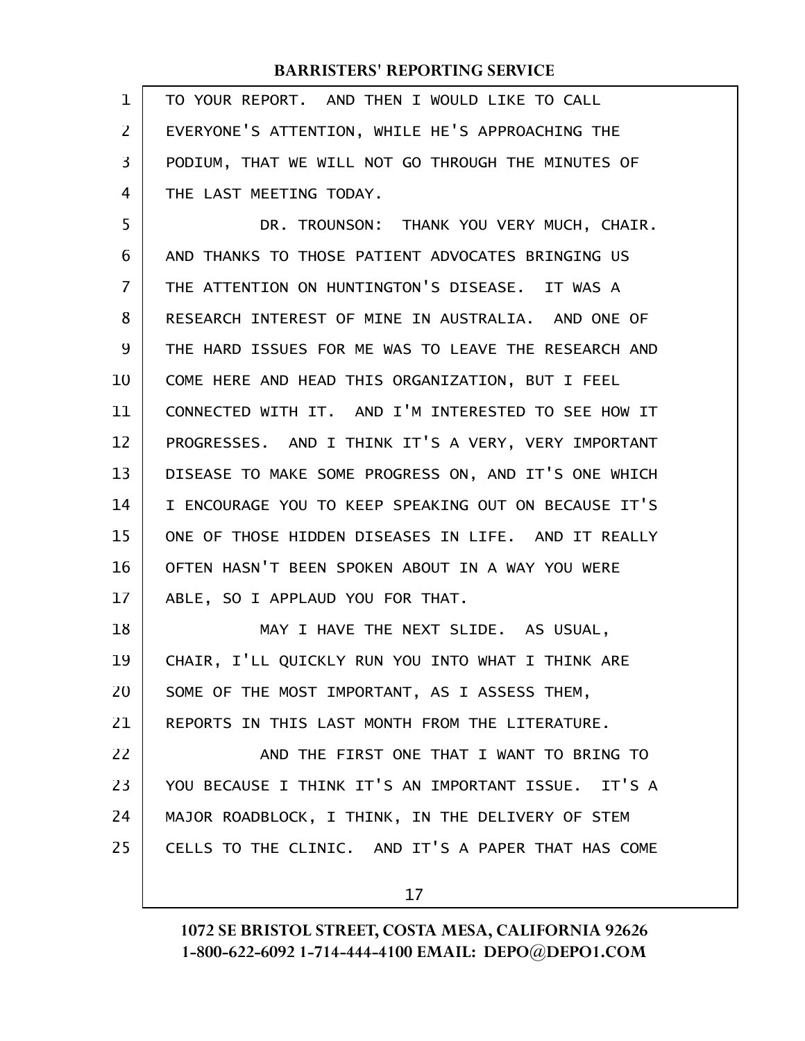TO YOUR REPORT. AND THEN I WOULD LIKE TO CALL EVERYONE'S ATTENTION, WHILE HE'S APPROACHING THE PODIUM, THAT WE WILL NOT GO THROUGH THE MINUTES OF THE LAST MEETING TODAY.

DR. TROUNSON: THANK YOU VERY MUCH, CHAIR. AND THANKS TO THOSE PATIENT ADVOCATES BRINGING US THE ATTENTION ON HUNTINGTON'S DISEASE. IT WAS A RESEARCH INTEREST OF MINE IN AUSTRALIA. AND ONE OF THE HARD ISSUES FOR ME WAS TO LEAVE THE RESEARCH AND COME HERE AND HEAD THIS ORGANIZATION, BUT I FEEL CONNECTED WITH IT. AND I'M INTERESTED TO SEE HOW IT PROGRESSES. AND I THINK IT'S A VERY, VERY IMPORTANT DISEASE TO MAKE SOME PROGRESS ON, AND IT'S ONE WHICH I ENCOURAGE YOU TO KEEP SPEAKING OUT ON BECAUSE IT'S ONE OF THOSE HIDDEN DISEASES IN LIFE. AND IT REALLY OFTEN HASN'T BEEN SPOKEN ABOUT IN A WAY YOU WERE ABLE, SO I APPLAUD YOU FOR THAT.

MAY I HAVE THE NEXT SLIDE. AS USUAL, CHAIR, I'LL QUICKLY RUN YOU INTO WHAT I THINK ARE SOME OF THE MOST IMPORTANT, AS I ASSESS THEM, REPORTS IN THIS LAST MONTH FROM THE LITERATURE.

AND THE FIRST ONE THAT I WANT TO BRING TO YOU BECAUSE I THINK IT'S AN IMPORTANT ISSUE. IT'S A MAJOR ROADBLOCK, I THINK, IN THE DELIVERY OF STEM CELLS TO THE CLINIC. AND IT'S A PAPER THAT HAS COME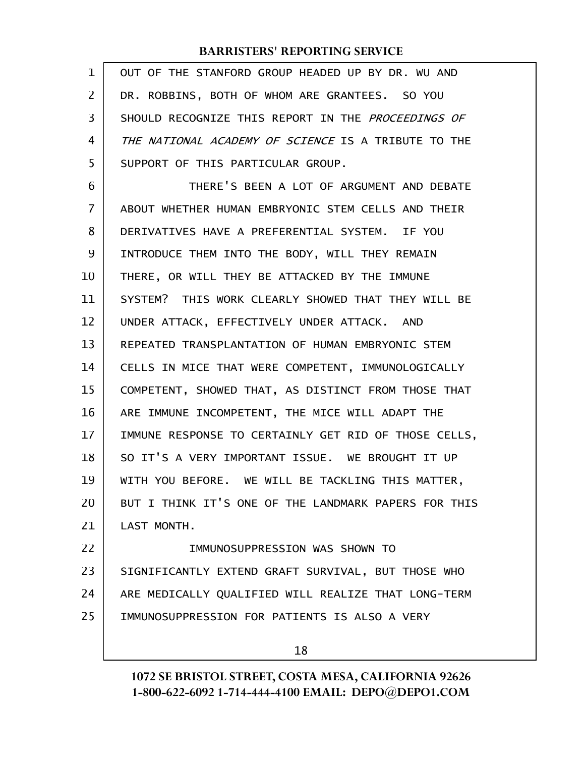OUT OF THE STANFORD GROUP HEADED UP BY DR. WU AND DR. ROBBINS, BOTH OF WHOM ARE GRANTEES. SO YOU SHOULD RECOGNIZE THIS REPORT IN THE *PROCEEDINGS OF THE NATIONAL ACADEMY OF SCIENCE* IS A TRIBUTE TO THE SUPPORT OF THIS PARTICULAR GROUP.

THERE'S BEEN A LOT OF ARGUMENT AND DEBATE ABOUT WHETHER HUMAN EMBRYONIC STEM CELLS AND THEIR DERIVATIVES HAVE A PREFERENTIAL SYSTEM. IF YOU INTRODUCE THEM INTO THE BODY, WILL THEY REMAIN THERE, OR WILL THEY BE ATTACKED BY THE IMMUNE SYSTEM? THIS WORK CLEARLY SHOWED THAT THEY WILL BE UNDER ATTACK, EFFECTIVELY UNDER ATTACK. AND REPEATED TRANSPLANTATION OF HUMAN EMBRYONIC STEM CELLS IN MICE THAT WERE COMPETENT, IMMUNOLOGICALLY COMPETENT, SHOWED THAT, AS DISTINCT FROM THOSE THAT ARE IMMUNE INCOMPETENT, THE MICE WILL ADAPT THE IMMUNE RESPONSE TO CERTAINLY GET RID OF THOSE CELLS, SO IT'S A VERY IMPORTANT ISSUE. WE BROUGHT IT UP WITH YOU BEFORE. WE WILL BE TACKLING THIS MATTER, BUT I THINK IT'S ONE OF THE LANDMARK PAPERS FOR THIS LAST MONTH.

IMMUNOSUPPRESSION WAS SHOWN TO SIGNIFICANTLY EXTEND GRAFT SURVIVAL, BUT THOSE WHO ARE MEDICALLY QUALIFIED WILL REALIZE THAT LONG-TERM IMMUNOSUPPRESSION FOR PATIENTS IS ALSO A VERY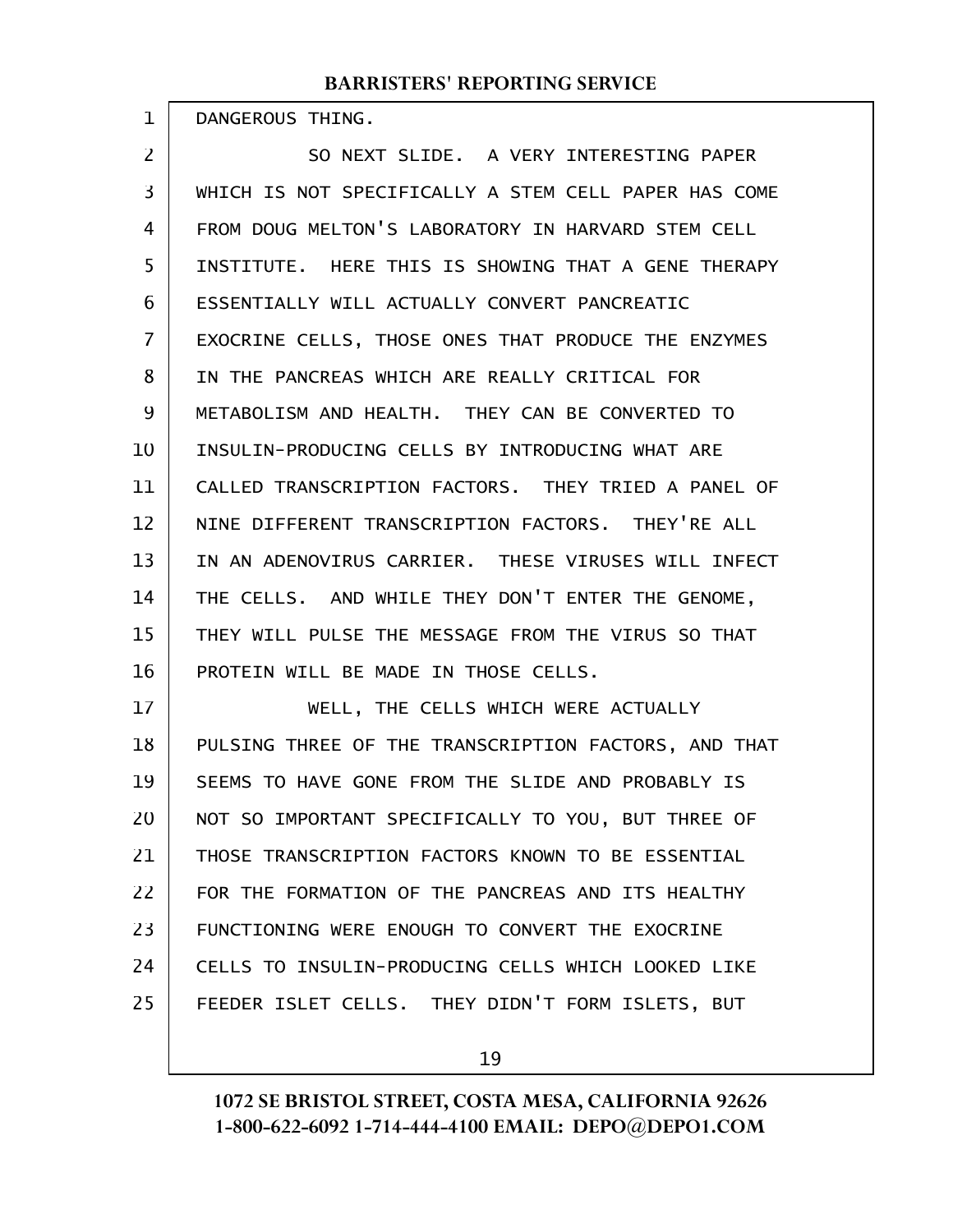DANGEROUS THING.

SO NEXT SLIDE. A VERY INTERESTING PAPER WHICH IS NOT SPECIFICALLY A STEM CELL PAPER HAS COME FROM DOUG MELTON'S LABORATORY IN HARVARD STEM CELL INSTITUTE. HERE THIS IS SHOWING THAT A GENE THERAPY ESSENTIALLY WILL ACTUALLY CONVERT PANCREATIC EXOCRINE CELLS, THOSE ONES THAT PRODUCE THE ENZYMES IN THE PANCREAS WHICH ARE REALLY CRITICAL FOR METABOLISM AND HEALTH. THEY CAN BE CONVERTED TO INSULIN-PRODUCING CELLS BY INTRODUCING WHAT ARE CALLED TRANSCRIPTION FACTORS. THEY TRIED A PANEL OF NINE DIFFERENT TRANSCRIPTION FACTORS. THEY'RE ALL IN AN ADENOVIRUS CARRIER. THESE VIRUSES WILL INFECT THE CELLS. AND WHILE THEY DON'T ENTER THE GENOME, THEY WILL PULSE THE MESSAGE FROM THE VIRUS SO THAT PROTEIN WILL BE MADE IN THOSE CELLS.

WELL, THE CELLS WHICH WERE ACTUALLY PULSING THREE OF THE TRANSCRIPTION FACTORS, AND THAT SEEMS TO HAVE GONE FROM THE SLIDE AND PROBABLY IS NOT SO IMPORTANT SPECIFICALLY TO YOU, BUT THREE OF THOSE TRANSCRIPTION FACTORS KNOWN TO BE ESSENTIAL FOR THE FORMATION OF THE PANCREAS AND ITS HEALTHY FUNCTIONING WERE ENOUGH TO CONVERT THE EXOCRINE CELLS TO INSULIN-PRODUCING CELLS WHICH LOOKED LIKE FEEDER ISLET CELLS. THEY DIDN'T FORM ISLETS, BUT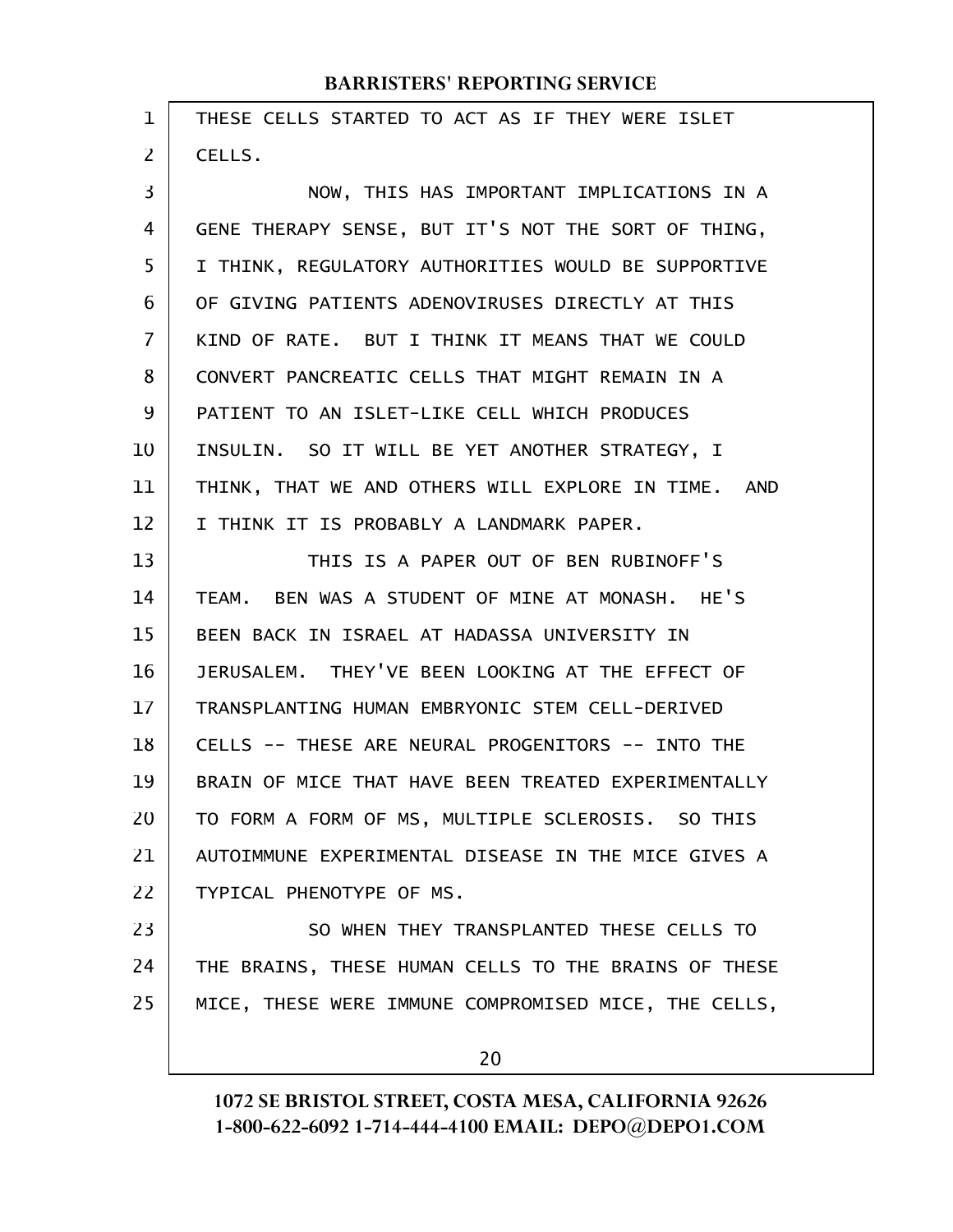THESE CELLS STARTED TO ACT AS IF THEY WERE ISLET CELLS.

NOW, THIS HAS IMPORTANT IMPLICATIONS IN A GENE THERAPY SENSE, BUT IT'S NOT THE SORT OF THING, I THINK, REGULATORY AUTHORITIES WOULD BE SUPPORTIVE OF GIVING PATIENTS ADENOVIRUSES DIRECTLY AT THIS KIND OF RATE. BUT I THINK IT MEANS THAT WE COULD CONVERT PANCREATIC CELLS THAT MIGHT REMAIN IN A PATIENT TO AN ISLET-LIKE CELL WHICH PRODUCES INSULIN. SO IT WILL BE YET ANOTHER STRATEGY, I THINK, THAT WE AND OTHERS WILL EXPLORE IN TIME. AND I THINK IT IS PROBABLY A LANDMARK PAPER.

THIS IS A PAPER OUT OF BEN RUBINOFF'S TEAM. BEN WAS A STUDENT OF MINE AT MONASH. HE'S BEEN BACK IN ISRAEL AT HADASSA UNIVERSITY IN JERUSALEM. THEY'VE BEEN LOOKING AT THE EFFECT OF TRANSPLANTING HUMAN EMBRYONIC STEM CELL-DERIVED CELLS -- THESE ARE NEURAL PROGENITORS -- INTO THE BRAIN OF MICE THAT HAVE BEEN TREATED EXPERIMENTALLY TO FORM A FORM OF MS, MULTIPLE SCLEROSIS. SO THIS AUTOIMMUNE EXPERIMENTAL DISEASE IN THE MICE GIVES A TYPICAL PHENOTYPE OF MS.

SO WHEN THEY TRANSPLANTED THESE CELLS TO THE BRAINS, THESE HUMAN CELLS TO THE BRAINS OF THESE MICE, THESE WERE IMMUNE COMPROMISED MICE, THE CELLS,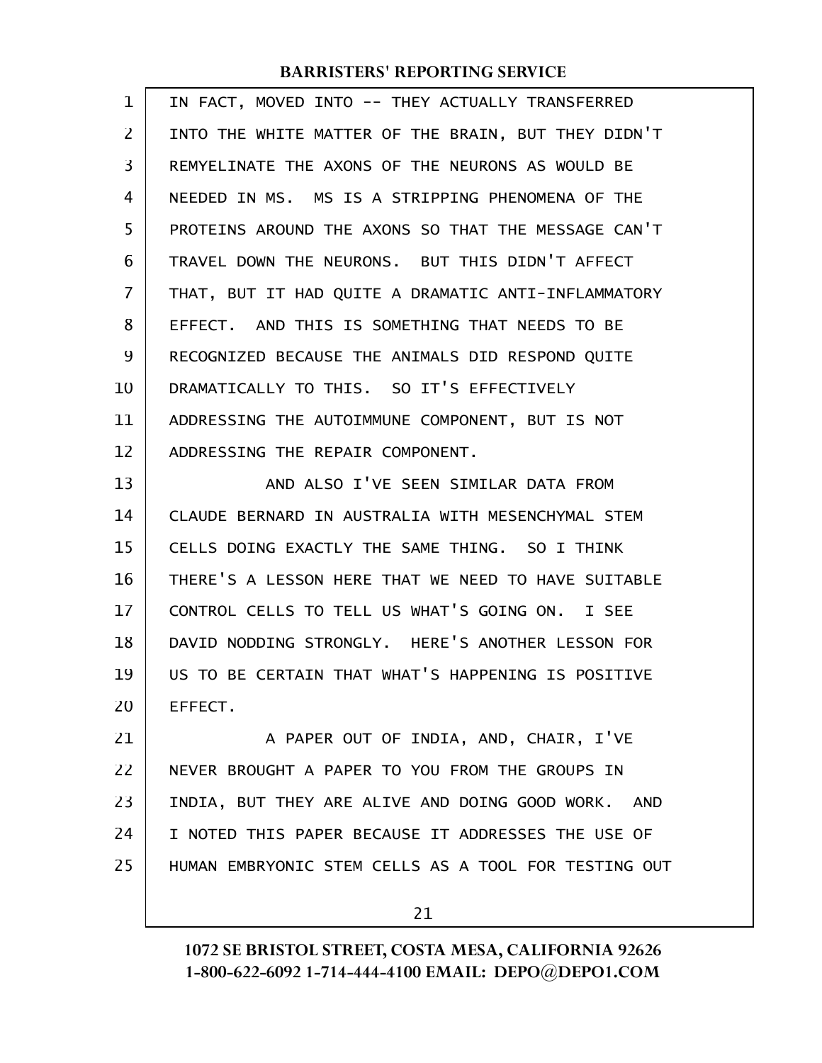IN FACT, MOVED INTO -- THEY ACTUALLY TRANSFERRED INTO THE WHITE MATTER OF THE BRAIN, BUT THEY DIDN'T REMYELINATE THE AXONS OF THE NEURONS AS WOULD BE NEEDED IN MS. MS IS A STRIPPING PHENOMENA OF THE PROTEINS AROUND THE AXONS SO THAT THE MESSAGE CAN'T TRAVEL DOWN THE NEURONS. BUT THIS DIDN'T AFFECT THAT, BUT IT HAD QUITE A DRAMATIC ANTI-INFLAMMATORY EFFECT. AND THIS IS SOMETHING THAT NEEDS TO BE RECOGNIZED BECAUSE THE ANIMALS DID RESPOND QUITE DRAMATICALLY TO THIS. SO IT'S EFFECTIVELY ADDRESSING THE AUTOIMMUNE COMPONENT, BUT IS NOT ADDRESSING THE REPAIR COMPONENT.

AND ALSO I'VE SEEN SIMILAR DATA FROM CLAUDE BERNARD IN AUSTRALIA WITH MESENCHYMAL STEM CELLS DOING EXACTLY THE SAME THING. SO I THINK THERE'S A LESSON HERE THAT WE NEED TO HAVE SUITABLE CONTROL CELLS TO TELL US WHAT'S GOING ON. I SEE DAVID NODDING STRONGLY. HERE'S ANOTHER LESSON FOR US TO BE CERTAIN THAT WHAT'S HAPPENING IS POSITIVE EFFECT.

A PAPER OUT OF INDIA, AND, CHAIR, I'VE NEVER BROUGHT A PAPER TO YOU FROM THE GROUPS IN INDIA, BUT THEY ARE ALIVE AND DOING GOOD WORK. AND I NOTED THIS PAPER BECAUSE IT ADDRESSES THE USE OF HUMAN EMBRYONIC STEM CELLS AS A TOOL FOR TESTING OUT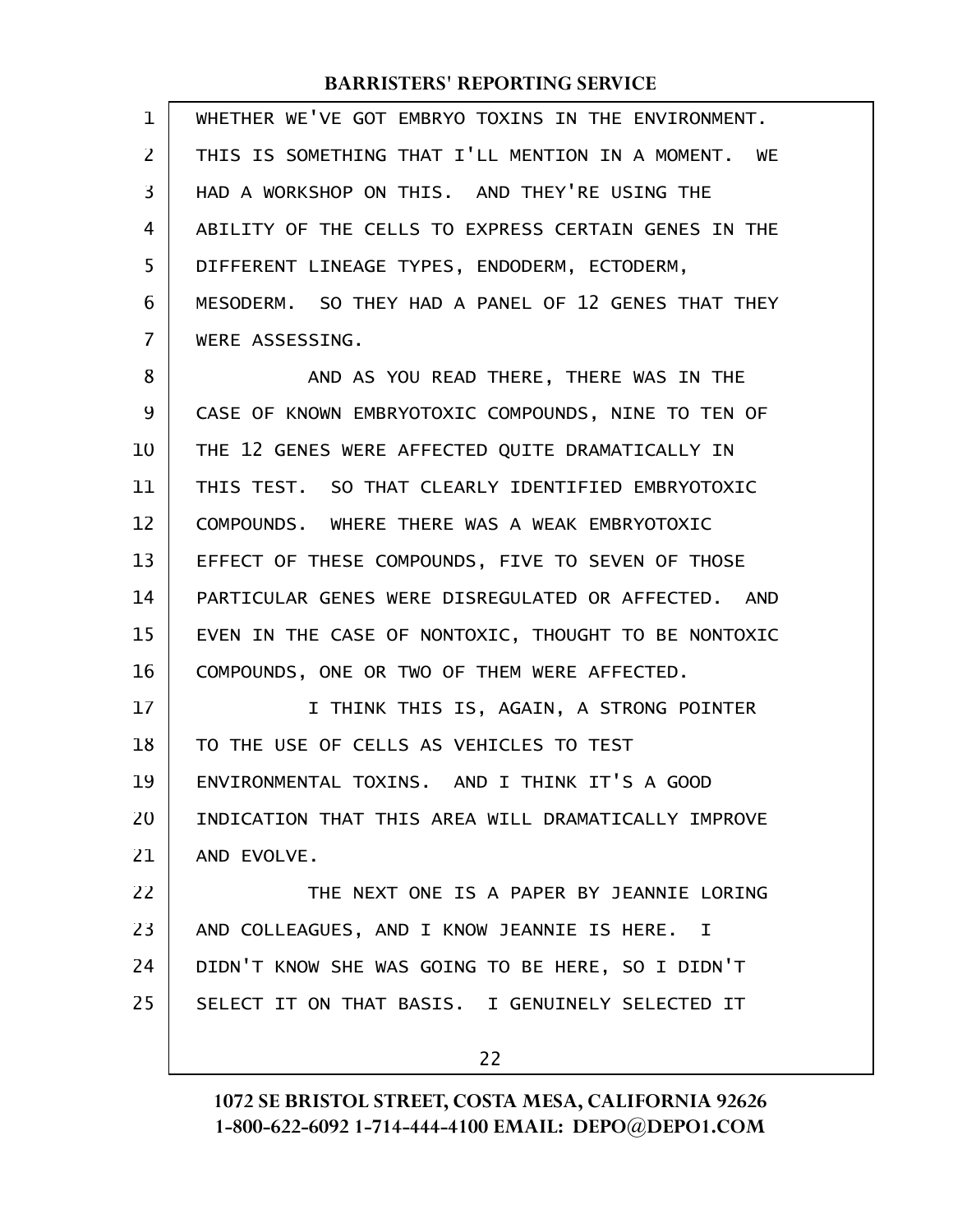WHETHER WE'VE GOT EMBRYO TOXINS IN THE ENVIRONMENT. THIS IS SOMETHING THAT I'LL MENTION IN A MOMENT. WE HAD A WORKSHOP ON THIS. AND THEY'RE USING THE ABILITY OF THE CELLS TO EXPRESS CERTAIN GENES IN THE DIFFERENT LINEAGE TYPES, ENDODERM, ECTODERM, MESODERM. SO THEY HAD A PANEL OF 12 GENES THAT THEY WERE ASSESSING.

AND AS YOU READ THERE, THERE WAS IN THE CASE OF KNOWN EMBRYOTOXIC COMPOUNDS, NINE TO TEN OF THE 12 GENES WERE AFFECTED QUITE DRAMATICALLY IN THIS TEST. SO THAT CLEARLY IDENTIFIED EMBRYOTOXIC COMPOUNDS. WHERE THERE WAS A WEAK EMBRYOTOXIC EFFECT OF THESE COMPOUNDS, FIVE TO SEVEN OF THOSE PARTICULAR GENES WERE DISREGULATED OR AFFECTED. AND EVEN IN THE CASE OF NONTOXIC, THOUGHT TO BE NONTOXIC COMPOUNDS, ONE OR TWO OF THEM WERE AFFECTED.

I THINK THIS IS, AGAIN, A STRONG POINTER TO THE USE OF CELLS AS VEHICLES TO TEST ENVIRONMENTAL TOXINS. AND I THINK IT'S A GOOD INDICATION THAT THIS AREA WILL DRAMATICALLY IMPROVE AND EVOLVE.

THE NEXT ONE IS A PAPER BY JEANNIE LORING AND COLLEAGUES, AND I KNOW JEANNIE IS HERE. I DIDN'T KNOW SHE WAS GOING TO BE HERE, SO I DIDN'T SELECT IT ON THAT BASIS. I GENUINELY SELECTED IT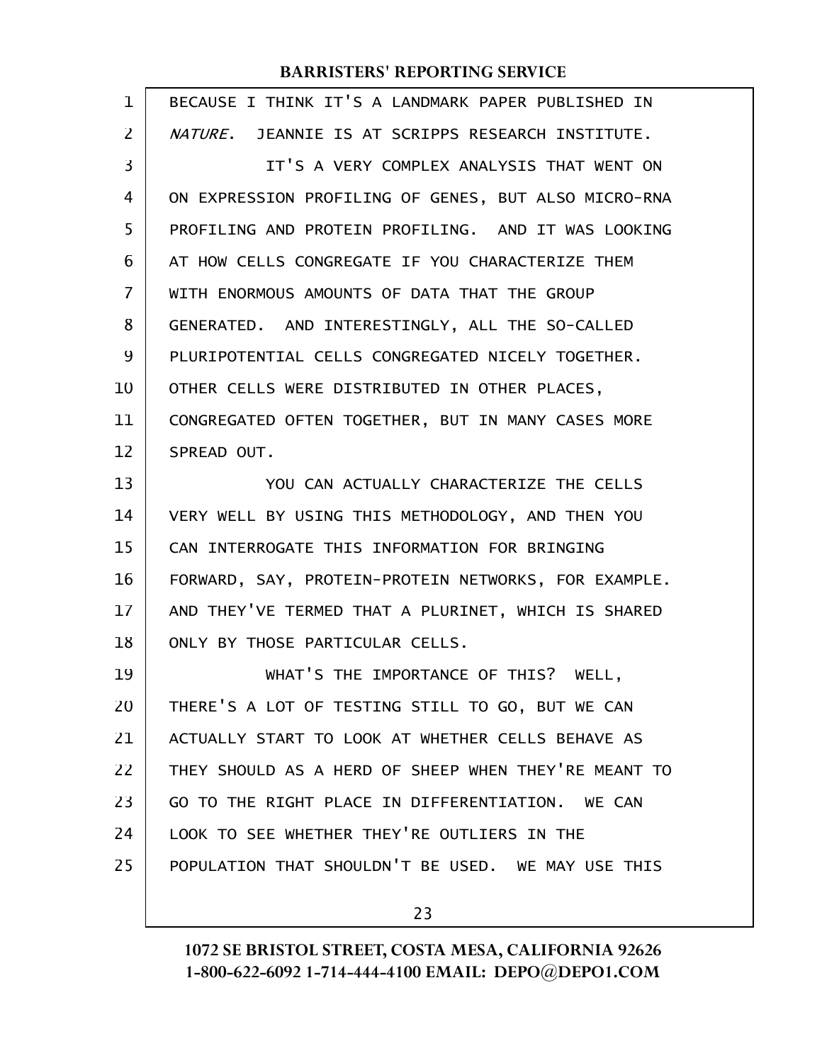BECAUSE I THINK IT'S A LANDMARK PAPER PUBLISHED IN *NATURE*. JEANNIE IS AT SCRIPPS RESEARCH INSTITUTE.

IT'S A VERY COMPLEX ANALYSIS THAT WENT ON ON EXPRESSION PROFILING OF GENES, BUT ALSO MICRO-RNA PROFILING AND PROTEIN PROFILING. AND IT WAS LOOKING AT HOW CELLS CONGREGATE IF YOU CHARACTERIZE THEM WITH ENORMOUS AMOUNTS OF DATA THAT THE GROUP GENERATED. AND INTERESTINGLY, ALL THE SO-CALLED PLURIPOTENTIAL CELLS CONGREGATED NICELY TOGETHER. OTHER CELLS WERE DISTRIBUTED IN OTHER PLACES, CONGREGATED OFTEN TOGETHER, BUT IN MANY CASES MORE SPREAD OUT.

YOU CAN ACTUALLY CHARACTERIZE THE CELLS VERY WELL BY USING THIS METHODOLOGY, AND THEN YOU CAN INTERROGATE THIS INFORMATION FOR BRINGING FORWARD, SAY, PROTEIN-PROTEIN NETWORKS, FOR EXAMPLE. AND THEY'VE TERMED THAT A PLURINET, WHICH IS SHARED ONLY BY THOSE PARTICULAR CELLS.

WHAT'S THE IMPORTANCE OF THIS? WELL, THERE'S A LOT OF TESTING STILL TO GO, BUT WE CAN ACTUALLY START TO LOOK AT WHETHER CELLS BEHAVE AS THEY SHOULD AS A HERD OF SHEEP WHEN THEY'RE MEANT TO GO TO THE RIGHT PLACE IN DIFFERENTIATION. WE CAN LOOK TO SEE WHETHER THEY'RE OUTLIERS IN THE POPULATION THAT SHOULDN'T BE USED. WE MAY USE THIS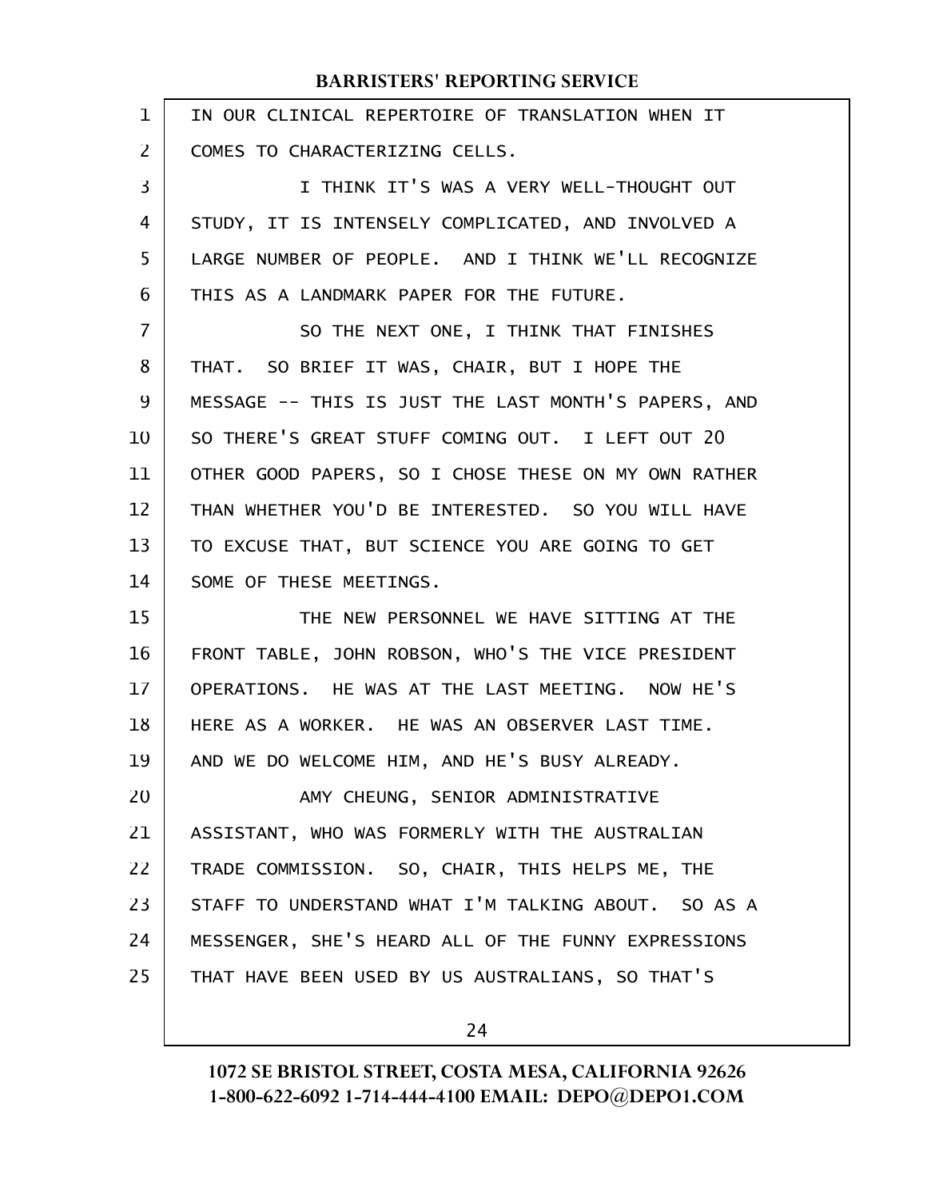IN OUR CLINICAL REPERTOIRE OF TRANSLATION WHEN IT COMES TO CHARACTERIZING CELLS.

I THINK IT'S WAS A VERY WELL-THOUGHT OUT STUDY, IT IS INTENSELY COMPLICATED, AND INVOLVED A LARGE NUMBER OF PEOPLE. AND I THINK WE'LL RECOGNIZE THIS AS A LANDMARK PAPER FOR THE FUTURE.

SO THE NEXT ONE, I THINK THAT FINISHES THAT. SO BRIEF IT WAS, CHAIR, BUT I HOPE THE MESSAGE -- THIS IS JUST THE LAST MONTH'S PAPERS, AND SO THERE'S GREAT STUFF COMING OUT. I LEFT OUT 20 OTHER GOOD PAPERS, SO I CHOSE THESE ON MY OWN RATHER THAN WHETHER YOU'D BE INTERESTED. SO YOU WILL HAVE TO EXCUSE THAT, BUT SCIENCE YOU ARE GOING TO GET SOME OF THESE MEETINGS.

THE NEW PERSONNEL WE HAVE SITTING AT THE FRONT TABLE, JOHN ROBSON, WHO'S THE VICE PRESIDENT OPERATIONS. HE WAS AT THE LAST MEETING. NOW HE'S HERE AS A WORKER. HE WAS AN OBSERVER LAST TIME. AND WE DO WELCOME HIM, AND HE'S BUSY ALREADY.

AMY CHEUNG, SENIOR ADMINISTRATIVE ASSISTANT, WHO WAS FORMERLY WITH THE AUSTRALIAN TRADE COMMISSION. SO, CHAIR, THIS HELPS ME, THE STAFF TO UNDERSTAND WHAT I'M TALKING ABOUT. SO AS A MESSENGER, SHE'S HEARD ALL OF THE FUNNY EXPRESSIONS THAT HAVE BEEN USED BY US AUSTRALIANS, SO THAT'S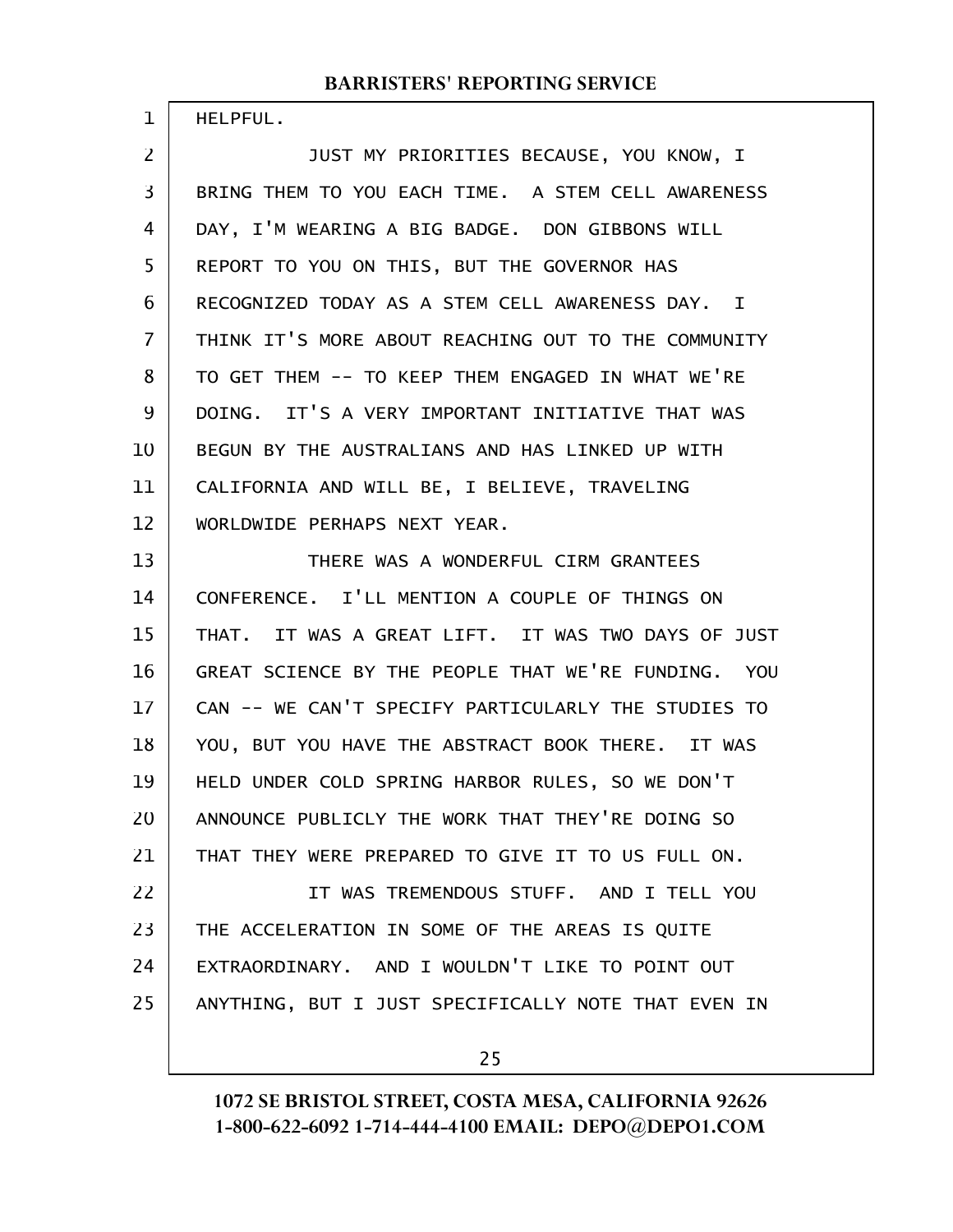HELPFUL.

JUST MY PRIORITIES BECAUSE, YOU KNOW, I BRING THEM TO YOU EACH TIME. A STEM CELL AWARENESS DAY, I'M WEARING A BIG BADGE. DON GIBBONS WILL REPORT TO YOU ON THIS, BUT THE GOVERNOR HAS RECOGNIZED TODAY AS A STEM CELL AWARENESS DAY. I THINK IT'S MORE ABOUT REACHING OUT TO THE COMMUNITY TO GET THEM -- TO KEEP THEM ENGAGED IN WHAT WE'RE DOING. IT'S A VERY IMPORTANT INITIATIVE THAT WAS BEGUN BY THE AUSTRALIANS AND HAS LINKED UP WITH CALIFORNIA AND WILL BE, I BELIEVE, TRAVELING WORLDWIDE PERHAPS NEXT YEAR.

THERE WAS A WONDERFUL CIRM GRANTEES CONFERENCE. I'LL MENTION A COUPLE OF THINGS ON THAT. IT WAS A GREAT LIFT. IT WAS TWO DAYS OF JUST GREAT SCIENCE BY THE PEOPLE THAT WE'RE FUNDING. YOU CAN -- WE CAN'T SPECIFY PARTICULARLY THE STUDIES TO YOU, BUT YOU HAVE THE ABSTRACT BOOK THERE. IT WAS HELD UNDER COLD SPRING HARBOR RULES, SO WE DON'T ANNOUNCE PUBLICLY THE WORK THAT THEY'RE DOING SO THAT THEY WERE PREPARED TO GIVE IT TO US FULL ON.

IT WAS TREMENDOUS STUFF. AND I TELL YOU THE ACCELERATION IN SOME OF THE AREAS IS QUITE EXTRAORDINARY. AND I WOULDN'T LIKE TO POINT OUT ANYTHING, BUT I JUST SPECIFICALLY NOTE THAT EVEN IN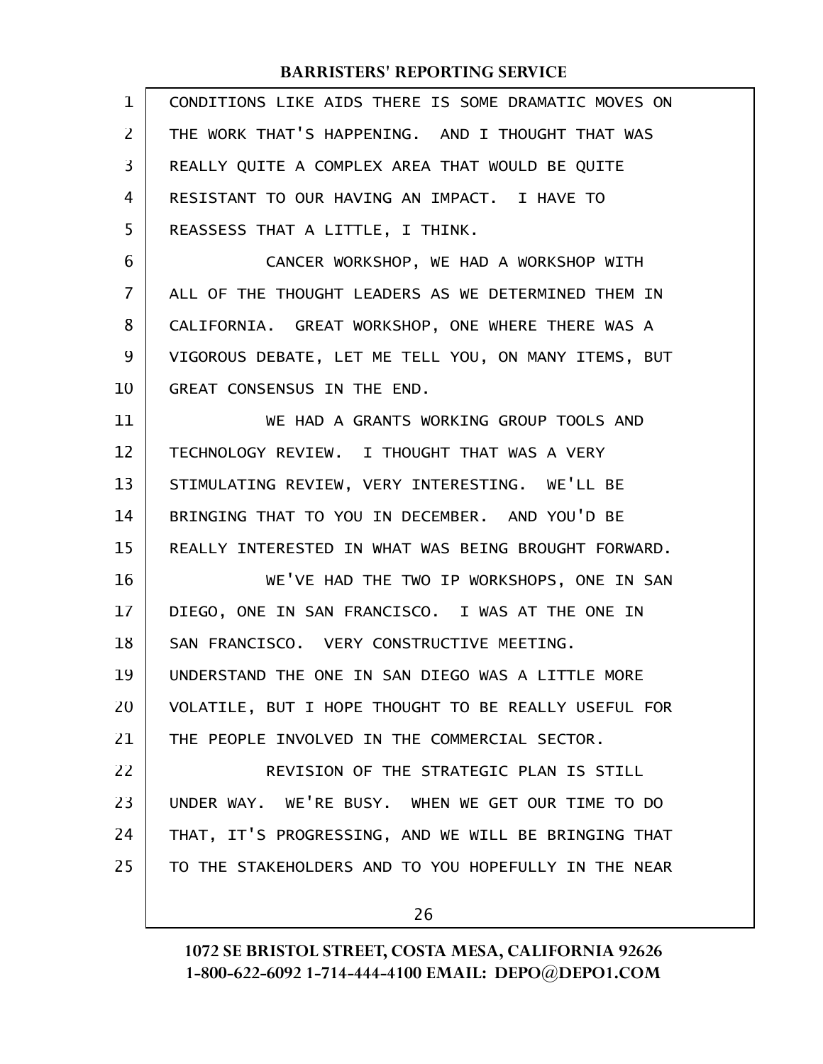CONDITIONS LIKE AIDS THERE IS SOME DRAMATIC MOVES ON THE WORK THAT'S HAPPENING. AND I THOUGHT THAT WAS REALLY QUITE A COMPLEX AREA THAT WOULD BE QUITE RESISTANT TO OUR HAVING AN IMPACT. I HAVE TO REASSESS THAT A LITTLE, I THINK.

CANCER WORKSHOP, WE HAD A WORKSHOP WITH ALL OF THE THOUGHT LEADERS AS WE DETERMINED THEM IN CALIFORNIA. GREAT WORKSHOP, ONE WHERE THERE WAS A VIGOROUS DEBATE, LET ME TELL YOU, ON MANY ITEMS, BUT GREAT CONSENSUS IN THE END.

WE HAD A GRANTS WORKING GROUP TOOLS AND TECHNOLOGY REVIEW. I THOUGHT THAT WAS A VERY STIMULATING REVIEW, VERY INTERESTING. WE'LL BE BRINGING THAT TO YOU IN DECEMBER. AND YOU'D BE REALLY INTERESTED IN WHAT WAS BEING BROUGHT FORWARD.

WE'VE HAD THE TWO IP WORKSHOPS, ONE IN SAN DIEGO, ONE IN SAN FRANCISCO. I WAS AT THE ONE IN SAN FRANCISCO. VERY CONSTRUCTIVE MEETING. UNDERSTAND THE ONE IN SAN DIEGO WAS A LITTLE MORE VOLATILE, BUT I HOPE THOUGHT TO BE REALLY USEFUL FOR THE PEOPLE INVOLVED IN THE COMMERCIAL SECTOR.

REVISION OF THE STRATEGIC PLAN IS STILL UNDER WAY. WE'RE BUSY. WHEN WE GET OUR TIME TO DO THAT, IT'S PROGRESSING, AND WE WILL BE BRINGING THAT TO THE STAKEHOLDERS AND TO YOU HOPEFULLY IN THE NEAR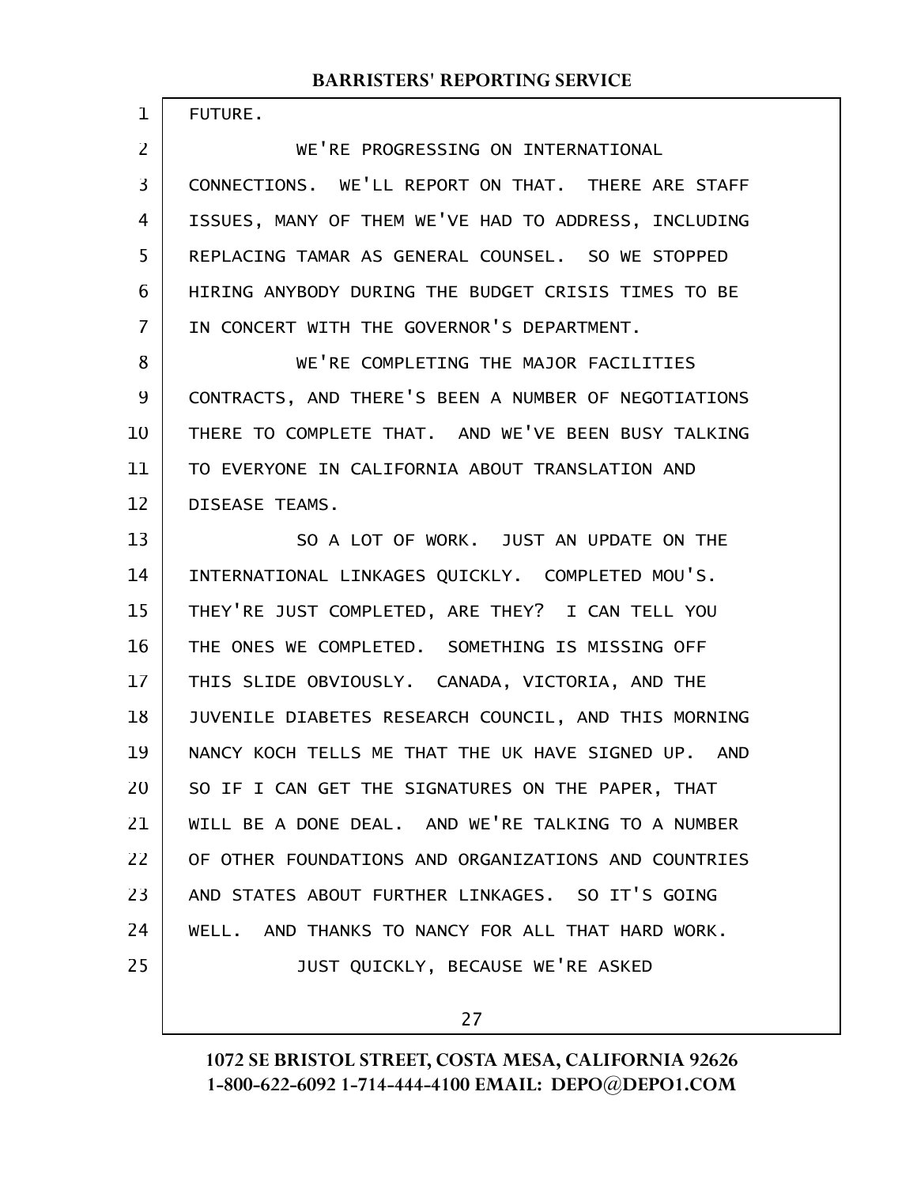FUTURE.

WE'RE PROGRESSING ON INTERNATIONAL CONNECTIONS. WE'LL REPORT ON THAT. THERE ARE STAFF ISSUES, MANY OF THEM WE'VE HAD TO ADDRESS, INCLUDING REPLACING TAMAR AS GENERAL COUNSEL. SO WE STOPPED HIRING ANYBODY DURING THE BUDGET CRISIS TIMES TO BE IN CONCERT WITH THE GOVERNOR'S DEPARTMENT.

WE'RE COMPLETING THE MAJOR FACILITIES CONTRACTS, AND THERE'S BEEN A NUMBER OF NEGOTIATIONS THERE TO COMPLETE THAT. AND WE'VE BEEN BUSY TALKING TO EVERYONE IN CALIFORNIA ABOUT TRANSLATION AND DISEASE TEAMS.

SO A LOT OF WORK. JUST AN UPDATE ON THE INTERNATIONAL LINKAGES QUICKLY. COMPLETED MOU'S. THEY'RE JUST COMPLETED, ARE THEY? I CAN TELL YOU THE ONES WE COMPLETED. SOMETHING IS MISSING OFF THIS SLIDE OBVIOUSLY. CANADA, VICTORIA, AND THE JUVENILE DIABETES RESEARCH COUNCIL, AND THIS MORNING NANCY KOCH TELLS ME THAT THE UK HAVE SIGNED UP. AND SO IF I CAN GET THE SIGNATURES ON THE PAPER, THAT WILL BE A DONE DEAL. AND WE'RE TALKING TO A NUMBER OF OTHER FOUNDATIONS AND ORGANIZATIONS AND COUNTRIES AND STATES ABOUT FURTHER LINKAGES. SO IT'S GOING WELL. AND THANKS TO NANCY FOR ALL THAT HARD WORK.

JUST QUICKLY, BECAUSE WE'RE ASKED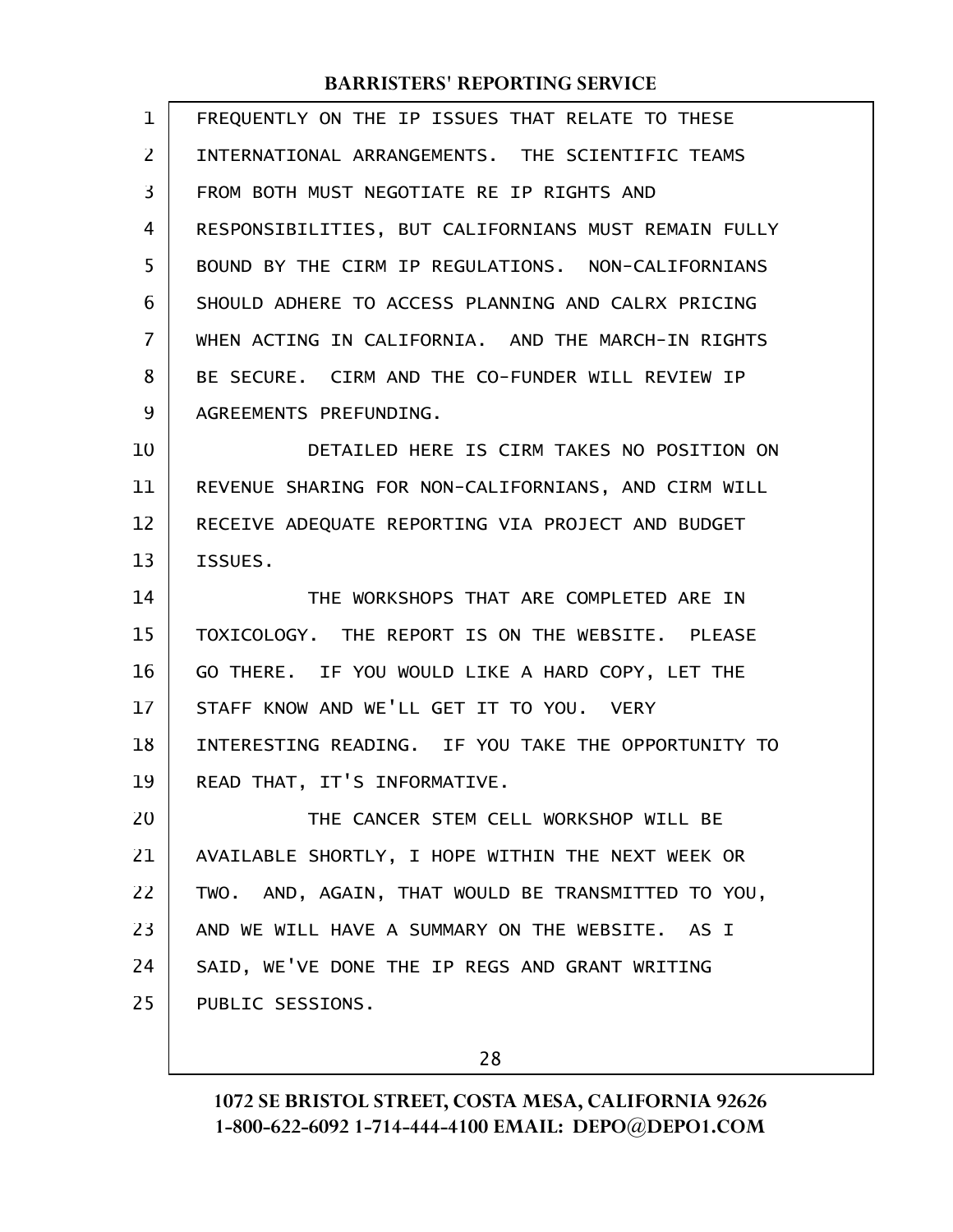FREQUENTLY ON THE IP ISSUES THAT RELATE TO THESE INTERNATIONAL ARRANGEMENTS. THE SCIENTIFIC TEAMS FROM BOTH MUST NEGOTIATE RE IP RIGHTS AND RESPONSIBILITIES, BUT CALIFORNIANS MUST REMAIN FULLY BOUND BY THE CIRM IP REGULATIONS. NON-CALIFORNIANS SHOULD ADHERE TO ACCESS PLANNING AND CALRX PRICING WHEN ACTING IN CALIFORNIA. AND THE MARCH-IN RIGHTS BE SECURE. CIRM AND THE CO-FUNDER WILL REVIEW IP AGREEMENTS PREFUNDING.

DETAILED HERE IS CIRM TAKES NO POSITION ON REVENUE SHARING FOR NON-CALIFORNIANS, AND CIRM WILL RECEIVE ADEQUATE REPORTING VIA PROJECT AND BUDGET ISSUES.

THE WORKSHOPS THAT ARE COMPLETED ARE IN TOXICOLOGY. THE REPORT IS ON THE WEBSITE. PLEASE GO THERE. IF YOU WOULD LIKE A HARD COPY, LET THE STAFF KNOW AND WE'LL GET IT TO YOU. VERY INTERESTING READING. IF YOU TAKE THE OPPORTUNITY TO READ THAT, IT'S INFORMATIVE.

THE CANCER STEM CELL WORKSHOP WILL BE AVAILABLE SHORTLY, I HOPE WITHIN THE NEXT WEEK OR TWO. AND, AGAIN, THAT WOULD BE TRANSMITTED TO YOU, AND WE WILL HAVE A SUMMARY ON THE WEBSITE. AS I SAID, WE'VE DONE THE IP REGS AND GRANT WRITING PUBLIC SESSIONS.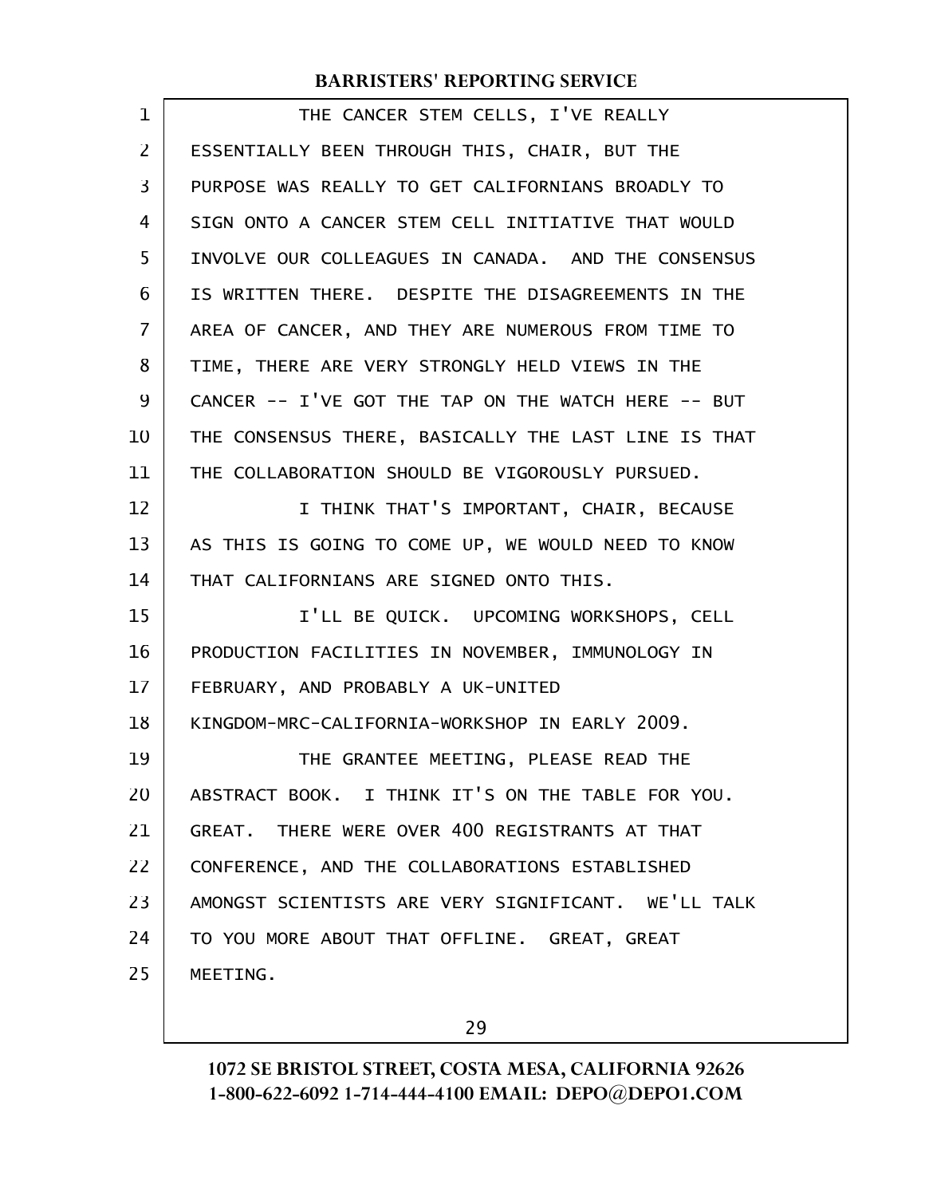THE CANCER STEM CELLS, I'VE REALLY ESSENTIALLY BEEN THROUGH THIS, CHAIR, BUT THE PURPOSE WAS REALLY TO GET CALIFORNIANS BROADLY TO SIGN ONTO A CANCER STEM CELL INITIATIVE THAT WOULD INVOLVE OUR COLLEAGUES IN CANADA. AND THE CONSENSUS IS WRITTEN THERE. DESPITE THE DISAGREEMENTS IN THE AREA OF CANCER, AND THEY ARE NUMEROUS FROM TIME TO TIME, THERE ARE VERY STRONGLY HELD VIEWS IN THE CANCER -- I'VE GOT THE TAP ON THE WATCH HERE -- BUT THE CONSENSUS THERE, BASICALLY THE LAST LINE IS THAT THE COLLABORATION SHOULD BE VIGOROUSLY PURSUED.

I THINK THAT'S IMPORTANT, CHAIR, BECAUSE AS THIS IS GOING TO COME UP, WE WOULD NEED TO KNOW THAT CALIFORNIANS ARE SIGNED ONTO THIS.

I'LL BE QUICK. UPCOMING WORKSHOPS, CELL PRODUCTION FACILITIES IN NOVEMBER, IMMUNOLOGY IN FEBRUARY, AND PROBABLY A UK-UNITED KINGDOM-MRC-CALIFORNIA-WORKSHOP IN EARLY 2009.

THE GRANTEE MEETING, PLEASE READ THE ABSTRACT BOOK. I THINK IT'S ON THE TABLE FOR YOU. GREAT. THERE WERE OVER 400 REGISTRANTS AT THAT CONFERENCE, AND THE COLLABORATIONS ESTABLISHED AMONGST SCIENTISTS ARE VERY SIGNIFICANT. WE'LL TALK TO YOU MORE ABOUT THAT OFFLINE. GREAT, GREAT MEETING.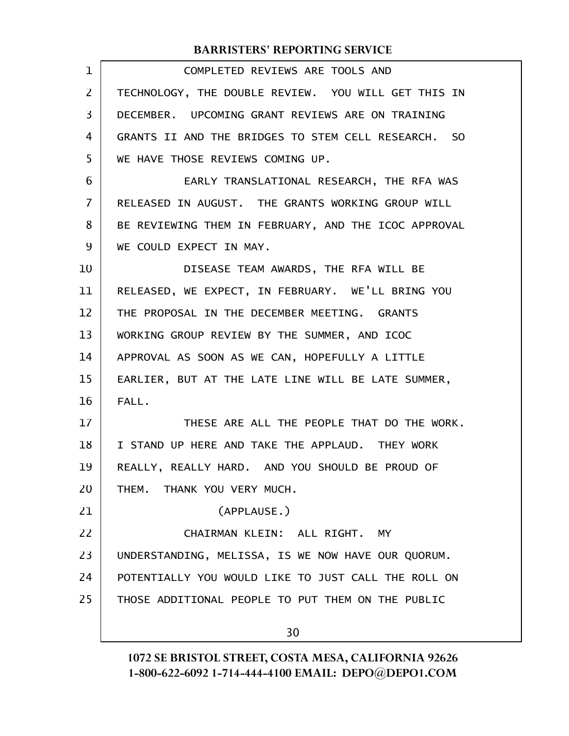COMPLETED REVIEWS ARE TOOLS AND TECHNOLOGY, THE DOUBLE REVIEW. YOU WILL GET THIS IN DECEMBER. UPCOMING GRANT REVIEWS ARE ON TRAINING GRANTS II AND THE BRIDGES TO STEM CELL RESEARCH. SO WE HAVE THOSE REVIEWS COMING UP.

EARLY TRANSLATIONAL RESEARCH, THE RFA WAS RELEASED IN AUGUST. THE GRANTS WORKING GROUP WILL BE REVIEWING THEM IN FEBRUARY, AND THE ICOC APPROVAL WE COULD EXPECT IN MAY.

DISEASE TEAM AWARDS, THE RFA WILL BE RELEASED, WE EXPECT, IN FEBRUARY. WE'LL BRING YOU THE PROPOSAL IN THE DECEMBER MEETING. GRANTS WORKING GROUP REVIEW BY THE SUMMER, AND ICOC APPROVAL AS SOON AS WE CAN, HOPEFULLY A LITTLE EARLIER, BUT AT THE LATE LINE WILL BE LATE SUMMER, FALL.

THESE ARE ALL THE PEOPLE THAT DO THE WORK. I STAND UP HERE AND TAKE THE APPLAUD. THEY WORK REALLY, REALLY HARD. AND YOU SHOULD BE PROUD OF THEM. THANK YOU VERY MUCH.

(APPLAUSE.)

CHAIRMAN KLEIN: ALL RIGHT. MY UNDERSTANDING, MELISSA, IS WE NOW HAVE OUR QUORUM. POTENTIALLY YOU WOULD LIKE TO JUST CALL THE ROLL ON THOSE ADDITIONAL PEOPLE TO PUT THEM ON THE PUBLIC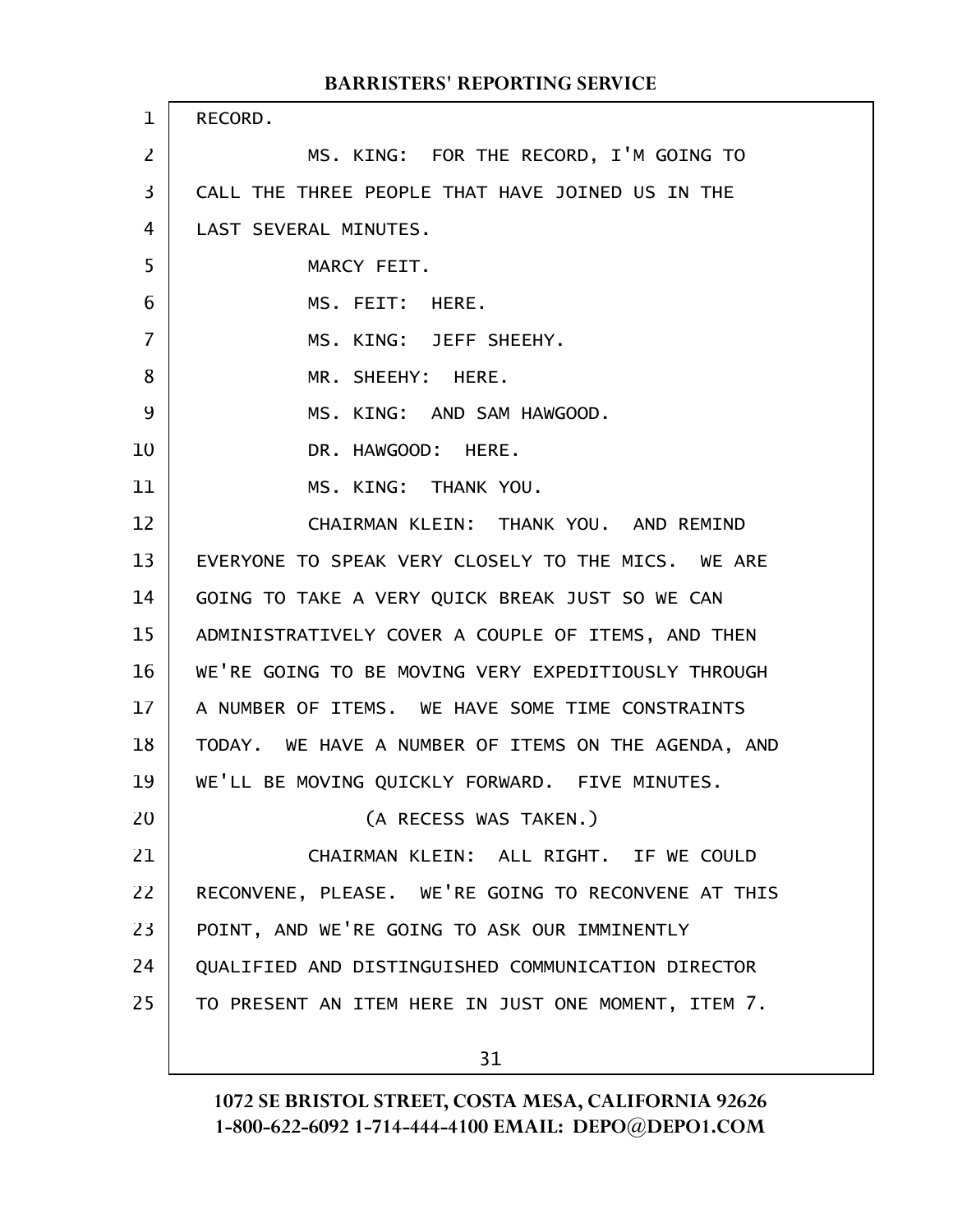RECORD.

MS. KING: FOR THE RECORD, I'M GOING TO CALL THE THREE PEOPLE THAT HAVE JOINED US IN THE LAST SEVERAL MINUTES.

MARCY FEIT.

MS. FEIT: HERE.

MS. KING: JEFF SHEEHY.

MR. SHEEHY: HERE.

MS. KING: AND SAM HAWGOOD.

DR. HAWGOOD: HERE.

MS. KING: THANK YOU.

CHAIRMAN KLEIN: THANK YOU. AND REMIND EVERYONE TO SPEAK VERY CLOSELY TO THE MICS. WE ARE GOING TO TAKE A VERY QUICK BREAK JUST SO WE CAN ADMINISTRATIVELY COVER A COUPLE OF ITEMS, AND THEN WE'RE GOING TO BE MOVING VERY EXPEDITIOUSLY THROUGH A NUMBER OF ITEMS. WE HAVE SOME TIME CONSTRAINTS TODAY. WE HAVE A NUMBER OF ITEMS ON THE AGENDA, AND WE'LL BE MOVING QUICKLY FORWARD. FIVE MINUTES.

(A RECESS WAS TAKEN.)

CHAIRMAN KLEIN: ALL RIGHT. IF WE COULD RECONVENE, PLEASE. WE'RE GOING TO RECONVENE AT THIS POINT, AND WE'RE GOING TO ASK OUR IMMINENTLY QUALIFIED AND DISTINGUISHED COMMUNICATION DIRECTOR TO PRESENT AN ITEM HERE IN JUST ONE MOMENT, ITEM 7.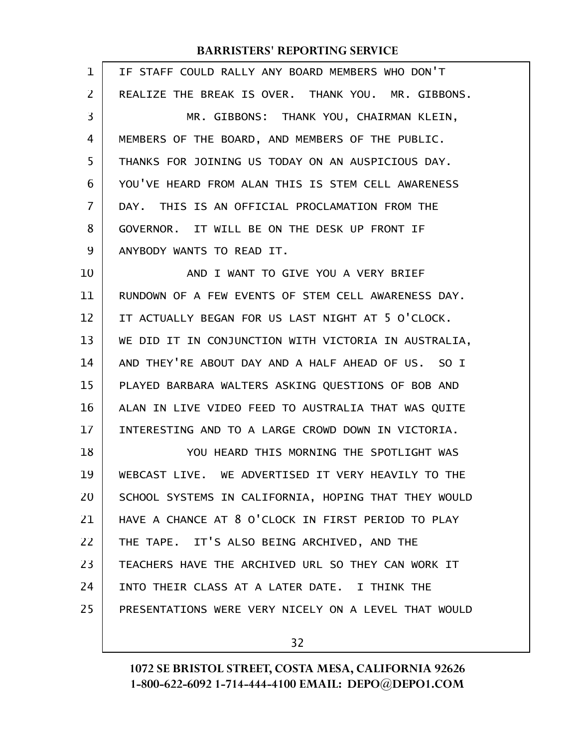IF STAFF COULD RALLY ANY BOARD MEMBERS WHO DON'T REALIZE THE BREAK IS OVER. THANK YOU. MR. GIBBONS.

MR. GIBBONS: THANK YOU, CHAIRMAN KLEIN, MEMBERS OF THE BOARD, AND MEMBERS OF THE PUBLIC. THANKS FOR JOINING US TODAY ON AN AUSPICIOUS DAY. YOU'VE HEARD FROM ALAN THIS IS STEM CELL AWARENESS DAY. THIS IS AN OFFICIAL PROCLAMATION FROM THE GOVERNOR. IT WILL BE ON THE DESK UP FRONT IF ANYBODY WANTS TO READ IT.

AND I WANT TO GIVE YOU A VERY BRIEF RUNDOWN OF A FEW EVENTS OF STEM CELL AWARENESS DAY. IT ACTUALLY BEGAN FOR US LAST NIGHT AT 5 O'CLOCK. WE DID IT IN CONJUNCTION WITH VICTORIA IN AUSTRALIA, AND THEY'RE ABOUT DAY AND A HALF AHEAD OF US. SO I PLAYED BARBARA WALTERS ASKING QUESTIONS OF BOB AND ALAN IN LIVE VIDEO FEED TO AUSTRALIA THAT WAS QUITE INTERESTING AND TO A LARGE CROWD DOWN IN VICTORIA.

YOU HEARD THIS MORNING THE SPOTLIGHT WAS WEBCAST LIVE. WE ADVERTISED IT VERY HEAVILY TO THE SCHOOL SYSTEMS IN CALIFORNIA, HOPING THAT THEY WOULD HAVE A CHANCE AT 8 O'CLOCK IN FIRST PERIOD TO PLAY THE TAPE. IT'S ALSO BEING ARCHIVED, AND THE TEACHERS HAVE THE ARCHIVED URL SO THEY CAN WORK IT INTO THEIR CLASS AT A LATER DATE. I THINK THE PRESENTATIONS WERE VERY NICELY ON A LEVEL THAT WOULD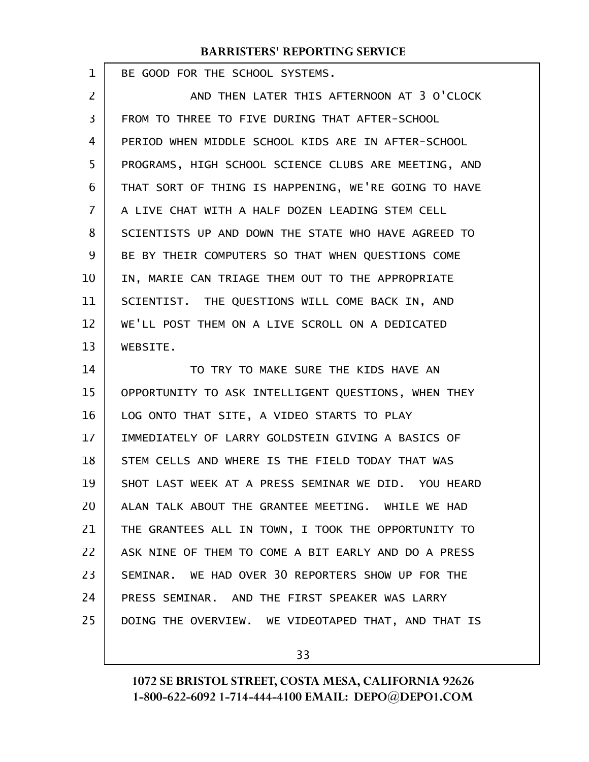BE GOOD FOR THE SCHOOL SYSTEMS.

AND THEN LATER THIS AFTERNOON AT 3 O'CLOCK FROM TO THREE TO FIVE DURING THAT AFTER-SCHOOL PERIOD WHEN MIDDLE SCHOOL KIDS ARE IN AFTER-SCHOOL PROGRAMS, HIGH SCHOOL SCIENCE CLUBS ARE MEETING, AND THAT SORT OF THING IS HAPPENING, WE'RE GOING TO HAVE A LIVE CHAT WITH A HALF DOZEN LEADING STEM CELL SCIENTISTS UP AND DOWN THE STATE WHO HAVE AGREED TO BE BY THEIR COMPUTERS SO THAT WHEN QUESTIONS COME IN, MARIE CAN TRIAGE THEM OUT TO THE APPROPRIATE SCIENTIST. THE QUESTIONS WILL COME BACK IN, AND WE'LL POST THEM ON A LIVE SCROLL ON A DEDICATED WEBSITE.

TO TRY TO MAKE SURE THE KIDS HAVE AN OPPORTUNITY TO ASK INTELLIGENT QUESTIONS, WHEN THEY LOG ONTO THAT SITE, A VIDEO STARTS TO PLAY IMMEDIATELY OF LARRY GOLDSTEIN GIVING A BASICS OF STEM CELLS AND WHERE IS THE FIELD TODAY THAT WAS SHOT LAST WEEK AT A PRESS SEMINAR WE DID. YOU HEARD ALAN TALK ABOUT THE GRANTEE MEETING. WHILE WE HAD THE GRANTEES ALL IN TOWN, I TOOK THE OPPORTUNITY TO ASK NINE OF THEM TO COME A BIT EARLY AND DO A PRESS SEMINAR. WE HAD OVER 30 REPORTERS SHOW UP FOR THE PRESS SEMINAR. AND THE FIRST SPEAKER WAS LARRY DOING THE OVERVIEW. WE VIDEOTAPED THAT, AND THAT IS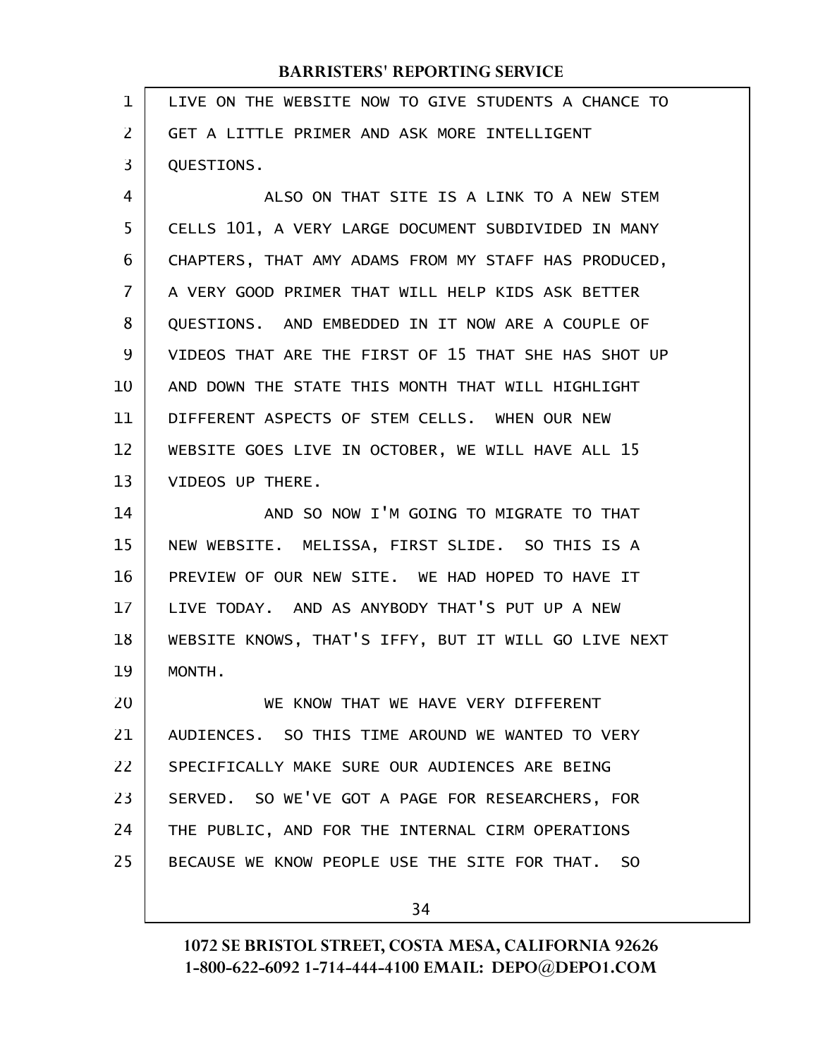LIVE ON THE WEBSITE NOW TO GIVE STUDENTS A CHANCE TO GET A LITTLE PRIMER AND ASK MORE INTELLIGENT QUESTIONS.

ALSO ON THAT SITE IS A LINK TO A NEW STEM CELLS 101, A VERY LARGE DOCUMENT SUBDIVIDED IN MANY CHAPTERS, THAT AMY ADAMS FROM MY STAFF HAS PRODUCED, A VERY GOOD PRIMER THAT WILL HELP KIDS ASK BETTER QUESTIONS. AND EMBEDDED IN IT NOW ARE A COUPLE OF VIDEOS THAT ARE THE FIRST OF 15 THAT SHE HAS SHOT UP AND DOWN THE STATE THIS MONTH THAT WILL HIGHLIGHT DIFFERENT ASPECTS OF STEM CELLS. WHEN OUR NEW WEBSITE GOES LIVE IN OCTOBER, WE WILL HAVE ALL 15 VIDEOS UP THERE.

AND SO NOW I'M GOING TO MIGRATE TO THAT NEW WEBSITE. MELISSA, FIRST SLIDE. SO THIS IS A PREVIEW OF OUR NEW SITE. WE HAD HOPED TO HAVE IT LIVE TODAY. AND AS ANYBODY THAT'S PUT UP A NEW WEBSITE KNOWS, THAT'S IFFY, BUT IT WILL GO LIVE NEXT MONTH.

WE KNOW THAT WE HAVE VERY DIFFERENT AUDIENCES. SO THIS TIME AROUND WE WANTED TO VERY SPECIFICALLY MAKE SURE OUR AUDIENCES ARE BEING SERVED. SO WE'VE GOT A PAGE FOR RESEARCHERS, FOR THE PUBLIC, AND FOR THE INTERNAL CIRM OPERATIONS BECAUSE WE KNOW PEOPLE USE THE SITE FOR THAT. SO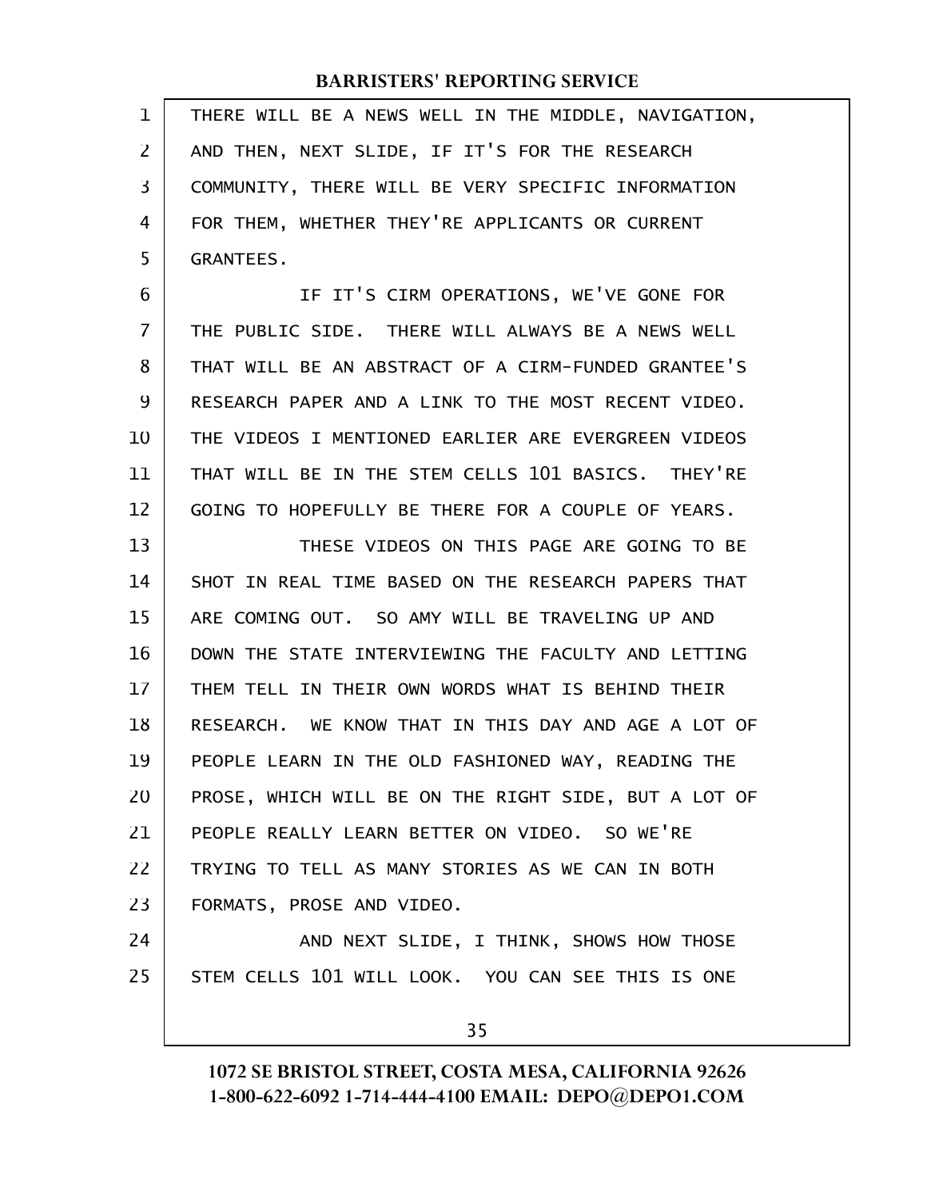THERE WILL BE A NEWS WELL IN THE MIDDLE, NAVIGATION, AND THEN, NEXT SLIDE, IF IT'S FOR THE RESEARCH COMMUNITY, THERE WILL BE VERY SPECIFIC INFORMATION FOR THEM, WHETHER THEY'RE APPLICANTS OR CURRENT GRANTEES.

IF IT'S CIRM OPERATIONS, WE'VE GONE FOR THE PUBLIC SIDE. THERE WILL ALWAYS BE A NEWS WELL THAT WILL BE AN ABSTRACT OF A CIRM-FUNDED GRANTEE'S RESEARCH PAPER AND A LINK TO THE MOST RECENT VIDEO. THE VIDEOS I MENTIONED EARLIER ARE EVERGREEN VIDEOS THAT WILL BE IN THE STEM CELLS 101 BASICS. THEY'RE GOING TO HOPEFULLY BE THERE FOR A COUPLE OF YEARS.

THESE VIDEOS ON THIS PAGE ARE GOING TO BE SHOT IN REAL TIME BASED ON THE RESEARCH PAPERS THAT ARE COMING OUT. SO AMY WILL BE TRAVELING UP AND DOWN THE STATE INTERVIEWING THE FACULTY AND LETTING THEM TELL IN THEIR OWN WORDS WHAT IS BEHIND THEIR RESEARCH. WE KNOW THAT IN THIS DAY AND AGE A LOT OF PEOPLE LEARN IN THE OLD FASHIONED WAY, READING THE PROSE, WHICH WILL BE ON THE RIGHT SIDE, BUT A LOT OF PEOPLE REALLY LEARN BETTER ON VIDEO. SO WE'RE TRYING TO TELL AS MANY STORIES AS WE CAN IN BOTH FORMATS, PROSE AND VIDEO.

AND NEXT SLIDE, I THINK, SHOWS HOW THOSE STEM CELLS 101 WILL LOOK. YOU CAN SEE THIS IS ONE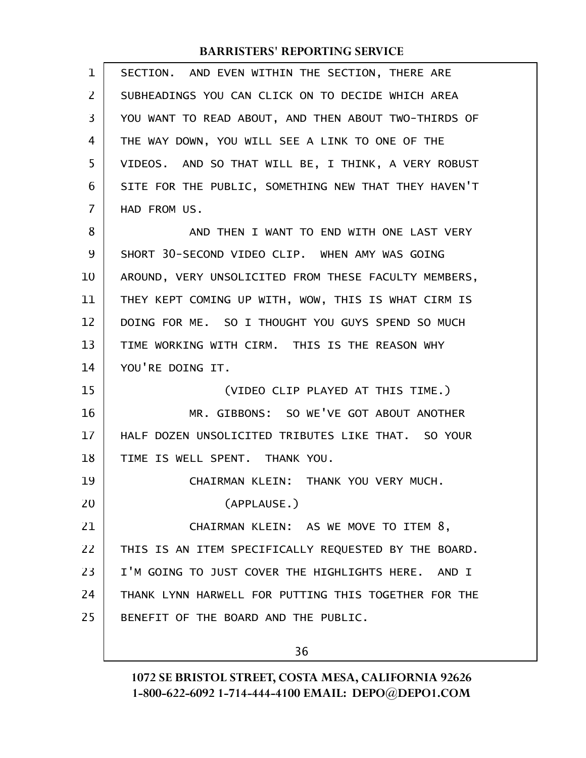SECTION. AND EVEN WITHIN THE SECTION, THERE ARE SUBHEADINGS YOU CAN CLICK ON TO DECIDE WHICH AREA YOU WANT TO READ ABOUT, AND THEN ABOUT TWO-THIRDS OF THE WAY DOWN, YOU WILL SEE A LINK TO ONE OF THE VIDEOS. AND SO THAT WILL BE, I THINK, A VERY ROBUST SITE FOR THE PUBLIC, SOMETHING NEW THAT THEY HAVEN'T HAD FROM US.

AND THEN I WANT TO END WITH ONE LAST VERY SHORT 30-SECOND VIDEO CLIP. WHEN AMY WAS GOING AROUND, VERY UNSOLICITED FROM THESE FACULTY MEMBERS, THEY KEPT COMING UP WITH, WOW, THIS IS WHAT CIRM IS DOING FOR ME. SO I THOUGHT YOU GUYS SPEND SO MUCH TIME WORKING WITH CIRM. THIS IS THE REASON WHY YOU'RE DOING IT.

(VIDEO CLIP PLAYED AT THIS TIME.)

MR. GIBBONS: SO WE'VE GOT ABOUT ANOTHER HALF DOZEN UNSOLICITED TRIBUTES LIKE THAT. SO YOUR TIME IS WELL SPENT. THANK YOU.

CHAIRMAN KLEIN: THANK YOU VERY MUCH.

(APPLAUSE.)

CHAIRMAN KLEIN: AS WE MOVE TO ITEM 8, THIS IS AN ITEM SPECIFICALLY REQUESTED BY THE BOARD. I'M GOING TO JUST COVER THE HIGHLIGHTS HERE. AND I THANK LYNN HARWELL FOR PUTTING THIS TOGETHER FOR THE BENEFIT OF THE BOARD AND THE PUBLIC.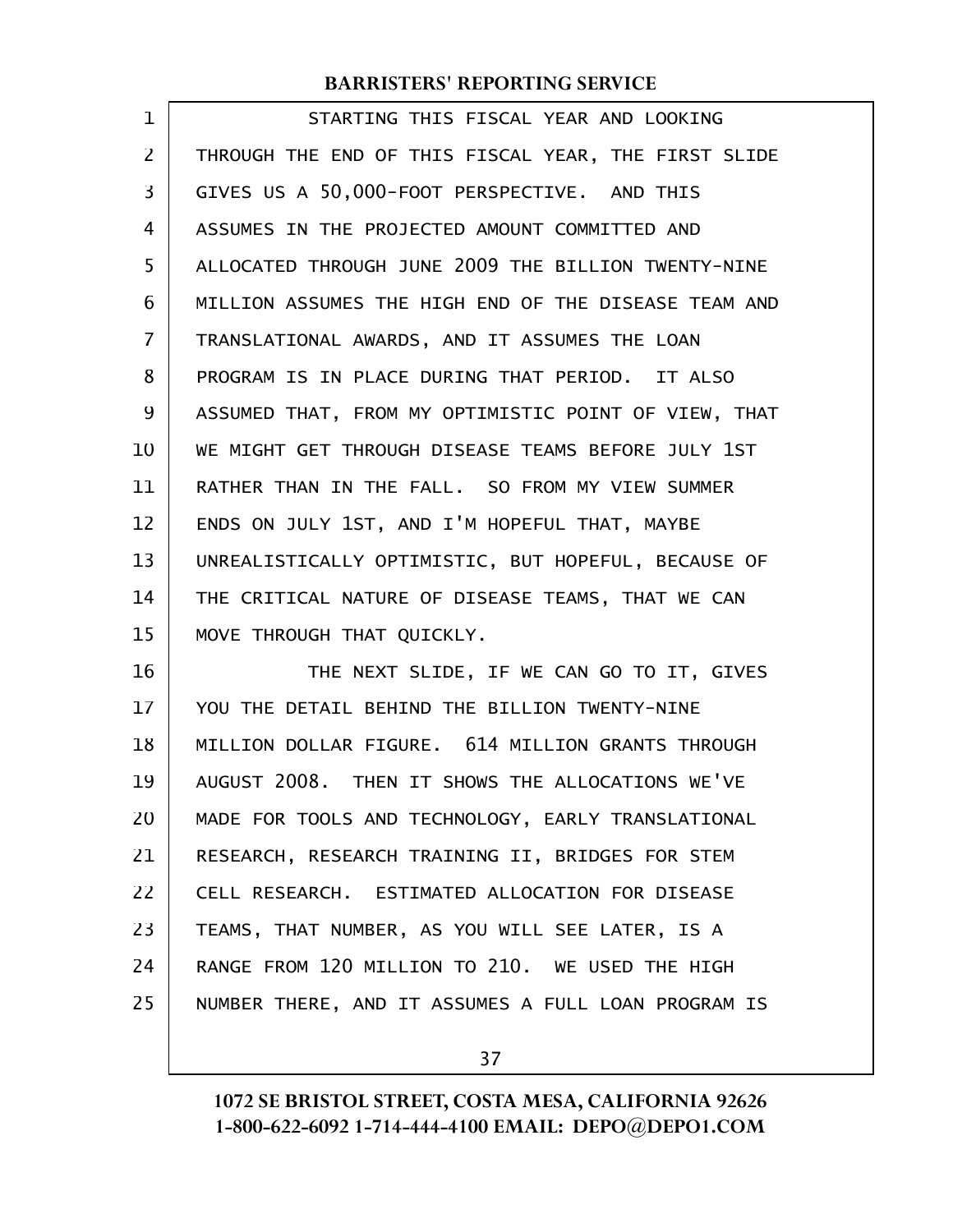STARTING THIS FISCAL YEAR AND LOOKING THROUGH THE END OF THIS FISCAL YEAR, THE FIRST SLIDE GIVES US A 50,000-FOOT PERSPECTIVE. AND THIS ASSUMES IN THE PROJECTED AMOUNT COMMITTED AND ALLOCATED THROUGH JUNE 2009 THE BILLION TWENTY-NINE MILLION ASSUMES THE HIGH END OF THE DISEASE TEAM AND TRANSLATIONAL AWARDS, AND IT ASSUMES THE LOAN PROGRAM IS IN PLACE DURING THAT PERIOD. IT ALSO ASSUMED THAT, FROM MY OPTIMISTIC POINT OF VIEW, THAT WE MIGHT GET THROUGH DISEASE TEAMS BEFORE JULY 1ST RATHER THAN IN THE FALL. SO FROM MY VIEW SUMMER ENDS ON JULY 1ST, AND I'M HOPEFUL THAT, MAYBE UNREALISTICALLY OPTIMISTIC, BUT HOPEFUL, BECAUSE OF THE CRITICAL NATURE OF DISEASE TEAMS, THAT WE CAN MOVE THROUGH THAT QUICKLY.

THE NEXT SLIDE, IF WE CAN GO TO IT, GIVES YOU THE DETAIL BEHIND THE BILLION TWENTY-NINE MILLION DOLLAR FIGURE. 614 MILLION GRANTS THROUGH AUGUST 2008. THEN IT SHOWS THE ALLOCATIONS WE'VE MADE FOR TOOLS AND TECHNOLOGY, EARLY TRANSLATIONAL RESEARCH, RESEARCH TRAINING II, BRIDGES FOR STEM CELL RESEARCH. ESTIMATED ALLOCATION FOR DISEASE TEAMS, THAT NUMBER, AS YOU WILL SEE LATER, IS A RANGE FROM 120 MILLION TO 210. WE USED THE HIGH NUMBER THERE, AND IT ASSUMES A FULL LOAN PROGRAM IS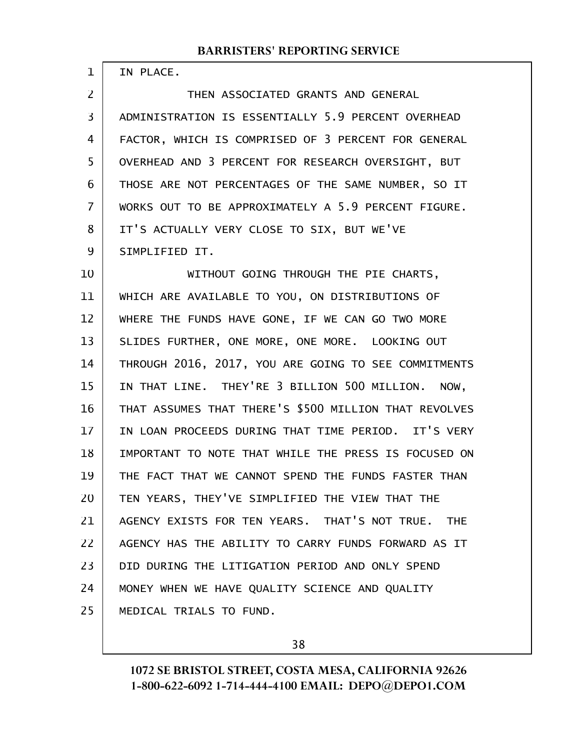IN PLACE.

THEN ASSOCIATED GRANTS AND GENERAL ADMINISTRATION IS ESSENTIALLY 5.9 PERCENT OVERHEAD FACTOR, WHICH IS COMPRISED OF 3 PERCENT FOR GENERAL OVERHEAD AND 3 PERCENT FOR RESEARCH OVERSIGHT, BUT THOSE ARE NOT PERCENTAGES OF THE SAME NUMBER, SO IT WORKS OUT TO BE APPROXIMATELY A 5.9 PERCENT FIGURE. IT'S ACTUALLY VERY CLOSE TO SIX, BUT WE'VE SIMPLIFIED IT.

WITHOUT GOING THROUGH THE PIE CHARTS, WHICH ARE AVAILABLE TO YOU, ON DISTRIBUTIONS OF WHERE THE FUNDS HAVE GONE, IF WE CAN GO TWO MORE SLIDES FURTHER, ONE MORE, ONE MORE. LOOKING OUT THROUGH 2016, 2017, YOU ARE GOING TO SEE COMMITMENTS IN THAT LINE. THEY'RE 3 BILLION 500 MILLION. NOW, THAT ASSUMES THAT THERE'S $500 MILLION THAT REVOLVES IN LOAN PROCEEDS DURING THAT TIME PERIOD. IT'S VERY IMPORTANT TO NOTE THAT WHILE THE PRESS IS FOCUSED ON THE FACT THAT WE CANNOT SPEND THE FUNDS FASTER THAN TEN YEARS, THEY'VE SIMPLIFIED THE VIEW THAT THE AGENCY EXISTS FOR TEN YEARS. THAT'S NOT TRUE. THE AGENCY HAS THE ABILITY TO CARRY FUNDS FORWARD AS IT DID DURING THE LITIGATION PERIOD AND ONLY SPEND MONEY WHEN WE HAVE QUALITY SCIENCE AND QUALITY MEDICAL TRIALS TO FUND.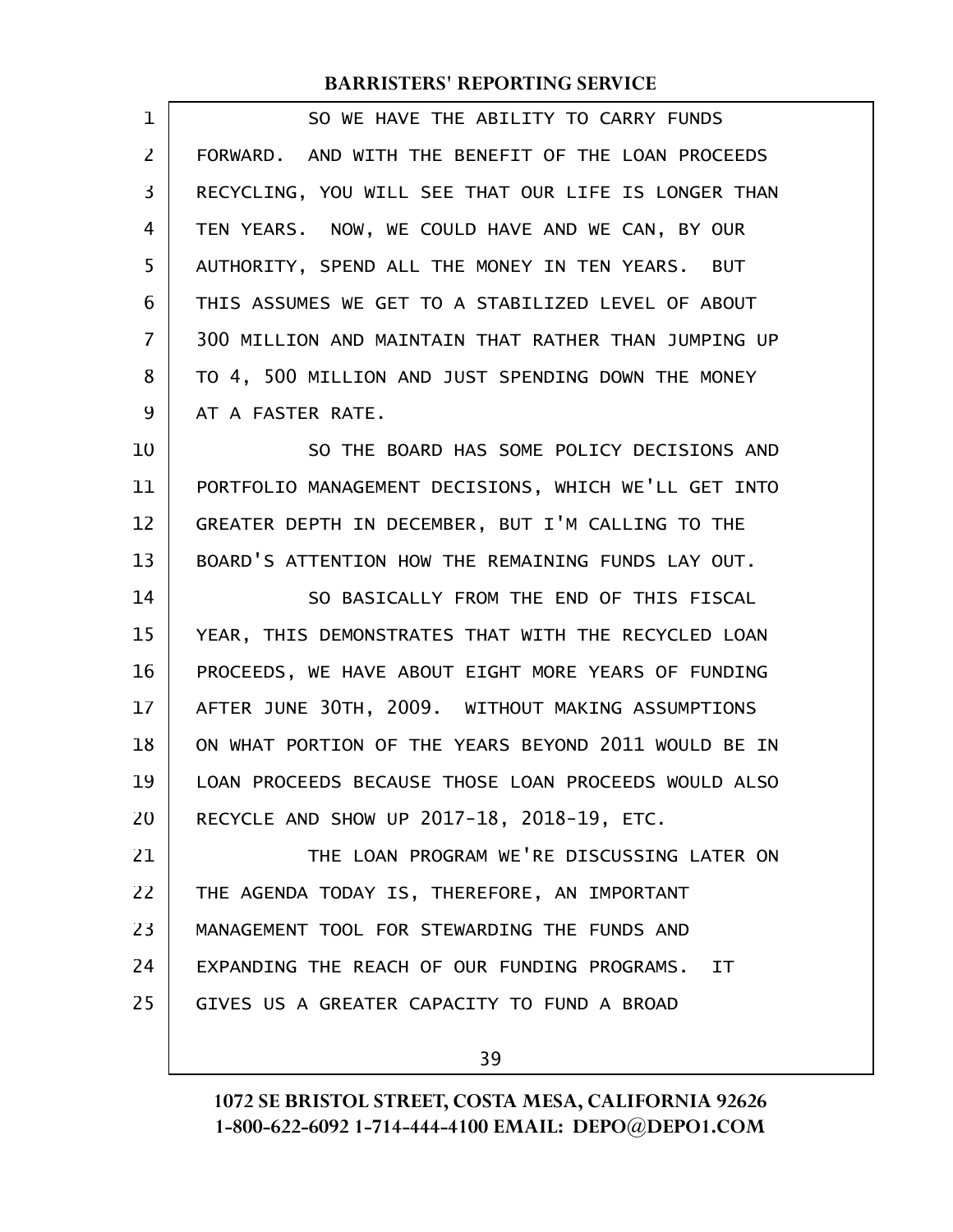SO WE HAVE THE ABILITY TO CARRY FUNDS FORWARD. AND WITH THE BENEFIT OF THE LOAN PROCEEDS RECYCLING, YOU WILL SEE THAT OUR LIFE IS LONGER THAN TEN YEARS. NOW, WE COULD HAVE AND WE CAN, BY OUR AUTHORITY, SPEND ALL THE MONEY IN TEN YEARS. BUT THIS ASSUMES WE GET TO A STABILIZED LEVEL OF ABOUT 300 MILLION AND MAINTAIN THAT RATHER THAN JUMPING UP TO 4, 500 MILLION AND JUST SPENDING DOWN THE MONEY AT A FASTER RATE.

SO THE BOARD HAS SOME POLICY DECISIONS AND PORTFOLIO MANAGEMENT DECISIONS, WHICH WE'LL GET INTO GREATER DEPTH IN DECEMBER, BUT I'M CALLING TO THE BOARD'S ATTENTION HOW THE REMAINING FUNDS LAY OUT.

SO BASICALLY FROM THE END OF THIS FISCAL YEAR, THIS DEMONSTRATES THAT WITH THE RECYCLED LOAN PROCEEDS, WE HAVE ABOUT EIGHT MORE YEARS OF FUNDING AFTER JUNE 30TH, 2009. WITHOUT MAKING ASSUMPTIONS ON WHAT PORTION OF THE YEARS BEYOND 2011 WOULD BE IN LOAN PROCEEDS BECAUSE THOSE LOAN PROCEEDS WOULD ALSO RECYCLE AND SHOW UP 2017-18, 2018-19, ETC.

THE LOAN PROGRAM WE'RE DISCUSSING LATER ON THE AGENDA TODAY IS, THEREFORE, AN IMPORTANT MANAGEMENT TOOL FOR STEWARDING THE FUNDS AND EXPANDING THE REACH OF OUR FUNDING PROGRAMS. IT GIVES US A GREATER CAPACITY TO FUND A BROAD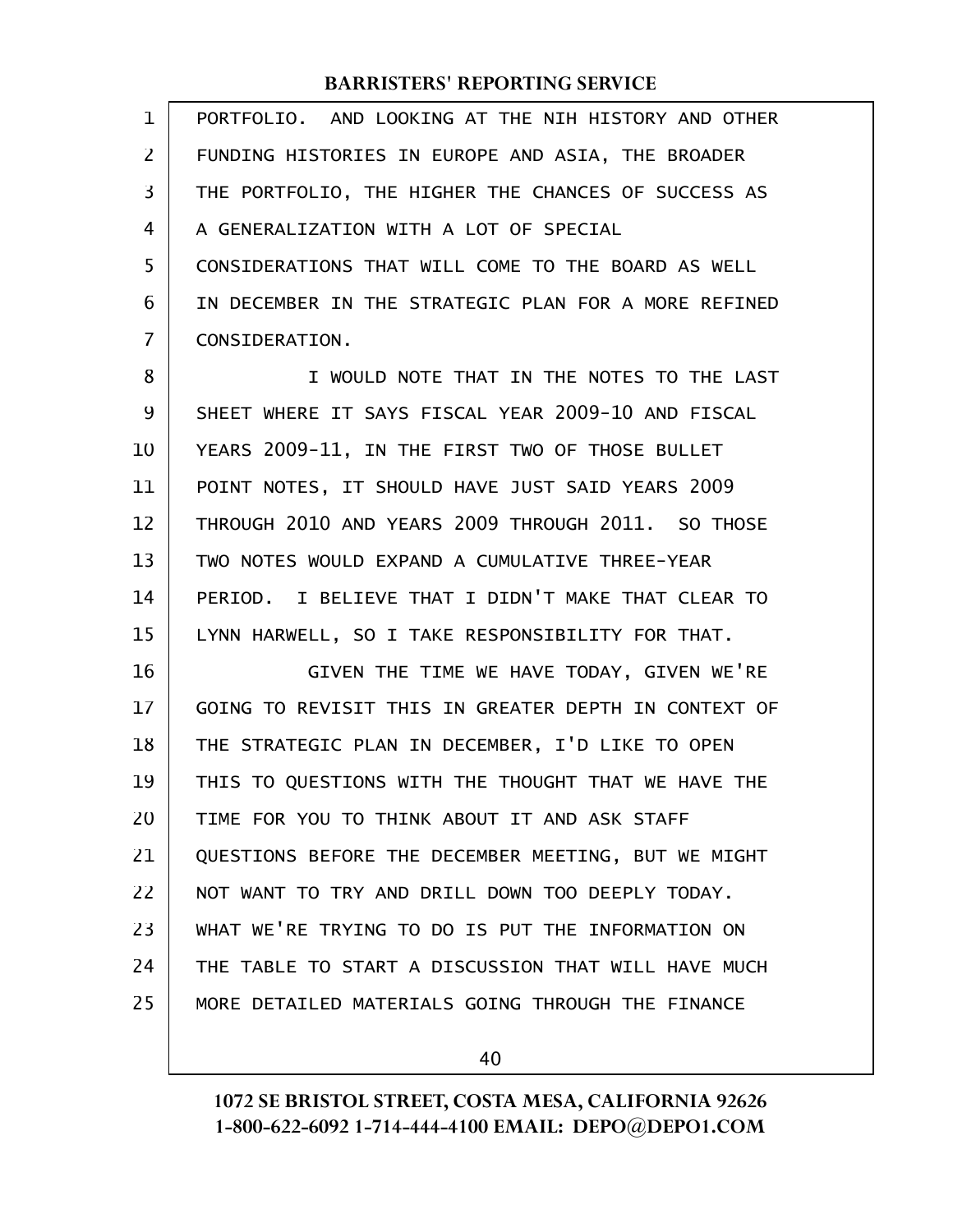PORTFOLIO. AND LOOKING AT THE NIH HISTORY AND OTHER FUNDING HISTORIES IN EUROPE AND ASIA, THE BROADER THE PORTFOLIO, THE HIGHER THE CHANCES OF SUCCESS AS A GENERALIZATION WITH A LOT OF SPECIAL CONSIDERATIONS THAT WILL COME TO THE BOARD AS WELL IN DECEMBER IN THE STRATEGIC PLAN FOR A MORE REFINED CONSIDERATION.

I WOULD NOTE THAT IN THE NOTES TO THE LAST SHEET WHERE IT SAYS FISCAL YEAR 2009-10 AND FISCAL YEARS 2009-11, IN THE FIRST TWO OF THOSE BULLET POINT NOTES, IT SHOULD HAVE JUST SAID YEARS 2009 THROUGH 2010 AND YEARS 2009 THROUGH 2011. SO THOSE TWO NOTES WOULD EXPAND A CUMULATIVE THREE-YEAR PERIOD. I BELIEVE THAT I DIDN'T MAKE THAT CLEAR TO LYNN HARWELL, SO I TAKE RESPONSIBILITY FOR THAT.

GIVEN THE TIME WE HAVE TODAY, GIVEN WE'RE GOING TO REVISIT THIS IN GREATER DEPTH IN CONTEXT OF THE STRATEGIC PLAN IN DECEMBER, I'D LIKE TO OPEN THIS TO QUESTIONS WITH THE THOUGHT THAT WE HAVE THE TIME FOR YOU TO THINK ABOUT IT AND ASK STAFF QUESTIONS BEFORE THE DECEMBER MEETING, BUT WE MIGHT NOT WANT TO TRY AND DRILL DOWN TOO DEEPLY TODAY. WHAT WE'RE TRYING TO DO IS PUT THE INFORMATION ON THE TABLE TO START A DISCUSSION THAT WILL HAVE MUCH MORE DETAILED MATERIALS GOING THROUGH THE FINANCE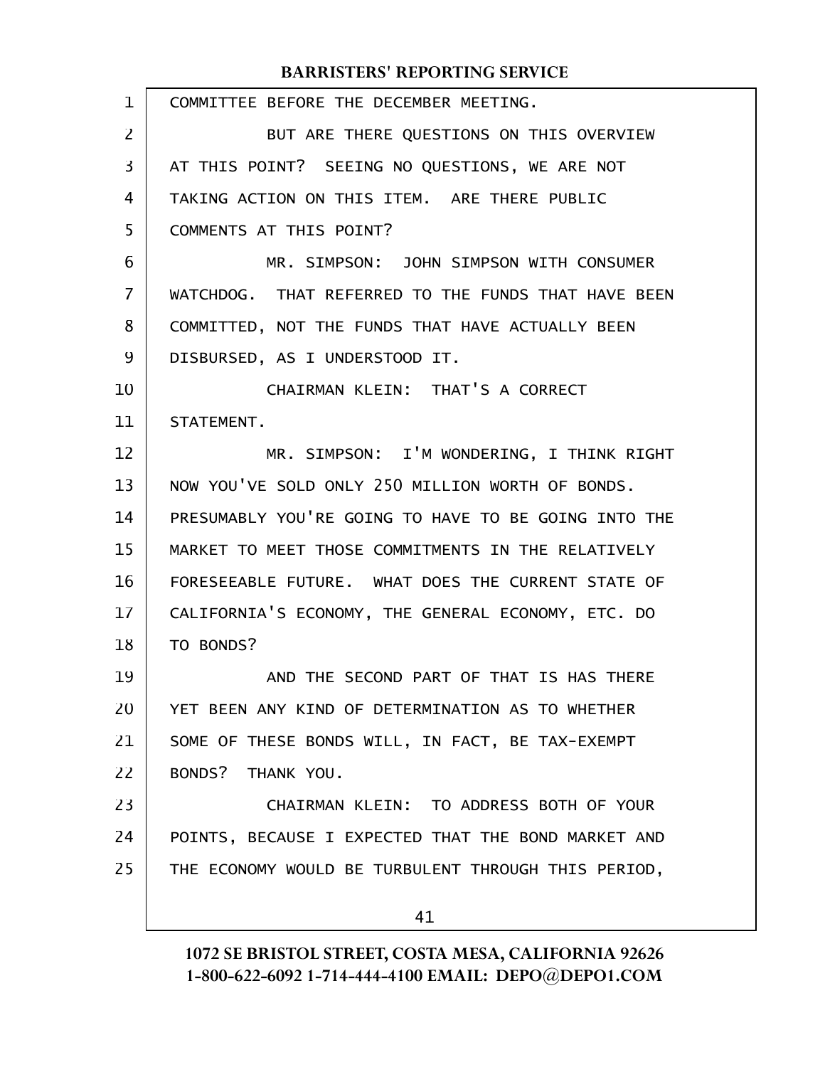COMMITTEE BEFORE THE DECEMBER MEETING.

BUT ARE THERE QUESTIONS ON THIS OVERVIEW AT THIS POINT? SEEING NO QUESTIONS, WE ARE NOT TAKING ACTION ON THIS ITEM. ARE THERE PUBLIC COMMENTS AT THIS POINT?

MR. SIMPSON: JOHN SIMPSON WITH CONSUMER WATCHDOG. THAT REFERRED TO THE FUNDS THAT HAVE BEEN COMMITTED, NOT THE FUNDS THAT HAVE ACTUALLY BEEN DISBURSED, AS I UNDERSTOOD IT.

CHAIRMAN KLEIN: THAT'S A CORRECT STATEMENT.

MR. SIMPSON: I'M WONDERING, I THINK RIGHT NOW YOU'VE SOLD ONLY 250 MILLION WORTH OF BONDS. PRESUMABLY YOU'RE GOING TO HAVE TO BE GOING INTO THE MARKET TO MEET THOSE COMMITMENTS IN THE RELATIVELY FORESEEABLE FUTURE. WHAT DOES THE CURRENT STATE OF CALIFORNIA'S ECONOMY, THE GENERAL ECONOMY, ETC. DO TO BONDS?

AND THE SECOND PART OF THAT IS HAS THERE YET BEEN ANY KIND OF DETERMINATION AS TO WHETHER SOME OF THESE BONDS WILL, IN FACT, BE TAX-EXEMPT BONDS? THANK YOU.

CHAIRMAN KLEIN: TO ADDRESS BOTH OF YOUR POINTS, BECAUSE I EXPECTED THAT THE BOND MARKET AND THE ECONOMY WOULD BE TURBULENT THROUGH THIS PERIOD,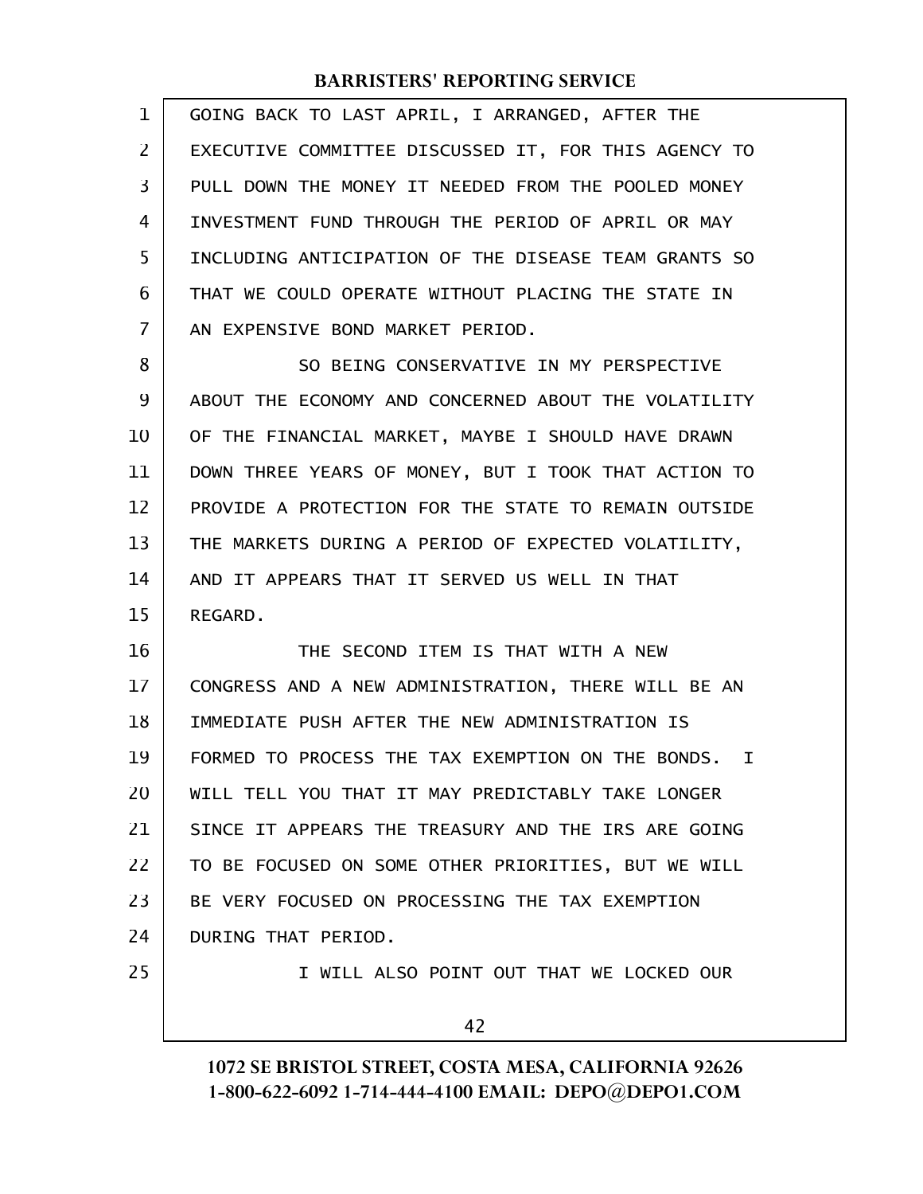GOING BACK TO LAST APRIL, I ARRANGED, AFTER THE EXECUTIVE COMMITTEE DISCUSSED IT, FOR THIS AGENCY TO PULL DOWN THE MONEY IT NEEDED FROM THE POOLED MONEY INVESTMENT FUND THROUGH THE PERIOD OF APRIL OR MAY INCLUDING ANTICIPATION OF THE DISEASE TEAM GRANTS SO THAT WE COULD OPERATE WITHOUT PLACING THE STATE IN AN EXPENSIVE BOND MARKET PERIOD.

SO BEING CONSERVATIVE IN MY PERSPECTIVE ABOUT THE ECONOMY AND CONCERNED ABOUT THE VOLATILITY OF THE FINANCIAL MARKET, MAYBE I SHOULD HAVE DRAWN DOWN THREE YEARS OF MONEY, BUT I TOOK THAT ACTION TO PROVIDE A PROTECTION FOR THE STATE TO REMAIN OUTSIDE THE MARKETS DURING A PERIOD OF EXPECTED VOLATILITY, AND IT APPEARS THAT IT SERVED US WELL IN THAT REGARD.

THE SECOND ITEM IS THAT WITH A NEW CONGRESS AND A NEW ADMINISTRATION, THERE WILL BE AN IMMEDIATE PUSH AFTER THE NEW ADMINISTRATION IS FORMED TO PROCESS THE TAX EXEMPTION ON THE BONDS. I WILL TELL YOU THAT IT MAY PREDICTABLY TAKE LONGER SINCE IT APPEARS THE TREASURY AND THE IRS ARE GOING TO BE FOCUSED ON SOME OTHER PRIORITIES, BUT WE WILL BE VERY FOCUSED ON PROCESSING THE TAX EXEMPTION DURING THAT PERIOD.

I WILL ALSO POINT OUT THAT WE LOCKED OUR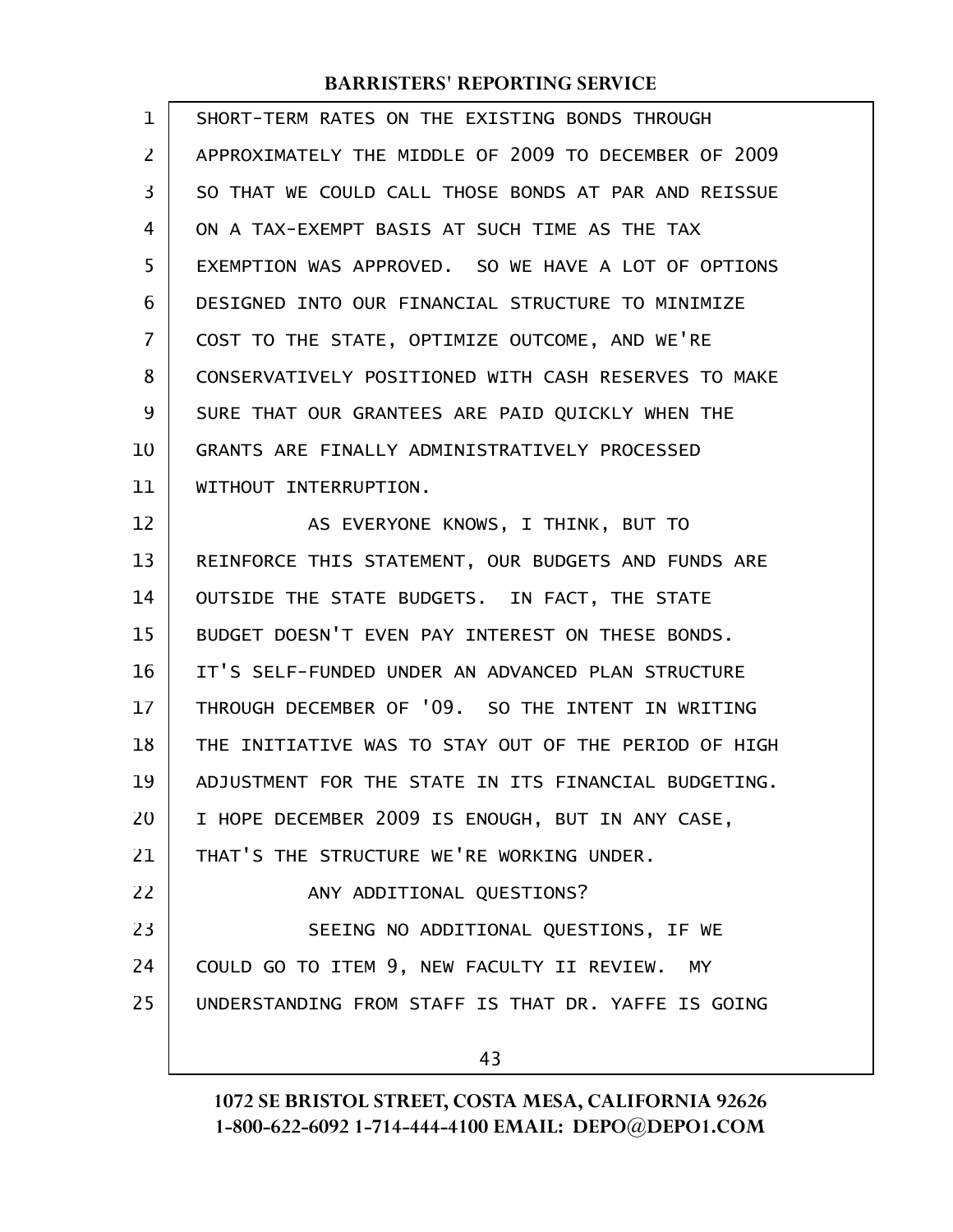SHORT-TERM RATES ON THE EXISTING BONDS THROUGH APPROXIMATELY THE MIDDLE OF 2009 TO DECEMBER OF 2009 SO THAT WE COULD CALL THOSE BONDS AT PAR AND REISSUE ON A TAX-EXEMPT BASIS AT SUCH TIME AS THE TAX EXEMPTION WAS APPROVED. SO WE HAVE A LOT OF OPTIONS DESIGNED INTO OUR FINANCIAL STRUCTURE TO MINIMIZE COST TO THE STATE, OPTIMIZE OUTCOME, AND WE'RE CONSERVATIVELY POSITIONED WITH CASH RESERVES TO MAKE SURE THAT OUR GRANTEES ARE PAID QUICKLY WHEN THE GRANTS ARE FINALLY ADMINISTRATIVELY PROCESSED WITHOUT INTERRUPTION.

AS EVERYONE KNOWS, I THINK, BUT TO REINFORCE THIS STATEMENT, OUR BUDGETS AND FUNDS ARE OUTSIDE THE STATE BUDGETS. IN FACT, THE STATE BUDGET DOESN'T EVEN PAY INTEREST ON THESE BONDS. IT'S SELF-FUNDED UNDER AN ADVANCED PLAN STRUCTURE THROUGH DECEMBER OF '09. SO THE INTENT IN WRITING THE INITIATIVE WAS TO STAY OUT OF THE PERIOD OF HIGH ADJUSTMENT FOR THE STATE IN ITS FINANCIAL BUDGETING. I HOPE DECEMBER 2009 IS ENOUGH, BUT IN ANY CASE, THAT'S THE STRUCTURE WE'RE WORKING UNDER.

ANY ADDITIONAL QUESTIONS?

SEEING NO ADDITIONAL QUESTIONS, IF WE COULD GO TO ITEM 9, NEW FACULTY II REVIEW. MY UNDERSTANDING FROM STAFF IS THAT DR. YAFFE IS GOING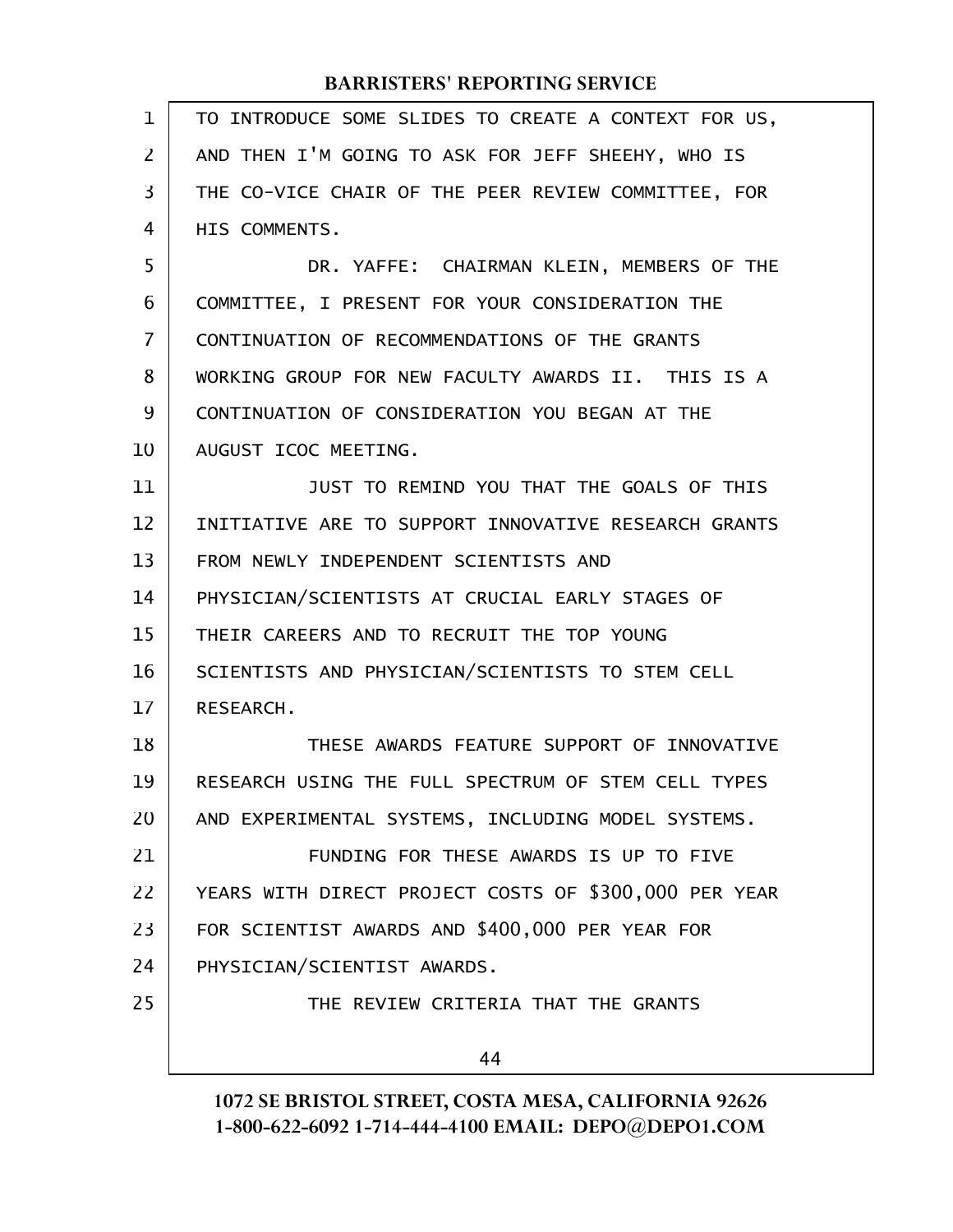TO INTRODUCE SOME SLIDES TO CREATE A CONTEXT FOR US, AND THEN I'M GOING TO ASK FOR JEFF SHEEHY, WHO IS THE CO-VICE CHAIR OF THE PEER REVIEW COMMITTEE, FOR HIS COMMENTS.

DR. YAFFE: CHAIRMAN KLEIN, MEMBERS OF THE COMMITTEE, I PRESENT FOR YOUR CONSIDERATION THE CONTINUATION OF RECOMMENDATIONS OF THE GRANTS WORKING GROUP FOR NEW FACULTY AWARDS II. THIS IS A CONTINUATION OF CONSIDERATION YOU BEGAN AT THE AUGUST ICOC MEETING.

JUST TO REMIND YOU THAT THE GOALS OF THIS INITIATIVE ARE TO SUPPORT INNOVATIVE RESEARCH GRANTS FROM NEWLY INDEPENDENT SCIENTISTS AND PHYSICIAN/SCIENTISTS AT CRUCIAL EARLY STAGES OF THEIR CAREERS AND TO RECRUIT THE TOP YOUNG SCIENTISTS AND PHYSICIAN/SCIENTISTS TO STEM CELL RESEARCH.

THESE AWARDS FEATURE SUPPORT OF INNOVATIVE RESEARCH USING THE FULL SPECTRUM OF STEM CELL TYPES AND EXPERIMENTAL SYSTEMS, INCLUDING MODEL SYSTEMS.

FUNDING FOR THESE AWARDS IS UP TO FIVE YEARS WITH DIRECT PROJECT COSTS OF $300,000 PER YEAR FOR SCIENTIST AWARDS AND $400,000 PER YEAR FOR PHYSICIAN/SCIENTIST AWARDS.

THE REVIEW CRITERIA THAT THE GRANTS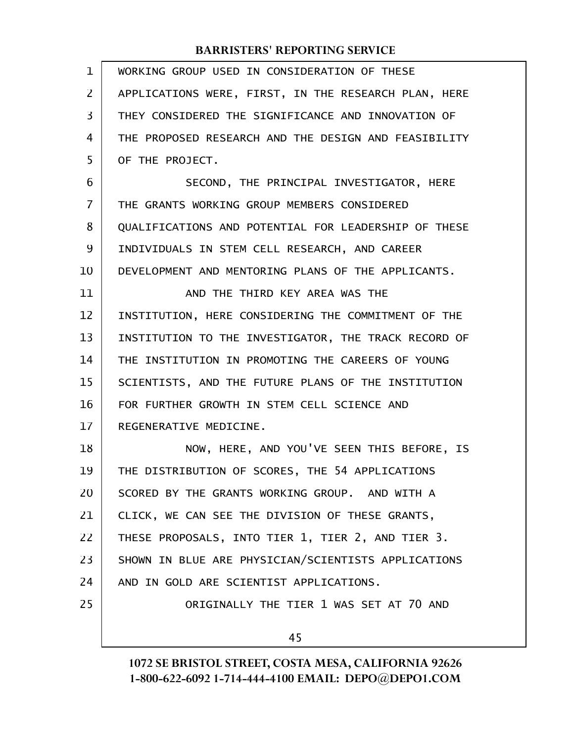WORKING GROUP USED IN CONSIDERATION OF THESE APPLICATIONS WERE, FIRST, IN THE RESEARCH PLAN, HERE THEY CONSIDERED THE SIGNIFICANCE AND INNOVATION OF THE PROPOSED RESEARCH AND THE DESIGN AND FEASIBILITY OF THE PROJECT.

SECOND, THE PRINCIPAL INVESTIGATOR, HERE THE GRANTS WORKING GROUP MEMBERS CONSIDERED QUALIFICATIONS AND POTENTIAL FOR LEADERSHIP OF THESE INDIVIDUALS IN STEM CELL RESEARCH, AND CAREER DEVELOPMENT AND MENTORING PLANS OF THE APPLICANTS.

AND THE THIRD KEY AREA WAS THE INSTITUTION, HERE CONSIDERING THE COMMITMENT OF THE INSTITUTION TO THE INVESTIGATOR, THE TRACK RECORD OF THE INSTITUTION IN PROMOTING THE CAREERS OF YOUNG SCIENTISTS, AND THE FUTURE PLANS OF THE INSTITUTION FOR FURTHER GROWTH IN STEM CELL SCIENCE AND REGENERATIVE MEDICINE.

NOW, HERE, AND YOU'VE SEEN THIS BEFORE, IS THE DISTRIBUTION OF SCORES, THE 54 APPLICATIONS SCORED BY THE GRANTS WORKING GROUP. AND WITH A CLICK, WE CAN SEE THE DIVISION OF THESE GRANTS, THESE PROPOSALS, INTO TIER 1, TIER 2, AND TIER 3. SHOWN IN BLUE ARE PHYSICIAN/SCIENTISTS APPLICATIONS AND IN GOLD ARE SCIENTIST APPLICATIONS.

ORIGINALLY THE TIER 1 WAS SET AT 70 AND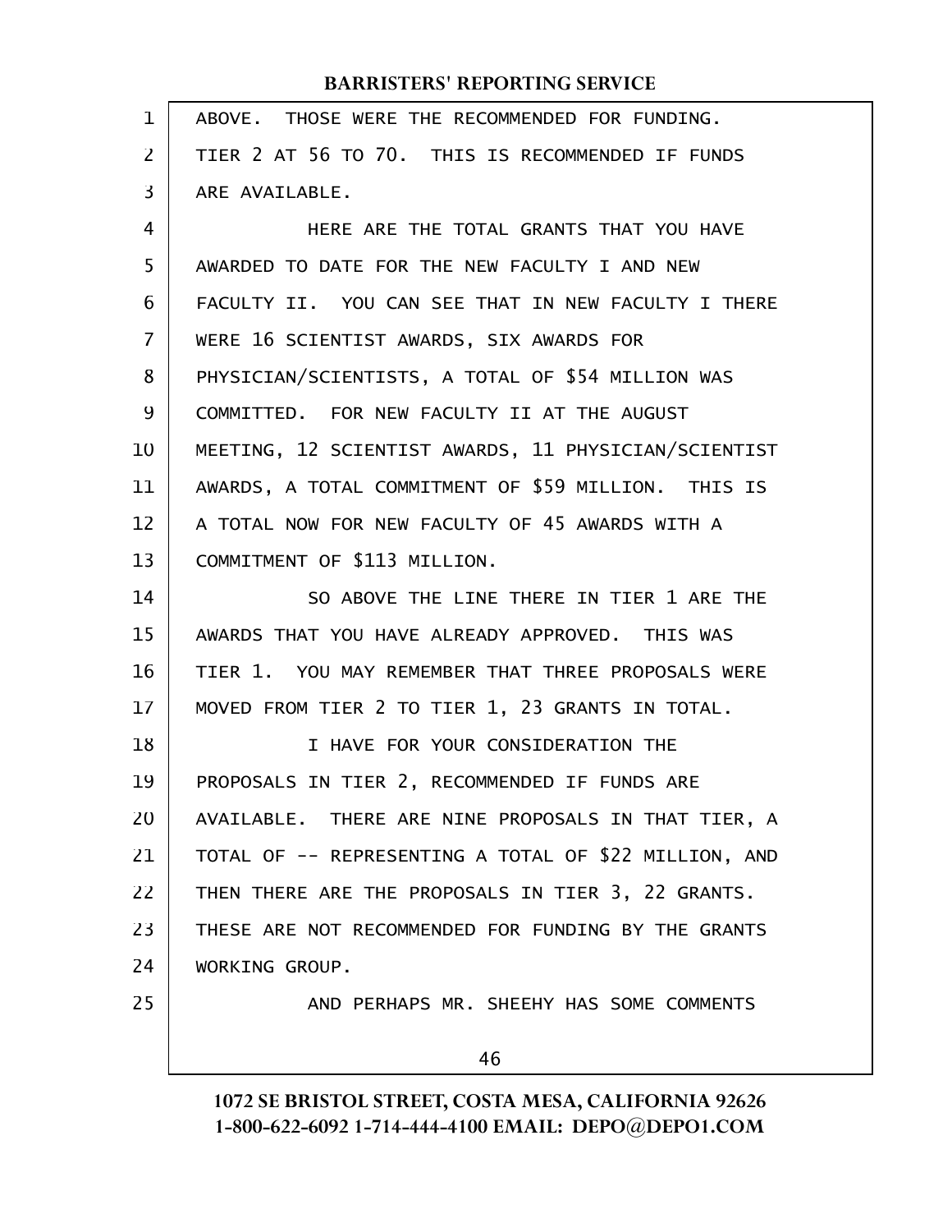ABOVE. THOSE WERE THE RECOMMENDED FOR FUNDING. TIER 2 AT 56 TO 70. THIS IS RECOMMENDED IF FUNDS ARE AVAILABLE.

HERE ARE THE TOTAL GRANTS THAT YOU HAVE AWARDED TO DATE FOR THE NEW FACULTY I AND NEW FACULTY II. YOU CAN SEE THAT IN NEW FACULTY I THERE WERE 16 SCIENTIST AWARDS, SIX AWARDS FOR PHYSICIAN/SCIENTISTS, A TOTAL OF $54 MILLION WAS COMMITTED. FOR NEW FACULTY II AT THE AUGUST MEETING, 12 SCIENTIST AWARDS, 11 PHYSICIAN/SCIENTIST AWARDS, A TOTAL COMMITMENT OF $59 MILLION. THIS IS A TOTAL NOW FOR NEW FACULTY OF 45 AWARDS WITH A COMMITMENT OF $113 MILLION.

SO ABOVE THE LINE THERE IN TIER 1 ARE THE AWARDS THAT YOU HAVE ALREADY APPROVED. THIS WAS TIER 1. YOU MAY REMEMBER THAT THREE PROPOSALS WERE MOVED FROM TIER 2 TO TIER 1, 23 GRANTS IN TOTAL.

I HAVE FOR YOUR CONSIDERATION THE PROPOSALS IN TIER 2, RECOMMENDED IF FUNDS ARE AVAILABLE. THERE ARE NINE PROPOSALS IN THAT TIER, A TOTAL OF -- REPRESENTING A TOTAL OF $22 MILLION, AND THEN THERE ARE THE PROPOSALS IN TIER 3, 22 GRANTS. THESE ARE NOT RECOMMENDED FOR FUNDING BY THE GRANTS WORKING GROUP.

AND PERHAPS MR. SHEEHY HAS SOME COMMENTS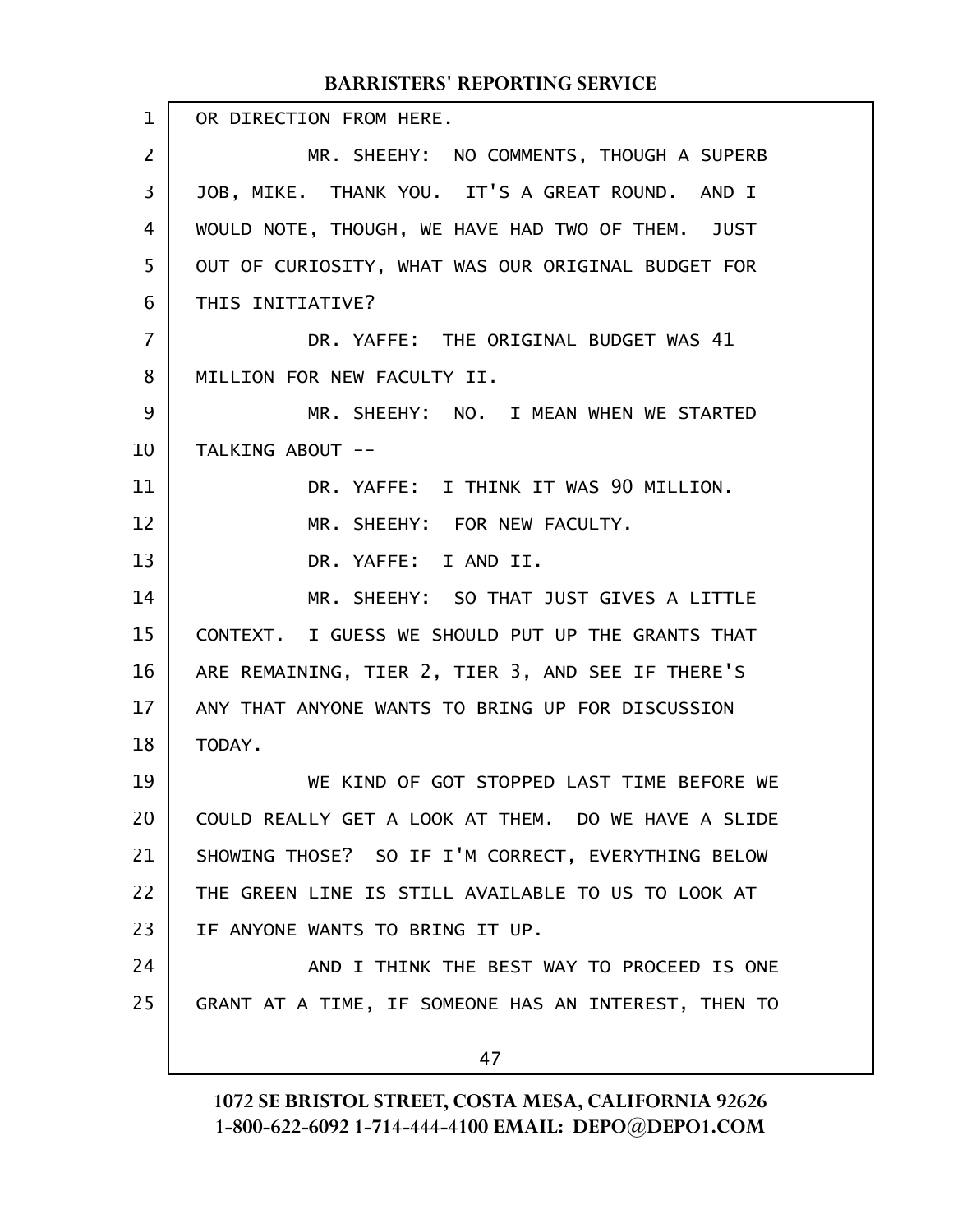OR DIRECTION FROM HERE.

MR. SHEEHY: NO COMMENTS, THOUGH A SUPERB JOB, MIKE. THANK YOU. IT'S A GREAT ROUND. AND I WOULD NOTE, THOUGH, WE HAVE HAD TWO OF THEM. JUST OUT OF CURIOSITY, WHAT WAS OUR ORIGINAL BUDGET FOR THIS INITIATIVE?

DR. YAFFE: THE ORIGINAL BUDGET WAS 41 MILLION FOR NEW FACULTY II.

MR. SHEEHY: NO. I MEAN WHEN WE STARTED TALKING ABOUT --

DR. YAFFE: I THINK IT WAS 90 MILLION.

MR. SHEEHY: FOR NEW FACULTY.

DR. YAFFE: I AND II.

MR. SHEEHY: SO THAT JUST GIVES A LITTLE CONTEXT. I GUESS WE SHOULD PUT UP THE GRANTS THAT ARE REMAINING, TIER 2, TIER 3, AND SEE IF THERE'S ANY THAT ANYONE WANTS TO BRING UP FOR DISCUSSION TODAY.

WE KIND OF GOT STOPPED LAST TIME BEFORE WE COULD REALLY GET A LOOK AT THEM. DO WE HAVE A SLIDE SHOWING THOSE? SO IF I'M CORRECT, EVERYTHING BELOW THE GREEN LINE IS STILL AVAILABLE TO US TO LOOK AT IF ANYONE WANTS TO BRING IT UP.

AND I THINK THE BEST WAY TO PROCEED IS ONE GRANT AT A TIME, IF SOMEONE HAS AN INTEREST, THEN TO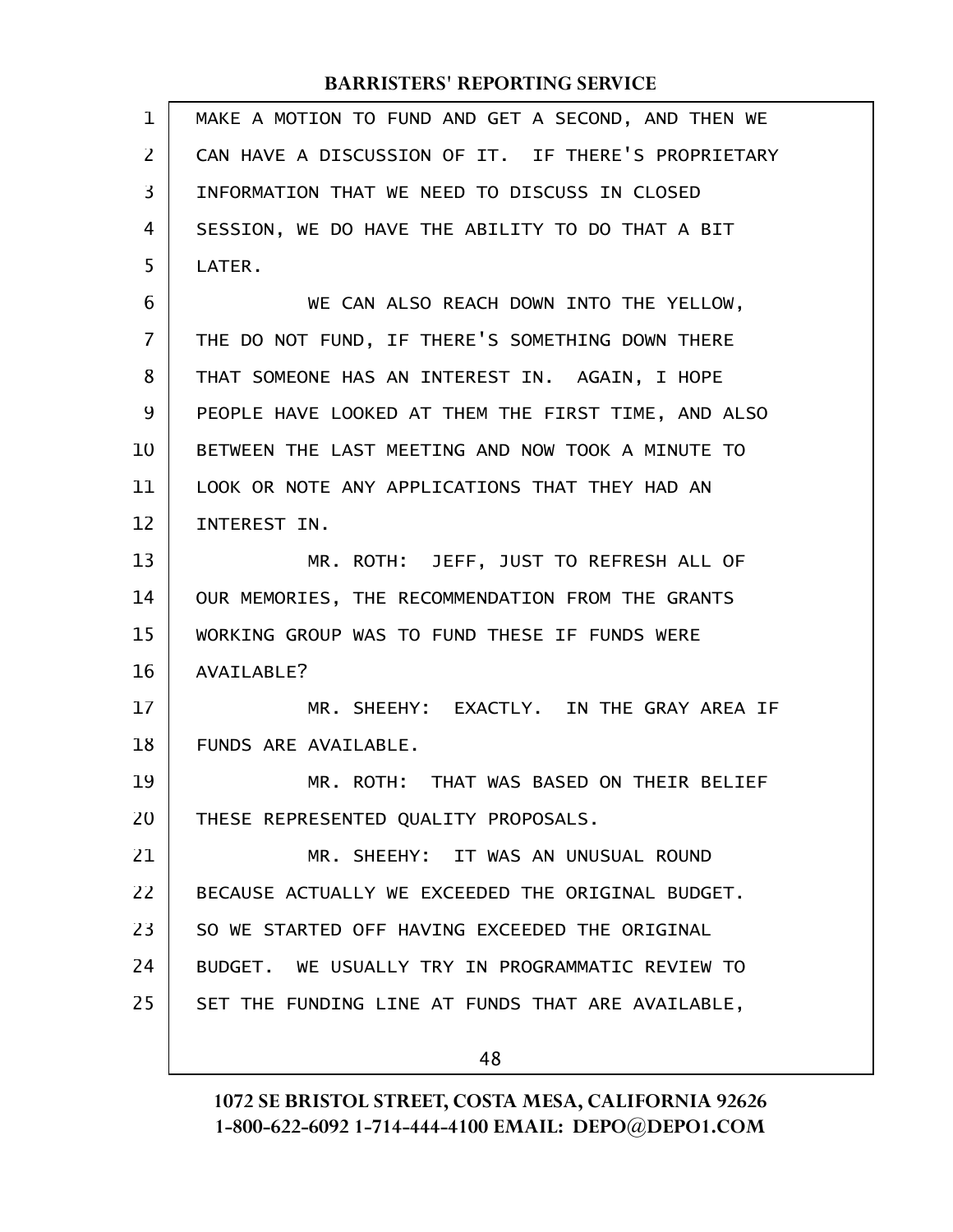MAKE A MOTION TO FUND AND GET A SECOND, AND THEN WE CAN HAVE A DISCUSSION OF IT. IF THERE'S PROPRIETARY INFORMATION THAT WE NEED TO DISCUSS IN CLOSED SESSION, WE DO HAVE THE ABILITY TO DO THAT A BIT LATER.

WE CAN ALSO REACH DOWN INTO THE YELLOW, THE DO NOT FUND, IF THERE'S SOMETHING DOWN THERE THAT SOMEONE HAS AN INTEREST IN. AGAIN, I HOPE PEOPLE HAVE LOOKED AT THEM THE FIRST TIME, AND ALSO BETWEEN THE LAST MEETING AND NOW TOOK A MINUTE TO LOOK OR NOTE ANY APPLICATIONS THAT THEY HAD AN INTEREST IN.

MR. ROTH: JEFF, JUST TO REFRESH ALL OF OUR MEMORIES, THE RECOMMENDATION FROM THE GRANTS WORKING GROUP WAS TO FUND THESE IF FUNDS WERE AVAILABLE?

MR. SHEEHY: EXACTLY. IN THE GRAY AREA IF FUNDS ARE AVAILABLE.

MR. ROTH: THAT WAS BASED ON THEIR BELIEF THESE REPRESENTED QUALITY PROPOSALS.

MR. SHEEHY: IT WAS AN UNUSUAL ROUND BECAUSE ACTUALLY WE EXCEEDED THE ORIGINAL BUDGET. SO WE STARTED OFF HAVING EXCEEDED THE ORIGINAL BUDGET. WE USUALLY TRY IN PROGRAMMATIC REVIEW TO SET THE FUNDING LINE AT FUNDS THAT ARE AVAILABLE,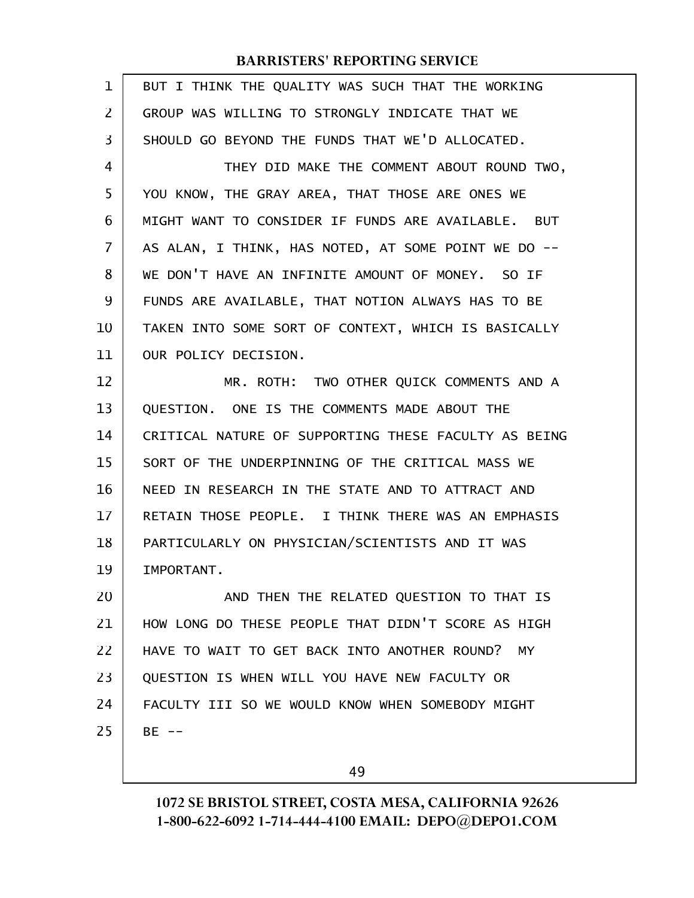BUT I THINK THE QUALITY WAS SUCH THAT THE WORKING GROUP WAS WILLING TO STRONGLY INDICATE THAT WE SHOULD GO BEYOND THE FUNDS THAT WE'D ALLOCATED.

THEY DID MAKE THE COMMENT ABOUT ROUND TWO, YOU KNOW, THE GRAY AREA, THAT THOSE ARE ONES WE MIGHT WANT TO CONSIDER IF FUNDS ARE AVAILABLE. BUT AS ALAN, I THINK, HAS NOTED, AT SOME POINT WE DO -- WE DON'T HAVE AN INFINITE AMOUNT OF MONEY. SO IF FUNDS ARE AVAILABLE, THAT NOTION ALWAYS HAS TO BE TAKEN INTO SOME SORT OF CONTEXT, WHICH IS BASICALLY OUR POLICY DECISION.

MR. ROTH: TWO OTHER QUICK COMMENTS AND A QUESTION. ONE IS THE COMMENTS MADE ABOUT THE CRITICAL NATURE OF SUPPORTING THESE FACULTY AS BEING SORT OF THE UNDERPINNING OF THE CRITICAL MASS WE NEED IN RESEARCH IN THE STATE AND TO ATTRACT AND RETAIN THOSE PEOPLE. I THINK THERE WAS AN EMPHASIS PARTICULARLY ON PHYSICIAN/SCIENTISTS AND IT WAS IMPORTANT.

AND THEN THE RELATED QUESTION TO THAT IS HOW LONG DO THESE PEOPLE THAT DIDN'T SCORE AS HIGH HAVE TO WAIT TO GET BACK INTO ANOTHER ROUND? MY QUESTION IS WHEN WILL YOU HAVE NEW FACULTY OR FACULTY III SO WE WOULD KNOW WHEN SOMEBODY MIGHT BE --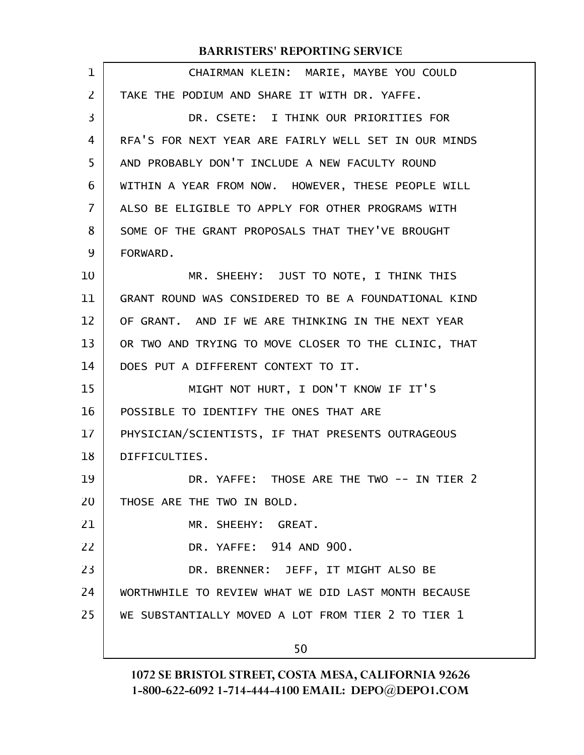CHAIRMAN KLEIN: MARIE, MAYBE YOU COULD TAKE THE PODIUM AND SHARE IT WITH DR. YAFFE.

DR. CSETE: I THINK OUR PRIORITIES FOR RFA'S FOR NEXT YEAR ARE FAIRLY WELL SET IN OUR MINDS AND PROBABLY DON'T INCLUDE A NEW FACULTY ROUND WITHIN A YEAR FROM NOW. HOWEVER, THESE PEOPLE WILL ALSO BE ELIGIBLE TO APPLY FOR OTHER PROGRAMS WITH SOME OF THE GRANT PROPOSALS THAT THEY'VE BROUGHT FORWARD.

MR. SHEEHY: JUST TO NOTE, I THINK THIS GRANT ROUND WAS CONSIDERED TO BE A FOUNDATIONAL KIND OF GRANT. AND IF WE ARE THINKING IN THE NEXT YEAR OR TWO AND TRYING TO MOVE CLOSER TO THE CLINIC, THAT DOES PUT A DIFFERENT CONTEXT TO IT.

MIGHT NOT HURT, I DON'T KNOW IF IT'S POSSIBLE TO IDENTIFY THE ONES THAT ARE PHYSICIAN/SCIENTISTS, IF THAT PRESENTS OUTRAGEOUS DIFFICULTIES.

DR. YAFFE: THOSE ARE THE TWO -- IN TIER 2 THOSE ARE THE TWO IN BOLD.

MR. SHEEHY: GREAT.

DR. YAFFE: 914 AND 900.

DR. BRENNER: JEFF, IT MIGHT ALSO BE WORTHWHILE TO REVIEW WHAT WE DID LAST MONTH BECAUSE WE SUBSTANTIALLY MOVED A LOT FROM TIER 2 TO TIER 1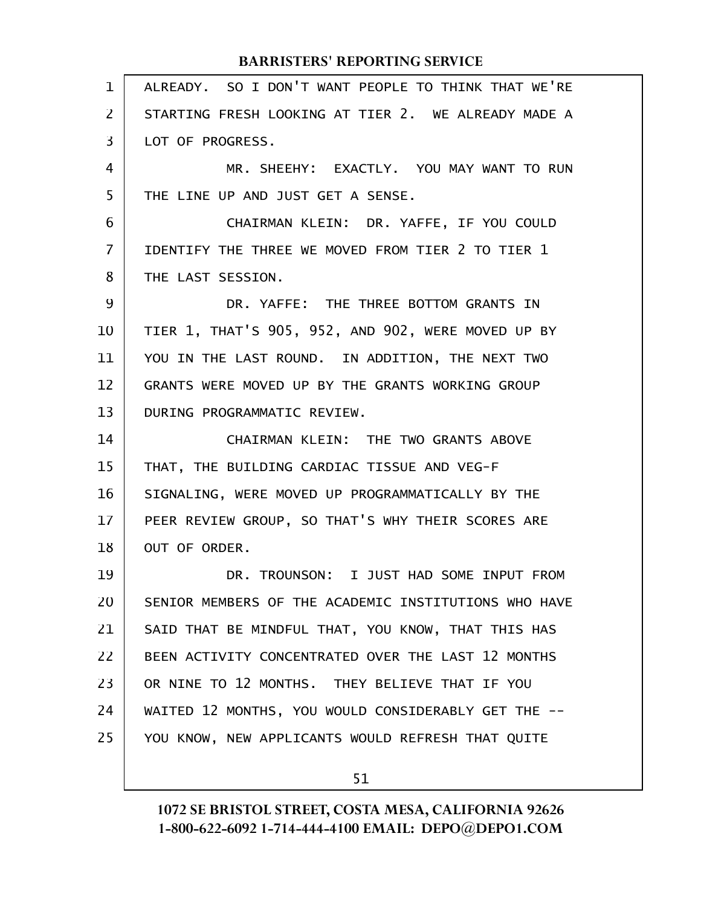ALREADY. SO I DON'T WANT PEOPLE TO THINK THAT WE'RE STARTING FRESH LOOKING AT TIER 2. WE ALREADY MADE A LOT OF PROGRESS.

MR. SHEEHY: EXACTLY. YOU MAY WANT TO RUN THE LINE UP AND JUST GET A SENSE.

CHAIRMAN KLEIN: DR. YAFFE, IF YOU COULD IDENTIFY THE THREE WE MOVED FROM TIER 2 TO TIER 1 THE LAST SESSION.

DR. YAFFE: THE THREE BOTTOM GRANTS IN TIER 1, THAT'S 905, 952, AND 902, WERE MOVED UP BY YOU IN THE LAST ROUND. IN ADDITION, THE NEXT TWO GRANTS WERE MOVED UP BY THE GRANTS WORKING GROUP DURING PROGRAMMATIC REVIEW.

CHAIRMAN KLEIN: THE TWO GRANTS ABOVE THAT, THE BUILDING CARDIAC TISSUE AND VEG-F SIGNALING, WERE MOVED UP PROGRAMMATICALLY BY THE PEER REVIEW GROUP, SO THAT'S WHY THEIR SCORES ARE OUT OF ORDER.

DR. TROUNSON: I JUST HAD SOME INPUT FROM SENIOR MEMBERS OF THE ACADEMIC INSTITUTIONS WHO HAVE SAID THAT BE MINDFUL THAT, YOU KNOW, THAT THIS HAS BEEN ACTIVITY CONCENTRATED OVER THE LAST 12 MONTHS OR NINE TO 12 MONTHS. THEY BELIEVE THAT IF YOU WAITED 12 MONTHS, YOU WOULD CONSIDERABLY GET THE -- YOU KNOW, NEW APPLICANTS WOULD REFRESH THAT QUITE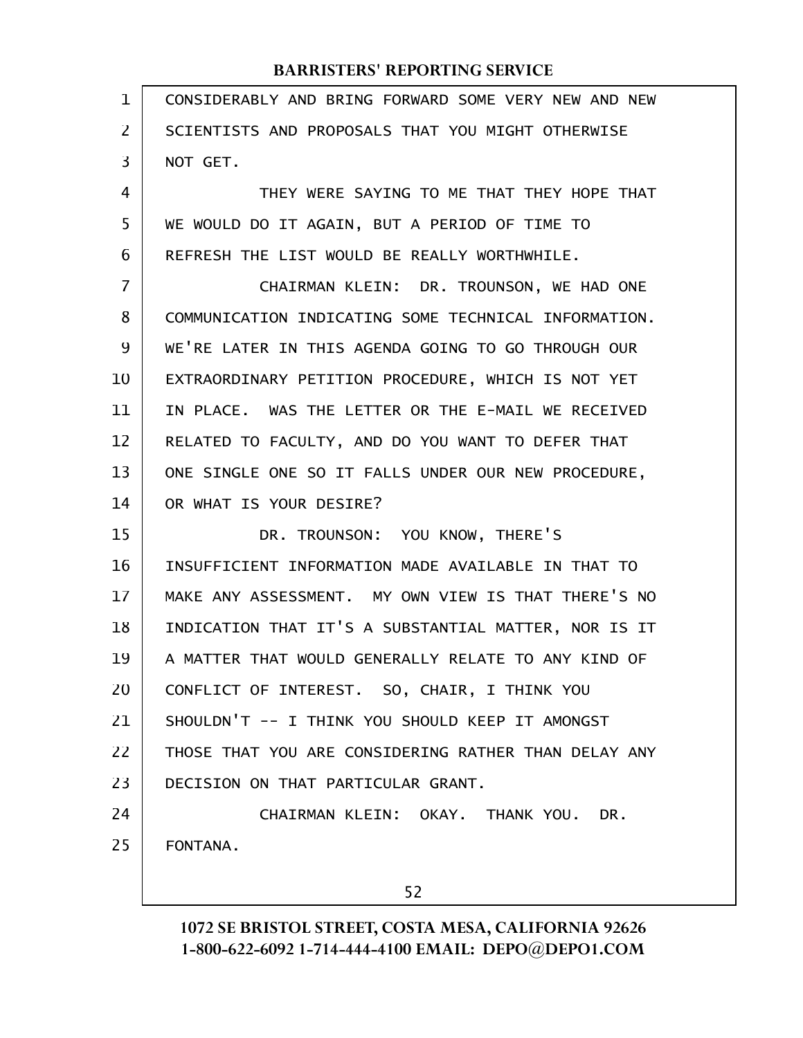CONSIDERABLY AND BRING FORWARD SOME VERY NEW AND NEW SCIENTISTS AND PROPOSALS THAT YOU MIGHT OTHERWISE NOT GET.

THEY WERE SAYING TO ME THAT THEY HOPE THAT WE WOULD DO IT AGAIN, BUT A PERIOD OF TIME TO REFRESH THE LIST WOULD BE REALLY WORTHWHILE.

CHAIRMAN KLEIN: DR. TROUNSON, WE HAD ONE COMMUNICATION INDICATING SOME TECHNICAL INFORMATION. WE'RE LATER IN THIS AGENDA GOING TO GO THROUGH OUR EXTRAORDINARY PETITION PROCEDURE, WHICH IS NOT YET IN PLACE. WAS THE LETTER OR THE E-MAIL WE RECEIVED RELATED TO FACULTY, AND DO YOU WANT TO DEFER THAT ONE SINGLE ONE SO IT FALLS UNDER OUR NEW PROCEDURE, OR WHAT IS YOUR DESIRE?

DR. TROUNSON: YOU KNOW, THERE'S INSUFFICIENT INFORMATION MADE AVAILABLE IN THAT TO MAKE ANY ASSESSMENT. MY OWN VIEW IS THAT THERE'S NO INDICATION THAT IT'S A SUBSTANTIAL MATTER, NOR IS IT A MATTER THAT WOULD GENERALLY RELATE TO ANY KIND OF CONFLICT OF INTEREST. SO, CHAIR, I THINK YOU SHOULDN'T -- I THINK YOU SHOULD KEEP IT AMONGST THOSE THAT YOU ARE CONSIDERING RATHER THAN DELAY ANY DECISION ON THAT PARTICULAR GRANT.

CHAIRMAN KLEIN: OKAY. THANK YOU. DR. FONTANA.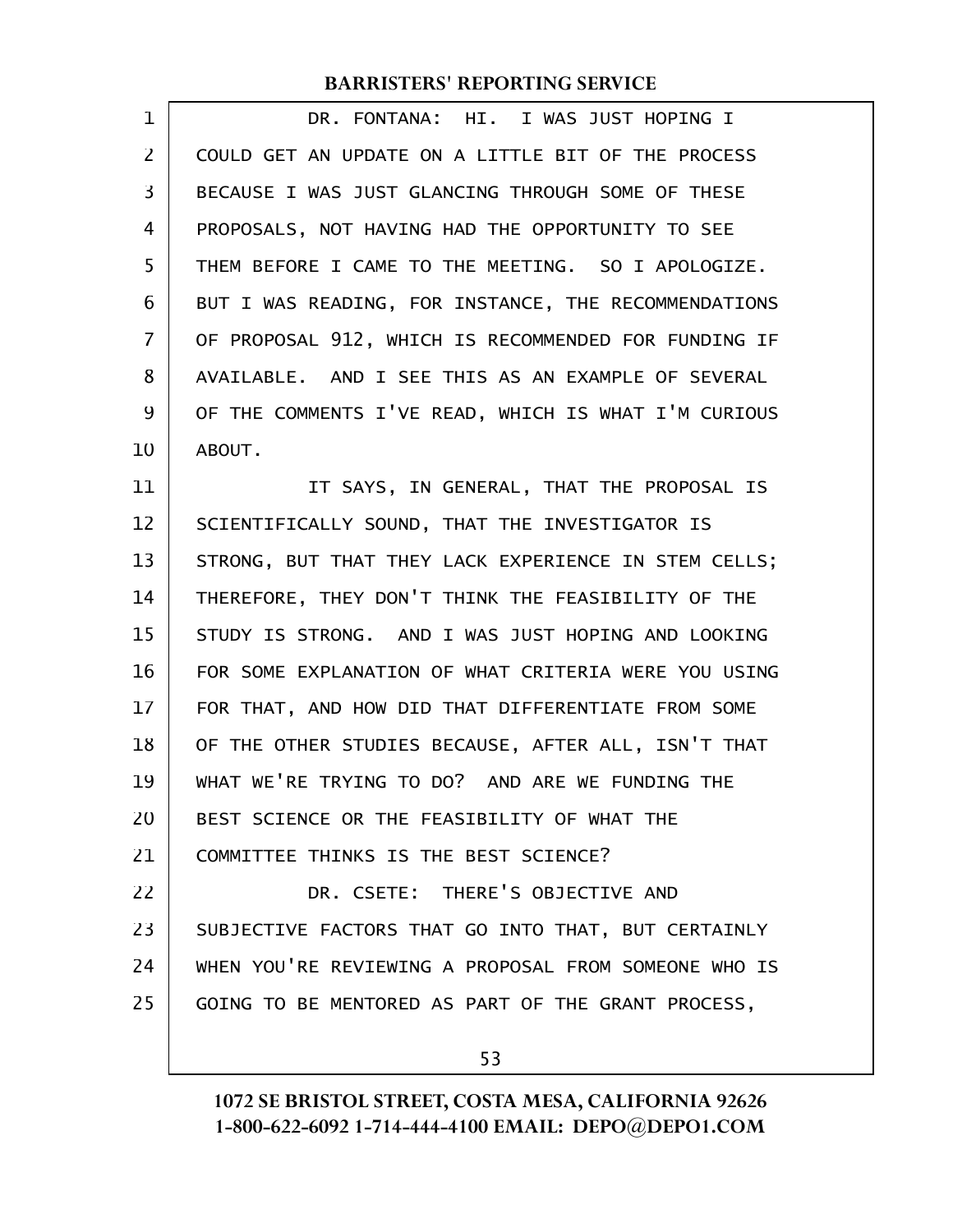DR. FONTANA: HI. I WAS JUST HOPING I COULD GET AN UPDATE ON A LITTLE BIT OF THE PROCESS BECAUSE I WAS JUST GLANCING THROUGH SOME OF THESE PROPOSALS, NOT HAVING HAD THE OPPORTUNITY TO SEE THEM BEFORE I CAME TO THE MEETING. SO I APOLOGIZE. BUT I WAS READING, FOR INSTANCE, THE RECOMMENDATIONS OF PROPOSAL 912, WHICH IS RECOMMENDED FOR FUNDING IF AVAILABLE. AND I SEE THIS AS AN EXAMPLE OF SEVERAL OF THE COMMENTS I'VE READ, WHICH IS WHAT I'M CURIOUS ABOUT.

IT SAYS, IN GENERAL, THAT THE PROPOSAL IS SCIENTIFICALLY SOUND, THAT THE INVESTIGATOR IS STRONG, BUT THAT THEY LACK EXPERIENCE IN STEM CELLS; THEREFORE, THEY DON'T THINK THE FEASIBILITY OF THE STUDY IS STRONG. AND I WAS JUST HOPING AND LOOKING FOR SOME EXPLANATION OF WHAT CRITERIA WERE YOU USING FOR THAT, AND HOW DID THAT DIFFERENTIATE FROM SOME OF THE OTHER STUDIES BECAUSE, AFTER ALL, ISN'T THAT WHAT WE'RE TRYING TO DO? AND ARE WE FUNDING THE BEST SCIENCE OR THE FEASIBILITY OF WHAT THE COMMITTEE THINKS IS THE BEST SCIENCE?

DR. CSETE: THERE'S OBJECTIVE AND SUBJECTIVE FACTORS THAT GO INTO THAT, BUT CERTAINLY WHEN YOU'RE REVIEWING A PROPOSAL FROM SOMEONE WHO IS GOING TO BE MENTORED AS PART OF THE GRANT PROCESS,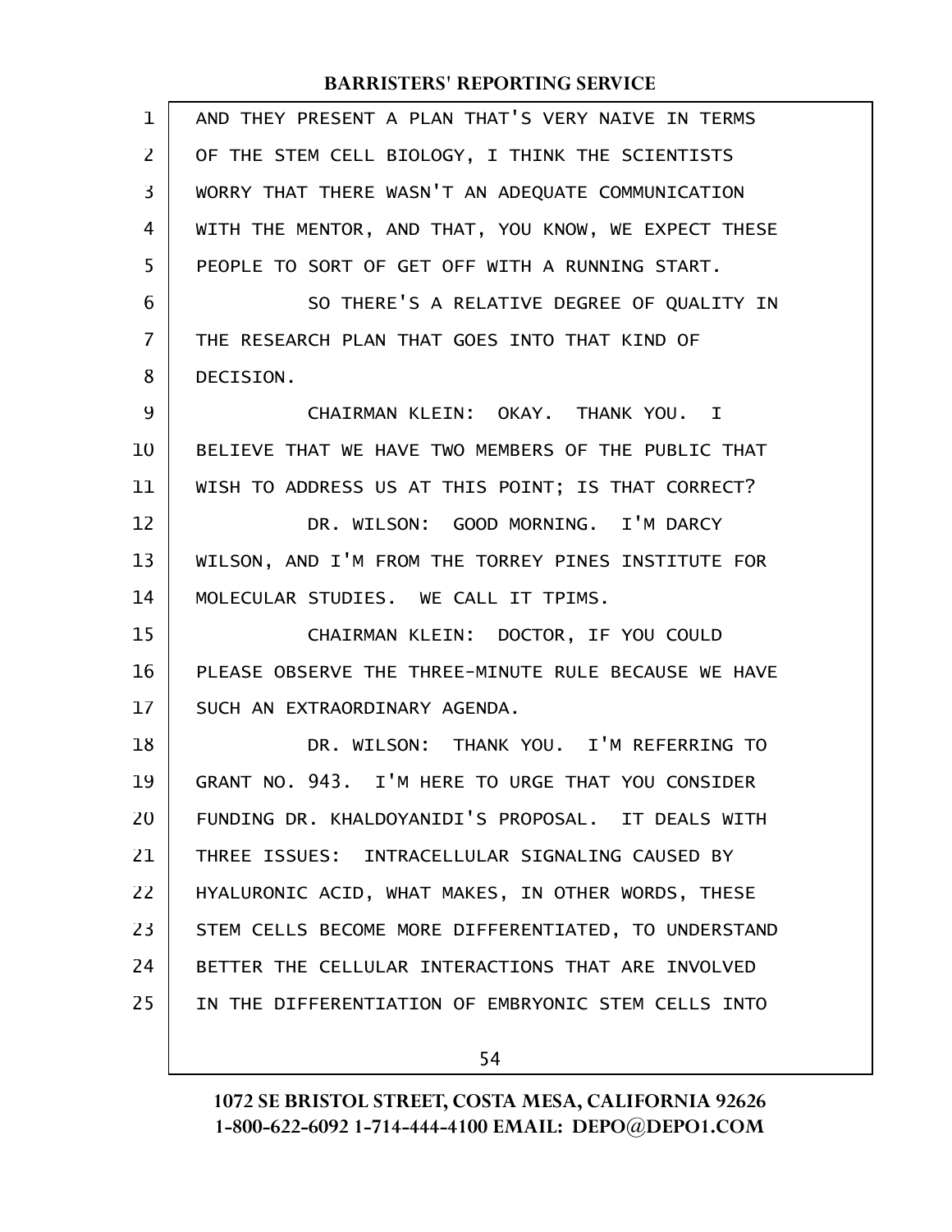AND THEY PRESENT A PLAN THAT'S VERY NAIVE IN TERMS OF THE STEM CELL BIOLOGY, I THINK THE SCIENTISTS WORRY THAT THERE WASN'T AN ADEQUATE COMMUNICATION WITH THE MENTOR, AND THAT, YOU KNOW, WE EXPECT THESE PEOPLE TO SORT OF GET OFF WITH A RUNNING START.

SO THERE'S A RELATIVE DEGREE OF QUALITY IN THE RESEARCH PLAN THAT GOES INTO THAT KIND OF DECISION.

CHAIRMAN KLEIN: OKAY. THANK YOU. I BELIEVE THAT WE HAVE TWO MEMBERS OF THE PUBLIC THAT WISH TO ADDRESS US AT THIS POINT; IS THAT CORRECT?

DR. WILSON: GOOD MORNING. I'M DARCY WILSON, AND I'M FROM THE TORREY PINES INSTITUTE FOR MOLECULAR STUDIES. WE CALL IT TPIMS.

CHAIRMAN KLEIN: DOCTOR, IF YOU COULD PLEASE OBSERVE THE THREE-MINUTE RULE BECAUSE WE HAVE SUCH AN EXTRAORDINARY AGENDA.

DR. WILSON: THANK YOU. I'M REFERRING TO GRANT NO. 943. I'M HERE TO URGE THAT YOU CONSIDER FUNDING DR. KHALDOYANIDI'S PROPOSAL. IT DEALS WITH THREE ISSUES: INTRACELLULAR SIGNALING CAUSED BY HYALURONIC ACID, WHAT MAKES, IN OTHER WORDS, THESE STEM CELLS BECOME MORE DIFFERENTIATED, TO UNDERSTAND BETTER THE CELLULAR INTERACTIONS THAT ARE INVOLVED IN THE DIFFERENTIATION OF EMBRYONIC STEM CELLS INTO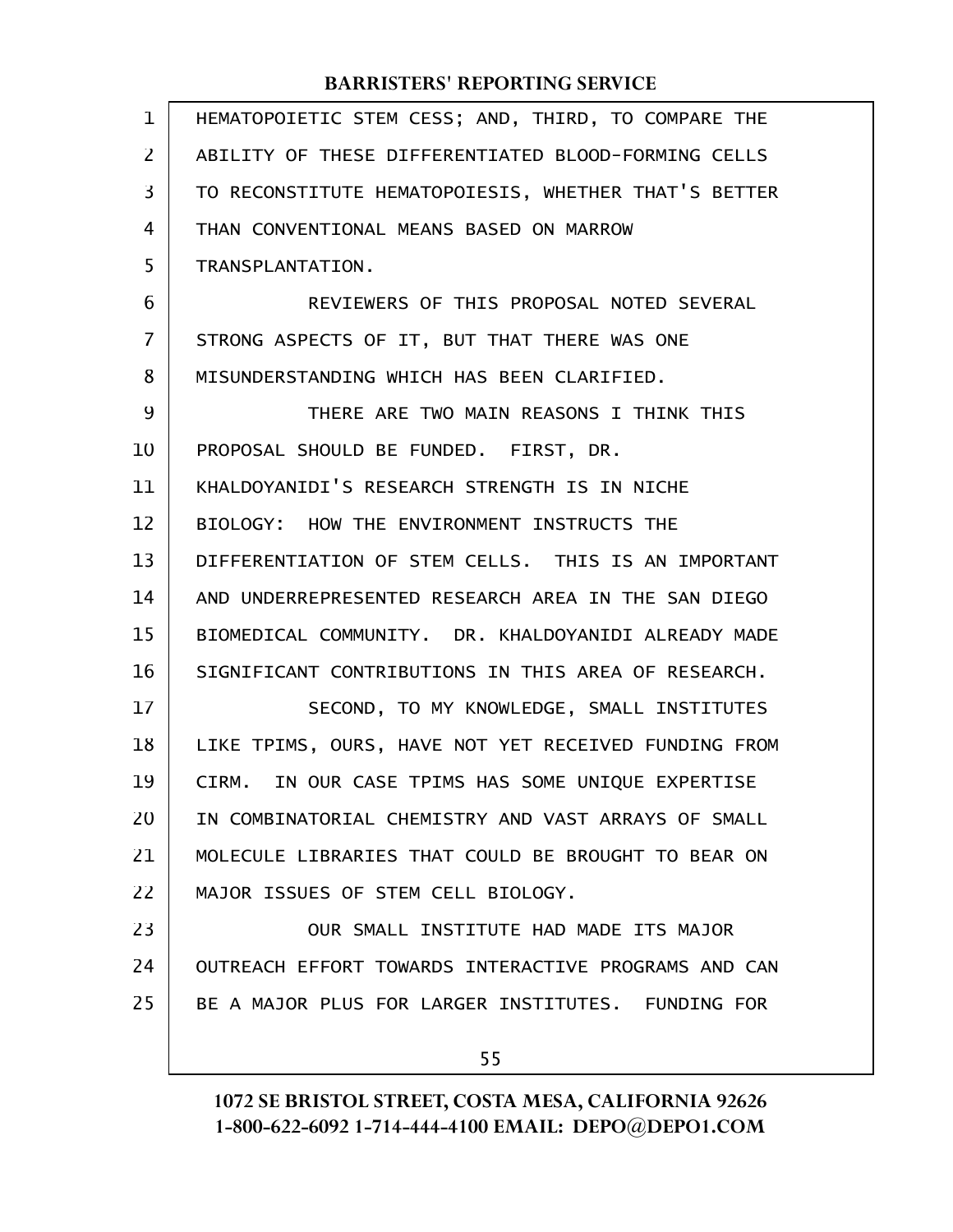HEMATOPOIETIC STEM CESS; AND, THIRD, TO COMPARE THE ABILITY OF THESE DIFFERENTIATED BLOOD-FORMING CELLS TO RECONSTITUTE HEMATOPOIESIS, WHETHER THAT'S BETTER THAN CONVENTIONAL MEANS BASED ON MARROW TRANSPLANTATION.

REVIEWERS OF THIS PROPOSAL NOTED SEVERAL STRONG ASPECTS OF IT, BUT THAT THERE WAS ONE MISUNDERSTANDING WHICH HAS BEEN CLARIFIED.

THERE ARE TWO MAIN REASONS I THINK THIS PROPOSAL SHOULD BE FUNDED. FIRST, DR. KHALDOYANIDI'S RESEARCH STRENGTH IS IN NICHE BIOLOGY: HOW THE ENVIRONMENT INSTRUCTS THE DIFFERENTIATION OF STEM CELLS. THIS IS AN IMPORTANT AND UNDERREPRESENTED RESEARCH AREA IN THE SAN DIEGO BIOMEDICAL COMMUNITY. DR. KHALDOYANIDI ALREADY MADE SIGNIFICANT CONTRIBUTIONS IN THIS AREA OF RESEARCH.

SECOND, TO MY KNOWLEDGE, SMALL INSTITUTES LIKE TPIMS, OURS, HAVE NOT YET RECEIVED FUNDING FROM CIRM. IN OUR CASE TPIMS HAS SOME UNIQUE EXPERTISE IN COMBINATORIAL CHEMISTRY AND VAST ARRAYS OF SMALL MOLECULE LIBRARIES THAT COULD BE BROUGHT TO BEAR ON MAJOR ISSUES OF STEM CELL BIOLOGY.

OUR SMALL INSTITUTE HAD MADE ITS MAJOR OUTREACH EFFORT TOWARDS INTERACTIVE PROGRAMS AND CAN BE A MAJOR PLUS FOR LARGER INSTITUTES. FUNDING FOR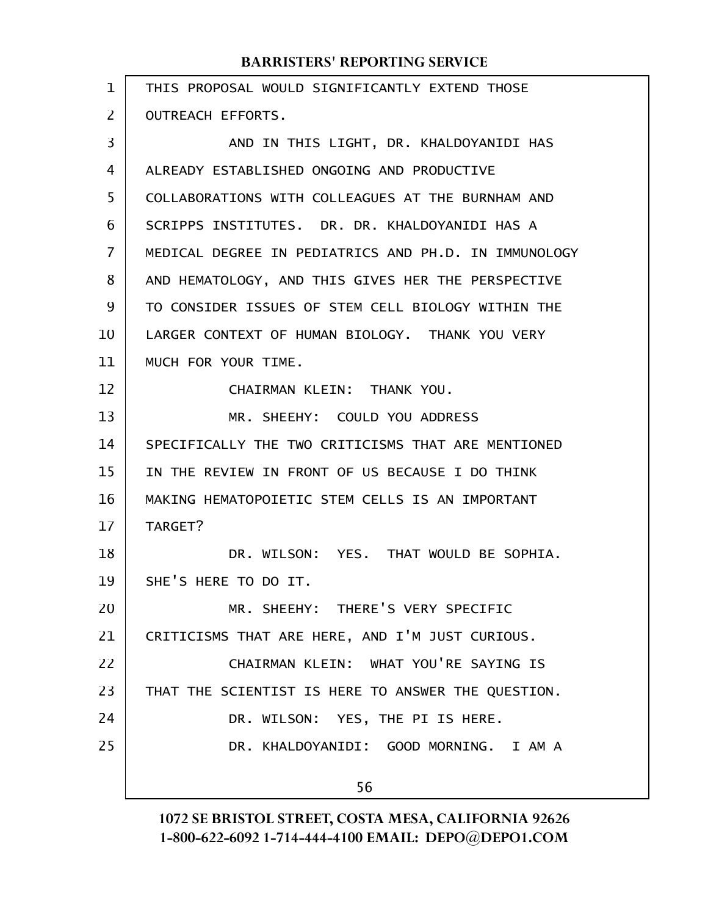THIS PROPOSAL WOULD SIGNIFICANTLY EXTEND THOSE OUTREACH EFFORTS.

AND IN THIS LIGHT, DR. KHALDOYANIDI HAS ALREADY ESTABLISHED ONGOING AND PRODUCTIVE COLLABORATIONS WITH COLLEAGUES AT THE BURNHAM AND SCRIPPS INSTITUTES. DR. DR. KHALDOYANIDI HAS A MEDICAL DEGREE IN PEDIATRICS AND PH.D. IN IMMUNOLOGY AND HEMATOLOGY, AND THIS GIVES HER THE PERSPECTIVE TO CONSIDER ISSUES OF STEM CELL BIOLOGY WITHIN THE LARGER CONTEXT OF HUMAN BIOLOGY. THANK YOU VERY MUCH FOR YOUR TIME.

CHAIRMAN KLEIN: THANK YOU.

MR. SHEEHY: COULD YOU ADDRESS SPECIFICALLY THE TWO CRITICISMS THAT ARE MENTIONED IN THE REVIEW IN FRONT OF US BECAUSE I DO THINK MAKING HEMATOPOIETIC STEM CELLS IS AN IMPORTANT TARGET?

DR. WILSON: YES. THAT WOULD BE SOPHIA. SHE'S HERE TO DO IT.

MR. SHEEHY: THERE'S VERY SPECIFIC CRITICISMS THAT ARE HERE, AND I'M JUST CURIOUS.

CHAIRMAN KLEIN: WHAT YOU'RE SAYING IS THAT THE SCIENTIST IS HERE TO ANSWER THE QUESTION.

DR. WILSON: YES, THE PI IS HERE.

DR. KHALDOYANIDI: GOOD MORNING. I AM A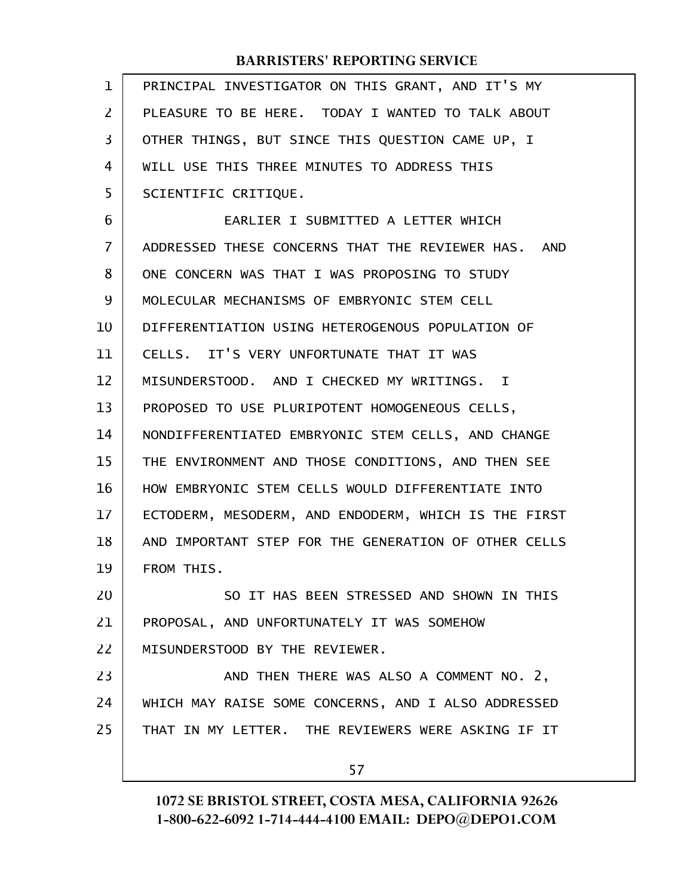PRINCIPAL INVESTIGATOR ON THIS GRANT, AND IT'S MY PLEASURE TO BE HERE. TODAY I WANTED TO TALK ABOUT OTHER THINGS, BUT SINCE THIS QUESTION CAME UP, I WILL USE THIS THREE MINUTES TO ADDRESS THIS SCIENTIFIC CRITIQUE.

EARLIER I SUBMITTED A LETTER WHICH ADDRESSED THESE CONCERNS THAT THE REVIEWER HAS. AND ONE CONCERN WAS THAT I WAS PROPOSING TO STUDY MOLECULAR MECHANISMS OF EMBRYONIC STEM CELL DIFFERENTIATION USING HETEROGENOUS POPULATION OF CELLS. IT'S VERY UNFORTUNATE THAT IT WAS MISUNDERSTOOD. AND I CHECKED MY WRITINGS. I PROPOSED TO USE PLURIPOTENT HOMOGENEOUS CELLS, NONDIFFERENTIATED EMBRYONIC STEM CELLS, AND CHANGE THE ENVIRONMENT AND THOSE CONDITIONS, AND THEN SEE HOW EMBRYONIC STEM CELLS WOULD DIFFERENTIATE INTO ECTODERM, MESODERM, AND ENDODERM, WHICH IS THE FIRST AND IMPORTANT STEP FOR THE GENERATION OF OTHER CELLS FROM THIS.

SO IT HAS BEEN STRESSED AND SHOWN IN THIS PROPOSAL, AND UNFORTUNATELY IT WAS SOMEHOW MISUNDERSTOOD BY THE REVIEWER.

AND THEN THERE WAS ALSO A COMMENT NO. 2, WHICH MAY RAISE SOME CONCERNS, AND I ALSO ADDRESSED THAT IN MY LETTER. THE REVIEWERS WERE ASKING IF IT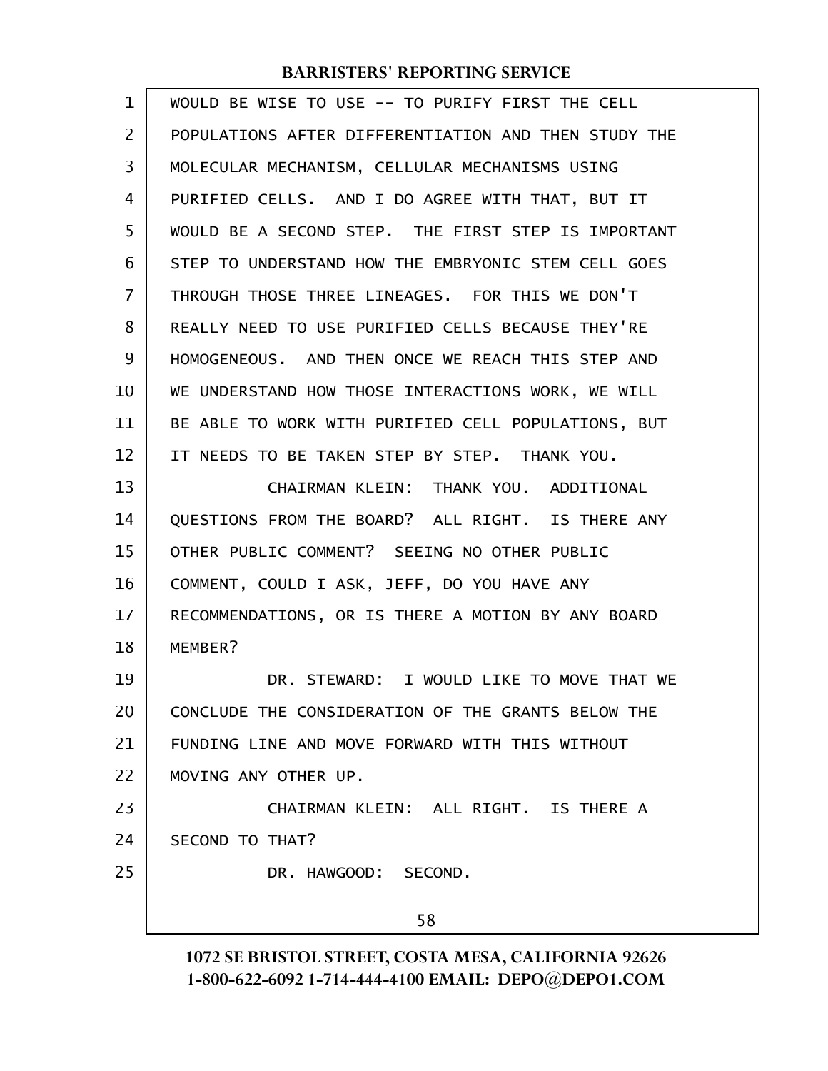WOULD BE WISE TO USE -- TO PURIFY FIRST THE CELL POPULATIONS AFTER DIFFERENTIATION AND THEN STUDY THE MOLECULAR MECHANISM, CELLULAR MECHANISMS USING PURIFIED CELLS. AND I DO AGREE WITH THAT, BUT IT WOULD BE A SECOND STEP. THE FIRST STEP IS IMPORTANT STEP TO UNDERSTAND HOW THE EMBRYONIC STEM CELL GOES THROUGH THOSE THREE LINEAGES. FOR THIS WE DON'T REALLY NEED TO USE PURIFIED CELLS BECAUSE THEY'RE HOMOGENEOUS. AND THEN ONCE WE REACH THIS STEP AND WE UNDERSTAND HOW THOSE INTERACTIONS WORK, WE WILL BE ABLE TO WORK WITH PURIFIED CELL POPULATIONS, BUT IT NEEDS TO BE TAKEN STEP BY STEP. THANK YOU.

CHAIRMAN KLEIN: THANK YOU. ADDITIONAL QUESTIONS FROM THE BOARD? ALL RIGHT. IS THERE ANY OTHER PUBLIC COMMENT? SEEING NO OTHER PUBLIC COMMENT, COULD I ASK, JEFF, DO YOU HAVE ANY RECOMMENDATIONS, OR IS THERE A MOTION BY ANY BOARD MEMBER?

DR. STEWARD: I WOULD LIKE TO MOVE THAT WE CONCLUDE THE CONSIDERATION OF THE GRANTS BELOW THE FUNDING LINE AND MOVE FORWARD WITH THIS WITHOUT MOVING ANY OTHER UP.

CHAIRMAN KLEIN: ALL RIGHT. IS THERE A SECOND TO THAT?

DR. HAWGOOD: SECOND.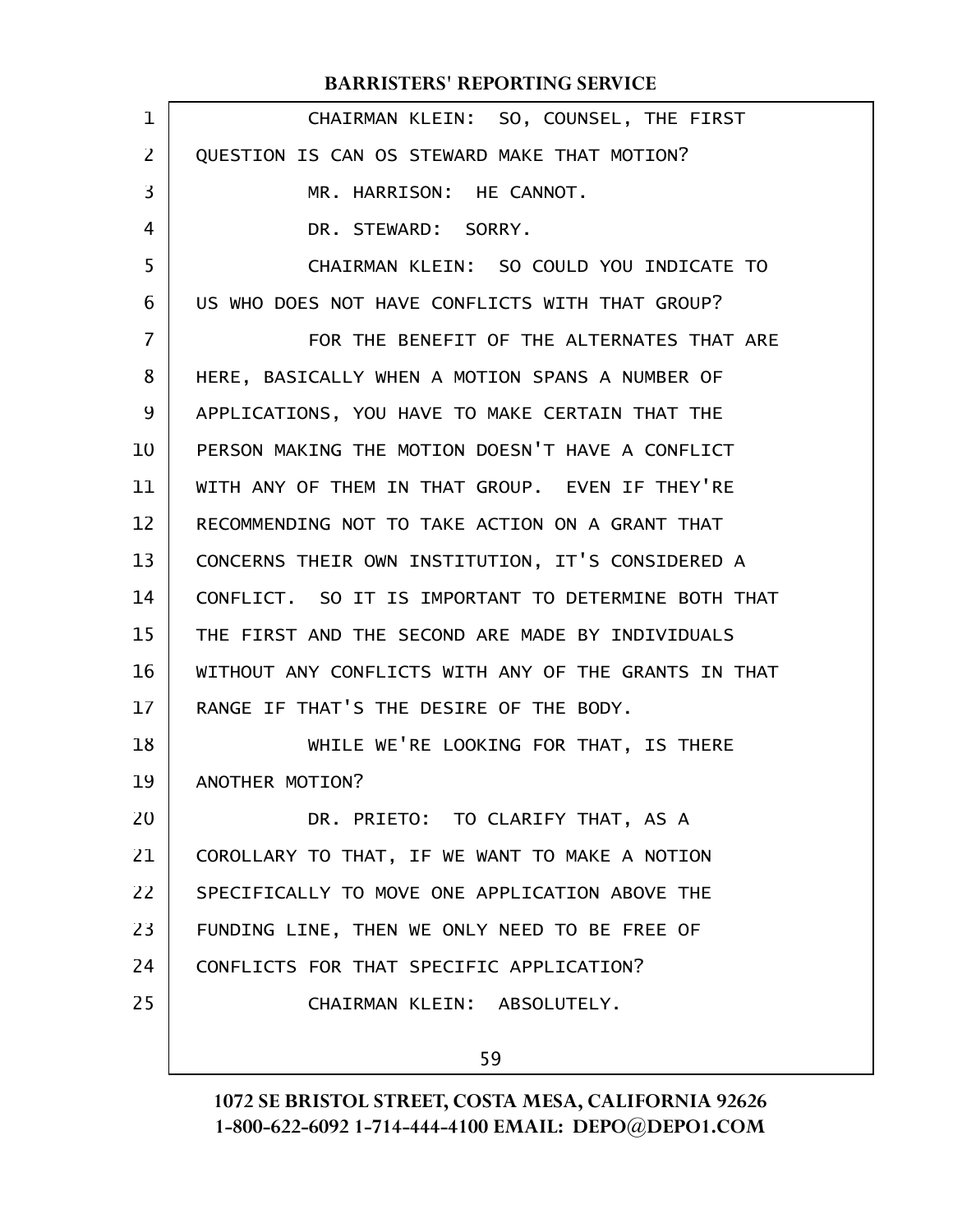CHAIRMAN KLEIN: SO, COUNSEL, THE FIRST QUESTION IS CAN OS STEWARD MAKE THAT MOTION?

MR. HARRISON: HE CANNOT.

DR. STEWARD: SORRY.

CHAIRMAN KLEIN: SO COULD YOU INDICATE TO US WHO DOES NOT HAVE CONFLICTS WITH THAT GROUP?

FOR THE BENEFIT OF THE ALTERNATES THAT ARE HERE, BASICALLY WHEN A MOTION SPANS A NUMBER OF APPLICATIONS, YOU HAVE TO MAKE CERTAIN THAT THE PERSON MAKING THE MOTION DOESN'T HAVE A CONFLICT WITH ANY OF THEM IN THAT GROUP. EVEN IF THEY'RE RECOMMENDING NOT TO TAKE ACTION ON A GRANT THAT CONCERNS THEIR OWN INSTITUTION, IT'S CONSIDERED A CONFLICT. SO IT IS IMPORTANT TO DETERMINE BOTH THAT THE FIRST AND THE SECOND ARE MADE BY INDIVIDUALS WITHOUT ANY CONFLICTS WITH ANY OF THE GRANTS IN THAT RANGE IF THAT'S THE DESIRE OF THE BODY.

WHILE WE'RE LOOKING FOR THAT, IS THERE ANOTHER MOTION?

DR. PRIETO: TO CLARIFY THAT, AS A COROLLARY TO THAT, IF WE WANT TO MAKE A NOTION SPECIFICALLY TO MOVE ONE APPLICATION ABOVE THE FUNDING LINE, THEN WE ONLY NEED TO BE FREE OF CONFLICTS FOR THAT SPECIFIC APPLICATION?

CHAIRMAN KLEIN: ABSOLUTELY.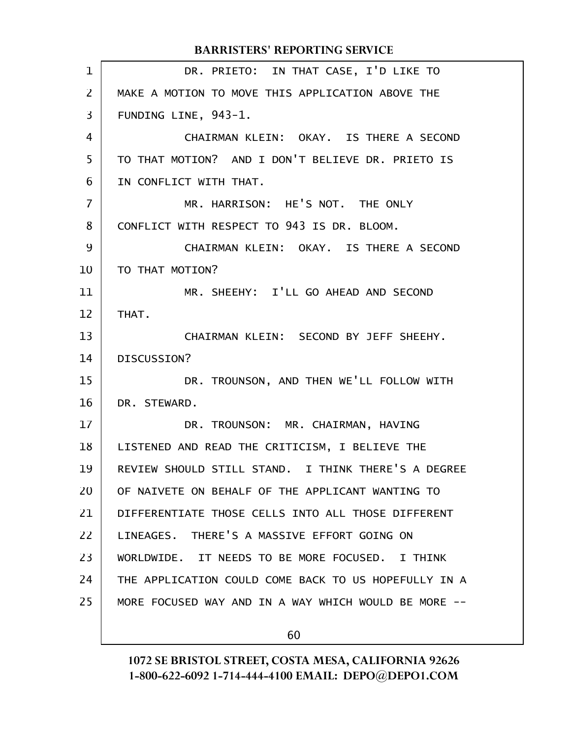DR. PRIETO: IN THAT CASE, I'D LIKE TO MAKE A MOTION TO MOVE THIS APPLICATION ABOVE THE FUNDING LINE, 943-1.

CHAIRMAN KLEIN: OKAY. IS THERE A SECOND TO THAT MOTION? AND I DON'T BELIEVE DR. PRIETO IS IN CONFLICT WITH THAT.

MR. HARRISON: HE'S NOT. THE ONLY CONFLICT WITH RESPECT TO 943 IS DR. BLOOM.

CHAIRMAN KLEIN: OKAY. IS THERE A SECOND TO THAT MOTION?

MR. SHEEHY: I'LL GO AHEAD AND SECOND THAT.

CHAIRMAN KLEIN: SECOND BY JEFF SHEEHY. DISCUSSION?

DR. TROUNSON, AND THEN WE'LL FOLLOW WITH DR. STEWARD.

DR. TROUNSON: MR. CHAIRMAN, HAVING LISTENED AND READ THE CRITICISM, I BELIEVE THE REVIEW SHOULD STILL STAND. I THINK THERE'S A DEGREE OF NAIVETE ON BEHALF OF THE APPLICANT WANTING TO DIFFERENTIATE THOSE CELLS INTO ALL THOSE DIFFERENT LINEAGES. THERE'S A MASSIVE EFFORT GOING ON WORLDWIDE. IT NEEDS TO BE MORE FOCUSED. I THINK THE APPLICATION COULD COME BACK TO US HOPEFULLY IN A MORE FOCUSED WAY AND IN A WAY WHICH WOULD BE MORE --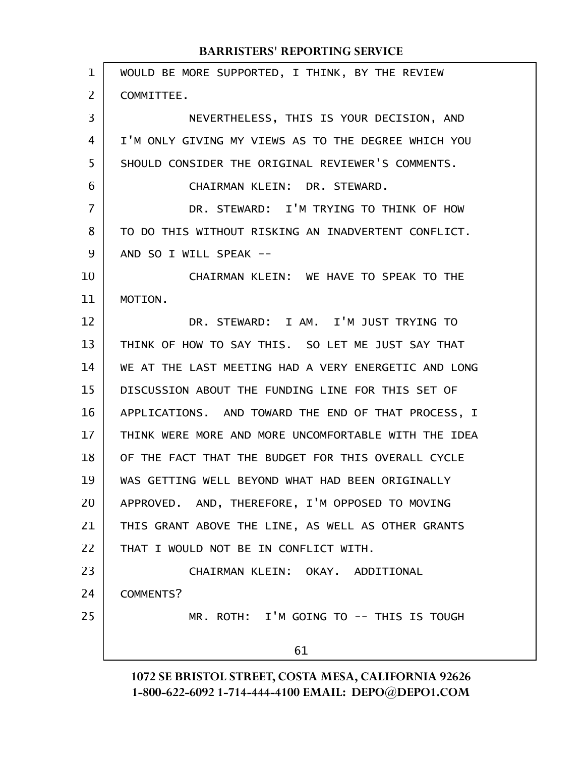WOULD BE MORE SUPPORTED, I THINK, BY THE REVIEW COMMITTEE.

NEVERTHELESS, THIS IS YOUR DECISION, AND I'M ONLY GIVING MY VIEWS AS TO THE DEGREE WHICH YOU SHOULD CONSIDER THE ORIGINAL REVIEWER'S COMMENTS.

CHAIRMAN KLEIN: DR. STEWARD.

DR. STEWARD: I'M TRYING TO THINK OF HOW TO DO THIS WITHOUT RISKING AN INADVERTENT CONFLICT. AND SO I WILL SPEAK --

CHAIRMAN KLEIN: WE HAVE TO SPEAK TO THE MOTION.

DR. STEWARD: I AM. I'M JUST TRYING TO THINK OF HOW TO SAY THIS. SO LET ME JUST SAY THAT WE AT THE LAST MEETING HAD A VERY ENERGETIC AND LONG DISCUSSION ABOUT THE FUNDING LINE FOR THIS SET OF APPLICATIONS. AND TOWARD THE END OF THAT PROCESS, I THINK WERE MORE AND MORE UNCOMFORTABLE WITH THE IDEA OF THE FACT THAT THE BUDGET FOR THIS OVERALL CYCLE WAS GETTING WELL BEYOND WHAT HAD BEEN ORIGINALLY APPROVED. AND, THEREFORE, I'M OPPOSED TO MOVING THIS GRANT ABOVE THE LINE, AS WELL AS OTHER GRANTS THAT I WOULD NOT BE IN CONFLICT WITH.

CHAIRMAN KLEIN: OKAY. ADDITIONAL COMMENTS?

MR. ROTH: I'M GOING TO -- THIS IS TOUGH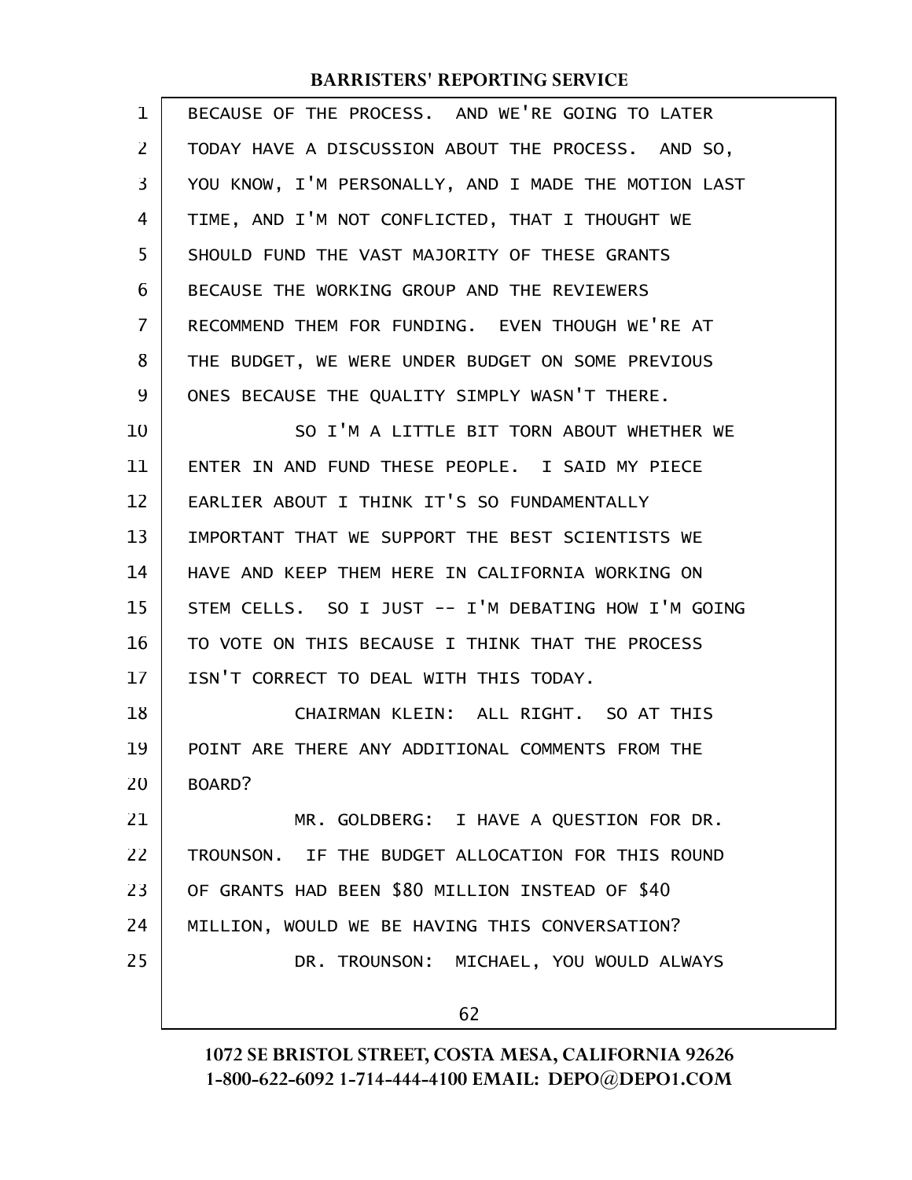BECAUSE OF THE PROCESS. AND WE'RE GOING TO LATER TODAY HAVE A DISCUSSION ABOUT THE PROCESS. AND SO, YOU KNOW, I'M PERSONALLY, AND I MADE THE MOTION LAST TIME, AND I'M NOT CONFLICTED, THAT I THOUGHT WE SHOULD FUND THE VAST MAJORITY OF THESE GRANTS BECAUSE THE WORKING GROUP AND THE REVIEWERS RECOMMEND THEM FOR FUNDING. EVEN THOUGH WE'RE AT THE BUDGET, WE WERE UNDER BUDGET ON SOME PREVIOUS ONES BECAUSE THE QUALITY SIMPLY WASN'T THERE.

SO I'M A LITTLE BIT TORN ABOUT WHETHER WE ENTER IN AND FUND THESE PEOPLE. I SAID MY PIECE EARLIER ABOUT I THINK IT'S SO FUNDAMENTALLY IMPORTANT THAT WE SUPPORT THE BEST SCIENTISTS WE HAVE AND KEEP THEM HERE IN CALIFORNIA WORKING ON STEM CELLS. SO I JUST -- I'M DEBATING HOW I'M GOING TO VOTE ON THIS BECAUSE I THINK THAT THE PROCESS ISN'T CORRECT TO DEAL WITH THIS TODAY.

CHAIRMAN KLEIN: ALL RIGHT. SO AT THIS POINT ARE THERE ANY ADDITIONAL COMMENTS FROM THE BOARD?

MR. GOLDBERG: I HAVE A QUESTION FOR DR. TROUNSON. IF THE BUDGET ALLOCATION FOR THIS ROUND OF GRANTS HAD BEEN $80 MILLION INSTEAD OF $40 MILLION, WOULD WE BE HAVING THIS CONVERSATION?

DR. TROUNSON: MICHAEL, YOU WOULD ALWAYS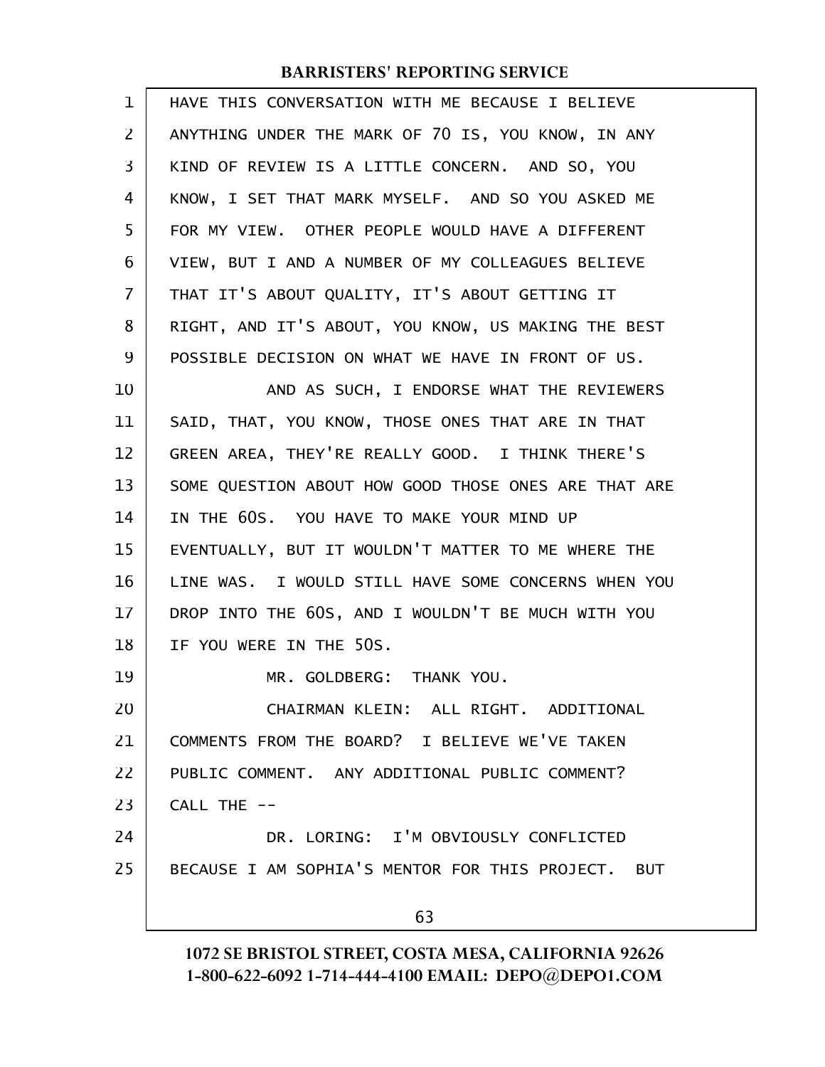HAVE THIS CONVERSATION WITH ME BECAUSE I BELIEVE ANYTHING UNDER THE MARK OF 70 IS, YOU KNOW, IN ANY KIND OF REVIEW IS A LITTLE CONCERN. AND SO, YOU KNOW, I SET THAT MARK MYSELF. AND SO YOU ASKED ME FOR MY VIEW. OTHER PEOPLE WOULD HAVE A DIFFERENT VIEW, BUT I AND A NUMBER OF MY COLLEAGUES BELIEVE THAT IT'S ABOUT QUALITY, IT'S ABOUT GETTING IT RIGHT, AND IT'S ABOUT, YOU KNOW, US MAKING THE BEST POSSIBLE DECISION ON WHAT WE HAVE IN FRONT OF US.

AND AS SUCH, I ENDORSE WHAT THE REVIEWERS SAID, THAT, YOU KNOW, THOSE ONES THAT ARE IN THAT GREEN AREA, THEY'RE REALLY GOOD. I THINK THERE'S SOME QUESTION ABOUT HOW GOOD THOSE ONES ARE THAT ARE IN THE 60S. YOU HAVE TO MAKE YOUR MIND UP EVENTUALLY, BUT IT WOULDN'T MATTER TO ME WHERE THE LINE WAS. I WOULD STILL HAVE SOME CONCERNS WHEN YOU DROP INTO THE 60S, AND I WOULDN'T BE MUCH WITH YOU IF YOU WERE IN THE 50S.

MR. GOLDBERG: THANK YOU.

CHAIRMAN KLEIN: ALL RIGHT. ADDITIONAL COMMENTS FROM THE BOARD? I BELIEVE WE'VE TAKEN PUBLIC COMMENT. ANY ADDITIONAL PUBLIC COMMENT? CALL THE --

DR. LORING: I'M OBVIOUSLY CONFLICTED BECAUSE I AM SOPHIA'S MENTOR FOR THIS PROJECT. BUT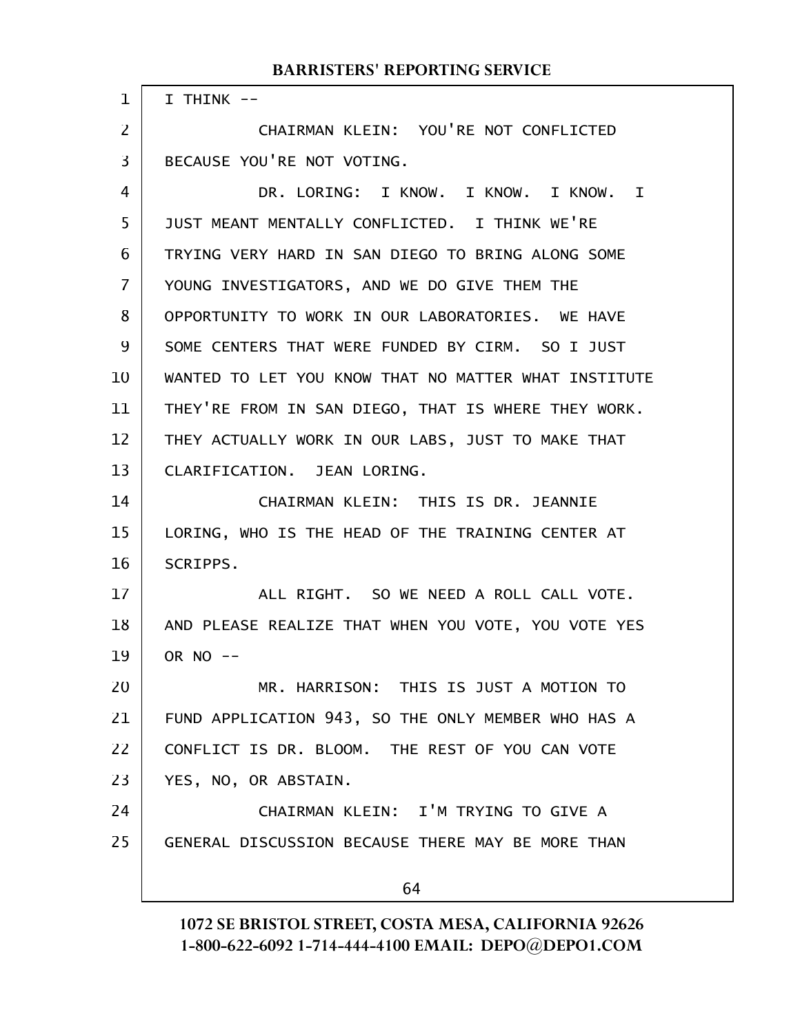I THINK --

CHAIRMAN KLEIN: YOU'RE NOT CONFLICTED BECAUSE YOU'RE NOT VOTING.

DR. LORING: I KNOW. I KNOW. I KNOW. I JUST MEANT MENTALLY CONFLICTED. I THINK WE'RE TRYING VERY HARD IN SAN DIEGO TO BRING ALONG SOME YOUNG INVESTIGATORS, AND WE DO GIVE THEM THE OPPORTUNITY TO WORK IN OUR LABORATORIES. WE HAVE SOME CENTERS THAT WERE FUNDED BY CIRM. SO I JUST WANTED TO LET YOU KNOW THAT NO MATTER WHAT INSTITUTE THEY'RE FROM IN SAN DIEGO, THAT IS WHERE THEY WORK. THEY ACTUALLY WORK IN OUR LABS, JUST TO MAKE THAT CLARIFICATION. JEAN LORING.

CHAIRMAN KLEIN: THIS IS DR. JEANNIE LORING, WHO IS THE HEAD OF THE TRAINING CENTER AT SCRIPPS.

ALL RIGHT. SO WE NEED A ROLL CALL VOTE. AND PLEASE REALIZE THAT WHEN YOU VOTE, YOU VOTE YES OR NO --

MR. HARRISON: THIS IS JUST A MOTION TO FUND APPLICATION 943, SO THE ONLY MEMBER WHO HAS A CONFLICT IS DR. BLOOM. THE REST OF YOU CAN VOTE YES, NO, OR ABSTAIN.

CHAIRMAN KLEIN: I'M TRYING TO GIVE A GENERAL DISCUSSION BECAUSE THERE MAY BE MORE THAN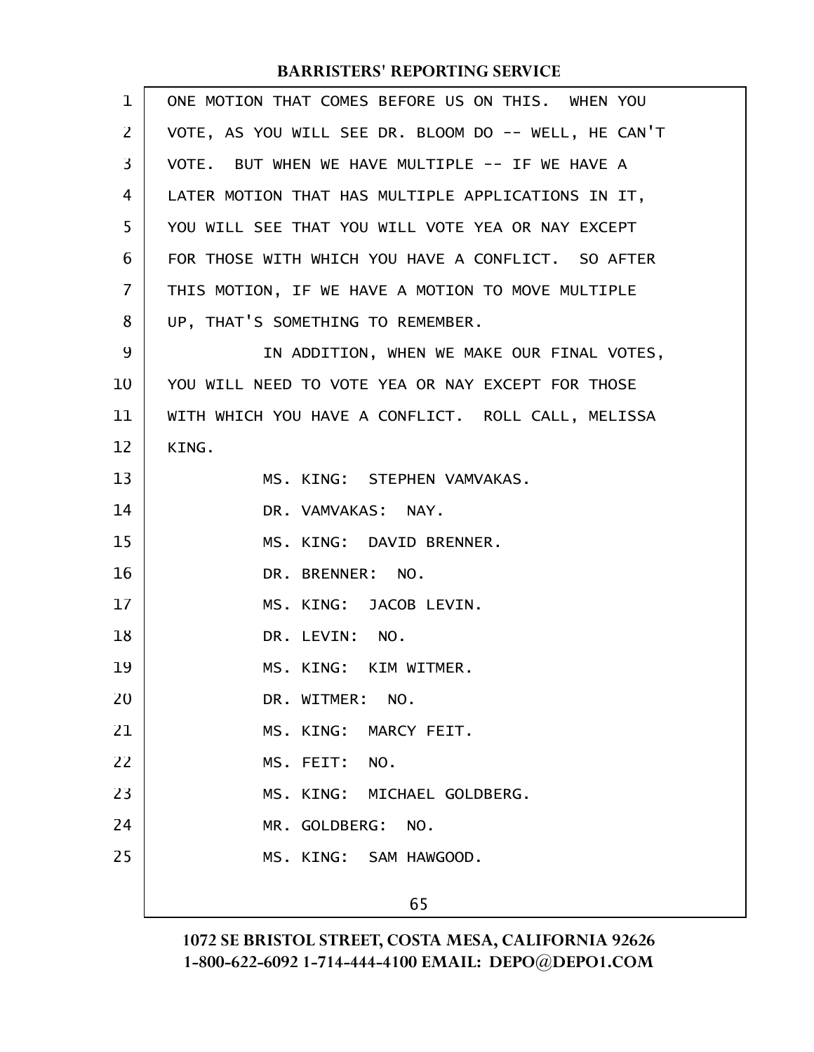ONE MOTION THAT COMES BEFORE US ON THIS. WHEN YOU VOTE, AS YOU WILL SEE DR. BLOOM DO -- WELL, HE CAN'T VOTE. BUT WHEN WE HAVE MULTIPLE -- IF WE HAVE A LATER MOTION THAT HAS MULTIPLE APPLICATIONS IN IT, YOU WILL SEE THAT YOU WILL VOTE YEA OR NAY EXCEPT FOR THOSE WITH WHICH YOU HAVE A CONFLICT. SO AFTER THIS MOTION, IF WE HAVE A MOTION TO MOVE MULTIPLE UP, THAT'S SOMETHING TO REMEMBER.

IN ADDITION, WHEN WE MAKE OUR FINAL VOTES, YOU WILL NEED TO VOTE YEA OR NAY EXCEPT FOR THOSE WITH WHICH YOU HAVE A CONFLICT. ROLL CALL, MELISSA KING.

MS. KING: STEPHEN VAMVAKAS.

DR. VAMVAKAS: NAY.

MS. KING: DAVID BRENNER.

DR. BRENNER: NO.

MS. KING: JACOB LEVIN.

DR. LEVIN: NO.

MS. KING: KIM WITMER.

DR. WITMER: NO.

MS. KING: MARCY FEIT.

MS. FEIT: NO.

MS. KING: MICHAEL GOLDBERG.

MR. GOLDBERG: NO.

MS. KING: SAM HAWGOOD.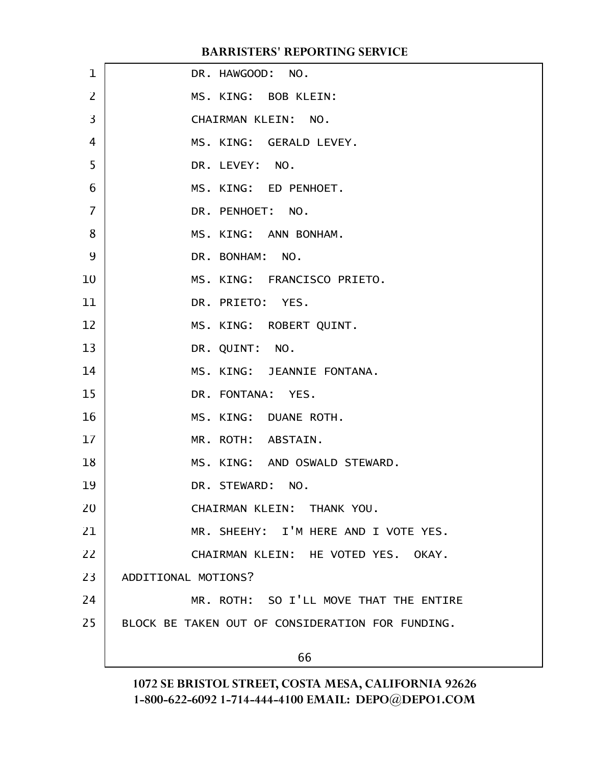DR. HAWGOOD: NO.

MS. KING: BOB KLEIN:

CHAIRMAN KLEIN: NO.

MS. KING: GERALD LEVEY.

DR. LEVEY: NO.

MS. KING: ED PENHOET.

DR. PENHOET: NO.

MS. KING: ANN BONHAM.

DR. BONHAM: NO.

MS. KING: FRANCISCO PRIETO.

DR. PRIETO: YES.

MS. KING: ROBERT QUINT.

DR. QUINT: NO.

MS. KING: JEANNIE FONTANA.

DR. FONTANA: YES.

MS. KING: DUANE ROTH.

MR. ROTH: ABSTAIN.

MS. KING: AND OSWALD STEWARD.

DR. STEWARD: NO.

CHAIRMAN KLEIN: THANK YOU.

MR. SHEEHY: I'M HERE AND I VOTE YES.

CHAIRMAN KLEIN: HE VOTED YES. OKAY. ADDITIONAL MOTIONS?

MR. ROTH: SO I'LL MOVE THAT THE ENTIRE BLOCK BE TAKEN OUT OF CONSIDERATION FOR FUNDING.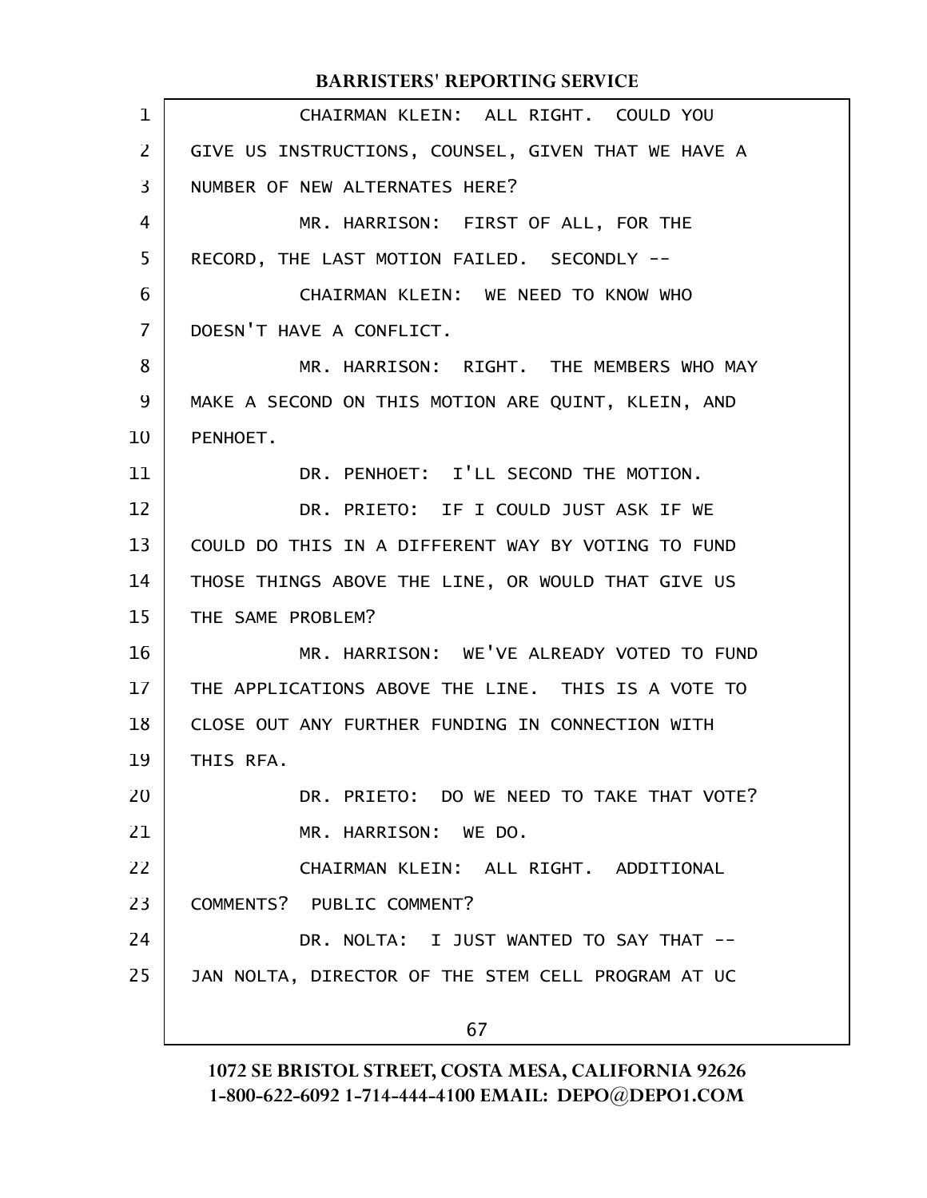CHAIRMAN KLEIN: ALL RIGHT. COULD YOU GIVE US INSTRUCTIONS, COUNSEL, GIVEN THAT WE HAVE A NUMBER OF NEW ALTERNATES HERE?

MR. HARRISON: FIRST OF ALL, FOR THE RECORD, THE LAST MOTION FAILED. SECONDLY --

CHAIRMAN KLEIN: WE NEED TO KNOW WHO DOESN'T HAVE A CONFLICT.

MR. HARRISON: RIGHT. THE MEMBERS WHO MAY MAKE A SECOND ON THIS MOTION ARE QUINT, KLEIN, AND PENHOET.

DR. PENHOET: I'LL SECOND THE MOTION.

DR. PRIETO: IF I COULD JUST ASK IF WE COULD DO THIS IN A DIFFERENT WAY BY VOTING TO FUND THOSE THINGS ABOVE THE LINE, OR WOULD THAT GIVE US THE SAME PROBLEM?

MR. HARRISON: WE'VE ALREADY VOTED TO FUND THE APPLICATIONS ABOVE THE LINE. THIS IS A VOTE TO CLOSE OUT ANY FURTHER FUNDING IN CONNECTION WITH THIS RFA.

DR. PRIETO: DO WE NEED TO TAKE THAT VOTE?

MR. HARRISON: WE DO.

CHAIRMAN KLEIN: ALL RIGHT. ADDITIONAL COMMENTS? PUBLIC COMMENT?

DR. NOLTA: I JUST WANTED TO SAY THAT -- JAN NOLTA, DIRECTOR OF THE STEM CELL PROGRAM AT UC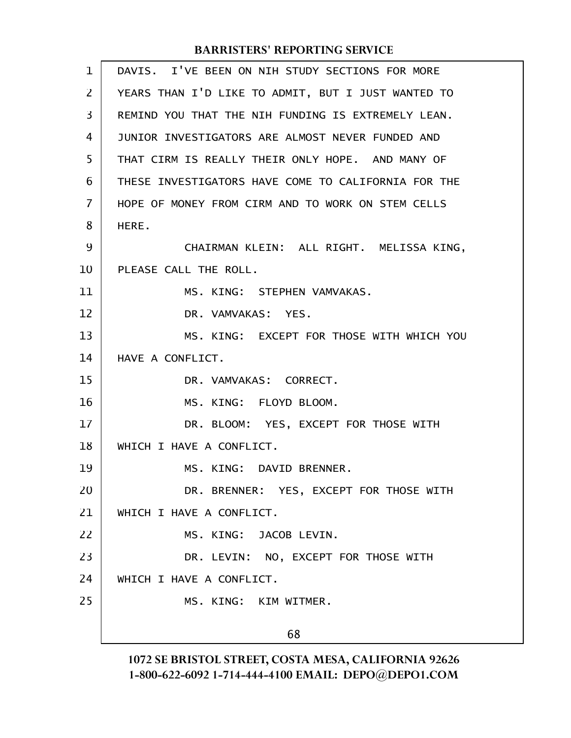DAVIS. I'VE BEEN ON NIH STUDY SECTIONS FOR MORE YEARS THAN I'D LIKE TO ADMIT, BUT I JUST WANTED TO REMIND YOU THAT THE NIH FUNDING IS EXTREMELY LEAN. JUNIOR INVESTIGATORS ARE ALMOST NEVER FUNDED AND THAT CIRM IS REALLY THEIR ONLY HOPE. AND MANY OF THESE INVESTIGATORS HAVE COME TO CALIFORNIA FOR THE HOPE OF MONEY FROM CIRM AND TO WORK ON STEM CELLS HERE.

CHAIRMAN KLEIN: ALL RIGHT. MELISSA KING, PLEASE CALL THE ROLL.

MS. KING: STEPHEN VAMVAKAS.

DR. VAMVAKAS: YES.

MS. KING: EXCEPT FOR THOSE WITH WHICH YOU HAVE A CONFLICT.

DR. VAMVAKAS: CORRECT.

MS. KING: FLOYD BLOOM.

DR. BLOOM: YES, EXCEPT FOR THOSE WITH WHICH I HAVE A CONFLICT.

MS. KING: DAVID BRENNER.

DR. BRENNER: YES, EXCEPT FOR THOSE WITH WHICH I HAVE A CONFLICT.

MS. KING: JACOB LEVIN.

DR. LEVIN: NO, EXCEPT FOR THOSE WITH WHICH I HAVE A CONFLICT.

MS. KING: KIM WITMER.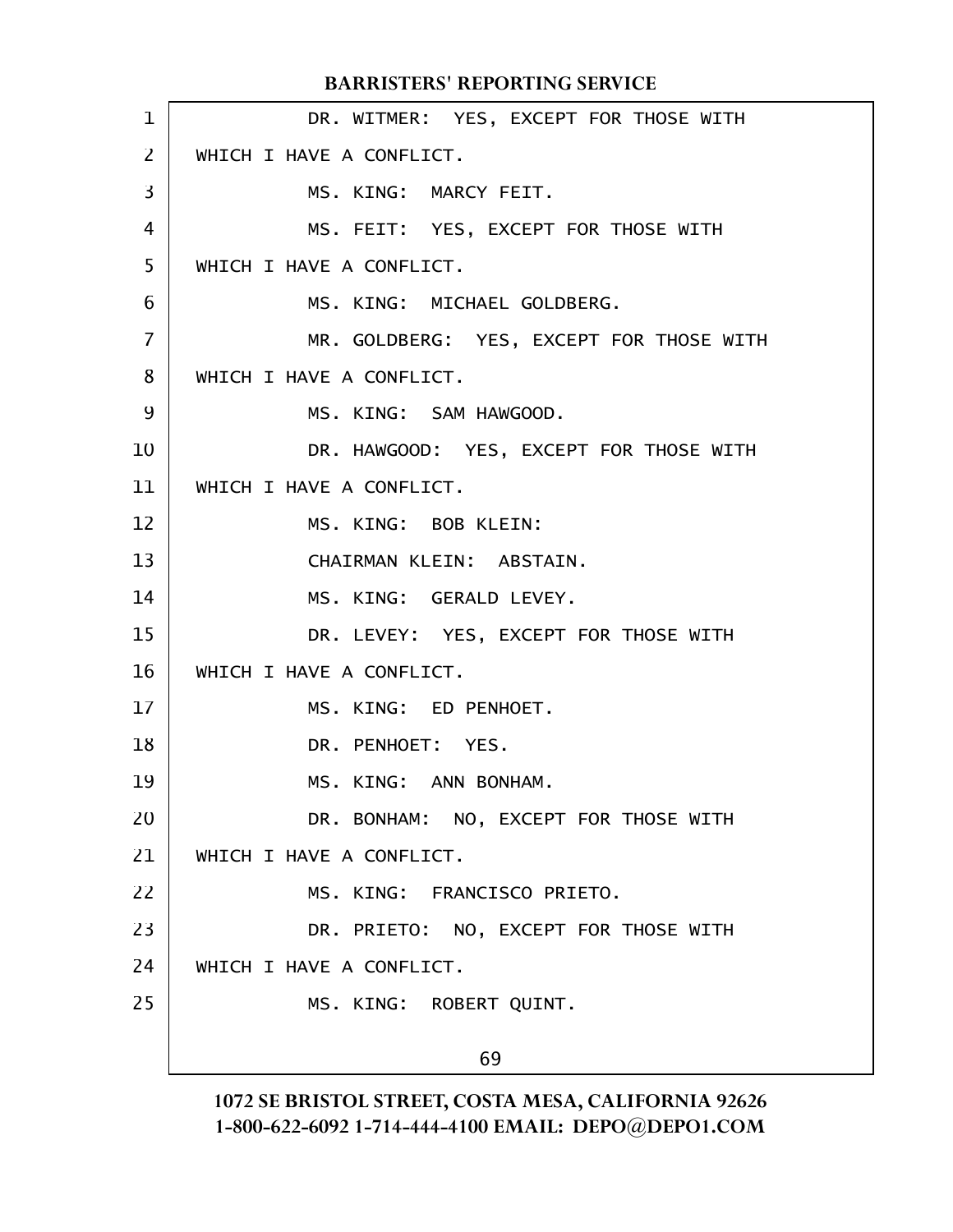DR. WITMER: YES, EXCEPT FOR THOSE WITH WHICH I HAVE A CONFLICT.

MS. KING: MARCY FEIT.

MS. FEIT: YES, EXCEPT FOR THOSE WITH WHICH I HAVE A CONFLICT.

MS. KING: MICHAEL GOLDBERG.

MR. GOLDBERG: YES, EXCEPT FOR THOSE WITH WHICH I HAVE A CONFLICT.

MS. KING: SAM HAWGOOD.

DR. HAWGOOD: YES, EXCEPT FOR THOSE WITH WHICH I HAVE A CONFLICT.

MS. KING: BOB KLEIN:

CHAIRMAN KLEIN: ABSTAIN.

MS. KING: GERALD LEVEY.

DR. LEVEY: YES, EXCEPT FOR THOSE WITH WHICH I HAVE A CONFLICT.

MS. KING: ED PENHOET.

DR. PENHOET: YES.

MS. KING: ANN BONHAM.

DR. BONHAM: NO, EXCEPT FOR THOSE WITH WHICH I HAVE A CONFLICT.

MS. KING: FRANCISCO PRIETO.

DR. PRIETO: NO, EXCEPT FOR THOSE WITH WHICH I HAVE A CONFLICT.

MS. KING: ROBERT QUINT.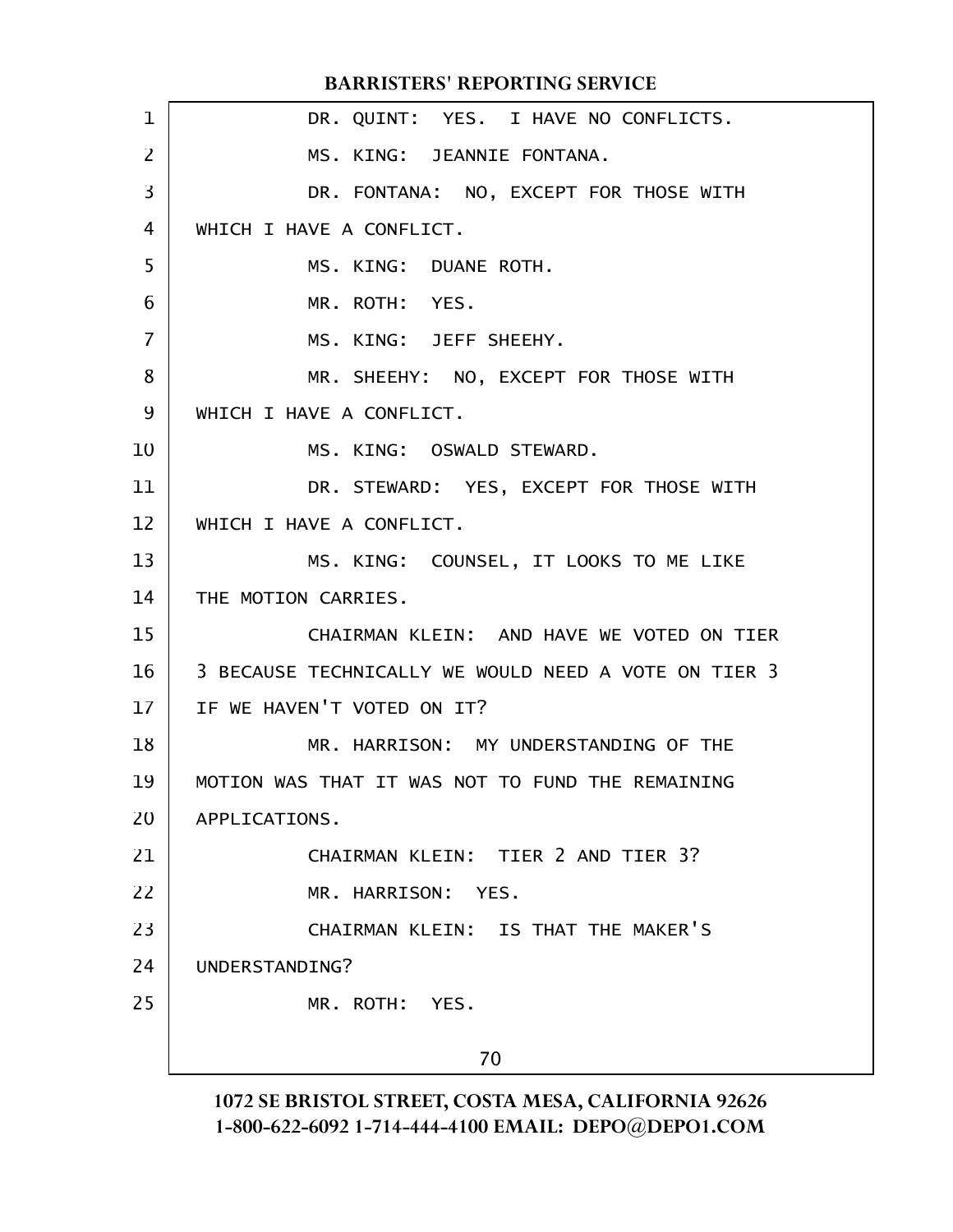DR. QUINT: YES. I HAVE NO CONFLICTS.

MS. KING: JEANNIE FONTANA.

DR. FONTANA: NO, EXCEPT FOR THOSE WITH WHICH I HAVE A CONFLICT.

MS. KING: DUANE ROTH.

MR. ROTH: YES.

MS. KING: JEFF SHEEHY.

MR. SHEEHY: NO, EXCEPT FOR THOSE WITH WHICH I HAVE A CONFLICT.

MS. KING: OSWALD STEWARD.

DR. STEWARD: YES, EXCEPT FOR THOSE WITH WHICH I HAVE A CONFLICT.

MS. KING: COUNSEL, IT LOOKS TO ME LIKE THE MOTION CARRIES.

CHAIRMAN KLEIN: AND HAVE WE VOTED ON TIER 3 BECAUSE TECHNICALLY WE WOULD NEED A VOTE ON TIER 3 IF WE HAVEN'T VOTED ON IT?

MR. HARRISON: MY UNDERSTANDING OF THE MOTION WAS THAT IT WAS NOT TO FUND THE REMAINING APPLICATIONS.

CHAIRMAN KLEIN: TIER 2 AND TIER 3?

MR. HARRISON: YES.

CHAIRMAN KLEIN: IS THAT THE MAKER'S UNDERSTANDING?

MR. ROTH: YES.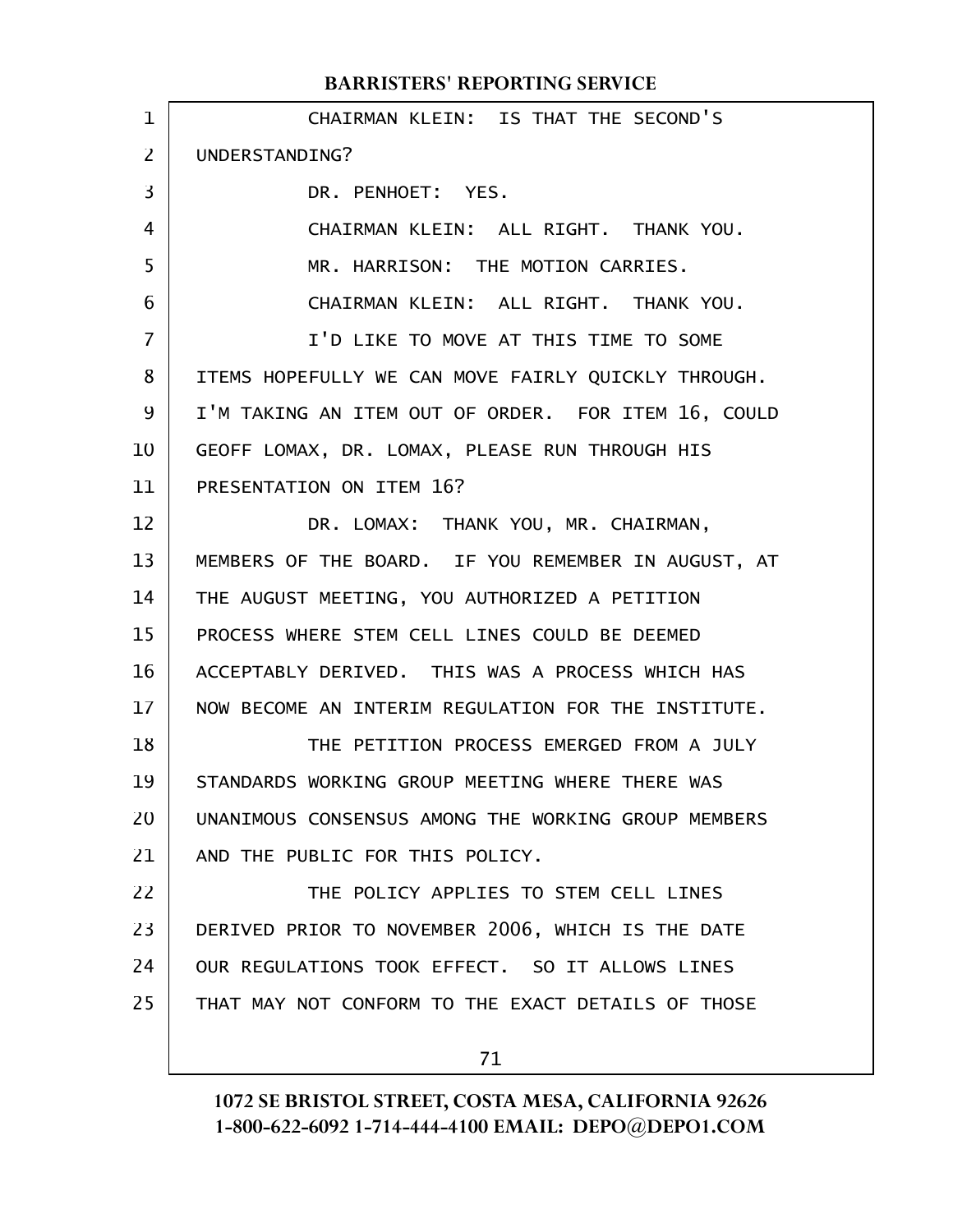CHAIRMAN KLEIN: IS THAT THE SECOND'S UNDERSTANDING?

DR. PENHOET: YES.

CHAIRMAN KLEIN: ALL RIGHT. THANK YOU.

MR. HARRISON: THE MOTION CARRIES.

CHAIRMAN KLEIN: ALL RIGHT. THANK YOU.

I'D LIKE TO MOVE AT THIS TIME TO SOME ITEMS HOPEFULLY WE CAN MOVE FAIRLY QUICKLY THROUGH. I'M TAKING AN ITEM OUT OF ORDER. FOR ITEM 16, COULD GEOFF LOMAX, DR. LOMAX, PLEASE RUN THROUGH HIS PRESENTATION ON ITEM 16?

DR. LOMAX: THANK YOU, MR. CHAIRMAN, MEMBERS OF THE BOARD. IF YOU REMEMBER IN AUGUST, AT THE AUGUST MEETING, YOU AUTHORIZED A PETITION PROCESS WHERE STEM CELL LINES COULD BE DEEMED ACCEPTABLY DERIVED. THIS WAS A PROCESS WHICH HAS NOW BECOME AN INTERIM REGULATION FOR THE INSTITUTE.

THE PETITION PROCESS EMERGED FROM A JULY STANDARDS WORKING GROUP MEETING WHERE THERE WAS UNANIMOUS CONSENSUS AMONG THE WORKING GROUP MEMBERS AND THE PUBLIC FOR THIS POLICY.

THE POLICY APPLIES TO STEM CELL LINES DERIVED PRIOR TO NOVEMBER 2006, WHICH IS THE DATE OUR REGULATIONS TOOK EFFECT. SO IT ALLOWS LINES THAT MAY NOT CONFORM TO THE EXACT DETAILS OF THOSE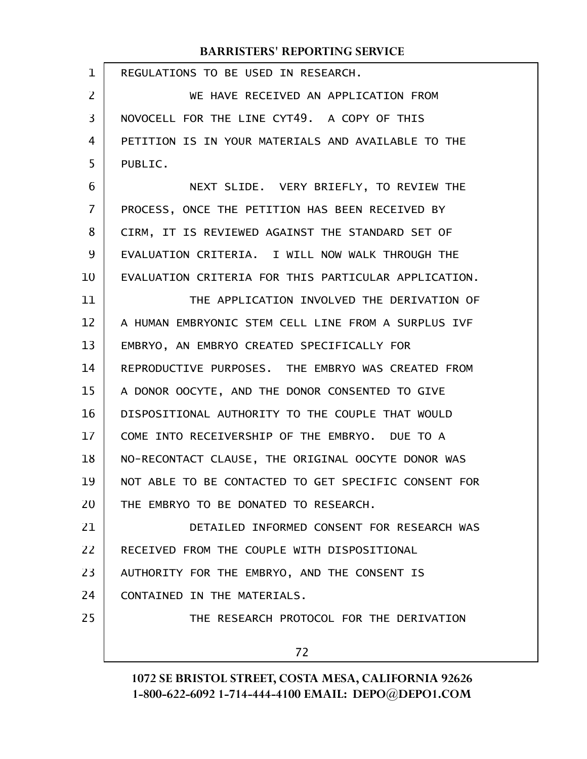REGULATIONS TO BE USED IN RESEARCH.

WE HAVE RECEIVED AN APPLICATION FROM NOVOCELL FOR THE LINE CYT49. A COPY OF THIS PETITION IS IN YOUR MATERIALS AND AVAILABLE TO THE PUBLIC.

NEXT SLIDE. VERY BRIEFLY, TO REVIEW THE PROCESS, ONCE THE PETITION HAS BEEN RECEIVED BY CIRM, IT IS REVIEWED AGAINST THE STANDARD SET OF EVALUATION CRITERIA. I WILL NOW WALK THROUGH THE EVALUATION CRITERIA FOR THIS PARTICULAR APPLICATION.

THE APPLICATION INVOLVED THE DERIVATION OF A HUMAN EMBRYONIC STEM CELL LINE FROM A SURPLUS IVF EMBRYO, AN EMBRYO CREATED SPECIFICALLY FOR REPRODUCTIVE PURPOSES. THE EMBRYO WAS CREATED FROM A DONOR OOCYTE, AND THE DONOR CONSENTED TO GIVE DISPOSITIONAL AUTHORITY TO THE COUPLE THAT WOULD COME INTO RECEIVERSHIP OF THE EMBRYO. DUE TO A NO-RECONTACT CLAUSE, THE ORIGINAL OOCYTE DONOR WAS NOT ABLE TO BE CONTACTED TO GET SPECIFIC CONSENT FOR THE EMBRYO TO BE DONATED TO RESEARCH.

DETAILED INFORMED CONSENT FOR RESEARCH WAS RECEIVED FROM THE COUPLE WITH DISPOSITIONAL AUTHORITY FOR THE EMBRYO, AND THE CONSENT IS CONTAINED IN THE MATERIALS.

THE RESEARCH PROTOCOL FOR THE DERIVATION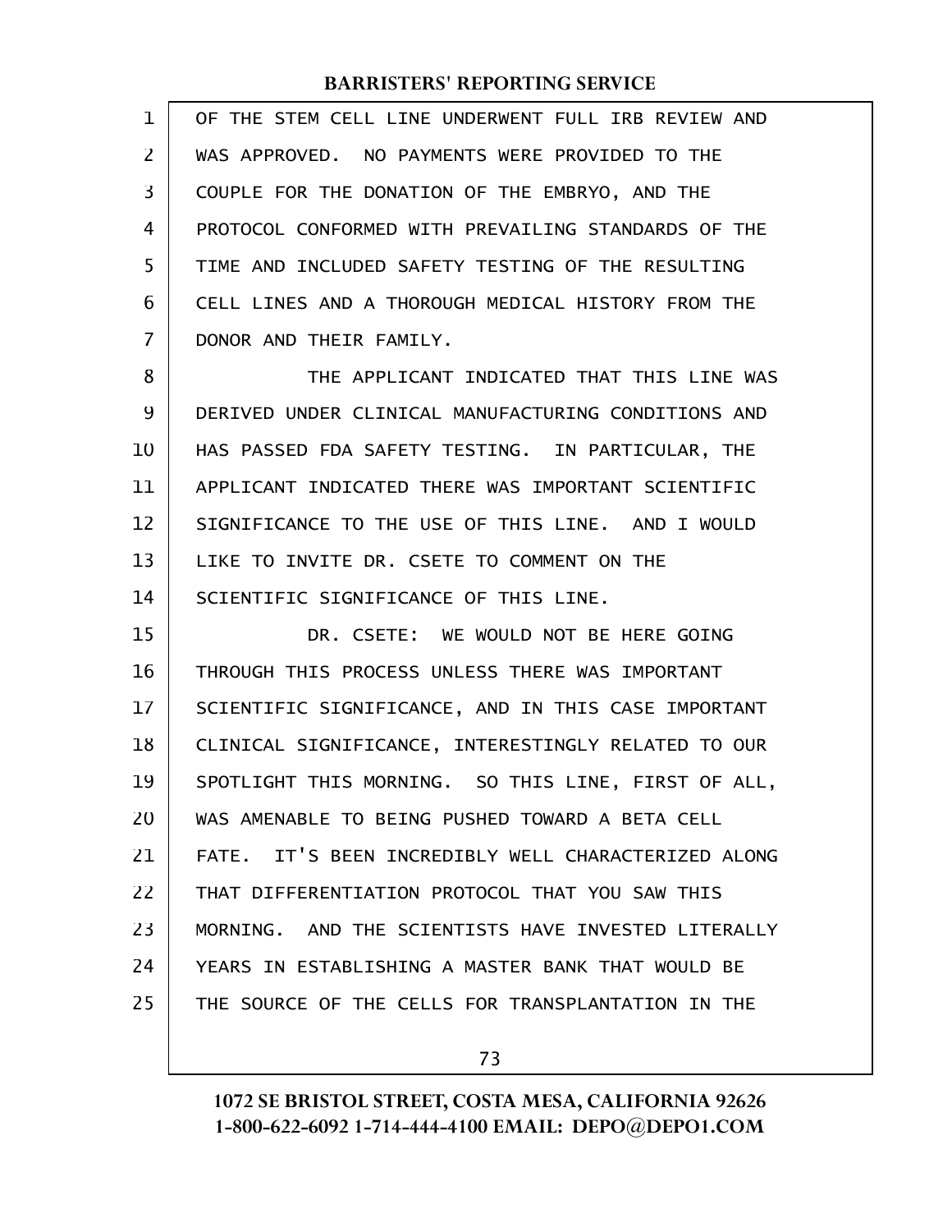OF THE STEM CELL LINE UNDERWENT FULL IRB REVIEW AND WAS APPROVED. NO PAYMENTS WERE PROVIDED TO THE COUPLE FOR THE DONATION OF THE EMBRYO, AND THE PROTOCOL CONFORMED WITH PREVAILING STANDARDS OF THE TIME AND INCLUDED SAFETY TESTING OF THE RESULTING CELL LINES AND A THOROUGH MEDICAL HISTORY FROM THE DONOR AND THEIR FAMILY.

THE APPLICANT INDICATED THAT THIS LINE WAS DERIVED UNDER CLINICAL MANUFACTURING CONDITIONS AND HAS PASSED FDA SAFETY TESTING. IN PARTICULAR, THE APPLICANT INDICATED THERE WAS IMPORTANT SCIENTIFIC SIGNIFICANCE TO THE USE OF THIS LINE. AND I WOULD LIKE TO INVITE DR. CSETE TO COMMENT ON THE SCIENTIFIC SIGNIFICANCE OF THIS LINE.

DR. CSETE: WE WOULD NOT BE HERE GOING THROUGH THIS PROCESS UNLESS THERE WAS IMPORTANT SCIENTIFIC SIGNIFICANCE, AND IN THIS CASE IMPORTANT CLINICAL SIGNIFICANCE, INTERESTINGLY RELATED TO OUR SPOTLIGHT THIS MORNING. SO THIS LINE, FIRST OF ALL, WAS AMENABLE TO BEING PUSHED TOWARD A BETA CELL FATE. IT'S BEEN INCREDIBLY WELL CHARACTERIZED ALONG THAT DIFFERENTIATION PROTOCOL THAT YOU SAW THIS MORNING. AND THE SCIENTISTS HAVE INVESTED LITERALLY YEARS IN ESTABLISHING A MASTER BANK THAT WOULD BE THE SOURCE OF THE CELLS FOR TRANSPLANTATION IN THE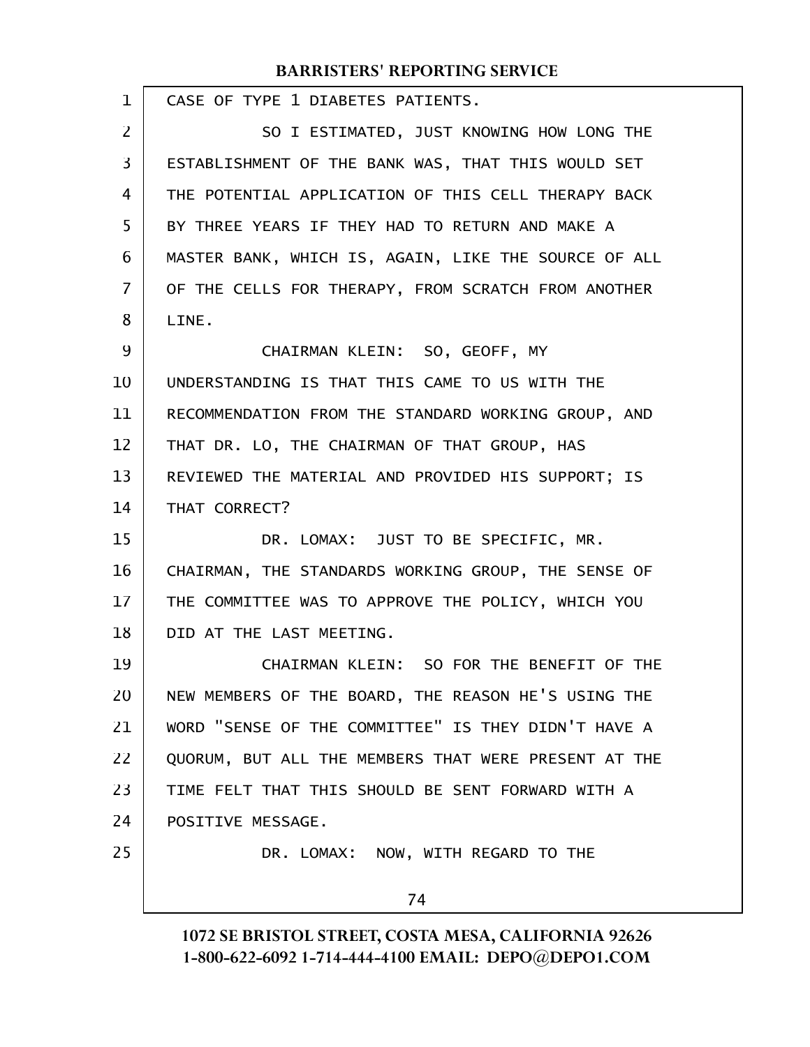CASE OF TYPE 1 DIABETES PATIENTS.

SO I ESTIMATED, JUST KNOWING HOW LONG THE ESTABLISHMENT OF THE BANK WAS, THAT THIS WOULD SET THE POTENTIAL APPLICATION OF THIS CELL THERAPY BACK BY THREE YEARS IF THEY HAD TO RETURN AND MAKE A MASTER BANK, WHICH IS, AGAIN, LIKE THE SOURCE OF ALL OF THE CELLS FOR THERAPY, FROM SCRATCH FROM ANOTHER LINE.

CHAIRMAN KLEIN: SO, GEOFF, MY UNDERSTANDING IS THAT THIS CAME TO US WITH THE RECOMMENDATION FROM THE STANDARD WORKING GROUP, AND THAT DR. LO, THE CHAIRMAN OF THAT GROUP, HAS REVIEWED THE MATERIAL AND PROVIDED HIS SUPPORT; IS THAT CORRECT?

DR. LOMAX: JUST TO BE SPECIFIC, MR. CHAIRMAN, THE STANDARDS WORKING GROUP, THE SENSE OF THE COMMITTEE WAS TO APPROVE THE POLICY, WHICH YOU DID AT THE LAST MEETING.

CHAIRMAN KLEIN: SO FOR THE BENEFIT OF THE NEW MEMBERS OF THE BOARD, THE REASON HE'S USING THE WORD "SENSE OF THE COMMITTEE" IS THEY DIDN'T HAVE A QUORUM, BUT ALL THE MEMBERS THAT WERE PRESENT AT THE TIME FELT THAT THIS SHOULD BE SENT FORWARD WITH A POSITIVE MESSAGE.

DR. LOMAX: NOW, WITH REGARD TO THE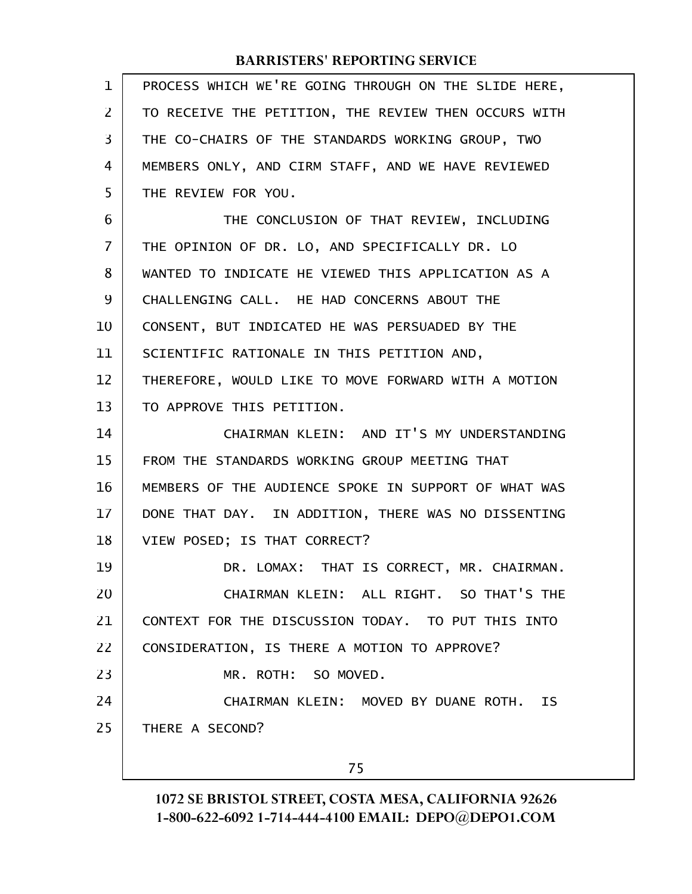PROCESS WHICH WE'RE GOING THROUGH ON THE SLIDE HERE, TO RECEIVE THE PETITION, THE REVIEW THEN OCCURS WITH THE CO-CHAIRS OF THE STANDARDS WORKING GROUP, TWO MEMBERS ONLY, AND CIRM STAFF, AND WE HAVE REVIEWED THE REVIEW FOR YOU.

THE CONCLUSION OF THAT REVIEW, INCLUDING THE OPINION OF DR. LO, AND SPECIFICALLY DR. LO WANTED TO INDICATE HE VIEWED THIS APPLICATION AS A CHALLENGING CALL. HE HAD CONCERNS ABOUT THE CONSENT, BUT INDICATED HE WAS PERSUADED BY THE SCIENTIFIC RATIONALE IN THIS PETITION AND, THEREFORE, WOULD LIKE TO MOVE FORWARD WITH A MOTION TO APPROVE THIS PETITION.

CHAIRMAN KLEIN: AND IT'S MY UNDERSTANDING FROM THE STANDARDS WORKING GROUP MEETING THAT MEMBERS OF THE AUDIENCE SPOKE IN SUPPORT OF WHAT WAS DONE THAT DAY. IN ADDITION, THERE WAS NO DISSENTING VIEW POSED; IS THAT CORRECT?

DR. LOMAX: THAT IS CORRECT, MR. CHAIRMAN.

CHAIRMAN KLEIN: ALL RIGHT. SO THAT'S THE CONTEXT FOR THE DISCUSSION TODAY. TO PUT THIS INTO CONSIDERATION, IS THERE A MOTION TO APPROVE?

MR. ROTH: SO MOVED.

CHAIRMAN KLEIN: MOVED BY DUANE ROTH. IS THERE A SECOND?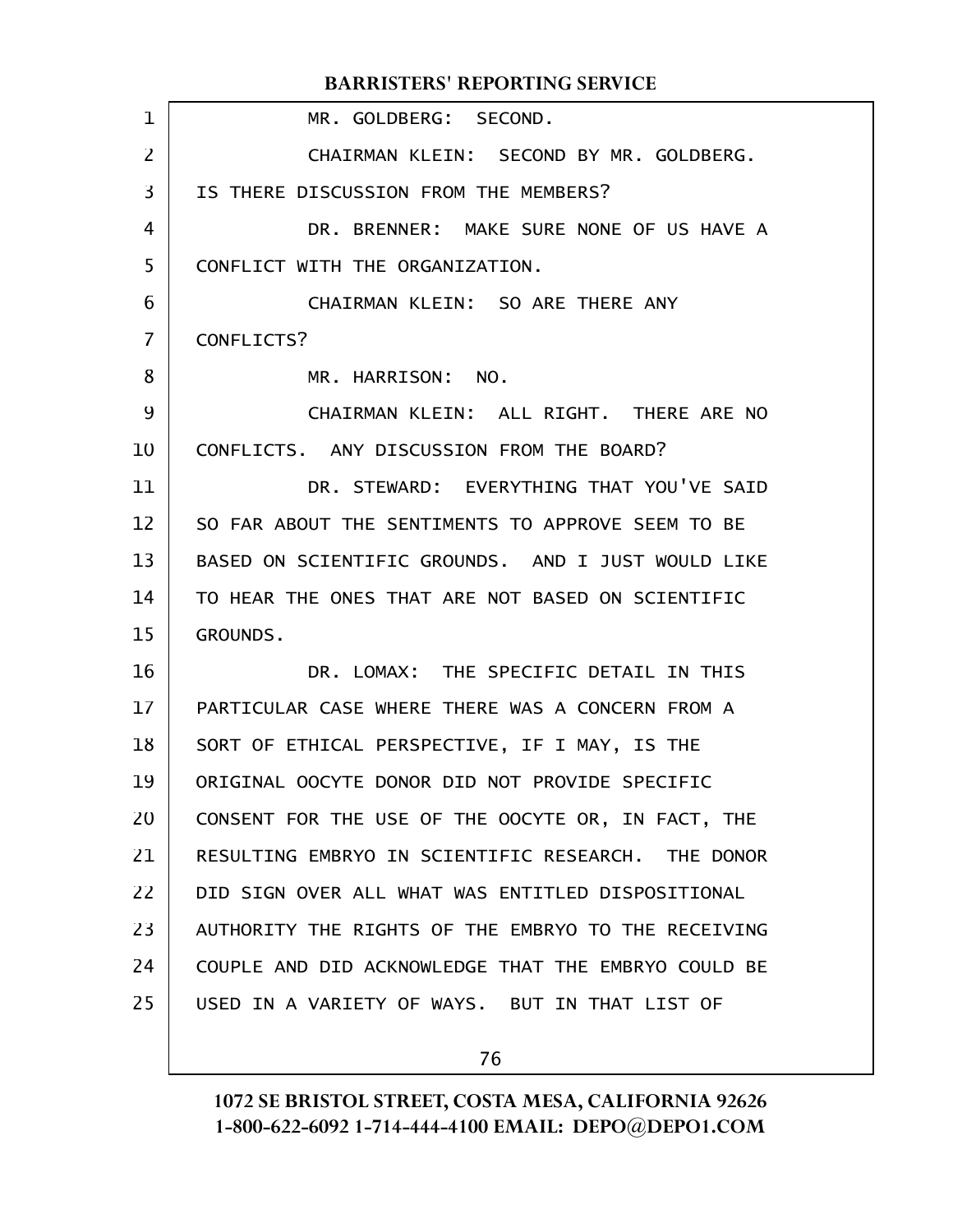MR. GOLDBERG: SECOND.

CHAIRMAN KLEIN: SECOND BY MR. GOLDBERG. IS THERE DISCUSSION FROM THE MEMBERS?

DR. BRENNER: MAKE SURE NONE OF US HAVE A CONFLICT WITH THE ORGANIZATION.

CHAIRMAN KLEIN: SO ARE THERE ANY CONFLICTS?

MR. HARRISON: NO.

CHAIRMAN KLEIN: ALL RIGHT. THERE ARE NO CONFLICTS. ANY DISCUSSION FROM THE BOARD?

DR. STEWARD: EVERYTHING THAT YOU'VE SAID SO FAR ABOUT THE SENTIMENTS TO APPROVE SEEM TO BE BASED ON SCIENTIFIC GROUNDS. AND I JUST WOULD LIKE TO HEAR THE ONES THAT ARE NOT BASED ON SCIENTIFIC GROUNDS.

DR. LOMAX: THE SPECIFIC DETAIL IN THIS PARTICULAR CASE WHERE THERE WAS A CONCERN FROM A SORT OF ETHICAL PERSPECTIVE, IF I MAY, IS THE ORIGINAL OOCYTE DONOR DID NOT PROVIDE SPECIFIC CONSENT FOR THE USE OF THE OOCYTE OR, IN FACT, THE RESULTING EMBRYO IN SCIENTIFIC RESEARCH. THE DONOR DID SIGN OVER ALL WHAT WAS ENTITLED DISPOSITIONAL AUTHORITY THE RIGHTS OF THE EMBRYO TO THE RECEIVING COUPLE AND DID ACKNOWLEDGE THAT THE EMBRYO COULD BE USED IN A VARIETY OF WAYS. BUT IN THAT LIST OF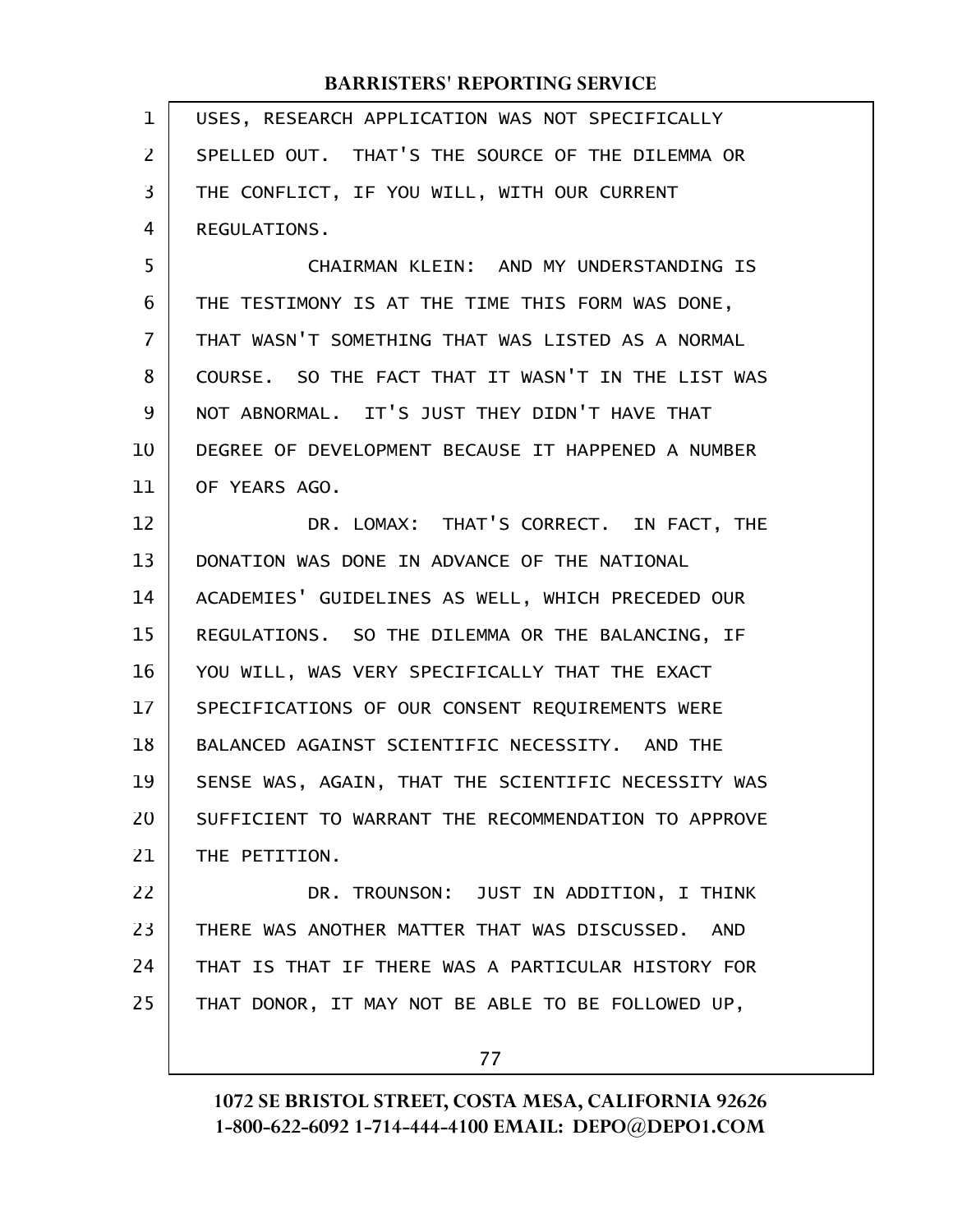USES, RESEARCH APPLICATION WAS NOT SPECIFICALLY SPELLED OUT. THAT'S THE SOURCE OF THE DILEMMA OR THE CONFLICT, IF YOU WILL, WITH OUR CURRENT REGULATIONS.

CHAIRMAN KLEIN: AND MY UNDERSTANDING IS THE TESTIMONY IS AT THE TIME THIS FORM WAS DONE, THAT WASN'T SOMETHING THAT WAS LISTED AS A NORMAL COURSE. SO THE FACT THAT IT WASN'T IN THE LIST WAS NOT ABNORMAL. IT'S JUST THEY DIDN'T HAVE THAT DEGREE OF DEVELOPMENT BECAUSE IT HAPPENED A NUMBER OF YEARS AGO.

DR. LOMAX: THAT'S CORRECT. IN FACT, THE DONATION WAS DONE IN ADVANCE OF THE NATIONAL ACADEMIES' GUIDELINES AS WELL, WHICH PRECEDED OUR REGULATIONS. SO THE DILEMMA OR THE BALANCING, IF YOU WILL, WAS VERY SPECIFICALLY THAT THE EXACT SPECIFICATIONS OF OUR CONSENT REQUIREMENTS WERE BALANCED AGAINST SCIENTIFIC NECESSITY. AND THE SENSE WAS, AGAIN, THAT THE SCIENTIFIC NECESSITY WAS SUFFICIENT TO WARRANT THE RECOMMENDATION TO APPROVE THE PETITION.

DR. TROUNSON: JUST IN ADDITION, I THINK THERE WAS ANOTHER MATTER THAT WAS DISCUSSED. AND THAT IS THAT IF THERE WAS A PARTICULAR HISTORY FOR THAT DONOR, IT MAY NOT BE ABLE TO BE FOLLOWED UP,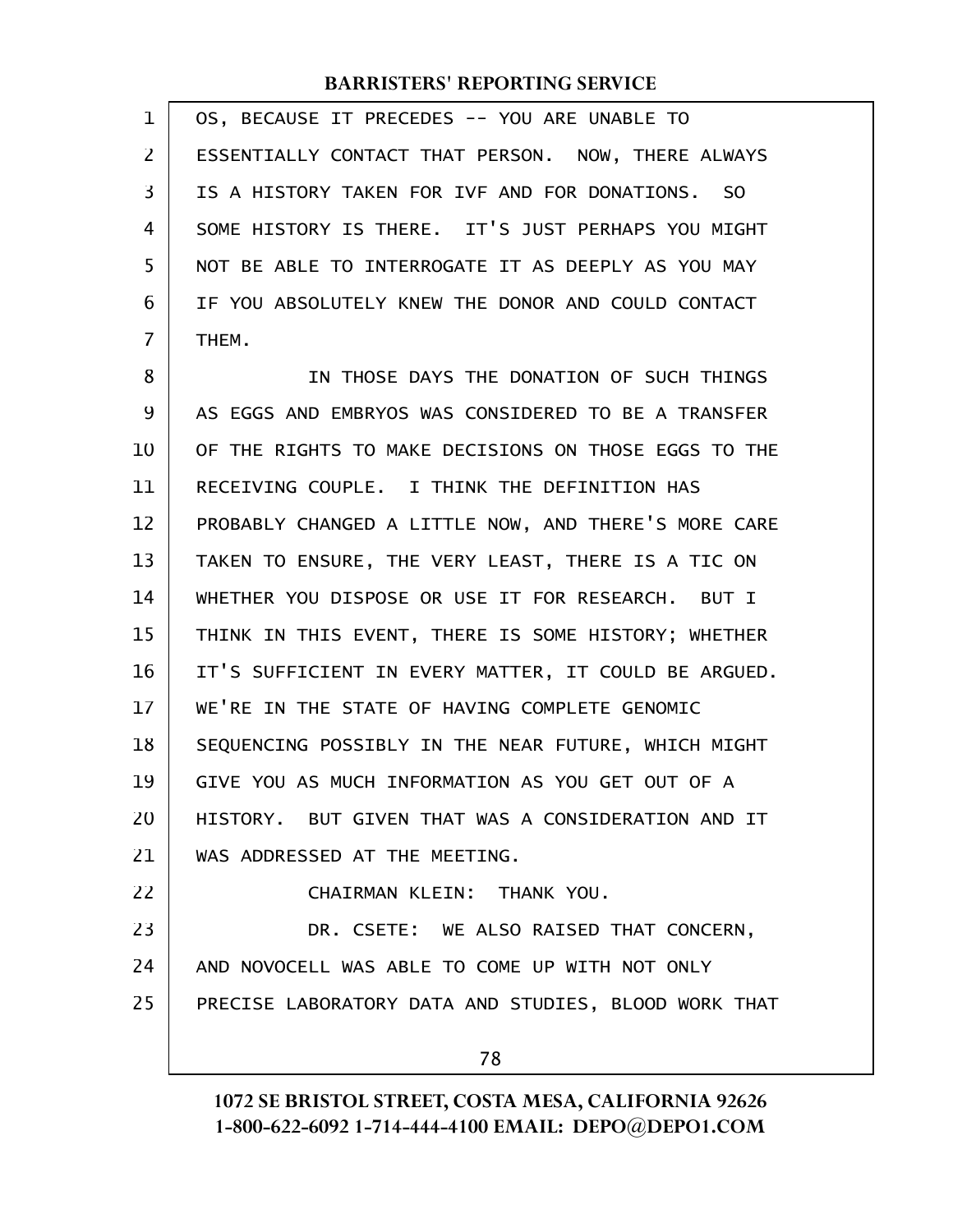OS, BECAUSE IT PRECEDES -- YOU ARE UNABLE TO ESSENTIALLY CONTACT THAT PERSON. NOW, THERE ALWAYS IS A HISTORY TAKEN FOR IVF AND FOR DONATIONS. SO SOME HISTORY IS THERE. IT'S JUST PERHAPS YOU MIGHT NOT BE ABLE TO INTERROGATE IT AS DEEPLY AS YOU MAY IF YOU ABSOLUTELY KNEW THE DONOR AND COULD CONTACT THEM.

IN THOSE DAYS THE DONATION OF SUCH THINGS AS EGGS AND EMBRYOS WAS CONSIDERED TO BE A TRANSFER OF THE RIGHTS TO MAKE DECISIONS ON THOSE EGGS TO THE RECEIVING COUPLE. I THINK THE DEFINITION HAS PROBABLY CHANGED A LITTLE NOW, AND THERE'S MORE CARE TAKEN TO ENSURE, THE VERY LEAST, THERE IS A TIC ON WHETHER YOU DISPOSE OR USE IT FOR RESEARCH. BUT I THINK IN THIS EVENT, THERE IS SOME HISTORY; WHETHER IT'S SUFFICIENT IN EVERY MATTER, IT COULD BE ARGUED. WE'RE IN THE STATE OF HAVING COMPLETE GENOMIC SEQUENCING POSSIBLY IN THE NEAR FUTURE, WHICH MIGHT GIVE YOU AS MUCH INFORMATION AS YOU GET OUT OF A HISTORY. BUT GIVEN THAT WAS A CONSIDERATION AND IT WAS ADDRESSED AT THE MEETING.

CHAIRMAN KLEIN: THANK YOU.

DR. CSETE: WE ALSO RAISED THAT CONCERN, AND NOVOCELL WAS ABLE TO COME UP WITH NOT ONLY PRECISE LABORATORY DATA AND STUDIES, BLOOD WORK THAT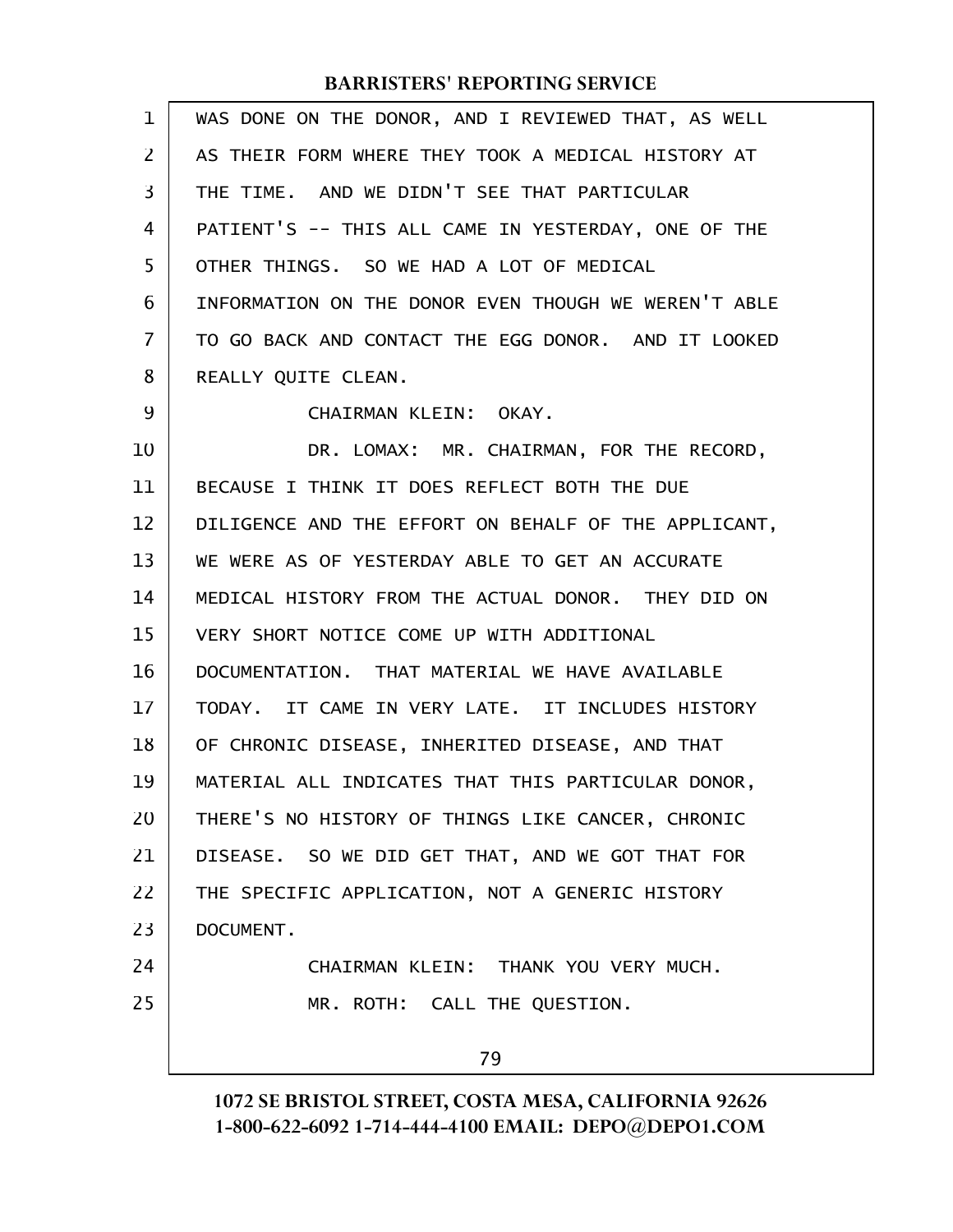WAS DONE ON THE DONOR, AND I REVIEWED THAT, AS WELL AS THEIR FORM WHERE THEY TOOK A MEDICAL HISTORY AT THE TIME. AND WE DIDN'T SEE THAT PARTICULAR PATIENT'S -- THIS ALL CAME IN YESTERDAY, ONE OF THE OTHER THINGS. SO WE HAD A LOT OF MEDICAL INFORMATION ON THE DONOR EVEN THOUGH WE WEREN'T ABLE TO GO BACK AND CONTACT THE EGG DONOR. AND IT LOOKED REALLY QUITE CLEAN.

CHAIRMAN KLEIN: OKAY.

DR. LOMAX: MR. CHAIRMAN, FOR THE RECORD, BECAUSE I THINK IT DOES REFLECT BOTH THE DUE DILIGENCE AND THE EFFORT ON BEHALF OF THE APPLICANT, WE WERE AS OF YESTERDAY ABLE TO GET AN ACCURATE MEDICAL HISTORY FROM THE ACTUAL DONOR. THEY DID ON VERY SHORT NOTICE COME UP WITH ADDITIONAL DOCUMENTATION. THAT MATERIAL WE HAVE AVAILABLE TODAY. IT CAME IN VERY LATE. IT INCLUDES HISTORY OF CHRONIC DISEASE, INHERITED DISEASE, AND THAT MATERIAL ALL INDICATES THAT THIS PARTICULAR DONOR, THERE'S NO HISTORY OF THINGS LIKE CANCER, CHRONIC DISEASE. SO WE DID GET THAT, AND WE GOT THAT FOR THE SPECIFIC APPLICATION, NOT A GENERIC HISTORY DOCUMENT.

CHAIRMAN KLEIN: THANK YOU VERY MUCH.

MR. ROTH: CALL THE QUESTION.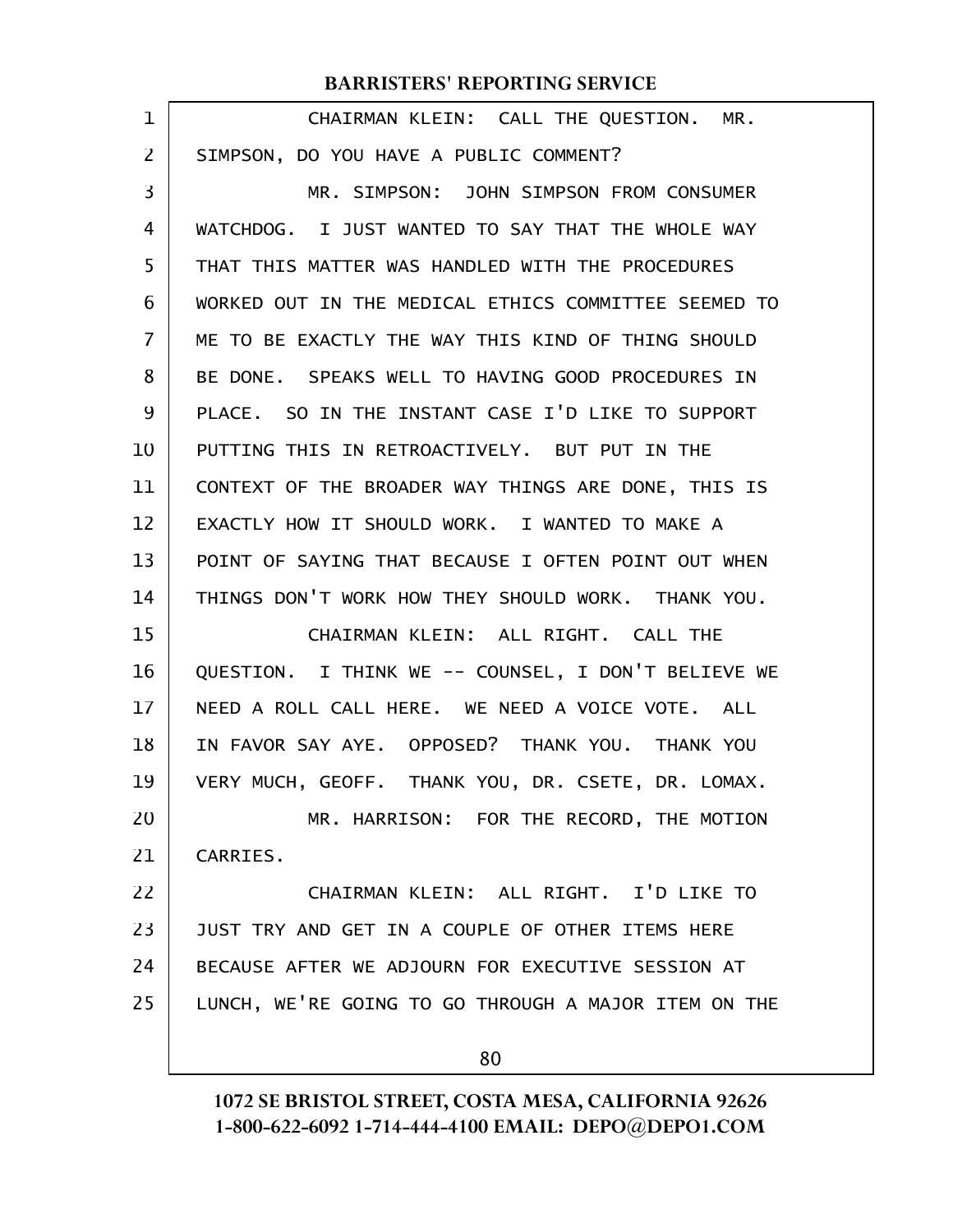CHAIRMAN KLEIN: CALL THE QUESTION. MR. SIMPSON, DO YOU HAVE A PUBLIC COMMENT?

MR. SIMPSON: JOHN SIMPSON FROM CONSUMER WATCHDOG. I JUST WANTED TO SAY THAT THE WHOLE WAY THAT THIS MATTER WAS HANDLED WITH THE PROCEDURES WORKED OUT IN THE MEDICAL ETHICS COMMITTEE SEEMED TO ME TO BE EXACTLY THE WAY THIS KIND OF THING SHOULD BE DONE. SPEAKS WELL TO HAVING GOOD PROCEDURES IN PLACE. SO IN THE INSTANT CASE I'D LIKE TO SUPPORT PUTTING THIS IN RETROACTIVELY. BUT PUT IN THE CONTEXT OF THE BROADER WAY THINGS ARE DONE, THIS IS EXACTLY HOW IT SHOULD WORK. I WANTED TO MAKE A POINT OF SAYING THAT BECAUSE I OFTEN POINT OUT WHEN THINGS DON'T WORK HOW THEY SHOULD WORK. THANK YOU.

CHAIRMAN KLEIN: ALL RIGHT. CALL THE QUESTION. I THINK WE -- COUNSEL, I DON'T BELIEVE WE NEED A ROLL CALL HERE. WE NEED A VOICE VOTE. ALL IN FAVOR SAY AYE. OPPOSED? THANK YOU. THANK YOU VERY MUCH, GEOFF. THANK YOU, DR. CSETE, DR. LOMAX.

MR. HARRISON: FOR THE RECORD, THE MOTION CARRIES.

CHAIRMAN KLEIN: ALL RIGHT. I'D LIKE TO JUST TRY AND GET IN A COUPLE OF OTHER ITEMS HERE BECAUSE AFTER WE ADJOURN FOR EXECUTIVE SESSION AT LUNCH, WE'RE GOING TO GO THROUGH A MAJOR ITEM ON THE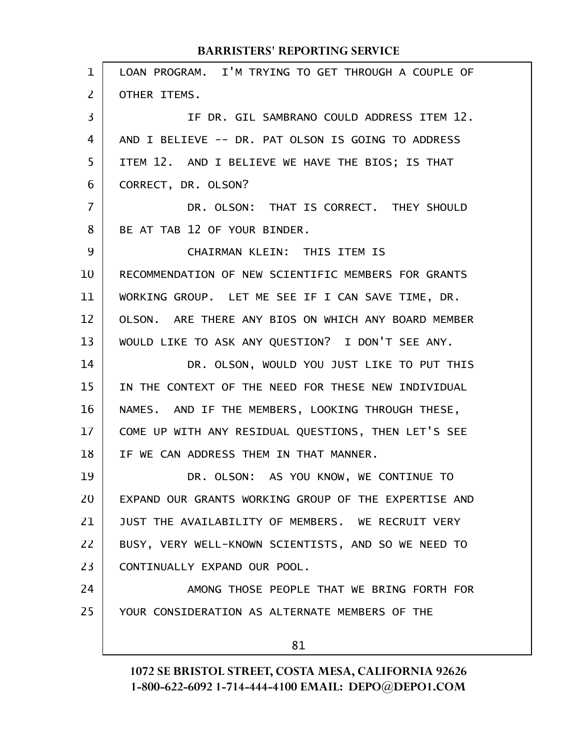LOAN PROGRAM. I'M TRYING TO GET THROUGH A COUPLE OF OTHER ITEMS.

IF DR. GIL SAMBRANO COULD ADDRESS ITEM 12. AND I BELIEVE -- DR. PAT OLSON IS GOING TO ADDRESS ITEM 12. AND I BELIEVE WE HAVE THE BIOS; IS THAT CORRECT, DR. OLSON?

DR. OLSON: THAT IS CORRECT. THEY SHOULD BE AT TAB 12 OF YOUR BINDER.

CHAIRMAN KLEIN: THIS ITEM IS RECOMMENDATION OF NEW SCIENTIFIC MEMBERS FOR GRANTS WORKING GROUP. LET ME SEE IF I CAN SAVE TIME, DR. OLSON. ARE THERE ANY BIOS ON WHICH ANY BOARD MEMBER WOULD LIKE TO ASK ANY QUESTION? I DON'T SEE ANY.

DR. OLSON, WOULD YOU JUST LIKE TO PUT THIS IN THE CONTEXT OF THE NEED FOR THESE NEW INDIVIDUAL NAMES. AND IF THE MEMBERS, LOOKING THROUGH THESE, COME UP WITH ANY RESIDUAL QUESTIONS, THEN LET'S SEE IF WE CAN ADDRESS THEM IN THAT MANNER.

DR. OLSON: AS YOU KNOW, WE CONTINUE TO EXPAND OUR GRANTS WORKING GROUP OF THE EXPERTISE AND JUST THE AVAILABILITY OF MEMBERS. WE RECRUIT VERY BUSY, VERY WELL-KNOWN SCIENTISTS, AND SO WE NEED TO CONTINUALLY EXPAND OUR POOL.

AMONG THOSE PEOPLE THAT WE BRING FORTH FOR YOUR CONSIDERATION AS ALTERNATE MEMBERS OF THE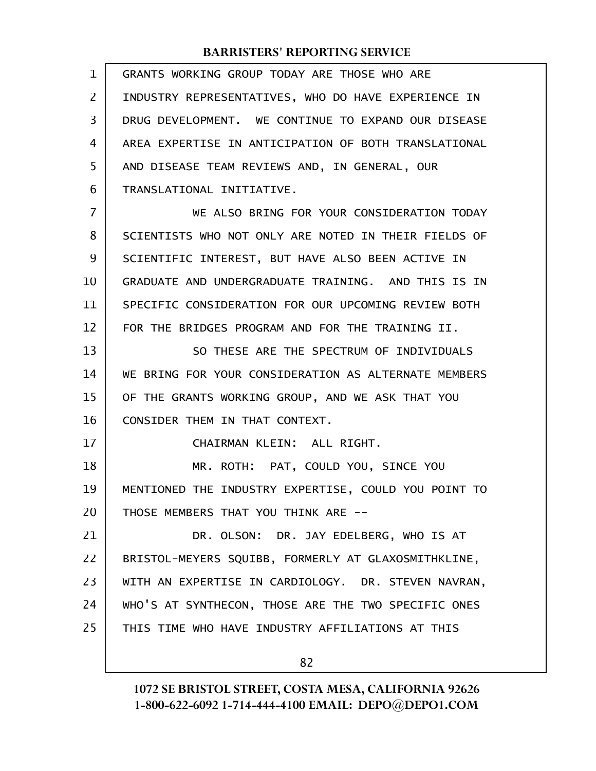GRANTS WORKING GROUP TODAY ARE THOSE WHO ARE INDUSTRY REPRESENTATIVES, WHO DO HAVE EXPERIENCE IN DRUG DEVELOPMENT. WE CONTINUE TO EXPAND OUR DISEASE AREA EXPERTISE IN ANTICIPATION OF BOTH TRANSLATIONAL AND DISEASE TEAM REVIEWS AND, IN GENERAL, OUR TRANSLATIONAL INITIATIVE.

WE ALSO BRING FOR YOUR CONSIDERATION TODAY SCIENTISTS WHO NOT ONLY ARE NOTED IN THEIR FIELDS OF SCIENTIFIC INTEREST, BUT HAVE ALSO BEEN ACTIVE IN GRADUATE AND UNDERGRADUATE TRAINING. AND THIS IS IN SPECIFIC CONSIDERATION FOR OUR UPCOMING REVIEW BOTH FOR THE BRIDGES PROGRAM AND FOR THE TRAINING II.

SO THESE ARE THE SPECTRUM OF INDIVIDUALS WE BRING FOR YOUR CONSIDERATION AS ALTERNATE MEMBERS OF THE GRANTS WORKING GROUP, AND WE ASK THAT YOU CONSIDER THEM IN THAT CONTEXT.

CHAIRMAN KLEIN: ALL RIGHT.

MR. ROTH: PAT, COULD YOU, SINCE YOU MENTIONED THE INDUSTRY EXPERTISE, COULD YOU POINT TO THOSE MEMBERS THAT YOU THINK ARE --

DR. OLSON: DR. JAY EDELBERG, WHO IS AT BRISTOL-MEYERS SQUIBB, FORMERLY AT GLAXOSMITHKLINE, WITH AN EXPERTISE IN CARDIOLOGY. DR. STEVEN NAVRAN, WHO'S AT SYNTHECON, THOSE ARE THE TWO SPECIFIC ONES THIS TIME WHO HAVE INDUSTRY AFFILIATIONS AT THIS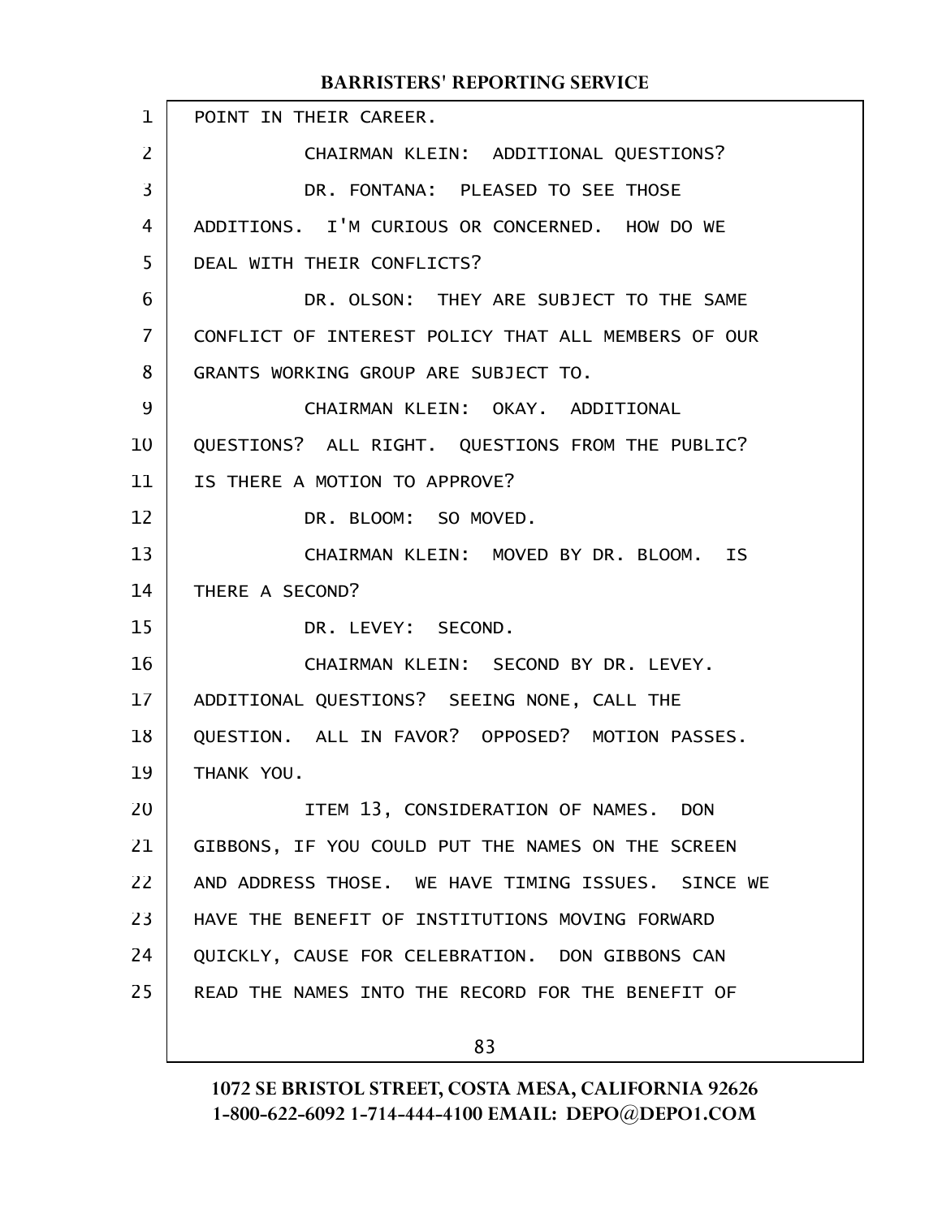POINT IN THEIR CAREER.

CHAIRMAN KLEIN: ADDITIONAL QUESTIONS?

DR. FONTANA: PLEASED TO SEE THOSE ADDITIONS. I'M CURIOUS OR CONCERNED. HOW DO WE DEAL WITH THEIR CONFLICTS?

DR. OLSON: THEY ARE SUBJECT TO THE SAME CONFLICT OF INTEREST POLICY THAT ALL MEMBERS OF OUR GRANTS WORKING GROUP ARE SUBJECT TO.

CHAIRMAN KLEIN: OKAY. ADDITIONAL QUESTIONS? ALL RIGHT. QUESTIONS FROM THE PUBLIC? IS THERE A MOTION TO APPROVE?

DR. BLOOM: SO MOVED.

CHAIRMAN KLEIN: MOVED BY DR. BLOOM. IS THERE A SECOND?

DR. LEVEY: SECOND.

CHAIRMAN KLEIN: SECOND BY DR. LEVEY. ADDITIONAL QUESTIONS? SEEING NONE, CALL THE QUESTION. ALL IN FAVOR? OPPOSED? MOTION PASSES. THANK YOU.

ITEM 13, CONSIDERATION OF NAMES. DON GIBBONS, IF YOU COULD PUT THE NAMES ON THE SCREEN AND ADDRESS THOSE. WE HAVE TIMING ISSUES. SINCE WE HAVE THE BENEFIT OF INSTITUTIONS MOVING FORWARD QUICKLY, CAUSE FOR CELEBRATION. DON GIBBONS CAN READ THE NAMES INTO THE RECORD FOR THE BENEFIT OF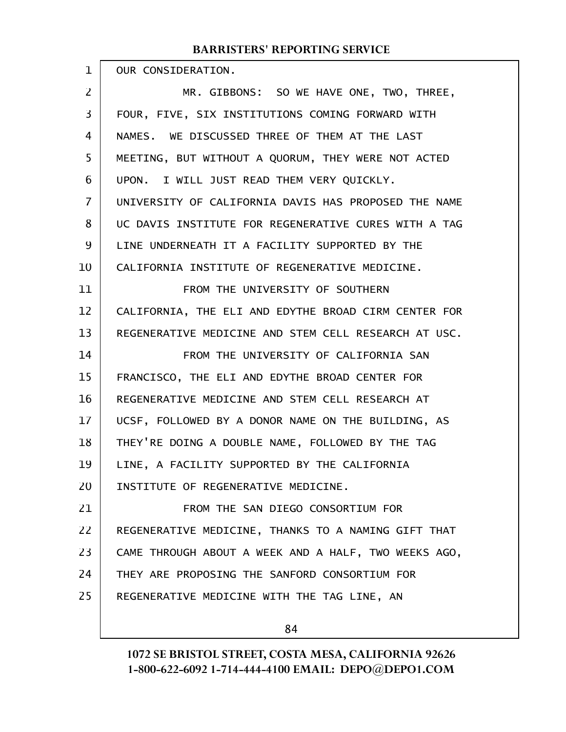OUR CONSIDERATION.

MR. GIBBONS: SO WE HAVE ONE, TWO, THREE, FOUR, FIVE, SIX INSTITUTIONS COMING FORWARD WITH NAMES. WE DISCUSSED THREE OF THEM AT THE LAST MEETING, BUT WITHOUT A QUORUM, THEY WERE NOT ACTED UPON. I WILL JUST READ THEM VERY QUICKLY. UNIVERSITY OF CALIFORNIA DAVIS HAS PROPOSED THE NAME UC DAVIS INSTITUTE FOR REGENERATIVE CURES WITH A TAG LINE UNDERNEATH IT A FACILITY SUPPORTED BY THE CALIFORNIA INSTITUTE OF REGENERATIVE MEDICINE.

FROM THE UNIVERSITY OF SOUTHERN CALIFORNIA, THE ELI AND EDYTHE BROAD CIRM CENTER FOR REGENERATIVE MEDICINE AND STEM CELL RESEARCH AT USC.

FROM THE UNIVERSITY OF CALIFORNIA SAN FRANCISCO, THE ELI AND EDYTHE BROAD CENTER FOR REGENERATIVE MEDICINE AND STEM CELL RESEARCH AT UCSF, FOLLOWED BY A DONOR NAME ON THE BUILDING, AS THEY'RE DOING A DOUBLE NAME, FOLLOWED BY THE TAG LINE, A FACILITY SUPPORTED BY THE CALIFORNIA INSTITUTE OF REGENERATIVE MEDICINE.

FROM THE SAN DIEGO CONSORTIUM FOR REGENERATIVE MEDICINE, THANKS TO A NAMING GIFT THAT CAME THROUGH ABOUT A WEEK AND A HALF, TWO WEEKS AGO, THEY ARE PROPOSING THE SANFORD CONSORTIUM FOR REGENERATIVE MEDICINE WITH THE TAG LINE, AN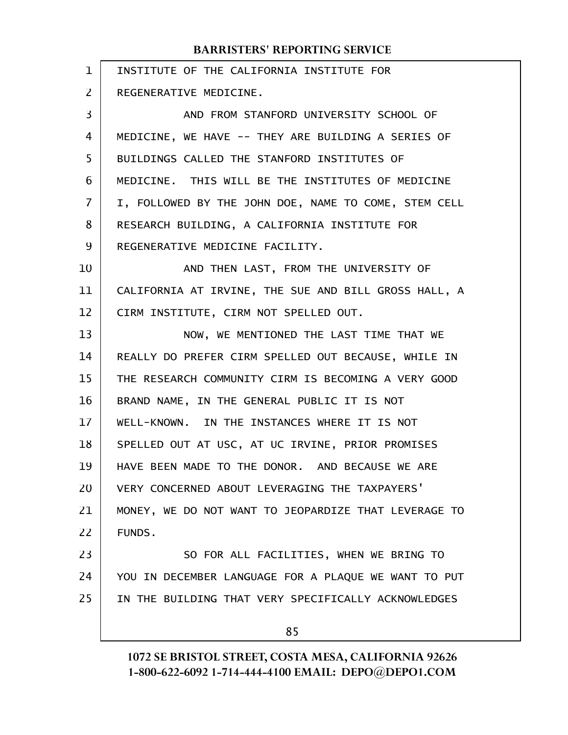INSTITUTE OF THE CALIFORNIA INSTITUTE FOR REGENERATIVE MEDICINE.

AND FROM STANFORD UNIVERSITY SCHOOL OF MEDICINE, WE HAVE -- THEY ARE BUILDING A SERIES OF BUILDINGS CALLED THE STANFORD INSTITUTES OF MEDICINE. THIS WILL BE THE INSTITUTES OF MEDICINE I, FOLLOWED BY THE JOHN DOE, NAME TO COME, STEM CELL RESEARCH BUILDING, A CALIFORNIA INSTITUTE FOR REGENERATIVE MEDICINE FACILITY.

AND THEN LAST, FROM THE UNIVERSITY OF CALIFORNIA AT IRVINE, THE SUE AND BILL GROSS HALL, A CIRM INSTITUTE, CIRM NOT SPELLED OUT.

NOW, WE MENTIONED THE LAST TIME THAT WE REALLY DO PREFER CIRM SPELLED OUT BECAUSE, WHILE IN THE RESEARCH COMMUNITY CIRM IS BECOMING A VERY GOOD BRAND NAME, IN THE GENERAL PUBLIC IT IS NOT WELL-KNOWN. IN THE INSTANCES WHERE IT IS NOT SPELLED OUT AT USC, AT UC IRVINE, PRIOR PROMISES HAVE BEEN MADE TO THE DONOR. AND BECAUSE WE ARE VERY CONCERNED ABOUT LEVERAGING THE TAXPAYERS' MONEY, WE DO NOT WANT TO JEOPARDIZE THAT LEVERAGE TO FUNDS.

SO FOR ALL FACILITIES, WHEN WE BRING TO YOU IN DECEMBER LANGUAGE FOR A PLAQUE WE WANT TO PUT IN THE BUILDING THAT VERY SPECIFICALLY ACKNOWLEDGES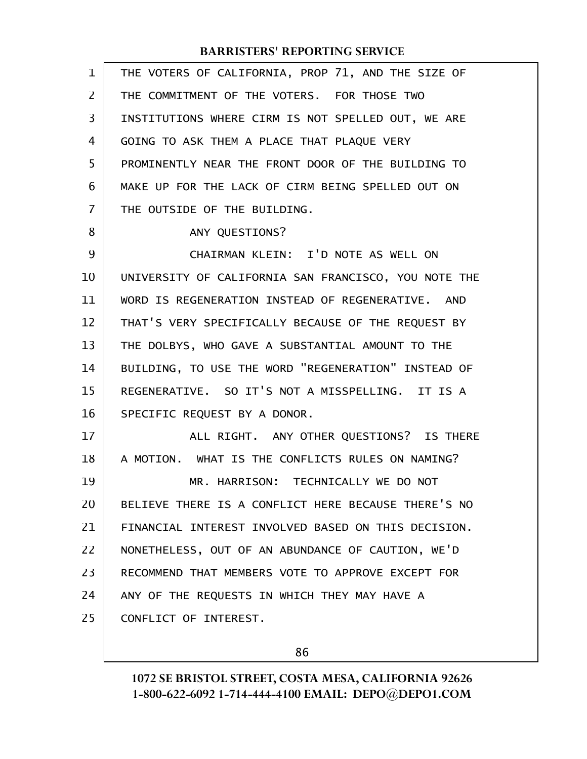THE VOTERS OF CALIFORNIA, PROP 71, AND THE SIZE OF THE COMMITMENT OF THE VOTERS. FOR THOSE TWO INSTITUTIONS WHERE CIRM IS NOT SPELLED OUT, WE ARE GOING TO ASK THEM A PLACE THAT PLAQUE VERY PROMINENTLY NEAR THE FRONT DOOR OF THE BUILDING TO MAKE UP FOR THE LACK OF CIRM BEING SPELLED OUT ON THE OUTSIDE OF THE BUILDING.

ANY QUESTIONS?

CHAIRMAN KLEIN: I'D NOTE AS WELL ON UNIVERSITY OF CALIFORNIA SAN FRANCISCO, YOU NOTE THE WORD IS REGENERATION INSTEAD OF REGENERATIVE. AND THAT'S VERY SPECIFICALLY BECAUSE OF THE REQUEST BY THE DOLBYS, WHO GAVE A SUBSTANTIAL AMOUNT TO THE BUILDING, TO USE THE WORD "REGENERATION" INSTEAD OF REGENERATIVE. SO IT'S NOT A MISSPELLING. IT IS A SPECIFIC REQUEST BY A DONOR.

ALL RIGHT. ANY OTHER QUESTIONS? IS THERE A MOTION. WHAT IS THE CONFLICTS RULES ON NAMING?

MR. HARRISON: TECHNICALLY WE DO NOT BELIEVE THERE IS A CONFLICT HERE BECAUSE THERE'S NO FINANCIAL INTEREST INVOLVED BASED ON THIS DECISION. NONETHELESS, OUT OF AN ABUNDANCE OF CAUTION, WE'D RECOMMEND THAT MEMBERS VOTE TO APPROVE EXCEPT FOR ANY OF THE REQUESTS IN WHICH THEY MAY HAVE A CONFLICT OF INTEREST.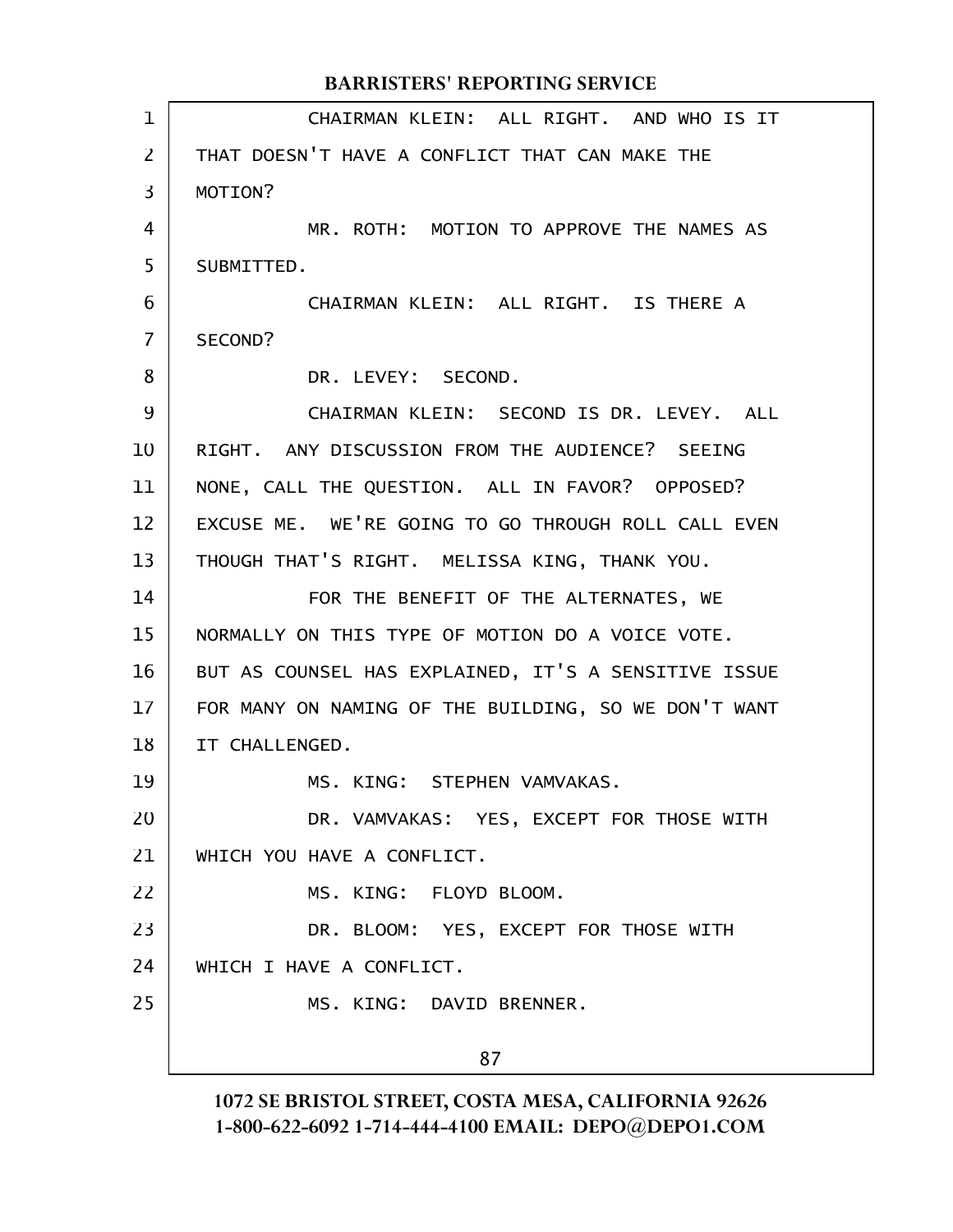CHAIRMAN KLEIN: ALL RIGHT. AND WHO IS IT THAT DOESN'T HAVE A CONFLICT THAT CAN MAKE THE MOTION?

MR. ROTH: MOTION TO APPROVE THE NAMES AS SUBMITTED.

CHAIRMAN KLEIN: ALL RIGHT. IS THERE A SECOND?

DR. LEVEY: SECOND.

CHAIRMAN KLEIN: SECOND IS DR. LEVEY. ALL RIGHT. ANY DISCUSSION FROM THE AUDIENCE? SEEING NONE, CALL THE QUESTION. ALL IN FAVOR? OPPOSED? EXCUSE ME. WE'RE GOING TO GO THROUGH ROLL CALL EVEN THOUGH THAT'S RIGHT. MELISSA KING, THANK YOU.

FOR THE BENEFIT OF THE ALTERNATES, WE NORMALLY ON THIS TYPE OF MOTION DO A VOICE VOTE. BUT AS COUNSEL HAS EXPLAINED, IT'S A SENSITIVE ISSUE FOR MANY ON NAMING OF THE BUILDING, SO WE DON'T WANT IT CHALLENGED.

MS. KING: STEPHEN VAMVAKAS.

DR. VAMVAKAS: YES, EXCEPT FOR THOSE WITH WHICH YOU HAVE A CONFLICT.

MS. KING: FLOYD BLOOM.

DR. BLOOM: YES, EXCEPT FOR THOSE WITH WHICH I HAVE A CONFLICT.

MS. KING: DAVID BRENNER.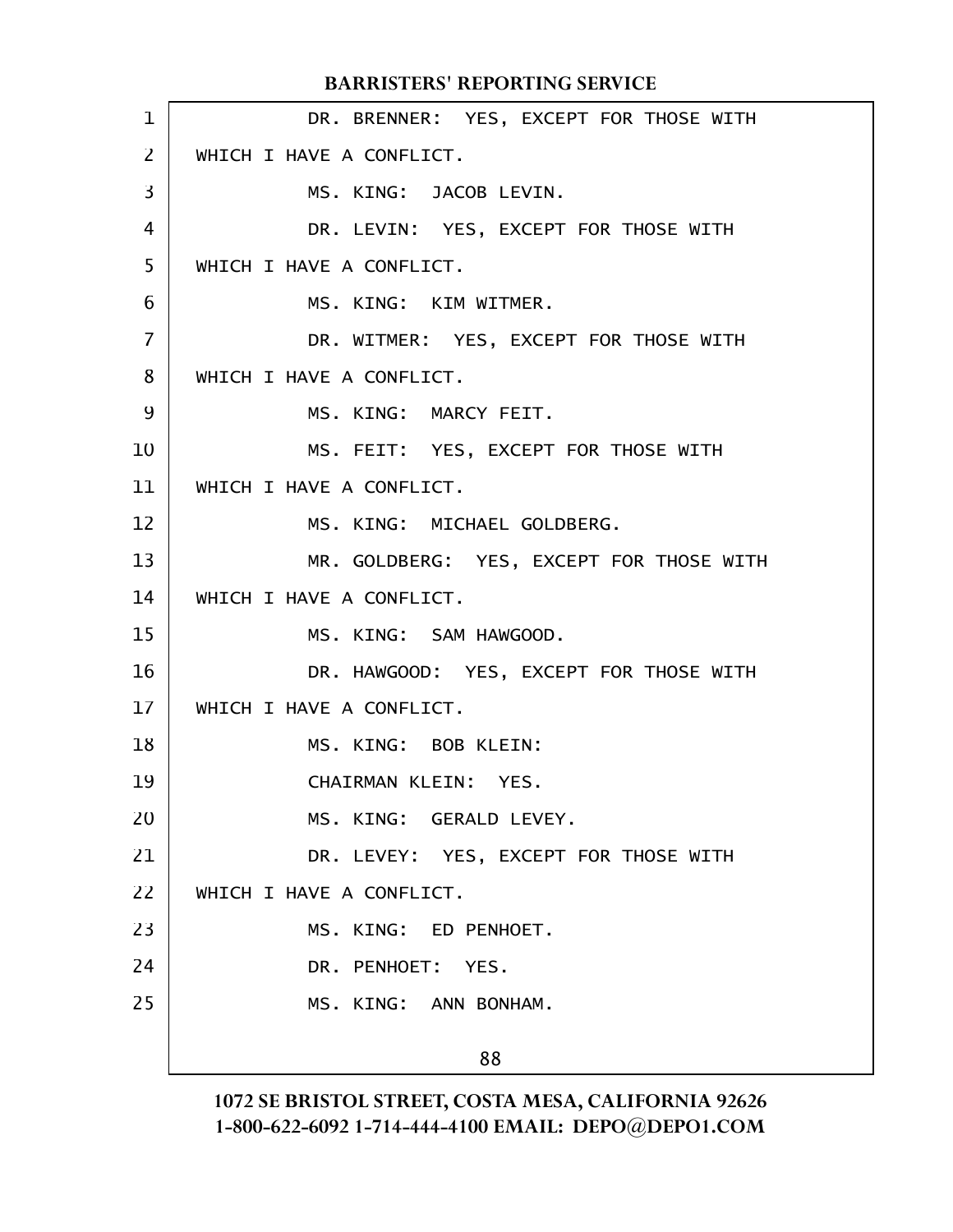DR. BRENNER: YES, EXCEPT FOR THOSE WITH WHICH I HAVE A CONFLICT.

MS. KING: JACOB LEVIN.

DR. LEVIN: YES, EXCEPT FOR THOSE WITH WHICH I HAVE A CONFLICT.

MS. KING: KIM WITMER.

DR. WITMER: YES, EXCEPT FOR THOSE WITH WHICH I HAVE A CONFLICT.

MS. KING: MARCY FEIT.

MS. FEIT: YES, EXCEPT FOR THOSE WITH WHICH I HAVE A CONFLICT.

MS. KING: MICHAEL GOLDBERG.

MR. GOLDBERG: YES, EXCEPT FOR THOSE WITH WHICH I HAVE A CONFLICT.

MS. KING: SAM HAWGOOD.

DR. HAWGOOD: YES, EXCEPT FOR THOSE WITH WHICH I HAVE A CONFLICT.

MS. KING: BOB KLEIN:

CHAIRMAN KLEIN: YES.

MS. KING: GERALD LEVEY.

DR. LEVEY: YES, EXCEPT FOR THOSE WITH WHICH I HAVE A CONFLICT.

MS. KING: ED PENHOET.

DR. PENHOET: YES.

MS. KING: ANN BONHAM.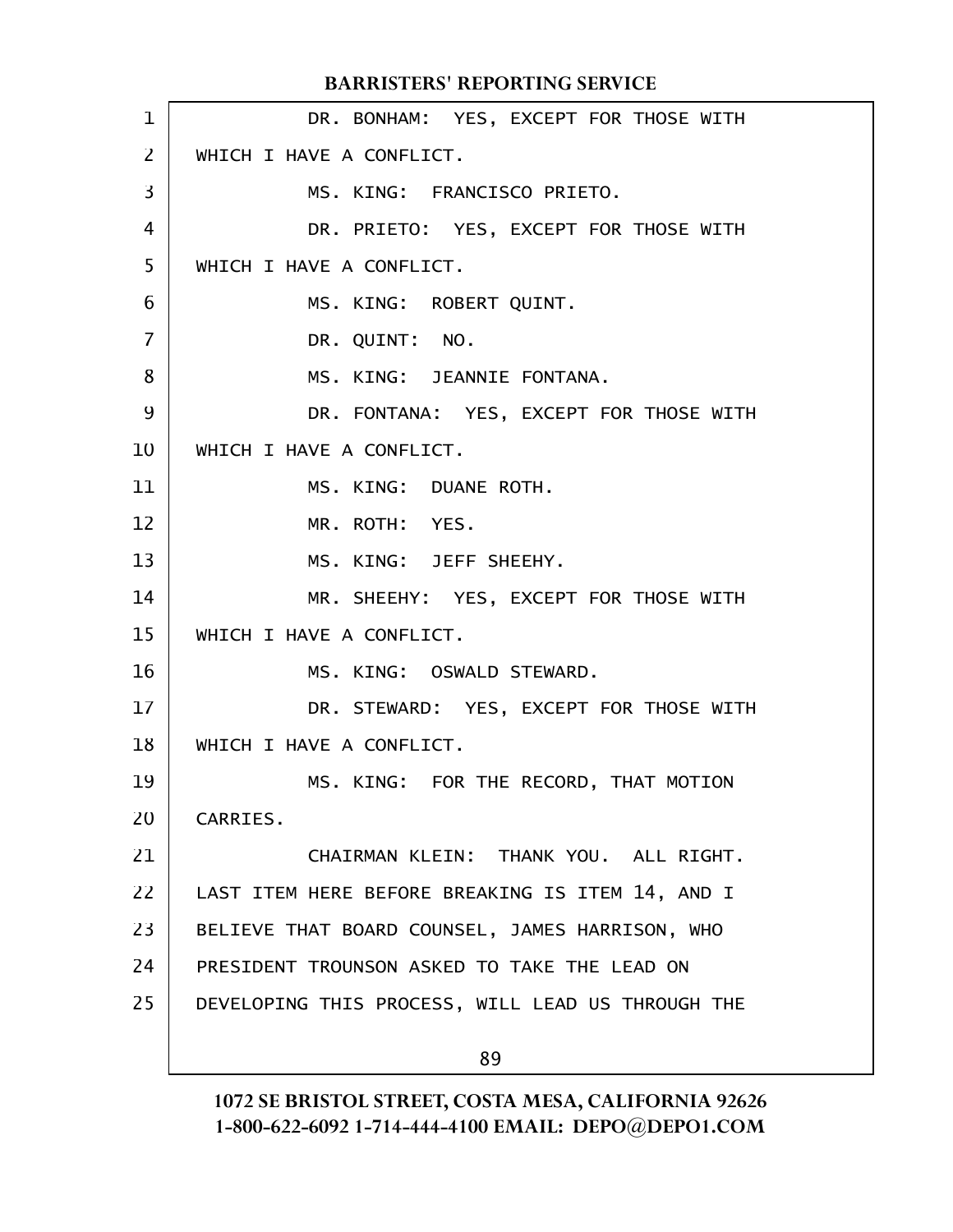DR. BONHAM: YES, EXCEPT FOR THOSE WITH WHICH I HAVE A CONFLICT.

MS. KING: FRANCISCO PRIETO.

DR. PRIETO: YES, EXCEPT FOR THOSE WITH WHICH I HAVE A CONFLICT.

MS. KING: ROBERT QUINT.

DR. QUINT: NO.

MS. KING: JEANNIE FONTANA.

DR. FONTANA: YES, EXCEPT FOR THOSE WITH WHICH I HAVE A CONFLICT.

MS. KING: DUANE ROTH.

MR. ROTH: YES.

MS. KING: JEFF SHEEHY.

MR. SHEEHY: YES, EXCEPT FOR THOSE WITH WHICH I HAVE A CONFLICT.

MS. KING: OSWALD STEWARD.

DR. STEWARD: YES, EXCEPT FOR THOSE WITH WHICH I HAVE A CONFLICT.

MS. KING: FOR THE RECORD, THAT MOTION CARRIES.

CHAIRMAN KLEIN: THANK YOU. ALL RIGHT. LAST ITEM HERE BEFORE BREAKING IS ITEM 14, AND I BELIEVE THAT BOARD COUNSEL, JAMES HARRISON, WHO PRESIDENT TROUNSON ASKED TO TAKE THE LEAD ON DEVELOPING THIS PROCESS, WILL LEAD US THROUGH THE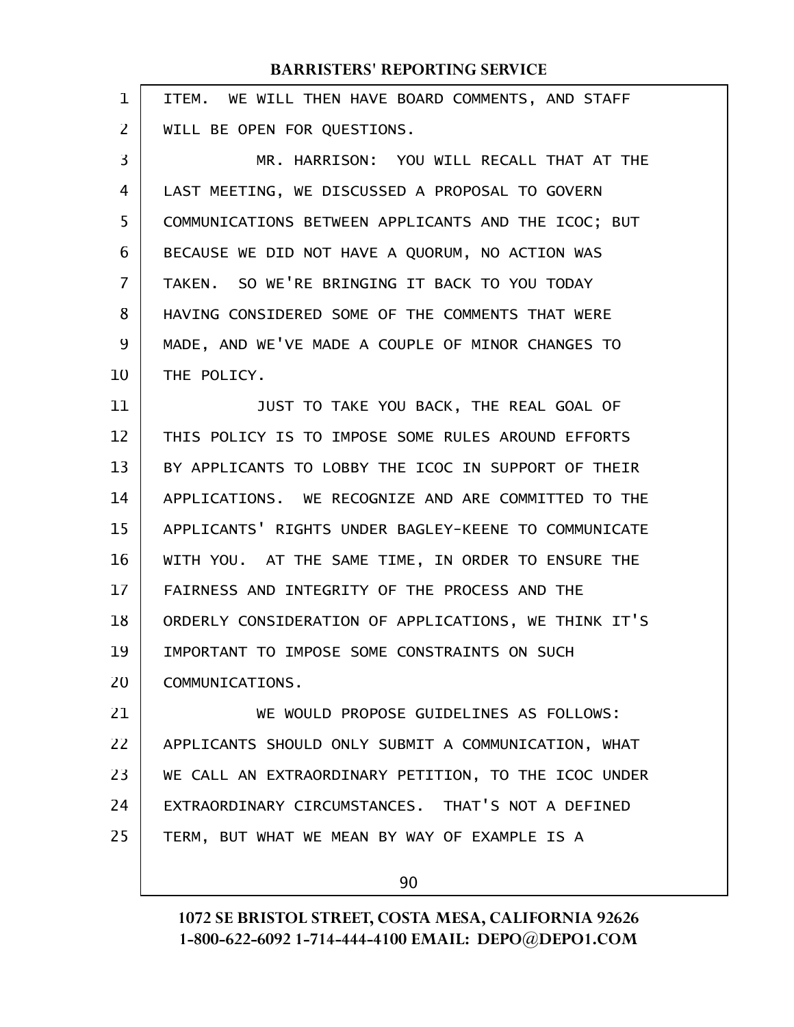ITEM. WE WILL THEN HAVE BOARD COMMENTS, AND STAFF WILL BE OPEN FOR QUESTIONS.

MR. HARRISON: YOU WILL RECALL THAT AT THE LAST MEETING, WE DISCUSSED A PROPOSAL TO GOVERN COMMUNICATIONS BETWEEN APPLICANTS AND THE ICOC; BUT BECAUSE WE DID NOT HAVE A QUORUM, NO ACTION WAS TAKEN. SO WE'RE BRINGING IT BACK TO YOU TODAY HAVING CONSIDERED SOME OF THE COMMENTS THAT WERE MADE, AND WE'VE MADE A COUPLE OF MINOR CHANGES TO THE POLICY.

JUST TO TAKE YOU BACK, THE REAL GOAL OF THIS POLICY IS TO IMPOSE SOME RULES AROUND EFFORTS BY APPLICANTS TO LOBBY THE ICOC IN SUPPORT OF THEIR APPLICATIONS. WE RECOGNIZE AND ARE COMMITTED TO THE APPLICANTS' RIGHTS UNDER BAGLEY-KEENE TO COMMUNICATE WITH YOU. AT THE SAME TIME, IN ORDER TO ENSURE THE FAIRNESS AND INTEGRITY OF THE PROCESS AND THE ORDERLY CONSIDERATION OF APPLICATIONS, WE THINK IT'S IMPORTANT TO IMPOSE SOME CONSTRAINTS ON SUCH COMMUNICATIONS.

WE WOULD PROPOSE GUIDELINES AS FOLLOWS: APPLICANTS SHOULD ONLY SUBMIT A COMMUNICATION, WHAT WE CALL AN EXTRAORDINARY PETITION, TO THE ICOC UNDER EXTRAORDINARY CIRCUMSTANCES. THAT'S NOT A DEFINED TERM, BUT WHAT WE MEAN BY WAY OF EXAMPLE IS A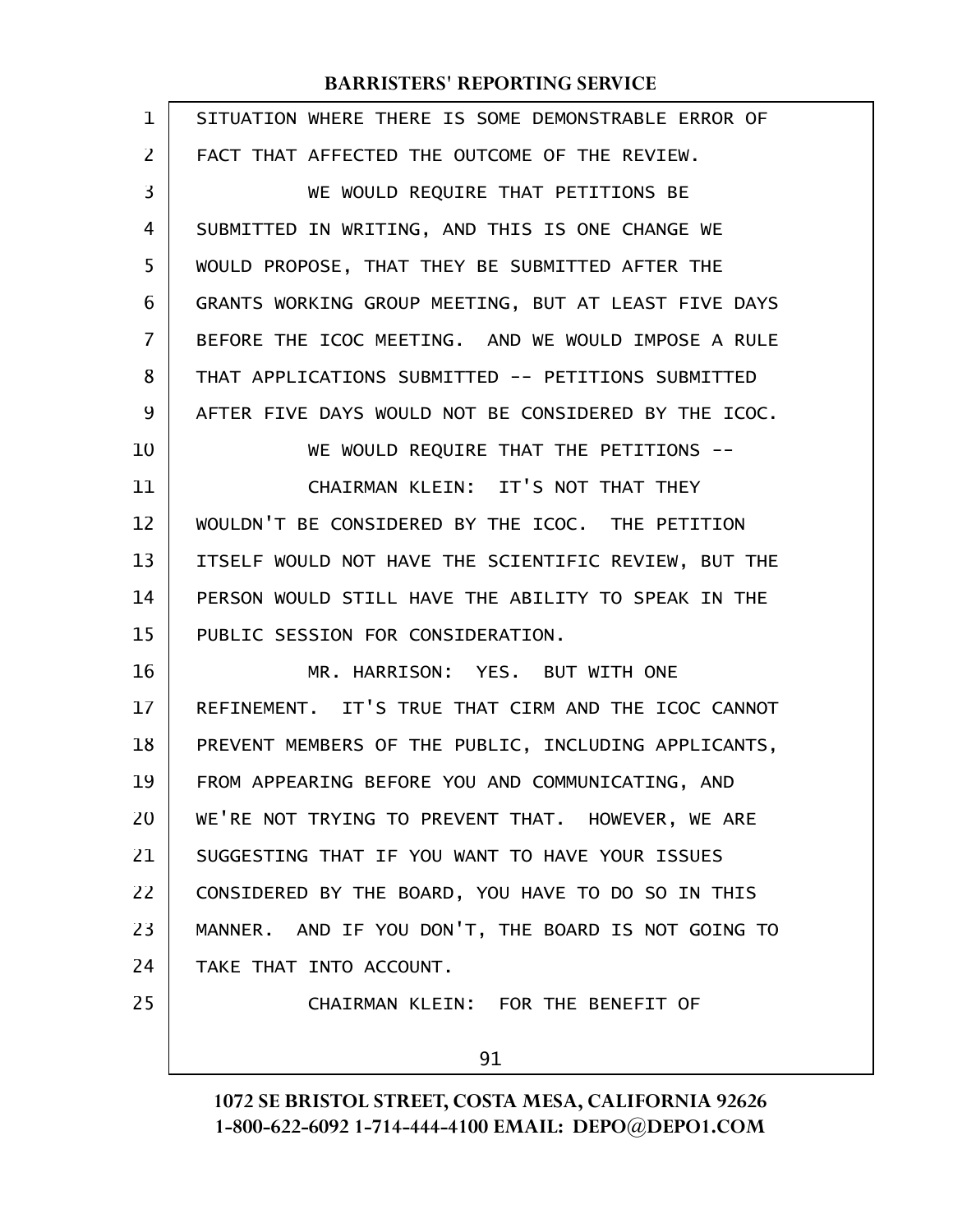SITUATION WHERE THERE IS SOME DEMONSTRABLE ERROR OF FACT THAT AFFECTED THE OUTCOME OF THE REVIEW.

WE WOULD REQUIRE THAT PETITIONS BE SUBMITTED IN WRITING, AND THIS IS ONE CHANGE WE WOULD PROPOSE, THAT THEY BE SUBMITTED AFTER THE GRANTS WORKING GROUP MEETING, BUT AT LEAST FIVE DAYS BEFORE THE ICOC MEETING. AND WE WOULD IMPOSE A RULE THAT APPLICATIONS SUBMITTED -- PETITIONS SUBMITTED AFTER FIVE DAYS WOULD NOT BE CONSIDERED BY THE ICOC.

WE WOULD REQUIRE THAT THE PETITIONS --

CHAIRMAN KLEIN: IT'S NOT THAT THEY WOULDN'T BE CONSIDERED BY THE ICOC. THE PETITION ITSELF WOULD NOT HAVE THE SCIENTIFIC REVIEW, BUT THE PERSON WOULD STILL HAVE THE ABILITY TO SPEAK IN THE PUBLIC SESSION FOR CONSIDERATION.

MR. HARRISON: YES. BUT WITH ONE REFINEMENT. IT'S TRUE THAT CIRM AND THE ICOC CANNOT PREVENT MEMBERS OF THE PUBLIC, INCLUDING APPLICANTS, FROM APPEARING BEFORE YOU AND COMMUNICATING, AND WE'RE NOT TRYING TO PREVENT THAT. HOWEVER, WE ARE SUGGESTING THAT IF YOU WANT TO HAVE YOUR ISSUES CONSIDERED BY THE BOARD, YOU HAVE TO DO SO IN THIS MANNER. AND IF YOU DON'T, THE BOARD IS NOT GOING TO TAKE THAT INTO ACCOUNT.

CHAIRMAN KLEIN: FOR THE BENEFIT OF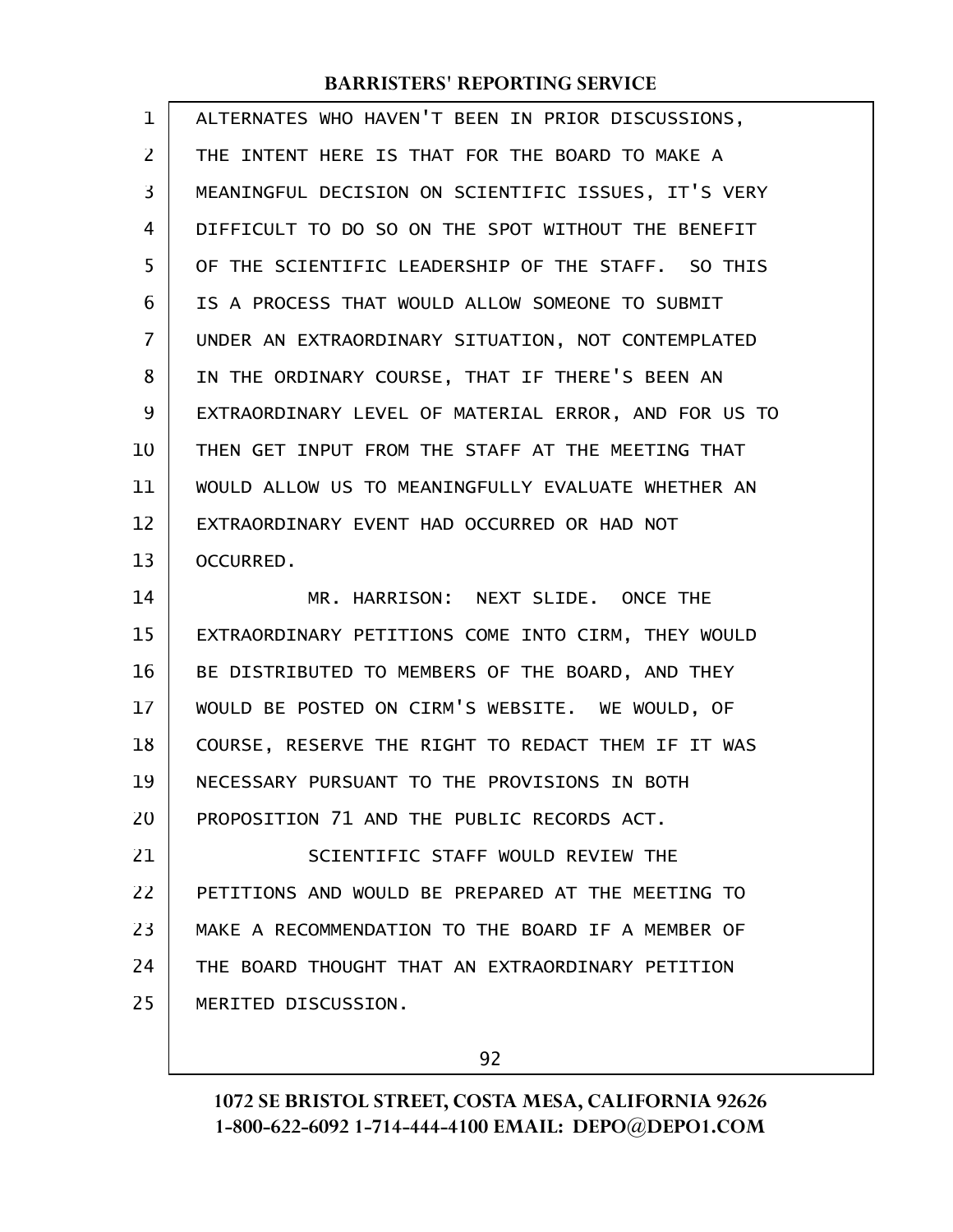ALTERNATES WHO HAVEN'T BEEN IN PRIOR DISCUSSIONS, THE INTENT HERE IS THAT FOR THE BOARD TO MAKE A MEANINGFUL DECISION ON SCIENTIFIC ISSUES, IT'S VERY DIFFICULT TO DO SO ON THE SPOT WITHOUT THE BENEFIT OF THE SCIENTIFIC LEADERSHIP OF THE STAFF. SO THIS IS A PROCESS THAT WOULD ALLOW SOMEONE TO SUBMIT UNDER AN EXTRAORDINARY SITUATION, NOT CONTEMPLATED IN THE ORDINARY COURSE, THAT IF THERE'S BEEN AN EXTRAORDINARY LEVEL OF MATERIAL ERROR, AND FOR US TO THEN GET INPUT FROM THE STAFF AT THE MEETING THAT WOULD ALLOW US TO MEANINGFULLY EVALUATE WHETHER AN EXTRAORDINARY EVENT HAD OCCURRED OR HAD NOT OCCURRED.

MR. HARRISON: NEXT SLIDE. ONCE THE EXTRAORDINARY PETITIONS COME INTO CIRM, THEY WOULD BE DISTRIBUTED TO MEMBERS OF THE BOARD, AND THEY WOULD BE POSTED ON CIRM'S WEBSITE. WE WOULD, OF COURSE, RESERVE THE RIGHT TO REDACT THEM IF IT WAS NECESSARY PURSUANT TO THE PROVISIONS IN BOTH PROPOSITION 71 AND THE PUBLIC RECORDS ACT.

SCIENTIFIC STAFF WOULD REVIEW THE PETITIONS AND WOULD BE PREPARED AT THE MEETING TO MAKE A RECOMMENDATION TO THE BOARD IF A MEMBER OF THE BOARD THOUGHT THAT AN EXTRAORDINARY PETITION MERITED DISCUSSION.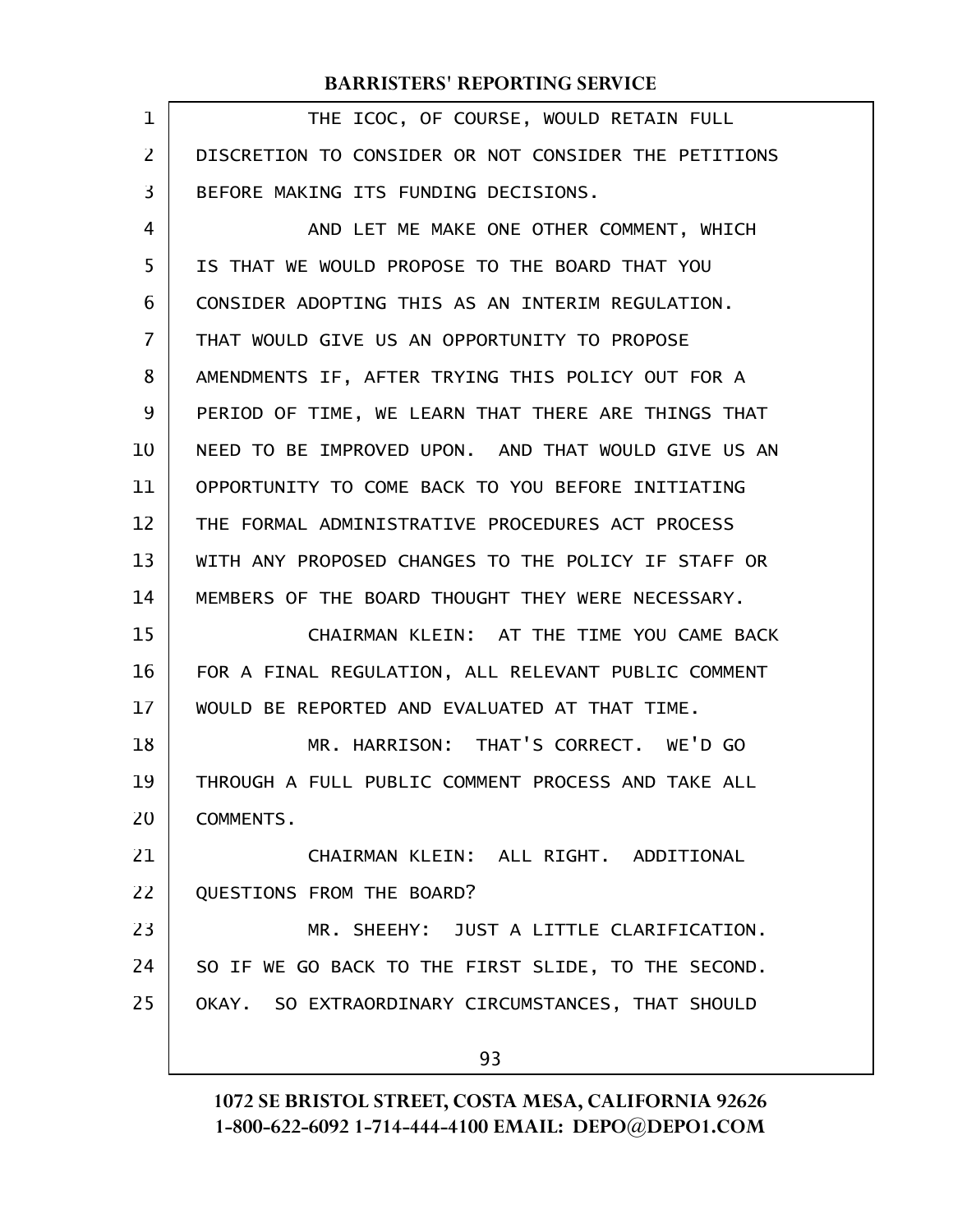THE ICOC, OF COURSE, WOULD RETAIN FULL DISCRETION TO CONSIDER OR NOT CONSIDER THE PETITIONS BEFORE MAKING ITS FUNDING DECISIONS.

AND LET ME MAKE ONE OTHER COMMENT, WHICH IS THAT WE WOULD PROPOSE TO THE BOARD THAT YOU CONSIDER ADOPTING THIS AS AN INTERIM REGULATION. THAT WOULD GIVE US AN OPPORTUNITY TO PROPOSE AMENDMENTS IF, AFTER TRYING THIS POLICY OUT FOR A PERIOD OF TIME, WE LEARN THAT THERE ARE THINGS THAT NEED TO BE IMPROVED UPON. AND THAT WOULD GIVE US AN OPPORTUNITY TO COME BACK TO YOU BEFORE INITIATING THE FORMAL ADMINISTRATIVE PROCEDURES ACT PROCESS WITH ANY PROPOSED CHANGES TO THE POLICY IF STAFF OR MEMBERS OF THE BOARD THOUGHT THEY WERE NECESSARY.

CHAIRMAN KLEIN: AT THE TIME YOU CAME BACK FOR A FINAL REGULATION, ALL RELEVANT PUBLIC COMMENT WOULD BE REPORTED AND EVALUATED AT THAT TIME.

MR. HARRISON: THAT'S CORRECT. WE'D GO THROUGH A FULL PUBLIC COMMENT PROCESS AND TAKE ALL COMMENTS.

CHAIRMAN KLEIN: ALL RIGHT. ADDITIONAL QUESTIONS FROM THE BOARD?

MR. SHEEHY: JUST A LITTLE CLARIFICATION. SO IF WE GO BACK TO THE FIRST SLIDE, TO THE SECOND. OKAY. SO EXTRAORDINARY CIRCUMSTANCES, THAT SHOULD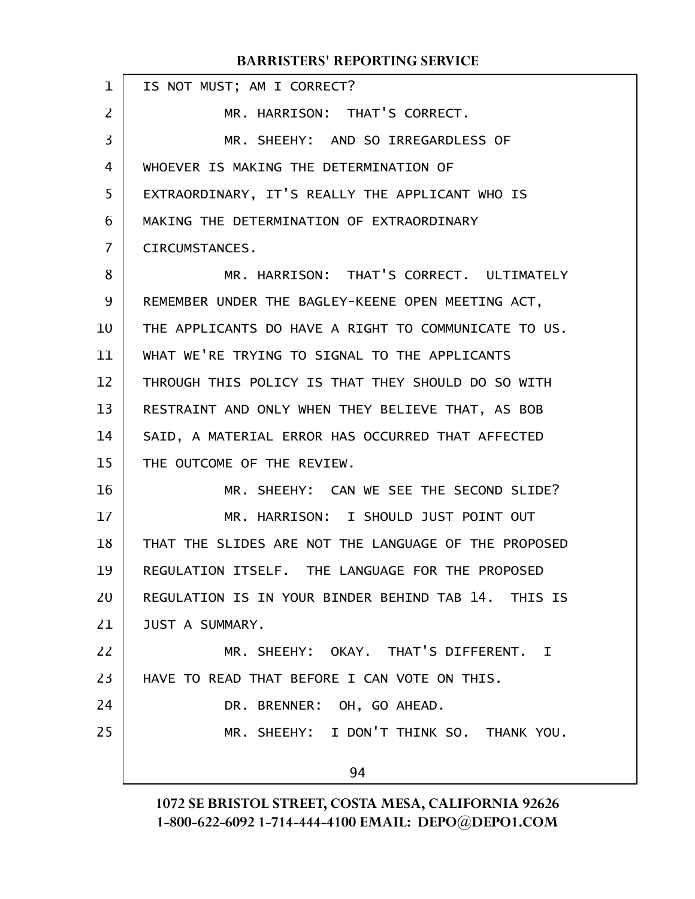IS NOT MUST; AM I CORRECT?

MR. HARRISON: THAT'S CORRECT.

MR. SHEEHY: AND SO IRREGARDLESS OF WHOEVER IS MAKING THE DETERMINATION OF EXTRAORDINARY, IT'S REALLY THE APPLICANT WHO IS MAKING THE DETERMINATION OF EXTRAORDINARY CIRCUMSTANCES.

MR. HARRISON: THAT'S CORRECT. ULTIMATELY REMEMBER UNDER THE BAGLEY-KEENE OPEN MEETING ACT, THE APPLICANTS DO HAVE A RIGHT TO COMMUNICATE TO US. WHAT WE'RE TRYING TO SIGNAL TO THE APPLICANTS THROUGH THIS POLICY IS THAT THEY SHOULD DO SO WITH RESTRAINT AND ONLY WHEN THEY BELIEVE THAT, AS BOB SAID, A MATERIAL ERROR HAS OCCURRED THAT AFFECTED THE OUTCOME OF THE REVIEW.

MR. SHEEHY: CAN WE SEE THE SECOND SLIDE?

MR. HARRISON: I SHOULD JUST POINT OUT THAT THE SLIDES ARE NOT THE LANGUAGE OF THE PROPOSED REGULATION ITSELF. THE LANGUAGE FOR THE PROPOSED REGULATION IS IN YOUR BINDER BEHIND TAB 14. THIS IS JUST A SUMMARY.

MR. SHEEHY: OKAY. THAT'S DIFFERENT. I HAVE TO READ THAT BEFORE I CAN VOTE ON THIS.

DR. BRENNER: OH, GO AHEAD.

MR. SHEEHY: I DON'T THINK SO. THANK YOU.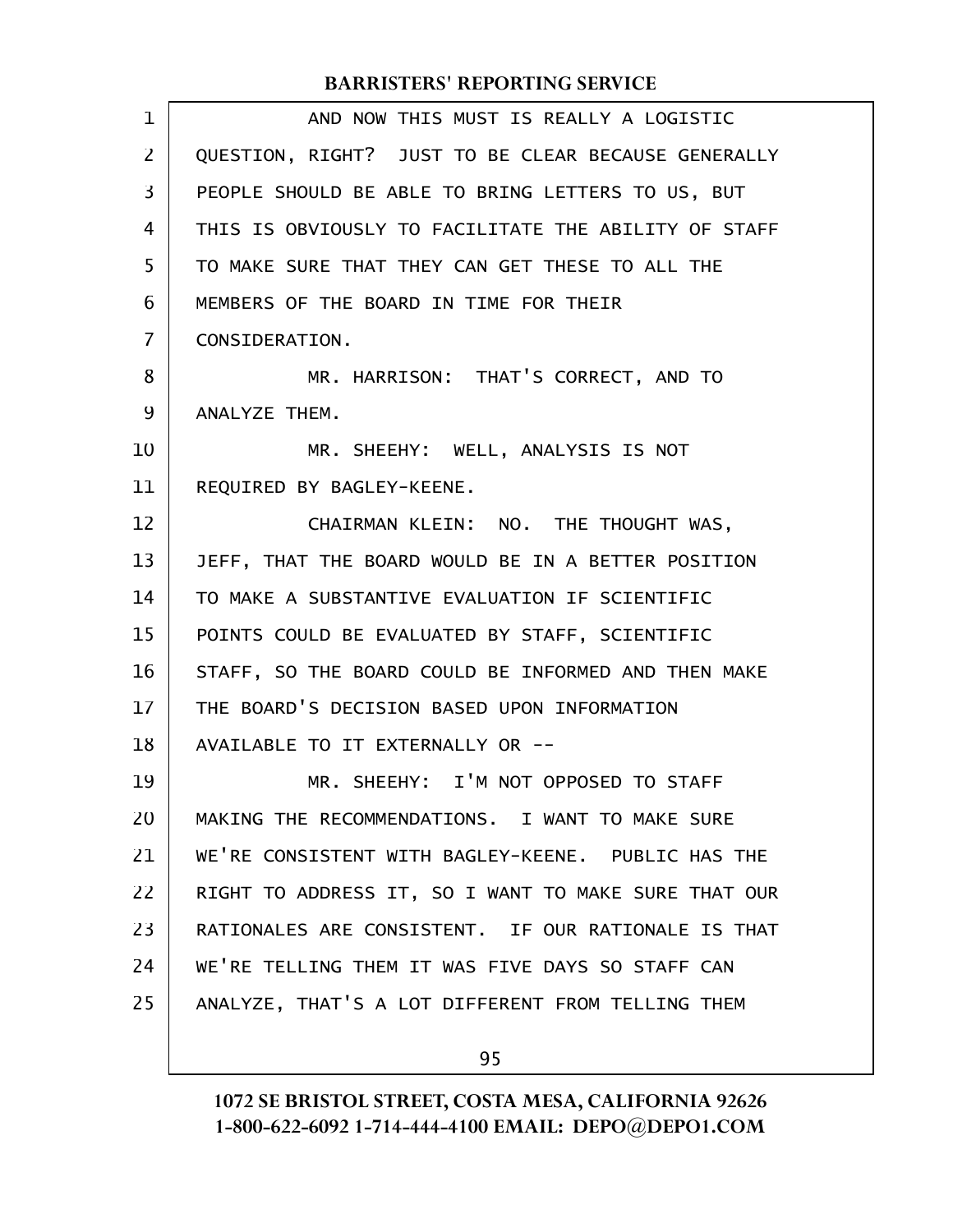AND NOW THIS MUST IS REALLY A LOGISTIC QUESTION, RIGHT? JUST TO BE CLEAR BECAUSE GENERALLY PEOPLE SHOULD BE ABLE TO BRING LETTERS TO US, BUT THIS IS OBVIOUSLY TO FACILITATE THE ABILITY OF STAFF TO MAKE SURE THAT THEY CAN GET THESE TO ALL THE MEMBERS OF THE BOARD IN TIME FOR THEIR CONSIDERATION.

MR. HARRISON: THAT'S CORRECT, AND TO ANALYZE THEM.

MR. SHEEHY: WELL, ANALYSIS IS NOT REQUIRED BY BAGLEY-KEENE.

CHAIRMAN KLEIN: NO. THE THOUGHT WAS, JEFF, THAT THE BOARD WOULD BE IN A BETTER POSITION TO MAKE A SUBSTANTIVE EVALUATION IF SCIENTIFIC POINTS COULD BE EVALUATED BY STAFF, SCIENTIFIC STAFF, SO THE BOARD COULD BE INFORMED AND THEN MAKE THE BOARD'S DECISION BASED UPON INFORMATION AVAILABLE TO IT EXTERNALLY OR --

MR. SHEEHY: I'M NOT OPPOSED TO STAFF MAKING THE RECOMMENDATIONS. I WANT TO MAKE SURE WE'RE CONSISTENT WITH BAGLEY-KEENE. PUBLIC HAS THE RIGHT TO ADDRESS IT, SO I WANT TO MAKE SURE THAT OUR RATIONALES ARE CONSISTENT. IF OUR RATIONALE IS THAT WE'RE TELLING THEM IT WAS FIVE DAYS SO STAFF CAN ANALYZE, THAT'S A LOT DIFFERENT FROM TELLING THEM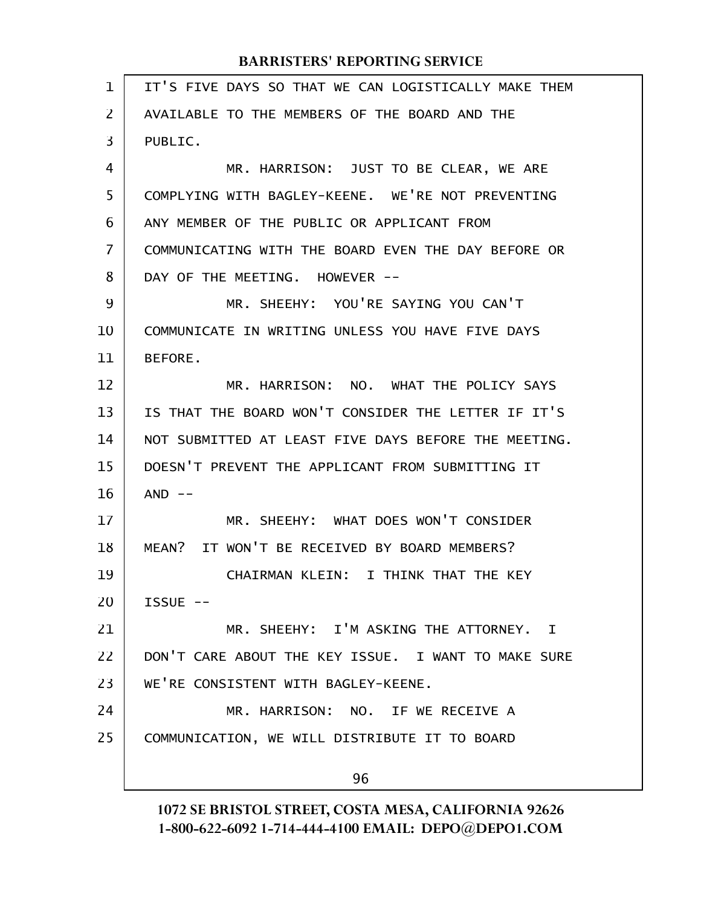IT'S FIVE DAYS SO THAT WE CAN LOGISTICALLY MAKE THEM AVAILABLE TO THE MEMBERS OF THE BOARD AND THE PUBLIC.

MR. HARRISON: JUST TO BE CLEAR, WE ARE COMPLYING WITH BAGLEY-KEENE. WE'RE NOT PREVENTING ANY MEMBER OF THE PUBLIC OR APPLICANT FROM COMMUNICATING WITH THE BOARD EVEN THE DAY BEFORE OR DAY OF THE MEETING. HOWEVER --

MR. SHEEHY: YOU'RE SAYING YOU CAN'T COMMUNICATE IN WRITING UNLESS YOU HAVE FIVE DAYS BEFORE.

MR. HARRISON: NO. WHAT THE POLICY SAYS IS THAT THE BOARD WON'T CONSIDER THE LETTER IF IT'S NOT SUBMITTED AT LEAST FIVE DAYS BEFORE THE MEETING. DOESN'T PREVENT THE APPLICANT FROM SUBMITTING IT AND --

MR. SHEEHY: WHAT DOES WON'T CONSIDER MEAN? IT WON'T BE RECEIVED BY BOARD MEMBERS?

CHAIRMAN KLEIN: I THINK THAT THE KEY ISSUE --

MR. SHEEHY: I'M ASKING THE ATTORNEY. I DON'T CARE ABOUT THE KEY ISSUE. I WANT TO MAKE SURE WE'RE CONSISTENT WITH BAGLEY-KEENE.

MR. HARRISON: NO. IF WE RECEIVE A COMMUNICATION, WE WILL DISTRIBUTE IT TO BOARD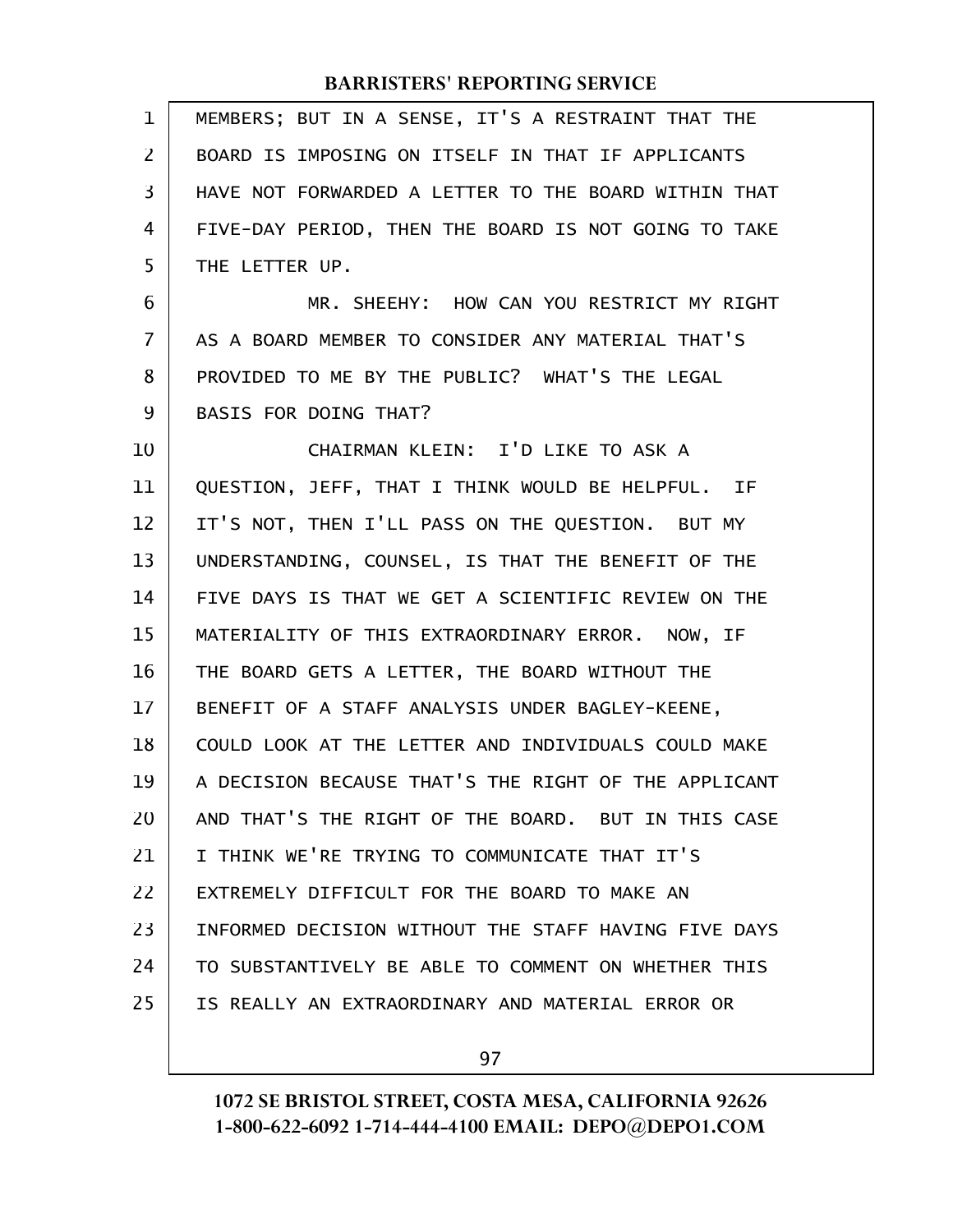MEMBERS; BUT IN A SENSE, IT'S A RESTRAINT THAT THE BOARD IS IMPOSING ON ITSELF IN THAT IF APPLICANTS HAVE NOT FORWARDED A LETTER TO THE BOARD WITHIN THAT FIVE-DAY PERIOD, THEN THE BOARD IS NOT GOING TO TAKE THE LETTER UP.

MR. SHEEHY: HOW CAN YOU RESTRICT MY RIGHT AS A BOARD MEMBER TO CONSIDER ANY MATERIAL THAT'S PROVIDED TO ME BY THE PUBLIC? WHAT'S THE LEGAL BASIS FOR DOING THAT?

CHAIRMAN KLEIN: I'D LIKE TO ASK A QUESTION, JEFF, THAT I THINK WOULD BE HELPFUL. IF IT'S NOT, THEN I'LL PASS ON THE QUESTION. BUT MY UNDERSTANDING, COUNSEL, IS THAT THE BENEFIT OF THE FIVE DAYS IS THAT WE GET A SCIENTIFIC REVIEW ON THE MATERIALITY OF THIS EXTRAORDINARY ERROR. NOW, IF THE BOARD GETS A LETTER, THE BOARD WITHOUT THE BENEFIT OF A STAFF ANALYSIS UNDER BAGLEY-KEENE, COULD LOOK AT THE LETTER AND INDIVIDUALS COULD MAKE A DECISION BECAUSE THAT'S THE RIGHT OF THE APPLICANT AND THAT'S THE RIGHT OF THE BOARD. BUT IN THIS CASE I THINK WE'RE TRYING TO COMMUNICATE THAT IT'S EXTREMELY DIFFICULT FOR THE BOARD TO MAKE AN INFORMED DECISION WITHOUT THE STAFF HAVING FIVE DAYS TO SUBSTANTIVELY BE ABLE TO COMMENT ON WHETHER THIS IS REALLY AN EXTRAORDINARY AND MATERIAL ERROR OR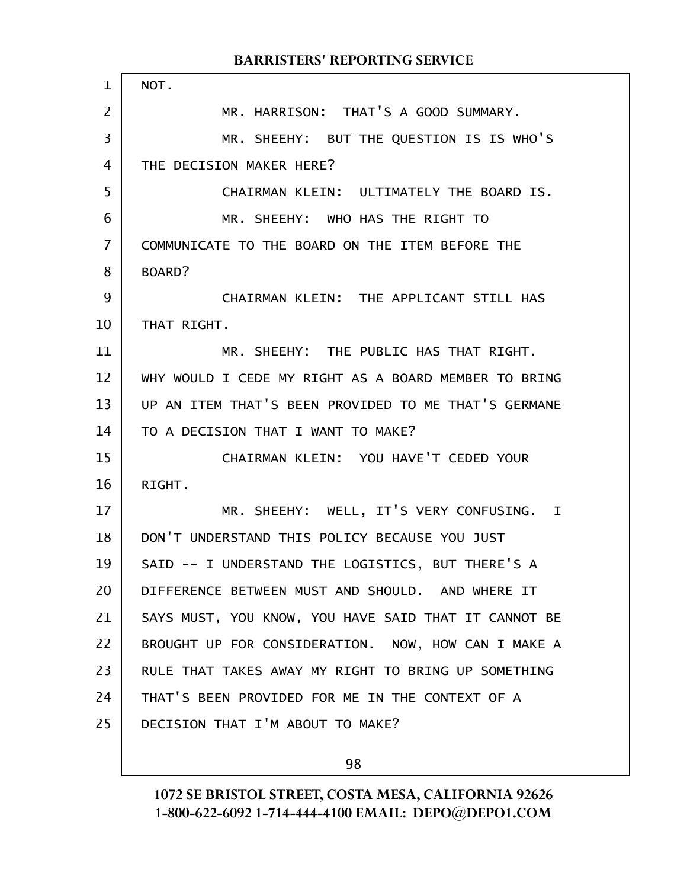NOT.

MR. HARRISON: THAT'S A GOOD SUMMARY.

MR. SHEEHY: BUT THE QUESTION IS IS WHO'S THE DECISION MAKER HERE?

CHAIRMAN KLEIN: ULTIMATELY THE BOARD IS.

MR. SHEEHY: WHO HAS THE RIGHT TO COMMUNICATE TO THE BOARD ON THE ITEM BEFORE THE BOARD?

CHAIRMAN KLEIN: THE APPLICANT STILL HAS THAT RIGHT.

MR. SHEEHY: THE PUBLIC HAS THAT RIGHT. WHY WOULD I CEDE MY RIGHT AS A BOARD MEMBER TO BRING UP AN ITEM THAT'S BEEN PROVIDED TO ME THAT'S GERMANE TO A DECISION THAT I WANT TO MAKE?

CHAIRMAN KLEIN: YOU HAVE'T CEDED YOUR RIGHT.

MR. SHEEHY: WELL, IT'S VERY CONFUSING. I DON'T UNDERSTAND THIS POLICY BECAUSE YOU JUST SAID -- I UNDERSTAND THE LOGISTICS, BUT THERE'S A DIFFERENCE BETWEEN MUST AND SHOULD. AND WHERE IT SAYS MUST, YOU KNOW, YOU HAVE SAID THAT IT CANNOT BE BROUGHT UP FOR CONSIDERATION. NOW, HOW CAN I MAKE A RULE THAT TAKES AWAY MY RIGHT TO BRING UP SOMETHING THAT'S BEEN PROVIDED FOR ME IN THE CONTEXT OF A DECISION THAT I'M ABOUT TO MAKE?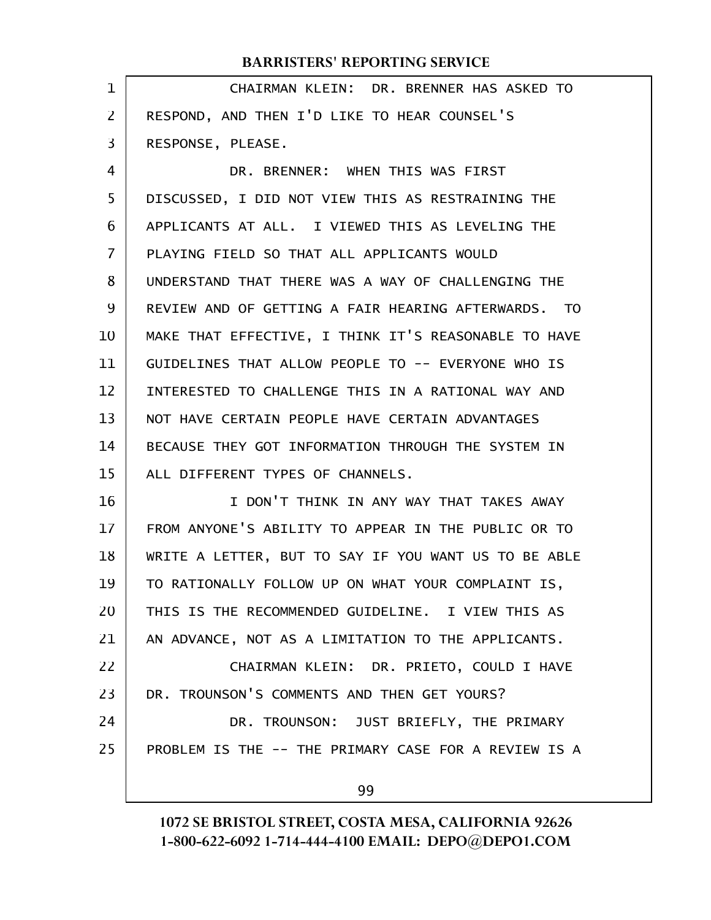CHAIRMAN KLEIN: DR. BRENNER HAS ASKED TO RESPOND, AND THEN I'D LIKE TO HEAR COUNSEL'S RESPONSE, PLEASE.

DR. BRENNER: WHEN THIS WAS FIRST DISCUSSED, I DID NOT VIEW THIS AS RESTRAINING THE APPLICANTS AT ALL. I VIEWED THIS AS LEVELING THE PLAYING FIELD SO THAT ALL APPLICANTS WOULD UNDERSTAND THAT THERE WAS A WAY OF CHALLENGING THE REVIEW AND OF GETTING A FAIR HEARING AFTERWARDS. TO MAKE THAT EFFECTIVE, I THINK IT'S REASONABLE TO HAVE GUIDELINES THAT ALLOW PEOPLE TO -- EVERYONE WHO IS INTERESTED TO CHALLENGE THIS IN A RATIONAL WAY AND NOT HAVE CERTAIN PEOPLE HAVE CERTAIN ADVANTAGES BECAUSE THEY GOT INFORMATION THROUGH THE SYSTEM IN ALL DIFFERENT TYPES OF CHANNELS.

I DON'T THINK IN ANY WAY THAT TAKES AWAY FROM ANYONE'S ABILITY TO APPEAR IN THE PUBLIC OR TO WRITE A LETTER, BUT TO SAY IF YOU WANT US TO BE ABLE TO RATIONALLY FOLLOW UP ON WHAT YOUR COMPLAINT IS, THIS IS THE RECOMMENDED GUIDELINE. I VIEW THIS AS AN ADVANCE, NOT AS A LIMITATION TO THE APPLICANTS.

CHAIRMAN KLEIN: DR. PRIETO, COULD I HAVE DR. TROUNSON'S COMMENTS AND THEN GET YOURS?

DR. TROUNSON: JUST BRIEFLY, THE PRIMARY PROBLEM IS THE -- THE PRIMARY CASE FOR A REVIEW IS A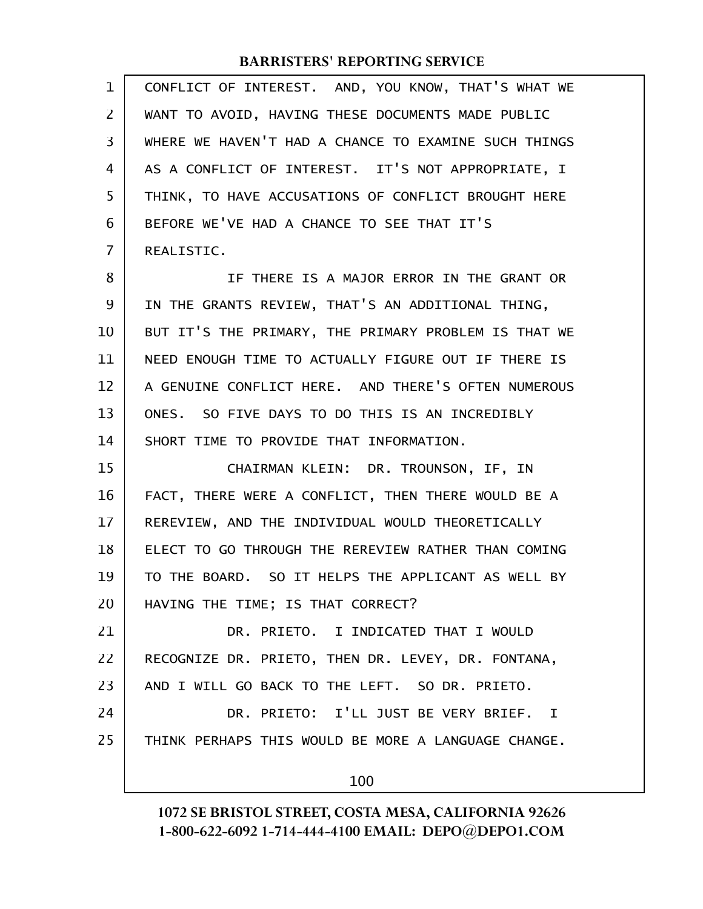CONFLICT OF INTEREST. AND, YOU KNOW, THAT'S WHAT WE WANT TO AVOID, HAVING THESE DOCUMENTS MADE PUBLIC WHERE WE HAVEN'T HAD A CHANCE TO EXAMINE SUCH THINGS AS A CONFLICT OF INTEREST. IT'S NOT APPROPRIATE, I THINK, TO HAVE ACCUSATIONS OF CONFLICT BROUGHT HERE BEFORE WE'VE HAD A CHANCE TO SEE THAT IT'S REALISTIC.

IF THERE IS A MAJOR ERROR IN THE GRANT OR IN THE GRANTS REVIEW, THAT'S AN ADDITIONAL THING, BUT IT'S THE PRIMARY, THE PRIMARY PROBLEM IS THAT WE NEED ENOUGH TIME TO ACTUALLY FIGURE OUT IF THERE IS A GENUINE CONFLICT HERE. AND THERE'S OFTEN NUMEROUS ONES. SO FIVE DAYS TO DO THIS IS AN INCREDIBLY SHORT TIME TO PROVIDE THAT INFORMATION.

CHAIRMAN KLEIN: DR. TROUNSON, IF, IN FACT, THERE WERE A CONFLICT, THEN THERE WOULD BE A REREVIEW, AND THE INDIVIDUAL WOULD THEORETICALLY ELECT TO GO THROUGH THE REREVIEW RATHER THAN COMING TO THE BOARD. SO IT HELPS THE APPLICANT AS WELL BY HAVING THE TIME; IS THAT CORRECT?

DR. PRIETO. I INDICATED THAT I WOULD RECOGNIZE DR. PRIETO, THEN DR. LEVEY, DR. FONTANA, AND I WILL GO BACK TO THE LEFT. SO DR. PRIETO.

DR. PRIETO: I'LL JUST BE VERY BRIEF. I THINK PERHAPS THIS WOULD BE MORE A LANGUAGE CHANGE.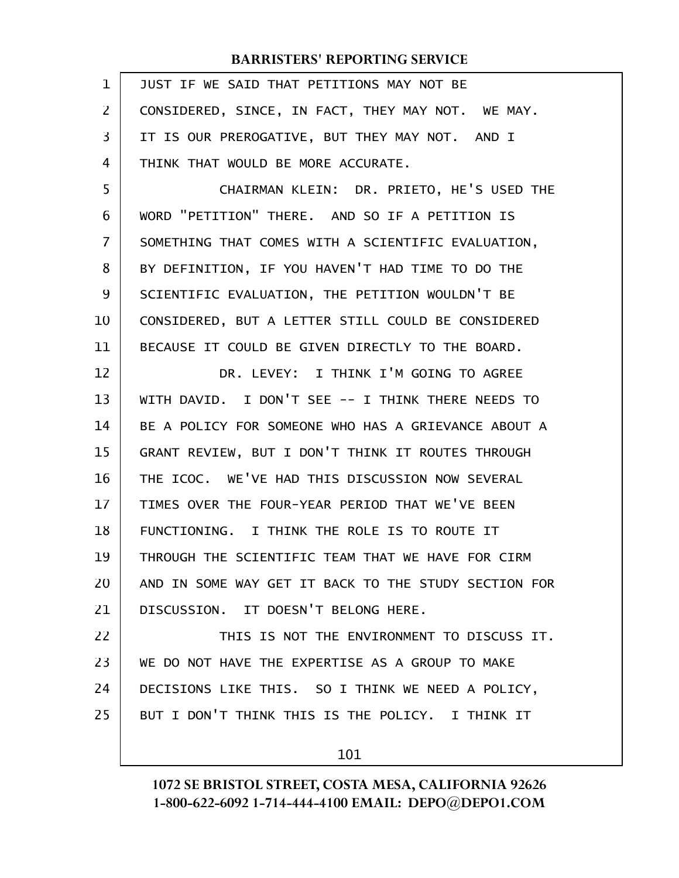JUST IF WE SAID THAT PETITIONS MAY NOT BE CONSIDERED, SINCE, IN FACT, THEY MAY NOT. WE MAY. IT IS OUR PREROGATIVE, BUT THEY MAY NOT. AND I THINK THAT WOULD BE MORE ACCURATE.

CHAIRMAN KLEIN: DR. PRIETO, HE'S USED THE WORD "PETITION" THERE. AND SO IF A PETITION IS SOMETHING THAT COMES WITH A SCIENTIFIC EVALUATION, BY DEFINITION, IF YOU HAVEN'T HAD TIME TO DO THE SCIENTIFIC EVALUATION, THE PETITION WOULDN'T BE CONSIDERED, BUT A LETTER STILL COULD BE CONSIDERED BECAUSE IT COULD BE GIVEN DIRECTLY TO THE BOARD.

DR. LEVEY: I THINK I'M GOING TO AGREE WITH DAVID. I DON'T SEE -- I THINK THERE NEEDS TO BE A POLICY FOR SOMEONE WHO HAS A GRIEVANCE ABOUT A GRANT REVIEW, BUT I DON'T THINK IT ROUTES THROUGH THE ICOC. WE'VE HAD THIS DISCUSSION NOW SEVERAL TIMES OVER THE FOUR-YEAR PERIOD THAT WE'VE BEEN FUNCTIONING. I THINK THE ROLE IS TO ROUTE IT THROUGH THE SCIENTIFIC TEAM THAT WE HAVE FOR CIRM AND IN SOME WAY GET IT BACK TO THE STUDY SECTION FOR DISCUSSION. IT DOESN'T BELONG HERE.

THIS IS NOT THE ENVIRONMENT TO DISCUSS IT. WE DO NOT HAVE THE EXPERTISE AS A GROUP TO MAKE DECISIONS LIKE THIS. SO I THINK WE NEED A POLICY, BUT I DON'T THINK THIS IS THE POLICY. I THINK IT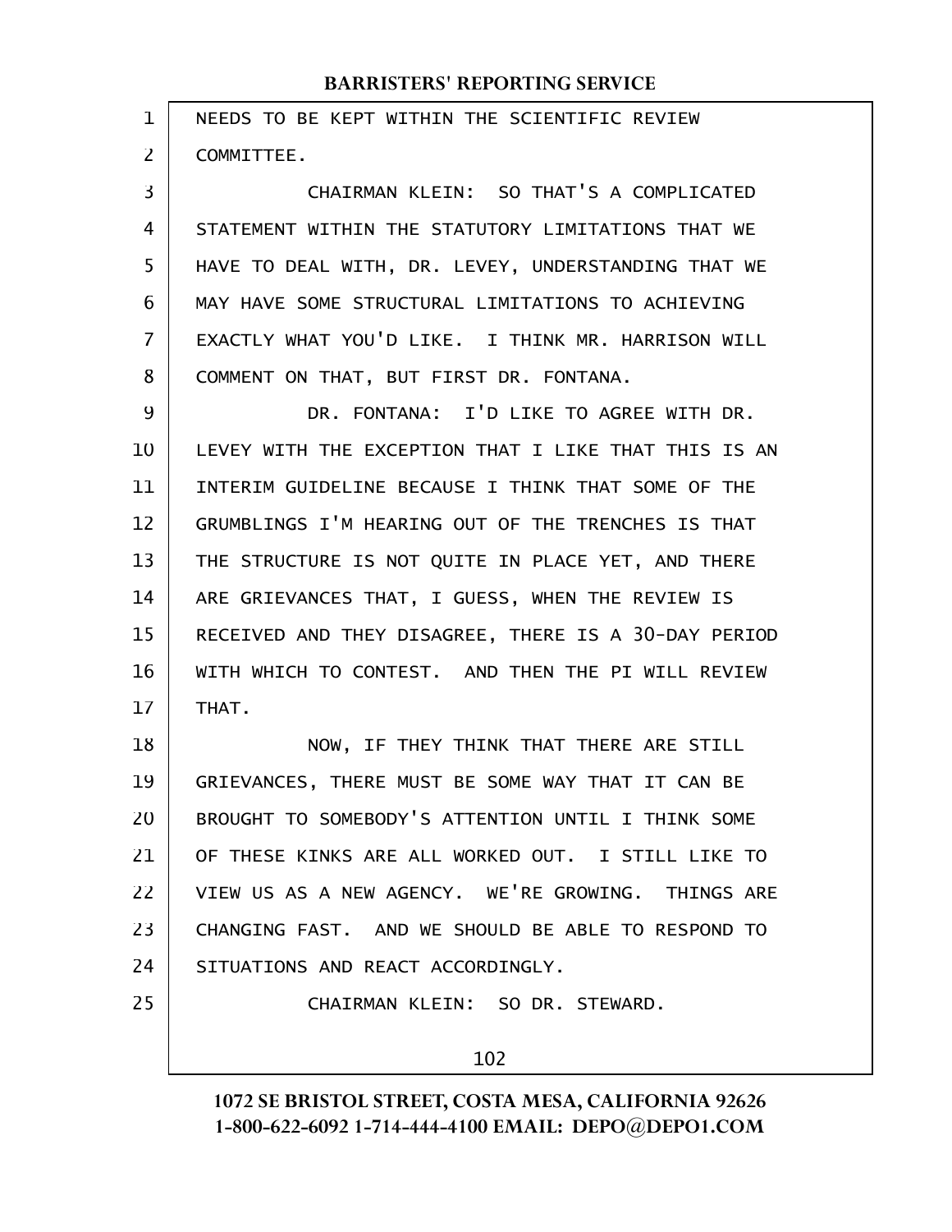NEEDS TO BE KEPT WITHIN THE SCIENTIFIC REVIEW COMMITTEE.

CHAIRMAN KLEIN: SO THAT'S A COMPLICATED STATEMENT WITHIN THE STATUTORY LIMITATIONS THAT WE HAVE TO DEAL WITH, DR. LEVEY, UNDERSTANDING THAT WE MAY HAVE SOME STRUCTURAL LIMITATIONS TO ACHIEVING EXACTLY WHAT YOU'D LIKE. I THINK MR. HARRISON WILL COMMENT ON THAT, BUT FIRST DR. FONTANA.

DR. FONTANA: I'D LIKE TO AGREE WITH DR. LEVEY WITH THE EXCEPTION THAT I LIKE THAT THIS IS AN INTERIM GUIDELINE BECAUSE I THINK THAT SOME OF THE GRUMBLINGS I'M HEARING OUT OF THE TRENCHES IS THAT THE STRUCTURE IS NOT QUITE IN PLACE YET, AND THERE ARE GRIEVANCES THAT, I GUESS, WHEN THE REVIEW IS RECEIVED AND THEY DISAGREE, THERE IS A 30-DAY PERIOD WITH WHICH TO CONTEST. AND THEN THE PI WILL REVIEW THAT.

NOW, IF THEY THINK THAT THERE ARE STILL GRIEVANCES, THERE MUST BE SOME WAY THAT IT CAN BE BROUGHT TO SOMEBODY'S ATTENTION UNTIL I THINK SOME OF THESE KINKS ARE ALL WORKED OUT. I STILL LIKE TO VIEW US AS A NEW AGENCY. WE'RE GROWING. THINGS ARE CHANGING FAST. AND WE SHOULD BE ABLE TO RESPOND TO SITUATIONS AND REACT ACCORDINGLY.

CHAIRMAN KLEIN: SO DR. STEWARD.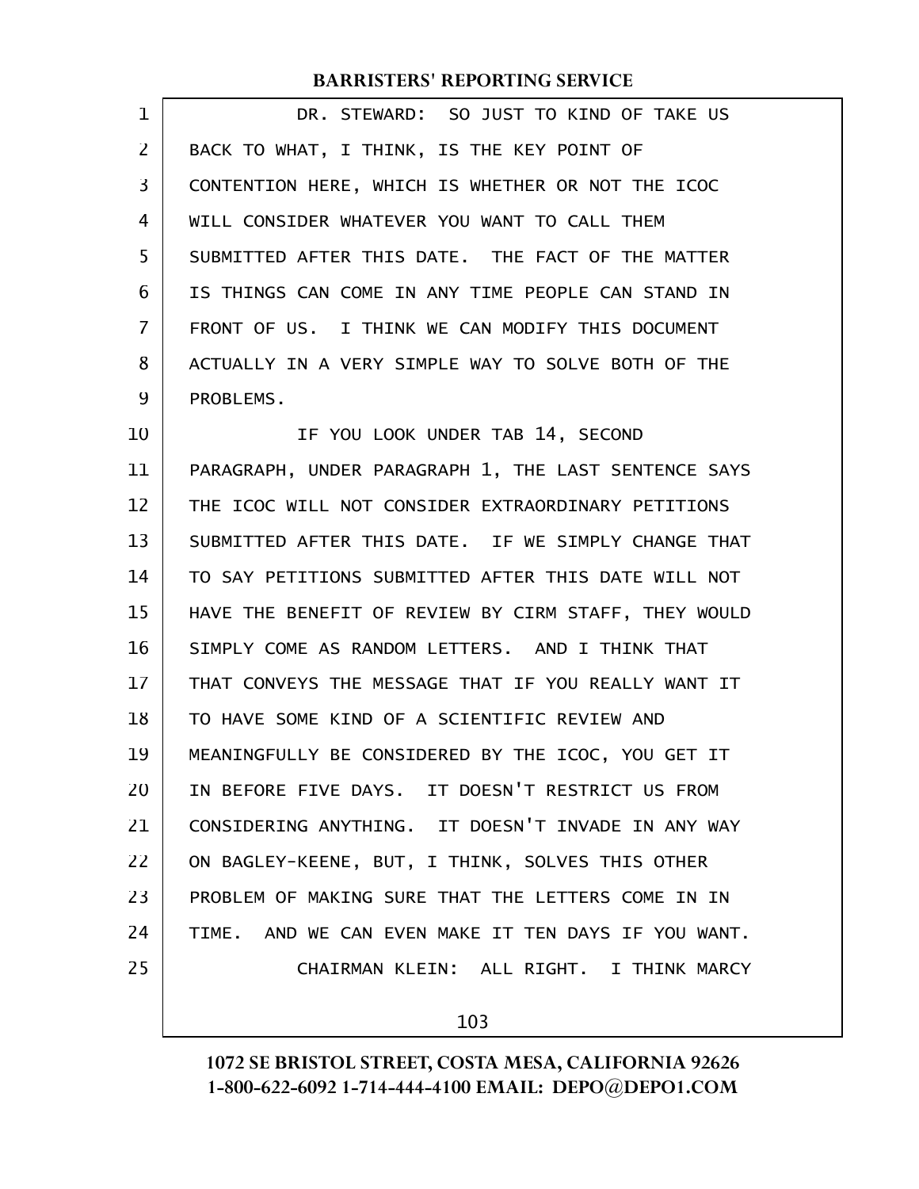DR. STEWARD: SO JUST TO KIND OF TAKE US BACK TO WHAT, I THINK, IS THE KEY POINT OF CONTENTION HERE, WHICH IS WHETHER OR NOT THE ICOC WILL CONSIDER WHATEVER YOU WANT TO CALL THEM SUBMITTED AFTER THIS DATE. THE FACT OF THE MATTER IS THINGS CAN COME IN ANY TIME PEOPLE CAN STAND IN FRONT OF US. I THINK WE CAN MODIFY THIS DOCUMENT ACTUALLY IN A VERY SIMPLE WAY TO SOLVE BOTH OF THE PROBLEMS.

IF YOU LOOK UNDER TAB 14, SECOND PARAGRAPH, UNDER PARAGRAPH 1, THE LAST SENTENCE SAYS THE ICOC WILL NOT CONSIDER EXTRAORDINARY PETITIONS SUBMITTED AFTER THIS DATE. IF WE SIMPLY CHANGE THAT TO SAY PETITIONS SUBMITTED AFTER THIS DATE WILL NOT HAVE THE BENEFIT OF REVIEW BY CIRM STAFF, THEY WOULD SIMPLY COME AS RANDOM LETTERS. AND I THINK THAT THAT CONVEYS THE MESSAGE THAT IF YOU REALLY WANT IT TO HAVE SOME KIND OF A SCIENTIFIC REVIEW AND MEANINGFULLY BE CONSIDERED BY THE ICOC, YOU GET IT IN BEFORE FIVE DAYS. IT DOESN'T RESTRICT US FROM CONSIDERING ANYTHING. IT DOESN'T INVADE IN ANY WAY ON BAGLEY-KEENE, BUT, I THINK, SOLVES THIS OTHER PROBLEM OF MAKING SURE THAT THE LETTERS COME IN IN TIME. AND WE CAN EVEN MAKE IT TEN DAYS IF YOU WANT.

CHAIRMAN KLEIN: ALL RIGHT. I THINK MARCY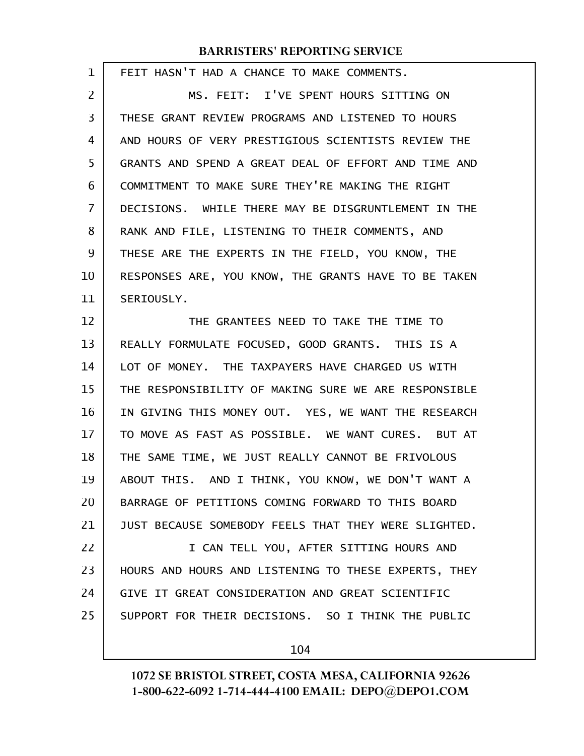FEIT HASN'T HAD A CHANCE TO MAKE COMMENTS.

MS. FEIT: I'VE SPENT HOURS SITTING ON THESE GRANT REVIEW PROGRAMS AND LISTENED TO HOURS AND HOURS OF VERY PRESTIGIOUS SCIENTISTS REVIEW THE GRANTS AND SPEND A GREAT DEAL OF EFFORT AND TIME AND COMMITMENT TO MAKE SURE THEY'RE MAKING THE RIGHT DECISIONS. WHILE THERE MAY BE DISGRUNTLEMENT IN THE RANK AND FILE, LISTENING TO THEIR COMMENTS, AND THESE ARE THE EXPERTS IN THE FIELD, YOU KNOW, THE RESPONSES ARE, YOU KNOW, THE GRANTS HAVE TO BE TAKEN SERIOUSLY.

THE GRANTEES NEED TO TAKE THE TIME TO REALLY FORMULATE FOCUSED, GOOD GRANTS. THIS IS A LOT OF MONEY. THE TAXPAYERS HAVE CHARGED US WITH THE RESPONSIBILITY OF MAKING SURE WE ARE RESPONSIBLE IN GIVING THIS MONEY OUT. YES, WE WANT THE RESEARCH TO MOVE AS FAST AS POSSIBLE. WE WANT CURES. BUT AT THE SAME TIME, WE JUST REALLY CANNOT BE FRIVOLOUS ABOUT THIS. AND I THINK, YOU KNOW, WE DON'T WANT A BARRAGE OF PETITIONS COMING FORWARD TO THIS BOARD JUST BECAUSE SOMEBODY FEELS THAT THEY WERE SLIGHTED.

I CAN TELL YOU, AFTER SITTING HOURS AND HOURS AND HOURS AND LISTENING TO THESE EXPERTS, THEY GIVE IT GREAT CONSIDERATION AND GREAT SCIENTIFIC SUPPORT FOR THEIR DECISIONS. SO I THINK THE PUBLIC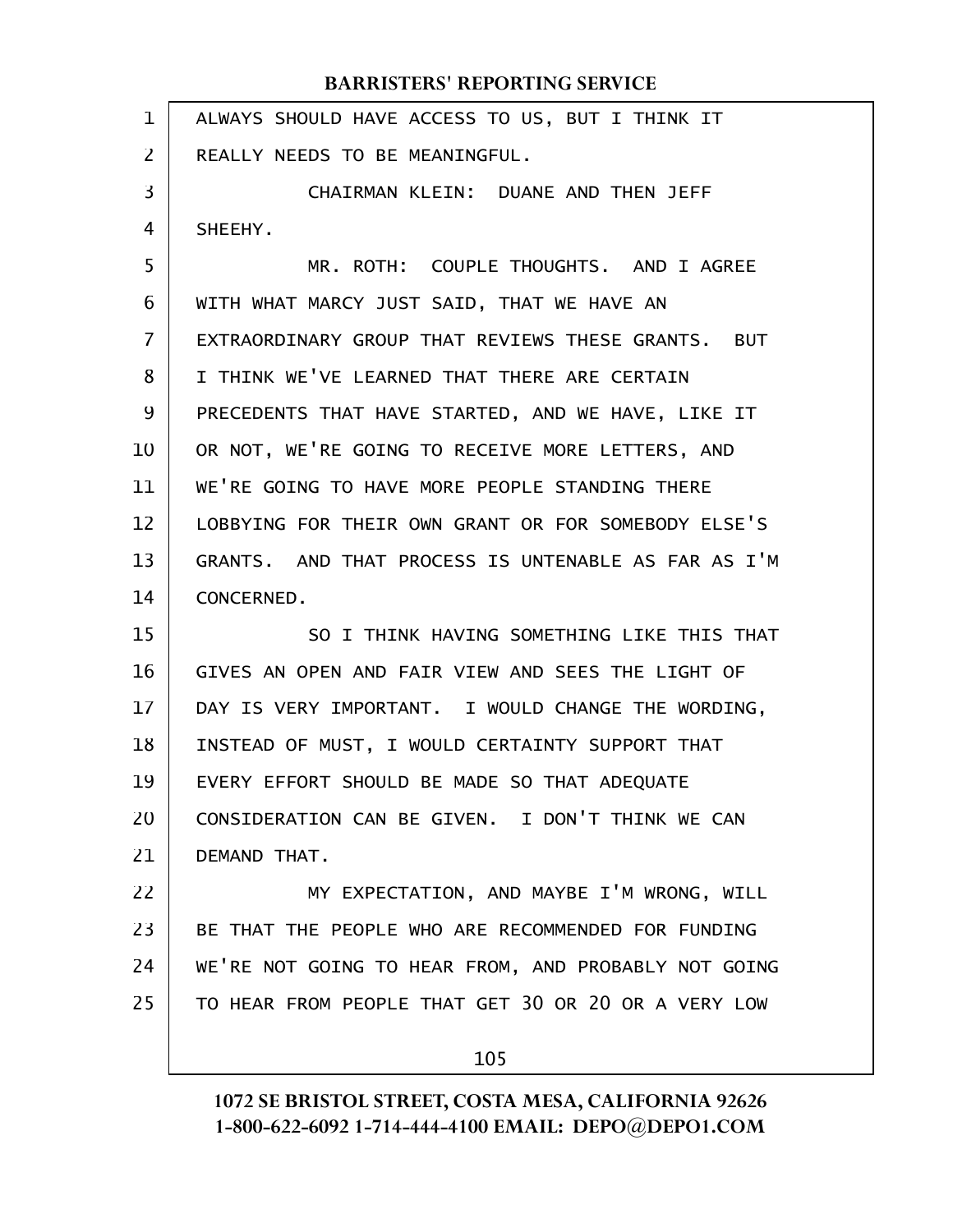ALWAYS SHOULD HAVE ACCESS TO US, BUT I THINK IT REALLY NEEDS TO BE MEANINGFUL.

CHAIRMAN KLEIN: DUANE AND THEN JEFF SHEEHY.

MR. ROTH: COUPLE THOUGHTS. AND I AGREE WITH WHAT MARCY JUST SAID, THAT WE HAVE AN EXTRAORDINARY GROUP THAT REVIEWS THESE GRANTS. BUT I THINK WE'VE LEARNED THAT THERE ARE CERTAIN PRECEDENTS THAT HAVE STARTED, AND WE HAVE, LIKE IT OR NOT, WE'RE GOING TO RECEIVE MORE LETTERS, AND WE'RE GOING TO HAVE MORE PEOPLE STANDING THERE LOBBYING FOR THEIR OWN GRANT OR FOR SOMEBODY ELSE'S GRANTS. AND THAT PROCESS IS UNTENABLE AS FAR AS I'M CONCERNED.

SO I THINK HAVING SOMETHING LIKE THIS THAT GIVES AN OPEN AND FAIR VIEW AND SEES THE LIGHT OF DAY IS VERY IMPORTANT. I WOULD CHANGE THE WORDING, INSTEAD OF MUST, I WOULD CERTAINTY SUPPORT THAT EVERY EFFORT SHOULD BE MADE SO THAT ADEQUATE CONSIDERATION CAN BE GIVEN. I DON'T THINK WE CAN DEMAND THAT.

MY EXPECTATION, AND MAYBE I'M WRONG, WILL BE THAT THE PEOPLE WHO ARE RECOMMENDED FOR FUNDING WE'RE NOT GOING TO HEAR FROM, AND PROBABLY NOT GOING TO HEAR FROM PEOPLE THAT GET 30 OR 20 OR A VERY LOW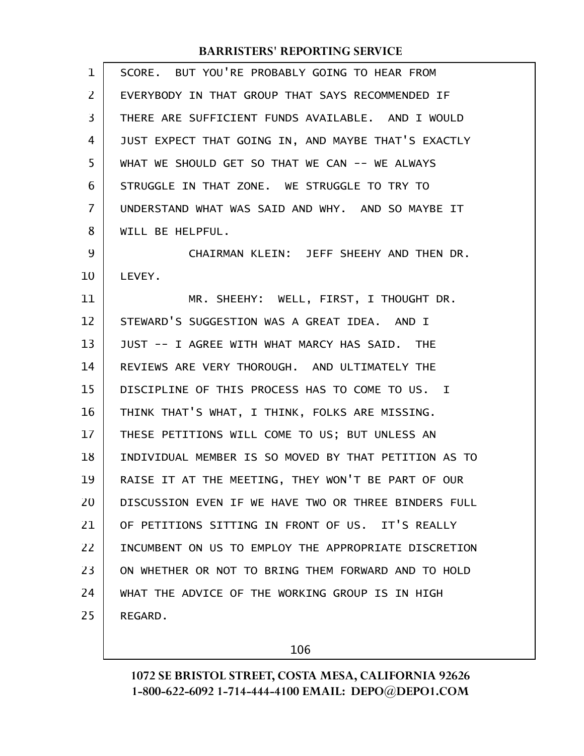SCORE. BUT YOU'RE PROBABLY GOING TO HEAR FROM EVERYBODY IN THAT GROUP THAT SAYS RECOMMENDED IF THERE ARE SUFFICIENT FUNDS AVAILABLE. AND I WOULD JUST EXPECT THAT GOING IN, AND MAYBE THAT'S EXACTLY WHAT WE SHOULD GET SO THAT WE CAN -- WE ALWAYS STRUGGLE IN THAT ZONE. WE STRUGGLE TO TRY TO UNDERSTAND WHAT WAS SAID AND WHY. AND SO MAYBE IT WILL BE HELPFUL.

CHAIRMAN KLEIN: JEFF SHEEHY AND THEN DR. LEVEY.

MR. SHEEHY: WELL, FIRST, I THOUGHT DR. STEWARD'S SUGGESTION WAS A GREAT IDEA. AND I JUST -- I AGREE WITH WHAT MARCY HAS SAID. THE REVIEWS ARE VERY THOROUGH. AND ULTIMATELY THE DISCIPLINE OF THIS PROCESS HAS TO COME TO US. I THINK THAT'S WHAT, I THINK, FOLKS ARE MISSING. THESE PETITIONS WILL COME TO US; BUT UNLESS AN INDIVIDUAL MEMBER IS SO MOVED BY THAT PETITION AS TO RAISE IT AT THE MEETING, THEY WON'T BE PART OF OUR DISCUSSION EVEN IF WE HAVE TWO OR THREE BINDERS FULL OF PETITIONS SITTING IN FRONT OF US. IT'S REALLY INCUMBENT ON US TO EMPLOY THE APPROPRIATE DISCRETION ON WHETHER OR NOT TO BRING THEM FORWARD AND TO HOLD WHAT THE ADVICE OF THE WORKING GROUP IS IN HIGH REGARD.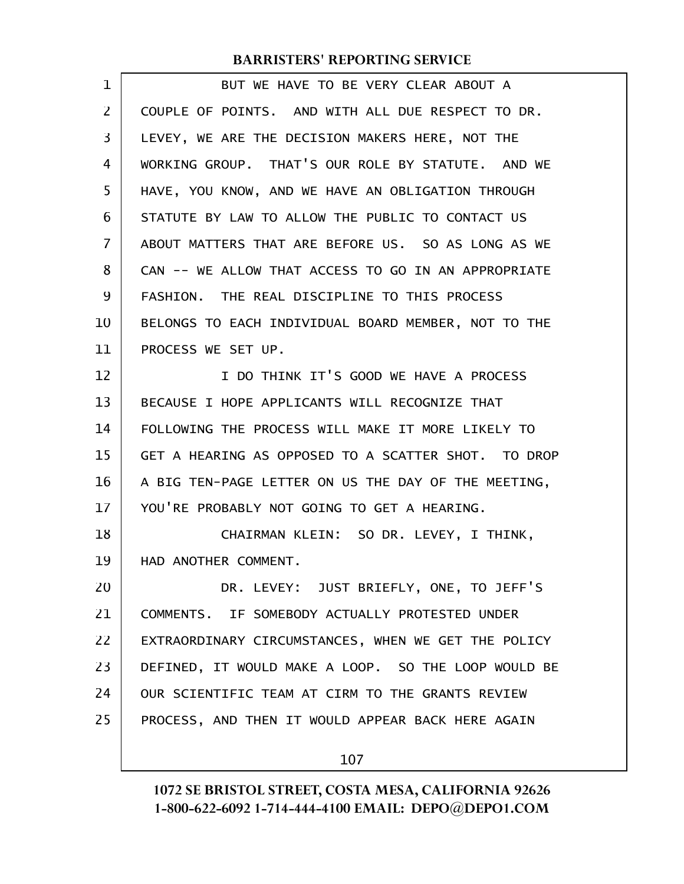BUT WE HAVE TO BE VERY CLEAR ABOUT A COUPLE OF POINTS. AND WITH ALL DUE RESPECT TO DR. LEVEY, WE ARE THE DECISION MAKERS HERE, NOT THE WORKING GROUP. THAT'S OUR ROLE BY STATUTE. AND WE HAVE, YOU KNOW, AND WE HAVE AN OBLIGATION THROUGH STATUTE BY LAW TO ALLOW THE PUBLIC TO CONTACT US ABOUT MATTERS THAT ARE BEFORE US. SO AS LONG AS WE CAN -- WE ALLOW THAT ACCESS TO GO IN AN APPROPRIATE FASHION. THE REAL DISCIPLINE TO THIS PROCESS BELONGS TO EACH INDIVIDUAL BOARD MEMBER, NOT TO THE PROCESS WE SET UP.

I DO THINK IT'S GOOD WE HAVE A PROCESS BECAUSE I HOPE APPLICANTS WILL RECOGNIZE THAT FOLLOWING THE PROCESS WILL MAKE IT MORE LIKELY TO GET A HEARING AS OPPOSED TO A SCATTER SHOT. TO DROP A BIG TEN-PAGE LETTER ON US THE DAY OF THE MEETING, YOU'RE PROBABLY NOT GOING TO GET A HEARING.

CHAIRMAN KLEIN: SO DR. LEVEY, I THINK, HAD ANOTHER COMMENT.

DR. LEVEY: JUST BRIEFLY, ONE, TO JEFF'S COMMENTS. IF SOMEBODY ACTUALLY PROTESTED UNDER EXTRAORDINARY CIRCUMSTANCES, WHEN WE GET THE POLICY DEFINED, IT WOULD MAKE A LOOP. SO THE LOOP WOULD BE OUR SCIENTIFIC TEAM AT CIRM TO THE GRANTS REVIEW PROCESS, AND THEN IT WOULD APPEAR BACK HERE AGAIN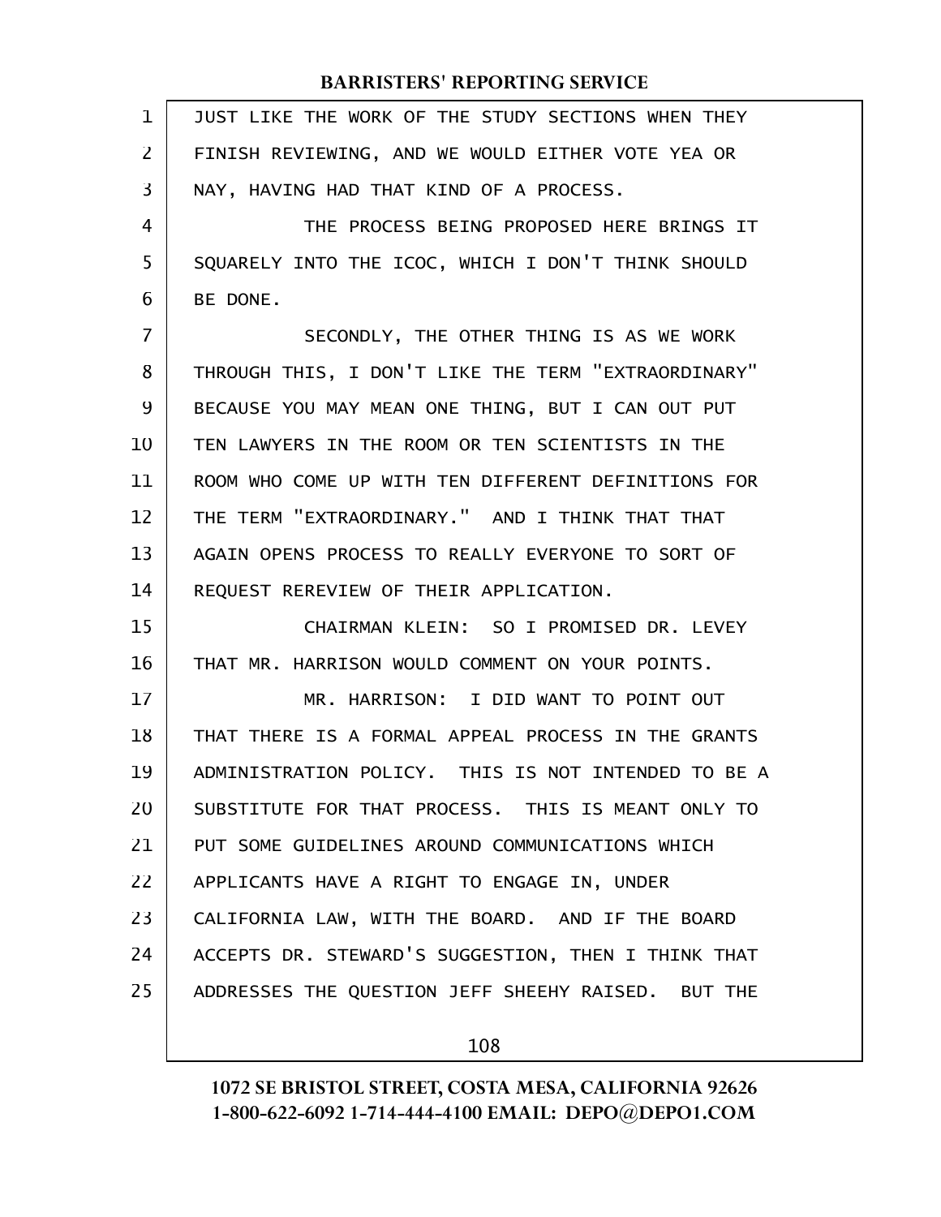JUST LIKE THE WORK OF THE STUDY SECTIONS WHEN THEY FINISH REVIEWING, AND WE WOULD EITHER VOTE YEA OR NAY, HAVING HAD THAT KIND OF A PROCESS.

THE PROCESS BEING PROPOSED HERE BRINGS IT SQUARELY INTO THE ICOC, WHICH I DON'T THINK SHOULD BE DONE.

SECONDLY, THE OTHER THING IS AS WE WORK THROUGH THIS, I DON'T LIKE THE TERM "EXTRAORDINARY" BECAUSE YOU MAY MEAN ONE THING, BUT I CAN OUT PUT TEN LAWYERS IN THE ROOM OR TEN SCIENTISTS IN THE ROOM WHO COME UP WITH TEN DIFFERENT DEFINITIONS FOR THE TERM "EXTRAORDINARY." AND I THINK THAT THAT AGAIN OPENS PROCESS TO REALLY EVERYONE TO SORT OF REQUEST REREVIEW OF THEIR APPLICATION.

CHAIRMAN KLEIN: SO I PROMISED DR. LEVEY THAT MR. HARRISON WOULD COMMENT ON YOUR POINTS.

MR. HARRISON: I DID WANT TO POINT OUT THAT THERE IS A FORMAL APPEAL PROCESS IN THE GRANTS ADMINISTRATION POLICY. THIS IS NOT INTENDED TO BE A SUBSTITUTE FOR THAT PROCESS. THIS IS MEANT ONLY TO PUT SOME GUIDELINES AROUND COMMUNICATIONS WHICH APPLICANTS HAVE A RIGHT TO ENGAGE IN, UNDER CALIFORNIA LAW, WITH THE BOARD. AND IF THE BOARD ACCEPTS DR. STEWARD'S SUGGESTION, THEN I THINK THAT ADDRESSES THE QUESTION JEFF SHEEHY RAISED. BUT THE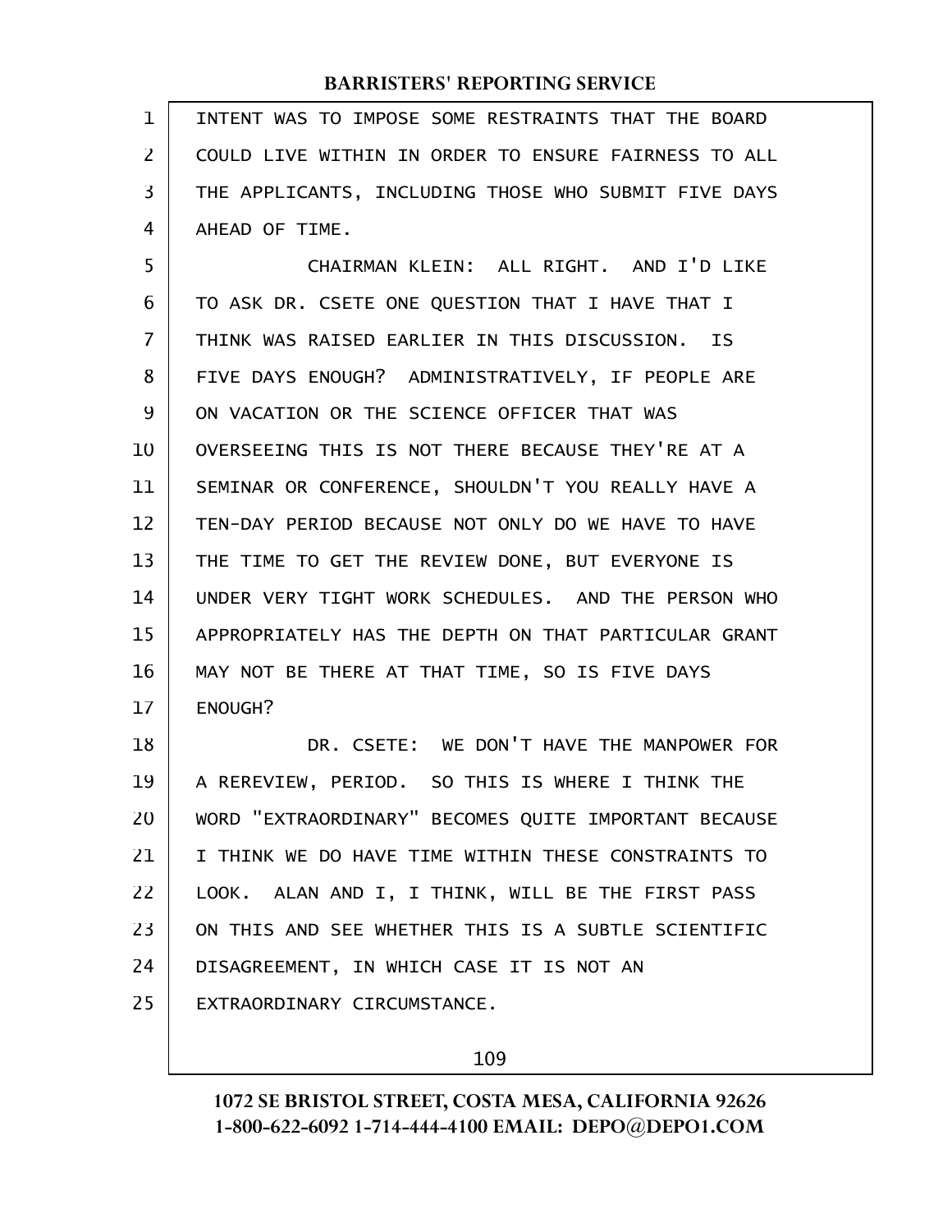INTENT WAS TO IMPOSE SOME RESTRAINTS THAT THE BOARD COULD LIVE WITHIN IN ORDER TO ENSURE FAIRNESS TO ALL THE APPLICANTS, INCLUDING THOSE WHO SUBMIT FIVE DAYS AHEAD OF TIME.

CHAIRMAN KLEIN: ALL RIGHT. AND I'D LIKE TO ASK DR. CSETE ONE QUESTION THAT I HAVE THAT I THINK WAS RAISED EARLIER IN THIS DISCUSSION. IS FIVE DAYS ENOUGH? ADMINISTRATIVELY, IF PEOPLE ARE ON VACATION OR THE SCIENCE OFFICER THAT WAS OVERSEEING THIS IS NOT THERE BECAUSE THEY'RE AT A SEMINAR OR CONFERENCE, SHOULDN'T YOU REALLY HAVE A TEN-DAY PERIOD BECAUSE NOT ONLY DO WE HAVE TO HAVE THE TIME TO GET THE REVIEW DONE, BUT EVERYONE IS UNDER VERY TIGHT WORK SCHEDULES. AND THE PERSON WHO APPROPRIATELY HAS THE DEPTH ON THAT PARTICULAR GRANT MAY NOT BE THERE AT THAT TIME, SO IS FIVE DAYS ENOUGH?

DR. CSETE: WE DON'T HAVE THE MANPOWER FOR A REREVIEW, PERIOD. SO THIS IS WHERE I THINK THE WORD "EXTRAORDINARY" BECOMES QUITE IMPORTANT BECAUSE I THINK WE DO HAVE TIME WITHIN THESE CONSTRAINTS TO LOOK. ALAN AND I, I THINK, WILL BE THE FIRST PASS ON THIS AND SEE WHETHER THIS IS A SUBTLE SCIENTIFIC DISAGREEMENT, IN WHICH CASE IT IS NOT AN EXTRAORDINARY CIRCUMSTANCE.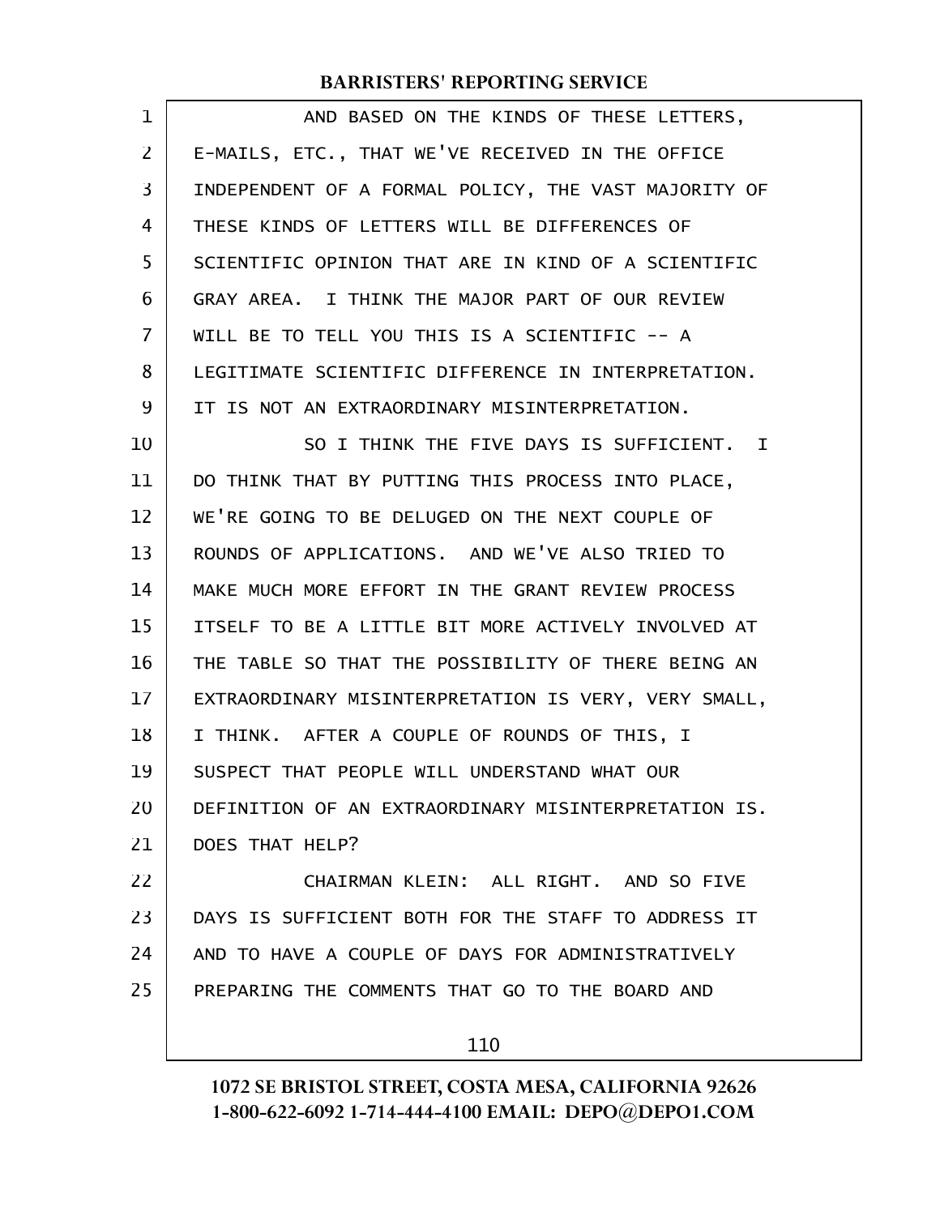AND BASED ON THE KINDS OF THESE LETTERS, E-MAILS, ETC., THAT WE'VE RECEIVED IN THE OFFICE INDEPENDENT OF A FORMAL POLICY, THE VAST MAJORITY OF THESE KINDS OF LETTERS WILL BE DIFFERENCES OF SCIENTIFIC OPINION THAT ARE IN KIND OF A SCIENTIFIC GRAY AREA. I THINK THE MAJOR PART OF OUR REVIEW WILL BE TO TELL YOU THIS IS A SCIENTIFIC -- A LEGITIMATE SCIENTIFIC DIFFERENCE IN INTERPRETATION. IT IS NOT AN EXTRAORDINARY MISINTERPRETATION.

SO I THINK THE FIVE DAYS IS SUFFICIENT. I DO THINK THAT BY PUTTING THIS PROCESS INTO PLACE, WE'RE GOING TO BE DELUGED ON THE NEXT COUPLE OF ROUNDS OF APPLICATIONS. AND WE'VE ALSO TRIED TO MAKE MUCH MORE EFFORT IN THE GRANT REVIEW PROCESS ITSELF TO BE A LITTLE BIT MORE ACTIVELY INVOLVED AT THE TABLE SO THAT THE POSSIBILITY OF THERE BEING AN EXTRAORDINARY MISINTERPRETATION IS VERY, VERY SMALL, I THINK. AFTER A COUPLE OF ROUNDS OF THIS, I SUSPECT THAT PEOPLE WILL UNDERSTAND WHAT OUR DEFINITION OF AN EXTRAORDINARY MISINTERPRETATION IS. DOES THAT HELP?

CHAIRMAN KLEIN: ALL RIGHT. AND SO FIVE DAYS IS SUFFICIENT BOTH FOR THE STAFF TO ADDRESS IT AND TO HAVE A COUPLE OF DAYS FOR ADMINISTRATIVELY PREPARING THE COMMENTS THAT GO TO THE BOARD AND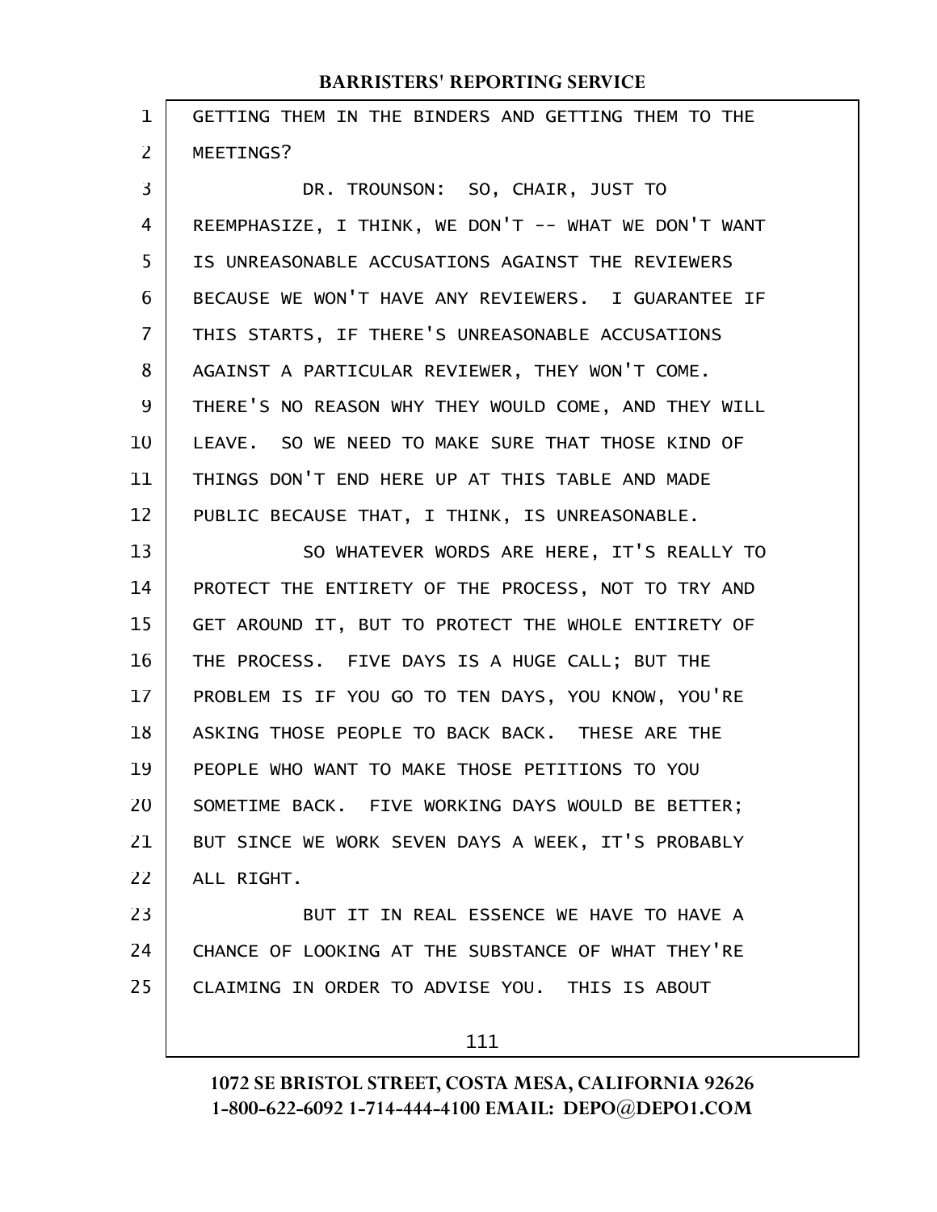GETTING THEM IN THE BINDERS AND GETTING THEM TO THE MEETINGS?

DR. TROUNSON: SO, CHAIR, JUST TO REEMPHASIZE, I THINK, WE DON'T -- WHAT WE DON'T WANT IS UNREASONABLE ACCUSATIONS AGAINST THE REVIEWERS BECAUSE WE WON'T HAVE ANY REVIEWERS. I GUARANTEE IF THIS STARTS, IF THERE'S UNREASONABLE ACCUSATIONS AGAINST A PARTICULAR REVIEWER, THEY WON'T COME. THERE'S NO REASON WHY THEY WOULD COME, AND THEY WILL LEAVE. SO WE NEED TO MAKE SURE THAT THOSE KIND OF THINGS DON'T END HERE UP AT THIS TABLE AND MADE PUBLIC BECAUSE THAT, I THINK, IS UNREASONABLE.

SO WHATEVER WORDS ARE HERE, IT'S REALLY TO PROTECT THE ENTIRETY OF THE PROCESS, NOT TO TRY AND GET AROUND IT, BUT TO PROTECT THE WHOLE ENTIRETY OF THE PROCESS. FIVE DAYS IS A HUGE CALL; BUT THE PROBLEM IS IF YOU GO TO TEN DAYS, YOU KNOW, YOU'RE ASKING THOSE PEOPLE TO BACK BACK. THESE ARE THE PEOPLE WHO WANT TO MAKE THOSE PETITIONS TO YOU SOMETIME BACK. FIVE WORKING DAYS WOULD BE BETTER; BUT SINCE WE WORK SEVEN DAYS A WEEK, IT'S PROBABLY ALL RIGHT.

BUT IT IN REAL ESSENCE WE HAVE TO HAVE A CHANCE OF LOOKING AT THE SUBSTANCE OF WHAT THEY'RE CLAIMING IN ORDER TO ADVISE YOU. THIS IS ABOUT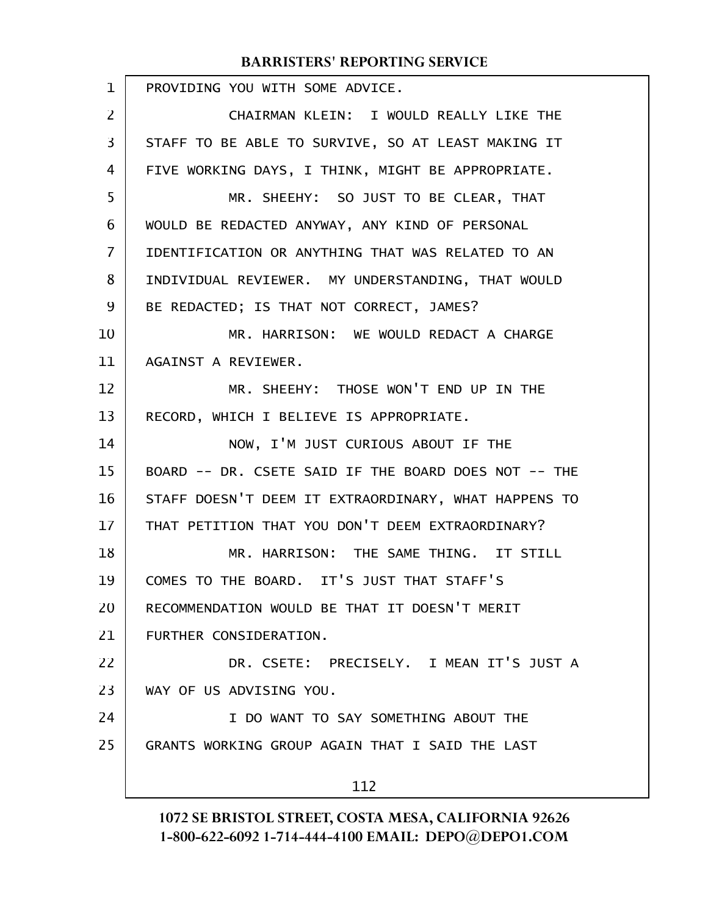PROVIDING YOU WITH SOME ADVICE.

CHAIRMAN KLEIN: I WOULD REALLY LIKE THE STAFF TO BE ABLE TO SURVIVE, SO AT LEAST MAKING IT FIVE WORKING DAYS, I THINK, MIGHT BE APPROPRIATE.

MR. SHEEHY: SO JUST TO BE CLEAR, THAT WOULD BE REDACTED ANYWAY, ANY KIND OF PERSONAL IDENTIFICATION OR ANYTHING THAT WAS RELATED TO AN INDIVIDUAL REVIEWER. MY UNDERSTANDING, THAT WOULD BE REDACTED; IS THAT NOT CORRECT, JAMES?

MR. HARRISON: WE WOULD REDACT A CHARGE AGAINST A REVIEWER.

MR. SHEEHY: THOSE WON'T END UP IN THE RECORD, WHICH I BELIEVE IS APPROPRIATE.

NOW, I'M JUST CURIOUS ABOUT IF THE BOARD -- DR. CSETE SAID IF THE BOARD DOES NOT -- THE STAFF DOESN'T DEEM IT EXTRAORDINARY, WHAT HAPPENS TO THAT PETITION THAT YOU DON'T DEEM EXTRAORDINARY?

MR. HARRISON: THE SAME THING. IT STILL COMES TO THE BOARD. IT'S JUST THAT STAFF'S RECOMMENDATION WOULD BE THAT IT DOESN'T MERIT FURTHER CONSIDERATION.

DR. CSETE: PRECISELY. I MEAN IT'S JUST A WAY OF US ADVISING YOU.

I DO WANT TO SAY SOMETHING ABOUT THE GRANTS WORKING GROUP AGAIN THAT I SAID THE LAST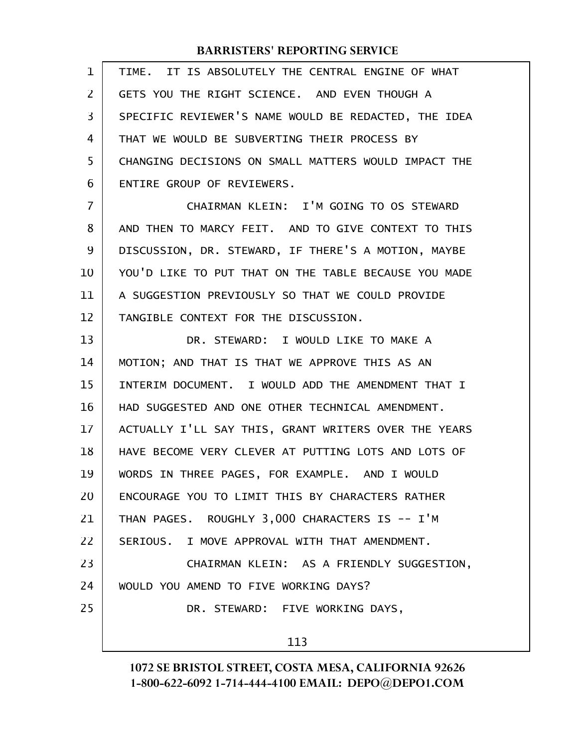TIME. IT IS ABSOLUTELY THE CENTRAL ENGINE OF WHAT GETS YOU THE RIGHT SCIENCE. AND EVEN THOUGH A SPECIFIC REVIEWER'S NAME WOULD BE REDACTED, THE IDEA THAT WE WOULD BE SUBVERTING THEIR PROCESS BY CHANGING DECISIONS ON SMALL MATTERS WOULD IMPACT THE ENTIRE GROUP OF REVIEWERS.

CHAIRMAN KLEIN: I'M GOING TO OS STEWARD AND THEN TO MARCY FEIT. AND TO GIVE CONTEXT TO THIS DISCUSSION, DR. STEWARD, IF THERE'S A MOTION, MAYBE YOU'D LIKE TO PUT THAT ON THE TABLE BECAUSE YOU MADE A SUGGESTION PREVIOUSLY SO THAT WE COULD PROVIDE TANGIBLE CONTEXT FOR THE DISCUSSION.

DR. STEWARD: I WOULD LIKE TO MAKE A MOTION; AND THAT IS THAT WE APPROVE THIS AS AN INTERIM DOCUMENT. I WOULD ADD THE AMENDMENT THAT I HAD SUGGESTED AND ONE OTHER TECHNICAL AMENDMENT. ACTUALLY I'LL SAY THIS, GRANT WRITERS OVER THE YEARS HAVE BECOME VERY CLEVER AT PUTTING LOTS AND LOTS OF WORDS IN THREE PAGES, FOR EXAMPLE. AND I WOULD ENCOURAGE YOU TO LIMIT THIS BY CHARACTERS RATHER THAN PAGES. ROUGHLY 3,000 CHARACTERS IS -- I'M SERIOUS. I MOVE APPROVAL WITH THAT AMENDMENT.

CHAIRMAN KLEIN: AS A FRIENDLY SUGGESTION, WOULD YOU AMEND TO FIVE WORKING DAYS?

DR. STEWARD: FIVE WORKING DAYS,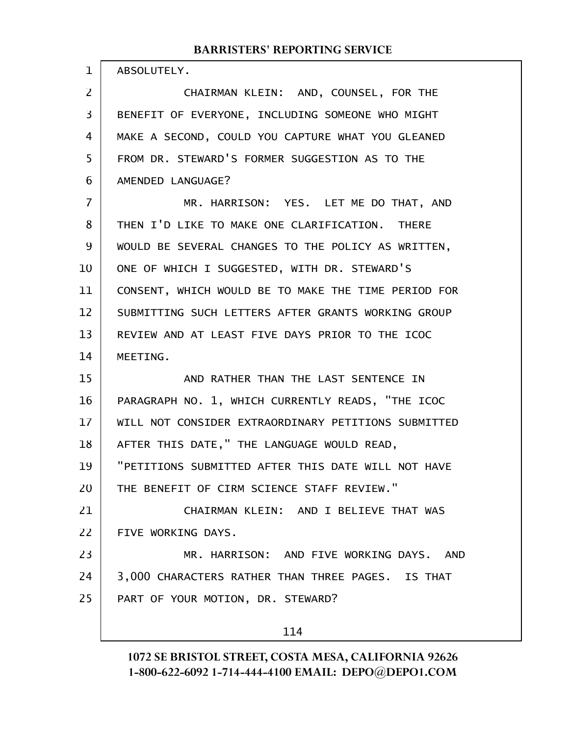ABSOLUTELY.

CHAIRMAN KLEIN: AND, COUNSEL, FOR THE BENEFIT OF EVERYONE, INCLUDING SOMEONE WHO MIGHT MAKE A SECOND, COULD YOU CAPTURE WHAT YOU GLEANED FROM DR. STEWARD'S FORMER SUGGESTION AS TO THE AMENDED LANGUAGE?

MR. HARRISON: YES. LET ME DO THAT, AND THEN I'D LIKE TO MAKE ONE CLARIFICATION. THERE WOULD BE SEVERAL CHANGES TO THE POLICY AS WRITTEN, ONE OF WHICH I SUGGESTED, WITH DR. STEWARD'S CONSENT, WHICH WOULD BE TO MAKE THE TIME PERIOD FOR SUBMITTING SUCH LETTERS AFTER GRANTS WORKING GROUP REVIEW AND AT LEAST FIVE DAYS PRIOR TO THE ICOC MEETING.

AND RATHER THAN THE LAST SENTENCE IN PARAGRAPH NO. 1, WHICH CURRENTLY READS, "THE ICOC WILL NOT CONSIDER EXTRAORDINARY PETITIONS SUBMITTED AFTER THIS DATE," THE LANGUAGE WOULD READ, "PETITIONS SUBMITTED AFTER THIS DATE WILL NOT HAVE THE BENEFIT OF CIRM SCIENCE STAFF REVIEW."

CHAIRMAN KLEIN: AND I BELIEVE THAT WAS FIVE WORKING DAYS.

MR. HARRISON: AND FIVE WORKING DAYS. AND 3,000 CHARACTERS RATHER THAN THREE PAGES. IS THAT PART OF YOUR MOTION, DR. STEWARD?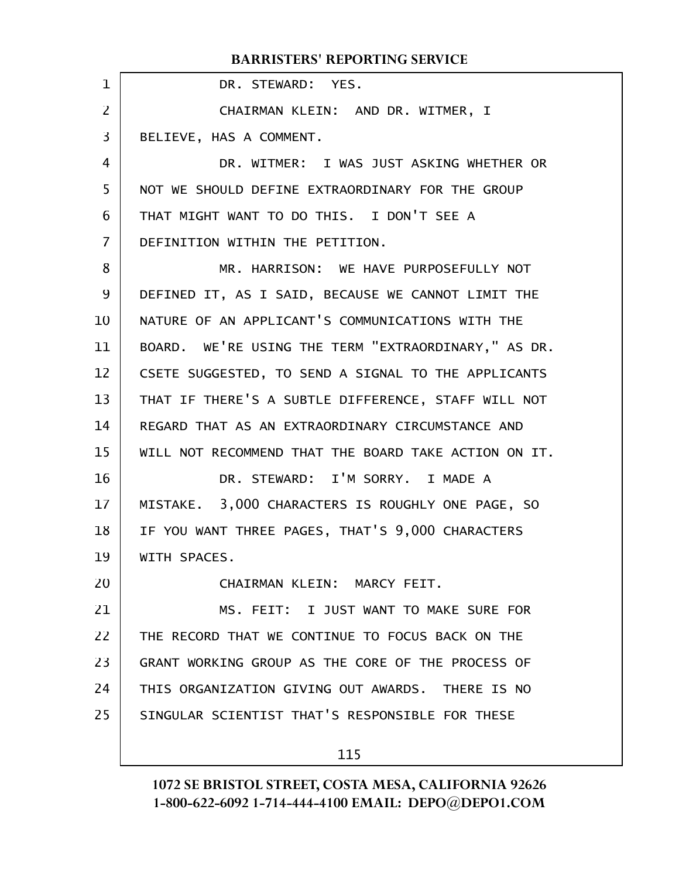DR. STEWARD: YES.

CHAIRMAN KLEIN: AND DR. WITMER, I BELIEVE, HAS A COMMENT.

DR. WITMER: I WAS JUST ASKING WHETHER OR NOT WE SHOULD DEFINE EXTRAORDINARY FOR THE GROUP THAT MIGHT WANT TO DO THIS. I DON'T SEE A DEFINITION WITHIN THE PETITION.

MR. HARRISON: WE HAVE PURPOSEFULLY NOT DEFINED IT, AS I SAID, BECAUSE WE CANNOT LIMIT THE NATURE OF AN APPLICANT'S COMMUNICATIONS WITH THE BOARD. WE'RE USING THE TERM "EXTRAORDINARY," AS DR. CSETE SUGGESTED, TO SEND A SIGNAL TO THE APPLICANTS THAT IF THERE'S A SUBTLE DIFFERENCE, STAFF WILL NOT REGARD THAT AS AN EXTRAORDINARY CIRCUMSTANCE AND WILL NOT RECOMMEND THAT THE BOARD TAKE ACTION ON IT.

DR. STEWARD: I'M SORRY. I MADE A MISTAKE. 3,000 CHARACTERS IS ROUGHLY ONE PAGE, SO IF YOU WANT THREE PAGES, THAT'S 9,000 CHARACTERS WITH SPACES.

CHAIRMAN KLEIN: MARCY FEIT.

MS. FEIT: I JUST WANT TO MAKE SURE FOR THE RECORD THAT WE CONTINUE TO FOCUS BACK ON THE GRANT WORKING GROUP AS THE CORE OF THE PROCESS OF THIS ORGANIZATION GIVING OUT AWARDS. THERE IS NO SINGULAR SCIENTIST THAT'S RESPONSIBLE FOR THESE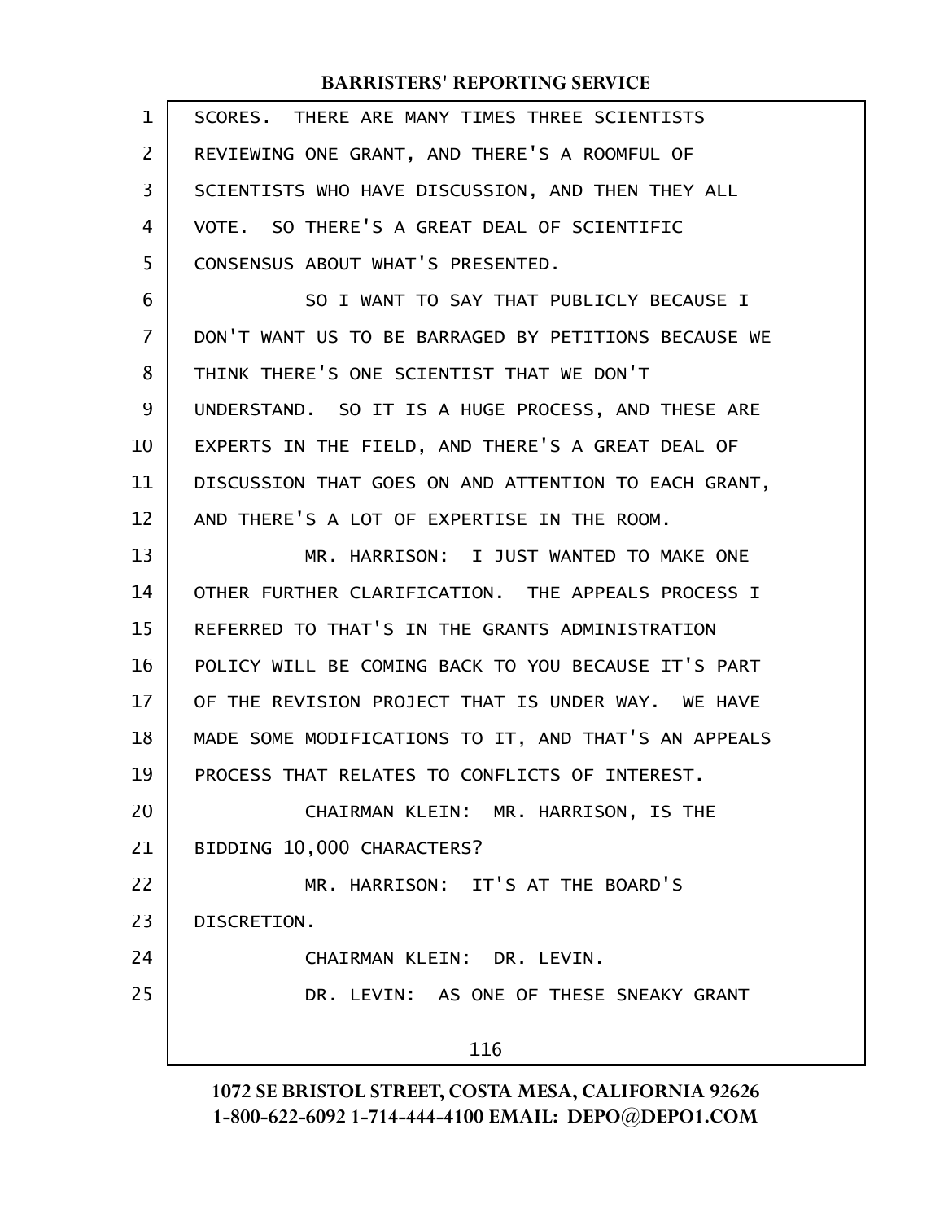SCORES. THERE ARE MANY TIMES THREE SCIENTISTS REVIEWING ONE GRANT, AND THERE'S A ROOMFUL OF SCIENTISTS WHO HAVE DISCUSSION, AND THEN THEY ALL VOTE. SO THERE'S A GREAT DEAL OF SCIENTIFIC CONSENSUS ABOUT WHAT'S PRESENTED.

SO I WANT TO SAY THAT PUBLICLY BECAUSE I DON'T WANT US TO BE BARRAGED BY PETITIONS BECAUSE WE THINK THERE'S ONE SCIENTIST THAT WE DON'T UNDERSTAND. SO IT IS A HUGE PROCESS, AND THESE ARE EXPERTS IN THE FIELD, AND THERE'S A GREAT DEAL OF DISCUSSION THAT GOES ON AND ATTENTION TO EACH GRANT, AND THERE'S A LOT OF EXPERTISE IN THE ROOM.

MR. HARRISON: I JUST WANTED TO MAKE ONE OTHER FURTHER CLARIFICATION. THE APPEALS PROCESS I REFERRED TO THAT'S IN THE GRANTS ADMINISTRATION POLICY WILL BE COMING BACK TO YOU BECAUSE IT'S PART OF THE REVISION PROJECT THAT IS UNDER WAY. WE HAVE MADE SOME MODIFICATIONS TO IT, AND THAT'S AN APPEALS PROCESS THAT RELATES TO CONFLICTS OF INTEREST.

CHAIRMAN KLEIN: MR. HARRISON, IS THE BIDDING 10,000 CHARACTERS?

MR. HARRISON: IT'S AT THE BOARD'S DISCRETION.

CHAIRMAN KLEIN: DR. LEVIN.

DR. LEVIN: AS ONE OF THESE SNEAKY GRANT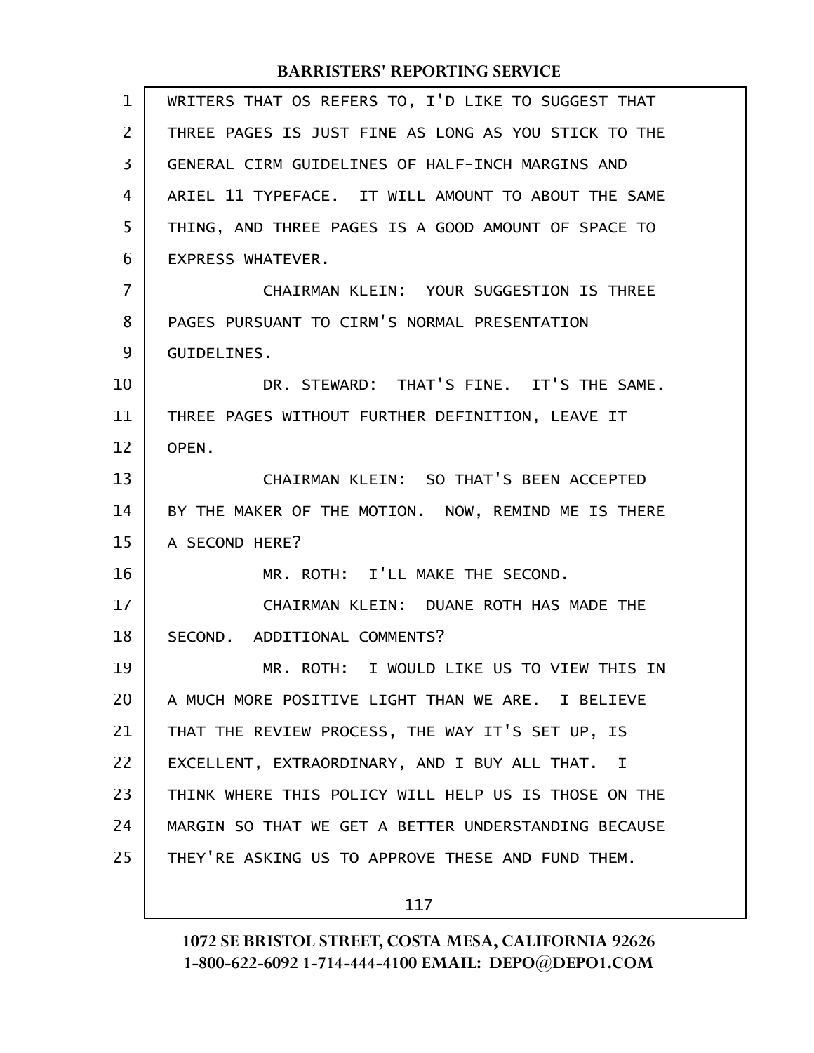WRITERS THAT OS REFERS TO, I'D LIKE TO SUGGEST THAT THREE PAGES IS JUST FINE AS LONG AS YOU STICK TO THE GENERAL CIRM GUIDELINES OF HALF-INCH MARGINS AND ARIEL 11 TYPEFACE. IT WILL AMOUNT TO ABOUT THE SAME THING, AND THREE PAGES IS A GOOD AMOUNT OF SPACE TO EXPRESS WHATEVER.

CHAIRMAN KLEIN: YOUR SUGGESTION IS THREE PAGES PURSUANT TO CIRM'S NORMAL PRESENTATION GUIDELINES.

DR. STEWARD: THAT'S FINE. IT'S THE SAME. THREE PAGES WITHOUT FURTHER DEFINITION, LEAVE IT OPEN.

CHAIRMAN KLEIN: SO THAT'S BEEN ACCEPTED BY THE MAKER OF THE MOTION. NOW, REMIND ME IS THERE A SECOND HERE?

MR. ROTH: I'LL MAKE THE SECOND.

CHAIRMAN KLEIN: DUANE ROTH HAS MADE THE SECOND. ADDITIONAL COMMENTS?

MR. ROTH: I WOULD LIKE US TO VIEW THIS IN A MUCH MORE POSITIVE LIGHT THAN WE ARE. I BELIEVE THAT THE REVIEW PROCESS, THE WAY IT'S SET UP, IS EXCELLENT, EXTRAORDINARY, AND I BUY ALL THAT. I THINK WHERE THIS POLICY WILL HELP US IS THOSE ON THE MARGIN SO THAT WE GET A BETTER UNDERSTANDING BECAUSE THEY'RE ASKING US TO APPROVE THESE AND FUND THEM.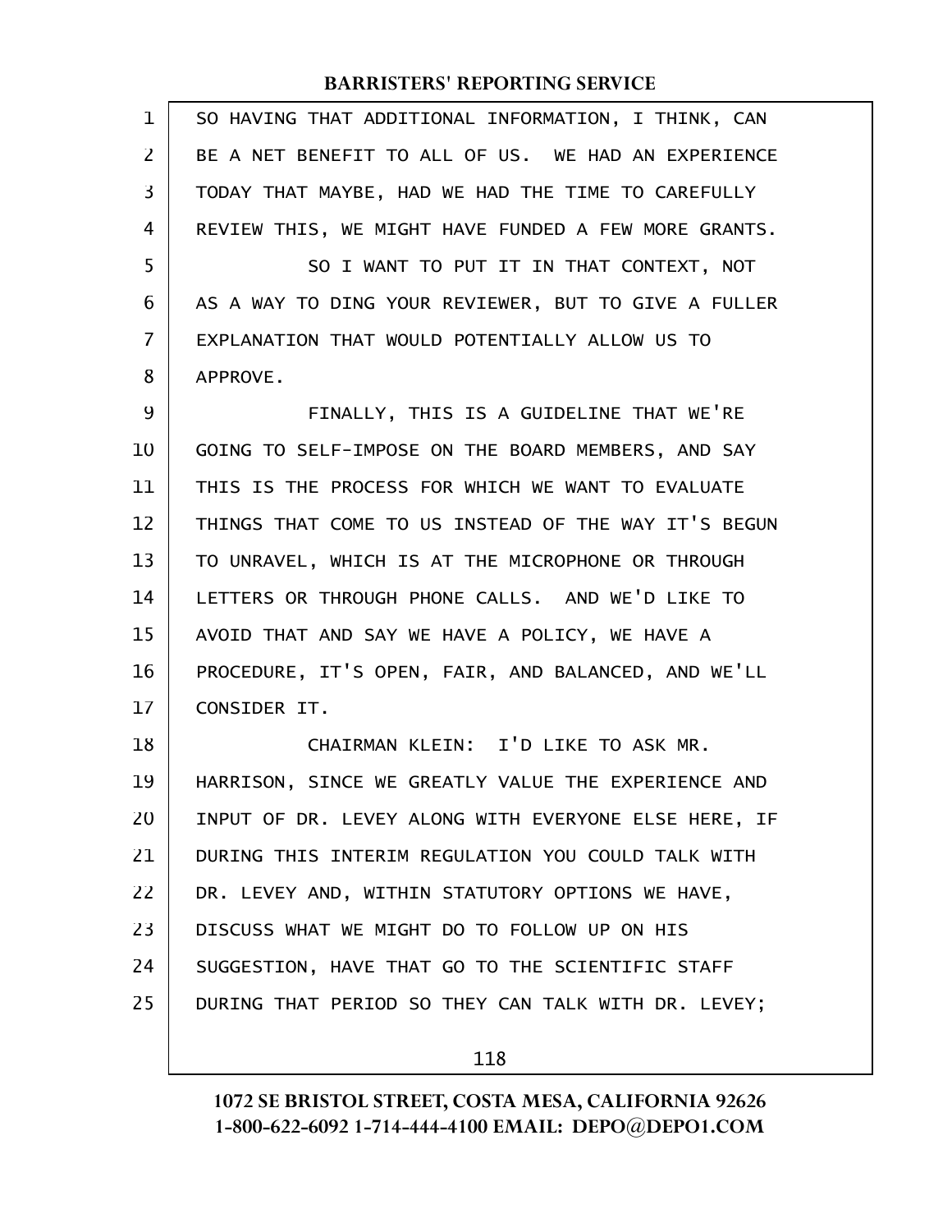SO HAVING THAT ADDITIONAL INFORMATION, I THINK, CAN BE A NET BENEFIT TO ALL OF US. WE HAD AN EXPERIENCE TODAY THAT MAYBE, HAD WE HAD THE TIME TO CAREFULLY REVIEW THIS, WE MIGHT HAVE FUNDED A FEW MORE GRANTS.

SO I WANT TO PUT IT IN THAT CONTEXT, NOT AS A WAY TO DING YOUR REVIEWER, BUT TO GIVE A FULLER EXPLANATION THAT WOULD POTENTIALLY ALLOW US TO APPROVE.

FINALLY, THIS IS A GUIDELINE THAT WE'RE GOING TO SELF-IMPOSE ON THE BOARD MEMBERS, AND SAY THIS IS THE PROCESS FOR WHICH WE WANT TO EVALUATE THINGS THAT COME TO US INSTEAD OF THE WAY IT'S BEGUN TO UNRAVEL, WHICH IS AT THE MICROPHONE OR THROUGH LETTERS OR THROUGH PHONE CALLS. AND WE'D LIKE TO AVOID THAT AND SAY WE HAVE A POLICY, WE HAVE A PROCEDURE, IT'S OPEN, FAIR, AND BALANCED, AND WE'LL CONSIDER IT.

CHAIRMAN KLEIN: I'D LIKE TO ASK MR. HARRISON, SINCE WE GREATLY VALUE THE EXPERIENCE AND INPUT OF DR. LEVEY ALONG WITH EVERYONE ELSE HERE, IF DURING THIS INTERIM REGULATION YOU COULD TALK WITH DR. LEVEY AND, WITHIN STATUTORY OPTIONS WE HAVE, DISCUSS WHAT WE MIGHT DO TO FOLLOW UP ON HIS SUGGESTION, HAVE THAT GO TO THE SCIENTIFIC STAFF DURING THAT PERIOD SO THEY CAN TALK WITH DR. LEVEY;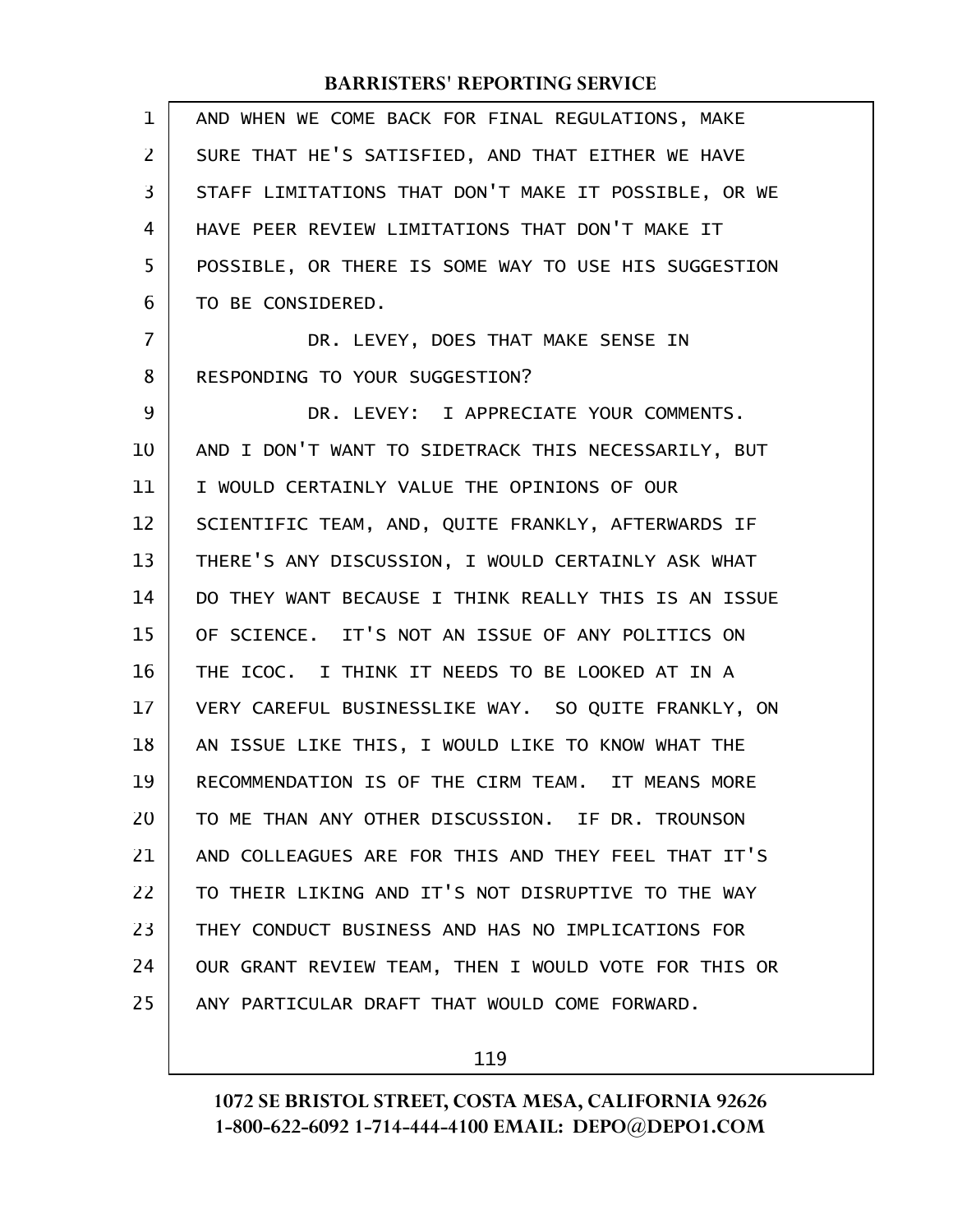AND WHEN WE COME BACK FOR FINAL REGULATIONS, MAKE SURE THAT HE'S SATISFIED, AND THAT EITHER WE HAVE STAFF LIMITATIONS THAT DON'T MAKE IT POSSIBLE, OR WE HAVE PEER REVIEW LIMITATIONS THAT DON'T MAKE IT POSSIBLE, OR THERE IS SOME WAY TO USE HIS SUGGESTION TO BE CONSIDERED.

DR. LEVEY, DOES THAT MAKE SENSE IN RESPONDING TO YOUR SUGGESTION?

DR. LEVEY: I APPRECIATE YOUR COMMENTS. AND I DON'T WANT TO SIDETRACK THIS NECESSARILY, BUT I WOULD CERTAINLY VALUE THE OPINIONS OF OUR SCIENTIFIC TEAM, AND, QUITE FRANKLY, AFTERWARDS IF THERE'S ANY DISCUSSION, I WOULD CERTAINLY ASK WHAT DO THEY WANT BECAUSE I THINK REALLY THIS IS AN ISSUE OF SCIENCE. IT'S NOT AN ISSUE OF ANY POLITICS ON THE ICOC. I THINK IT NEEDS TO BE LOOKED AT IN A VERY CAREFUL BUSINESSLIKE WAY. SO QUITE FRANKLY, ON AN ISSUE LIKE THIS, I WOULD LIKE TO KNOW WHAT THE RECOMMENDATION IS OF THE CIRM TEAM. IT MEANS MORE TO ME THAN ANY OTHER DISCUSSION. IF DR. TROUNSON AND COLLEAGUES ARE FOR THIS AND THEY FEEL THAT IT'S TO THEIR LIKING AND IT'S NOT DISRUPTIVE TO THE WAY THEY CONDUCT BUSINESS AND HAS NO IMPLICATIONS FOR OUR GRANT REVIEW TEAM, THEN I WOULD VOTE FOR THIS OR ANY PARTICULAR DRAFT THAT WOULD COME FORWARD.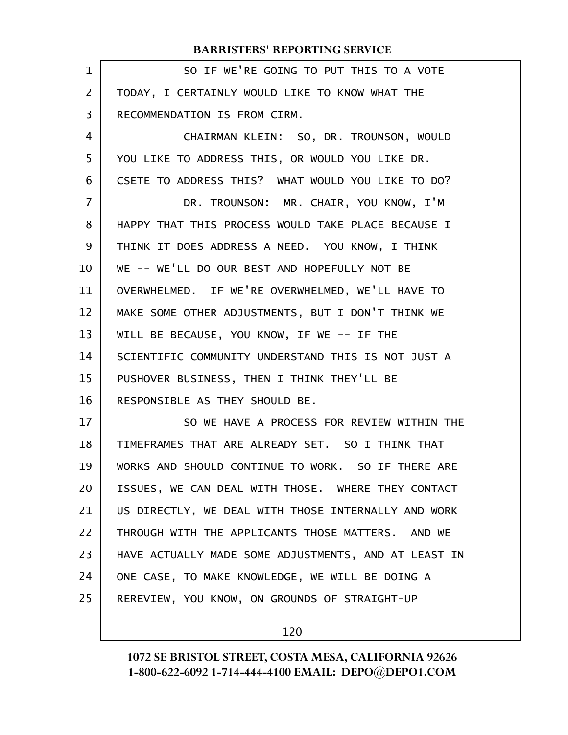SO IF WE'RE GOING TO PUT THIS TO A VOTE TODAY, I CERTAINLY WOULD LIKE TO KNOW WHAT THE RECOMMENDATION IS FROM CIRM.

CHAIRMAN KLEIN: SO, DR. TROUNSON, WOULD YOU LIKE TO ADDRESS THIS, OR WOULD YOU LIKE DR. CSETE TO ADDRESS THIS? WHAT WOULD YOU LIKE TO DO?

DR. TROUNSON: MR. CHAIR, YOU KNOW, I'M HAPPY THAT THIS PROCESS WOULD TAKE PLACE BECAUSE I THINK IT DOES ADDRESS A NEED. YOU KNOW, I THINK WE -- WE'LL DO OUR BEST AND HOPEFULLY NOT BE OVERWHELMED. IF WE'RE OVERWHELMED, WE'LL HAVE TO MAKE SOME OTHER ADJUSTMENTS, BUT I DON'T THINK WE WILL BE BECAUSE, YOU KNOW, IF WE -- IF THE SCIENTIFIC COMMUNITY UNDERSTAND THIS IS NOT JUST A PUSHOVER BUSINESS, THEN I THINK THEY'LL BE RESPONSIBLE AS THEY SHOULD BE.

SO WE HAVE A PROCESS FOR REVIEW WITHIN THE TIMEFRAMES THAT ARE ALREADY SET. SO I THINK THAT WORKS AND SHOULD CONTINUE TO WORK. SO IF THERE ARE ISSUES, WE CAN DEAL WITH THOSE. WHERE THEY CONTACT US DIRECTLY, WE DEAL WITH THOSE INTERNALLY AND WORK THROUGH WITH THE APPLICANTS THOSE MATTERS. AND WE HAVE ACTUALLY MADE SOME ADJUSTMENTS, AND AT LEAST IN ONE CASE, TO MAKE KNOWLEDGE, WE WILL BE DOING A REREVIEW, YOU KNOW, ON GROUNDS OF STRAIGHT-UP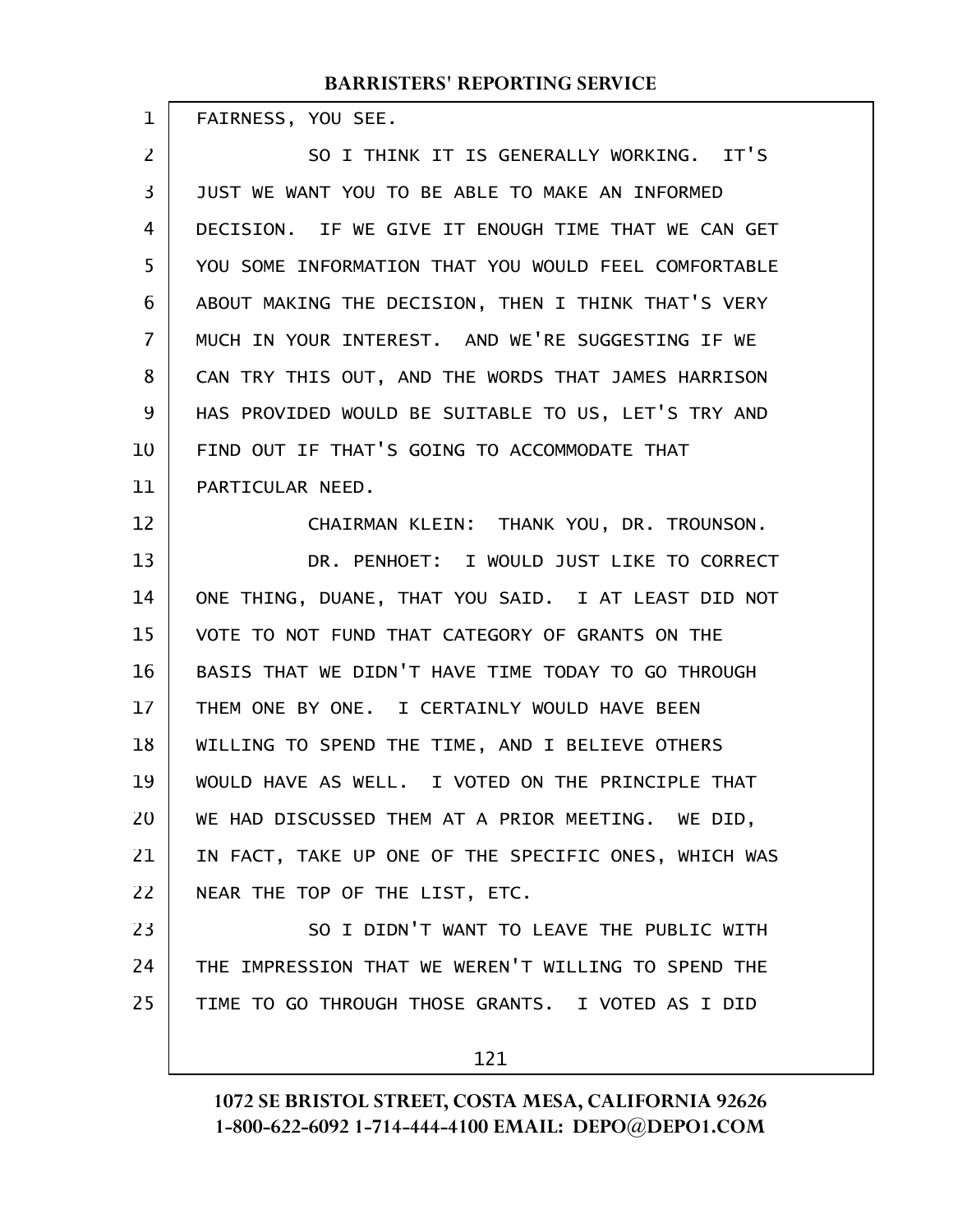FAIRNESS, YOU SEE.

SO I THINK IT IS GENERALLY WORKING. IT'S JUST WE WANT YOU TO BE ABLE TO MAKE AN INFORMED DECISION. IF WE GIVE IT ENOUGH TIME THAT WE CAN GET YOU SOME INFORMATION THAT YOU WOULD FEEL COMFORTABLE ABOUT MAKING THE DECISION, THEN I THINK THAT'S VERY MUCH IN YOUR INTEREST. AND WE'RE SUGGESTING IF WE CAN TRY THIS OUT, AND THE WORDS THAT JAMES HARRISON HAS PROVIDED WOULD BE SUITABLE TO US, LET'S TRY AND FIND OUT IF THAT'S GOING TO ACCOMMODATE THAT PARTICULAR NEED.

CHAIRMAN KLEIN: THANK YOU, DR. TROUNSON.

DR. PENHOET: I WOULD JUST LIKE TO CORRECT ONE THING, DUANE, THAT YOU SAID. I AT LEAST DID NOT VOTE TO NOT FUND THAT CATEGORY OF GRANTS ON THE BASIS THAT WE DIDN'T HAVE TIME TODAY TO GO THROUGH THEM ONE BY ONE. I CERTAINLY WOULD HAVE BEEN WILLING TO SPEND THE TIME, AND I BELIEVE OTHERS WOULD HAVE AS WELL. I VOTED ON THE PRINCIPLE THAT WE HAD DISCUSSED THEM AT A PRIOR MEETING. WE DID, IN FACT, TAKE UP ONE OF THE SPECIFIC ONES, WHICH WAS NEAR THE TOP OF THE LIST, ETC.

SO I DIDN'T WANT TO LEAVE THE PUBLIC WITH THE IMPRESSION THAT WE WEREN'T WILLING TO SPEND THE TIME TO GO THROUGH THOSE GRANTS. I VOTED AS I DID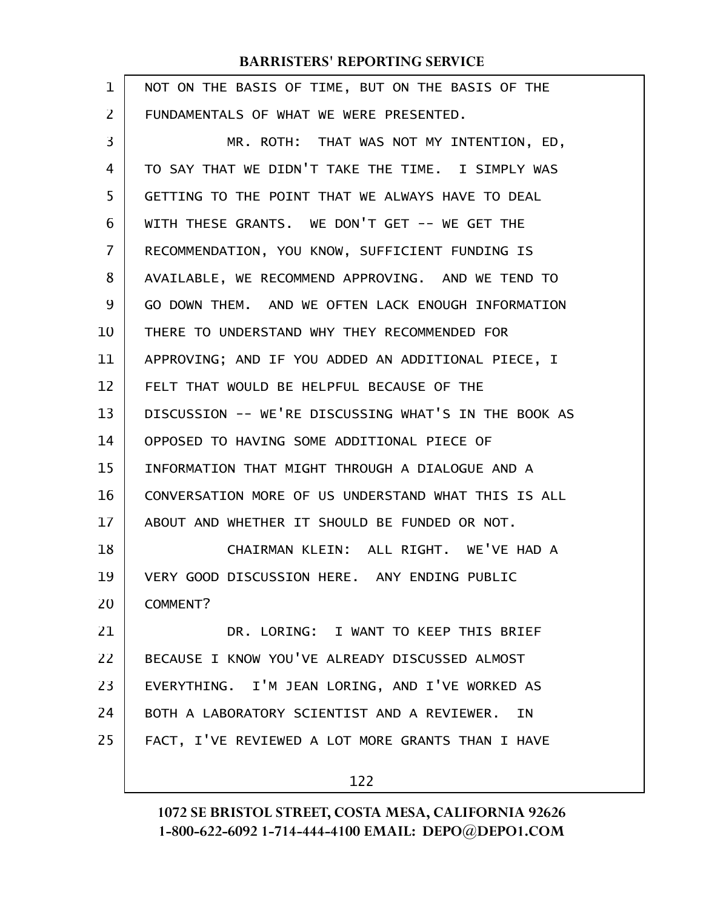NOT ON THE BASIS OF TIME, BUT ON THE BASIS OF THE FUNDAMENTALS OF WHAT WE WERE PRESENTED.

MR. ROTH: THAT WAS NOT MY INTENTION, ED, TO SAY THAT WE DIDN'T TAKE THE TIME. I SIMPLY WAS GETTING TO THE POINT THAT WE ALWAYS HAVE TO DEAL WITH THESE GRANTS. WE DON'T GET -- WE GET THE RECOMMENDATION, YOU KNOW, SUFFICIENT FUNDING IS AVAILABLE, WE RECOMMEND APPROVING. AND WE TEND TO GO DOWN THEM. AND WE OFTEN LACK ENOUGH INFORMATION THERE TO UNDERSTAND WHY THEY RECOMMENDED FOR APPROVING; AND IF YOU ADDED AN ADDITIONAL PIECE, I FELT THAT WOULD BE HELPFUL BECAUSE OF THE DISCUSSION -- WE'RE DISCUSSING WHAT'S IN THE BOOK AS OPPOSED TO HAVING SOME ADDITIONAL PIECE OF INFORMATION THAT MIGHT THROUGH A DIALOGUE AND A CONVERSATION MORE OF US UNDERSTAND WHAT THIS IS ALL ABOUT AND WHETHER IT SHOULD BE FUNDED OR NOT.

CHAIRMAN KLEIN: ALL RIGHT. WE'VE HAD A VERY GOOD DISCUSSION HERE. ANY ENDING PUBLIC COMMENT?

DR. LORING: I WANT TO KEEP THIS BRIEF BECAUSE I KNOW YOU'VE ALREADY DISCUSSED ALMOST EVERYTHING. I'M JEAN LORING, AND I'VE WORKED AS BOTH A LABORATORY SCIENTIST AND A REVIEWER. IN FACT, I'VE REVIEWED A LOT MORE GRANTS THAN I HAVE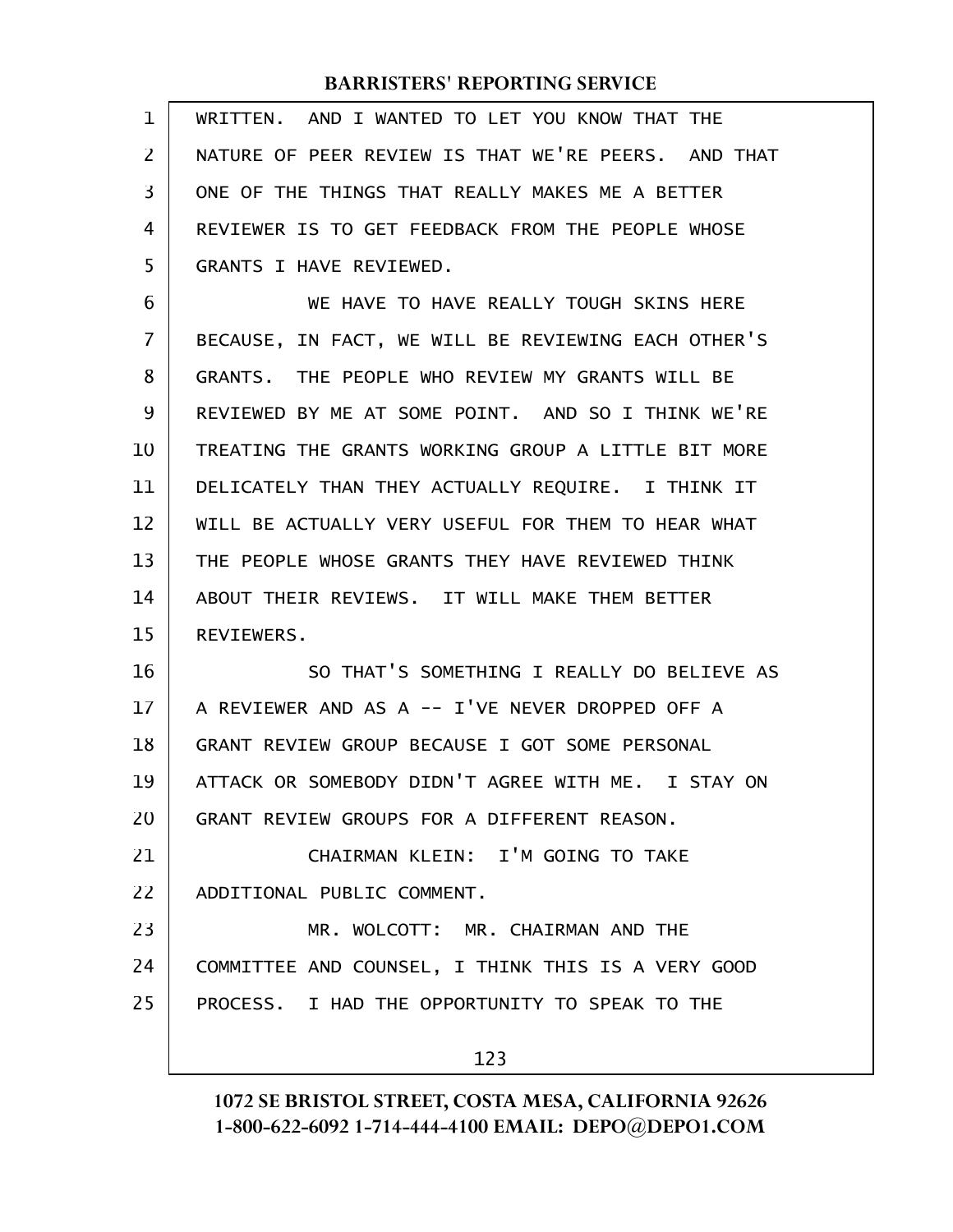WRITTEN. AND I WANTED TO LET YOU KNOW THAT THE NATURE OF PEER REVIEW IS THAT WE'RE PEERS. AND THAT ONE OF THE THINGS THAT REALLY MAKES ME A BETTER REVIEWER IS TO GET FEEDBACK FROM THE PEOPLE WHOSE GRANTS I HAVE REVIEWED.

WE HAVE TO HAVE REALLY TOUGH SKINS HERE BECAUSE, IN FACT, WE WILL BE REVIEWING EACH OTHER'S GRANTS. THE PEOPLE WHO REVIEW MY GRANTS WILL BE REVIEWED BY ME AT SOME POINT. AND SO I THINK WE'RE TREATING THE GRANTS WORKING GROUP A LITTLE BIT MORE DELICATELY THAN THEY ACTUALLY REQUIRE. I THINK IT WILL BE ACTUALLY VERY USEFUL FOR THEM TO HEAR WHAT THE PEOPLE WHOSE GRANTS THEY HAVE REVIEWED THINK ABOUT THEIR REVIEWS. IT WILL MAKE THEM BETTER REVIEWERS.

SO THAT'S SOMETHING I REALLY DO BELIEVE AS A REVIEWER AND AS A -- I'VE NEVER DROPPED OFF A GRANT REVIEW GROUP BECAUSE I GOT SOME PERSONAL ATTACK OR SOMEBODY DIDN'T AGREE WITH ME. I STAY ON GRANT REVIEW GROUPS FOR A DIFFERENT REASON.

CHAIRMAN KLEIN: I'M GOING TO TAKE ADDITIONAL PUBLIC COMMENT.

MR. WOLCOTT: MR. CHAIRMAN AND THE COMMITTEE AND COUNSEL, I THINK THIS IS A VERY GOOD PROCESS. I HAD THE OPPORTUNITY TO SPEAK TO THE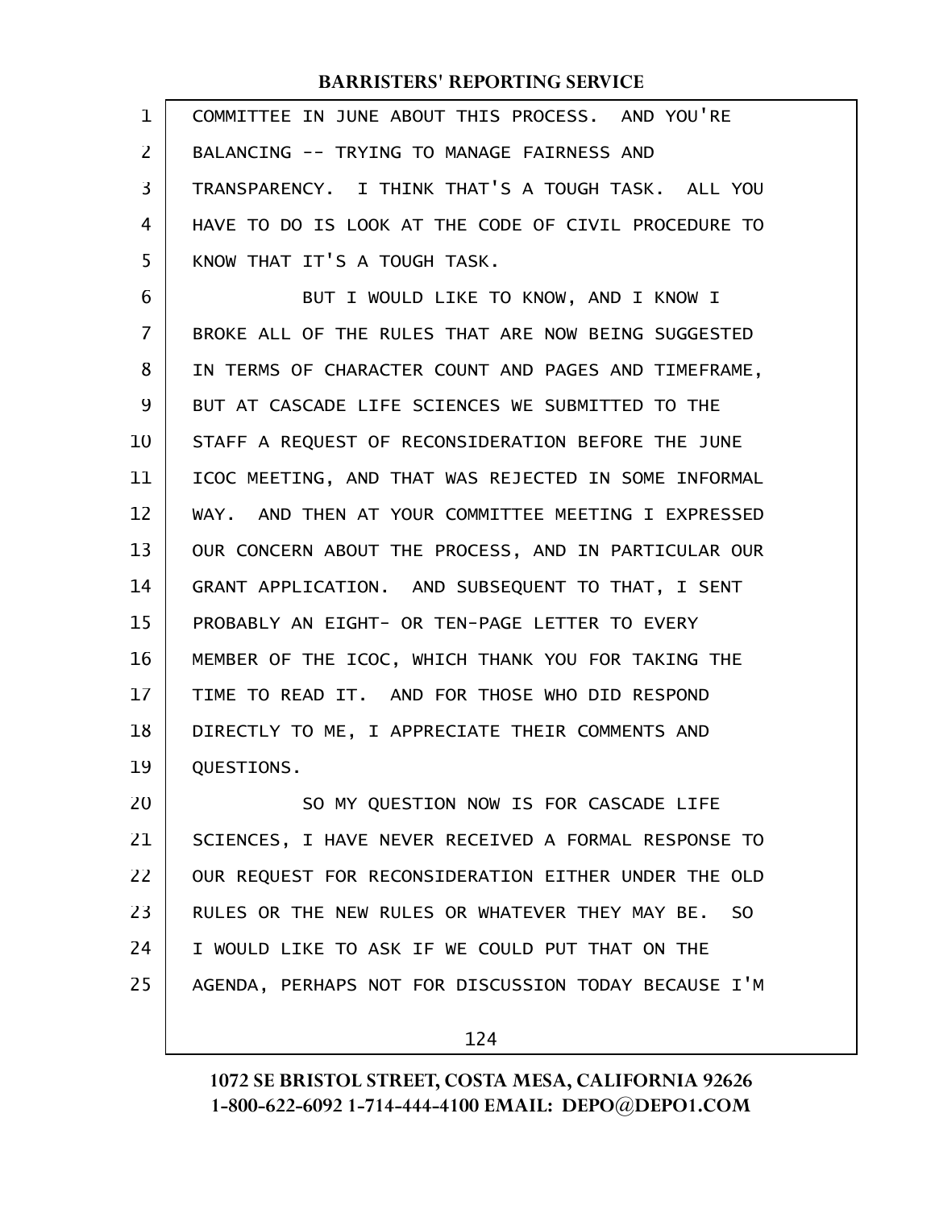COMMITTEE IN JUNE ABOUT THIS PROCESS. AND YOU'RE BALANCING -- TRYING TO MANAGE FAIRNESS AND TRANSPARENCY. I THINK THAT'S A TOUGH TASK. ALL YOU HAVE TO DO IS LOOK AT THE CODE OF CIVIL PROCEDURE TO KNOW THAT IT'S A TOUGH TASK.

BUT I WOULD LIKE TO KNOW, AND I KNOW I BROKE ALL OF THE RULES THAT ARE NOW BEING SUGGESTED IN TERMS OF CHARACTER COUNT AND PAGES AND TIMEFRAME, BUT AT CASCADE LIFE SCIENCES WE SUBMITTED TO THE STAFF A REQUEST OF RECONSIDERATION BEFORE THE JUNE ICOC MEETING, AND THAT WAS REJECTED IN SOME INFORMAL WAY. AND THEN AT YOUR COMMITTEE MEETING I EXPRESSED OUR CONCERN ABOUT THE PROCESS, AND IN PARTICULAR OUR GRANT APPLICATION. AND SUBSEQUENT TO THAT, I SENT PROBABLY AN EIGHT- OR TEN-PAGE LETTER TO EVERY MEMBER OF THE ICOC, WHICH THANK YOU FOR TAKING THE TIME TO READ IT. AND FOR THOSE WHO DID RESPOND DIRECTLY TO ME, I APPRECIATE THEIR COMMENTS AND QUESTIONS.

SO MY QUESTION NOW IS FOR CASCADE LIFE SCIENCES, I HAVE NEVER RECEIVED A FORMAL RESPONSE TO OUR REQUEST FOR RECONSIDERATION EITHER UNDER THE OLD RULES OR THE NEW RULES OR WHATEVER THEY MAY BE. SO I WOULD LIKE TO ASK IF WE COULD PUT THAT ON THE AGENDA, PERHAPS NOT FOR DISCUSSION TODAY BECAUSE I'M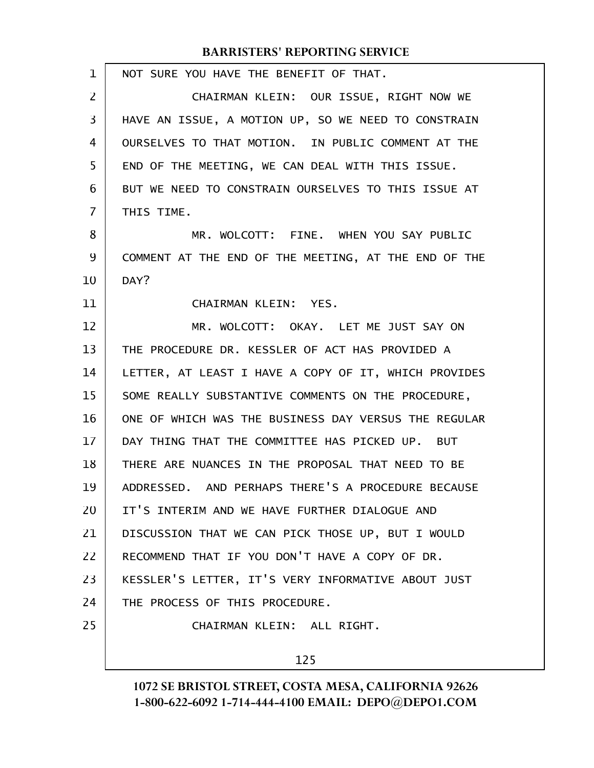NOT SURE YOU HAVE THE BENEFIT OF THAT.

CHAIRMAN KLEIN: OUR ISSUE, RIGHT NOW WE HAVE AN ISSUE, A MOTION UP, SO WE NEED TO CONSTRAIN OURSELVES TO THAT MOTION. IN PUBLIC COMMENT AT THE END OF THE MEETING, WE CAN DEAL WITH THIS ISSUE. BUT WE NEED TO CONSTRAIN OURSELVES TO THIS ISSUE AT THIS TIME.

MR. WOLCOTT: FINE. WHEN YOU SAY PUBLIC COMMENT AT THE END OF THE MEETING, AT THE END OF THE DAY?

CHAIRMAN KLEIN: YES.

MR. WOLCOTT: OKAY. LET ME JUST SAY ON THE PROCEDURE DR. KESSLER OF ACT HAS PROVIDED A LETTER, AT LEAST I HAVE A COPY OF IT, WHICH PROVIDES SOME REALLY SUBSTANTIVE COMMENTS ON THE PROCEDURE, ONE OF WHICH WAS THE BUSINESS DAY VERSUS THE REGULAR DAY THING THAT THE COMMITTEE HAS PICKED UP. BUT THERE ARE NUANCES IN THE PROPOSAL THAT NEED TO BE ADDRESSED. AND PERHAPS THERE'S A PROCEDURE BECAUSE IT'S INTERIM AND WE HAVE FURTHER DIALOGUE AND DISCUSSION THAT WE CAN PICK THOSE UP, BUT I WOULD RECOMMEND THAT IF YOU DON'T HAVE A COPY OF DR. KESSLER'S LETTER, IT'S VERY INFORMATIVE ABOUT JUST THE PROCESS OF THIS PROCEDURE.

CHAIRMAN KLEIN: ALL RIGHT.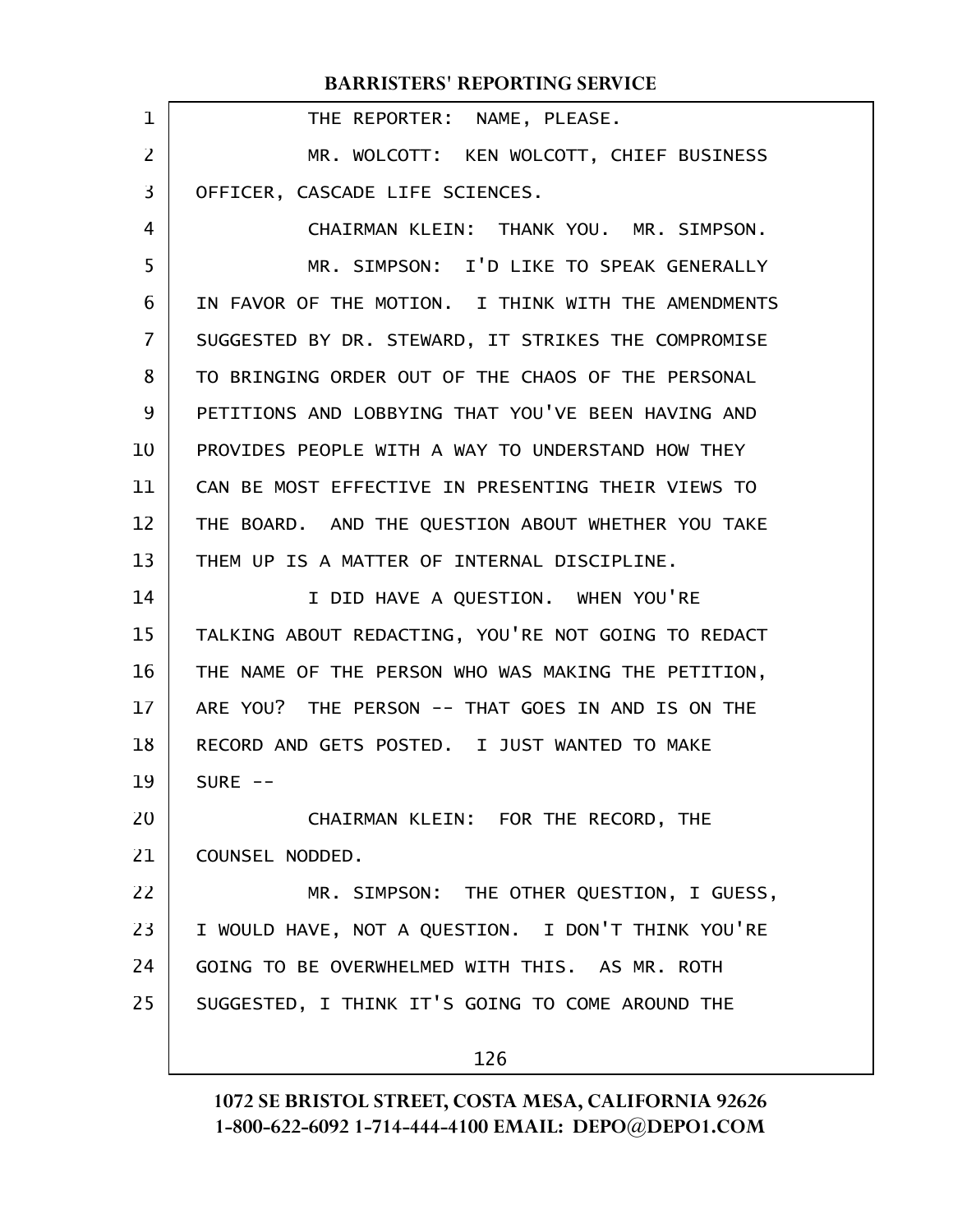THE REPORTER: NAME, PLEASE.

MR. WOLCOTT: KEN WOLCOTT, CHIEF BUSINESS OFFICER, CASCADE LIFE SCIENCES.

CHAIRMAN KLEIN: THANK YOU. MR. SIMPSON.

MR. SIMPSON: I'D LIKE TO SPEAK GENERALLY IN FAVOR OF THE MOTION. I THINK WITH THE AMENDMENTS SUGGESTED BY DR. STEWARD, IT STRIKES THE COMPROMISE TO BRINGING ORDER OUT OF THE CHAOS OF THE PERSONAL PETITIONS AND LOBBYING THAT YOU'VE BEEN HAVING AND PROVIDES PEOPLE WITH A WAY TO UNDERSTAND HOW THEY CAN BE MOST EFFECTIVE IN PRESENTING THEIR VIEWS TO THE BOARD. AND THE QUESTION ABOUT WHETHER YOU TAKE THEM UP IS A MATTER OF INTERNAL DISCIPLINE.

I DID HAVE A QUESTION. WHEN YOU'RE TALKING ABOUT REDACTING, YOU'RE NOT GOING TO REDACT THE NAME OF THE PERSON WHO WAS MAKING THE PETITION, ARE YOU? THE PERSON -- THAT GOES IN AND IS ON THE RECORD AND GETS POSTED. I JUST WANTED TO MAKE SURE --

CHAIRMAN KLEIN: FOR THE RECORD, THE COUNSEL NODDED.

MR. SIMPSON: THE OTHER QUESTION, I GUESS, I WOULD HAVE, NOT A QUESTION. I DON'T THINK YOU'RE GOING TO BE OVERWHELMED WITH THIS. AS MR. ROTH SUGGESTED, I THINK IT'S GOING TO COME AROUND THE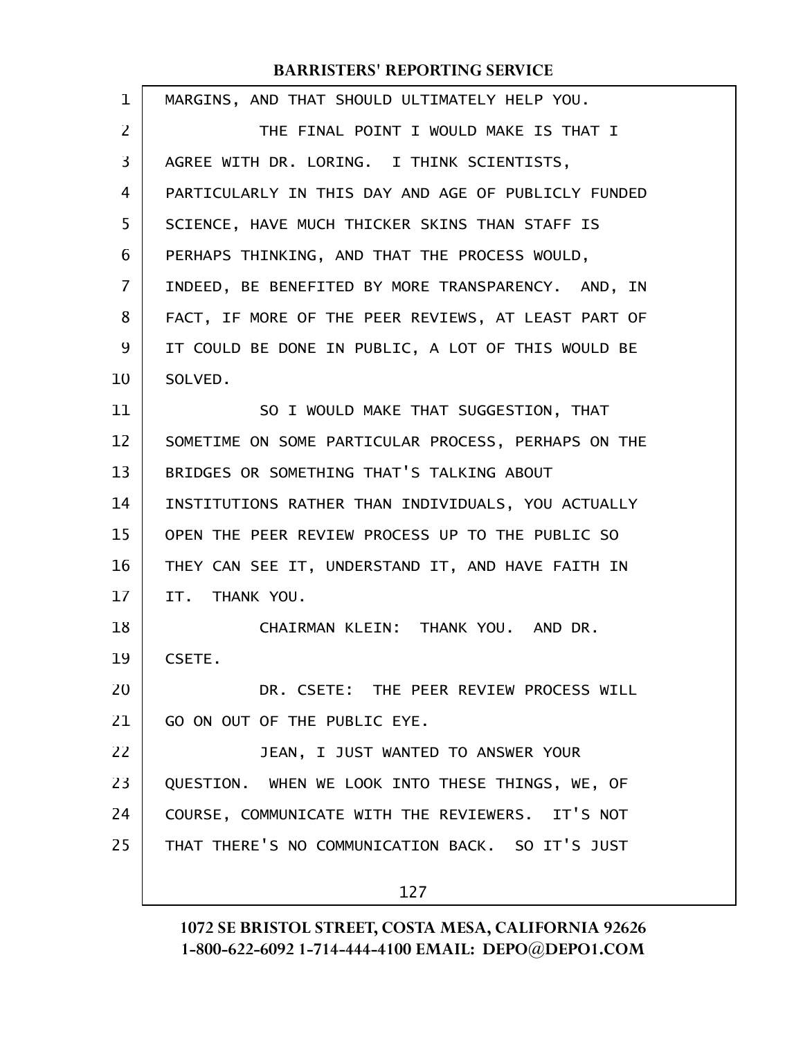MARGINS, AND THAT SHOULD ULTIMATELY HELP YOU.

THE FINAL POINT I WOULD MAKE IS THAT I AGREE WITH DR. LORING. I THINK SCIENTISTS, PARTICULARLY IN THIS DAY AND AGE OF PUBLICLY FUNDED SCIENCE, HAVE MUCH THICKER SKINS THAN STAFF IS PERHAPS THINKING, AND THAT THE PROCESS WOULD, INDEED, BE BENEFITED BY MORE TRANSPARENCY. AND, IN FACT, IF MORE OF THE PEER REVIEWS, AT LEAST PART OF IT COULD BE DONE IN PUBLIC, A LOT OF THIS WOULD BE SOLVED.

SO I WOULD MAKE THAT SUGGESTION, THAT SOMETIME ON SOME PARTICULAR PROCESS, PERHAPS ON THE BRIDGES OR SOMETHING THAT'S TALKING ABOUT INSTITUTIONS RATHER THAN INDIVIDUALS, YOU ACTUALLY OPEN THE PEER REVIEW PROCESS UP TO THE PUBLIC SO THEY CAN SEE IT, UNDERSTAND IT, AND HAVE FAITH IN IT. THANK YOU.

CHAIRMAN KLEIN: THANK YOU. AND DR. CSETE.

DR. CSETE: THE PEER REVIEW PROCESS WILL GO ON OUT OF THE PUBLIC EYE.

JEAN, I JUST WANTED TO ANSWER YOUR QUESTION. WHEN WE LOOK INTO THESE THINGS, WE, OF COURSE, COMMUNICATE WITH THE REVIEWERS. IT'S NOT THAT THERE'S NO COMMUNICATION BACK. SO IT'S JUST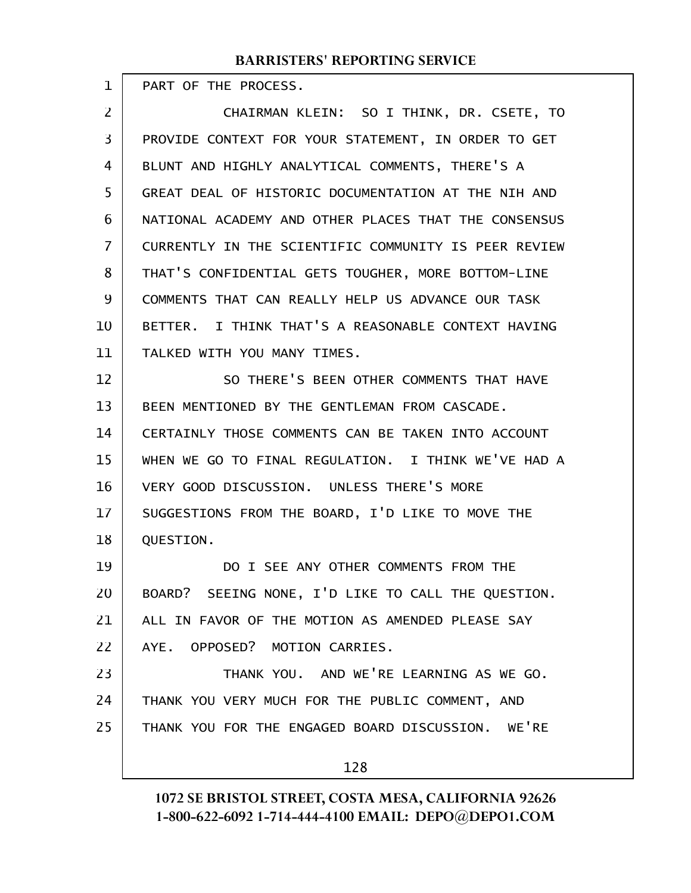PART OF THE PROCESS.

CHAIRMAN KLEIN: SO I THINK, DR. CSETE, TO PROVIDE CONTEXT FOR YOUR STATEMENT, IN ORDER TO GET BLUNT AND HIGHLY ANALYTICAL COMMENTS, THERE'S A GREAT DEAL OF HISTORIC DOCUMENTATION AT THE NIH AND NATIONAL ACADEMY AND OTHER PLACES THAT THE CONSENSUS CURRENTLY IN THE SCIENTIFIC COMMUNITY IS PEER REVIEW THAT'S CONFIDENTIAL GETS TOUGHER, MORE BOTTOM-LINE COMMENTS THAT CAN REALLY HELP US ADVANCE OUR TASK BETTER. I THINK THAT'S A REASONABLE CONTEXT HAVING TALKED WITH YOU MANY TIMES.

SO THERE'S BEEN OTHER COMMENTS THAT HAVE BEEN MENTIONED BY THE GENTLEMAN FROM CASCADE. CERTAINLY THOSE COMMENTS CAN BE TAKEN INTO ACCOUNT WHEN WE GO TO FINAL REGULATION. I THINK WE'VE HAD A VERY GOOD DISCUSSION. UNLESS THERE'S MORE SUGGESTIONS FROM THE BOARD, I'D LIKE TO MOVE THE QUESTION.

DO I SEE ANY OTHER COMMENTS FROM THE BOARD? SEEING NONE, I'D LIKE TO CALL THE QUESTION. ALL IN FAVOR OF THE MOTION AS AMENDED PLEASE SAY AYE. OPPOSED? MOTION CARRIES.

THANK YOU. AND WE'RE LEARNING AS WE GO. THANK YOU VERY MUCH FOR THE PUBLIC COMMENT, AND THANK YOU FOR THE ENGAGED BOARD DISCUSSION. WE'RE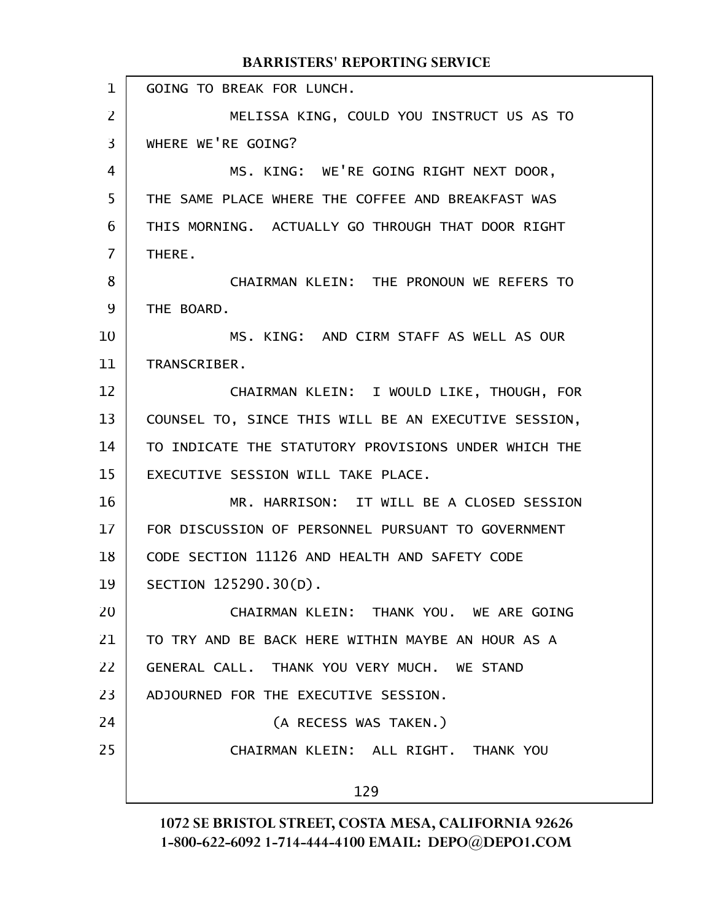GOING TO BREAK FOR LUNCH.

MELISSA KING, COULD YOU INSTRUCT US AS TO WHERE WE'RE GOING?

MS. KING: WE'RE GOING RIGHT NEXT DOOR, THE SAME PLACE WHERE THE COFFEE AND BREAKFAST WAS THIS MORNING. ACTUALLY GO THROUGH THAT DOOR RIGHT THERE.

CHAIRMAN KLEIN: THE PRONOUN WE REFERS TO THE BOARD.

MS. KING: AND CIRM STAFF AS WELL AS OUR TRANSCRIBER.

CHAIRMAN KLEIN: I WOULD LIKE, THOUGH, FOR COUNSEL TO, SINCE THIS WILL BE AN EXECUTIVE SESSION, TO INDICATE THE STATUTORY PROVISIONS UNDER WHICH THE EXECUTIVE SESSION WILL TAKE PLACE.

MR. HARRISON: IT WILL BE A CLOSED SESSION FOR DISCUSSION OF PERSONNEL PURSUANT TO GOVERNMENT CODE SECTION 11126 AND HEALTH AND SAFETY CODE SECTION 125290.30(D).

CHAIRMAN KLEIN: THANK YOU. WE ARE GOING TO TRY AND BE BACK HERE WITHIN MAYBE AN HOUR AS A GENERAL CALL. THANK YOU VERY MUCH. WE STAND ADJOURNED FOR THE EXECUTIVE SESSION.

(A RECESS WAS TAKEN.)

CHAIRMAN KLEIN: ALL RIGHT. THANK YOU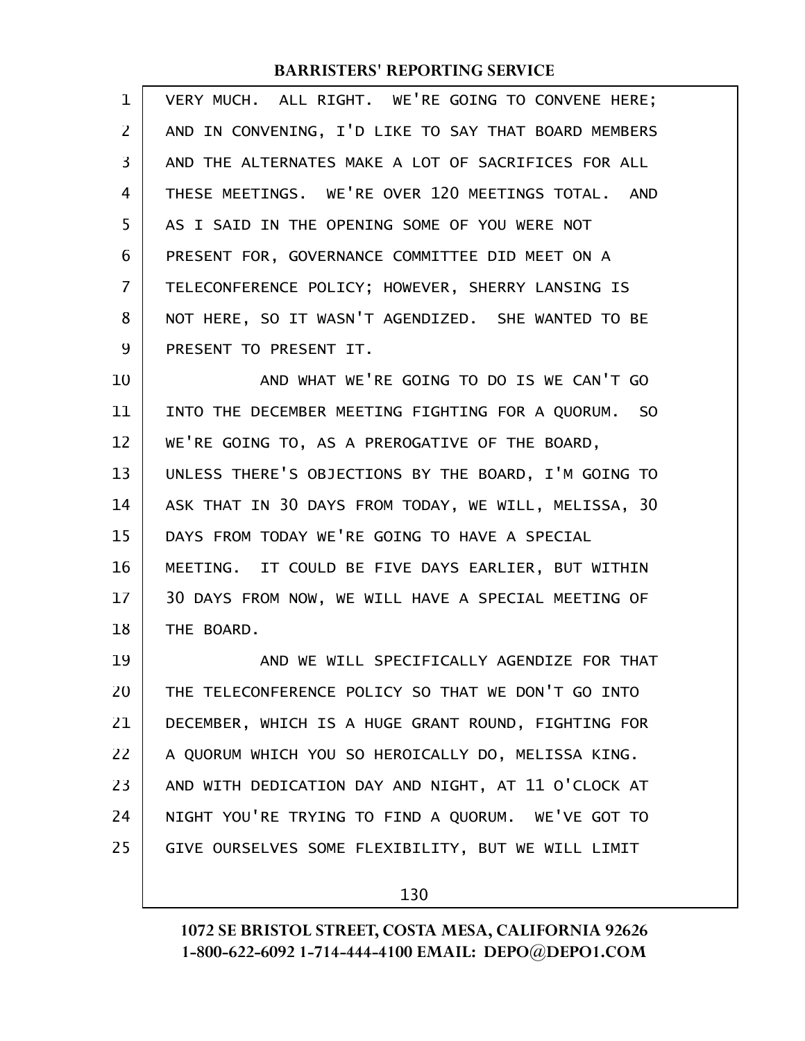VERY MUCH. ALL RIGHT. WE'RE GOING TO CONVENE HERE; AND IN CONVENING, I'D LIKE TO SAY THAT BOARD MEMBERS AND THE ALTERNATES MAKE A LOT OF SACRIFICES FOR ALL THESE MEETINGS. WE'RE OVER 120 MEETINGS TOTAL. AND AS I SAID IN THE OPENING SOME OF YOU WERE NOT PRESENT FOR, GOVERNANCE COMMITTEE DID MEET ON A TELECONFERENCE POLICY; HOWEVER, SHERRY LANSING IS NOT HERE, SO IT WASN'T AGENDIZED. SHE WANTED TO BE PRESENT TO PRESENT IT.

AND WHAT WE'RE GOING TO DO IS WE CAN'T GO INTO THE DECEMBER MEETING FIGHTING FOR A QUORUM. SO WE'RE GOING TO, AS A PREROGATIVE OF THE BOARD, UNLESS THERE'S OBJECTIONS BY THE BOARD, I'M GOING TO ASK THAT IN 30 DAYS FROM TODAY, WE WILL, MELISSA, 30 DAYS FROM TODAY WE'RE GOING TO HAVE A SPECIAL MEETING. IT COULD BE FIVE DAYS EARLIER, BUT WITHIN 30 DAYS FROM NOW, WE WILL HAVE A SPECIAL MEETING OF THE BOARD.

AND WE WILL SPECIFICALLY AGENDIZE FOR THAT THE TELECONFERENCE POLICY SO THAT WE DON'T GO INTO DECEMBER, WHICH IS A HUGE GRANT ROUND, FIGHTING FOR A QUORUM WHICH YOU SO HEROICALLY DO, MELISSA KING. AND WITH DEDICATION DAY AND NIGHT, AT 11 O'CLOCK AT NIGHT YOU'RE TRYING TO FIND A QUORUM. WE'VE GOT TO GIVE OURSELVES SOME FLEXIBILITY, BUT WE WILL LIMIT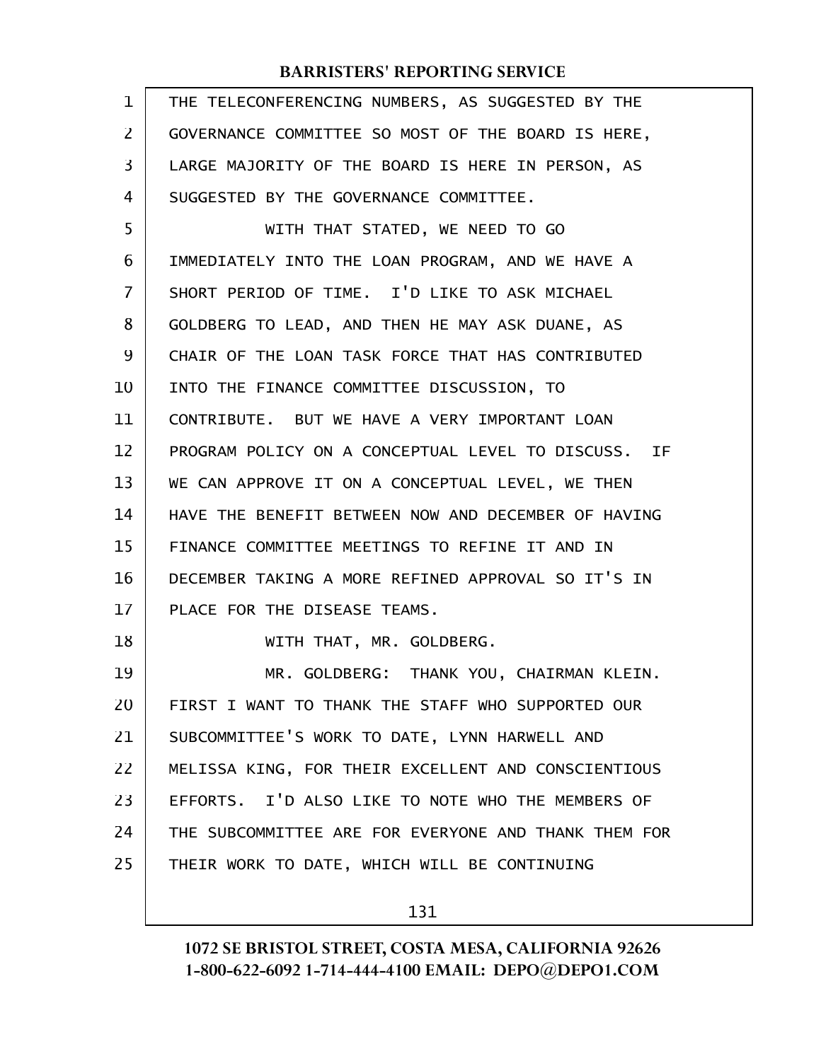THE TELECONFERENCING NUMBERS, AS SUGGESTED BY THE GOVERNANCE COMMITTEE SO MOST OF THE BOARD IS HERE, LARGE MAJORITY OF THE BOARD IS HERE IN PERSON, AS SUGGESTED BY THE GOVERNANCE COMMITTEE.

WITH THAT STATED, WE NEED TO GO IMMEDIATELY INTO THE LOAN PROGRAM, AND WE HAVE A SHORT PERIOD OF TIME. I'D LIKE TO ASK MICHAEL GOLDBERG TO LEAD, AND THEN HE MAY ASK DUANE, AS CHAIR OF THE LOAN TASK FORCE THAT HAS CONTRIBUTED INTO THE FINANCE COMMITTEE DISCUSSION, TO CONTRIBUTE. BUT WE HAVE A VERY IMPORTANT LOAN PROGRAM POLICY ON A CONCEPTUAL LEVEL TO DISCUSS. IF WE CAN APPROVE IT ON A CONCEPTUAL LEVEL, WE THEN HAVE THE BENEFIT BETWEEN NOW AND DECEMBER OF HAVING FINANCE COMMITTEE MEETINGS TO REFINE IT AND IN DECEMBER TAKING A MORE REFINED APPROVAL SO IT'S IN PLACE FOR THE DISEASE TEAMS.

WITH THAT, MR. GOLDBERG.

MR. GOLDBERG: THANK YOU, CHAIRMAN KLEIN. FIRST I WANT TO THANK THE STAFF WHO SUPPORTED OUR SUBCOMMITTEE'S WORK TO DATE, LYNN HARWELL AND MELISSA KING, FOR THEIR EXCELLENT AND CONSCIENTIOUS EFFORTS. I'D ALSO LIKE TO NOTE WHO THE MEMBERS OF THE SUBCOMMITTEE ARE FOR EVERYONE AND THANK THEM FOR THEIR WORK TO DATE, WHICH WILL BE CONTINUING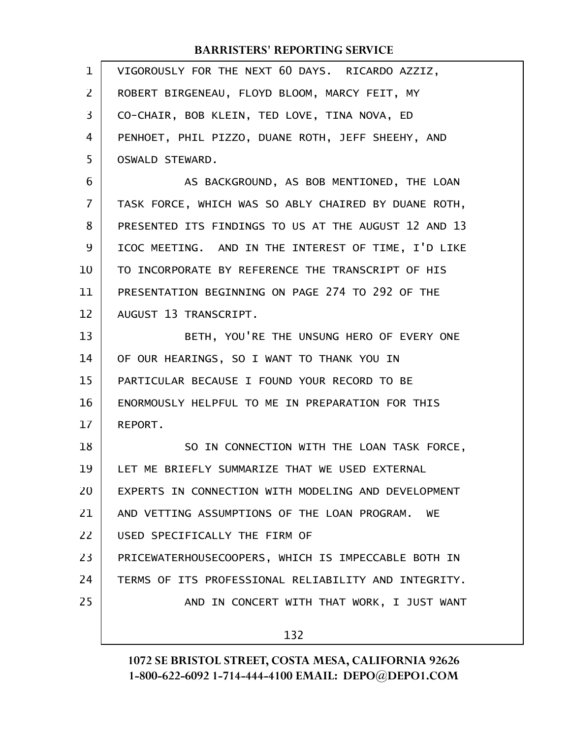VIGOROUSLY FOR THE NEXT 60 DAYS. RICARDO AZZIZ, ROBERT BIRGENEAU, FLOYD BLOOM, MARCY FEIT, MY CO-CHAIR, BOB KLEIN, TED LOVE, TINA NOVA, ED PENHOET, PHIL PIZZO, DUANE ROTH, JEFF SHEEHY, AND OSWALD STEWARD.

AS BACKGROUND, AS BOB MENTIONED, THE LOAN TASK FORCE, WHICH WAS SO ABLY CHAIRED BY DUANE ROTH, PRESENTED ITS FINDINGS TO US AT THE AUGUST 12 AND 13 ICOC MEETING. AND IN THE INTEREST OF TIME, I'D LIKE TO INCORPORATE BY REFERENCE THE TRANSCRIPT OF HIS PRESENTATION BEGINNING ON PAGE 274 TO 292 OF THE AUGUST 13 TRANSCRIPT.

BETH, YOU'RE THE UNSUNG HERO OF EVERY ONE OF OUR HEARINGS, SO I WANT TO THANK YOU IN PARTICULAR BECAUSE I FOUND YOUR RECORD TO BE ENORMOUSLY HELPFUL TO ME IN PREPARATION FOR THIS REPORT.

SO IN CONNECTION WITH THE LOAN TASK FORCE, LET ME BRIEFLY SUMMARIZE THAT WE USED EXTERNAL EXPERTS IN CONNECTION WITH MODELING AND DEVELOPMENT AND VETTING ASSUMPTIONS OF THE LOAN PROGRAM. WE USED SPECIFICALLY THE FIRM OF PRICEWATERHOUSECOOPERS, WHICH IS IMPECCABLE BOTH IN TERMS OF ITS PROFESSIONAL RELIABILITY AND INTEGRITY.

AND IN CONCERT WITH THAT WORK, I JUST WANT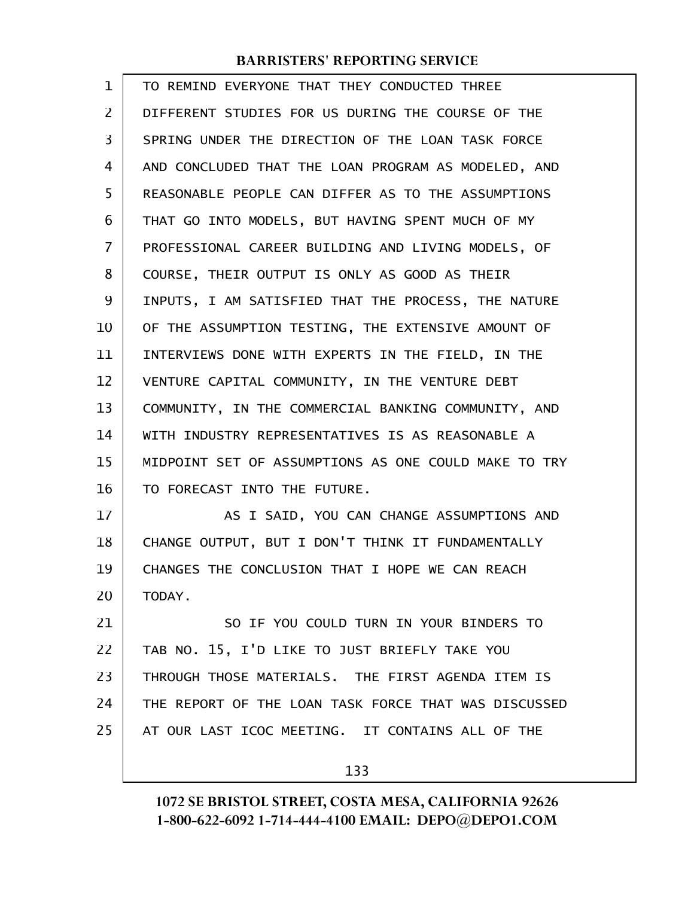TO REMIND EVERYONE THAT THEY CONDUCTED THREE DIFFERENT STUDIES FOR US DURING THE COURSE OF THE SPRING UNDER THE DIRECTION OF THE LOAN TASK FORCE AND CONCLUDED THAT THE LOAN PROGRAM AS MODELED, AND REASONABLE PEOPLE CAN DIFFER AS TO THE ASSUMPTIONS THAT GO INTO MODELS, BUT HAVING SPENT MUCH OF MY PROFESSIONAL CAREER BUILDING AND LIVING MODELS, OF COURSE, THEIR OUTPUT IS ONLY AS GOOD AS THEIR INPUTS, I AM SATISFIED THAT THE PROCESS, THE NATURE OF THE ASSUMPTION TESTING, THE EXTENSIVE AMOUNT OF INTERVIEWS DONE WITH EXPERTS IN THE FIELD, IN THE VENTURE CAPITAL COMMUNITY, IN THE VENTURE DEBT COMMUNITY, IN THE COMMERCIAL BANKING COMMUNITY, AND WITH INDUSTRY REPRESENTATIVES IS AS REASONABLE A MIDPOINT SET OF ASSUMPTIONS AS ONE COULD MAKE TO TRY TO FORECAST INTO THE FUTURE.

AS I SAID, YOU CAN CHANGE ASSUMPTIONS AND CHANGE OUTPUT, BUT I DON'T THINK IT FUNDAMENTALLY CHANGES THE CONCLUSION THAT I HOPE WE CAN REACH TODAY.

SO IF YOU COULD TURN IN YOUR BINDERS TO TAB NO. 15, I'D LIKE TO JUST BRIEFLY TAKE YOU THROUGH THOSE MATERIALS. THE FIRST AGENDA ITEM IS THE REPORT OF THE LOAN TASK FORCE THAT WAS DISCUSSED AT OUR LAST ICOC MEETING. IT CONTAINS ALL OF THE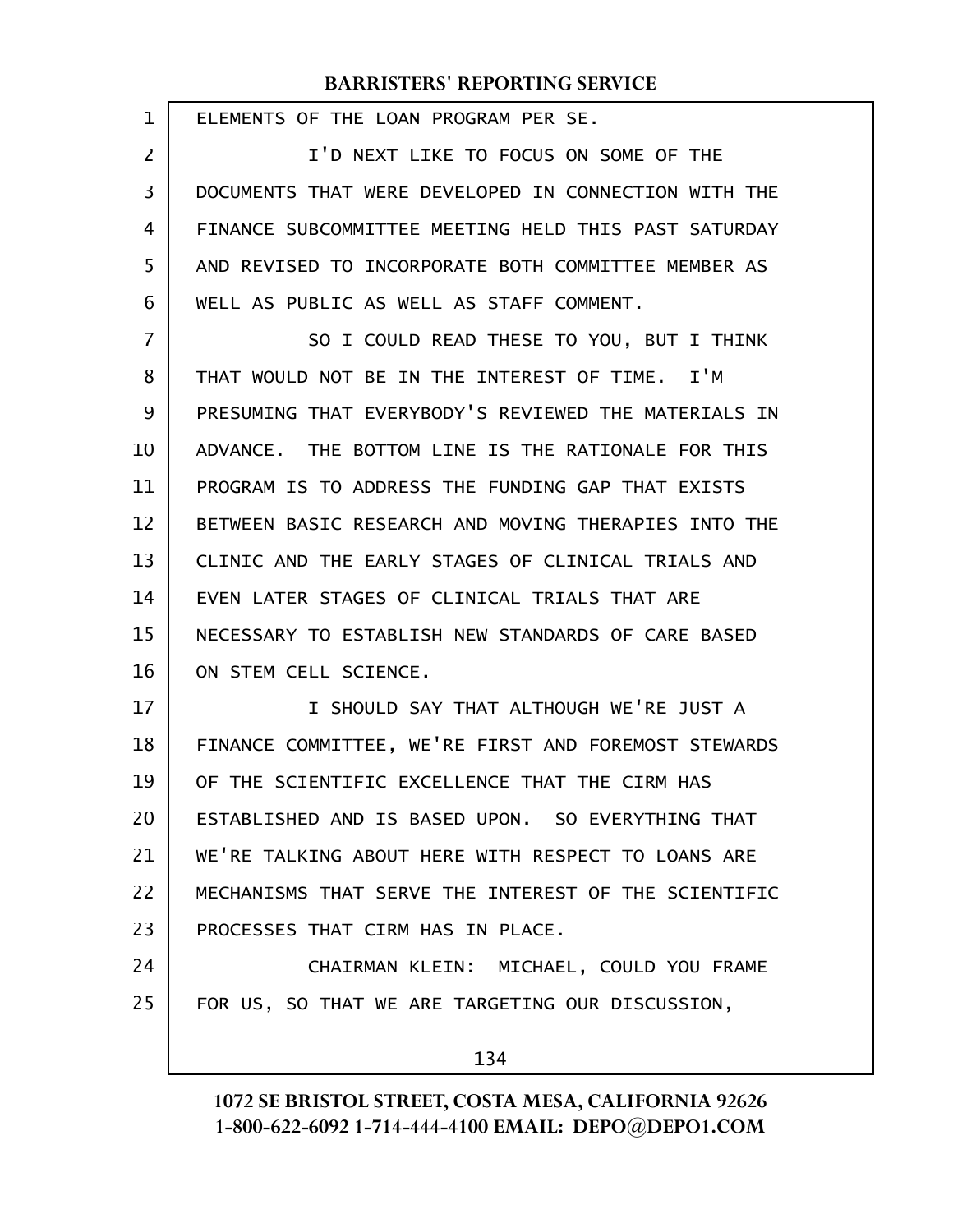ELEMENTS OF THE LOAN PROGRAM PER SE.

I'D NEXT LIKE TO FOCUS ON SOME OF THE DOCUMENTS THAT WERE DEVELOPED IN CONNECTION WITH THE FINANCE SUBCOMMITTEE MEETING HELD THIS PAST SATURDAY AND REVISED TO INCORPORATE BOTH COMMITTEE MEMBER AS WELL AS PUBLIC AS WELL AS STAFF COMMENT.

SO I COULD READ THESE TO YOU, BUT I THINK THAT WOULD NOT BE IN THE INTEREST OF TIME. I'M PRESUMING THAT EVERYBODY'S REVIEWED THE MATERIALS IN ADVANCE. THE BOTTOM LINE IS THE RATIONALE FOR THIS PROGRAM IS TO ADDRESS THE FUNDING GAP THAT EXISTS BETWEEN BASIC RESEARCH AND MOVING THERAPIES INTO THE CLINIC AND THE EARLY STAGES OF CLINICAL TRIALS AND EVEN LATER STAGES OF CLINICAL TRIALS THAT ARE NECESSARY TO ESTABLISH NEW STANDARDS OF CARE BASED ON STEM CELL SCIENCE.

I SHOULD SAY THAT ALTHOUGH WE'RE JUST A FINANCE COMMITTEE, WE'RE FIRST AND FOREMOST STEWARDS OF THE SCIENTIFIC EXCELLENCE THAT THE CIRM HAS ESTABLISHED AND IS BASED UPON. SO EVERYTHING THAT WE'RE TALKING ABOUT HERE WITH RESPECT TO LOANS ARE MECHANISMS THAT SERVE THE INTEREST OF THE SCIENTIFIC PROCESSES THAT CIRM HAS IN PLACE.

CHAIRMAN KLEIN: MICHAEL, COULD YOU FRAME FOR US, SO THAT WE ARE TARGETING OUR DISCUSSION,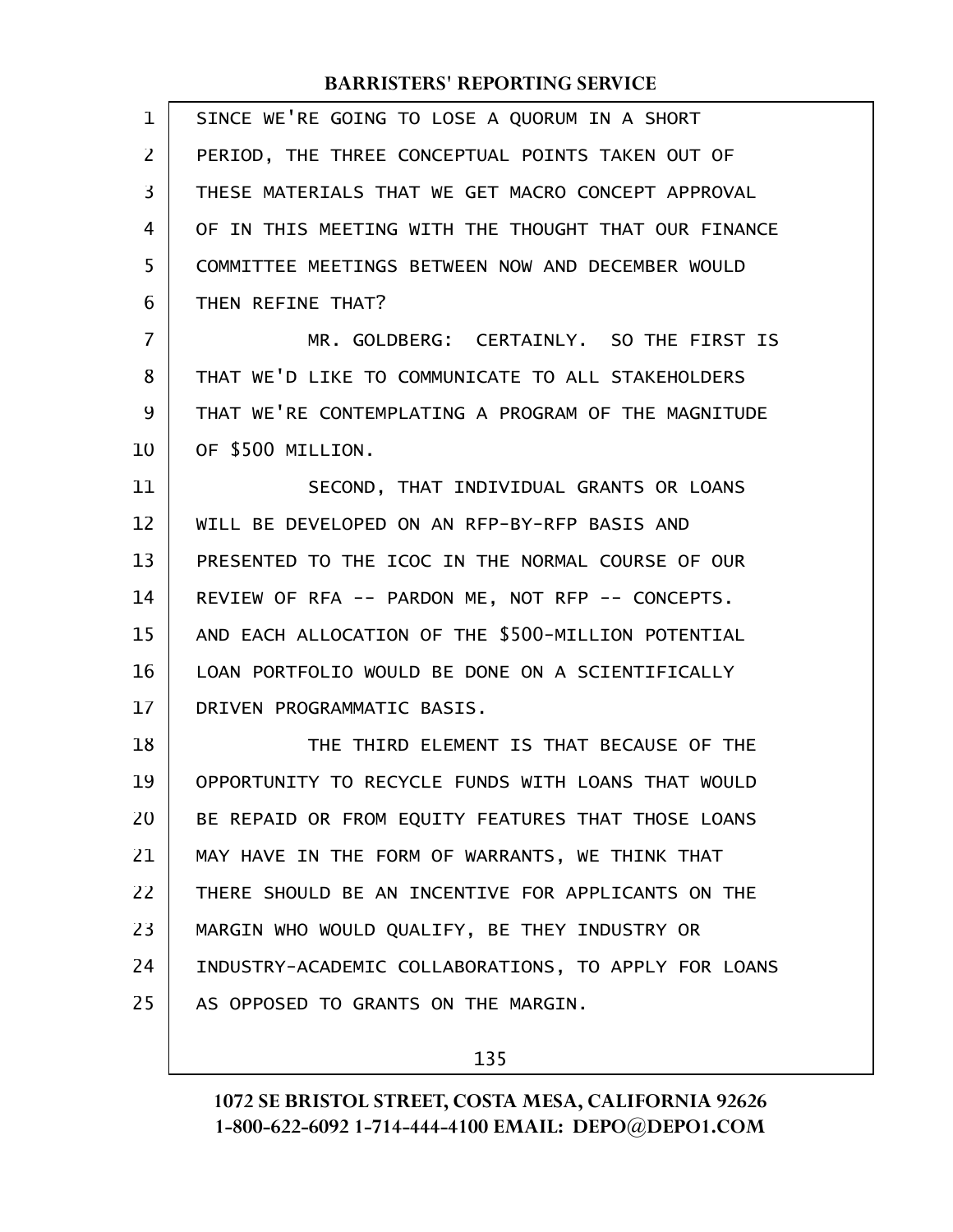SINCE WE'RE GOING TO LOSE A QUORUM IN A SHORT PERIOD, THE THREE CONCEPTUAL POINTS TAKEN OUT OF THESE MATERIALS THAT WE GET MACRO CONCEPT APPROVAL OF IN THIS MEETING WITH THE THOUGHT THAT OUR FINANCE COMMITTEE MEETINGS BETWEEN NOW AND DECEMBER WOULD THEN REFINE THAT?

MR. GOLDBERG: CERTAINLY. SO THE FIRST IS THAT WE'D LIKE TO COMMUNICATE TO ALL STAKEHOLDERS THAT WE'RE CONTEMPLATING A PROGRAM OF THE MAGNITUDE OF $500 MILLION.

SECOND, THAT INDIVIDUAL GRANTS OR LOANS WILL BE DEVELOPED ON AN RFP-BY-RFP BASIS AND PRESENTED TO THE ICOC IN THE NORMAL COURSE OF OUR REVIEW OF RFA -- PARDON ME, NOT RFP -- CONCEPTS. AND EACH ALLOCATION OF THE $500-MILLION POTENTIAL LOAN PORTFOLIO WOULD BE DONE ON A SCIENTIFICALLY DRIVEN PROGRAMMATIC BASIS.

THE THIRD ELEMENT IS THAT BECAUSE OF THE OPPORTUNITY TO RECYCLE FUNDS WITH LOANS THAT WOULD BE REPAID OR FROM EQUITY FEATURES THAT THOSE LOANS MAY HAVE IN THE FORM OF WARRANTS, WE THINK THAT THERE SHOULD BE AN INCENTIVE FOR APPLICANTS ON THE MARGIN WHO WOULD QUALIFY, BE THEY INDUSTRY OR INDUSTRY-ACADEMIC COLLABORATIONS, TO APPLY FOR LOANS AS OPPOSED TO GRANTS ON THE MARGIN.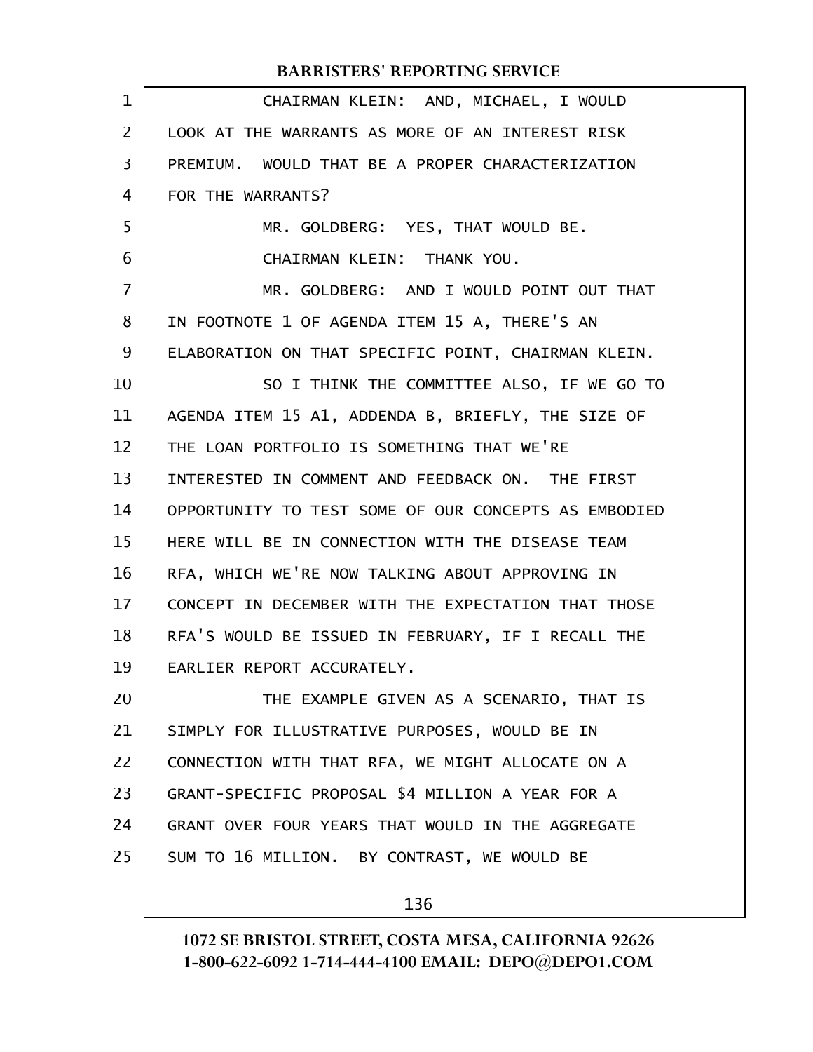CHAIRMAN KLEIN: AND, MICHAEL, I WOULD LOOK AT THE WARRANTS AS MORE OF AN INTEREST RISK PREMIUM. WOULD THAT BE A PROPER CHARACTERIZATION FOR THE WARRANTS?

MR. GOLDBERG: YES, THAT WOULD BE.

CHAIRMAN KLEIN: THANK YOU.

MR. GOLDBERG: AND I WOULD POINT OUT THAT IN FOOTNOTE 1 OF AGENDA ITEM 15 A, THERE'S AN ELABORATION ON THAT SPECIFIC POINT, CHAIRMAN KLEIN.

SO I THINK THE COMMITTEE ALSO, IF WE GO TO AGENDA ITEM 15 A1, ADDENDA B, BRIEFLY, THE SIZE OF THE LOAN PORTFOLIO IS SOMETHING THAT WE'RE INTERESTED IN COMMENT AND FEEDBACK ON. THE FIRST OPPORTUNITY TO TEST SOME OF OUR CONCEPTS AS EMBODIED HERE WILL BE IN CONNECTION WITH THE DISEASE TEAM RFA, WHICH WE'RE NOW TALKING ABOUT APPROVING IN CONCEPT IN DECEMBER WITH THE EXPECTATION THAT THOSE RFA'S WOULD BE ISSUED IN FEBRUARY, IF I RECALL THE EARLIER REPORT ACCURATELY.

THE EXAMPLE GIVEN AS A SCENARIO, THAT IS SIMPLY FOR ILLUSTRATIVE PURPOSES, WOULD BE IN CONNECTION WITH THAT RFA, WE MIGHT ALLOCATE ON A GRANT-SPECIFIC PROPOSAL $4 MILLION A YEAR FOR A GRANT OVER FOUR YEARS THAT WOULD IN THE AGGREGATE SUM TO 16 MILLION. BY CONTRAST, WE WOULD BE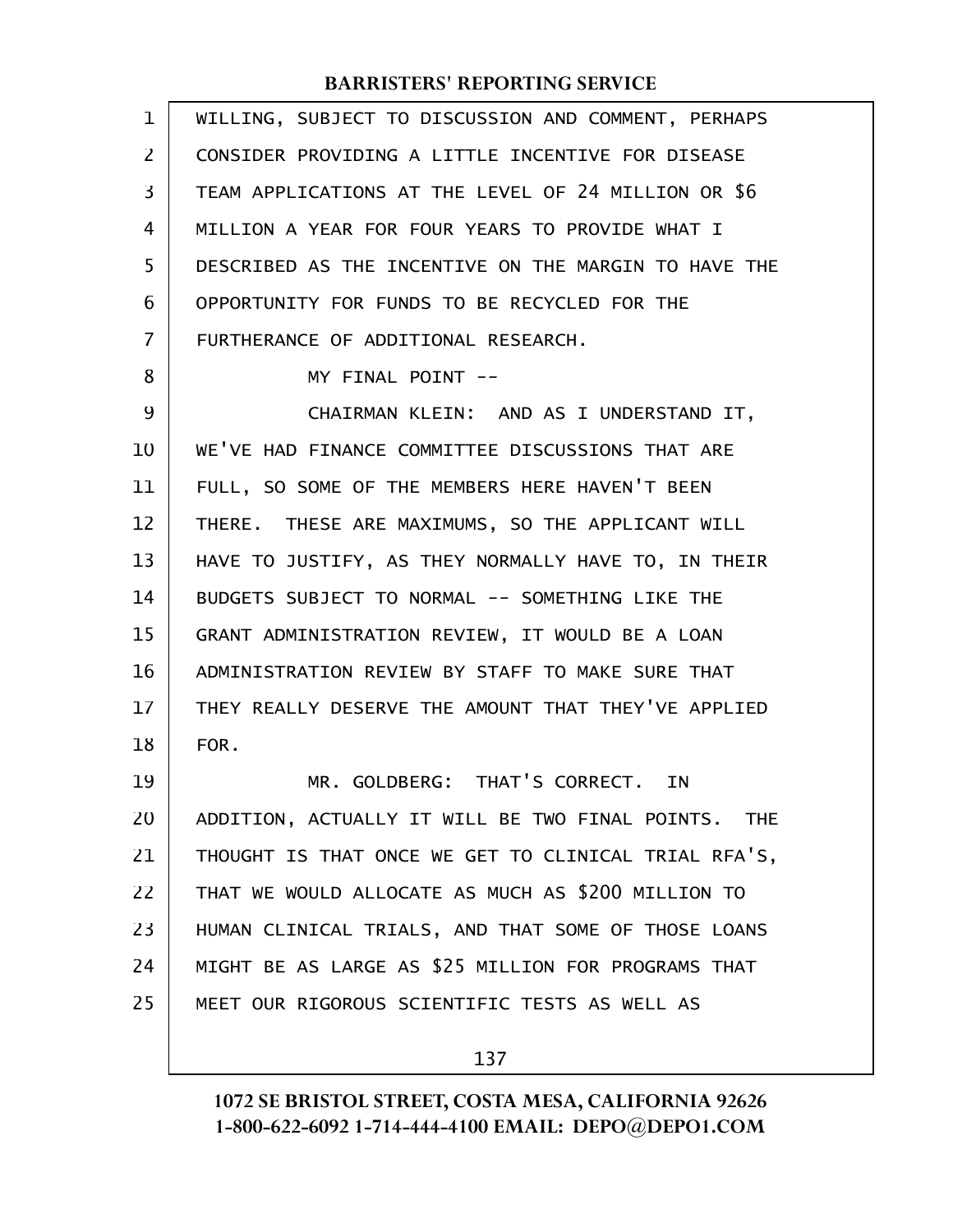WILLING, SUBJECT TO DISCUSSION AND COMMENT, PERHAPS CONSIDER PROVIDING A LITTLE INCENTIVE FOR DISEASE TEAM APPLICATIONS AT THE LEVEL OF 24 MILLION OR $6 MILLION A YEAR FOR FOUR YEARS TO PROVIDE WHAT I DESCRIBED AS THE INCENTIVE ON THE MARGIN TO HAVE THE OPPORTUNITY FOR FUNDS TO BE RECYCLED FOR THE FURTHERANCE OF ADDITIONAL RESEARCH.

MY FINAL POINT --

CHAIRMAN KLEIN: AND AS I UNDERSTAND IT, WE'VE HAD FINANCE COMMITTEE DISCUSSIONS THAT ARE FULL, SO SOME OF THE MEMBERS HERE HAVEN'T BEEN THERE. THESE ARE MAXIMUMS, SO THE APPLICANT WILL HAVE TO JUSTIFY, AS THEY NORMALLY HAVE TO, IN THEIR BUDGETS SUBJECT TO NORMAL -- SOMETHING LIKE THE GRANT ADMINISTRATION REVIEW, IT WOULD BE A LOAN ADMINISTRATION REVIEW BY STAFF TO MAKE SURE THAT THEY REALLY DESERVE THE AMOUNT THAT THEY'VE APPLIED FOR.

MR. GOLDBERG: THAT'S CORRECT. IN ADDITION, ACTUALLY IT WILL BE TWO FINAL POINTS. THE THOUGHT IS THAT ONCE WE GET TO CLINICAL TRIAL RFA'S, THAT WE WOULD ALLOCATE AS MUCH AS $200 MILLION TO HUMAN CLINICAL TRIALS, AND THAT SOME OF THOSE LOANS MIGHT BE AS LARGE AS $25 MILLION FOR PROGRAMS THAT MEET OUR RIGOROUS SCIENTIFIC TESTS AS WELL AS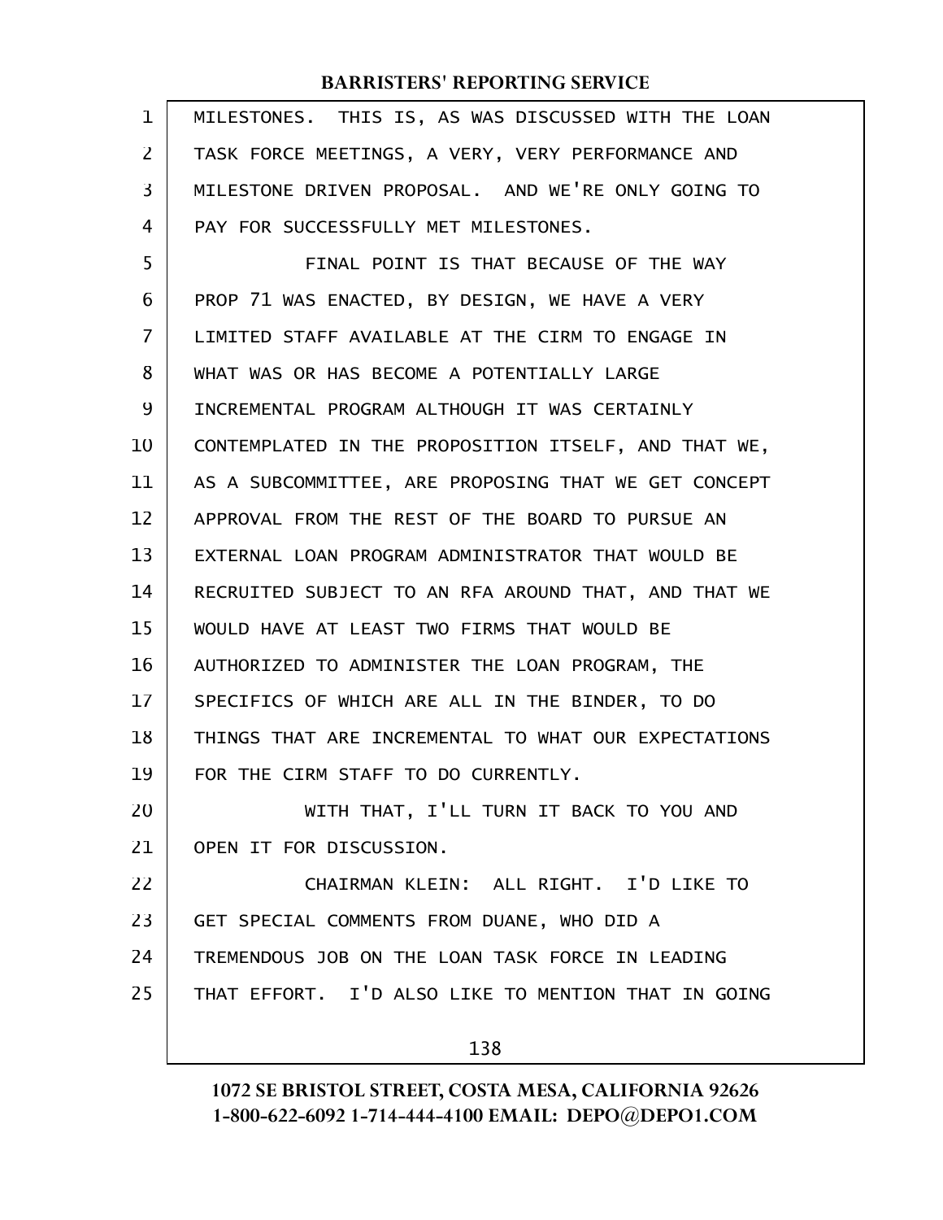MILESTONES. THIS IS, AS WAS DISCUSSED WITH THE LOAN TASK FORCE MEETINGS, A VERY, VERY PERFORMANCE AND MILESTONE DRIVEN PROPOSAL. AND WE'RE ONLY GOING TO PAY FOR SUCCESSFULLY MET MILESTONES.

FINAL POINT IS THAT BECAUSE OF THE WAY PROP 71 WAS ENACTED, BY DESIGN, WE HAVE A VERY LIMITED STAFF AVAILABLE AT THE CIRM TO ENGAGE IN WHAT WAS OR HAS BECOME A POTENTIALLY LARGE INCREMENTAL PROGRAM ALTHOUGH IT WAS CERTAINLY CONTEMPLATED IN THE PROPOSITION ITSELF, AND THAT WE, AS A SUBCOMMITTEE, ARE PROPOSING THAT WE GET CONCEPT APPROVAL FROM THE REST OF THE BOARD TO PURSUE AN EXTERNAL LOAN PROGRAM ADMINISTRATOR THAT WOULD BE RECRUITED SUBJECT TO AN RFA AROUND THAT, AND THAT WE WOULD HAVE AT LEAST TWO FIRMS THAT WOULD BE AUTHORIZED TO ADMINISTER THE LOAN PROGRAM, THE SPECIFICS OF WHICH ARE ALL IN THE BINDER, TO DO THINGS THAT ARE INCREMENTAL TO WHAT OUR EXPECTATIONS FOR THE CIRM STAFF TO DO CURRENTLY.

WITH THAT, I'LL TURN IT BACK TO YOU AND OPEN IT FOR DISCUSSION.

CHAIRMAN KLEIN: ALL RIGHT. I'D LIKE TO GET SPECIAL COMMENTS FROM DUANE, WHO DID A TREMENDOUS JOB ON THE LOAN TASK FORCE IN LEADING THAT EFFORT. I'D ALSO LIKE TO MENTION THAT IN GOING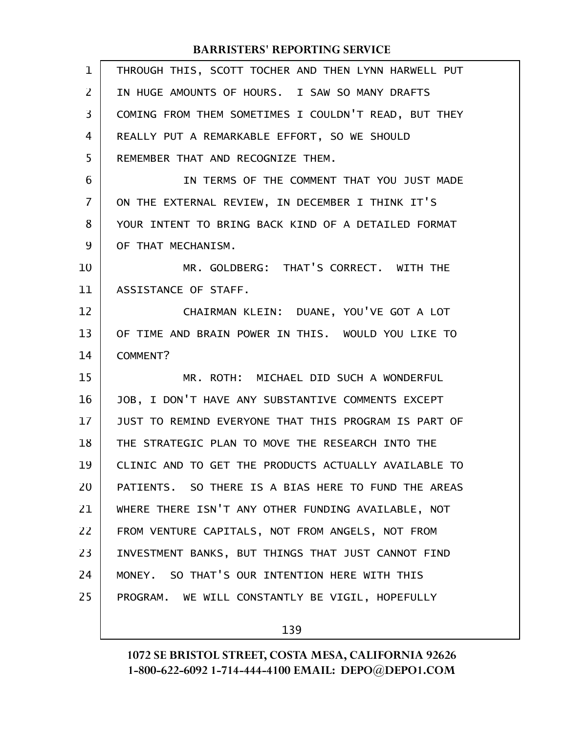THROUGH THIS, SCOTT TOCHER AND THEN LYNN HARWELL PUT IN HUGE AMOUNTS OF HOURS. I SAW SO MANY DRAFTS COMING FROM THEM SOMETIMES I COULDN'T READ, BUT THEY REALLY PUT A REMARKABLE EFFORT, SO WE SHOULD REMEMBER THAT AND RECOGNIZE THEM.

IN TERMS OF THE COMMENT THAT YOU JUST MADE ON THE EXTERNAL REVIEW, IN DECEMBER I THINK IT'S YOUR INTENT TO BRING BACK KIND OF A DETAILED FORMAT OF THAT MECHANISM.

MR. GOLDBERG: THAT'S CORRECT. WITH THE ASSISTANCE OF STAFF.

CHAIRMAN KLEIN: DUANE, YOU'VE GOT A LOT OF TIME AND BRAIN POWER IN THIS. WOULD YOU LIKE TO COMMENT?

MR. ROTH: MICHAEL DID SUCH A WONDERFUL JOB, I DON'T HAVE ANY SUBSTANTIVE COMMENTS EXCEPT JUST TO REMIND EVERYONE THAT THIS PROGRAM IS PART OF THE STRATEGIC PLAN TO MOVE THE RESEARCH INTO THE CLINIC AND TO GET THE PRODUCTS ACTUALLY AVAILABLE TO PATIENTS. SO THERE IS A BIAS HERE TO FUND THE AREAS WHERE THERE ISN'T ANY OTHER FUNDING AVAILABLE, NOT FROM VENTURE CAPITALS, NOT FROM ANGELS, NOT FROM INVESTMENT BANKS, BUT THINGS THAT JUST CANNOT FIND MONEY. SO THAT'S OUR INTENTION HERE WITH THIS PROGRAM. WE WILL CONSTANTLY BE VIGIL, HOPEFULLY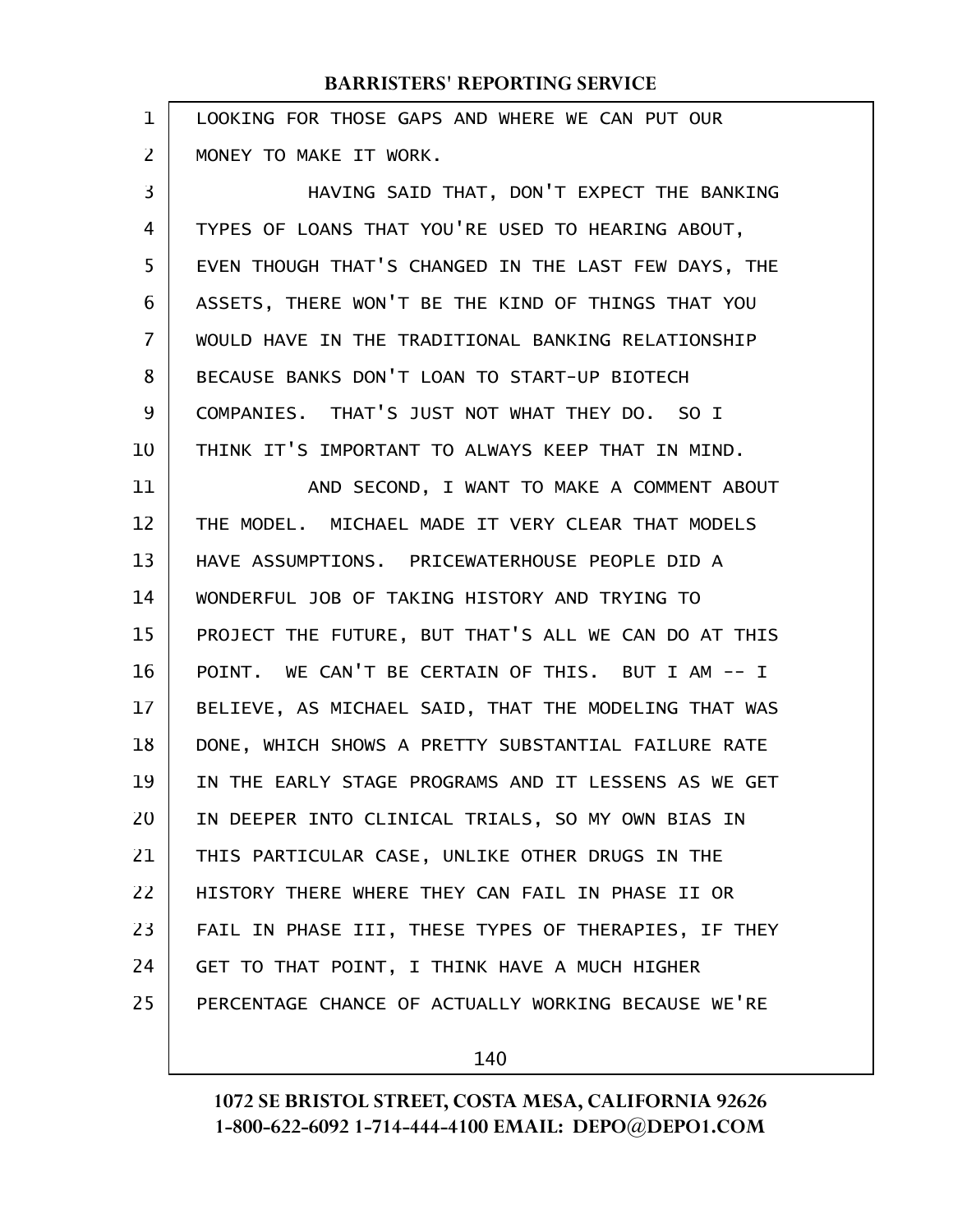LOOKING FOR THOSE GAPS AND WHERE WE CAN PUT OUR MONEY TO MAKE IT WORK.

HAVING SAID THAT, DON'T EXPECT THE BANKING TYPES OF LOANS THAT YOU'RE USED TO HEARING ABOUT, EVEN THOUGH THAT'S CHANGED IN THE LAST FEW DAYS, THE ASSETS, THERE WON'T BE THE KIND OF THINGS THAT YOU WOULD HAVE IN THE TRADITIONAL BANKING RELATIONSHIP BECAUSE BANKS DON'T LOAN TO START-UP BIOTECH COMPANIES. THAT'S JUST NOT WHAT THEY DO. SO I THINK IT'S IMPORTANT TO ALWAYS KEEP THAT IN MIND.

AND SECOND, I WANT TO MAKE A COMMENT ABOUT THE MODEL. MICHAEL MADE IT VERY CLEAR THAT MODELS HAVE ASSUMPTIONS. PRICEWATERHOUSE PEOPLE DID A WONDERFUL JOB OF TAKING HISTORY AND TRYING TO PROJECT THE FUTURE, BUT THAT'S ALL WE CAN DO AT THIS POINT. WE CAN'T BE CERTAIN OF THIS. BUT I AM -- I BELIEVE, AS MICHAEL SAID, THAT THE MODELING THAT WAS DONE, WHICH SHOWS A PRETTY SUBSTANTIAL FAILURE RATE IN THE EARLY STAGE PROGRAMS AND IT LESSENS AS WE GET IN DEEPER INTO CLINICAL TRIALS, SO MY OWN BIAS IN THIS PARTICULAR CASE, UNLIKE OTHER DRUGS IN THE HISTORY THERE WHERE THEY CAN FAIL IN PHASE II OR FAIL IN PHASE III, THESE TYPES OF THERAPIES, IF THEY GET TO THAT POINT, I THINK HAVE A MUCH HIGHER PERCENTAGE CHANCE OF ACTUALLY WORKING BECAUSE WE'RE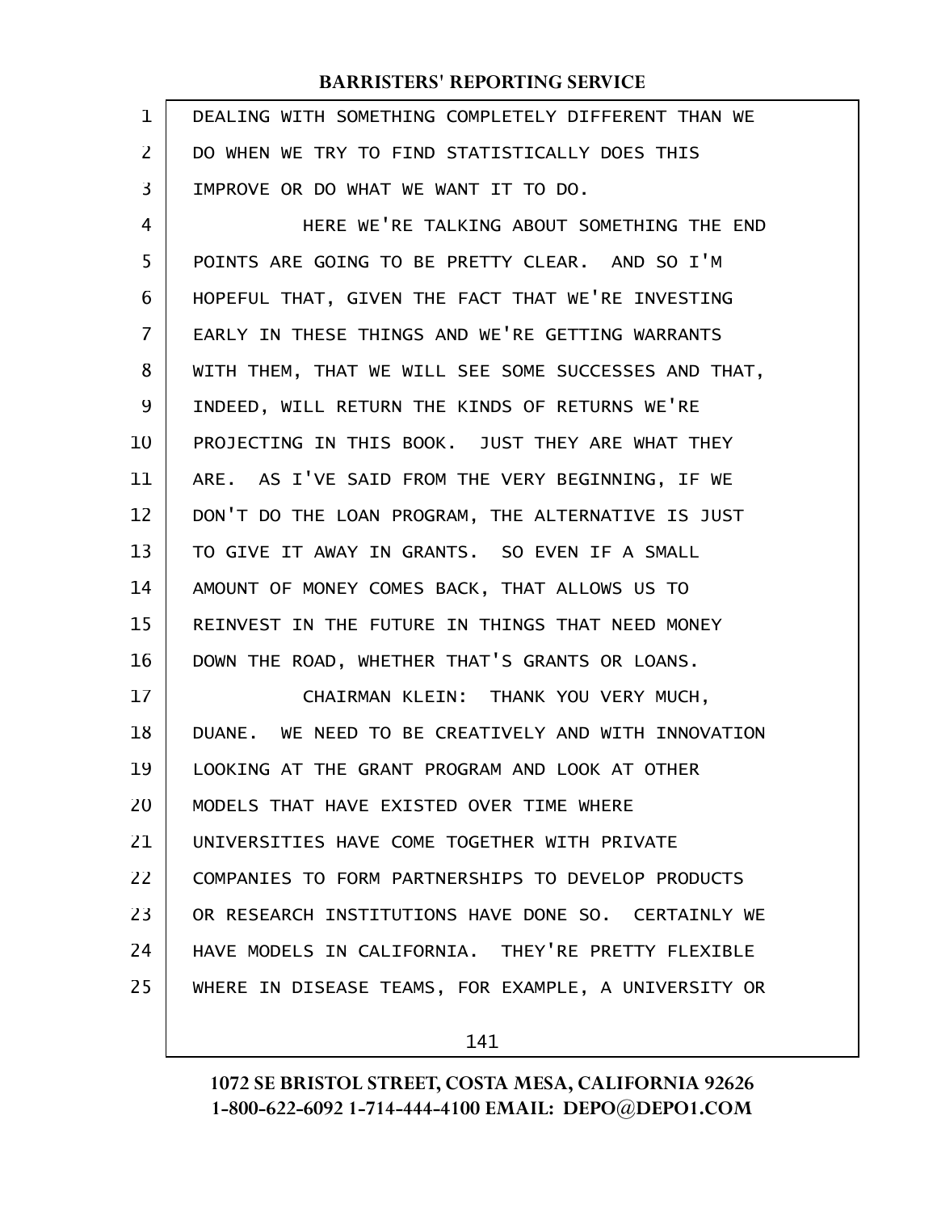DEALING WITH SOMETHING COMPLETELY DIFFERENT THAN WE DO WHEN WE TRY TO FIND STATISTICALLY DOES THIS IMPROVE OR DO WHAT WE WANT IT TO DO.

HERE WE'RE TALKING ABOUT SOMETHING THE END POINTS ARE GOING TO BE PRETTY CLEAR. AND SO I'M HOPEFUL THAT, GIVEN THE FACT THAT WE'RE INVESTING EARLY IN THESE THINGS AND WE'RE GETTING WARRANTS WITH THEM, THAT WE WILL SEE SOME SUCCESSES AND THAT, INDEED, WILL RETURN THE KINDS OF RETURNS WE'RE PROJECTING IN THIS BOOK. JUST THEY ARE WHAT THEY ARE. AS I'VE SAID FROM THE VERY BEGINNING, IF WE DON'T DO THE LOAN PROGRAM, THE ALTERNATIVE IS JUST TO GIVE IT AWAY IN GRANTS. SO EVEN IF A SMALL AMOUNT OF MONEY COMES BACK, THAT ALLOWS US TO REINVEST IN THE FUTURE IN THINGS THAT NEED MONEY DOWN THE ROAD, WHETHER THAT'S GRANTS OR LOANS.

CHAIRMAN KLEIN: THANK YOU VERY MUCH, DUANE. WE NEED TO BE CREATIVELY AND WITH INNOVATION LOOKING AT THE GRANT PROGRAM AND LOOK AT OTHER MODELS THAT HAVE EXISTED OVER TIME WHERE UNIVERSITIES HAVE COME TOGETHER WITH PRIVATE COMPANIES TO FORM PARTNERSHIPS TO DEVELOP PRODUCTS OR RESEARCH INSTITUTIONS HAVE DONE SO. CERTAINLY WE HAVE MODELS IN CALIFORNIA. THEY'RE PRETTY FLEXIBLE WHERE IN DISEASE TEAMS, FOR EXAMPLE, A UNIVERSITY OR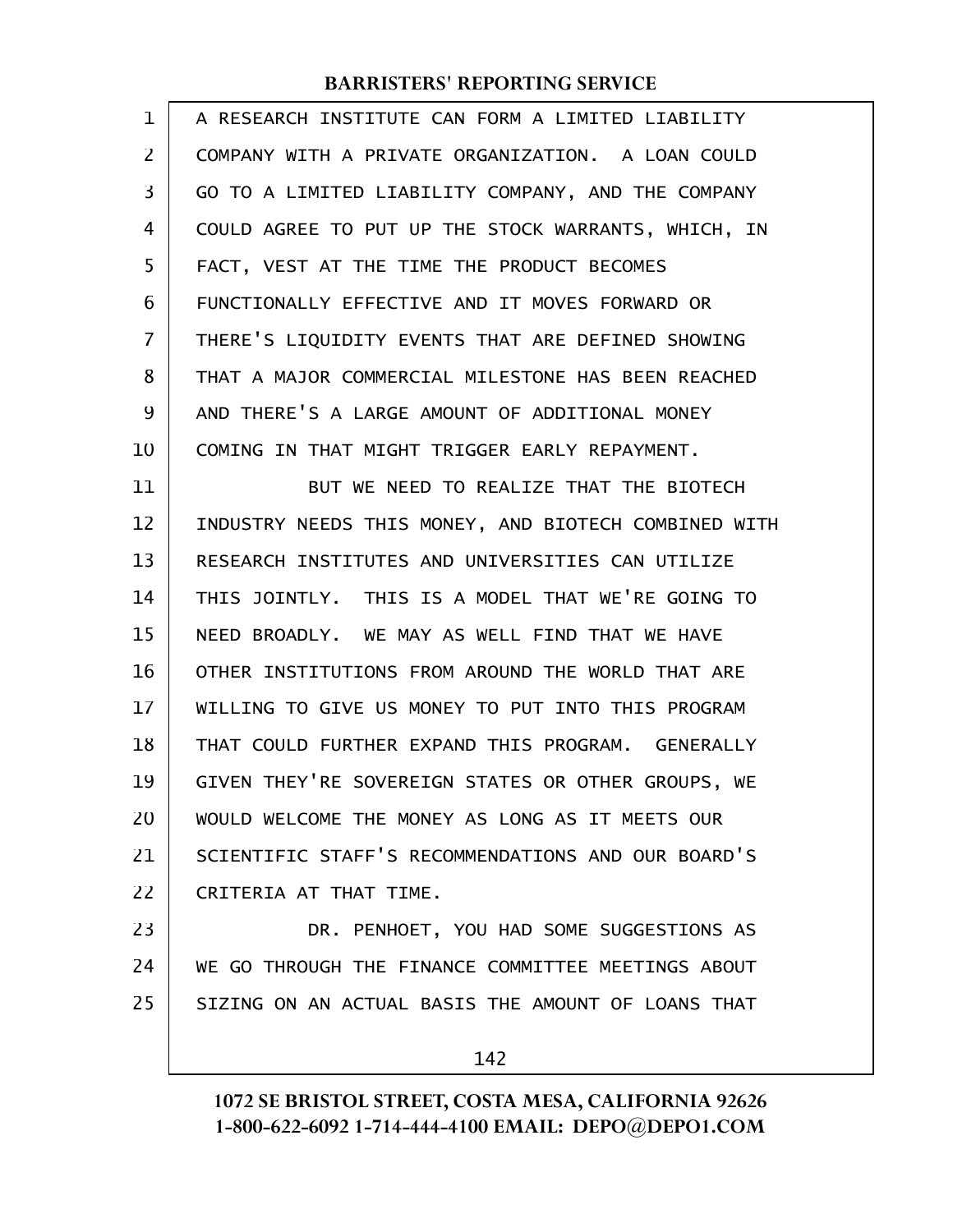A RESEARCH INSTITUTE CAN FORM A LIMITED LIABILITY COMPANY WITH A PRIVATE ORGANIZATION. A LOAN COULD GO TO A LIMITED LIABILITY COMPANY, AND THE COMPANY COULD AGREE TO PUT UP THE STOCK WARRANTS, WHICH, IN FACT, VEST AT THE TIME THE PRODUCT BECOMES FUNCTIONALLY EFFECTIVE AND IT MOVES FORWARD OR THERE'S LIQUIDITY EVENTS THAT ARE DEFINED SHOWING THAT A MAJOR COMMERCIAL MILESTONE HAS BEEN REACHED AND THERE'S A LARGE AMOUNT OF ADDITIONAL MONEY COMING IN THAT MIGHT TRIGGER EARLY REPAYMENT.

BUT WE NEED TO REALIZE THAT THE BIOTECH INDUSTRY NEEDS THIS MONEY, AND BIOTECH COMBINED WITH RESEARCH INSTITUTES AND UNIVERSITIES CAN UTILIZE THIS JOINTLY. THIS IS A MODEL THAT WE'RE GOING TO NEED BROADLY. WE MAY AS WELL FIND THAT WE HAVE OTHER INSTITUTIONS FROM AROUND THE WORLD THAT ARE WILLING TO GIVE US MONEY TO PUT INTO THIS PROGRAM THAT COULD FURTHER EXPAND THIS PROGRAM. GENERALLY GIVEN THEY'RE SOVEREIGN STATES OR OTHER GROUPS, WE WOULD WELCOME THE MONEY AS LONG AS IT MEETS OUR SCIENTIFIC STAFF'S RECOMMENDATIONS AND OUR BOARD'S CRITERIA AT THAT TIME.

DR. PENHOET, YOU HAD SOME SUGGESTIONS AS WE GO THROUGH THE FINANCE COMMITTEE MEETINGS ABOUT SIZING ON AN ACTUAL BASIS THE AMOUNT OF LOANS THAT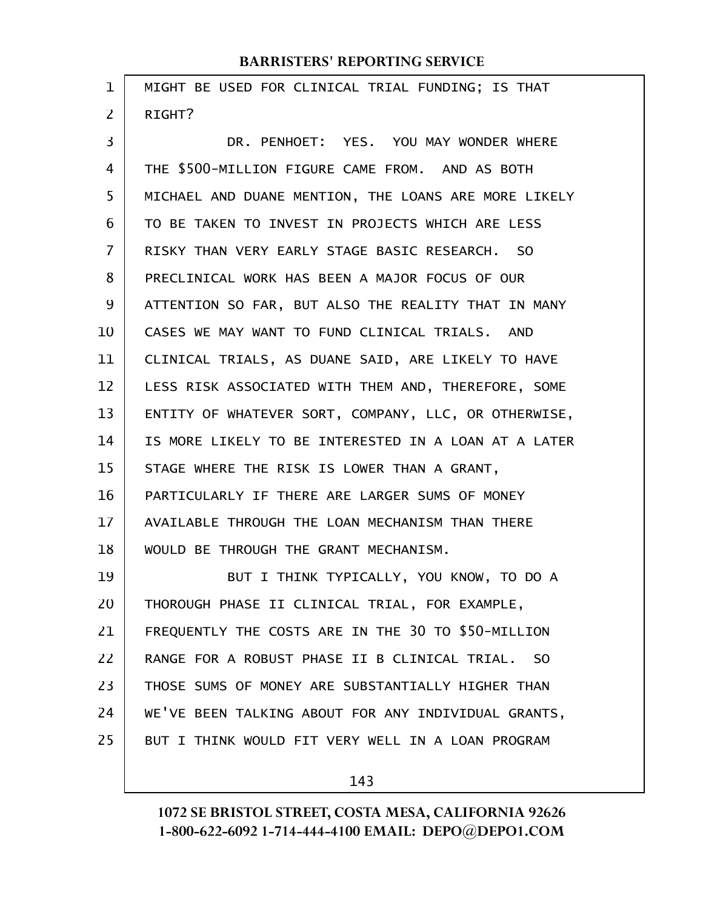MIGHT BE USED FOR CLINICAL TRIAL FUNDING; IS THAT RIGHT?

DR. PENHOET: YES. YOU MAY WONDER WHERE THE $500-MILLION FIGURE CAME FROM. AND AS BOTH MICHAEL AND DUANE MENTION, THE LOANS ARE MORE LIKELY TO BE TAKEN TO INVEST IN PROJECTS WHICH ARE LESS RISKY THAN VERY EARLY STAGE BASIC RESEARCH. SO PRECLINICAL WORK HAS BEEN A MAJOR FOCUS OF OUR ATTENTION SO FAR, BUT ALSO THE REALITY THAT IN MANY CASES WE MAY WANT TO FUND CLINICAL TRIALS. AND CLINICAL TRIALS, AS DUANE SAID, ARE LIKELY TO HAVE LESS RISK ASSOCIATED WITH THEM AND, THEREFORE, SOME ENTITY OF WHATEVER SORT, COMPANY, LLC, OR OTHERWISE, IS MORE LIKELY TO BE INTERESTED IN A LOAN AT A LATER STAGE WHERE THE RISK IS LOWER THAN A GRANT, PARTICULARLY IF THERE ARE LARGER SUMS OF MONEY AVAILABLE THROUGH THE LOAN MECHANISM THAN THERE WOULD BE THROUGH THE GRANT MECHANISM.

BUT I THINK TYPICALLY, YOU KNOW, TO DO A THOROUGH PHASE II CLINICAL TRIAL, FOR EXAMPLE, FREQUENTLY THE COSTS ARE IN THE 30 TO $50-MILLION RANGE FOR A ROBUST PHASE II B CLINICAL TRIAL. SO THOSE SUMS OF MONEY ARE SUBSTANTIALLY HIGHER THAN WE'VE BEEN TALKING ABOUT FOR ANY INDIVIDUAL GRANTS, BUT I THINK WOULD FIT VERY WELL IN A LOAN PROGRAM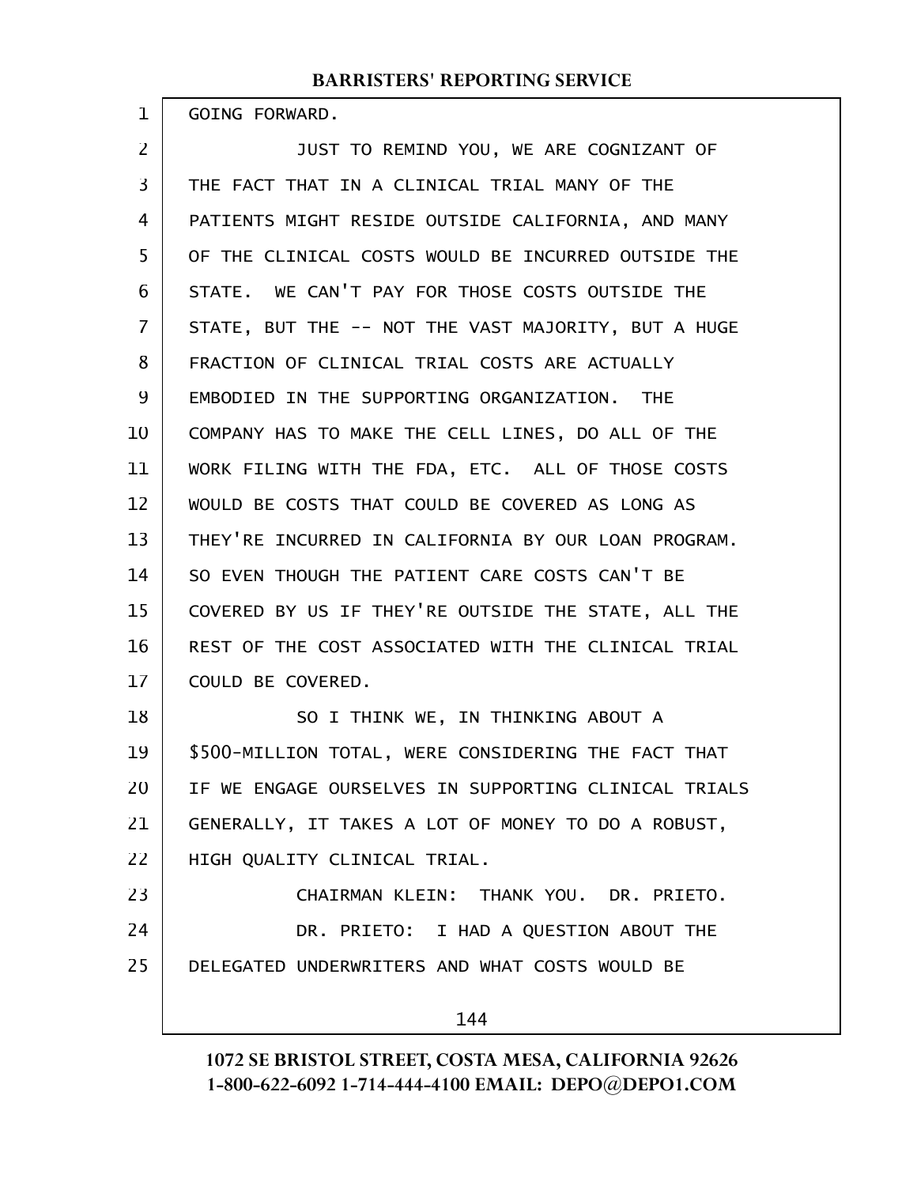GOING FORWARD.

JUST TO REMIND YOU, WE ARE COGNIZANT OF THE FACT THAT IN A CLINICAL TRIAL MANY OF THE PATIENTS MIGHT RESIDE OUTSIDE CALIFORNIA, AND MANY OF THE CLINICAL COSTS WOULD BE INCURRED OUTSIDE THE STATE. WE CAN'T PAY FOR THOSE COSTS OUTSIDE THE STATE, BUT THE -- NOT THE VAST MAJORITY, BUT A HUGE FRACTION OF CLINICAL TRIAL COSTS ARE ACTUALLY EMBODIED IN THE SUPPORTING ORGANIZATION. THE COMPANY HAS TO MAKE THE CELL LINES, DO ALL OF THE WORK FILING WITH THE FDA, ETC. ALL OF THOSE COSTS WOULD BE COSTS THAT COULD BE COVERED AS LONG AS THEY'RE INCURRED IN CALIFORNIA BY OUR LOAN PROGRAM. SO EVEN THOUGH THE PATIENT CARE COSTS CAN'T BE COVERED BY US IF THEY'RE OUTSIDE THE STATE, ALL THE REST OF THE COST ASSOCIATED WITH THE CLINICAL TRIAL COULD BE COVERED.

SO I THINK WE, IN THINKING ABOUT A $500-MILLION TOTAL, WERE CONSIDERING THE FACT THAT IF WE ENGAGE OURSELVES IN SUPPORTING CLINICAL TRIALS GENERALLY, IT TAKES A LOT OF MONEY TO DO A ROBUST, HIGH QUALITY CLINICAL TRIAL.

CHAIRMAN KLEIN: THANK YOU. DR. PRIETO.

DR. PRIETO: I HAD A QUESTION ABOUT THE DELEGATED UNDERWRITERS AND WHAT COSTS WOULD BE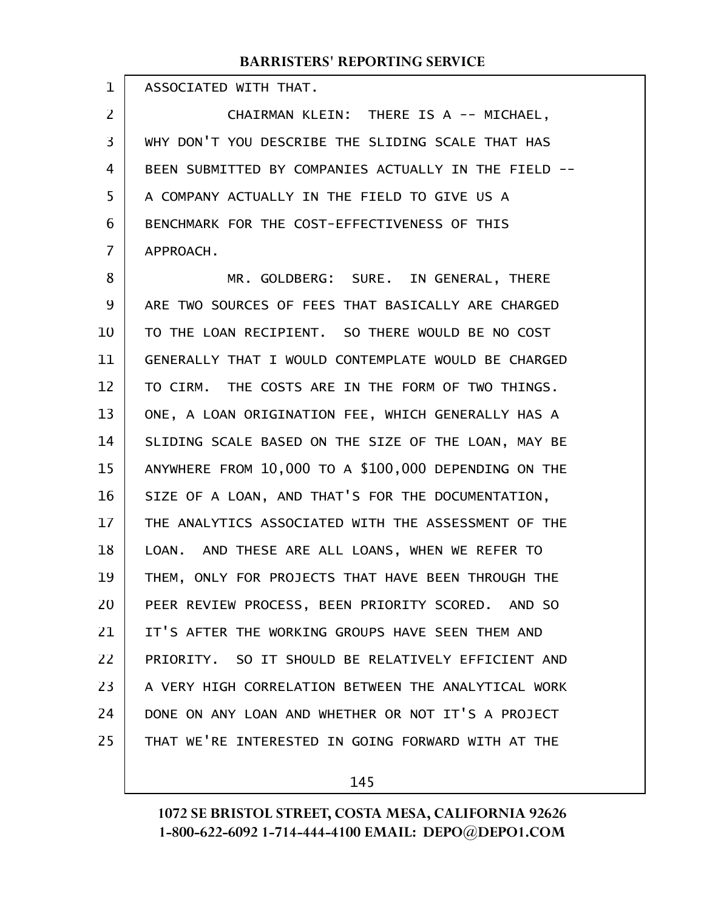ASSOCIATED WITH THAT.

CHAIRMAN KLEIN: THERE IS A -- MICHAEL, WHY DON'T YOU DESCRIBE THE SLIDING SCALE THAT HAS BEEN SUBMITTED BY COMPANIES ACTUALLY IN THE FIELD -- A COMPANY ACTUALLY IN THE FIELD TO GIVE US A BENCHMARK FOR THE COST-EFFECTIVENESS OF THIS APPROACH.

MR. GOLDBERG: SURE. IN GENERAL, THERE ARE TWO SOURCES OF FEES THAT BASICALLY ARE CHARGED TO THE LOAN RECIPIENT. SO THERE WOULD BE NO COST GENERALLY THAT I WOULD CONTEMPLATE WOULD BE CHARGED TO CIRM. THE COSTS ARE IN THE FORM OF TWO THINGS. ONE, A LOAN ORIGINATION FEE, WHICH GENERALLY HAS A SLIDING SCALE BASED ON THE SIZE OF THE LOAN, MAY BE ANYWHERE FROM 10,000 TO A $100,000 DEPENDING ON THE SIZE OF A LOAN, AND THAT'S FOR THE DOCUMENTATION, THE ANALYTICS ASSOCIATED WITH THE ASSESSMENT OF THE LOAN. AND THESE ARE ALL LOANS, WHEN WE REFER TO THEM, ONLY FOR PROJECTS THAT HAVE BEEN THROUGH THE PEER REVIEW PROCESS, BEEN PRIORITY SCORED. AND SO IT'S AFTER THE WORKING GROUPS HAVE SEEN THEM AND PRIORITY. SO IT SHOULD BE RELATIVELY EFFICIENT AND A VERY HIGH CORRELATION BETWEEN THE ANALYTICAL WORK DONE ON ANY LOAN AND WHETHER OR NOT IT'S A PROJECT THAT WE'RE INTERESTED IN GOING FORWARD WITH AT THE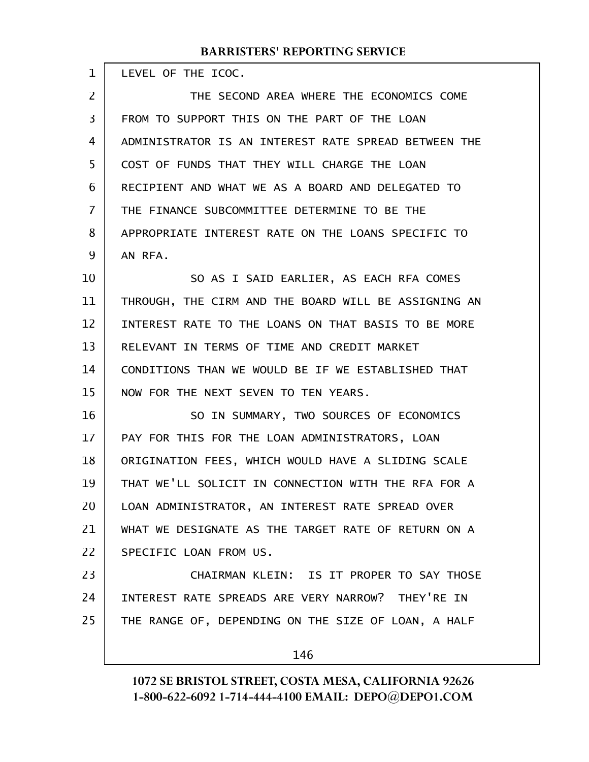LEVEL OF THE ICOC.

THE SECOND AREA WHERE THE ECONOMICS COME FROM TO SUPPORT THIS ON THE PART OF THE LOAN ADMINISTRATOR IS AN INTEREST RATE SPREAD BETWEEN THE COST OF FUNDS THAT THEY WILL CHARGE THE LOAN RECIPIENT AND WHAT WE AS A BOARD AND DELEGATED TO THE FINANCE SUBCOMMITTEE DETERMINE TO BE THE APPROPRIATE INTEREST RATE ON THE LOANS SPECIFIC TO AN RFA.

SO AS I SAID EARLIER, AS EACH RFA COMES THROUGH, THE CIRM AND THE BOARD WILL BE ASSIGNING AN INTEREST RATE TO THE LOANS ON THAT BASIS TO BE MORE RELEVANT IN TERMS OF TIME AND CREDIT MARKET CONDITIONS THAN WE WOULD BE IF WE ESTABLISHED THAT NOW FOR THE NEXT SEVEN TO TEN YEARS.

SO IN SUMMARY, TWO SOURCES OF ECONOMICS PAY FOR THIS FOR THE LOAN ADMINISTRATORS, LOAN ORIGINATION FEES, WHICH WOULD HAVE A SLIDING SCALE THAT WE'LL SOLICIT IN CONNECTION WITH THE RFA FOR A LOAN ADMINISTRATOR, AN INTEREST RATE SPREAD OVER WHAT WE DESIGNATE AS THE TARGET RATE OF RETURN ON A SPECIFIC LOAN FROM US.

CHAIRMAN KLEIN: IS IT PROPER TO SAY THOSE INTEREST RATE SPREADS ARE VERY NARROW? THEY'RE IN THE RANGE OF, DEPENDING ON THE SIZE OF LOAN, A HALF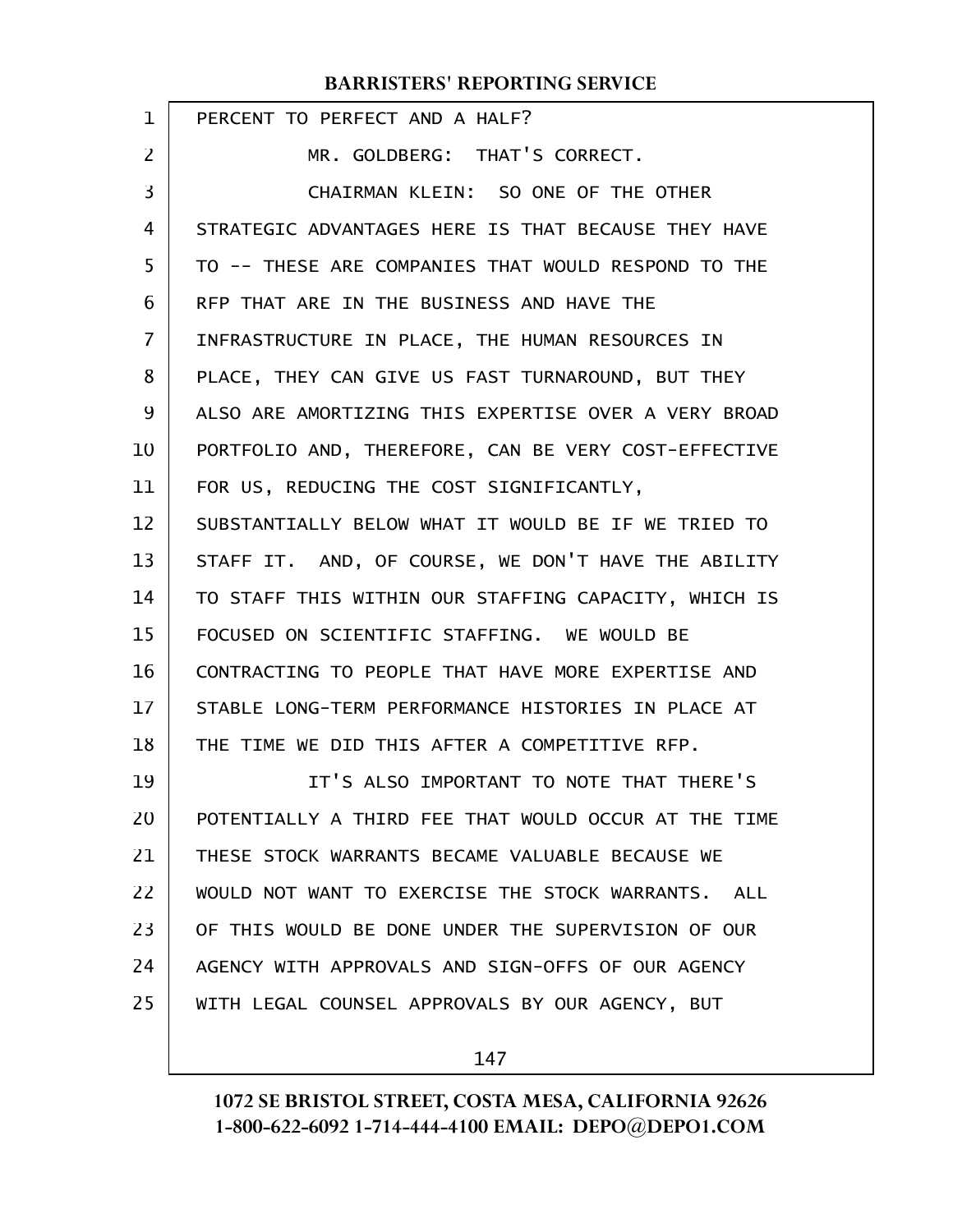PERCENT TO PERFECT AND A HALF?

MR. GOLDBERG: THAT'S CORRECT.

CHAIRMAN KLEIN: SO ONE OF THE OTHER STRATEGIC ADVANTAGES HERE IS THAT BECAUSE THEY HAVE TO -- THESE ARE COMPANIES THAT WOULD RESPOND TO THE RFP THAT ARE IN THE BUSINESS AND HAVE THE INFRASTRUCTURE IN PLACE, THE HUMAN RESOURCES IN PLACE, THEY CAN GIVE US FAST TURNAROUND, BUT THEY ALSO ARE AMORTIZING THIS EXPERTISE OVER A VERY BROAD PORTFOLIO AND, THEREFORE, CAN BE VERY COST-EFFECTIVE FOR US, REDUCING THE COST SIGNIFICANTLY, SUBSTANTIALLY BELOW WHAT IT WOULD BE IF WE TRIED TO STAFF IT. AND, OF COURSE, WE DON'T HAVE THE ABILITY TO STAFF THIS WITHIN OUR STAFFING CAPACITY, WHICH IS FOCUSED ON SCIENTIFIC STAFFING. WE WOULD BE CONTRACTING TO PEOPLE THAT HAVE MORE EXPERTISE AND STABLE LONG-TERM PERFORMANCE HISTORIES IN PLACE AT THE TIME WE DID THIS AFTER A COMPETITIVE RFP.

IT'S ALSO IMPORTANT TO NOTE THAT THERE'S POTENTIALLY A THIRD FEE THAT WOULD OCCUR AT THE TIME THESE STOCK WARRANTS BECAME VALUABLE BECAUSE WE WOULD NOT WANT TO EXERCISE THE STOCK WARRANTS. ALL OF THIS WOULD BE DONE UNDER THE SUPERVISION OF OUR AGENCY WITH APPROVALS AND SIGN-OFFS OF OUR AGENCY WITH LEGAL COUNSEL APPROVALS BY OUR AGENCY, BUT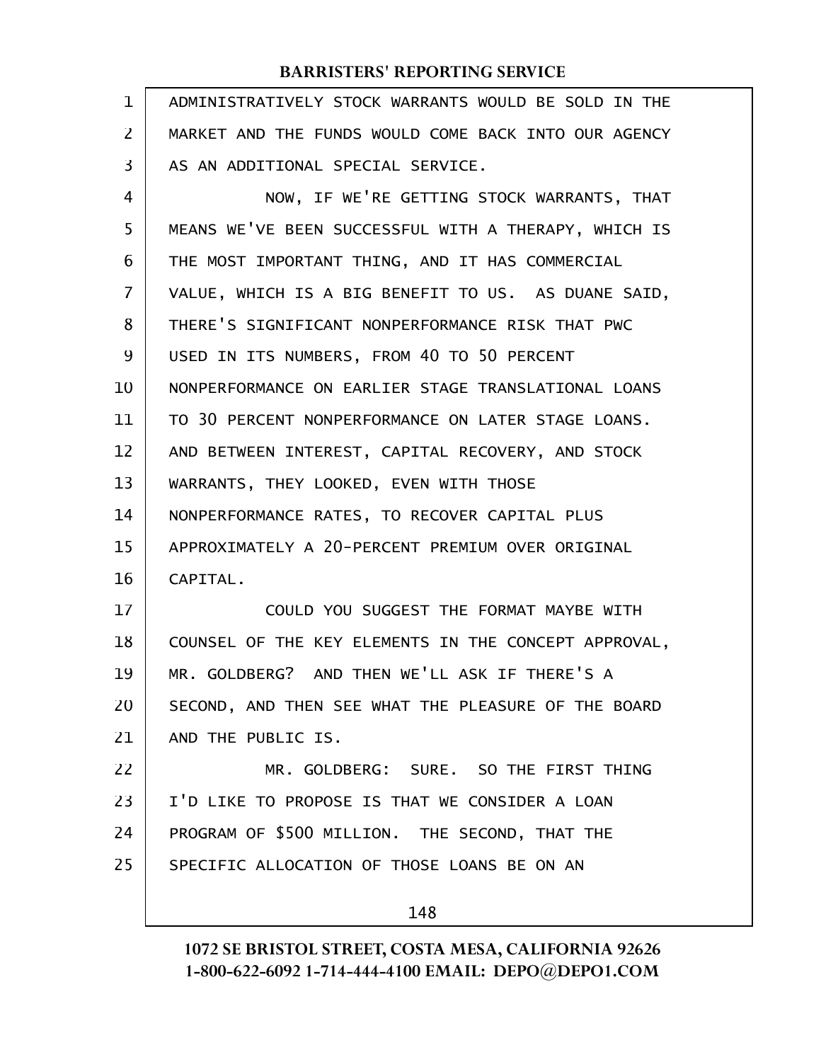ADMINISTRATIVELY STOCK WARRANTS WOULD BE SOLD IN THE MARKET AND THE FUNDS WOULD COME BACK INTO OUR AGENCY AS AN ADDITIONAL SPECIAL SERVICE.

NOW, IF WE'RE GETTING STOCK WARRANTS, THAT MEANS WE'VE BEEN SUCCESSFUL WITH A THERAPY, WHICH IS THE MOST IMPORTANT THING, AND IT HAS COMMERCIAL VALUE, WHICH IS A BIG BENEFIT TO US. AS DUANE SAID, THERE'S SIGNIFICANT NONPERFORMANCE RISK THAT PWC USED IN ITS NUMBERS, FROM 40 TO 50 PERCENT NONPERFORMANCE ON EARLIER STAGE TRANSLATIONAL LOANS TO 30 PERCENT NONPERFORMANCE ON LATER STAGE LOANS. AND BETWEEN INTEREST, CAPITAL RECOVERY, AND STOCK WARRANTS, THEY LOOKED, EVEN WITH THOSE NONPERFORMANCE RATES, TO RECOVER CAPITAL PLUS APPROXIMATELY A 20-PERCENT PREMIUM OVER ORIGINAL CAPITAL.

COULD YOU SUGGEST THE FORMAT MAYBE WITH COUNSEL OF THE KEY ELEMENTS IN THE CONCEPT APPROVAL, MR. GOLDBERG? AND THEN WE'LL ASK IF THERE'S A SECOND, AND THEN SEE WHAT THE PLEASURE OF THE BOARD AND THE PUBLIC IS.

MR. GOLDBERG: SURE. SO THE FIRST THING I'D LIKE TO PROPOSE IS THAT WE CONSIDER A LOAN PROGRAM OF $500 MILLION. THE SECOND, THAT THE SPECIFIC ALLOCATION OF THOSE LOANS BE ON AN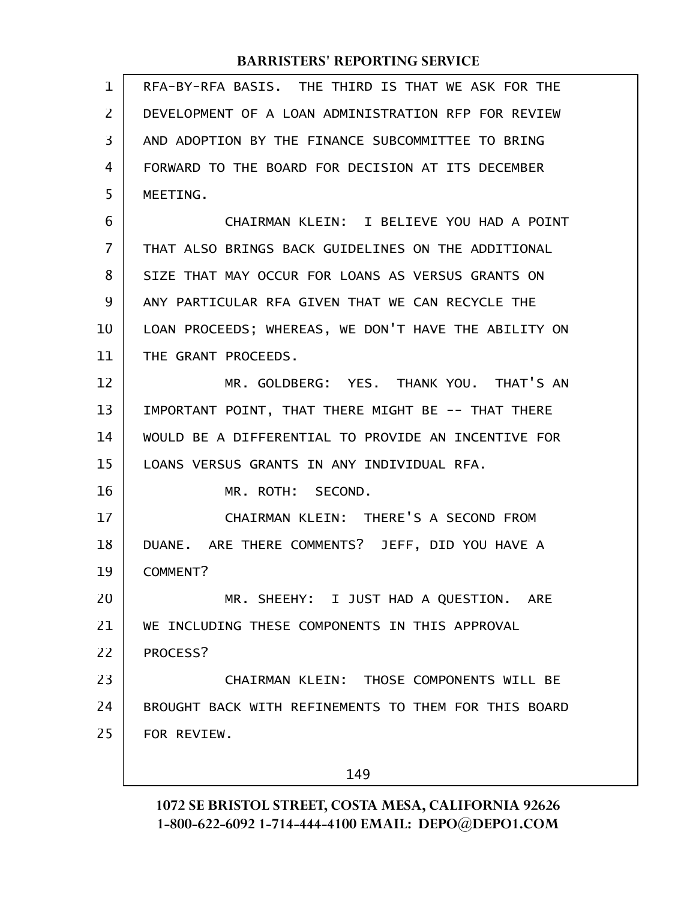RFA-BY-RFA BASIS. THE THIRD IS THAT WE ASK FOR THE DEVELOPMENT OF A LOAN ADMINISTRATION RFP FOR REVIEW AND ADOPTION BY THE FINANCE SUBCOMMITTEE TO BRING FORWARD TO THE BOARD FOR DECISION AT ITS DECEMBER MEETING.

CHAIRMAN KLEIN: I BELIEVE YOU HAD A POINT THAT ALSO BRINGS BACK GUIDELINES ON THE ADDITIONAL SIZE THAT MAY OCCUR FOR LOANS AS VERSUS GRANTS ON ANY PARTICULAR RFA GIVEN THAT WE CAN RECYCLE THE LOAN PROCEEDS; WHEREAS, WE DON'T HAVE THE ABILITY ON THE GRANT PROCEEDS.

MR. GOLDBERG: YES. THANK YOU. THAT'S AN IMPORTANT POINT, THAT THERE MIGHT BE -- THAT THERE WOULD BE A DIFFERENTIAL TO PROVIDE AN INCENTIVE FOR LOANS VERSUS GRANTS IN ANY INDIVIDUAL RFA.

MR. ROTH: SECOND.

CHAIRMAN KLEIN: THERE'S A SECOND FROM DUANE. ARE THERE COMMENTS? JEFF, DID YOU HAVE A COMMENT?

MR. SHEEHY: I JUST HAD A QUESTION. ARE WE INCLUDING THESE COMPONENTS IN THIS APPROVAL PROCESS?

CHAIRMAN KLEIN: THOSE COMPONENTS WILL BE BROUGHT BACK WITH REFINEMENTS TO THEM FOR THIS BOARD FOR REVIEW.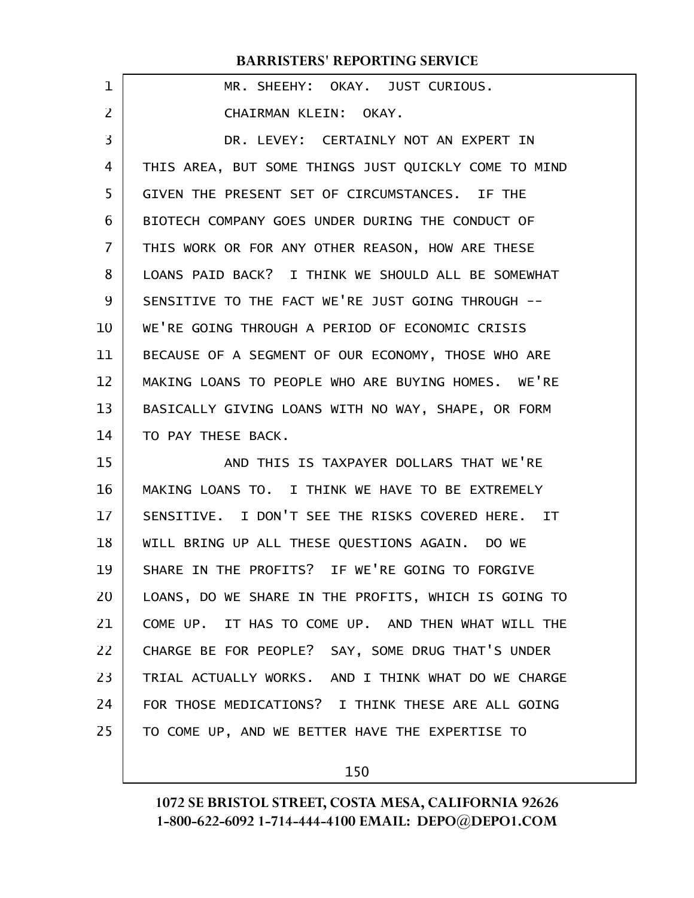MR. SHEEHY: OKAY. JUST CURIOUS.

CHAIRMAN KLEIN: OKAY.

DR. LEVEY: CERTAINLY NOT AN EXPERT IN THIS AREA, BUT SOME THINGS JUST QUICKLY COME TO MIND GIVEN THE PRESENT SET OF CIRCUMSTANCES. IF THE BIOTECH COMPANY GOES UNDER DURING THE CONDUCT OF THIS WORK OR FOR ANY OTHER REASON, HOW ARE THESE LOANS PAID BACK? I THINK WE SHOULD ALL BE SOMEWHAT SENSITIVE TO THE FACT WE'RE JUST GOING THROUGH -- WE'RE GOING THROUGH A PERIOD OF ECONOMIC CRISIS BECAUSE OF A SEGMENT OF OUR ECONOMY, THOSE WHO ARE MAKING LOANS TO PEOPLE WHO ARE BUYING HOMES. WE'RE BASICALLY GIVING LOANS WITH NO WAY, SHAPE, OR FORM TO PAY THESE BACK.

AND THIS IS TAXPAYER DOLLARS THAT WE'RE MAKING LOANS TO. I THINK WE HAVE TO BE EXTREMELY SENSITIVE. I DON'T SEE THE RISKS COVERED HERE. IT WILL BRING UP ALL THESE QUESTIONS AGAIN. DO WE SHARE IN THE PROFITS? IF WE'RE GOING TO FORGIVE LOANS, DO WE SHARE IN THE PROFITS, WHICH IS GOING TO COME UP. IT HAS TO COME UP. AND THEN WHAT WILL THE CHARGE BE FOR PEOPLE? SAY, SOME DRUG THAT'S UNDER TRIAL ACTUALLY WORKS. AND I THINK WHAT DO WE CHARGE FOR THOSE MEDICATIONS? I THINK THESE ARE ALL GOING TO COME UP, AND WE BETTER HAVE THE EXPERTISE TO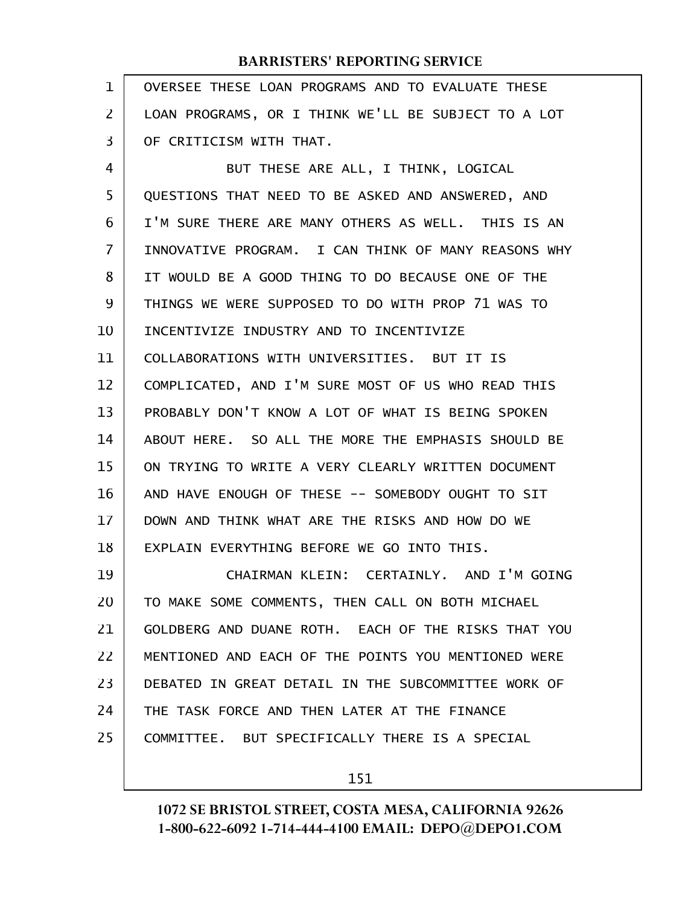OVERSEE THESE LOAN PROGRAMS AND TO EVALUATE THESE LOAN PROGRAMS, OR I THINK WE'LL BE SUBJECT TO A LOT OF CRITICISM WITH THAT.

BUT THESE ARE ALL, I THINK, LOGICAL QUESTIONS THAT NEED TO BE ASKED AND ANSWERED, AND I'M SURE THERE ARE MANY OTHERS AS WELL. THIS IS AN INNOVATIVE PROGRAM. I CAN THINK OF MANY REASONS WHY IT WOULD BE A GOOD THING TO DO BECAUSE ONE OF THE THINGS WE WERE SUPPOSED TO DO WITH PROP 71 WAS TO INCENTIVIZE INDUSTRY AND TO INCENTIVIZE COLLABORATIONS WITH UNIVERSITIES. BUT IT IS COMPLICATED, AND I'M SURE MOST OF US WHO READ THIS PROBABLY DON'T KNOW A LOT OF WHAT IS BEING SPOKEN ABOUT HERE. SO ALL THE MORE THE EMPHASIS SHOULD BE ON TRYING TO WRITE A VERY CLEARLY WRITTEN DOCUMENT AND HAVE ENOUGH OF THESE -- SOMEBODY OUGHT TO SIT DOWN AND THINK WHAT ARE THE RISKS AND HOW DO WE EXPLAIN EVERYTHING BEFORE WE GO INTO THIS.

CHAIRMAN KLEIN: CERTAINLY. AND I'M GOING TO MAKE SOME COMMENTS, THEN CALL ON BOTH MICHAEL GOLDBERG AND DUANE ROTH. EACH OF THE RISKS THAT YOU MENTIONED AND EACH OF THE POINTS YOU MENTIONED WERE DEBATED IN GREAT DETAIL IN THE SUBCOMMITTEE WORK OF THE TASK FORCE AND THEN LATER AT THE FINANCE COMMITTEE. BUT SPECIFICALLY THERE IS A SPECIAL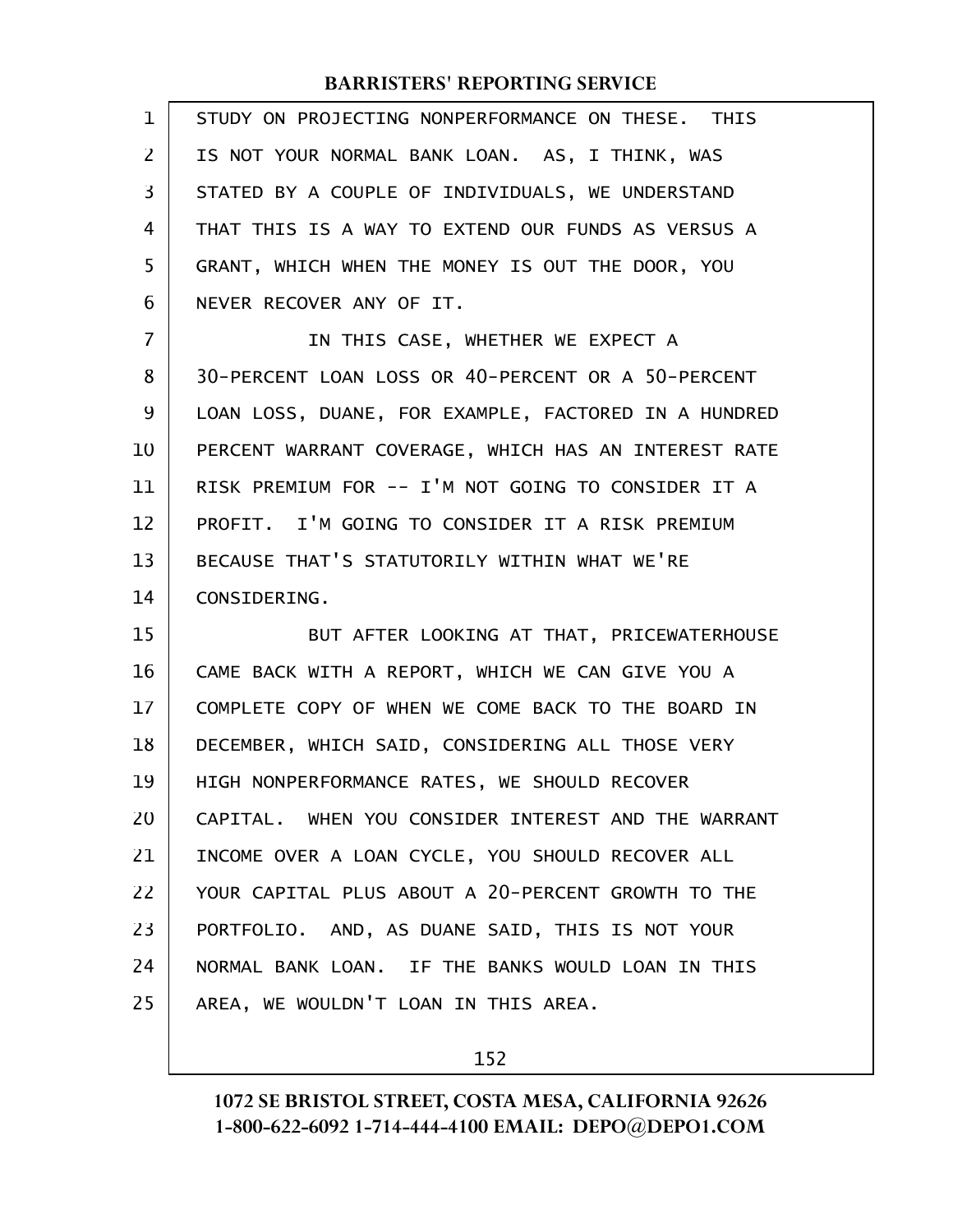STUDY ON PROJECTING NONPERFORMANCE ON THESE. THIS IS NOT YOUR NORMAL BANK LOAN. AS, I THINK, WAS STATED BY A COUPLE OF INDIVIDUALS, WE UNDERSTAND THAT THIS IS A WAY TO EXTEND OUR FUNDS AS VERSUS A GRANT, WHICH WHEN THE MONEY IS OUT THE DOOR, YOU NEVER RECOVER ANY OF IT.

IN THIS CASE, WHETHER WE EXPECT A 30-PERCENT LOAN LOSS OR 40-PERCENT OR A 50-PERCENT LOAN LOSS, DUANE, FOR EXAMPLE, FACTORED IN A HUNDRED PERCENT WARRANT COVERAGE, WHICH HAS AN INTEREST RATE RISK PREMIUM FOR -- I'M NOT GOING TO CONSIDER IT A PROFIT. I'M GOING TO CONSIDER IT A RISK PREMIUM BECAUSE THAT'S STATUTORILY WITHIN WHAT WE'RE CONSIDERING.

BUT AFTER LOOKING AT THAT, PRICEWATERHOUSE CAME BACK WITH A REPORT, WHICH WE CAN GIVE YOU A COMPLETE COPY OF WHEN WE COME BACK TO THE BOARD IN DECEMBER, WHICH SAID, CONSIDERING ALL THOSE VERY HIGH NONPERFORMANCE RATES, WE SHOULD RECOVER CAPITAL. WHEN YOU CONSIDER INTEREST AND THE WARRANT INCOME OVER A LOAN CYCLE, YOU SHOULD RECOVER ALL YOUR CAPITAL PLUS ABOUT A 20-PERCENT GROWTH TO THE PORTFOLIO. AND, AS DUANE SAID, THIS IS NOT YOUR NORMAL BANK LOAN. IF THE BANKS WOULD LOAN IN THIS AREA, WE WOULDN'T LOAN IN THIS AREA.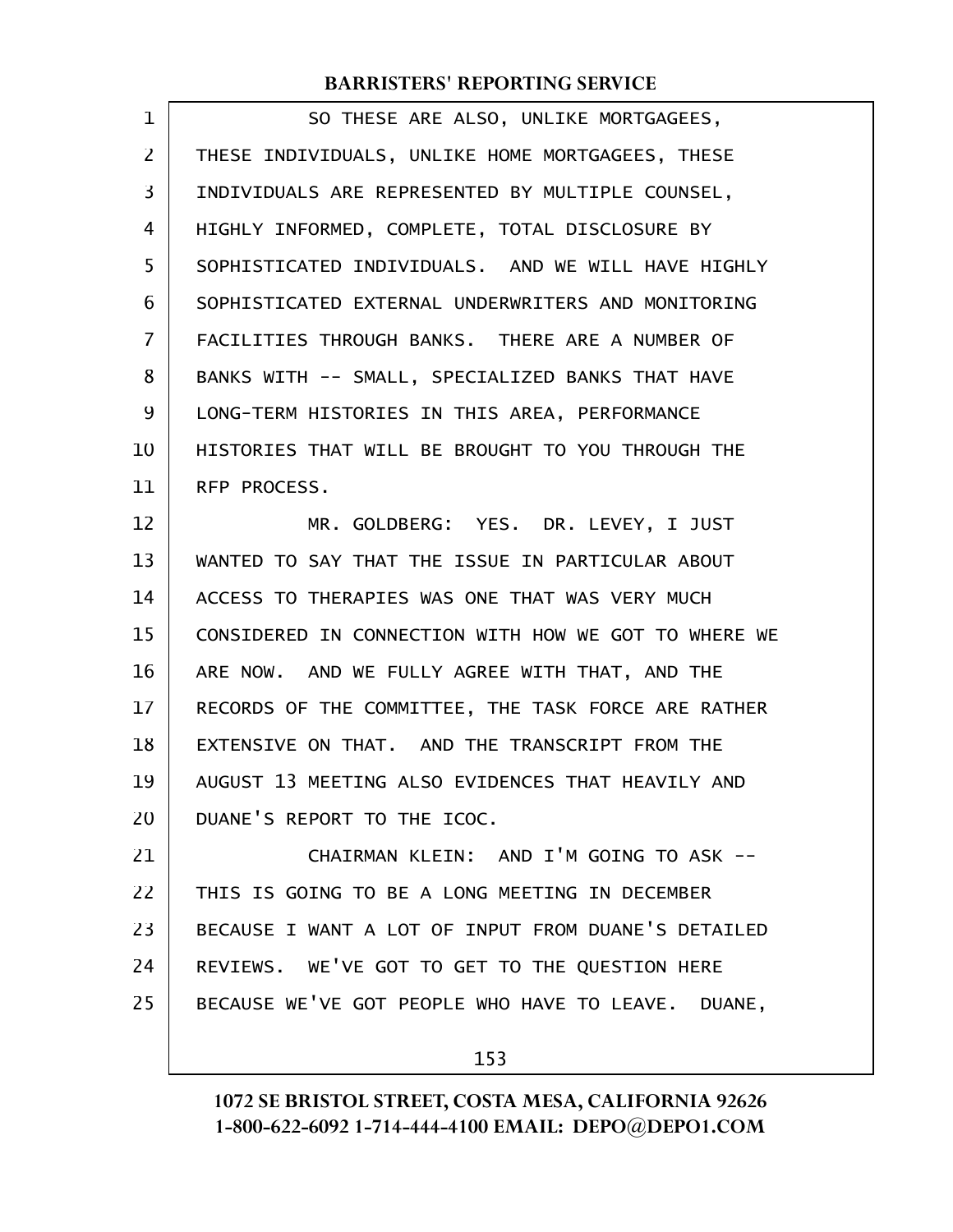SO THESE ARE ALSO, UNLIKE MORTGAGEES, THESE INDIVIDUALS, UNLIKE HOME MORTGAGEES, THESE INDIVIDUALS ARE REPRESENTED BY MULTIPLE COUNSEL, HIGHLY INFORMED, COMPLETE, TOTAL DISCLOSURE BY SOPHISTICATED INDIVIDUALS. AND WE WILL HAVE HIGHLY SOPHISTICATED EXTERNAL UNDERWRITERS AND MONITORING FACILITIES THROUGH BANKS. THERE ARE A NUMBER OF BANKS WITH -- SMALL, SPECIALIZED BANKS THAT HAVE LONG-TERM HISTORIES IN THIS AREA, PERFORMANCE HISTORIES THAT WILL BE BROUGHT TO YOU THROUGH THE RFP PROCESS.

MR. GOLDBERG: YES. DR. LEVEY, I JUST WANTED TO SAY THAT THE ISSUE IN PARTICULAR ABOUT ACCESS TO THERAPIES WAS ONE THAT WAS VERY MUCH CONSIDERED IN CONNECTION WITH HOW WE GOT TO WHERE WE ARE NOW. AND WE FULLY AGREE WITH THAT, AND THE RECORDS OF THE COMMITTEE, THE TASK FORCE ARE RATHER EXTENSIVE ON THAT. AND THE TRANSCRIPT FROM THE AUGUST 13 MEETING ALSO EVIDENCES THAT HEAVILY AND DUANE'S REPORT TO THE ICOC.

CHAIRMAN KLEIN: AND I'M GOING TO ASK -- THIS IS GOING TO BE A LONG MEETING IN DECEMBER BECAUSE I WANT A LOT OF INPUT FROM DUANE'S DETAILED REVIEWS. WE'VE GOT TO GET TO THE QUESTION HERE BECAUSE WE'VE GOT PEOPLE WHO HAVE TO LEAVE. DUANE,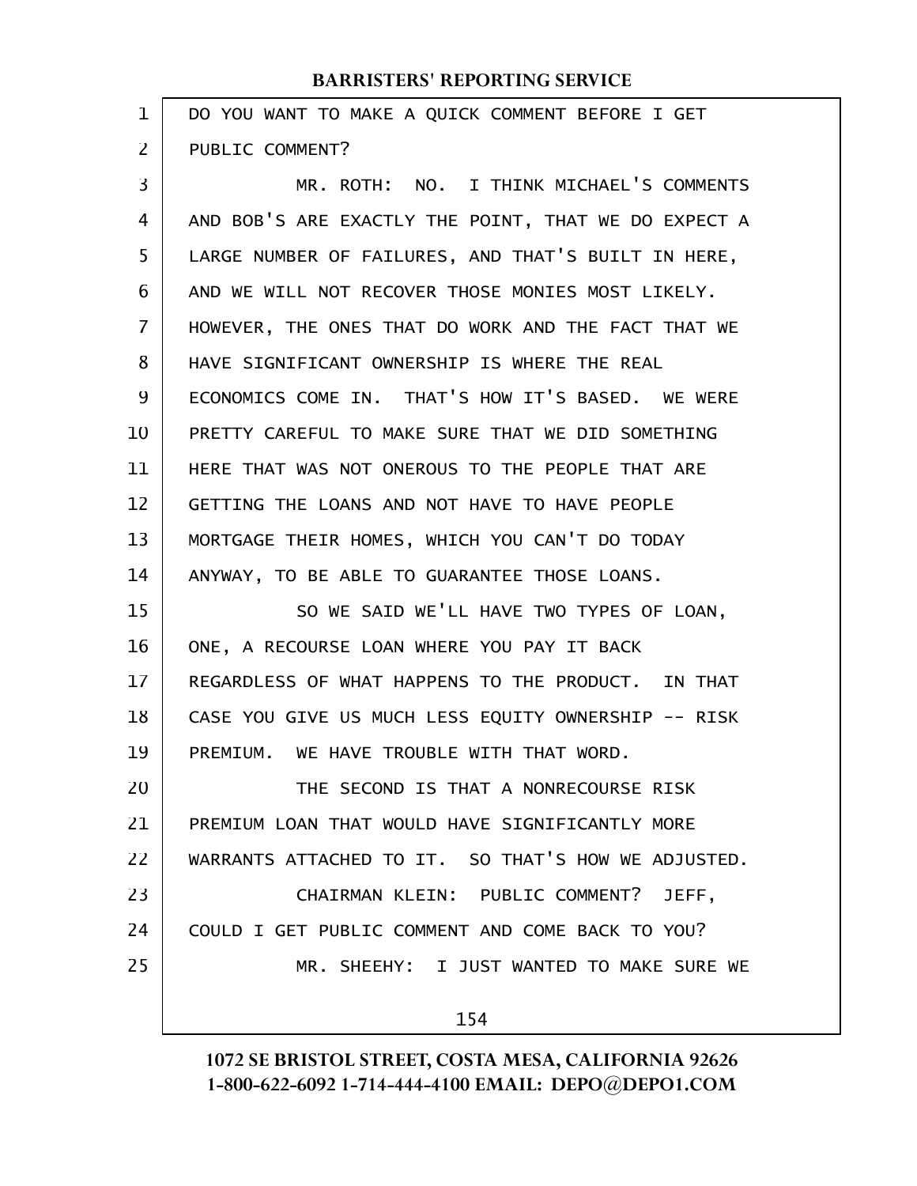DO YOU WANT TO MAKE A QUICK COMMENT BEFORE I GET PUBLIC COMMENT?

MR. ROTH: NO. I THINK MICHAEL'S COMMENTS AND BOB'S ARE EXACTLY THE POINT, THAT WE DO EXPECT A LARGE NUMBER OF FAILURES, AND THAT'S BUILT IN HERE, AND WE WILL NOT RECOVER THOSE MONIES MOST LIKELY. HOWEVER, THE ONES THAT DO WORK AND THE FACT THAT WE HAVE SIGNIFICANT OWNERSHIP IS WHERE THE REAL ECONOMICS COME IN. THAT'S HOW IT'S BASED. WE WERE PRETTY CAREFUL TO MAKE SURE THAT WE DID SOMETHING HERE THAT WAS NOT ONEROUS TO THE PEOPLE THAT ARE GETTING THE LOANS AND NOT HAVE TO HAVE PEOPLE MORTGAGE THEIR HOMES, WHICH YOU CAN'T DO TODAY ANYWAY, TO BE ABLE TO GUARANTEE THOSE LOANS.

SO WE SAID WE'LL HAVE TWO TYPES OF LOAN, ONE, A RECOURSE LOAN WHERE YOU PAY IT BACK REGARDLESS OF WHAT HAPPENS TO THE PRODUCT. IN THAT CASE YOU GIVE US MUCH LESS EQUITY OWNERSHIP -- RISK PREMIUM. WE HAVE TROUBLE WITH THAT WORD.

THE SECOND IS THAT A NONRECOURSE RISK PREMIUM LOAN THAT WOULD HAVE SIGNIFICANTLY MORE WARRANTS ATTACHED TO IT. SO THAT'S HOW WE ADJUSTED.

CHAIRMAN KLEIN: PUBLIC COMMENT? JEFF, COULD I GET PUBLIC COMMENT AND COME BACK TO YOU?

MR. SHEEHY: I JUST WANTED TO MAKE SURE WE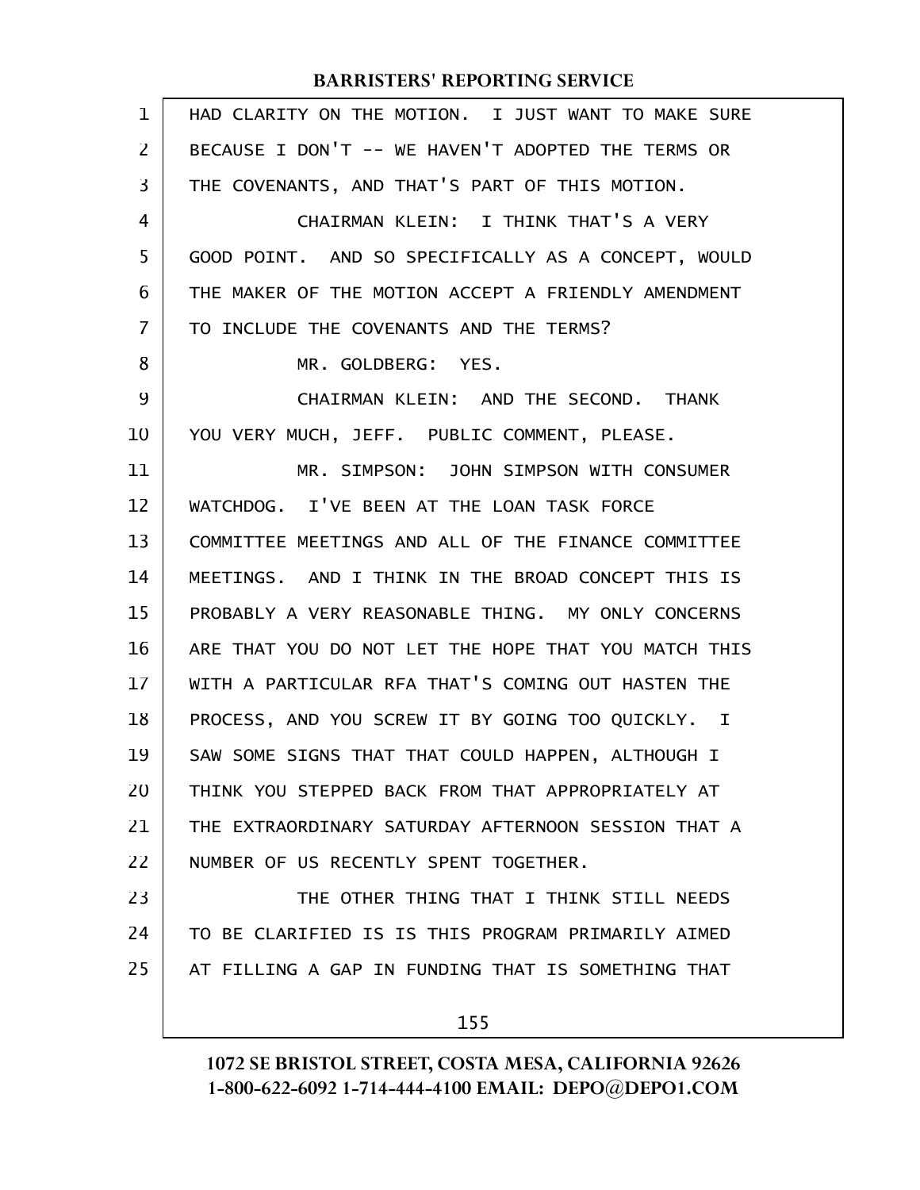HAD CLARITY ON THE MOTION. I JUST WANT TO MAKE SURE BECAUSE I DON'T -- WE HAVEN'T ADOPTED THE TERMS OR THE COVENANTS, AND THAT'S PART OF THIS MOTION.

CHAIRMAN KLEIN: I THINK THAT'S A VERY GOOD POINT. AND SO SPECIFICALLY AS A CONCEPT, WOULD THE MAKER OF THE MOTION ACCEPT A FRIENDLY AMENDMENT TO INCLUDE THE COVENANTS AND THE TERMS?

MR. GOLDBERG: YES.

CHAIRMAN KLEIN: AND THE SECOND. THANK YOU VERY MUCH, JEFF. PUBLIC COMMENT, PLEASE.

MR. SIMPSON: JOHN SIMPSON WITH CONSUMER WATCHDOG. I'VE BEEN AT THE LOAN TASK FORCE COMMITTEE MEETINGS AND ALL OF THE FINANCE COMMITTEE MEETINGS. AND I THINK IN THE BROAD CONCEPT THIS IS PROBABLY A VERY REASONABLE THING. MY ONLY CONCERNS ARE THAT YOU DO NOT LET THE HOPE THAT YOU MATCH THIS WITH A PARTICULAR RFA THAT'S COMING OUT HASTEN THE PROCESS, AND YOU SCREW IT BY GOING TOO QUICKLY. I SAW SOME SIGNS THAT THAT COULD HAPPEN, ALTHOUGH I THINK YOU STEPPED BACK FROM THAT APPROPRIATELY AT THE EXTRAORDINARY SATURDAY AFTERNOON SESSION THAT A NUMBER OF US RECENTLY SPENT TOGETHER.

THE OTHER THING THAT I THINK STILL NEEDS TO BE CLARIFIED IS IS THIS PROGRAM PRIMARILY AIMED AT FILLING A GAP IN FUNDING THAT IS SOMETHING THAT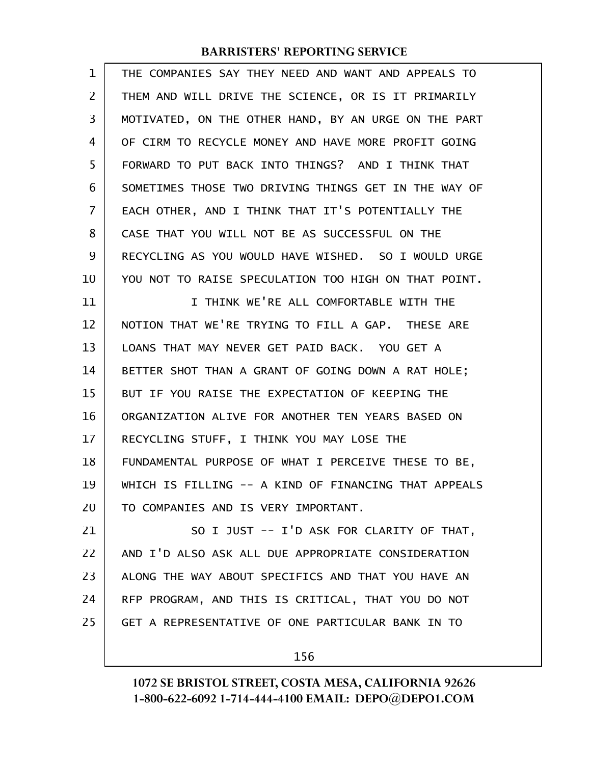THE COMPANIES SAY THEY NEED AND WANT AND APPEALS TO THEM AND WILL DRIVE THE SCIENCE, OR IS IT PRIMARILY MOTIVATED, ON THE OTHER HAND, BY AN URGE ON THE PART OF CIRM TO RECYCLE MONEY AND HAVE MORE PROFIT GOING FORWARD TO PUT BACK INTO THINGS? AND I THINK THAT SOMETIMES THOSE TWO DRIVING THINGS GET IN THE WAY OF EACH OTHER, AND I THINK THAT IT'S POTENTIALLY THE CASE THAT YOU WILL NOT BE AS SUCCESSFUL ON THE RECYCLING AS YOU WOULD HAVE WISHED. SO I WOULD URGE YOU NOT TO RAISE SPECULATION TOO HIGH ON THAT POINT.

I THINK WE'RE ALL COMFORTABLE WITH THE NOTION THAT WE'RE TRYING TO FILL A GAP. THESE ARE LOANS THAT MAY NEVER GET PAID BACK. YOU GET A BETTER SHOT THAN A GRANT OF GOING DOWN A RAT HOLE; BUT IF YOU RAISE THE EXPECTATION OF KEEPING THE ORGANIZATION ALIVE FOR ANOTHER TEN YEARS BASED ON RECYCLING STUFF, I THINK YOU MAY LOSE THE FUNDAMENTAL PURPOSE OF WHAT I PERCEIVE THESE TO BE, WHICH IS FILLING -- A KIND OF FINANCING THAT APPEALS TO COMPANIES AND IS VERY IMPORTANT.

SO I JUST -- I'D ASK FOR CLARITY OF THAT, AND I'D ALSO ASK ALL DUE APPROPRIATE CONSIDERATION ALONG THE WAY ABOUT SPECIFICS AND THAT YOU HAVE AN RFP PROGRAM, AND THIS IS CRITICAL, THAT YOU DO NOT GET A REPRESENTATIVE OF ONE PARTICULAR BANK IN TO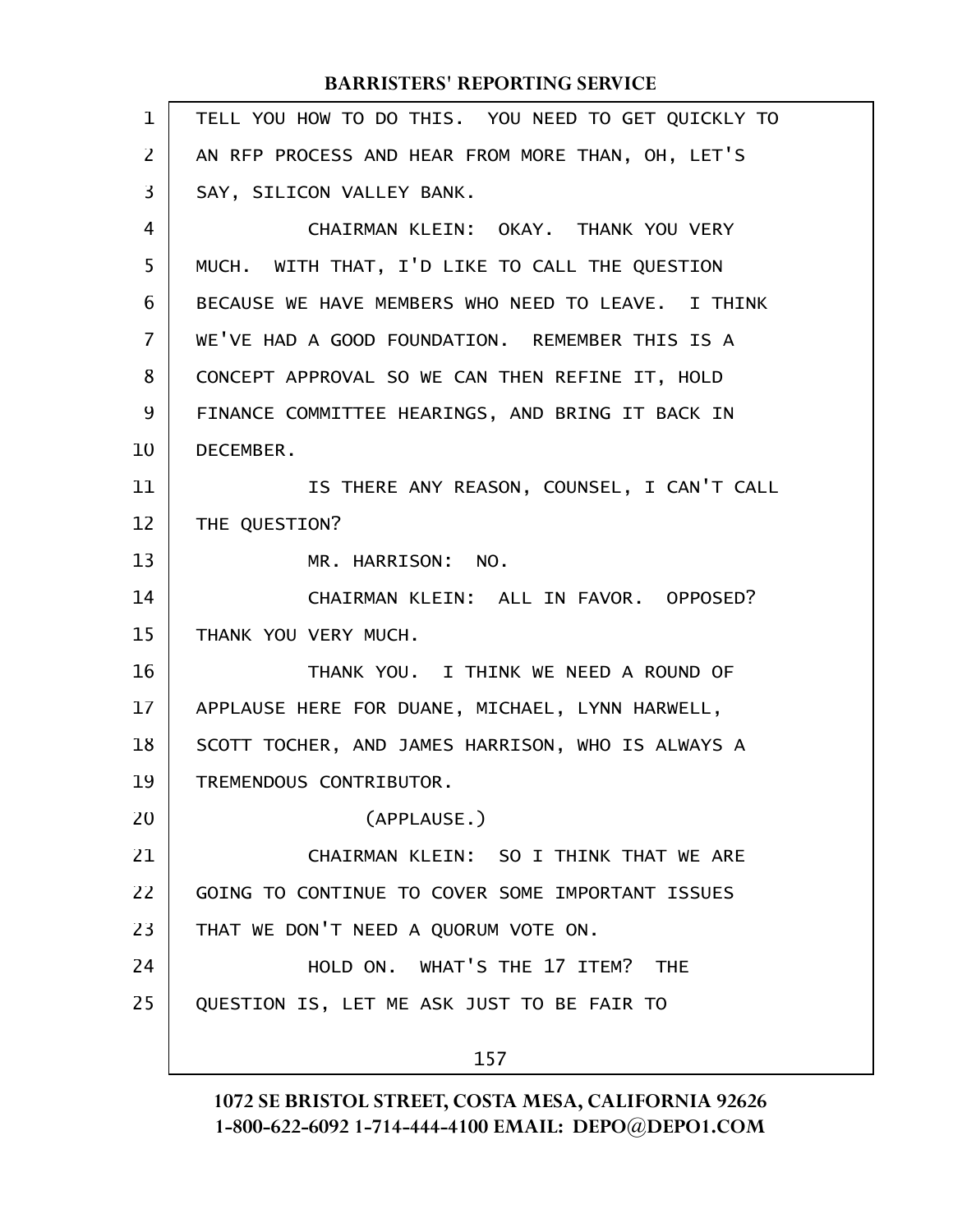TELL YOU HOW TO DO THIS. YOU NEED TO GET QUICKLY TO AN RFP PROCESS AND HEAR FROM MORE THAN, OH, LET'S SAY, SILICON VALLEY BANK.

CHAIRMAN KLEIN: OKAY. THANK YOU VERY MUCH. WITH THAT, I'D LIKE TO CALL THE QUESTION BECAUSE WE HAVE MEMBERS WHO NEED TO LEAVE. I THINK WE'VE HAD A GOOD FOUNDATION. REMEMBER THIS IS A CONCEPT APPROVAL SO WE CAN THEN REFINE IT, HOLD FINANCE COMMITTEE HEARINGS, AND BRING IT BACK IN DECEMBER.

IS THERE ANY REASON, COUNSEL, I CAN'T CALL THE QUESTION?

MR. HARRISON: NO.

CHAIRMAN KLEIN: ALL IN FAVOR. OPPOSED? THANK YOU VERY MUCH.

THANK YOU. I THINK WE NEED A ROUND OF APPLAUSE HERE FOR DUANE, MICHAEL, LYNN HARWELL, SCOTT TOCHER, AND JAMES HARRISON, WHO IS ALWAYS A TREMENDOUS CONTRIBUTOR.

(APPLAUSE.)

CHAIRMAN KLEIN: SO I THINK THAT WE ARE GOING TO CONTINUE TO COVER SOME IMPORTANT ISSUES THAT WE DON'T NEED A QUORUM VOTE ON.

HOLD ON. WHAT'S THE 17 ITEM? THE QUESTION IS, LET ME ASK JUST TO BE FAIR TO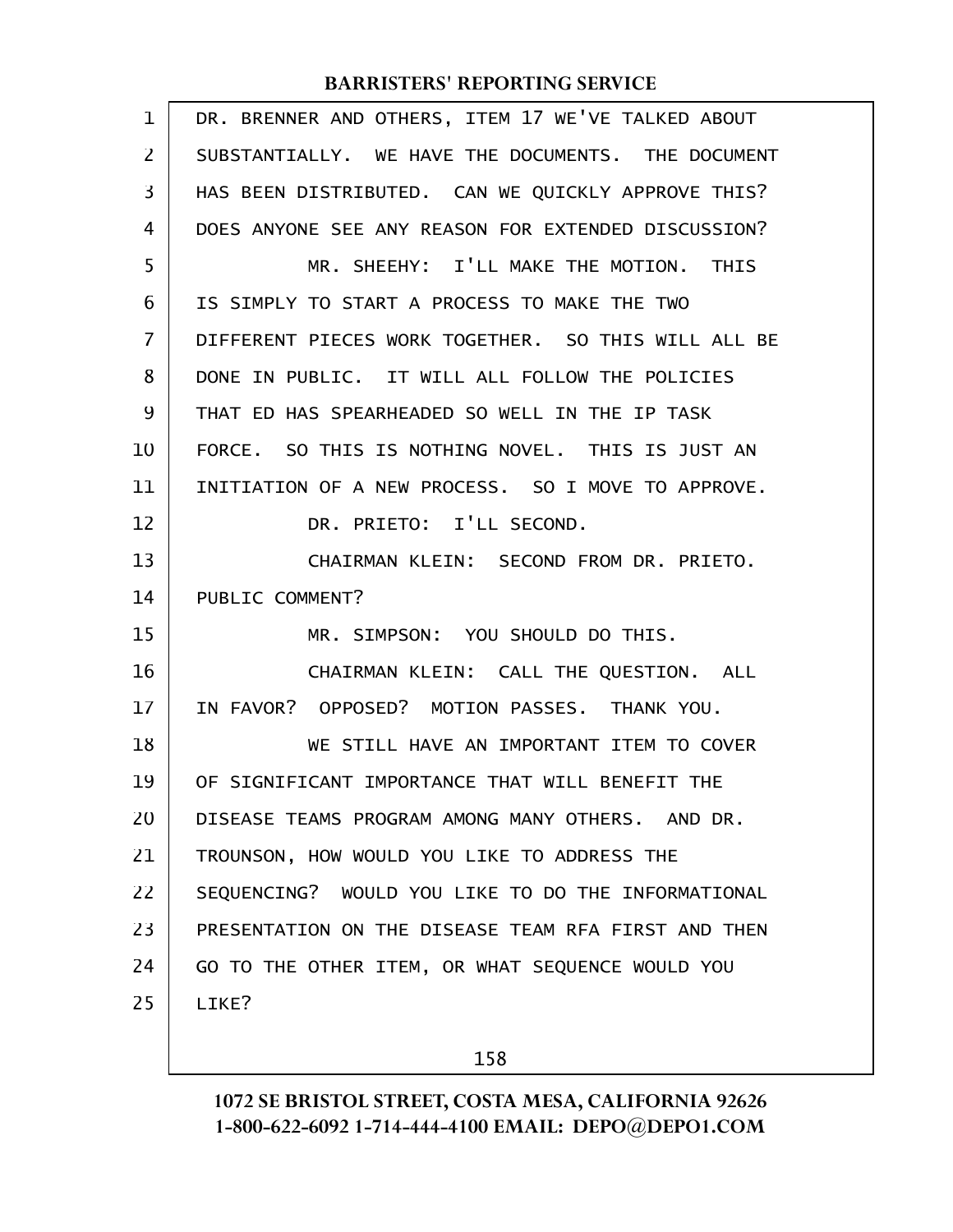DR. BRENNER AND OTHERS, ITEM 17 WE'VE TALKED ABOUT SUBSTANTIALLY. WE HAVE THE DOCUMENTS. THE DOCUMENT HAS BEEN DISTRIBUTED. CAN WE QUICKLY APPROVE THIS? DOES ANYONE SEE ANY REASON FOR EXTENDED DISCUSSION?

MR. SHEEHY: I'LL MAKE THE MOTION. THIS IS SIMPLY TO START A PROCESS TO MAKE THE TWO DIFFERENT PIECES WORK TOGETHER. SO THIS WILL ALL BE DONE IN PUBLIC. IT WILL ALL FOLLOW THE POLICIES THAT ED HAS SPEARHEADED SO WELL IN THE IP TASK FORCE. SO THIS IS NOTHING NOVEL. THIS IS JUST AN INITIATION OF A NEW PROCESS. SO I MOVE TO APPROVE.

DR. PRIETO: I'LL SECOND.

CHAIRMAN KLEIN: SECOND FROM DR. PRIETO. PUBLIC COMMENT?

MR. SIMPSON: YOU SHOULD DO THIS.

CHAIRMAN KLEIN: CALL THE QUESTION. ALL IN FAVOR? OPPOSED? MOTION PASSES. THANK YOU.

WE STILL HAVE AN IMPORTANT ITEM TO COVER OF SIGNIFICANT IMPORTANCE THAT WILL BENEFIT THE DISEASE TEAMS PROGRAM AMONG MANY OTHERS. AND DR. TROUNSON, HOW WOULD YOU LIKE TO ADDRESS THE SEQUENCING? WOULD YOU LIKE TO DO THE INFORMATIONAL PRESENTATION ON THE DISEASE TEAM RFA FIRST AND THEN GO TO THE OTHER ITEM, OR WHAT SEQUENCE WOULD YOU LIKE?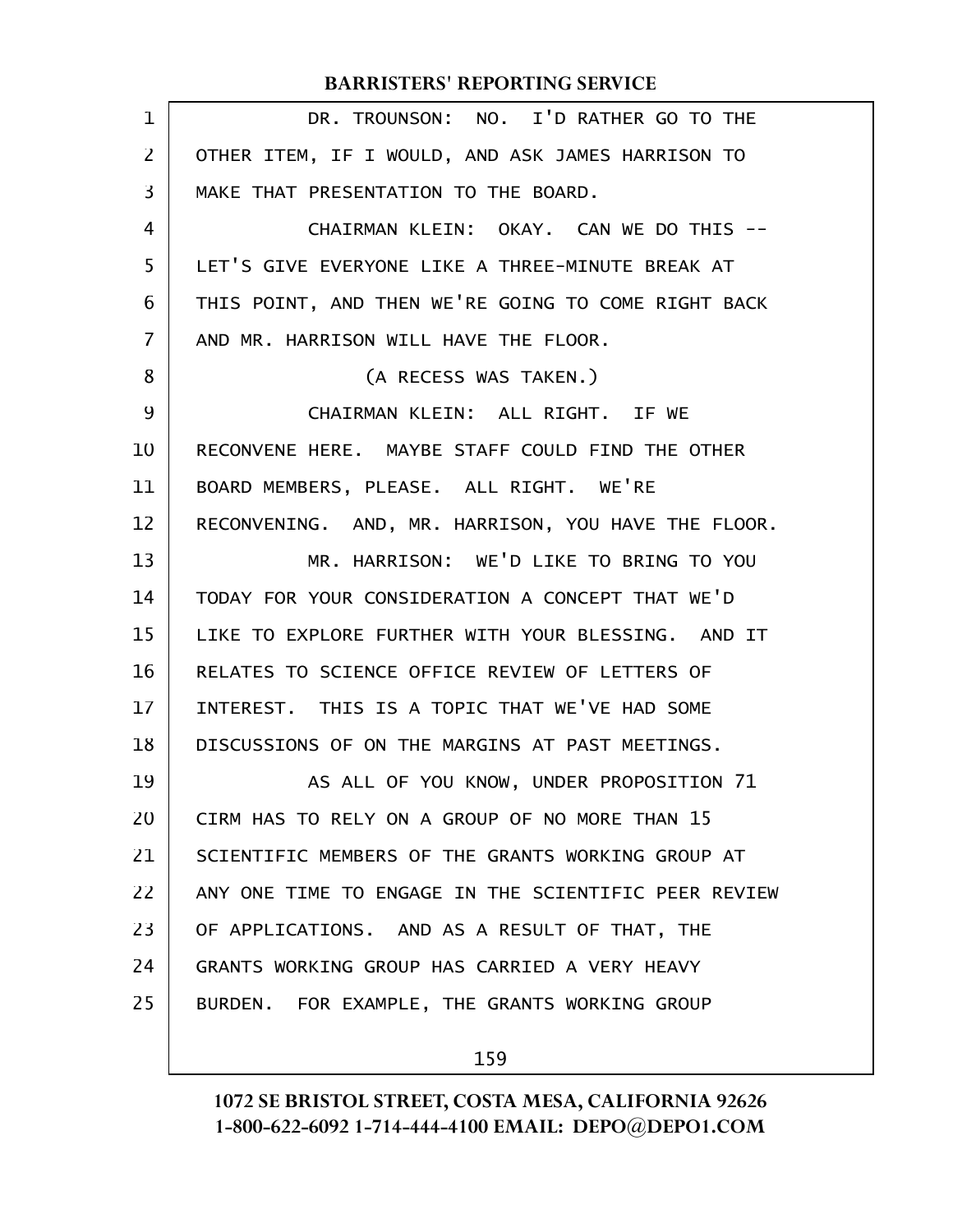DR. TROUNSON: NO. I'D RATHER GO TO THE OTHER ITEM, IF I WOULD, AND ASK JAMES HARRISON TO MAKE THAT PRESENTATION TO THE BOARD.

CHAIRMAN KLEIN: OKAY. CAN WE DO THIS -- LET'S GIVE EVERYONE LIKE A THREE-MINUTE BREAK AT THIS POINT, AND THEN WE'RE GOING TO COME RIGHT BACK AND MR. HARRISON WILL HAVE THE FLOOR.

(A RECESS WAS TAKEN.)

CHAIRMAN KLEIN: ALL RIGHT. IF WE RECONVENE HERE. MAYBE STAFF COULD FIND THE OTHER BOARD MEMBERS, PLEASE. ALL RIGHT. WE'RE RECONVENING. AND, MR. HARRISON, YOU HAVE THE FLOOR.

MR. HARRISON: WE'D LIKE TO BRING TO YOU TODAY FOR YOUR CONSIDERATION A CONCEPT THAT WE'D LIKE TO EXPLORE FURTHER WITH YOUR BLESSING. AND IT RELATES TO SCIENCE OFFICE REVIEW OF LETTERS OF INTEREST. THIS IS A TOPIC THAT WE'VE HAD SOME DISCUSSIONS OF ON THE MARGINS AT PAST MEETINGS.

AS ALL OF YOU KNOW, UNDER PROPOSITION 71 CIRM HAS TO RELY ON A GROUP OF NO MORE THAN 15 SCIENTIFIC MEMBERS OF THE GRANTS WORKING GROUP AT ANY ONE TIME TO ENGAGE IN THE SCIENTIFIC PEER REVIEW OF APPLICATIONS. AND AS A RESULT OF THAT, THE GRANTS WORKING GROUP HAS CARRIED A VERY HEAVY BURDEN. FOR EXAMPLE, THE GRANTS WORKING GROUP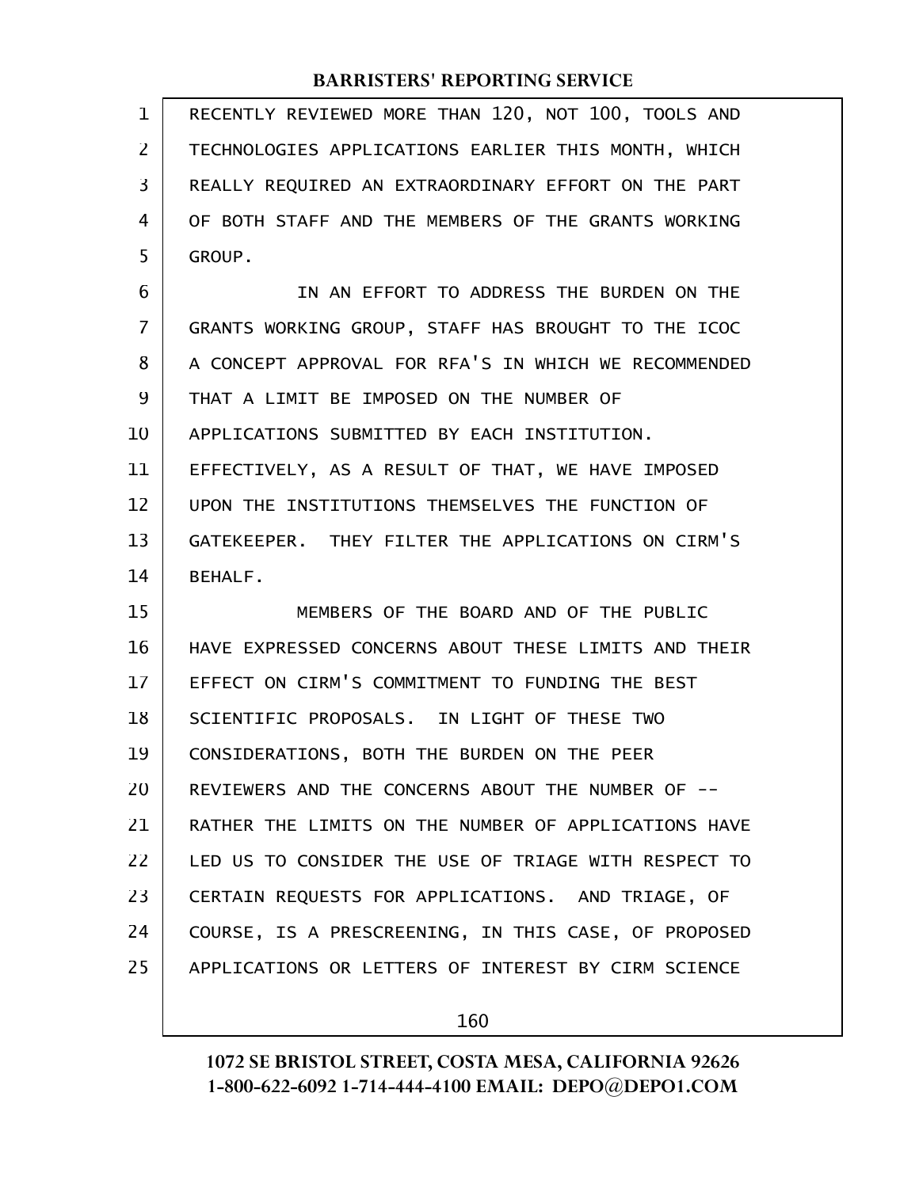RECENTLY REVIEWED MORE THAN 120, NOT 100, TOOLS AND TECHNOLOGIES APPLICATIONS EARLIER THIS MONTH, WHICH REALLY REQUIRED AN EXTRAORDINARY EFFORT ON THE PART OF BOTH STAFF AND THE MEMBERS OF THE GRANTS WORKING GROUP.

IN AN EFFORT TO ADDRESS THE BURDEN ON THE GRANTS WORKING GROUP, STAFF HAS BROUGHT TO THE ICOC A CONCEPT APPROVAL FOR RFA'S IN WHICH WE RECOMMENDED THAT A LIMIT BE IMPOSED ON THE NUMBER OF APPLICATIONS SUBMITTED BY EACH INSTITUTION. EFFECTIVELY, AS A RESULT OF THAT, WE HAVE IMPOSED UPON THE INSTITUTIONS THEMSELVES THE FUNCTION OF GATEKEEPER. THEY FILTER THE APPLICATIONS ON CIRM'S BEHALF.

MEMBERS OF THE BOARD AND OF THE PUBLIC HAVE EXPRESSED CONCERNS ABOUT THESE LIMITS AND THEIR EFFECT ON CIRM'S COMMITMENT TO FUNDING THE BEST SCIENTIFIC PROPOSALS. IN LIGHT OF THESE TWO CONSIDERATIONS, BOTH THE BURDEN ON THE PEER REVIEWERS AND THE CONCERNS ABOUT THE NUMBER OF -- RATHER THE LIMITS ON THE NUMBER OF APPLICATIONS HAVE LED US TO CONSIDER THE USE OF TRIAGE WITH RESPECT TO CERTAIN REQUESTS FOR APPLICATIONS. AND TRIAGE, OF COURSE, IS A PRESCREENING, IN THIS CASE, OF PROPOSED APPLICATIONS OR LETTERS OF INTEREST BY CIRM SCIENCE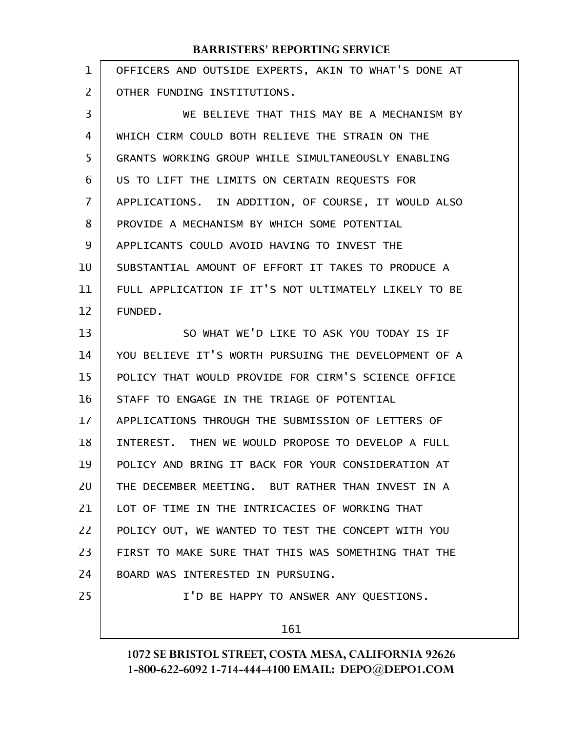OFFICERS AND OUTSIDE EXPERTS, AKIN TO WHAT'S DONE AT OTHER FUNDING INSTITUTIONS.

WE BELIEVE THAT THIS MAY BE A MECHANISM BY WHICH CIRM COULD BOTH RELIEVE THE STRAIN ON THE GRANTS WORKING GROUP WHILE SIMULTANEOUSLY ENABLING US TO LIFT THE LIMITS ON CERTAIN REQUESTS FOR APPLICATIONS. IN ADDITION, OF COURSE, IT WOULD ALSO PROVIDE A MECHANISM BY WHICH SOME POTENTIAL APPLICANTS COULD AVOID HAVING TO INVEST THE SUBSTANTIAL AMOUNT OF EFFORT IT TAKES TO PRODUCE A FULL APPLICATION IF IT'S NOT ULTIMATELY LIKELY TO BE FUNDED.

SO WHAT WE'D LIKE TO ASK YOU TODAY IS IF YOU BELIEVE IT'S WORTH PURSUING THE DEVELOPMENT OF A POLICY THAT WOULD PROVIDE FOR CIRM'S SCIENCE OFFICE STAFF TO ENGAGE IN THE TRIAGE OF POTENTIAL APPLICATIONS THROUGH THE SUBMISSION OF LETTERS OF INTEREST. THEN WE WOULD PROPOSE TO DEVELOP A FULL POLICY AND BRING IT BACK FOR YOUR CONSIDERATION AT THE DECEMBER MEETING. BUT RATHER THAN INVEST IN A LOT OF TIME IN THE INTRICACIES OF WORKING THAT POLICY OUT, WE WANTED TO TEST THE CONCEPT WITH YOU FIRST TO MAKE SURE THAT THIS WAS SOMETHING THAT THE BOARD WAS INTERESTED IN PURSUING.

I'D BE HAPPY TO ANSWER ANY QUESTIONS.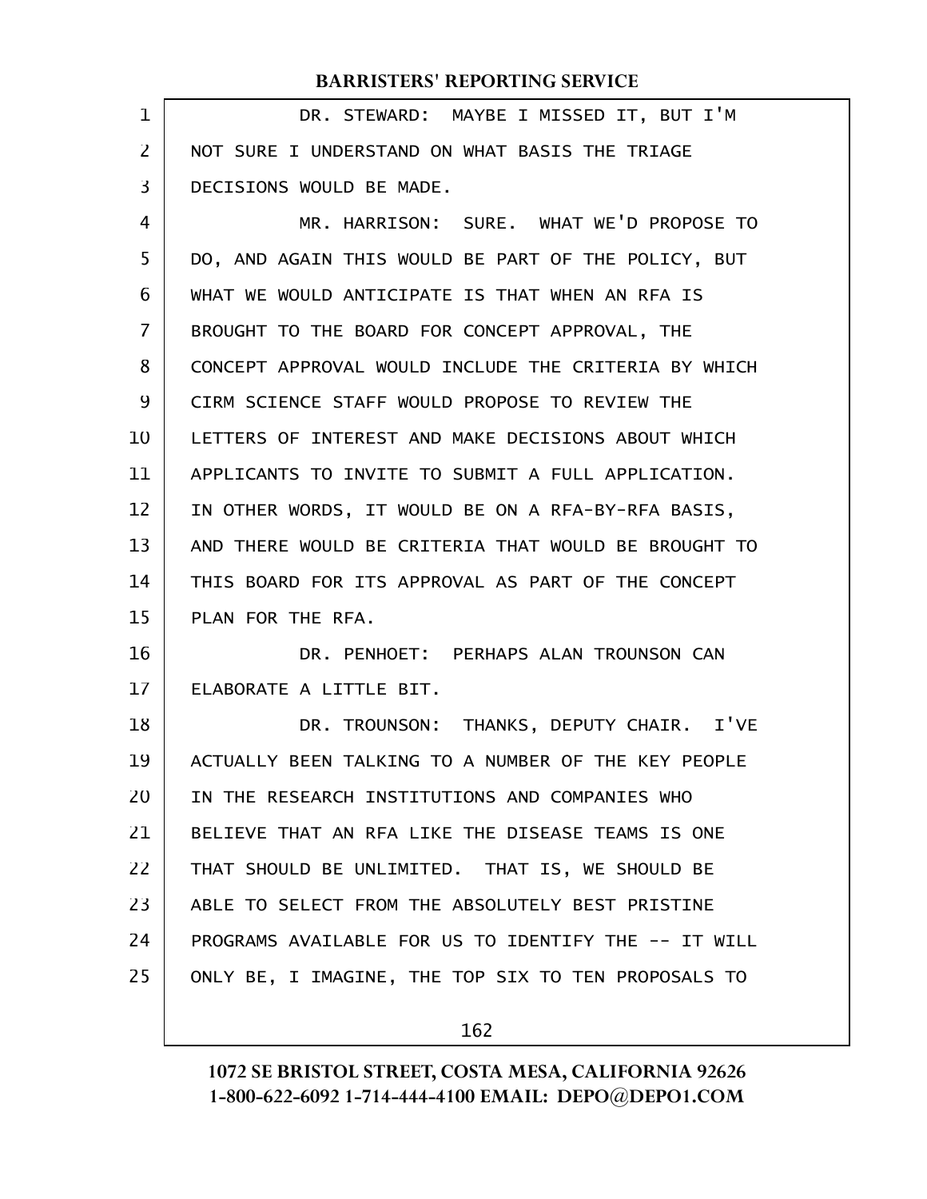DR. STEWARD: MAYBE I MISSED IT, BUT I'M NOT SURE I UNDERSTAND ON WHAT BASIS THE TRIAGE DECISIONS WOULD BE MADE.

MR. HARRISON: SURE. WHAT WE'D PROPOSE TO DO, AND AGAIN THIS WOULD BE PART OF THE POLICY, BUT WHAT WE WOULD ANTICIPATE IS THAT WHEN AN RFA IS BROUGHT TO THE BOARD FOR CONCEPT APPROVAL, THE CONCEPT APPROVAL WOULD INCLUDE THE CRITERIA BY WHICH CIRM SCIENCE STAFF WOULD PROPOSE TO REVIEW THE LETTERS OF INTEREST AND MAKE DECISIONS ABOUT WHICH APPLICANTS TO INVITE TO SUBMIT A FULL APPLICATION. IN OTHER WORDS, IT WOULD BE ON A RFA-BY-RFA BASIS, AND THERE WOULD BE CRITERIA THAT WOULD BE BROUGHT TO THIS BOARD FOR ITS APPROVAL AS PART OF THE CONCEPT PLAN FOR THE RFA.

DR. PENHOET: PERHAPS ALAN TROUNSON CAN ELABORATE A LITTLE BIT.

DR. TROUNSON: THANKS, DEPUTY CHAIR. I'VE ACTUALLY BEEN TALKING TO A NUMBER OF THE KEY PEOPLE IN THE RESEARCH INSTITUTIONS AND COMPANIES WHO BELIEVE THAT AN RFA LIKE THE DISEASE TEAMS IS ONE THAT SHOULD BE UNLIMITED. THAT IS, WE SHOULD BE ABLE TO SELECT FROM THE ABSOLUTELY BEST PRISTINE PROGRAMS AVAILABLE FOR US TO IDENTIFY THE -- IT WILL ONLY BE, I IMAGINE, THE TOP SIX TO TEN PROPOSALS TO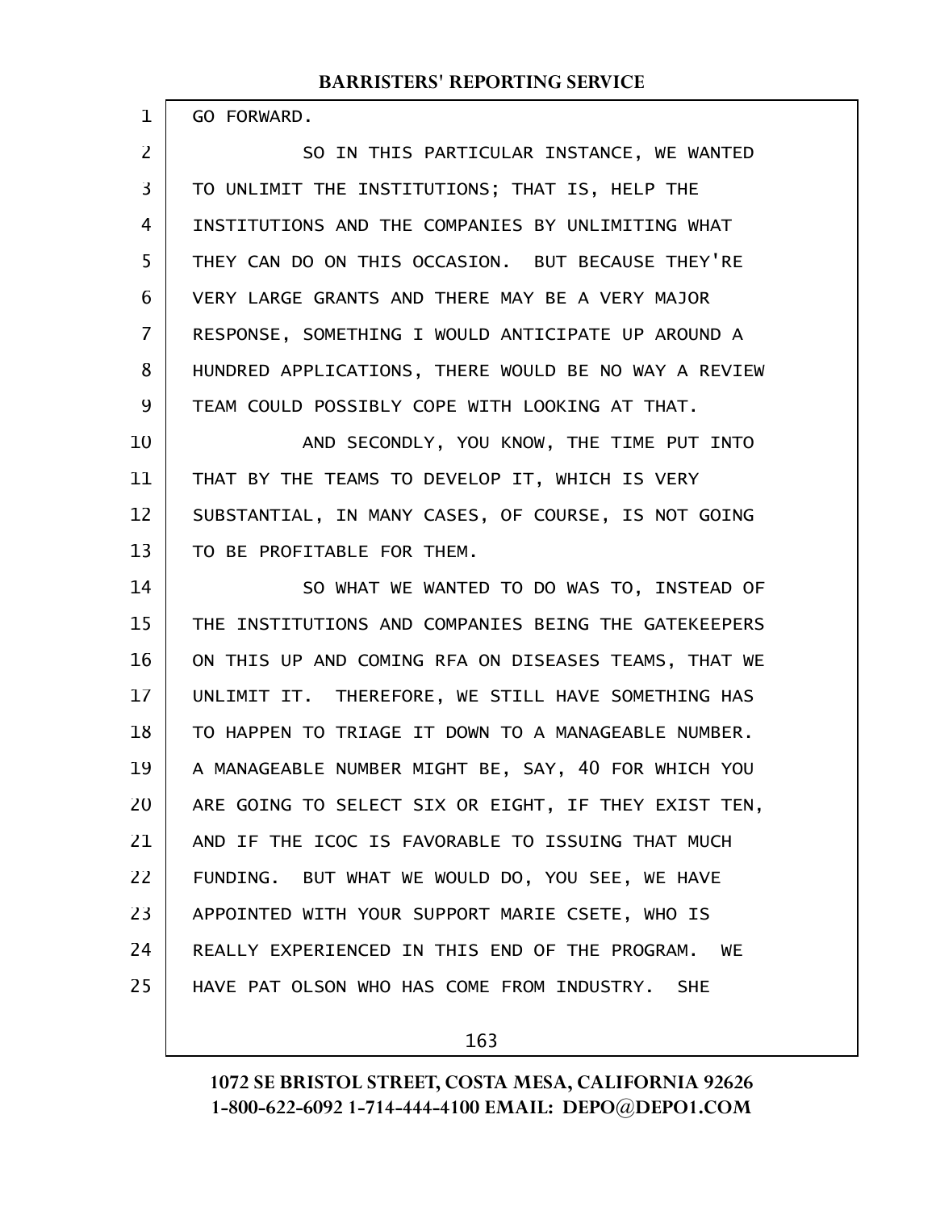GO FORWARD.

SO IN THIS PARTICULAR INSTANCE, WE WANTED TO UNLIMIT THE INSTITUTIONS; THAT IS, HELP THE INSTITUTIONS AND THE COMPANIES BY UNLIMITING WHAT THEY CAN DO ON THIS OCCASION. BUT BECAUSE THEY'RE VERY LARGE GRANTS AND THERE MAY BE A VERY MAJOR RESPONSE, SOMETHING I WOULD ANTICIPATE UP AROUND A HUNDRED APPLICATIONS, THERE WOULD BE NO WAY A REVIEW TEAM COULD POSSIBLY COPE WITH LOOKING AT THAT.

AND SECONDLY, YOU KNOW, THE TIME PUT INTO THAT BY THE TEAMS TO DEVELOP IT, WHICH IS VERY SUBSTANTIAL, IN MANY CASES, OF COURSE, IS NOT GOING TO BE PROFITABLE FOR THEM.

SO WHAT WE WANTED TO DO WAS TO, INSTEAD OF THE INSTITUTIONS AND COMPANIES BEING THE GATEKEEPERS ON THIS UP AND COMING RFA ON DISEASES TEAMS, THAT WE UNLIMIT IT. THEREFORE, WE STILL HAVE SOMETHING HAS TO HAPPEN TO TRIAGE IT DOWN TO A MANAGEABLE NUMBER. A MANAGEABLE NUMBER MIGHT BE, SAY, 40 FOR WHICH YOU ARE GOING TO SELECT SIX OR EIGHT, IF THEY EXIST TEN, AND IF THE ICOC IS FAVORABLE TO ISSUING THAT MUCH FUNDING. BUT WHAT WE WOULD DO, YOU SEE, WE HAVE APPOINTED WITH YOUR SUPPORT MARIE CSETE, WHO IS REALLY EXPERIENCED IN THIS END OF THE PROGRAM. WE HAVE PAT OLSON WHO HAS COME FROM INDUSTRY. SHE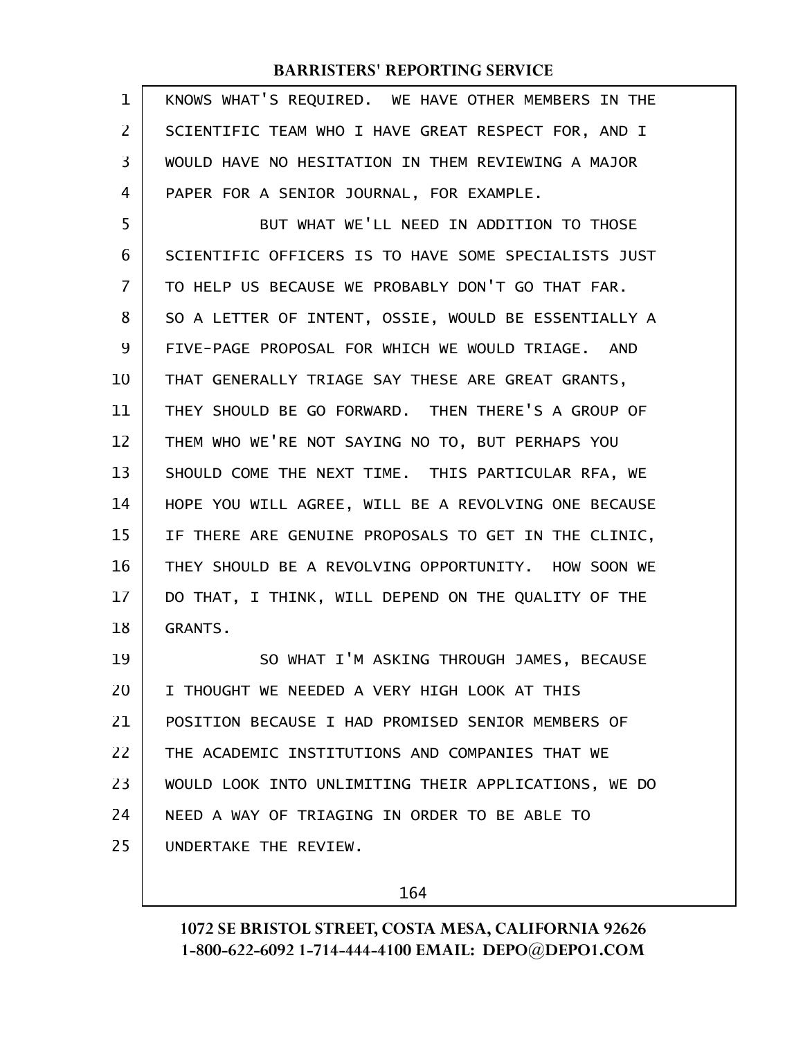KNOWS WHAT'S REQUIRED. WE HAVE OTHER MEMBERS IN THE SCIENTIFIC TEAM WHO I HAVE GREAT RESPECT FOR, AND I WOULD HAVE NO HESITATION IN THEM REVIEWING A MAJOR PAPER FOR A SENIOR JOURNAL, FOR EXAMPLE.

BUT WHAT WE'LL NEED IN ADDITION TO THOSE SCIENTIFIC OFFICERS IS TO HAVE SOME SPECIALISTS JUST TO HELP US BECAUSE WE PROBABLY DON'T GO THAT FAR. SO A LETTER OF INTENT, OSSIE, WOULD BE ESSENTIALLY A FIVE-PAGE PROPOSAL FOR WHICH WE WOULD TRIAGE. AND THAT GENERALLY TRIAGE SAY THESE ARE GREAT GRANTS, THEY SHOULD BE GO FORWARD. THEN THERE'S A GROUP OF THEM WHO WE'RE NOT SAYING NO TO, BUT PERHAPS YOU SHOULD COME THE NEXT TIME. THIS PARTICULAR RFA, WE HOPE YOU WILL AGREE, WILL BE A REVOLVING ONE BECAUSE IF THERE ARE GENUINE PROPOSALS TO GET IN THE CLINIC, THEY SHOULD BE A REVOLVING OPPORTUNITY. HOW SOON WE DO THAT, I THINK, WILL DEPEND ON THE QUALITY OF THE GRANTS.

SO WHAT I'M ASKING THROUGH JAMES, BECAUSE I THOUGHT WE NEEDED A VERY HIGH LOOK AT THIS POSITION BECAUSE I HAD PROMISED SENIOR MEMBERS OF THE ACADEMIC INSTITUTIONS AND COMPANIES THAT WE WOULD LOOK INTO UNLIMITING THEIR APPLICATIONS, WE DO NEED A WAY OF TRIAGING IN ORDER TO BE ABLE TO UNDERTAKE THE REVIEW.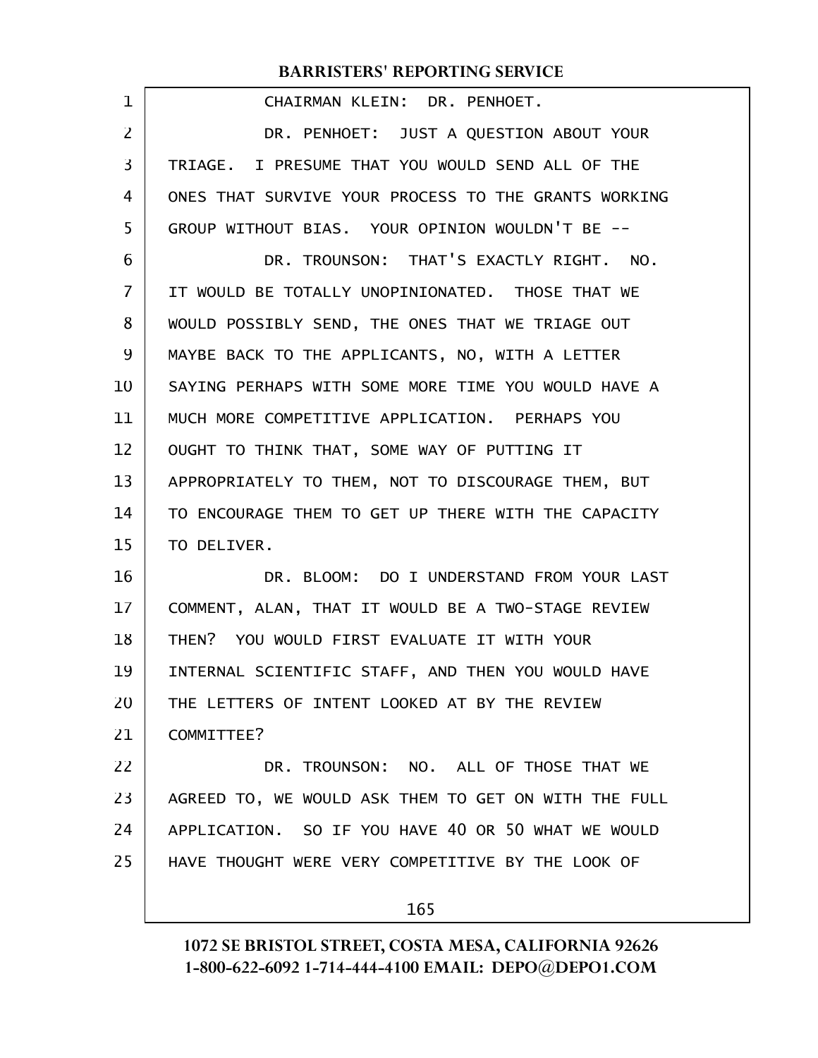CHAIRMAN KLEIN: DR. PENHOET.

DR. PENHOET: JUST A QUESTION ABOUT YOUR TRIAGE. I PRESUME THAT YOU WOULD SEND ALL OF THE ONES THAT SURVIVE YOUR PROCESS TO THE GRANTS WORKING GROUP WITHOUT BIAS. YOUR OPINION WOULDN'T BE --

DR. TROUNSON: THAT'S EXACTLY RIGHT. NO. IT WOULD BE TOTALLY UNOPINIONATED. THOSE THAT WE WOULD POSSIBLY SEND, THE ONES THAT WE TRIAGE OUT MAYBE BACK TO THE APPLICANTS, NO, WITH A LETTER SAYING PERHAPS WITH SOME MORE TIME YOU WOULD HAVE A MUCH MORE COMPETITIVE APPLICATION. PERHAPS YOU OUGHT TO THINK THAT, SOME WAY OF PUTTING IT APPROPRIATELY TO THEM, NOT TO DISCOURAGE THEM, BUT TO ENCOURAGE THEM TO GET UP THERE WITH THE CAPACITY TO DELIVER.

DR. BLOOM: DO I UNDERSTAND FROM YOUR LAST COMMENT, ALAN, THAT IT WOULD BE A TWO-STAGE REVIEW THEN? YOU WOULD FIRST EVALUATE IT WITH YOUR INTERNAL SCIENTIFIC STAFF, AND THEN YOU WOULD HAVE THE LETTERS OF INTENT LOOKED AT BY THE REVIEW COMMITTEE?

DR. TROUNSON: NO. ALL OF THOSE THAT WE AGREED TO, WE WOULD ASK THEM TO GET ON WITH THE FULL APPLICATION. SO IF YOU HAVE 40 OR 50 WHAT WE WOULD HAVE THOUGHT WERE VERY COMPETITIVE BY THE LOOK OF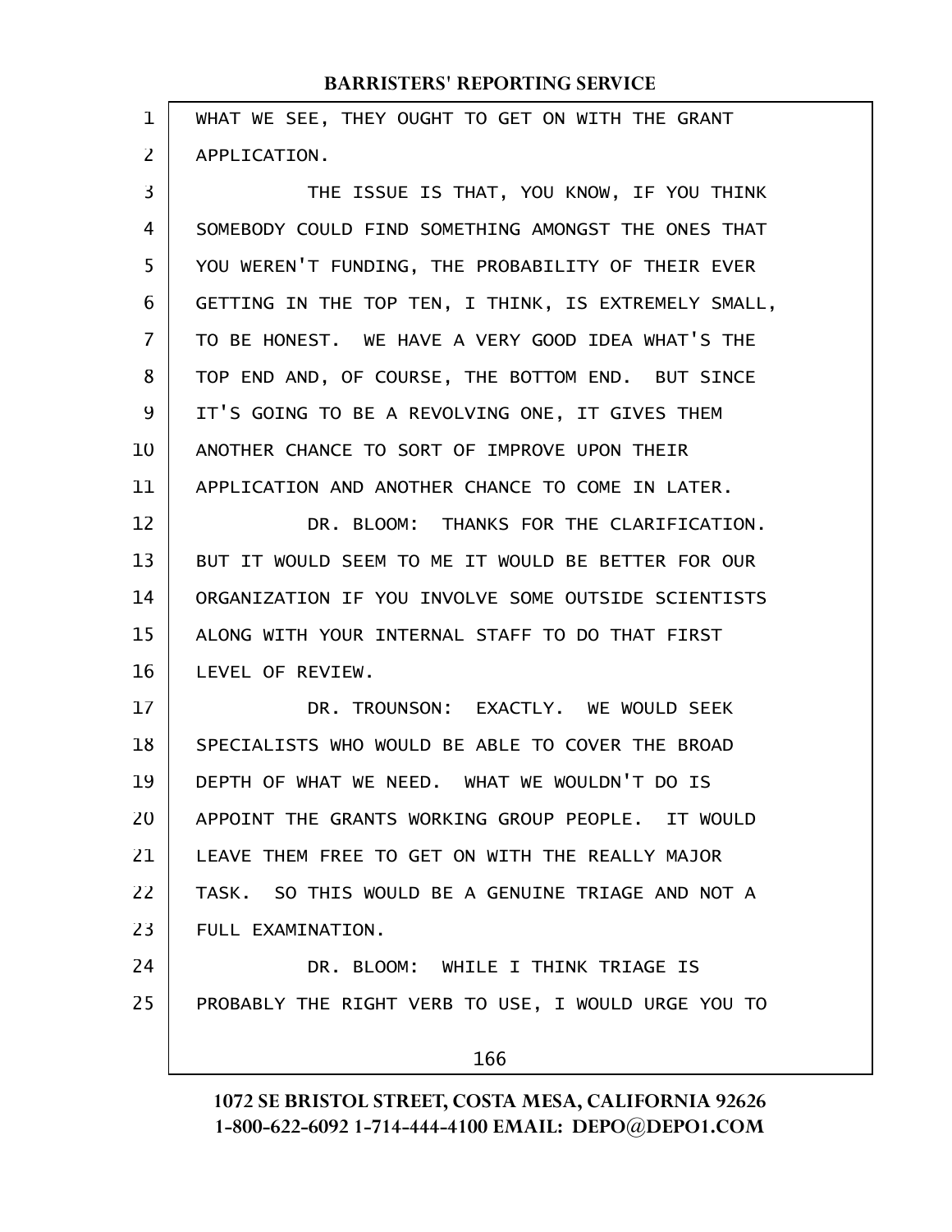WHAT WE SEE, THEY OUGHT TO GET ON WITH THE GRANT APPLICATION.

THE ISSUE IS THAT, YOU KNOW, IF YOU THINK SOMEBODY COULD FIND SOMETHING AMONGST THE ONES THAT YOU WEREN'T FUNDING, THE PROBABILITY OF THEIR EVER GETTING IN THE TOP TEN, I THINK, IS EXTREMELY SMALL, TO BE HONEST. WE HAVE A VERY GOOD IDEA WHAT'S THE TOP END AND, OF COURSE, THE BOTTOM END. BUT SINCE IT'S GOING TO BE A REVOLVING ONE, IT GIVES THEM ANOTHER CHANCE TO SORT OF IMPROVE UPON THEIR APPLICATION AND ANOTHER CHANCE TO COME IN LATER.

DR. BLOOM: THANKS FOR THE CLARIFICATION. BUT IT WOULD SEEM TO ME IT WOULD BE BETTER FOR OUR ORGANIZATION IF YOU INVOLVE SOME OUTSIDE SCIENTISTS ALONG WITH YOUR INTERNAL STAFF TO DO THAT FIRST LEVEL OF REVIEW.

DR. TROUNSON: EXACTLY. WE WOULD SEEK SPECIALISTS WHO WOULD BE ABLE TO COVER THE BROAD DEPTH OF WHAT WE NEED. WHAT WE WOULDN'T DO IS APPOINT THE GRANTS WORKING GROUP PEOPLE. IT WOULD LEAVE THEM FREE TO GET ON WITH THE REALLY MAJOR TASK. SO THIS WOULD BE A GENUINE TRIAGE AND NOT A FULL EXAMINATION.

DR. BLOOM: WHILE I THINK TRIAGE IS PROBABLY THE RIGHT VERB TO USE, I WOULD URGE YOU TO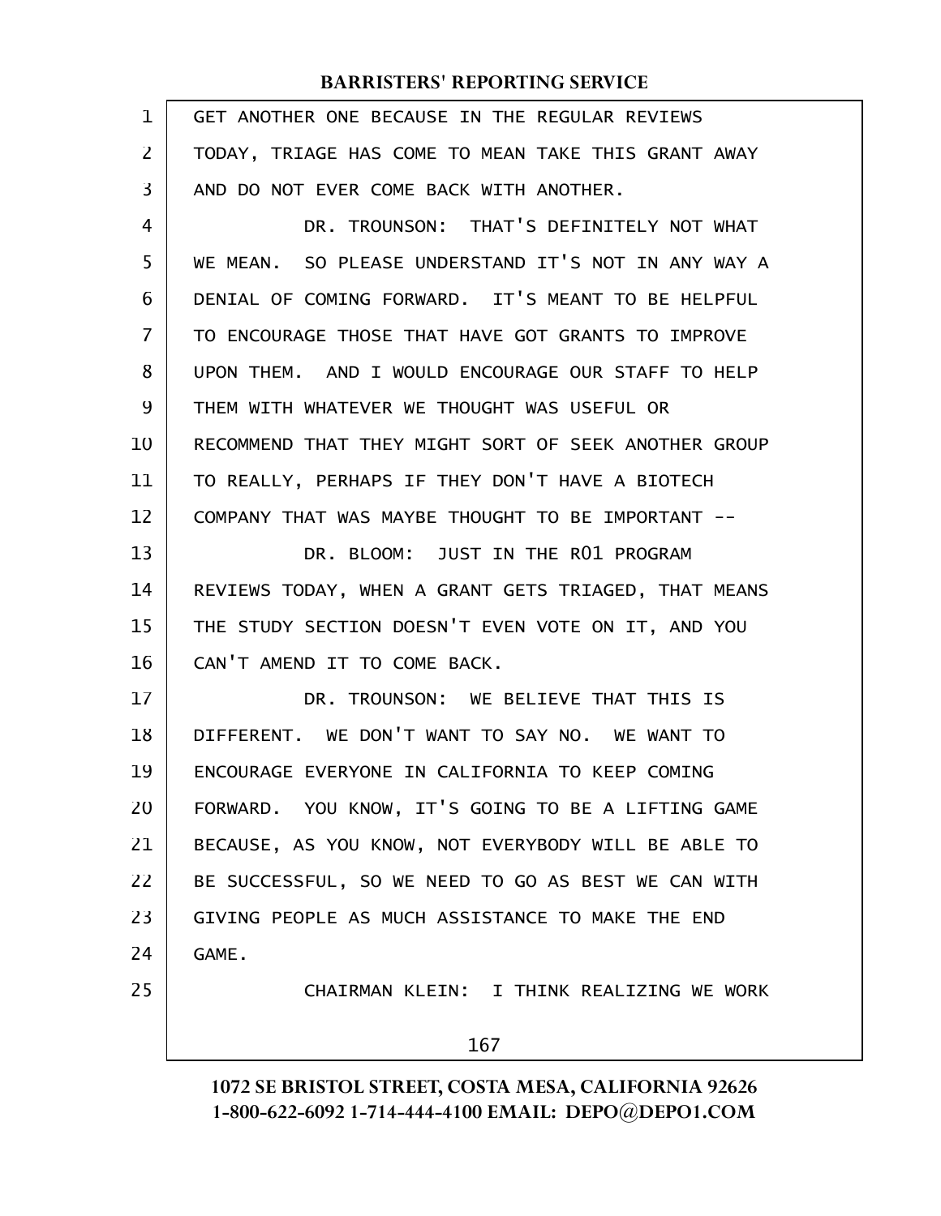GET ANOTHER ONE BECAUSE IN THE REGULAR REVIEWS TODAY, TRIAGE HAS COME TO MEAN TAKE THIS GRANT AWAY AND DO NOT EVER COME BACK WITH ANOTHER.

DR. TROUNSON: THAT'S DEFINITELY NOT WHAT WE MEAN. SO PLEASE UNDERSTAND IT'S NOT IN ANY WAY A DENIAL OF COMING FORWARD. IT'S MEANT TO BE HELPFUL TO ENCOURAGE THOSE THAT HAVE GOT GRANTS TO IMPROVE UPON THEM. AND I WOULD ENCOURAGE OUR STAFF TO HELP THEM WITH WHATEVER WE THOUGHT WAS USEFUL OR RECOMMEND THAT THEY MIGHT SORT OF SEEK ANOTHER GROUP TO REALLY, PERHAPS IF THEY DON'T HAVE A BIOTECH COMPANY THAT WAS MAYBE THOUGHT TO BE IMPORTANT --

DR. BLOOM: JUST IN THE R01 PROGRAM REVIEWS TODAY, WHEN A GRANT GETS TRIAGED, THAT MEANS THE STUDY SECTION DOESN'T EVEN VOTE ON IT, AND YOU CAN'T AMEND IT TO COME BACK.

DR. TROUNSON: WE BELIEVE THAT THIS IS DIFFERENT. WE DON'T WANT TO SAY NO. WE WANT TO ENCOURAGE EVERYONE IN CALIFORNIA TO KEEP COMING FORWARD. YOU KNOW, IT'S GOING TO BE A LIFTING GAME BECAUSE, AS YOU KNOW, NOT EVERYBODY WILL BE ABLE TO BE SUCCESSFUL, SO WE NEED TO GO AS BEST WE CAN WITH GIVING PEOPLE AS MUCH ASSISTANCE TO MAKE THE END GAME.

CHAIRMAN KLEIN: I THINK REALIZING WE WORK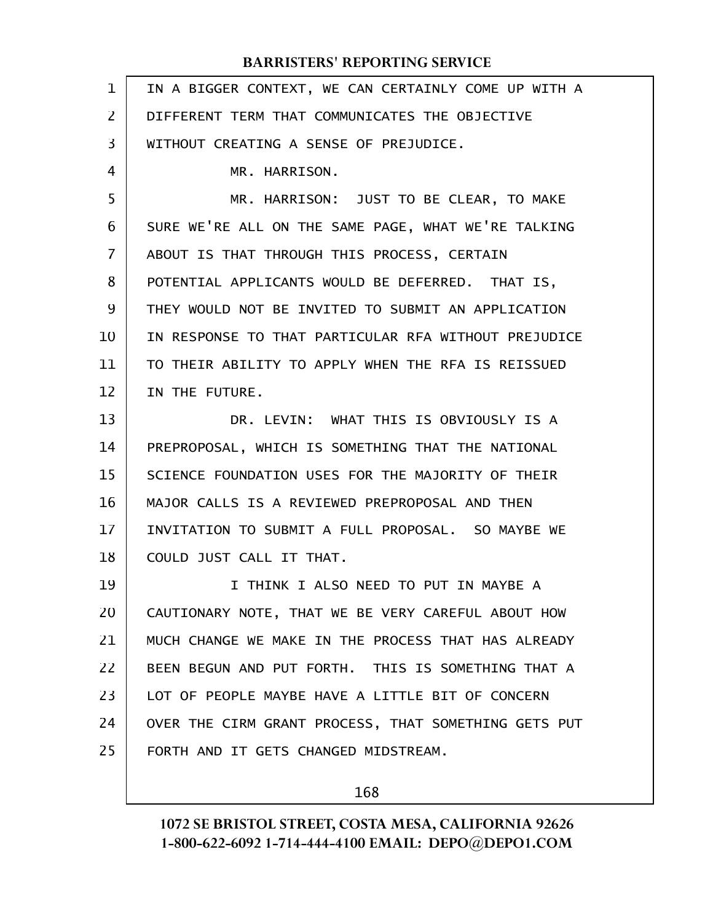IN A BIGGER CONTEXT, WE CAN CERTAINLY COME UP WITH A DIFFERENT TERM THAT COMMUNICATES THE OBJECTIVE WITHOUT CREATING A SENSE OF PREJUDICE.

MR. HARRISON.

MR. HARRISON: JUST TO BE CLEAR, TO MAKE SURE WE'RE ALL ON THE SAME PAGE, WHAT WE'RE TALKING ABOUT IS THAT THROUGH THIS PROCESS, CERTAIN POTENTIAL APPLICANTS WOULD BE DEFERRED. THAT IS, THEY WOULD NOT BE INVITED TO SUBMIT AN APPLICATION IN RESPONSE TO THAT PARTICULAR RFA WITHOUT PREJUDICE TO THEIR ABILITY TO APPLY WHEN THE RFA IS REISSUED IN THE FUTURE.

DR. LEVIN: WHAT THIS IS OBVIOUSLY IS A PREPROPOSAL, WHICH IS SOMETHING THAT THE NATIONAL SCIENCE FOUNDATION USES FOR THE MAJORITY OF THEIR MAJOR CALLS IS A REVIEWED PREPROPOSAL AND THEN INVITATION TO SUBMIT A FULL PROPOSAL. SO MAYBE WE COULD JUST CALL IT THAT.

I THINK I ALSO NEED TO PUT IN MAYBE A CAUTIONARY NOTE, THAT WE BE VERY CAREFUL ABOUT HOW MUCH CHANGE WE MAKE IN THE PROCESS THAT HAS ALREADY BEEN BEGUN AND PUT FORTH. THIS IS SOMETHING THAT A LOT OF PEOPLE MAYBE HAVE A LITTLE BIT OF CONCERN OVER THE CIRM GRANT PROCESS, THAT SOMETHING GETS PUT FORTH AND IT GETS CHANGED MIDSTREAM.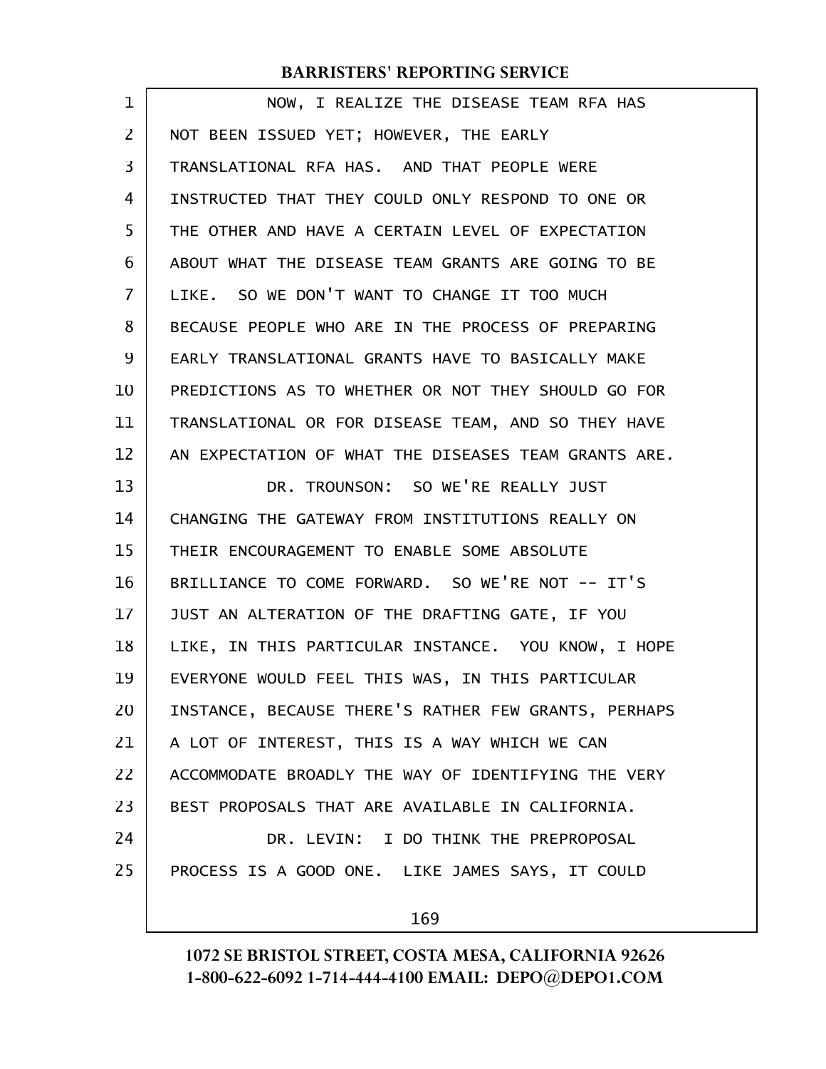NOW, I REALIZE THE DISEASE TEAM RFA HAS NOT BEEN ISSUED YET; HOWEVER, THE EARLY TRANSLATIONAL RFA HAS. AND THAT PEOPLE WERE INSTRUCTED THAT THEY COULD ONLY RESPOND TO ONE OR THE OTHER AND HAVE A CERTAIN LEVEL OF EXPECTATION ABOUT WHAT THE DISEASE TEAM GRANTS ARE GOING TO BE LIKE. SO WE DON'T WANT TO CHANGE IT TOO MUCH BECAUSE PEOPLE WHO ARE IN THE PROCESS OF PREPARING EARLY TRANSLATIONAL GRANTS HAVE TO BASICALLY MAKE PREDICTIONS AS TO WHETHER OR NOT THEY SHOULD GO FOR TRANSLATIONAL OR FOR DISEASE TEAM, AND SO THEY HAVE AN EXPECTATION OF WHAT THE DISEASES TEAM GRANTS ARE.

DR. TROUNSON: SO WE'RE REALLY JUST CHANGING THE GATEWAY FROM INSTITUTIONS REALLY ON THEIR ENCOURAGEMENT TO ENABLE SOME ABSOLUTE BRILLIANCE TO COME FORWARD. SO WE'RE NOT -- IT'S JUST AN ALTERATION OF THE DRAFTING GATE, IF YOU LIKE, IN THIS PARTICULAR INSTANCE. YOU KNOW, I HOPE EVERYONE WOULD FEEL THIS WAS, IN THIS PARTICULAR INSTANCE, BECAUSE THERE'S RATHER FEW GRANTS, PERHAPS A LOT OF INTEREST, THIS IS A WAY WHICH WE CAN ACCOMMODATE BROADLY THE WAY OF IDENTIFYING THE VERY BEST PROPOSALS THAT ARE AVAILABLE IN CALIFORNIA.

DR. LEVIN: I DO THINK THE PREPROPOSAL PROCESS IS A GOOD ONE. LIKE JAMES SAYS, IT COULD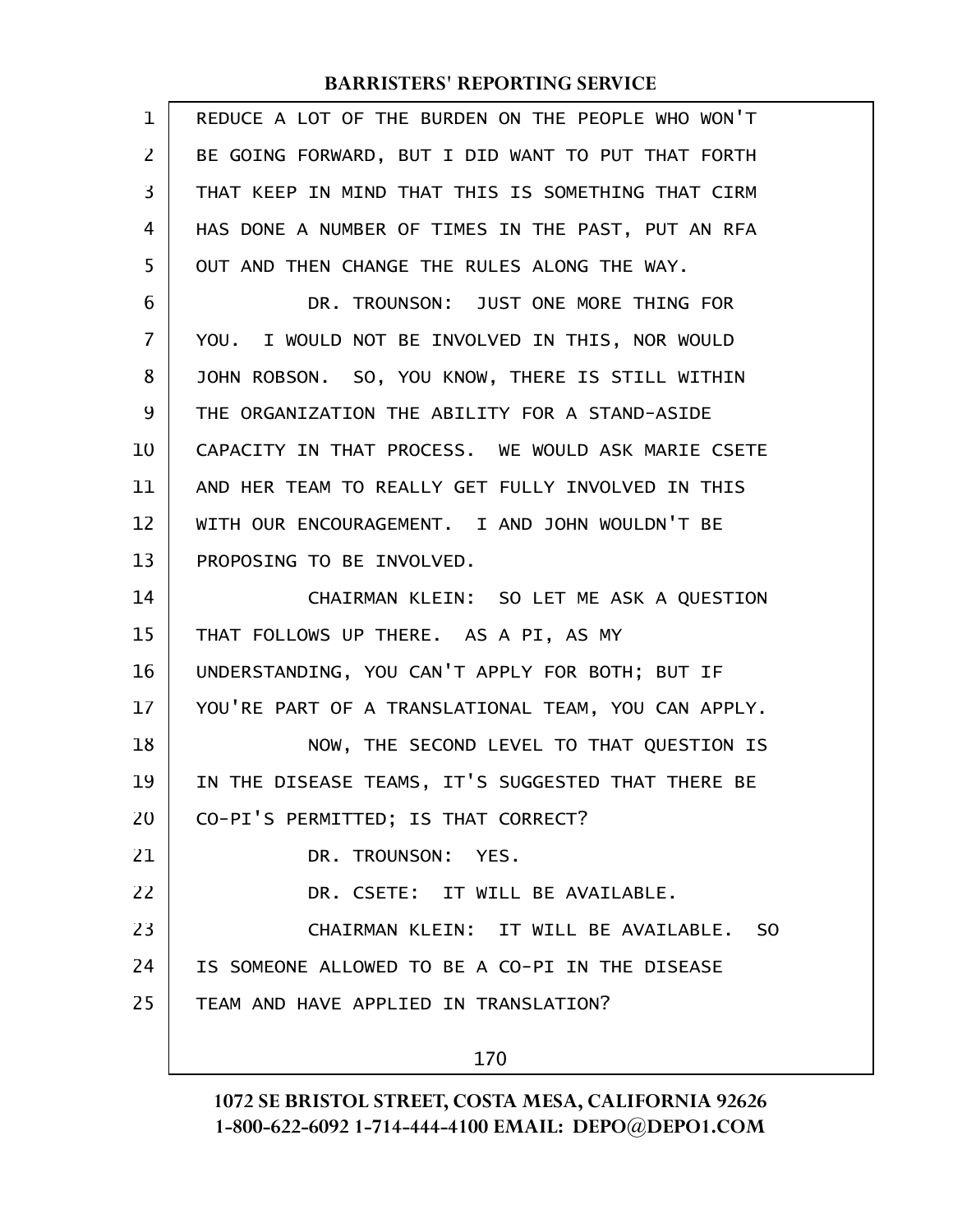REDUCE A LOT OF THE BURDEN ON THE PEOPLE WHO WON'T BE GOING FORWARD, BUT I DID WANT TO PUT THAT FORTH THAT KEEP IN MIND THAT THIS IS SOMETHING THAT CIRM HAS DONE A NUMBER OF TIMES IN THE PAST, PUT AN RFA OUT AND THEN CHANGE THE RULES ALONG THE WAY.

DR. TROUNSON: JUST ONE MORE THING FOR YOU. I WOULD NOT BE INVOLVED IN THIS, NOR WOULD JOHN ROBSON. SO, YOU KNOW, THERE IS STILL WITHIN THE ORGANIZATION THE ABILITY FOR A STAND-ASIDE CAPACITY IN THAT PROCESS. WE WOULD ASK MARIE CSETE AND HER TEAM TO REALLY GET FULLY INVOLVED IN THIS WITH OUR ENCOURAGEMENT. I AND JOHN WOULDN'T BE PROPOSING TO BE INVOLVED.

CHAIRMAN KLEIN: SO LET ME ASK A QUESTION THAT FOLLOWS UP THERE. AS A PI, AS MY UNDERSTANDING, YOU CAN'T APPLY FOR BOTH; BUT IF YOU'RE PART OF A TRANSLATIONAL TEAM, YOU CAN APPLY.

NOW, THE SECOND LEVEL TO THAT QUESTION IS IN THE DISEASE TEAMS, IT'S SUGGESTED THAT THERE BE CO-PI'S PERMITTED; IS THAT CORRECT?

DR. TROUNSON: YES.

DR. CSETE: IT WILL BE AVAILABLE.

CHAIRMAN KLEIN: IT WILL BE AVAILABLE. SO IS SOMEONE ALLOWED TO BE A CO-PI IN THE DISEASE TEAM AND HAVE APPLIED IN TRANSLATION?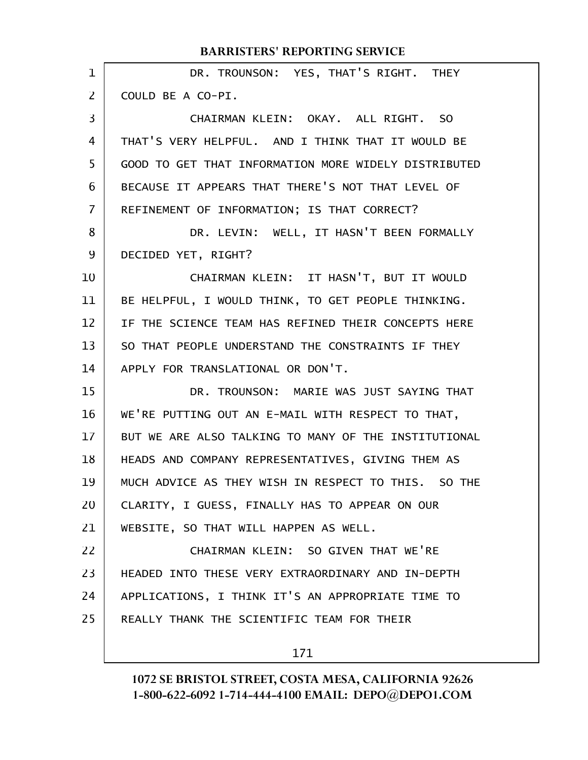DR. TROUNSON: YES, THAT'S RIGHT. THEY COULD BE A CO-PI.

CHAIRMAN KLEIN: OKAY. ALL RIGHT. SO THAT'S VERY HELPFUL. AND I THINK THAT IT WOULD BE GOOD TO GET THAT INFORMATION MORE WIDELY DISTRIBUTED BECAUSE IT APPEARS THAT THERE'S NOT THAT LEVEL OF REFINEMENT OF INFORMATION; IS THAT CORRECT?

DR. LEVIN: WELL, IT HASN'T BEEN FORMALLY DECIDED YET, RIGHT?

CHAIRMAN KLEIN: IT HASN'T, BUT IT WOULD BE HELPFUL, I WOULD THINK, TO GET PEOPLE THINKING. IF THE SCIENCE TEAM HAS REFINED THEIR CONCEPTS HERE SO THAT PEOPLE UNDERSTAND THE CONSTRAINTS IF THEY APPLY FOR TRANSLATIONAL OR DON'T.

DR. TROUNSON: MARIE WAS JUST SAYING THAT WE'RE PUTTING OUT AN E-MAIL WITH RESPECT TO THAT, BUT WE ARE ALSO TALKING TO MANY OF THE INSTITUTIONAL HEADS AND COMPANY REPRESENTATIVES, GIVING THEM AS MUCH ADVICE AS THEY WISH IN RESPECT TO THIS. SO THE CLARITY, I GUESS, FINALLY HAS TO APPEAR ON OUR WEBSITE, SO THAT WILL HAPPEN AS WELL.

CHAIRMAN KLEIN: SO GIVEN THAT WE'RE HEADED INTO THESE VERY EXTRAORDINARY AND IN-DEPTH APPLICATIONS, I THINK IT'S AN APPROPRIATE TIME TO REALLY THANK THE SCIENTIFIC TEAM FOR THEIR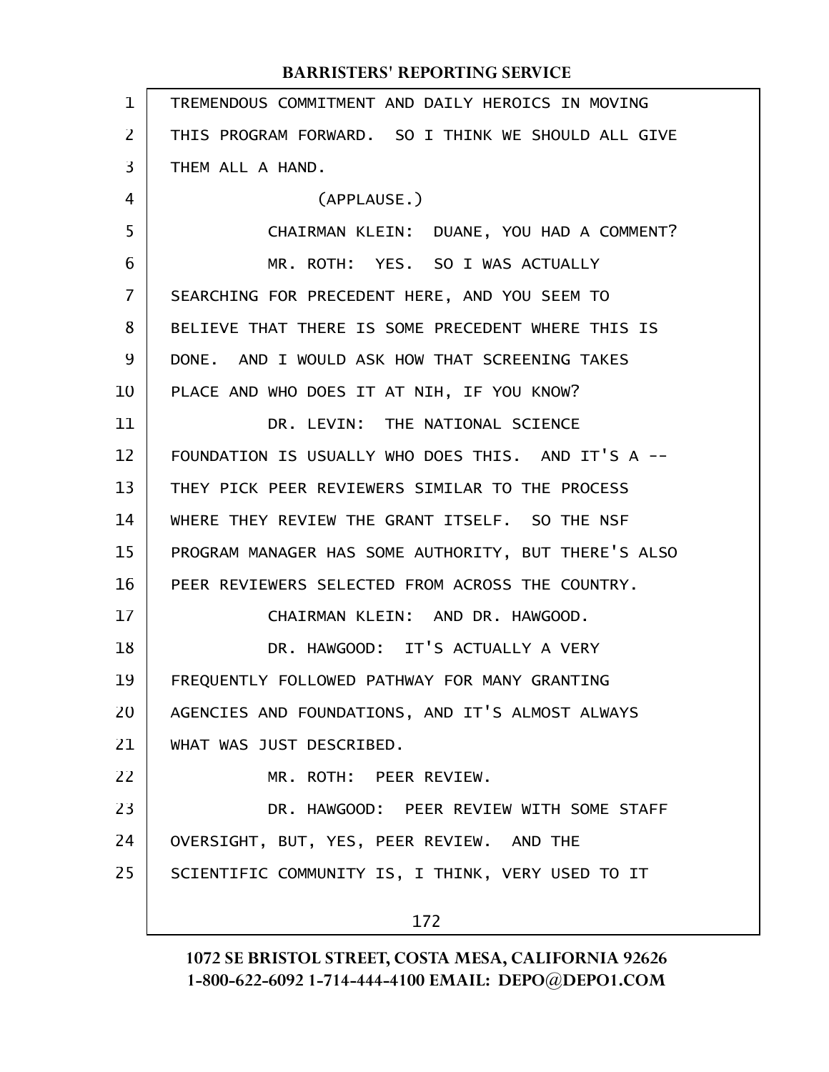TREMENDOUS COMMITMENT AND DAILY HEROICS IN MOVING THIS PROGRAM FORWARD. SO I THINK WE SHOULD ALL GIVE THEM ALL A HAND.

(APPLAUSE.)

CHAIRMAN KLEIN: DUANE, YOU HAD A COMMENT?

MR. ROTH: YES. SO I WAS ACTUALLY SEARCHING FOR PRECEDENT HERE, AND YOU SEEM TO BELIEVE THAT THERE IS SOME PRECEDENT WHERE THIS IS DONE. AND I WOULD ASK HOW THAT SCREENING TAKES PLACE AND WHO DOES IT AT NIH, IF YOU KNOW?

DR. LEVIN: THE NATIONAL SCIENCE FOUNDATION IS USUALLY WHO DOES THIS. AND IT'S A -- THEY PICK PEER REVIEWERS SIMILAR TO THE PROCESS WHERE THEY REVIEW THE GRANT ITSELF. SO THE NSF PROGRAM MANAGER HAS SOME AUTHORITY, BUT THERE'S ALSO PEER REVIEWERS SELECTED FROM ACROSS THE COUNTRY.

CHAIRMAN KLEIN: AND DR. HAWGOOD.

DR. HAWGOOD: IT'S ACTUALLY A VERY FREQUENTLY FOLLOWED PATHWAY FOR MANY GRANTING AGENCIES AND FOUNDATIONS, AND IT'S ALMOST ALWAYS WHAT WAS JUST DESCRIBED.

MR. ROTH: PEER REVIEW.

DR. HAWGOOD: PEER REVIEW WITH SOME STAFF OVERSIGHT, BUT, YES, PEER REVIEW. AND THE SCIENTIFIC COMMUNITY IS, I THINK, VERY USED TO IT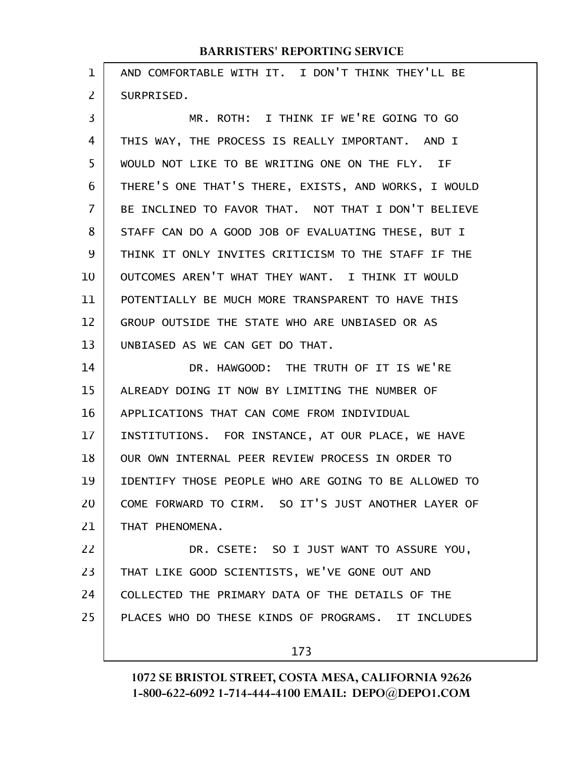AND COMFORTABLE WITH IT. I DON'T THINK THEY'LL BE SURPRISED.

MR. ROTH: I THINK IF WE'RE GOING TO GO THIS WAY, THE PROCESS IS REALLY IMPORTANT. AND I WOULD NOT LIKE TO BE WRITING ONE ON THE FLY. IF THERE'S ONE THAT'S THERE, EXISTS, AND WORKS, I WOULD BE INCLINED TO FAVOR THAT. NOT THAT I DON'T BELIEVE STAFF CAN DO A GOOD JOB OF EVALUATING THESE, BUT I THINK IT ONLY INVITES CRITICISM TO THE STAFF IF THE OUTCOMES AREN'T WHAT THEY WANT. I THINK IT WOULD POTENTIALLY BE MUCH MORE TRANSPARENT TO HAVE THIS GROUP OUTSIDE THE STATE WHO ARE UNBIASED OR AS UNBIASED AS WE CAN GET DO THAT.

DR. HAWGOOD: THE TRUTH OF IT IS WE'RE ALREADY DOING IT NOW BY LIMITING THE NUMBER OF APPLICATIONS THAT CAN COME FROM INDIVIDUAL INSTITUTIONS. FOR INSTANCE, AT OUR PLACE, WE HAVE OUR OWN INTERNAL PEER REVIEW PROCESS IN ORDER TO IDENTIFY THOSE PEOPLE WHO ARE GOING TO BE ALLOWED TO COME FORWARD TO CIRM. SO IT'S JUST ANOTHER LAYER OF THAT PHENOMENA.

DR. CSETE: SO I JUST WANT TO ASSURE YOU, THAT LIKE GOOD SCIENTISTS, WE'VE GONE OUT AND COLLECTED THE PRIMARY DATA OF THE DETAILS OF THE PLACES WHO DO THESE KINDS OF PROGRAMS. IT INCLUDES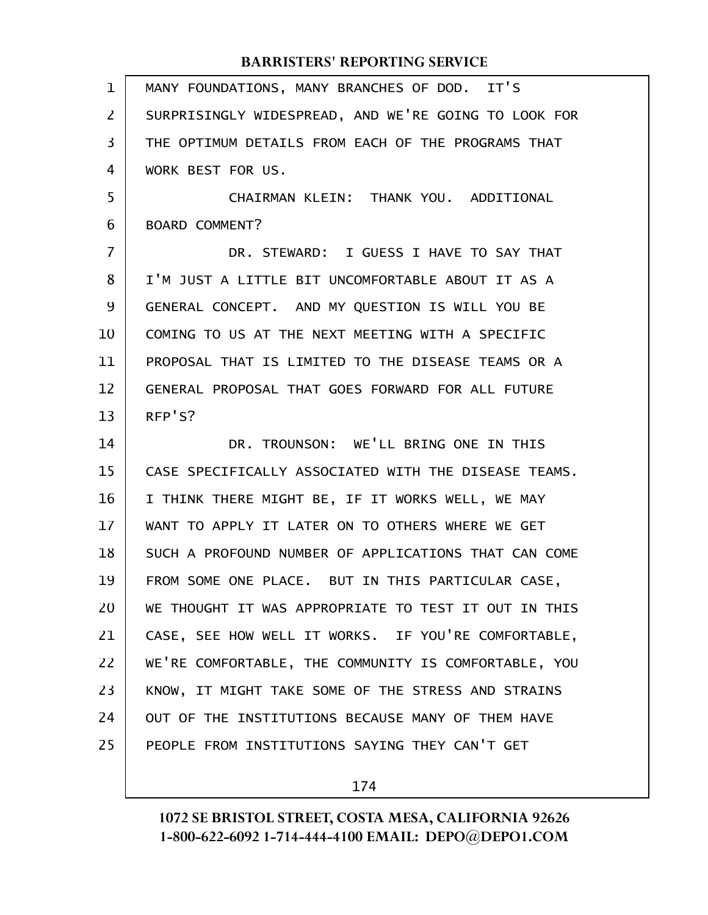MANY FOUNDATIONS, MANY BRANCHES OF DOD. IT'S SURPRISINGLY WIDESPREAD, AND WE'RE GOING TO LOOK FOR THE OPTIMUM DETAILS FROM EACH OF THE PROGRAMS THAT WORK BEST FOR US.

CHAIRMAN KLEIN: THANK YOU. ADDITIONAL BOARD COMMENT?

DR. STEWARD: I GUESS I HAVE TO SAY THAT I'M JUST A LITTLE BIT UNCOMFORTABLE ABOUT IT AS A GENERAL CONCEPT. AND MY QUESTION IS WILL YOU BE COMING TO US AT THE NEXT MEETING WITH A SPECIFIC PROPOSAL THAT IS LIMITED TO THE DISEASE TEAMS OR A GENERAL PROPOSAL THAT GOES FORWARD FOR ALL FUTURE RFP'S?

DR. TROUNSON: WE'LL BRING ONE IN THIS CASE SPECIFICALLY ASSOCIATED WITH THE DISEASE TEAMS. I THINK THERE MIGHT BE, IF IT WORKS WELL, WE MAY WANT TO APPLY IT LATER ON TO OTHERS WHERE WE GET SUCH A PROFOUND NUMBER OF APPLICATIONS THAT CAN COME FROM SOME ONE PLACE. BUT IN THIS PARTICULAR CASE, WE THOUGHT IT WAS APPROPRIATE TO TEST IT OUT IN THIS CASE, SEE HOW WELL IT WORKS. IF YOU'RE COMFORTABLE, WE'RE COMFORTABLE, THE COMMUNITY IS COMFORTABLE, YOU KNOW, IT MIGHT TAKE SOME OF THE STRESS AND STRAINS OUT OF THE INSTITUTIONS BECAUSE MANY OF THEM HAVE PEOPLE FROM INSTITUTIONS SAYING THEY CAN'T GET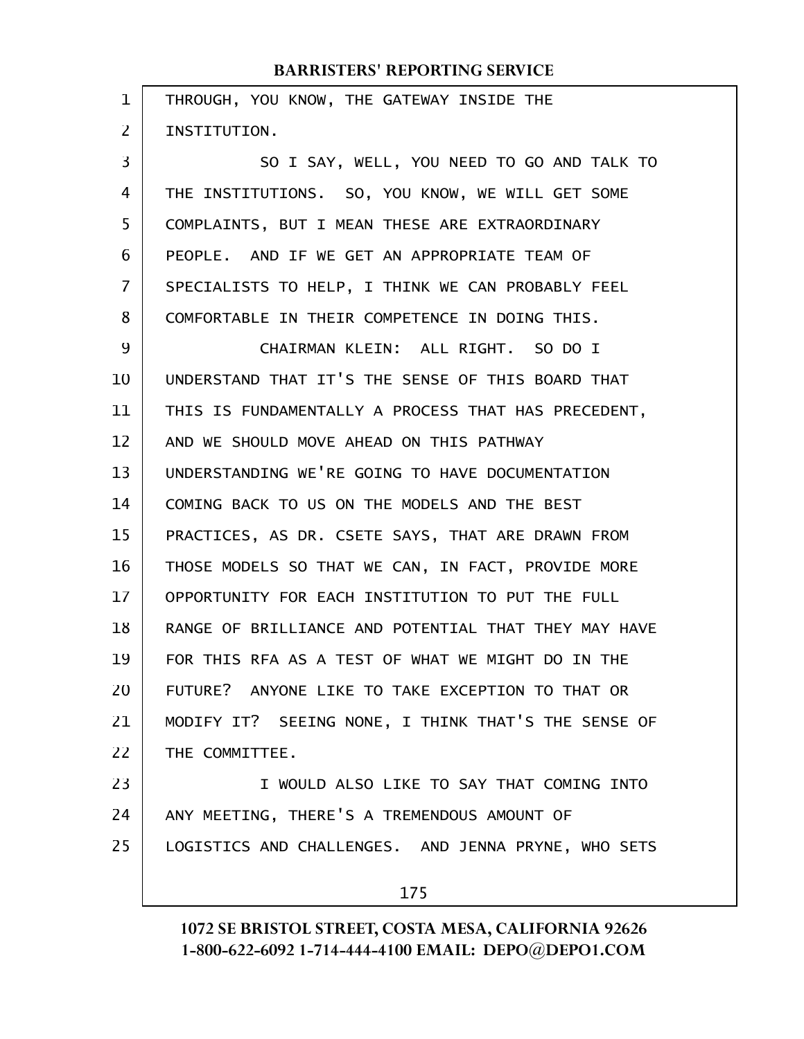THROUGH, YOU KNOW, THE GATEWAY INSIDE THE INSTITUTION.

SO I SAY, WELL, YOU NEED TO GO AND TALK TO THE INSTITUTIONS. SO, YOU KNOW, WE WILL GET SOME COMPLAINTS, BUT I MEAN THESE ARE EXTRAORDINARY PEOPLE. AND IF WE GET AN APPROPRIATE TEAM OF SPECIALISTS TO HELP, I THINK WE CAN PROBABLY FEEL COMFORTABLE IN THEIR COMPETENCE IN DOING THIS.

CHAIRMAN KLEIN: ALL RIGHT. SO DO I UNDERSTAND THAT IT'S THE SENSE OF THIS BOARD THAT THIS IS FUNDAMENTALLY A PROCESS THAT HAS PRECEDENT, AND WE SHOULD MOVE AHEAD ON THIS PATHWAY UNDERSTANDING WE'RE GOING TO HAVE DOCUMENTATION COMING BACK TO US ON THE MODELS AND THE BEST PRACTICES, AS DR. CSETE SAYS, THAT ARE DRAWN FROM THOSE MODELS SO THAT WE CAN, IN FACT, PROVIDE MORE OPPORTUNITY FOR EACH INSTITUTION TO PUT THE FULL RANGE OF BRILLIANCE AND POTENTIAL THAT THEY MAY HAVE FOR THIS RFA AS A TEST OF WHAT WE MIGHT DO IN THE FUTURE? ANYONE LIKE TO TAKE EXCEPTION TO THAT OR MODIFY IT? SEEING NONE, I THINK THAT'S THE SENSE OF THE COMMITTEE.

I WOULD ALSO LIKE TO SAY THAT COMING INTO ANY MEETING, THERE'S A TREMENDOUS AMOUNT OF LOGISTICS AND CHALLENGES. AND JENNA PRYNE, WHO SETS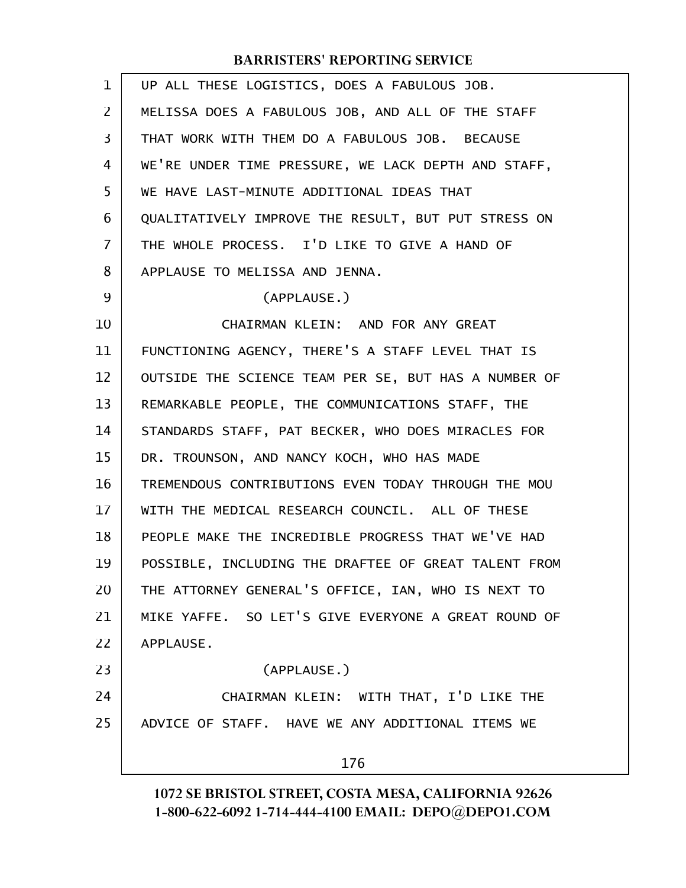UP ALL THESE LOGISTICS, DOES A FABULOUS JOB. MELISSA DOES A FABULOUS JOB, AND ALL OF THE STAFF THAT WORK WITH THEM DO A FABULOUS JOB. BECAUSE WE'RE UNDER TIME PRESSURE, WE LACK DEPTH AND STAFF, WE HAVE LAST-MINUTE ADDITIONAL IDEAS THAT QUALITATIVELY IMPROVE THE RESULT, BUT PUT STRESS ON THE WHOLE PROCESS. I'D LIKE TO GIVE A HAND OF APPLAUSE TO MELISSA AND JENNA.

(APPLAUSE.)

CHAIRMAN KLEIN: AND FOR ANY GREAT FUNCTIONING AGENCY, THERE'S A STAFF LEVEL THAT IS OUTSIDE THE SCIENCE TEAM PER SE, BUT HAS A NUMBER OF REMARKABLE PEOPLE, THE COMMUNICATIONS STAFF, THE STANDARDS STAFF, PAT BECKER, WHO DOES MIRACLES FOR DR. TROUNSON, AND NANCY KOCH, WHO HAS MADE TREMENDOUS CONTRIBUTIONS EVEN TODAY THROUGH THE MOU WITH THE MEDICAL RESEARCH COUNCIL. ALL OF THESE PEOPLE MAKE THE INCREDIBLE PROGRESS THAT WE'VE HAD POSSIBLE, INCLUDING THE DRAFTEE OF GREAT TALENT FROM THE ATTORNEY GENERAL'S OFFICE, IAN, WHO IS NEXT TO MIKE YAFFE. SO LET'S GIVE EVERYONE A GREAT ROUND OF APPLAUSE.

(APPLAUSE.)

CHAIRMAN KLEIN: WITH THAT, I'D LIKE THE ADVICE OF STAFF. HAVE WE ANY ADDITIONAL ITEMS WE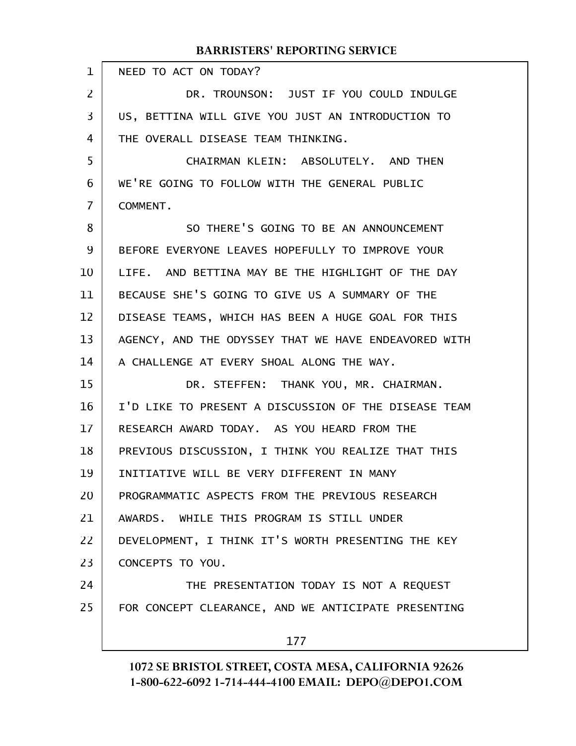NEED TO ACT ON TODAY?

DR. TROUNSON: JUST IF YOU COULD INDULGE US, BETTINA WILL GIVE YOU JUST AN INTRODUCTION TO THE OVERALL DISEASE TEAM THINKING.

CHAIRMAN KLEIN: ABSOLUTELY. AND THEN WE'RE GOING TO FOLLOW WITH THE GENERAL PUBLIC COMMENT.

SO THERE'S GOING TO BE AN ANNOUNCEMENT BEFORE EVERYONE LEAVES HOPEFULLY TO IMPROVE YOUR LIFE. AND BETTINA MAY BE THE HIGHLIGHT OF THE DAY BECAUSE SHE'S GOING TO GIVE US A SUMMARY OF THE DISEASE TEAMS, WHICH HAS BEEN A HUGE GOAL FOR THIS AGENCY, AND THE ODYSSEY THAT WE HAVE ENDEAVORED WITH A CHALLENGE AT EVERY SHOAL ALONG THE WAY.

DR. STEFFEN: THANK YOU, MR. CHAIRMAN. I'D LIKE TO PRESENT A DISCUSSION OF THE DISEASE TEAM RESEARCH AWARD TODAY. AS YOU HEARD FROM THE PREVIOUS DISCUSSION, I THINK YOU REALIZE THAT THIS INITIATIVE WILL BE VERY DIFFERENT IN MANY PROGRAMMATIC ASPECTS FROM THE PREVIOUS RESEARCH AWARDS. WHILE THIS PROGRAM IS STILL UNDER DEVELOPMENT, I THINK IT'S WORTH PRESENTING THE KEY CONCEPTS TO YOU.

THE PRESENTATION TODAY IS NOT A REQUEST FOR CONCEPT CLEARANCE, AND WE ANTICIPATE PRESENTING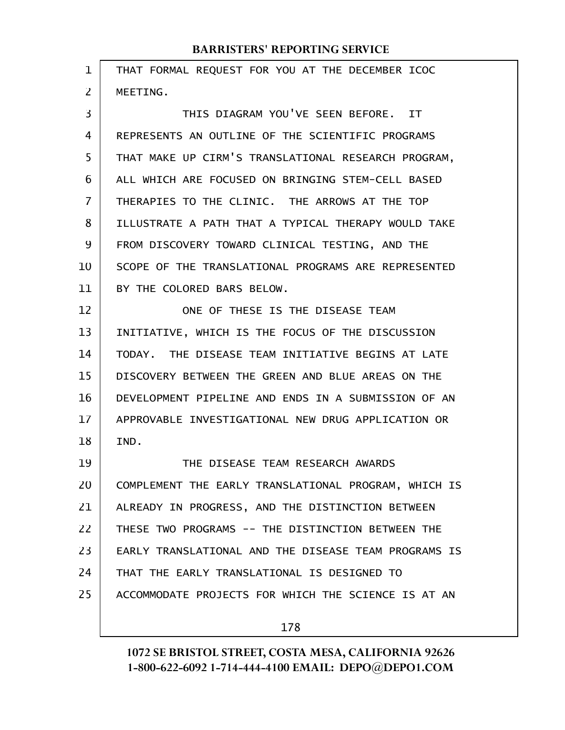THAT FORMAL REQUEST FOR YOU AT THE DECEMBER ICOC MEETING.

THIS DIAGRAM YOU'VE SEEN BEFORE. IT REPRESENTS AN OUTLINE OF THE SCIENTIFIC PROGRAMS THAT MAKE UP CIRM'S TRANSLATIONAL RESEARCH PROGRAM, ALL WHICH ARE FOCUSED ON BRINGING STEM-CELL BASED THERAPIES TO THE CLINIC. THE ARROWS AT THE TOP ILLUSTRATE A PATH THAT A TYPICAL THERAPY WOULD TAKE FROM DISCOVERY TOWARD CLINICAL TESTING, AND THE SCOPE OF THE TRANSLATIONAL PROGRAMS ARE REPRESENTED BY THE COLORED BARS BELOW.

ONE OF THESE IS THE DISEASE TEAM INITIATIVE, WHICH IS THE FOCUS OF THE DISCUSSION TODAY. THE DISEASE TEAM INITIATIVE BEGINS AT LATE DISCOVERY BETWEEN THE GREEN AND BLUE AREAS ON THE DEVELOPMENT PIPELINE AND ENDS IN A SUBMISSION OF AN APPROVABLE INVESTIGATIONAL NEW DRUG APPLICATION OR IND.

THE DISEASE TEAM RESEARCH AWARDS COMPLEMENT THE EARLY TRANSLATIONAL PROGRAM, WHICH IS ALREADY IN PROGRESS, AND THE DISTINCTION BETWEEN THESE TWO PROGRAMS -- THE DISTINCTION BETWEEN THE EARLY TRANSLATIONAL AND THE DISEASE TEAM PROGRAMS IS THAT THE EARLY TRANSLATIONAL IS DESIGNED TO ACCOMMODATE PROJECTS FOR WHICH THE SCIENCE IS AT AN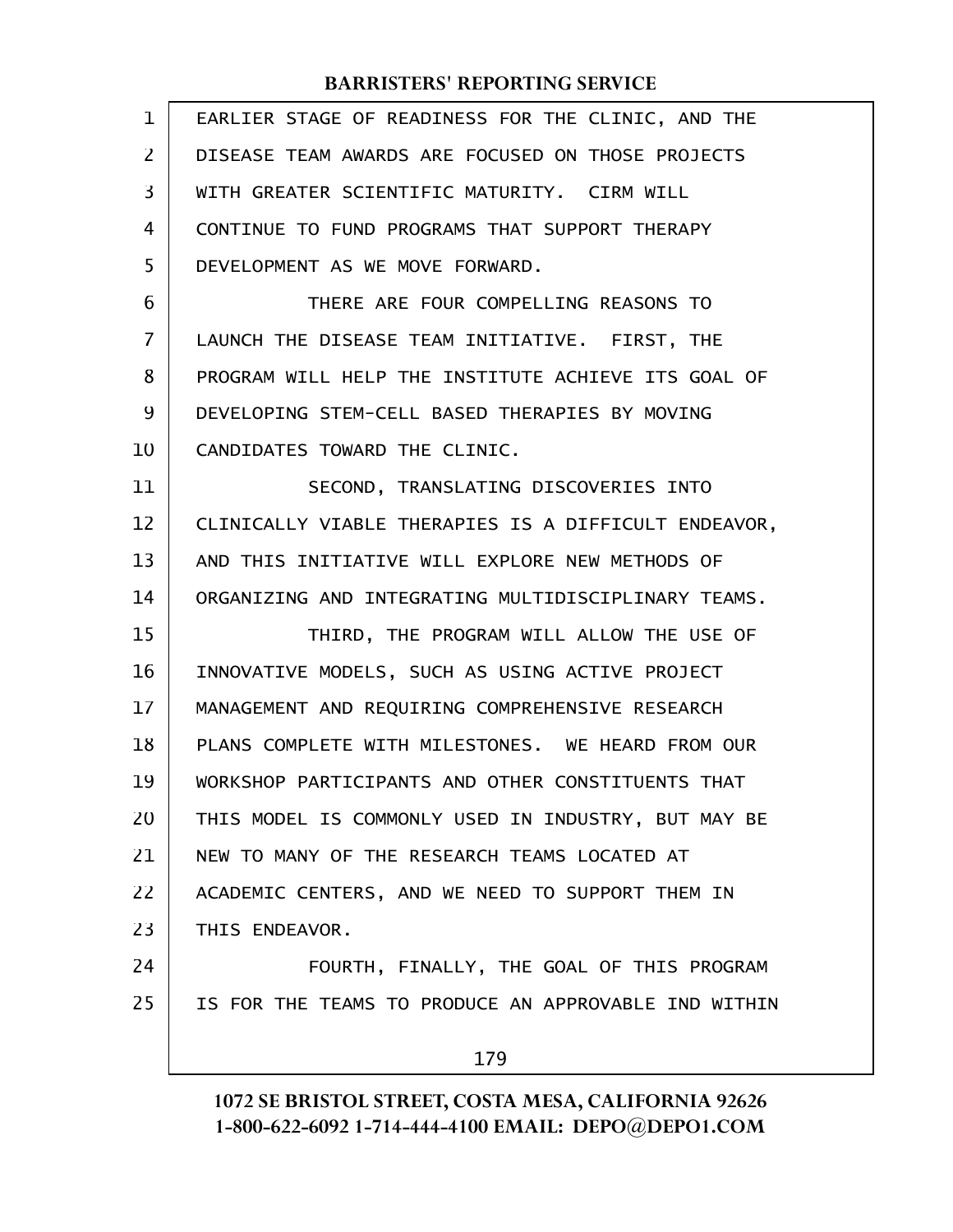EARLIER STAGE OF READINESS FOR THE CLINIC, AND THE DISEASE TEAM AWARDS ARE FOCUSED ON THOSE PROJECTS WITH GREATER SCIENTIFIC MATURITY. CIRM WILL CONTINUE TO FUND PROGRAMS THAT SUPPORT THERAPY DEVELOPMENT AS WE MOVE FORWARD.

THERE ARE FOUR COMPELLING REASONS TO LAUNCH THE DISEASE TEAM INITIATIVE. FIRST, THE PROGRAM WILL HELP THE INSTITUTE ACHIEVE ITS GOAL OF DEVELOPING STEM-CELL BASED THERAPIES BY MOVING CANDIDATES TOWARD THE CLINIC.

SECOND, TRANSLATING DISCOVERIES INTO CLINICALLY VIABLE THERAPIES IS A DIFFICULT ENDEAVOR, AND THIS INITIATIVE WILL EXPLORE NEW METHODS OF ORGANIZING AND INTEGRATING MULTIDISCIPLINARY TEAMS.

THIRD, THE PROGRAM WILL ALLOW THE USE OF INNOVATIVE MODELS, SUCH AS USING ACTIVE PROJECT MANAGEMENT AND REQUIRING COMPREHENSIVE RESEARCH PLANS COMPLETE WITH MILESTONES. WE HEARD FROM OUR WORKSHOP PARTICIPANTS AND OTHER CONSTITUENTS THAT THIS MODEL IS COMMONLY USED IN INDUSTRY, BUT MAY BE NEW TO MANY OF THE RESEARCH TEAMS LOCATED AT ACADEMIC CENTERS, AND WE NEED TO SUPPORT THEM IN THIS ENDEAVOR.

FOURTH, FINALLY, THE GOAL OF THIS PROGRAM IS FOR THE TEAMS TO PRODUCE AN APPROVABLE IND WITHIN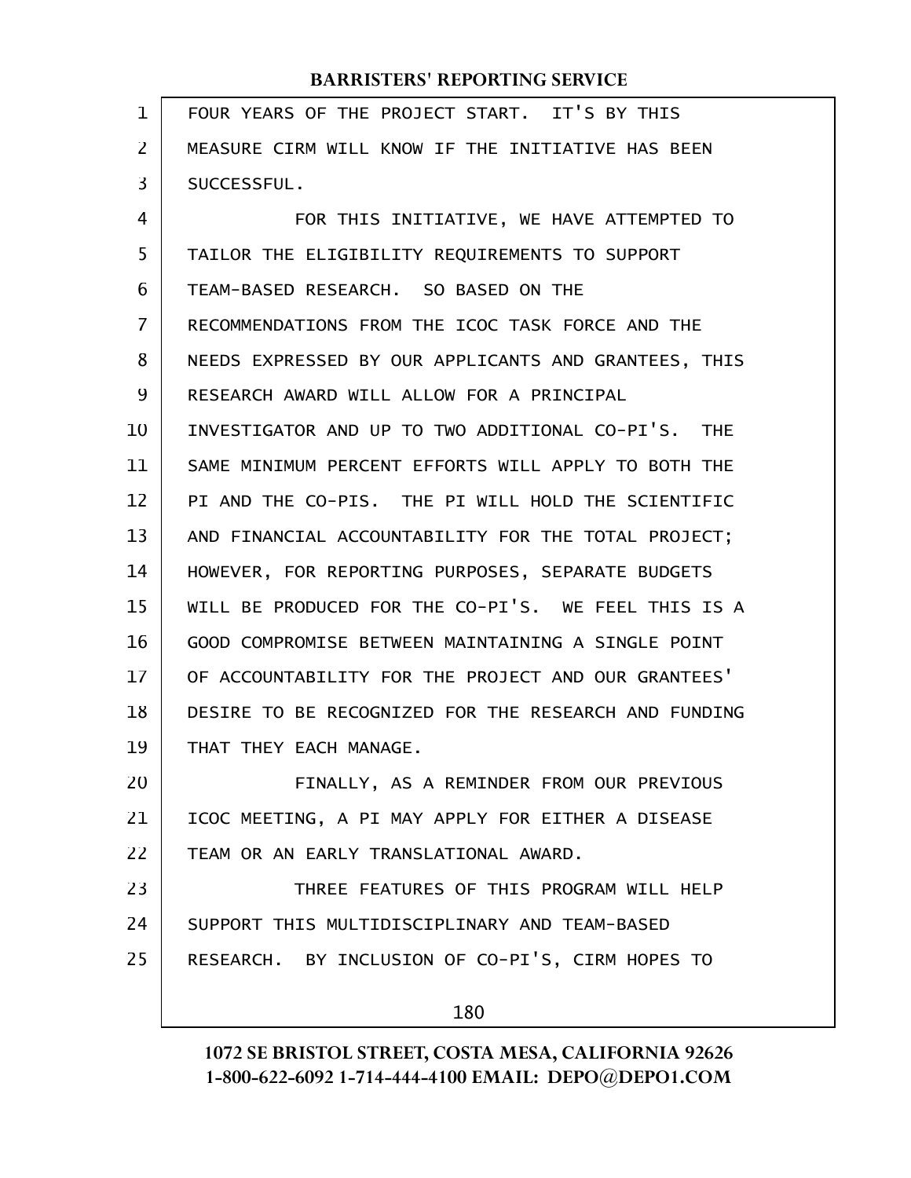FOUR YEARS OF THE PROJECT START. IT'S BY THIS MEASURE CIRM WILL KNOW IF THE INITIATIVE HAS BEEN SUCCESSFUL.

FOR THIS INITIATIVE, WE HAVE ATTEMPTED TO TAILOR THE ELIGIBILITY REQUIREMENTS TO SUPPORT TEAM-BASED RESEARCH. SO BASED ON THE RECOMMENDATIONS FROM THE ICOC TASK FORCE AND THE NEEDS EXPRESSED BY OUR APPLICANTS AND GRANTEES, THIS RESEARCH AWARD WILL ALLOW FOR A PRINCIPAL INVESTIGATOR AND UP TO TWO ADDITIONAL CO-PI'S. THE SAME MINIMUM PERCENT EFFORTS WILL APPLY TO BOTH THE PI AND THE CO-PIS. THE PI WILL HOLD THE SCIENTIFIC AND FINANCIAL ACCOUNTABILITY FOR THE TOTAL PROJECT; HOWEVER, FOR REPORTING PURPOSES, SEPARATE BUDGETS WILL BE PRODUCED FOR THE CO-PI'S. WE FEEL THIS IS A GOOD COMPROMISE BETWEEN MAINTAINING A SINGLE POINT OF ACCOUNTABILITY FOR THE PROJECT AND OUR GRANTEES' DESIRE TO BE RECOGNIZED FOR THE RESEARCH AND FUNDING THAT THEY EACH MANAGE.

FINALLY, AS A REMINDER FROM OUR PREVIOUS ICOC MEETING, A PI MAY APPLY FOR EITHER A DISEASE TEAM OR AN EARLY TRANSLATIONAL AWARD.

THREE FEATURES OF THIS PROGRAM WILL HELP SUPPORT THIS MULTIDISCIPLINARY AND TEAM-BASED RESEARCH. BY INCLUSION OF CO-PI'S, CIRM HOPES TO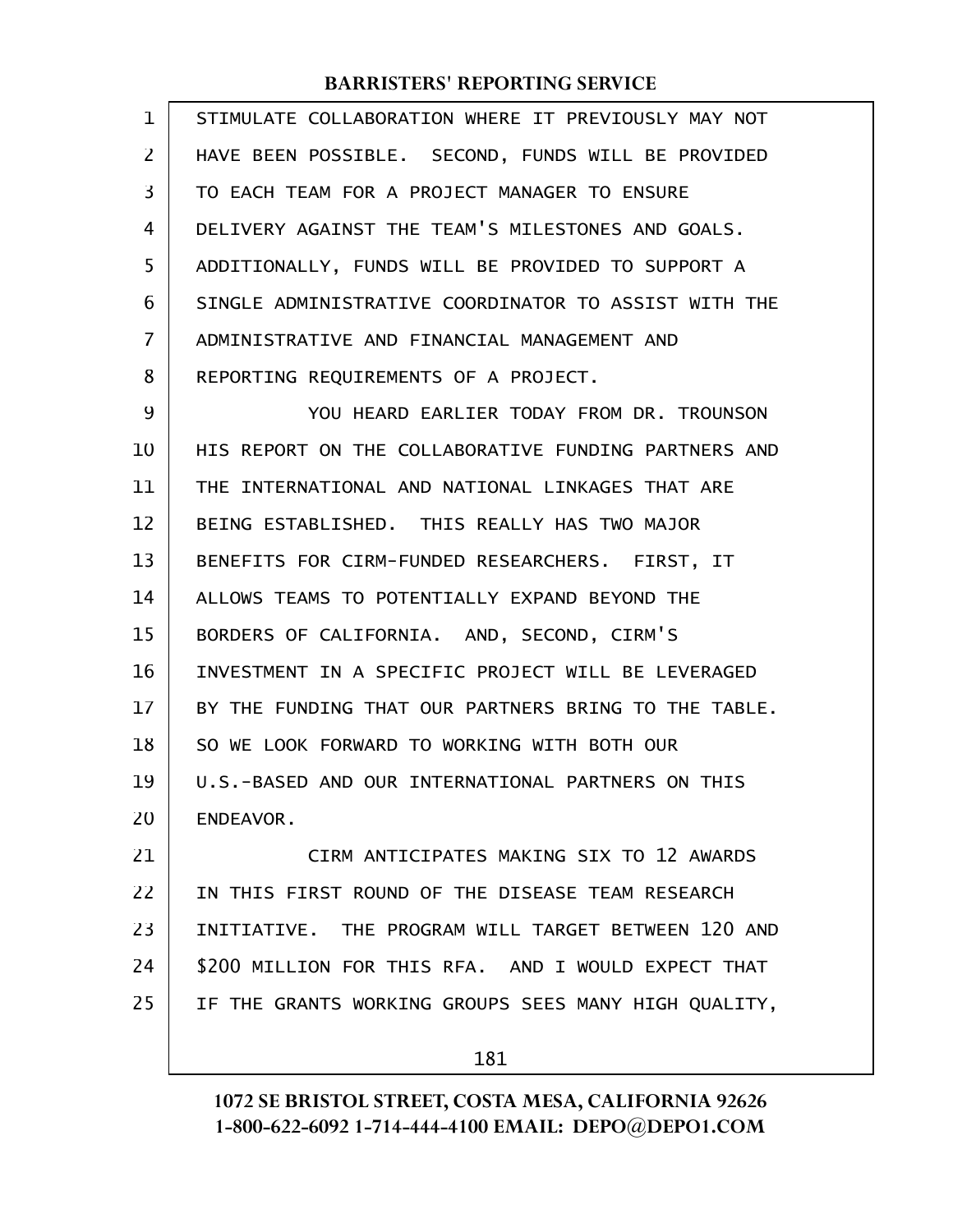STIMULATE COLLABORATION WHERE IT PREVIOUSLY MAY NOT HAVE BEEN POSSIBLE. SECOND, FUNDS WILL BE PROVIDED TO EACH TEAM FOR A PROJECT MANAGER TO ENSURE DELIVERY AGAINST THE TEAM'S MILESTONES AND GOALS. ADDITIONALLY, FUNDS WILL BE PROVIDED TO SUPPORT A SINGLE ADMINISTRATIVE COORDINATOR TO ASSIST WITH THE ADMINISTRATIVE AND FINANCIAL MANAGEMENT AND REPORTING REQUIREMENTS OF A PROJECT.

YOU HEARD EARLIER TODAY FROM DR. TROUNSON HIS REPORT ON THE COLLABORATIVE FUNDING PARTNERS AND THE INTERNATIONAL AND NATIONAL LINKAGES THAT ARE BEING ESTABLISHED. THIS REALLY HAS TWO MAJOR BENEFITS FOR CIRM-FUNDED RESEARCHERS. FIRST, IT ALLOWS TEAMS TO POTENTIALLY EXPAND BEYOND THE BORDERS OF CALIFORNIA. AND, SECOND, CIRM'S INVESTMENT IN A SPECIFIC PROJECT WILL BE LEVERAGED BY THE FUNDING THAT OUR PARTNERS BRING TO THE TABLE. SO WE LOOK FORWARD TO WORKING WITH BOTH OUR U.S.-BASED AND OUR INTERNATIONAL PARTNERS ON THIS ENDEAVOR.

CIRM ANTICIPATES MAKING SIX TO 12 AWARDS IN THIS FIRST ROUND OF THE DISEASE TEAM RESEARCH INITIATIVE. THE PROGRAM WILL TARGET BETWEEN 120 AND $200 MILLION FOR THIS RFA. AND I WOULD EXPECT THAT IF THE GRANTS WORKING GROUPS SEES MANY HIGH QUALITY,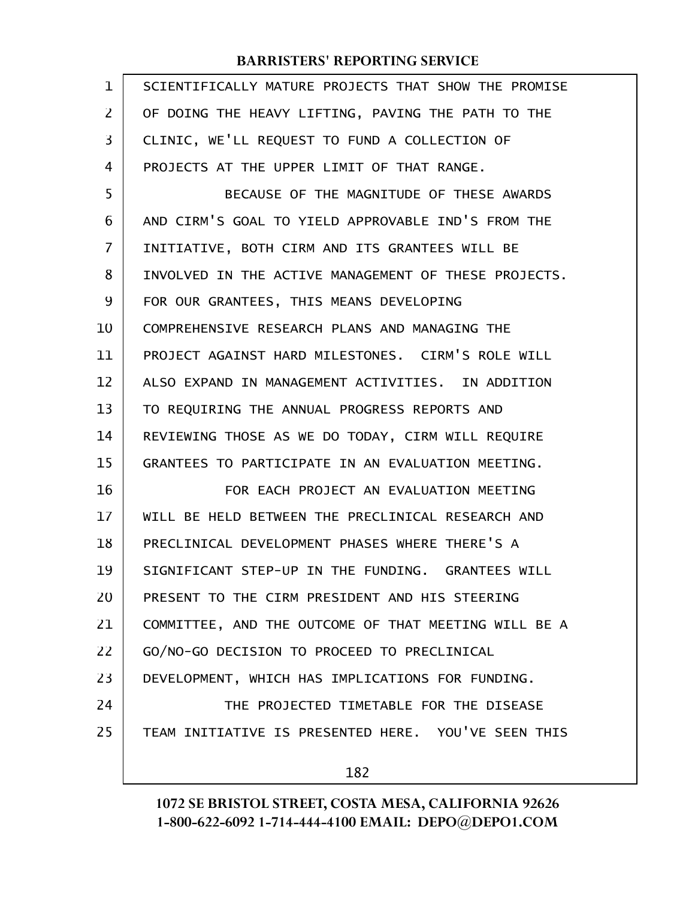SCIENTIFICALLY MATURE PROJECTS THAT SHOW THE PROMISE OF DOING THE HEAVY LIFTING, PAVING THE PATH TO THE CLINIC, WE'LL REQUEST TO FUND A COLLECTION OF PROJECTS AT THE UPPER LIMIT OF THAT RANGE.

BECAUSE OF THE MAGNITUDE OF THESE AWARDS AND CIRM'S GOAL TO YIELD APPROVABLE IND'S FROM THE INITIATIVE, BOTH CIRM AND ITS GRANTEES WILL BE INVOLVED IN THE ACTIVE MANAGEMENT OF THESE PROJECTS. FOR OUR GRANTEES, THIS MEANS DEVELOPING COMPREHENSIVE RESEARCH PLANS AND MANAGING THE PROJECT AGAINST HARD MILESTONES. CIRM'S ROLE WILL ALSO EXPAND IN MANAGEMENT ACTIVITIES. IN ADDITION TO REQUIRING THE ANNUAL PROGRESS REPORTS AND REVIEWING THOSE AS WE DO TODAY, CIRM WILL REQUIRE GRANTEES TO PARTICIPATE IN AN EVALUATION MEETING.

FOR EACH PROJECT AN EVALUATION MEETING WILL BE HELD BETWEEN THE PRECLINICAL RESEARCH AND PRECLINICAL DEVELOPMENT PHASES WHERE THERE'S A SIGNIFICANT STEP-UP IN THE FUNDING. GRANTEES WILL PRESENT TO THE CIRM PRESIDENT AND HIS STEERING COMMITTEE, AND THE OUTCOME OF THAT MEETING WILL BE A GO/NO-GO DECISION TO PROCEED TO PRECLINICAL DEVELOPMENT, WHICH HAS IMPLICATIONS FOR FUNDING.

THE PROJECTED TIMETABLE FOR THE DISEASE TEAM INITIATIVE IS PRESENTED HERE. YOU'VE SEEN THIS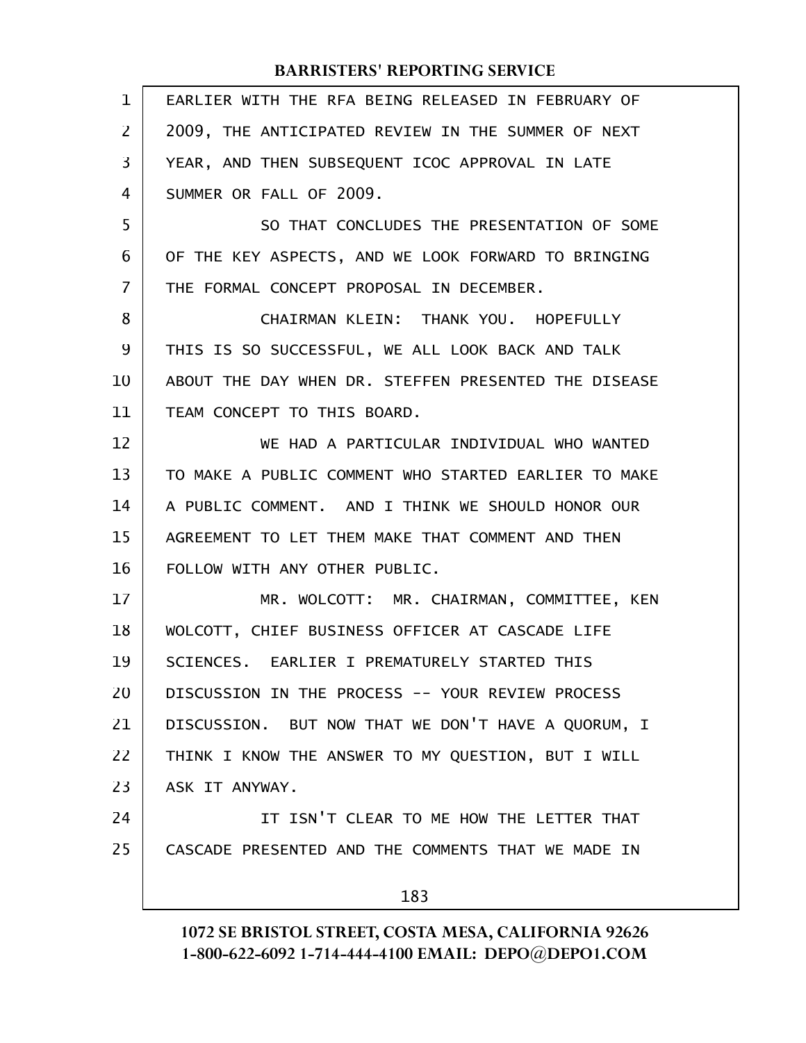EARLIER WITH THE RFA BEING RELEASED IN FEBRUARY OF 2009, THE ANTICIPATED REVIEW IN THE SUMMER OF NEXT YEAR, AND THEN SUBSEQUENT ICOC APPROVAL IN LATE SUMMER OR FALL OF 2009.

SO THAT CONCLUDES THE PRESENTATION OF SOME OF THE KEY ASPECTS, AND WE LOOK FORWARD TO BRINGING THE FORMAL CONCEPT PROPOSAL IN DECEMBER.

CHAIRMAN KLEIN: THANK YOU. HOPEFULLY THIS IS SO SUCCESSFUL, WE ALL LOOK BACK AND TALK ABOUT THE DAY WHEN DR. STEFFEN PRESENTED THE DISEASE TEAM CONCEPT TO THIS BOARD.

WE HAD A PARTICULAR INDIVIDUAL WHO WANTED TO MAKE A PUBLIC COMMENT WHO STARTED EARLIER TO MAKE A PUBLIC COMMENT. AND I THINK WE SHOULD HONOR OUR AGREEMENT TO LET THEM MAKE THAT COMMENT AND THEN FOLLOW WITH ANY OTHER PUBLIC.

MR. WOLCOTT: MR. CHAIRMAN, COMMITTEE, KEN WOLCOTT, CHIEF BUSINESS OFFICER AT CASCADE LIFE SCIENCES. EARLIER I PREMATURELY STARTED THIS DISCUSSION IN THE PROCESS -- YOUR REVIEW PROCESS DISCUSSION. BUT NOW THAT WE DON'T HAVE A QUORUM, I THINK I KNOW THE ANSWER TO MY QUESTION, BUT I WILL ASK IT ANYWAY.

IT ISN'T CLEAR TO ME HOW THE LETTER THAT CASCADE PRESENTED AND THE COMMENTS THAT WE MADE IN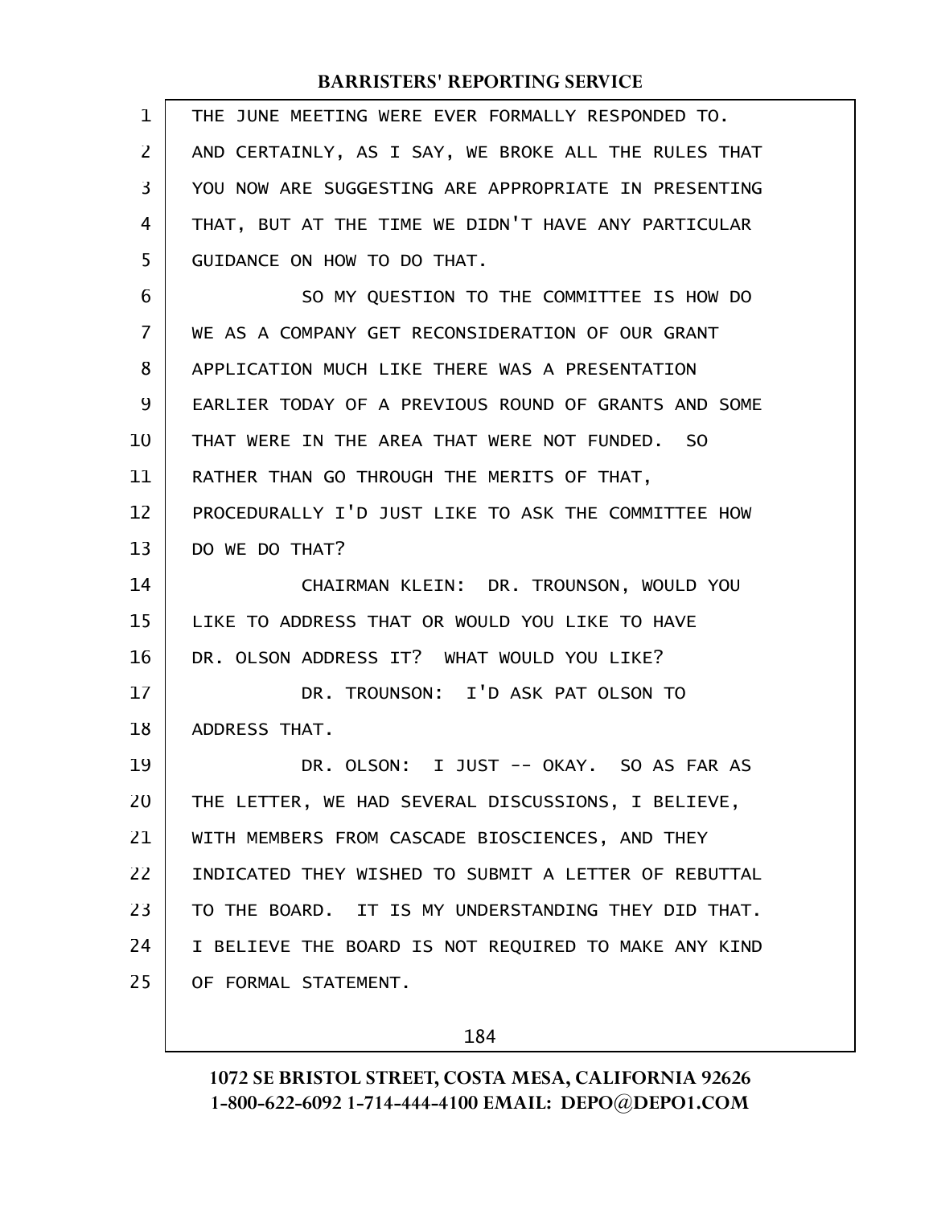THE JUNE MEETING WERE EVER FORMALLY RESPONDED TO. AND CERTAINLY, AS I SAY, WE BROKE ALL THE RULES THAT YOU NOW ARE SUGGESTING ARE APPROPRIATE IN PRESENTING THAT, BUT AT THE TIME WE DIDN'T HAVE ANY PARTICULAR GUIDANCE ON HOW TO DO THAT.

SO MY QUESTION TO THE COMMITTEE IS HOW DO WE AS A COMPANY GET RECONSIDERATION OF OUR GRANT APPLICATION MUCH LIKE THERE WAS A PRESENTATION EARLIER TODAY OF A PREVIOUS ROUND OF GRANTS AND SOME THAT WERE IN THE AREA THAT WERE NOT FUNDED. SO RATHER THAN GO THROUGH THE MERITS OF THAT, PROCEDURALLY I'D JUST LIKE TO ASK THE COMMITTEE HOW DO WE DO THAT?

CHAIRMAN KLEIN: DR. TROUNSON, WOULD YOU LIKE TO ADDRESS THAT OR WOULD YOU LIKE TO HAVE DR. OLSON ADDRESS IT? WHAT WOULD YOU LIKE?

DR. TROUNSON: I'D ASK PAT OLSON TO ADDRESS THAT.

DR. OLSON: I JUST -- OKAY. SO AS FAR AS THE LETTER, WE HAD SEVERAL DISCUSSIONS, I BELIEVE, WITH MEMBERS FROM CASCADE BIOSCIENCES, AND THEY INDICATED THEY WISHED TO SUBMIT A LETTER OF REBUTTAL TO THE BOARD. IT IS MY UNDERSTANDING THEY DID THAT. I BELIEVE THE BOARD IS NOT REQUIRED TO MAKE ANY KIND OF FORMAL STATEMENT.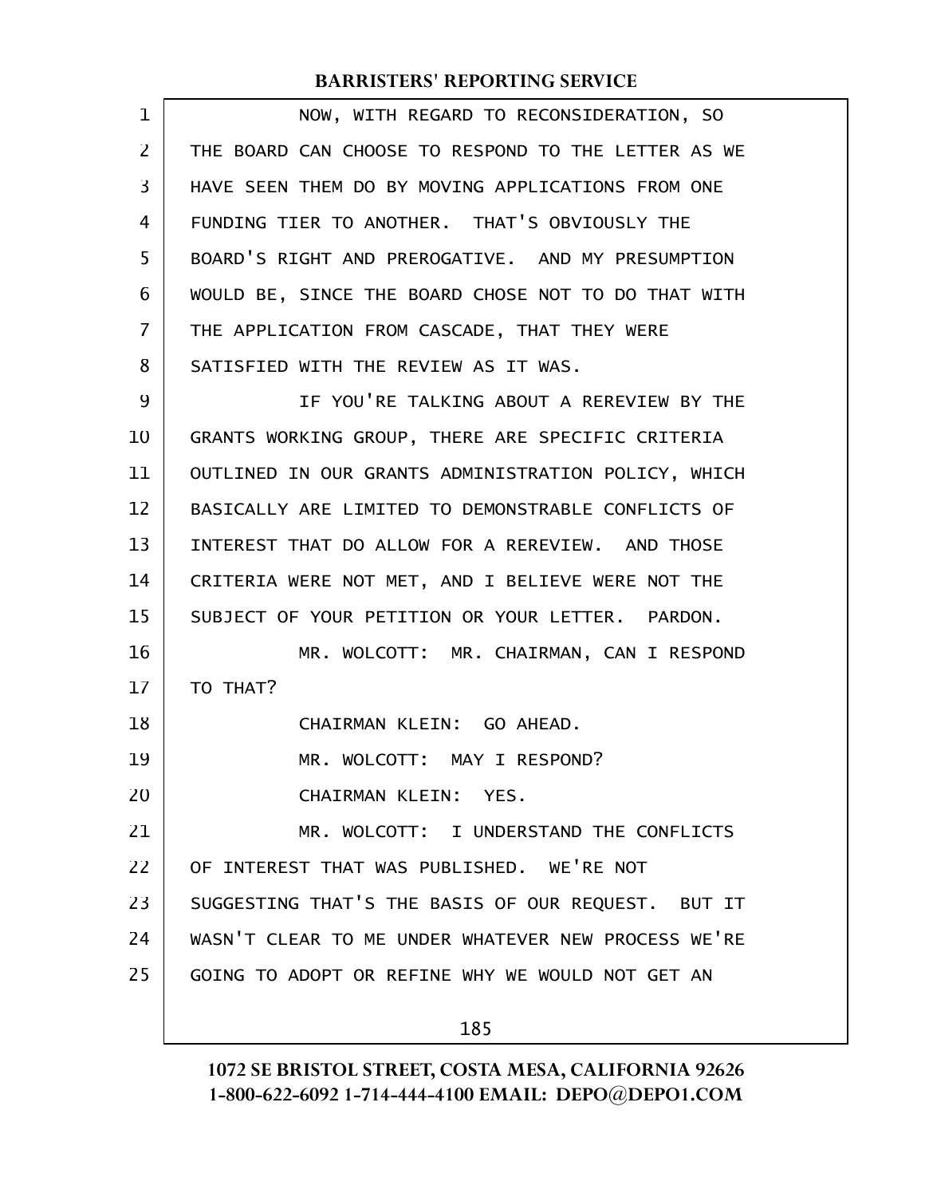NOW, WITH REGARD TO RECONSIDERATION, SO THE BOARD CAN CHOOSE TO RESPOND TO THE LETTER AS WE HAVE SEEN THEM DO BY MOVING APPLICATIONS FROM ONE FUNDING TIER TO ANOTHER. THAT'S OBVIOUSLY THE BOARD'S RIGHT AND PREROGATIVE. AND MY PRESUMPTION WOULD BE, SINCE THE BOARD CHOSE NOT TO DO THAT WITH THE APPLICATION FROM CASCADE, THAT THEY WERE SATISFIED WITH THE REVIEW AS IT WAS.

IF YOU'RE TALKING ABOUT A REREVIEW BY THE GRANTS WORKING GROUP, THERE ARE SPECIFIC CRITERIA OUTLINED IN OUR GRANTS ADMINISTRATION POLICY, WHICH BASICALLY ARE LIMITED TO DEMONSTRABLE CONFLICTS OF INTEREST THAT DO ALLOW FOR A REREVIEW. AND THOSE CRITERIA WERE NOT MET, AND I BELIEVE WERE NOT THE SUBJECT OF YOUR PETITION OR YOUR LETTER. PARDON.

MR. WOLCOTT: MR. CHAIRMAN, CAN I RESPOND TO THAT?

CHAIRMAN KLEIN: GO AHEAD.

MR. WOLCOTT: MAY I RESPOND?

CHAIRMAN KLEIN: YES.

MR. WOLCOTT: I UNDERSTAND THE CONFLICTS OF INTEREST THAT WAS PUBLISHED. WE'RE NOT SUGGESTING THAT'S THE BASIS OF OUR REQUEST. BUT IT WASN'T CLEAR TO ME UNDER WHATEVER NEW PROCESS WE'RE GOING TO ADOPT OR REFINE WHY WE WOULD NOT GET AN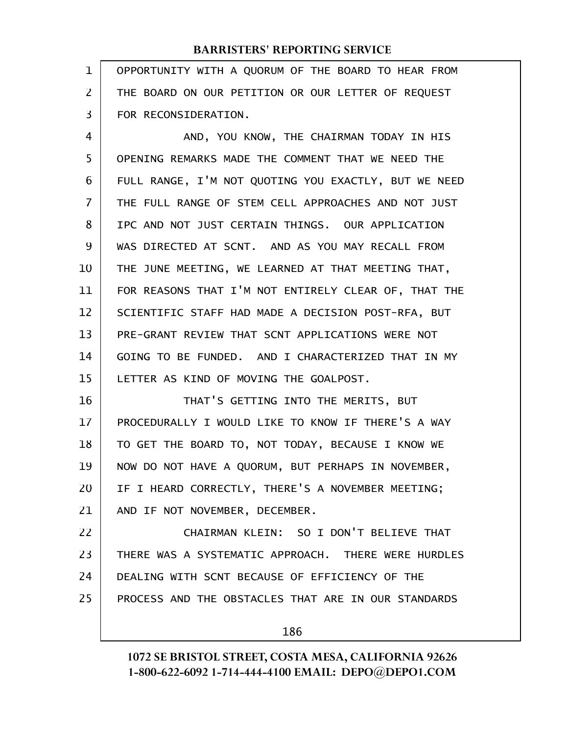OPPORTUNITY WITH A QUORUM OF THE BOARD TO HEAR FROM THE BOARD ON OUR PETITION OR OUR LETTER OF REQUEST FOR RECONSIDERATION.

AND, YOU KNOW, THE CHAIRMAN TODAY IN HIS OPENING REMARKS MADE THE COMMENT THAT WE NEED THE FULL RANGE, I'M NOT QUOTING YOU EXACTLY, BUT WE NEED THE FULL RANGE OF STEM CELL APPROACHES AND NOT JUST IPC AND NOT JUST CERTAIN THINGS. OUR APPLICATION WAS DIRECTED AT SCNT. AND AS YOU MAY RECALL FROM THE JUNE MEETING, WE LEARNED AT THAT MEETING THAT, FOR REASONS THAT I'M NOT ENTIRELY CLEAR OF, THAT THE SCIENTIFIC STAFF HAD MADE A DECISION POST-RFA, BUT PRE-GRANT REVIEW THAT SCNT APPLICATIONS WERE NOT GOING TO BE FUNDED. AND I CHARACTERIZED THAT IN MY LETTER AS KIND OF MOVING THE GOALPOST.

THAT'S GETTING INTO THE MERITS, BUT PROCEDURALLY I WOULD LIKE TO KNOW IF THERE'S A WAY TO GET THE BOARD TO, NOT TODAY, BECAUSE I KNOW WE NOW DO NOT HAVE A QUORUM, BUT PERHAPS IN NOVEMBER, IF I HEARD CORRECTLY, THERE'S A NOVEMBER MEETING; AND IF NOT NOVEMBER, DECEMBER.

CHAIRMAN KLEIN: SO I DON'T BELIEVE THAT THERE WAS A SYSTEMATIC APPROACH. THERE WERE HURDLES DEALING WITH SCNT BECAUSE OF EFFICIENCY OF THE PROCESS AND THE OBSTACLES THAT ARE IN OUR STANDARDS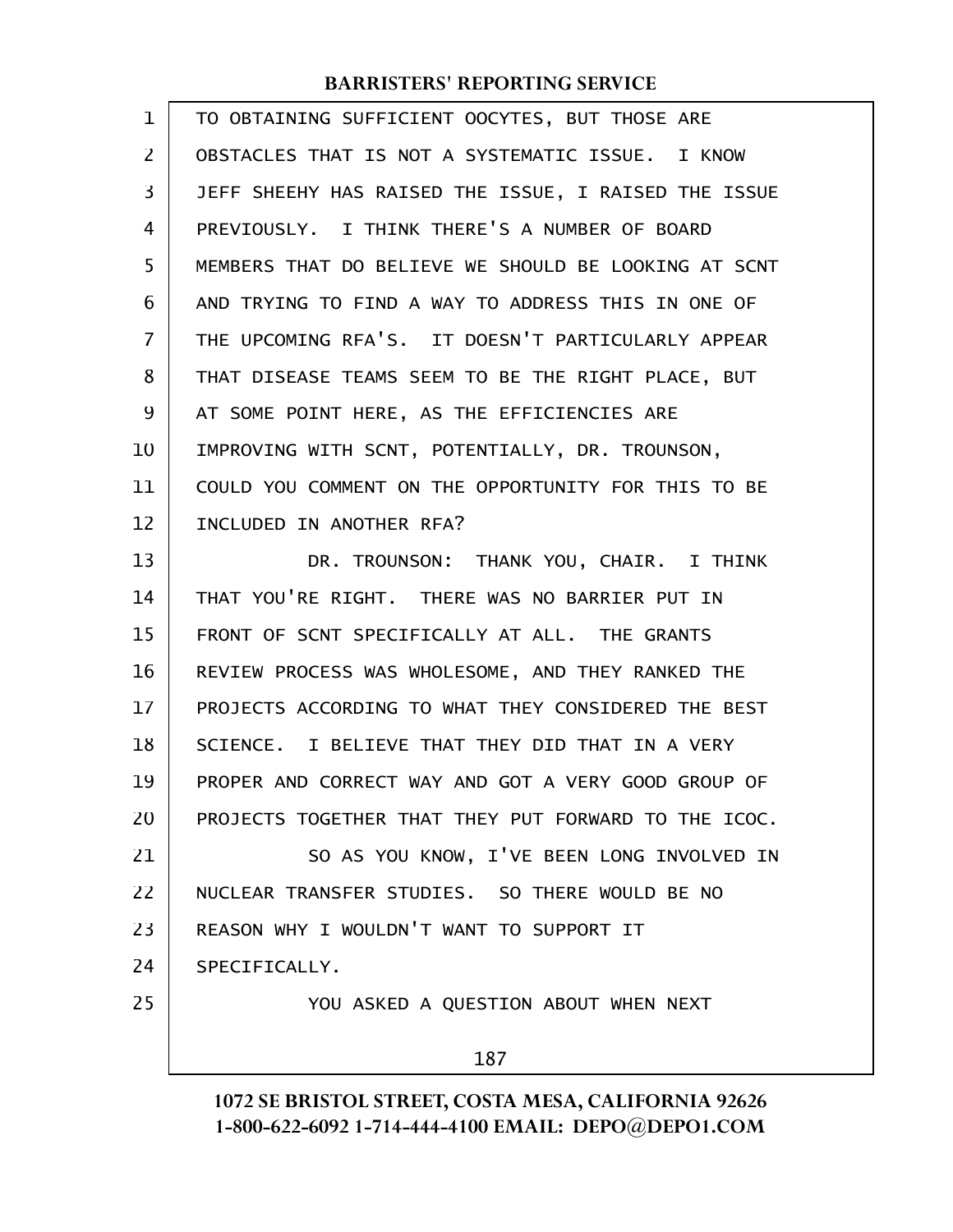TO OBTAINING SUFFICIENT OOCYTES, BUT THOSE ARE OBSTACLES THAT IS NOT A SYSTEMATIC ISSUE. I KNOW JEFF SHEEHY HAS RAISED THE ISSUE, I RAISED THE ISSUE PREVIOUSLY. I THINK THERE'S A NUMBER OF BOARD MEMBERS THAT DO BELIEVE WE SHOULD BE LOOKING AT SCNT AND TRYING TO FIND A WAY TO ADDRESS THIS IN ONE OF THE UPCOMING RFA'S. IT DOESN'T PARTICULARLY APPEAR THAT DISEASE TEAMS SEEM TO BE THE RIGHT PLACE, BUT AT SOME POINT HERE, AS THE EFFICIENCIES ARE IMPROVING WITH SCNT, POTENTIALLY, DR. TROUNSON, COULD YOU COMMENT ON THE OPPORTUNITY FOR THIS TO BE INCLUDED IN ANOTHER RFA?

DR. TROUNSON: THANK YOU, CHAIR. I THINK THAT YOU'RE RIGHT. THERE WAS NO BARRIER PUT IN FRONT OF SCNT SPECIFICALLY AT ALL. THE GRANTS REVIEW PROCESS WAS WHOLESOME, AND THEY RANKED THE PROJECTS ACCORDING TO WHAT THEY CONSIDERED THE BEST SCIENCE. I BELIEVE THAT THEY DID THAT IN A VERY PROPER AND CORRECT WAY AND GOT A VERY GOOD GROUP OF PROJECTS TOGETHER THAT THEY PUT FORWARD TO THE ICOC.

SO AS YOU KNOW, I'VE BEEN LONG INVOLVED IN NUCLEAR TRANSFER STUDIES. SO THERE WOULD BE NO REASON WHY I WOULDN'T WANT TO SUPPORT IT SPECIFICALLY.

YOU ASKED A QUESTION ABOUT WHEN NEXT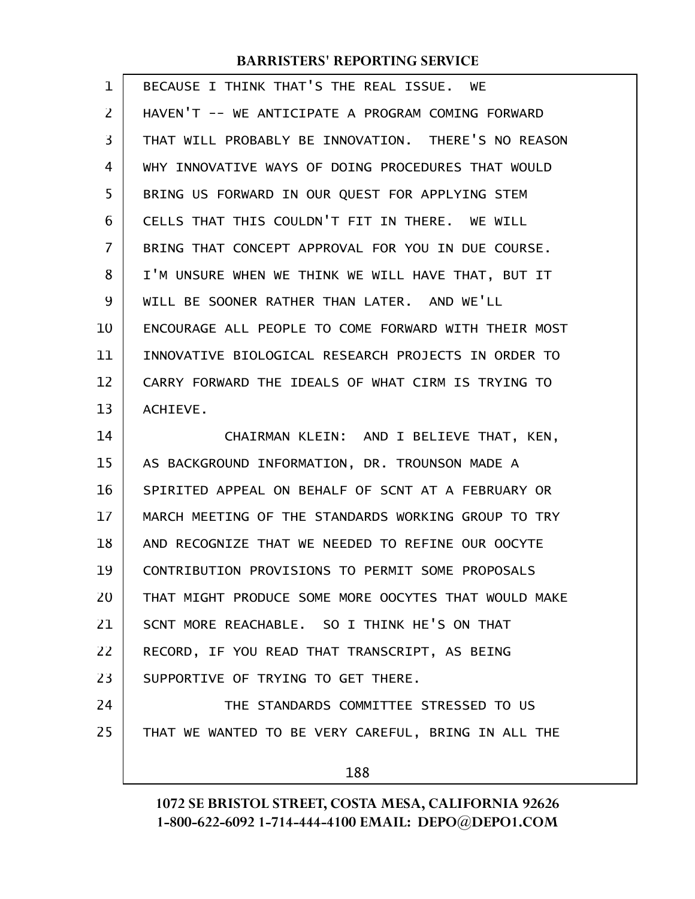BECAUSE I THINK THAT'S THE REAL ISSUE. WE HAVEN'T -- WE ANTICIPATE A PROGRAM COMING FORWARD THAT WILL PROBABLY BE INNOVATION. THERE'S NO REASON WHY INNOVATIVE WAYS OF DOING PROCEDURES THAT WOULD BRING US FORWARD IN OUR QUEST FOR APPLYING STEM CELLS THAT THIS COULDN'T FIT IN THERE. WE WILL BRING THAT CONCEPT APPROVAL FOR YOU IN DUE COURSE. I'M UNSURE WHEN WE THINK WE WILL HAVE THAT, BUT IT WILL BE SOONER RATHER THAN LATER. AND WE'LL ENCOURAGE ALL PEOPLE TO COME FORWARD WITH THEIR MOST INNOVATIVE BIOLOGICAL RESEARCH PROJECTS IN ORDER TO CARRY FORWARD THE IDEALS OF WHAT CIRM IS TRYING TO ACHIEVE.

CHAIRMAN KLEIN: AND I BELIEVE THAT, KEN, AS BACKGROUND INFORMATION, DR. TROUNSON MADE A SPIRITED APPEAL ON BEHALF OF SCNT AT A FEBRUARY OR MARCH MEETING OF THE STANDARDS WORKING GROUP TO TRY AND RECOGNIZE THAT WE NEEDED TO REFINE OUR OOCYTE CONTRIBUTION PROVISIONS TO PERMIT SOME PROPOSALS THAT MIGHT PRODUCE SOME MORE OOCYTES THAT WOULD MAKE SCNT MORE REACHABLE. SO I THINK HE'S ON THAT RECORD, IF YOU READ THAT TRANSCRIPT, AS BEING SUPPORTIVE OF TRYING TO GET THERE.

THE STANDARDS COMMITTEE STRESSED TO US THAT WE WANTED TO BE VERY CAREFUL, BRING IN ALL THE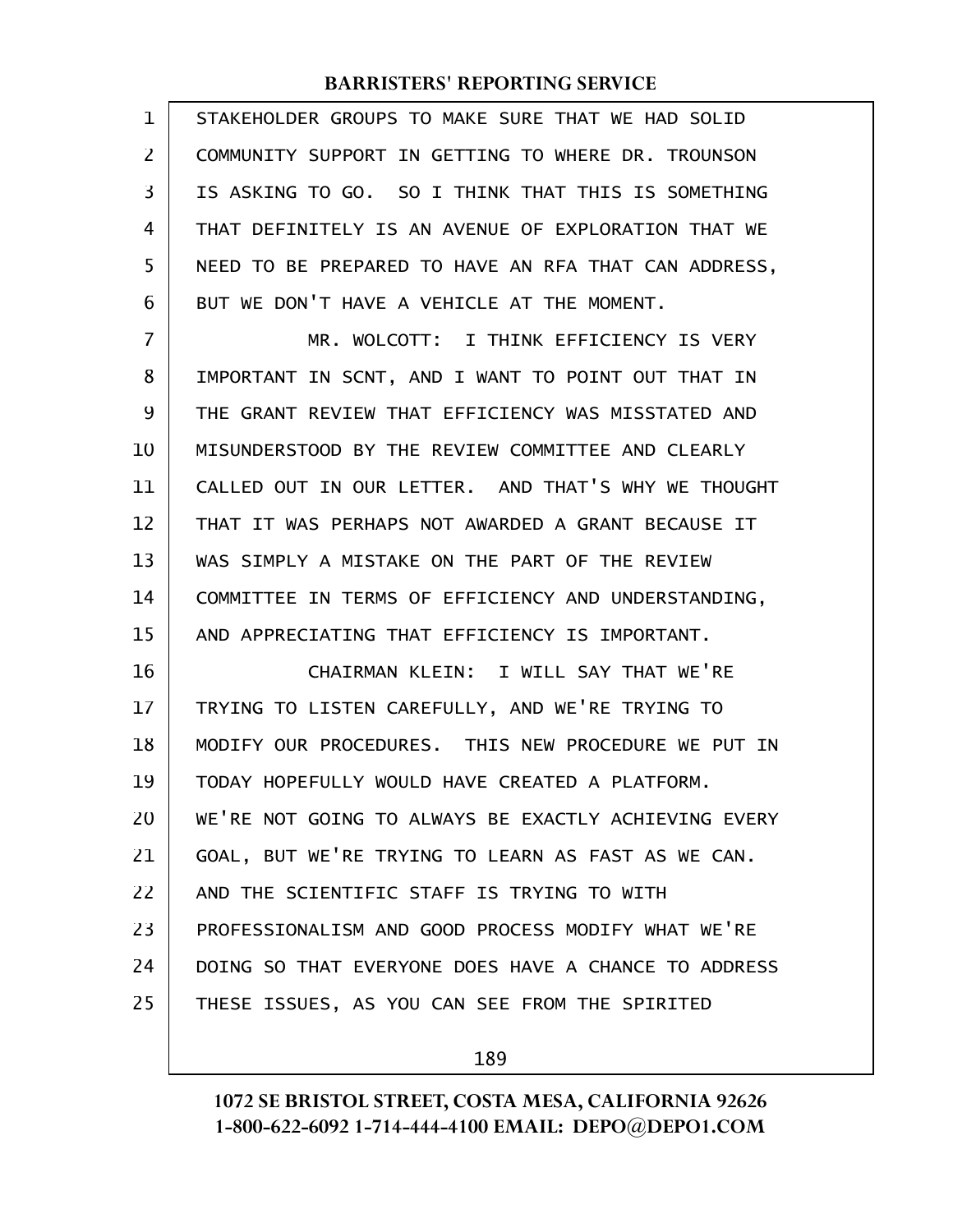STAKEHOLDER GROUPS TO MAKE SURE THAT WE HAD SOLID COMMUNITY SUPPORT IN GETTING TO WHERE DR. TROUNSON IS ASKING TO GO. SO I THINK THAT THIS IS SOMETHING THAT DEFINITELY IS AN AVENUE OF EXPLORATION THAT WE NEED TO BE PREPARED TO HAVE AN RFA THAT CAN ADDRESS, BUT WE DON'T HAVE A VEHICLE AT THE MOMENT.

MR. WOLCOTT: I THINK EFFICIENCY IS VERY IMPORTANT IN SCNT, AND I WANT TO POINT OUT THAT IN THE GRANT REVIEW THAT EFFICIENCY WAS MISSTATED AND MISUNDERSTOOD BY THE REVIEW COMMITTEE AND CLEARLY CALLED OUT IN OUR LETTER. AND THAT'S WHY WE THOUGHT THAT IT WAS PERHAPS NOT AWARDED A GRANT BECAUSE IT WAS SIMPLY A MISTAKE ON THE PART OF THE REVIEW COMMITTEE IN TERMS OF EFFICIENCY AND UNDERSTANDING, AND APPRECIATING THAT EFFICIENCY IS IMPORTANT.

CHAIRMAN KLEIN: I WILL SAY THAT WE'RE TRYING TO LISTEN CAREFULLY, AND WE'RE TRYING TO MODIFY OUR PROCEDURES. THIS NEW PROCEDURE WE PUT IN TODAY HOPEFULLY WOULD HAVE CREATED A PLATFORM. WE'RE NOT GOING TO ALWAYS BE EXACTLY ACHIEVING EVERY GOAL, BUT WE'RE TRYING TO LEARN AS FAST AS WE CAN. AND THE SCIENTIFIC STAFF IS TRYING TO WITH PROFESSIONALISM AND GOOD PROCESS MODIFY WHAT WE'RE DOING SO THAT EVERYONE DOES HAVE A CHANCE TO ADDRESS THESE ISSUES, AS YOU CAN SEE FROM THE SPIRITED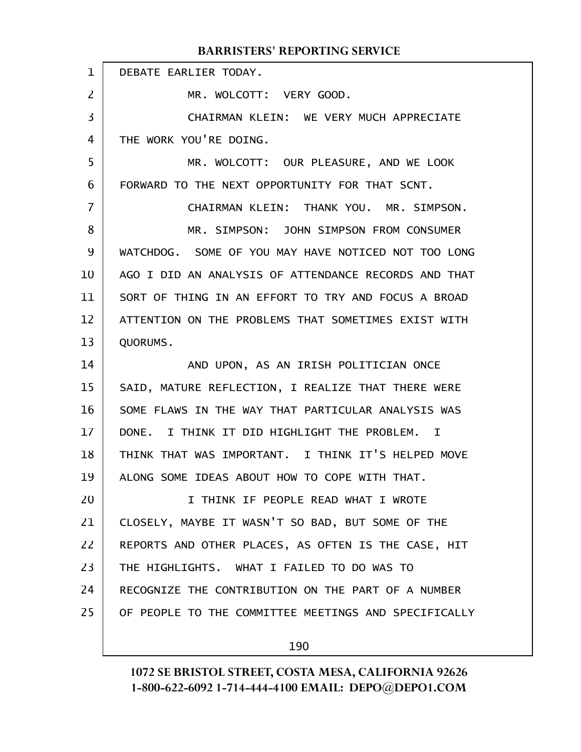DEBATE EARLIER TODAY.

MR. WOLCOTT: VERY GOOD.

CHAIRMAN KLEIN: WE VERY MUCH APPRECIATE THE WORK YOU'RE DOING.

MR. WOLCOTT: OUR PLEASURE, AND WE LOOK FORWARD TO THE NEXT OPPORTUNITY FOR THAT SCNT.

CHAIRMAN KLEIN: THANK YOU. MR. SIMPSON.

MR. SIMPSON: JOHN SIMPSON FROM CONSUMER WATCHDOG. SOME OF YOU MAY HAVE NOTICED NOT TOO LONG AGO I DID AN ANALYSIS OF ATTENDANCE RECORDS AND THAT SORT OF THING IN AN EFFORT TO TRY AND FOCUS A BROAD ATTENTION ON THE PROBLEMS THAT SOMETIMES EXIST WITH QUORUMS.

AND UPON, AS AN IRISH POLITICIAN ONCE SAID, MATURE REFLECTION, I REALIZE THAT THERE WERE SOME FLAWS IN THE WAY THAT PARTICULAR ANALYSIS WAS DONE. I THINK IT DID HIGHLIGHT THE PROBLEM. I THINK THAT WAS IMPORTANT. I THINK IT'S HELPED MOVE ALONG SOME IDEAS ABOUT HOW TO COPE WITH THAT.

I THINK IF PEOPLE READ WHAT I WROTE CLOSELY, MAYBE IT WASN'T SO BAD, BUT SOME OF THE REPORTS AND OTHER PLACES, AS OFTEN IS THE CASE, HIT THE HIGHLIGHTS. WHAT I FAILED TO DO WAS TO RECOGNIZE THE CONTRIBUTION ON THE PART OF A NUMBER OF PEOPLE TO THE COMMITTEE MEETINGS AND SPECIFICALLY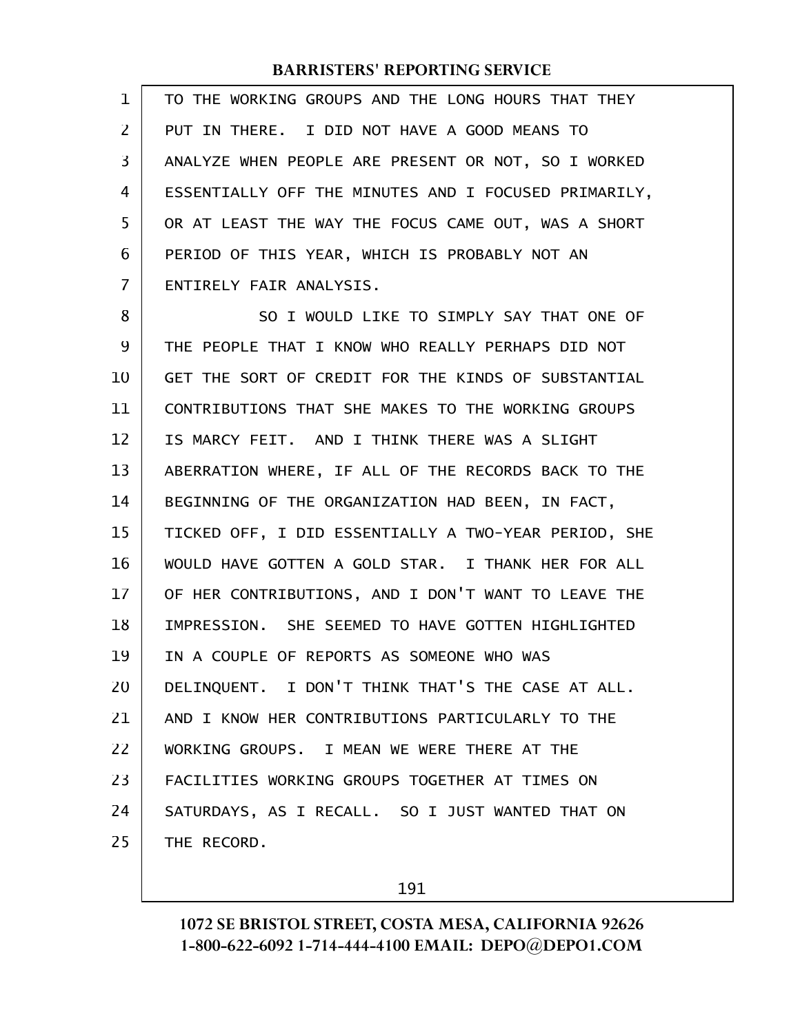TO THE WORKING GROUPS AND THE LONG HOURS THAT THEY PUT IN THERE. I DID NOT HAVE A GOOD MEANS TO ANALYZE WHEN PEOPLE ARE PRESENT OR NOT, SO I WORKED ESSENTIALLY OFF THE MINUTES AND I FOCUSED PRIMARILY, OR AT LEAST THE WAY THE FOCUS CAME OUT, WAS A SHORT PERIOD OF THIS YEAR, WHICH IS PROBABLY NOT AN ENTIRELY FAIR ANALYSIS.

SO I WOULD LIKE TO SIMPLY SAY THAT ONE OF THE PEOPLE THAT I KNOW WHO REALLY PERHAPS DID NOT GET THE SORT OF CREDIT FOR THE KINDS OF SUBSTANTIAL CONTRIBUTIONS THAT SHE MAKES TO THE WORKING GROUPS IS MARCY FEIT. AND I THINK THERE WAS A SLIGHT ABERRATION WHERE, IF ALL OF THE RECORDS BACK TO THE BEGINNING OF THE ORGANIZATION HAD BEEN, IN FACT, TICKED OFF, I DID ESSENTIALLY A TWO-YEAR PERIOD, SHE WOULD HAVE GOTTEN A GOLD STAR. I THANK HER FOR ALL OF HER CONTRIBUTIONS, AND I DON'T WANT TO LEAVE THE IMPRESSION. SHE SEEMED TO HAVE GOTTEN HIGHLIGHTED IN A COUPLE OF REPORTS AS SOMEONE WHO WAS DELINQUENT. I DON'T THINK THAT'S THE CASE AT ALL. AND I KNOW HER CONTRIBUTIONS PARTICULARLY TO THE WORKING GROUPS. I MEAN WE WERE THERE AT THE FACILITIES WORKING GROUPS TOGETHER AT TIMES ON SATURDAYS, AS I RECALL. SO I JUST WANTED THAT ON THE RECORD.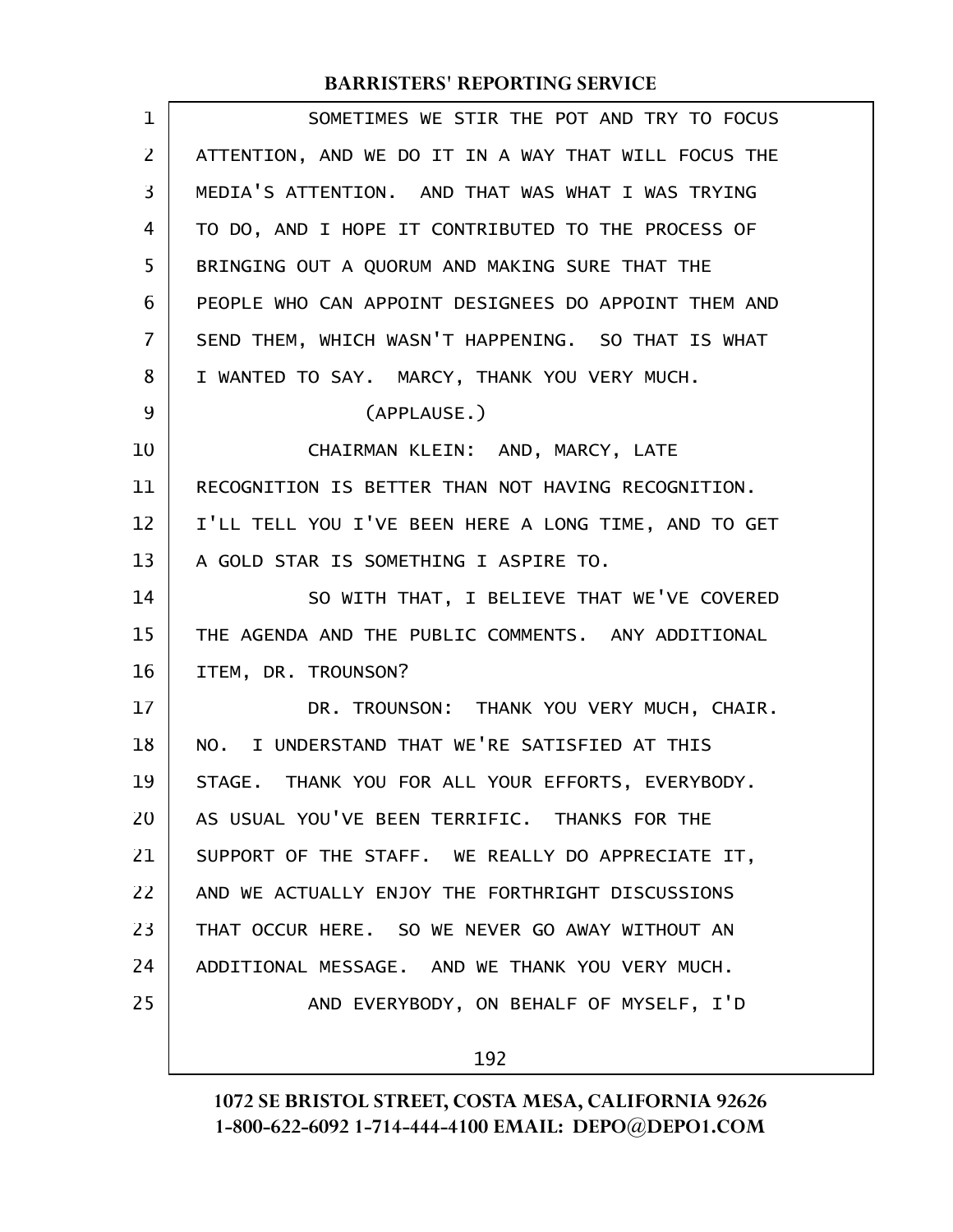SOMETIMES WE STIR THE POT AND TRY TO FOCUS ATTENTION, AND WE DO IT IN A WAY THAT WILL FOCUS THE MEDIA'S ATTENTION. AND THAT WAS WHAT I WAS TRYING TO DO, AND I HOPE IT CONTRIBUTED TO THE PROCESS OF BRINGING OUT A QUORUM AND MAKING SURE THAT THE PEOPLE WHO CAN APPOINT DESIGNEES DO APPOINT THEM AND SEND THEM, WHICH WASN'T HAPPENING. SO THAT IS WHAT I WANTED TO SAY. MARCY, THANK YOU VERY MUCH.

(APPLAUSE.)

CHAIRMAN KLEIN: AND, MARCY, LATE RECOGNITION IS BETTER THAN NOT HAVING RECOGNITION. I'LL TELL YOU I'VE BEEN HERE A LONG TIME, AND TO GET A GOLD STAR IS SOMETHING I ASPIRE TO.

SO WITH THAT, I BELIEVE THAT WE'VE COVERED THE AGENDA AND THE PUBLIC COMMENTS. ANY ADDITIONAL ITEM, DR. TROUNSON?

DR. TROUNSON: THANK YOU VERY MUCH, CHAIR. NO. I UNDERSTAND THAT WE'RE SATISFIED AT THIS STAGE. THANK YOU FOR ALL YOUR EFFORTS, EVERYBODY. AS USUAL YOU'VE BEEN TERRIFIC. THANKS FOR THE SUPPORT OF THE STAFF. WE REALLY DO APPRECIATE IT, AND WE ACTUALLY ENJOY THE FORTHRIGHT DISCUSSIONS THAT OCCUR HERE. SO WE NEVER GO AWAY WITHOUT AN ADDITIONAL MESSAGE. AND WE THANK YOU VERY MUCH.

AND EVERYBODY, ON BEHALF OF MYSELF, I'D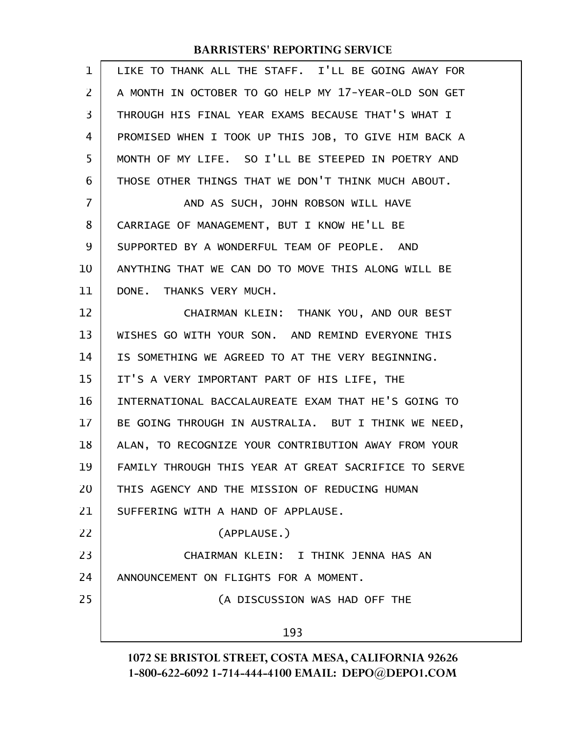LIKE TO THANK ALL THE STAFF. I'LL BE GOING AWAY FOR A MONTH IN OCTOBER TO GO HELP MY 17-YEAR-OLD SON GET THROUGH HIS FINAL YEAR EXAMS BECAUSE THAT'S WHAT I PROMISED WHEN I TOOK UP THIS JOB, TO GIVE HIM BACK A MONTH OF MY LIFE. SO I'LL BE STEEPED IN POETRY AND THOSE OTHER THINGS THAT WE DON'T THINK MUCH ABOUT.

AND AS SUCH, JOHN ROBSON WILL HAVE CARRIAGE OF MANAGEMENT, BUT I KNOW HE'LL BE SUPPORTED BY A WONDERFUL TEAM OF PEOPLE. AND ANYTHING THAT WE CAN DO TO MOVE THIS ALONG WILL BE DONE. THANKS VERY MUCH.

CHAIRMAN KLEIN: THANK YOU, AND OUR BEST WISHES GO WITH YOUR SON. AND REMIND EVERYONE THIS IS SOMETHING WE AGREED TO AT THE VERY BEGINNING. IT'S A VERY IMPORTANT PART OF HIS LIFE, THE INTERNATIONAL BACCALAUREATE EXAM THAT HE'S GOING TO BE GOING THROUGH IN AUSTRALIA. BUT I THINK WE NEED, ALAN, TO RECOGNIZE YOUR CONTRIBUTION AWAY FROM YOUR FAMILY THROUGH THIS YEAR AT GREAT SACRIFICE TO SERVE THIS AGENCY AND THE MISSION OF REDUCING HUMAN SUFFERING WITH A HAND OF APPLAUSE.

(APPLAUSE.)

CHAIRMAN KLEIN: I THINK JENNA HAS AN ANNOUNCEMENT ON FLIGHTS FOR A MOMENT.

(A DISCUSSION WAS HAD OFF THE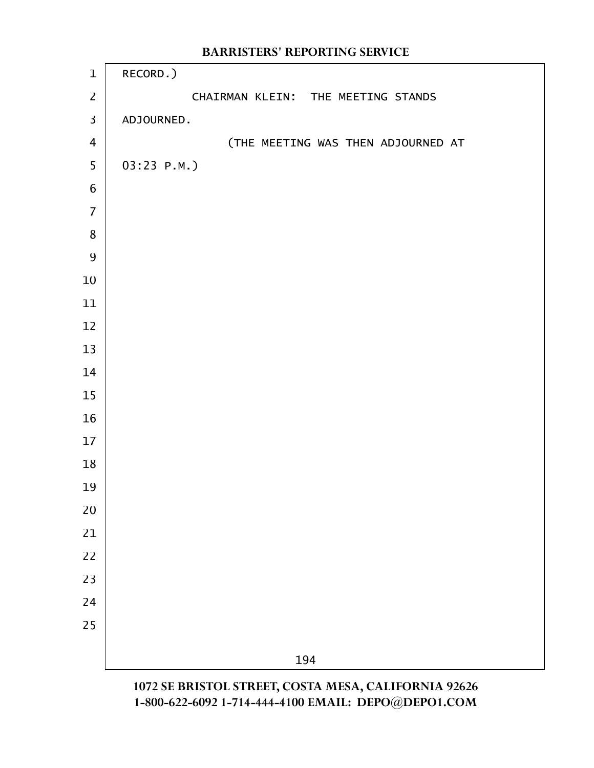RECORD.)

CHAIRMAN KLEIN: THE MEETING STANDS ADJOURNED.

(THE MEETING WAS THEN ADJOURNED AT 03:23 P.M.)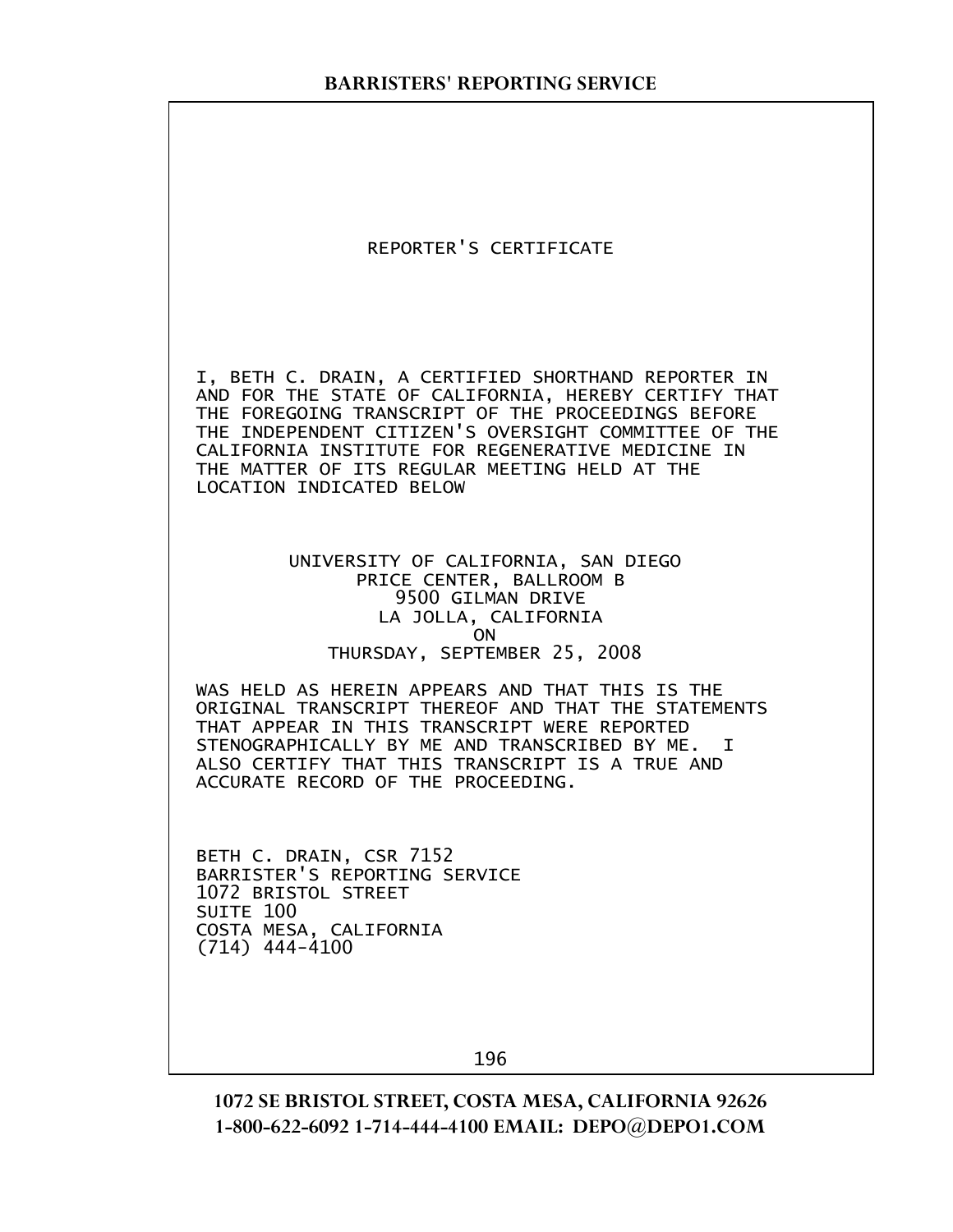# REPORTER'S CERTIFICATE

I, BETH C. DRAIN, A CERTIFIED SHORTHAND REPORTER IN AND FOR THE STATE OF CALIFORNIA, HEREBY CERTIFY THAT THE FOREGOING TRANSCRIPT OF THE PROCEEDINGS BEFORE THE INDEPENDENT CITIZEN'S OVERSIGHT COMMITTEE OF THE CALIFORNIA INSTITUTE FOR REGENERATIVE MEDICINE IN THE MATTER OF ITS REGULAR MEETING HELD AT THE LOCATION INDICATED BELOW

UNIVERSITY OF CALIFORNIA, SAN DIEGO
PRICE CENTER, BALLROOM B
9500 GILMAN DRIVE
LA JOLLA, CALIFORNIA
ON
THURSDAY, SEPTEMBER 25, 2008

WAS HELD AS HEREIN APPEARS AND THAT THIS IS THE ORIGINAL TRANSCRIPT THEREOF AND THAT THE STATEMENTS THAT APPEAR IN THIS TRANSCRIPT WERE REPORTED STENOGRAPHICALLY BY ME AND TRANSCRIBED BY ME. I ALSO CERTIFY THAT THIS TRANSCRIPT IS A TRUE AND ACCURATE RECORD OF THE PROCEEDING.

BETH C. DRAIN, CSR 7152
BARRISTER'S REPORTING SERVICE
1072 BRISTOL STREET
SUITE 100
COSTA MESA, CALIFORNIA
(714) 444-4100